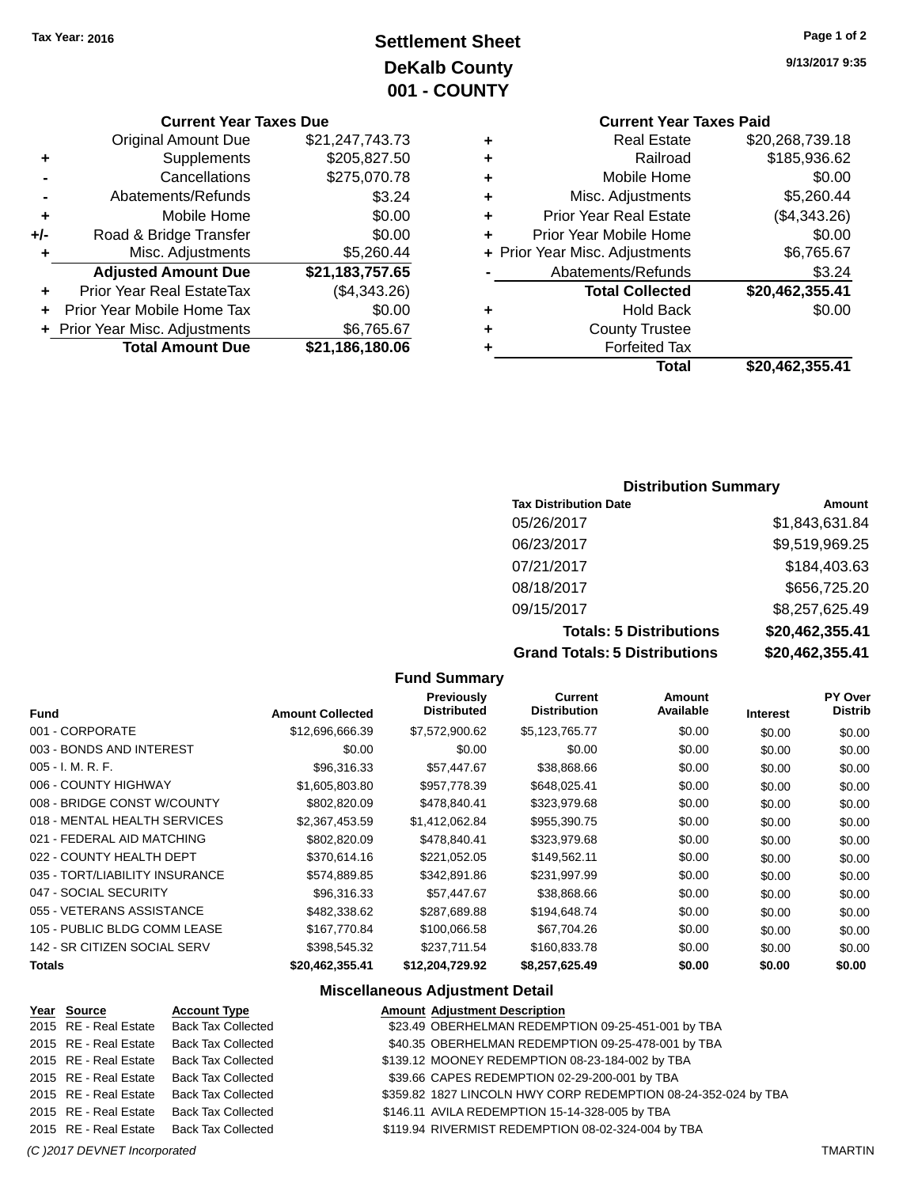Tax Year: 2016

# Settlement Sheet
## DeKalb County
## 001 - COUNTY

9/13/2017 9:35

### Current Year Taxes Due

| | | |
|---|---|---|
| | Original Amount Due | $21,247,743.73 |
| + | Supplements | $205,827.50 |
| - | Cancellations | $275,070.78 |
| - | Abatements/Refunds | $3.24 |
| + | Mobile Home | $0.00 |
| +/- | Road & Bridge Transfer | $0.00 |
| + | Misc. Adjustments | $5,260.44 |
| | **Adjusted Amount Due** | **$21,183,757.65** |
| + | Prior Year Real EstateTax | ($4,343.26) |
| + | Prior Year Mobile Home Tax | $0.00 |
| + | Prior Year Misc. Adjustments | $6,765.67 |
| | **Total Amount Due** | **$21,186,180.06** |

### Current Year Taxes Paid

| | | |
|---|---|---|
| + | Real Estate | $20,268,739.18 |
| + | Railroad | $185,936.62 |
| + | Mobile Home | $0.00 |
| + | Misc. Adjustments | $5,260.44 |
| + | Prior Year Real Estate | ($4,343.26) |
| + | Prior Year Mobile Home | $0.00 |
| + | Prior Year Misc. Adjustments | $6,765.67 |
| - | Abatements/Refunds | $3.24 |
| | **Total Collected** | **$20,462,355.41** |
| + | Hold Back | $0.00 |
| + | County Trustee | |
| + | Forfeited Tax | |
| | **Total** | **$20,462,355.41** |

### Distribution Summary

| Tax Distribution Date | Amount |
|---|---|
| 05/26/2017 | $1,843,631.84 |
| 06/23/2017 | $9,519,969.25 |
| 07/21/2017 | $184,403.63 |
| 08/18/2017 | $656,725.20 |
| 09/15/2017 | $8,257,625.49 |
| **Totals: 5 Distributions** | **$20,462,355.41** |
| **Grand Totals: 5 Distributions** | **$20,462,355.41** |

### Fund Summary

| Fund | Amount Collected | Previously Distributed | Current Distribution | Amount Available | Interest | PY Over Distrib |
|---|---|---|---|---|---|---|
| 001 - CORPORATE | $12,696,666.39 | $7,572,900.62 | $5,123,765.77 | $0.00 | $0.00 | $0.00 |
| 003 - BONDS AND INTEREST | $0.00 | $0.00 | $0.00 | $0.00 | $0.00 | $0.00 |
| 005 - I. M. R. F. | $96,316.33 | $57,447.67 | $38,868.66 | $0.00 | $0.00 | $0.00 |
| 006 - COUNTY HIGHWAY | $1,605,803.80 | $957,778.39 | $648,025.41 | $0.00 | $0.00 | $0.00 |
| 008 - BRIDGE CONST W/COUNTY | $802,820.09 | $478,840.41 | $323,979.68 | $0.00 | $0.00 | $0.00 |
| 018 - MENTAL HEALTH SERVICES | $2,367,453.59 | $1,412,062.84 | $955,390.75 | $0.00 | $0.00 | $0.00 |
| 021 - FEDERAL AID MATCHING | $802,820.09 | $478,840.41 | $323,979.68 | $0.00 | $0.00 | $0.00 |
| 022 - COUNTY HEALTH DEPT | $370,614.16 | $221,052.05 | $149,562.11 | $0.00 | $0.00 | $0.00 |
| 035 - TORT/LIABILITY INSURANCE | $574,889.85 | $342,891.86 | $231,997.99 | $0.00 | $0.00 | $0.00 |
| 047 - SOCIAL SECURITY | $96,316.33 | $57,447.67 | $38,868.66 | $0.00 | $0.00 | $0.00 |
| 055 - VETERANS ASSISTANCE | $482,338.62 | $287,689.88 | $194,648.74 | $0.00 | $0.00 | $0.00 |
| 105 - PUBLIC BLDG COMM LEASE | $167,770.84 | $100,066.58 | $67,704.26 | $0.00 | $0.00 | $0.00 |
| 142 - SR CITIZEN SOCIAL SERV | $398,545.32 | $237,711.54 | $160,833.78 | $0.00 | $0.00 | $0.00 |
| **Totals** | **$20,462,355.41** | **$12,204,729.92** | **$8,257,625.49** | **$0.00** | **$0.00** | **$0.00** |

### Miscellaneous Adjustment Detail

| Year | Source | Account Type | Amount | Adjustment Description |
|---|---|---|---|---|
| 2015 | RE - Real Estate | Back Tax Collected | $23.49 | OBERHELMAN REDEMPTION 09-25-451-001 by TBA |
| 2015 | RE - Real Estate | Back Tax Collected | $40.35 | OBERHELMAN REDEMPTION 09-25-478-001 by TBA |
| 2015 | RE - Real Estate | Back Tax Collected | $139.12 | MOONEY REDEMPTION 08-23-184-002 by TBA |
| 2015 | RE - Real Estate | Back Tax Collected | $39.66 | CAPES REDEMPTION 02-29-200-001 by TBA |
| 2015 | RE - Real Estate | Back Tax Collected | $359.82 | 1827 LINCOLN HWY CORP REDEMPTION 08-24-352-024 by TBA |
| 2015 | RE - Real Estate | Back Tax Collected | $146.11 | AVILA REDEMPTION 15-14-328-005 by TBA |
| 2015 | RE - Real Estate | Back Tax Collected | $119.94 | RIVERMIST REDEMPTION 08-02-324-004 by TBA |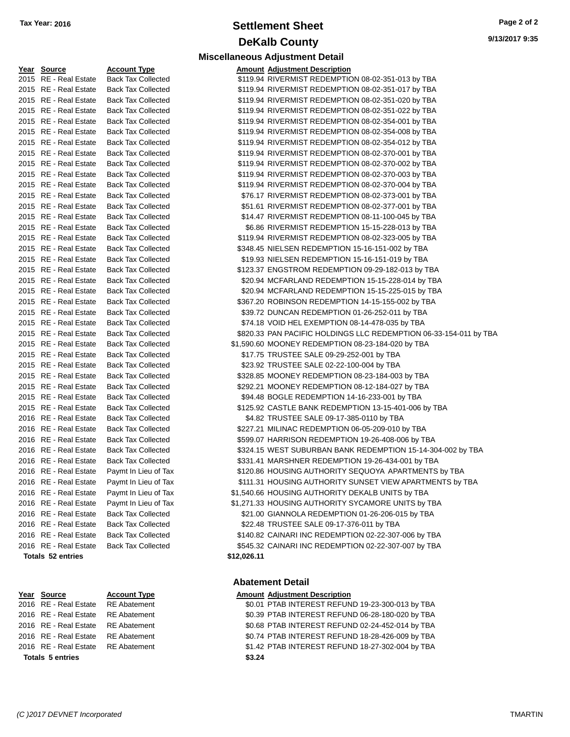# Settlement Sheet

## DeKalb County

### Miscellaneous Adjustment Detail

| Year | Source | Account Type | Amount | Adjustment Description |
|---|---|---|---|---|
| 2015 | RE - Real Estate | Back Tax Collected | $119.94 | RIVERMIST REDEMPTION 08-02-351-013 by TBA |
| 2015 | RE - Real Estate | Back Tax Collected | $119.94 | RIVERMIST REDEMPTION 08-02-351-017 by TBA |
| 2015 | RE - Real Estate | Back Tax Collected | $119.94 | RIVERMIST REDEMPTION 08-02-351-020 by TBA |
| 2015 | RE - Real Estate | Back Tax Collected | $119.94 | RIVERMIST REDEMPTION 08-02-351-022 by TBA |
| 2015 | RE - Real Estate | Back Tax Collected | $119.94 | RIVERMIST REDEMPTION 08-02-354-001 by TBA |
| 2015 | RE - Real Estate | Back Tax Collected | $119.94 | RIVERMIST REDEMPTION 08-02-354-008 by TBA |
| 2015 | RE - Real Estate | Back Tax Collected | $119.94 | RIVERMIST REDEMPTION 08-02-354-012 by TBA |
| 2015 | RE - Real Estate | Back Tax Collected | $119.94 | RIVERMIST REDEMPTION 08-02-370-001 by TBA |
| 2015 | RE - Real Estate | Back Tax Collected | $119.94 | RIVERMIST REDEMPTION 08-02-370-002 by TBA |
| 2015 | RE - Real Estate | Back Tax Collected | $119.94 | RIVERMIST REDEMPTION 08-02-370-003 by TBA |
| 2015 | RE - Real Estate | Back Tax Collected | $119.94 | RIVERMIST REDEMPTION 08-02-370-004 by TBA |
| 2015 | RE - Real Estate | Back Tax Collected | $76.17 | RIVERMIST REDEMPTION 08-02-373-001 by TBA |
| 2015 | RE - Real Estate | Back Tax Collected | $51.61 | RIVERMIST REDEMPTION 08-02-377-001 by TBA |
| 2015 | RE - Real Estate | Back Tax Collected | $14.47 | RIVERMIST REDEMPTION 08-11-100-045 by TBA |
| 2015 | RE - Real Estate | Back Tax Collected | $6.86 | RIVERMIST REDEMPTION 15-15-228-013 by TBA |
| 2015 | RE - Real Estate | Back Tax Collected | $119.94 | RIVERMIST REDEMPTION 08-02-323-005 by TBA |
| 2015 | RE - Real Estate | Back Tax Collected | $348.45 | NIELSEN REDEMPTION 15-16-151-002 by TBA |
| 2015 | RE - Real Estate | Back Tax Collected | $19.93 | NIELSEN REDEMPTION 15-16-151-019 by TBA |
| 2015 | RE - Real Estate | Back Tax Collected | $123.37 | ENGSTROM REDEMPTION 09-29-182-013 by TBA |
| 2015 | RE - Real Estate | Back Tax Collected | $20.94 | MCFARLAND REDEMPTION 15-15-228-014 by TBA |
| 2015 | RE - Real Estate | Back Tax Collected | $20.94 | MCFARLAND REDEMPTION 15-15-225-015 by TBA |
| 2015 | RE - Real Estate | Back Tax Collected | $367.20 | ROBINSON REDEMPTION 14-15-155-002 by TBA |
| 2015 | RE - Real Estate | Back Tax Collected | $39.72 | DUNCAN REDEMPTION 01-26-252-011 by TBA |
| 2015 | RE - Real Estate | Back Tax Collected | $74.18 | VOID HEL EXEMPTION 08-14-478-035 by TBA |
| 2015 | RE - Real Estate | Back Tax Collected | $820.33 | PAN PACIFIC HOLDINGS LLC REDEMPTION 06-33-154-011 by TBA |
| 2015 | RE - Real Estate | Back Tax Collected | $1,590.60 | MOONEY REDEMPTION 08-23-184-020 by TBA |
| 2015 | RE - Real Estate | Back Tax Collected | $17.75 | TRUSTEE SALE 09-29-252-001 by TBA |
| 2015 | RE - Real Estate | Back Tax Collected | $23.92 | TRUSTEE SALE 02-22-100-004 by TBA |
| 2015 | RE - Real Estate | Back Tax Collected | $328.85 | MOONEY REDEMPTION 08-23-184-003 by TBA |
| 2015 | RE - Real Estate | Back Tax Collected | $292.21 | MOONEY REDEMPTION 08-12-184-027 by TBA |
| 2015 | RE - Real Estate | Back Tax Collected | $94.48 | BOGLE REDEMPTION 14-16-233-001 by TBA |
| 2015 | RE - Real Estate | Back Tax Collected | $125.92 | CASTLE BANK REDEMPTION 13-15-401-006 by TBA |
| 2016 | RE - Real Estate | Back Tax Collected | $4.82 | TRUSTEE SALE 09-17-385-0110 by TBA |
| 2016 | RE - Real Estate | Back Tax Collected | $227.21 | MILINAC REDEMPTION 06-05-209-010 by TBA |
| 2016 | RE - Real Estate | Back Tax Collected | $599.07 | HARRISON REDEMPTION 19-26-408-006 by TBA |
| 2016 | RE - Real Estate | Back Tax Collected | $324.15 | WEST SUBURBAN BANK REDEMPTION 15-14-304-002 by TBA |
| 2016 | RE - Real Estate | Back Tax Collected | $331.41 | MARSHNER REDEMPTION 19-26-434-001 by TBA |
| 2016 | RE - Real Estate | Paymt In Lieu of Tax | $120.86 | HOUSING AUTHORITY SEQUOYA APARTMENTS by TBA |
| 2016 | RE - Real Estate | Paymt In Lieu of Tax | $111.31 | HOUSING AUTHORITY SUNSET VIEW APARTMENTS by TBA |
| 2016 | RE - Real Estate | Paymt In Lieu of Tax | $1,540.66 | HOUSING AUTHORITY DEKALB UNITS by TBA |
| 2016 | RE - Real Estate | Paymt In Lieu of Tax | $1,271.33 | HOUSING AUTHORITY SYCAMORE UNITS by TBA |
| 2016 | RE - Real Estate | Back Tax Collected | $21.00 | GIANNOLA REDEMPTION 01-26-206-015 by TBA |
| 2016 | RE - Real Estate | Back Tax Collected | $22.48 | TRUSTEE SALE 09-17-376-011 by TBA |
| 2016 | RE - Real Estate | Back Tax Collected | $140.82 | CAINARI INC REDEMPTION 02-22-307-006 by TBA |
| 2016 | RE - Real Estate | Back Tax Collected | $545.32 | CAINARI INC REDEMPTION 02-22-307-007 by TBA |
| **Totals 52 entries** | | | **$12,026.11** | |

### Abatement Detail

| Year | Source | Account Type | Amount | Adjustment Description |
|---|---|---|---|---|
| 2016 | RE - Real Estate | RE Abatement | $0.01 | PTAB INTEREST REFUND 19-23-300-013 by TBA |
| 2016 | RE - Real Estate | RE Abatement | $0.39 | PTAB INTEREST REFUND 06-28-180-020 by TBA |
| 2016 | RE - Real Estate | RE Abatement | $0.68 | PTAB INTEREST REFUND 02-24-452-014 by TBA |
| 2016 | RE - Real Estate | RE Abatement | $0.74 | PTAB INTEREST REFUND 18-28-426-009 by TBA |
| 2016 | RE - Real Estate | RE Abatement | $1.42 | PTAB INTEREST REFUND 18-27-302-004 by TBA |
| **Totals 5 entries** | | | **$3.24** | |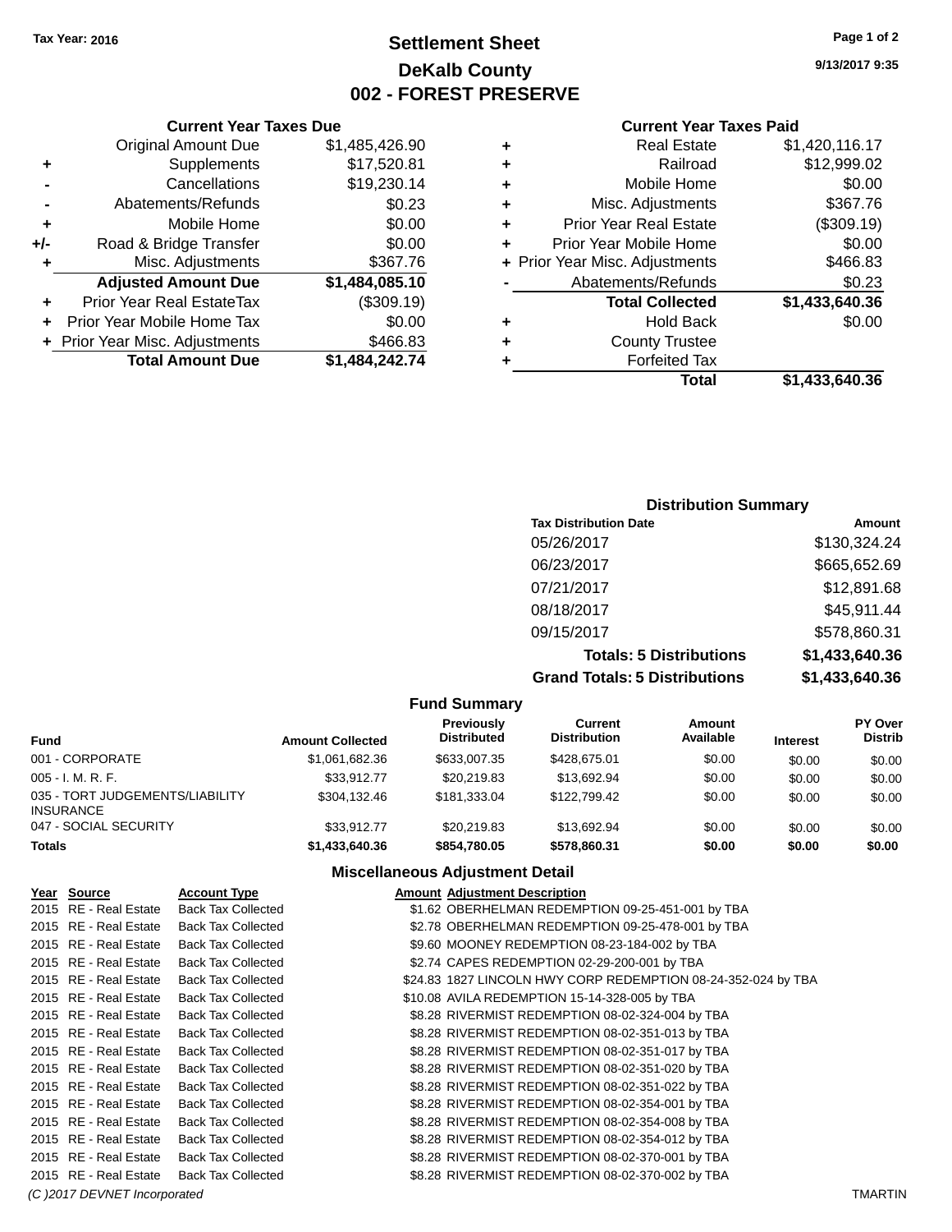Tax Year: 2016

# Settlement Sheet
## DeKalb County
## 002 - FOREST PRESERVE

9/13/2017 9:35

### Current Year Taxes Due

| | | |
|---|---|---|
| | Original Amount Due | $1,485,426.90 |
| + | Supplements | $17,520.81 |
| - | Cancellations | $19,230.14 |
| - | Abatements/Refunds | $0.23 |
| + | Mobile Home | $0.00 |
| +/- | Road & Bridge Transfer | $0.00 |
| + | Misc. Adjustments | $367.76 |
| | **Adjusted Amount Due** | **$1,484,085.10** |
| + | Prior Year Real EstateTax | ($309.19) |
| + | Prior Year Mobile Home Tax | $0.00 |
| + | Prior Year Misc. Adjustments | $466.83 |
| | **Total Amount Due** | **$1,484,242.74** |

### Current Year Taxes Paid

| | | |
|---|---|---|
| + | Real Estate | $1,420,116.17 |
| + | Railroad | $12,999.02 |
| + | Mobile Home | $0.00 |
| + | Misc. Adjustments | $367.76 |
| + | Prior Year Real Estate | ($309.19) |
| + | Prior Year Mobile Home | $0.00 |
| + | Prior Year Misc. Adjustments | $466.83 |
| - | Abatements/Refunds | $0.23 |
| | **Total Collected** | **$1,433,640.36** |
| + | Hold Back | $0.00 |
| + | County Trustee | |
| + | Forfeited Tax | |
| | **Total** | **$1,433,640.36** |

### Distribution Summary

| Tax Distribution Date | Amount |
|---|---|
| 05/26/2017 | $130,324.24 |
| 06/23/2017 | $665,652.69 |
| 07/21/2017 | $12,891.68 |
| 08/18/2017 | $45,911.44 |
| 09/15/2017 | $578,860.31 |
| **Totals: 5 Distributions** | **$1,433,640.36** |
| **Grand Totals: 5 Distributions** | **$1,433,640.36** |

### Fund Summary

| Fund | Amount Collected | Previously Distributed | Current Distribution | Amount Available | Interest | PY Over Distrib |
|---|---|---|---|---|---|---|
| 001 - CORPORATE | $1,061,682.36 | $633,007.35 | $428,675.01 | $0.00 | $0.00 | $0.00 |
| 005 - I. M. R. F. | $33,912.77 | $20,219.83 | $13,692.94 | $0.00 | $0.00 | $0.00 |
| 035 - TORT JUDGEMENTS/LIABILITY INSURANCE | $304,132.46 | $181,333.04 | $122,799.42 | $0.00 | $0.00 | $0.00 |
| 047 - SOCIAL SECURITY | $33,912.77 | $20,219.83 | $13,692.94 | $0.00 | $0.00 | $0.00 |
| **Totals** | **$1,433,640.36** | **$854,780.05** | **$578,860.31** | **$0.00** | **$0.00** | **$0.00** |

### Miscellaneous Adjustment Detail

| Year | Source | Account Type | Amount | Adjustment Description |
|---|---|---|---|---|
| 2015 | RE - Real Estate | Back Tax Collected | $1.62 | OBERHELMAN REDEMPTION 09-25-451-001 by TBA |
| 2015 | RE - Real Estate | Back Tax Collected | $2.78 | OBERHELMAN REDEMPTION 09-25-478-001 by TBA |
| 2015 | RE - Real Estate | Back Tax Collected | $9.60 | MOONEY REDEMPTION 08-23-184-002 by TBA |
| 2015 | RE - Real Estate | Back Tax Collected | $2.74 | CAPES REDEMPTION 02-29-200-001 by TBA |
| 2015 | RE - Real Estate | Back Tax Collected | $24.83 | 1827 LINCOLN HWY CORP REDEMPTION 08-24-352-024 by TBA |
| 2015 | RE - Real Estate | Back Tax Collected | $10.08 | AVILA REDEMPTION 15-14-328-005 by TBA |
| 2015 | RE - Real Estate | Back Tax Collected | $8.28 | RIVERMIST REDEMPTION 08-02-324-004 by TBA |
| 2015 | RE - Real Estate | Back Tax Collected | $8.28 | RIVERMIST REDEMPTION 08-02-351-013 by TBA |
| 2015 | RE - Real Estate | Back Tax Collected | $8.28 | RIVERMIST REDEMPTION 08-02-351-017 by TBA |
| 2015 | RE - Real Estate | Back Tax Collected | $8.28 | RIVERMIST REDEMPTION 08-02-351-020 by TBA |
| 2015 | RE - Real Estate | Back Tax Collected | $8.28 | RIVERMIST REDEMPTION 08-02-351-022 by TBA |
| 2015 | RE - Real Estate | Back Tax Collected | $8.28 | RIVERMIST REDEMPTION 08-02-354-001 by TBA |
| 2015 | RE - Real Estate | Back Tax Collected | $8.28 | RIVERMIST REDEMPTION 08-02-354-008 by TBA |
| 2015 | RE - Real Estate | Back Tax Collected | $8.28 | RIVERMIST REDEMPTION 08-02-354-012 by TBA |
| 2015 | RE - Real Estate | Back Tax Collected | $8.28 | RIVERMIST REDEMPTION 08-02-370-001 by TBA |
| 2015 | RE - Real Estate | Back Tax Collected | $8.28 | RIVERMIST REDEMPTION 08-02-370-002 by TBA |

(C )2017 DEVNET Incorporated TMARTIN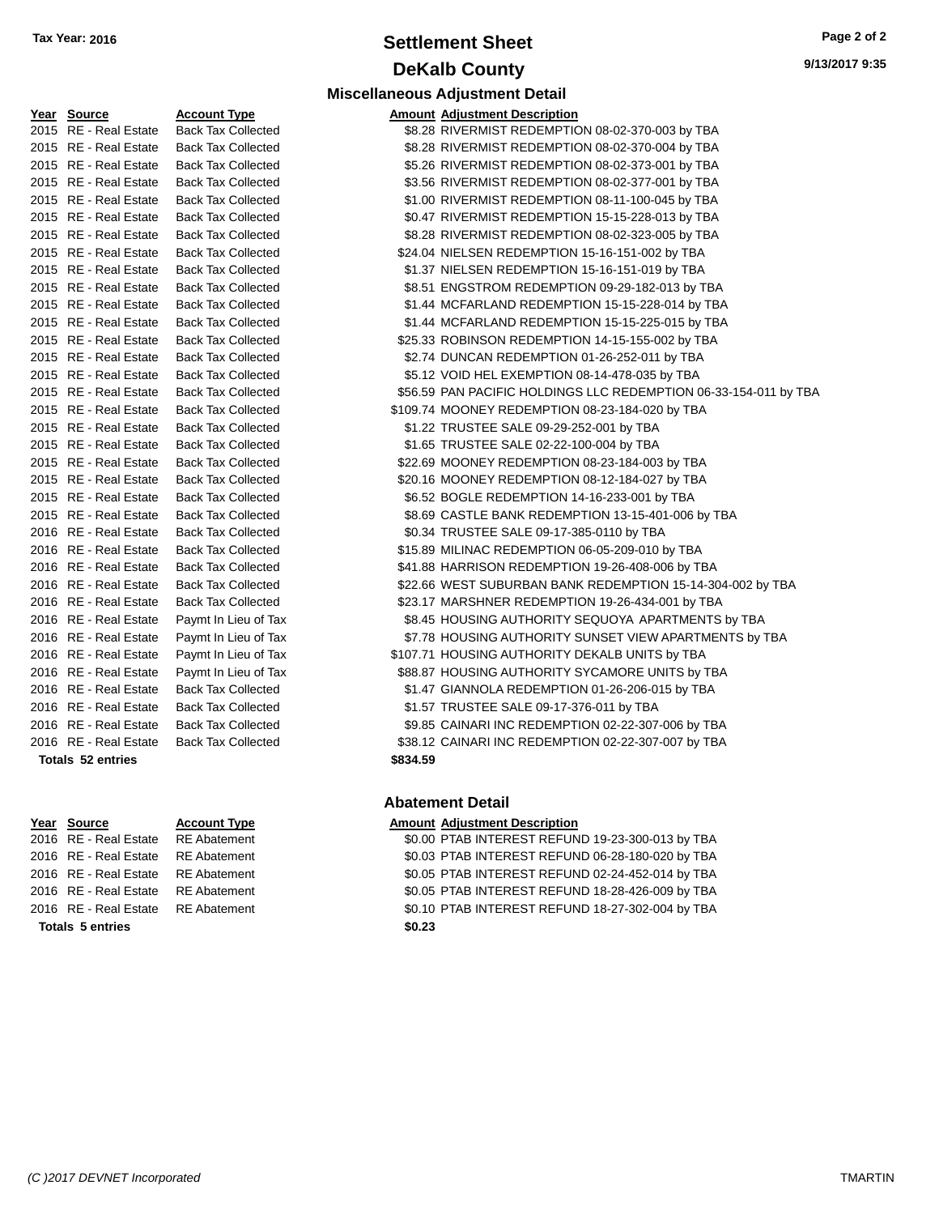# Settlement Sheet

**Tax Year: 2016**

## DeKalb County

### Miscellaneous Adjustment Detail

| Year | Source | Account Type | Amount | Adjustment Description |
|---|---|---|---|---|
| 2015 | RE - Real Estate | Back Tax Collected | $8.28 | RIVERMIST REDEMPTION 08-02-370-003 by TBA |
| 2015 | RE - Real Estate | Back Tax Collected | $8.28 | RIVERMIST REDEMPTION 08-02-370-004 by TBA |
| 2015 | RE - Real Estate | Back Tax Collected | $5.26 | RIVERMIST REDEMPTION 08-02-373-001 by TBA |
| 2015 | RE - Real Estate | Back Tax Collected | $3.56 | RIVERMIST REDEMPTION 08-02-377-001 by TBA |
| 2015 | RE - Real Estate | Back Tax Collected | $1.00 | RIVERMIST REDEMPTION 08-11-100-045 by TBA |
| 2015 | RE - Real Estate | Back Tax Collected | $0.47 | RIVERMIST REDEMPTION 15-15-228-013 by TBA |
| 2015 | RE - Real Estate | Back Tax Collected | $8.28 | RIVERMIST REDEMPTION 08-02-323-005 by TBA |
| 2015 | RE - Real Estate | Back Tax Collected | $24.04 | NIELSEN REDEMPTION 15-16-151-002 by TBA |
| 2015 | RE - Real Estate | Back Tax Collected | $1.37 | NIELSEN REDEMPTION 15-16-151-019 by TBA |
| 2015 | RE - Real Estate | Back Tax Collected | $8.51 | ENGSTROM REDEMPTION 09-29-182-013 by TBA |
| 2015 | RE - Real Estate | Back Tax Collected | $1.44 | MCFARLAND REDEMPTION 15-15-228-014 by TBA |
| 2015 | RE - Real Estate | Back Tax Collected | $1.44 | MCFARLAND REDEMPTION 15-15-225-015 by TBA |
| 2015 | RE - Real Estate | Back Tax Collected | $25.33 | ROBINSON REDEMPTION 14-15-155-002 by TBA |
| 2015 | RE - Real Estate | Back Tax Collected | $2.74 | DUNCAN REDEMPTION 01-26-252-011 by TBA |
| 2015 | RE - Real Estate | Back Tax Collected | $5.12 | VOID HEL EXEMPTION 08-14-478-035 by TBA |
| 2015 | RE - Real Estate | Back Tax Collected | $56.59 | PAN PACIFIC HOLDINGS LLC REDEMPTION 06-33-154-011 by TBA |
| 2015 | RE - Real Estate | Back Tax Collected | $109.74 | MOONEY REDEMPTION 08-23-184-020 by TBA |
| 2015 | RE - Real Estate | Back Tax Collected | $1.22 | TRUSTEE SALE 09-29-252-001 by TBA |
| 2015 | RE - Real Estate | Back Tax Collected | $1.65 | TRUSTEE SALE 02-22-100-004 by TBA |
| 2015 | RE - Real Estate | Back Tax Collected | $22.69 | MOONEY REDEMPTION 08-23-184-003 by TBA |
| 2015 | RE - Real Estate | Back Tax Collected | $20.16 | MOONEY REDEMPTION 08-12-184-027 by TBA |
| 2015 | RE - Real Estate | Back Tax Collected | $6.52 | BOGLE REDEMPTION 14-16-233-001 by TBA |
| 2015 | RE - Real Estate | Back Tax Collected | $8.69 | CASTLE BANK REDEMPTION 13-15-401-006 by TBA |
| 2016 | RE - Real Estate | Back Tax Collected | $0.34 | TRUSTEE SALE 09-17-385-0110 by TBA |
| 2016 | RE - Real Estate | Back Tax Collected | $15.89 | MILINAC REDEMPTION 06-05-209-010 by TBA |
| 2016 | RE - Real Estate | Back Tax Collected | $41.88 | HARRISON REDEMPTION 19-26-408-006 by TBA |
| 2016 | RE - Real Estate | Back Tax Collected | $22.66 | WEST SUBURBAN BANK REDEMPTION 15-14-304-002 by TBA |
| 2016 | RE - Real Estate | Back Tax Collected | $23.17 | MARSHNER REDEMPTION 19-26-434-001 by TBA |
| 2016 | RE - Real Estate | Paymt In Lieu of Tax | $8.45 | HOUSING AUTHORITY SEQUOYA APARTMENTS by TBA |
| 2016 | RE - Real Estate | Paymt In Lieu of Tax | $7.78 | HOUSING AUTHORITY SUNSET VIEW APARTMENTS by TBA |
| 2016 | RE - Real Estate | Paymt In Lieu of Tax | $107.71 | HOUSING AUTHORITY DEKALB UNITS by TBA |
| 2016 | RE - Real Estate | Paymt In Lieu of Tax | $88.87 | HOUSING AUTHORITY SYCAMORE UNITS by TBA |
| 2016 | RE - Real Estate | Back Tax Collected | $1.47 | GIANNOLA REDEMPTION 01-26-206-015 by TBA |
| 2016 | RE - Real Estate | Back Tax Collected | $1.57 | TRUSTEE SALE 09-17-376-011 by TBA |
| 2016 | RE - Real Estate | Back Tax Collected | $9.85 | CAINARI INC REDEMPTION 02-22-307-006 by TBA |
| 2016 | RE - Real Estate | Back Tax Collected | $38.12 | CAINARI INC REDEMPTION 02-22-307-007 by TBA |
| **Totals 52 entries** | | | **$834.59** | |

### Abatement Detail

| Year | Source | Account Type | Amount | Adjustment Description |
|---|---|---|---|---|
| 2016 | RE - Real Estate | RE Abatement | $0.00 | PTAB INTEREST REFUND 19-23-300-013 by TBA |
| 2016 | RE - Real Estate | RE Abatement | $0.03 | PTAB INTEREST REFUND 06-28-180-020 by TBA |
| 2016 | RE - Real Estate | RE Abatement | $0.05 | PTAB INTEREST REFUND 02-24-452-014 by TBA |
| 2016 | RE - Real Estate | RE Abatement | $0.05 | PTAB INTEREST REFUND 18-28-426-009 by TBA |
| 2016 | RE - Real Estate | RE Abatement | $0.10 | PTAB INTEREST REFUND 18-27-302-004 by TBA |
| **Totals 5 entries** | | | **$0.23** | |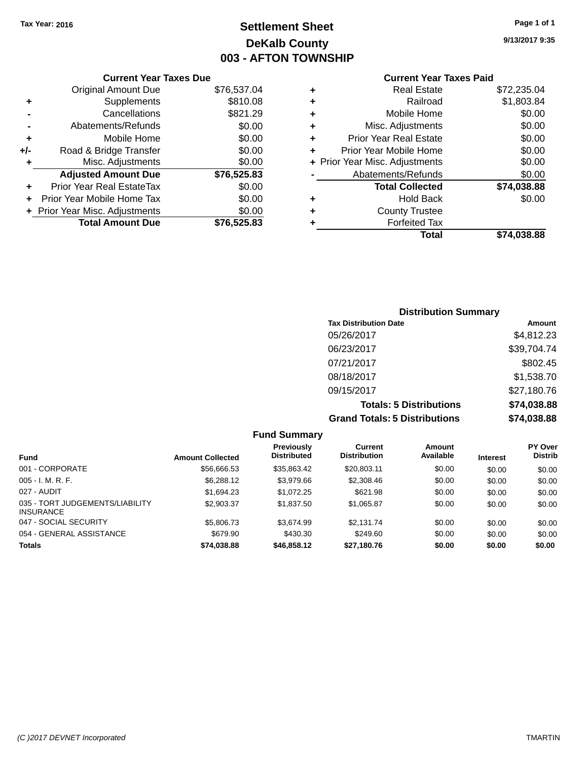Tax Year: 2016

# Settlement Sheet
## DeKalb County
## 003 - AFTON TOWNSHIP

9/13/2017 9:35

### Current Year Taxes Due

| | | |
|---|---|---|
| | Original Amount Due | $76,537.04 |
| + | Supplements | $810.08 |
| - | Cancellations | $821.29 |
| - | Abatements/Refunds | $0.00 |
| + | Mobile Home | $0.00 |
| +/- | Road & Bridge Transfer | $0.00 |
| + | Misc. Adjustments | $0.00 |
| | **Adjusted Amount Due** | **$76,525.83** |
| + | Prior Year Real EstateTax | $0.00 |
| + | Prior Year Mobile Home Tax | $0.00 |
| + | Prior Year Misc. Adjustments | $0.00 |
| | **Total Amount Due** | **$76,525.83** |

### Current Year Taxes Paid

| | | |
|---|---|---|
| + | Real Estate | $72,235.04 |
| + | Railroad | $1,803.84 |
| + | Mobile Home | $0.00 |
| + | Misc. Adjustments | $0.00 |
| + | Prior Year Real Estate | $0.00 |
| + | Prior Year Mobile Home | $0.00 |
| + | Prior Year Misc. Adjustments | $0.00 |
| - | Abatements/Refunds | $0.00 |
| | **Total Collected** | **$74,038.88** |
| + | Hold Back | $0.00 |
| + | County Trustee | |
| + | Forfeited Tax | |
| | **Total** | **$74,038.88** |

### Distribution Summary

| Tax Distribution Date | Amount |
|---|---|
| 05/26/2017 | $4,812.23 |
| 06/23/2017 | $39,704.74 |
| 07/21/2017 | $802.45 |
| 08/18/2017 | $1,538.70 |
| 09/15/2017 | $27,180.76 |
| **Totals: 5 Distributions** | **$74,038.88** |
| **Grand Totals: 5 Distributions** | **$74,038.88** |

### Fund Summary

| Fund | Amount Collected | Previously Distributed | Current Distribution | Amount Available | Interest | PY Over Distrib |
|---|---|---|---|---|---|---|
| 001 - CORPORATE | $56,666.53 | $35,863.42 | $20,803.11 | $0.00 | $0.00 | $0.00 |
| 005 - I. M. R. F. | $6,288.12 | $3,979.66 | $2,308.46 | $0.00 | $0.00 | $0.00 |
| 027 - AUDIT | $1,694.23 | $1,072.25 | $621.98 | $0.00 | $0.00 | $0.00 |
| 035 - TORT JUDGEMENTS/LIABILITY INSURANCE | $2,903.37 | $1,837.50 | $1,065.87 | $0.00 | $0.00 | $0.00 |
| 047 - SOCIAL SECURITY | $5,806.73 | $3,674.99 | $2,131.74 | $0.00 | $0.00 | $0.00 |
| 054 - GENERAL ASSISTANCE | $679.90 | $430.30 | $249.60 | $0.00 | $0.00 | $0.00 |
| **Totals** | **$74,038.88** | **$46,858.12** | **$27,180.76** | **$0.00** | **$0.00** | **$0.00** |

(C )2017 DEVNET Incorporated TMARTIN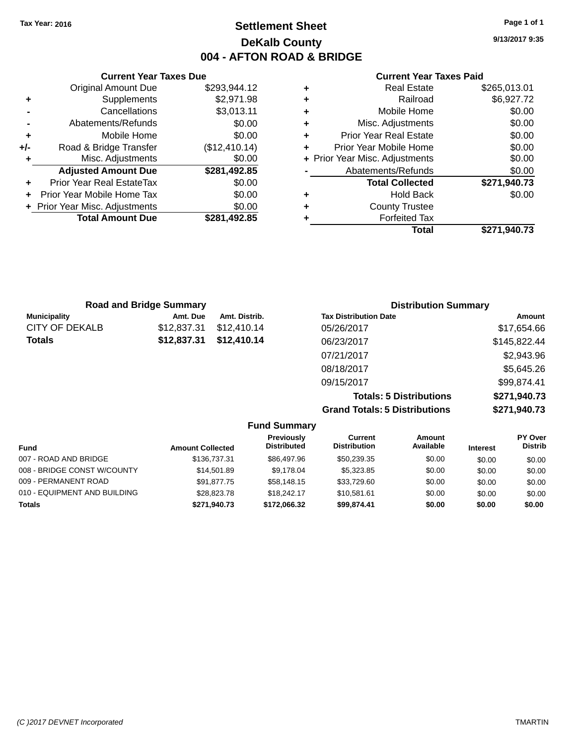Tax Year: 2016

# Settlement Sheet

## DeKalb County

## 004 - AFTON ROAD & BRIDGE

9/13/2017 9:35

### Current Year Taxes Due

| | | |
|---|---|---|
| | Original Amount Due | $293,944.12 |
| + | Supplements | $2,971.98 |
| - | Cancellations | $3,013.11 |
| - | Abatements/Refunds | $0.00 |
| + | Mobile Home | $0.00 |
| +/- | Road & Bridge Transfer | ($12,410.14) |
| + | Misc. Adjustments | $0.00 |
| | **Adjusted Amount Due** | **$281,492.85** |
| + | Prior Year Real EstateTax | $0.00 |
| + | Prior Year Mobile Home Tax | $0.00 |
| + | Prior Year Misc. Adjustments | $0.00 |
| | **Total Amount Due** | **$281,492.85** |

### Current Year Taxes Paid

| | | |
|---|---|---|
| + | Real Estate | $265,013.01 |
| + | Railroad | $6,927.72 |
| + | Mobile Home | $0.00 |
| + | Misc. Adjustments | $0.00 |
| + | Prior Year Real Estate | $0.00 |
| + | Prior Year Mobile Home | $0.00 |
| + | Prior Year Misc. Adjustments | $0.00 |
| - | Abatements/Refunds | $0.00 |
| | **Total Collected** | **$271,940.73** |
| + | Hold Back | $0.00 |
| + | County Trustee | |
| + | Forfeited Tax | |
| | **Total** | **$271,940.73** |

### Road and Bridge Summary

| Municipality | Amt. Due | Amt. Distrib. |
|---|---|---|
| CITY OF DEKALB | $12,837.31 | $12,410.14 |
| **Totals** | **$12,837.31** | **$12,410.14** |

### Distribution Summary

| Tax Distribution Date | Amount |
|---|---|
| 05/26/2017 | $17,654.66 |
| 06/23/2017 | $145,822.44 |
| 07/21/2017 | $2,943.96 |
| 08/18/2017 | $5,645.26 |
| 09/15/2017 | $99,874.41 |
| **Totals: 5 Distributions** | **$271,940.73** |
| **Grand Totals: 5 Distributions** | **$271,940.73** |

### Fund Summary

| Fund | Amount Collected | Previously Distributed | Current Distribution | Amount Available | Interest | PY Over Distrib |
|---|---|---|---|---|---|---|
| 007 - ROAD AND BRIDGE | $136,737.31 | $86,497.96 | $50,239.35 | $0.00 | $0.00 | $0.00 |
| 008 - BRIDGE CONST W/COUNTY | $14,501.89 | $9,178.04 | $5,323.85 | $0.00 | $0.00 | $0.00 |
| 009 - PERMANENT ROAD | $91,877.75 | $58,148.15 | $33,729.60 | $0.00 | $0.00 | $0.00 |
| 010 - EQUIPMENT AND BUILDING | $28,823.78 | $18,242.17 | $10,581.61 | $0.00 | $0.00 | $0.00 |
| **Totals** | **$271,940.73** | **$172,066.32** | **$99,874.41** | **$0.00** | **$0.00** | **$0.00** |

(C )2017 DEVNET Incorporated

TMARTIN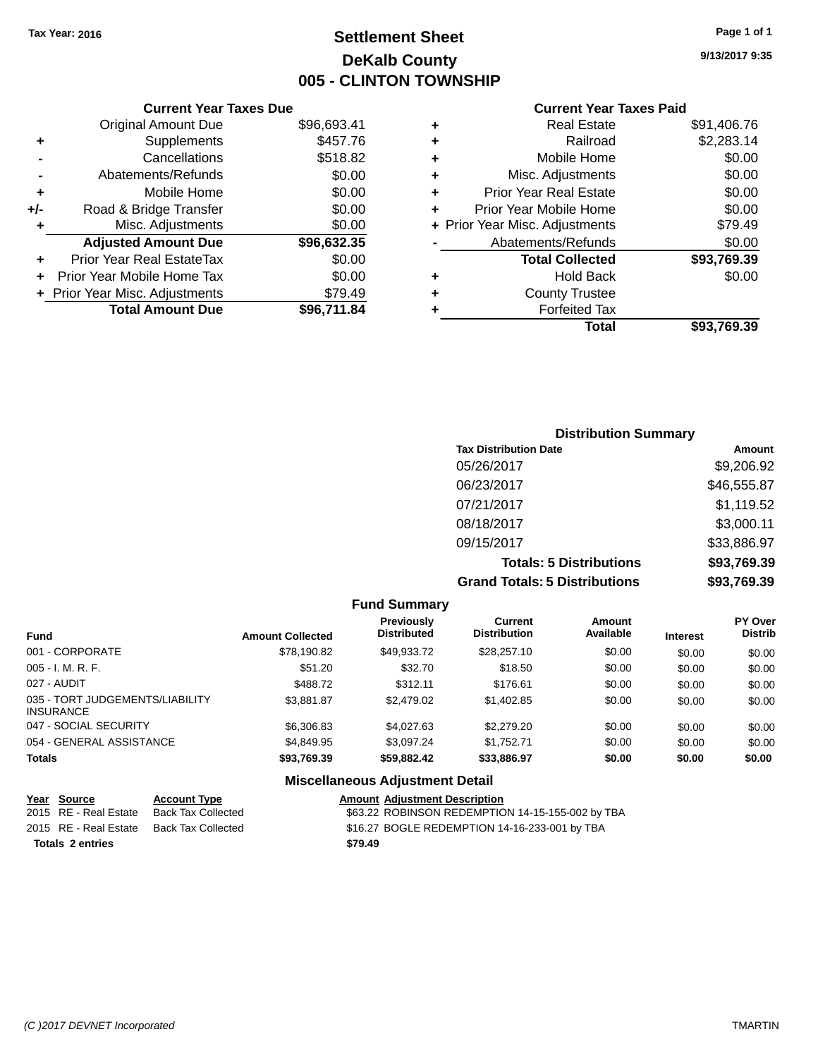Tax Year: 2016

# Settlement Sheet
## DeKalb County
## 005 - CLINTON TOWNSHIP

9/13/2017 9:35

### Current Year Taxes Due

| | | |
|---|---|---|
| | Original Amount Due | $96,693.41 |
| + | Supplements | $457.76 |
| - | Cancellations | $518.82 |
| - | Abatements/Refunds | $0.00 |
| + | Mobile Home | $0.00 |
| +/- | Road & Bridge Transfer | $0.00 |
| + | Misc. Adjustments | $0.00 |
| | **Adjusted Amount Due** | **$96,632.35** |
| + | Prior Year Real EstateTax | $0.00 |
| + | Prior Year Mobile Home Tax | $0.00 |
| + | Prior Year Misc. Adjustments | $79.49 |
| | **Total Amount Due** | **$96,711.84** |

### Current Year Taxes Paid

| | | |
|---|---|---|
| + | Real Estate | $91,406.76 |
| + | Railroad | $2,283.14 |
| + | Mobile Home | $0.00 |
| + | Misc. Adjustments | $0.00 |
| + | Prior Year Real Estate | $0.00 |
| + | Prior Year Mobile Home | $0.00 |
| + | Prior Year Misc. Adjustments | $79.49 |
| - | Abatements/Refunds | $0.00 |
| | **Total Collected** | **$93,769.39** |
| + | Hold Back | $0.00 |
| + | County Trustee | |
| + | Forfeited Tax | |
| | **Total** | **$93,769.39** |

### Distribution Summary

| Tax Distribution Date | Amount |
|---|---|
| 05/26/2017 | $9,206.92 |
| 06/23/2017 | $46,555.87 |
| 07/21/2017 | $1,119.52 |
| 08/18/2017 | $3,000.11 |
| 09/15/2017 | $33,886.97 |
| **Totals: 5 Distributions** | **$93,769.39** |
| **Grand Totals: 5 Distributions** | **$93,769.39** |

### Fund Summary

| Fund | Amount Collected | Previously Distributed | Current Distribution | Amount Available | Interest | PY Over Distrib |
|---|---|---|---|---|---|---|
| 001 - CORPORATE | $78,190.82 | $49,933.72 | $28,257.10 | $0.00 | $0.00 | $0.00 |
| 005 - I. M. R. F. | $51.20 | $32.70 | $18.50 | $0.00 | $0.00 | $0.00 |
| 027 - AUDIT | $488.72 | $312.11 | $176.61 | $0.00 | $0.00 | $0.00 |
| 035 - TORT JUDGEMENTS/LIABILITY INSURANCE | $3,881.87 | $2,479.02 | $1,402.85 | $0.00 | $0.00 | $0.00 |
| 047 - SOCIAL SECURITY | $6,306.83 | $4,027.63 | $2,279.20 | $0.00 | $0.00 | $0.00 |
| 054 - GENERAL ASSISTANCE | $4,849.95 | $3,097.24 | $1,752.71 | $0.00 | $0.00 | $0.00 |
| **Totals** | **$93,769.39** | **$59,882.42** | **$33,886.97** | **$0.00** | **$0.00** | **$0.00** |

### Miscellaneous Adjustment Detail

| Year | Source | Account Type | Amount | Adjustment Description |
|---|---|---|---|---|
| 2015 | RE - Real Estate | Back Tax Collected | $63.22 | ROBINSON REDEMPTION 14-15-155-002 by TBA |
| 2015 | RE - Real Estate | Back Tax Collected | $16.27 | BOGLE REDEMPTION 14-16-233-001 by TBA |
| **Totals 2 entries** | | | **$79.49** | |

(C )2017 DEVNET Incorporated TMARTIN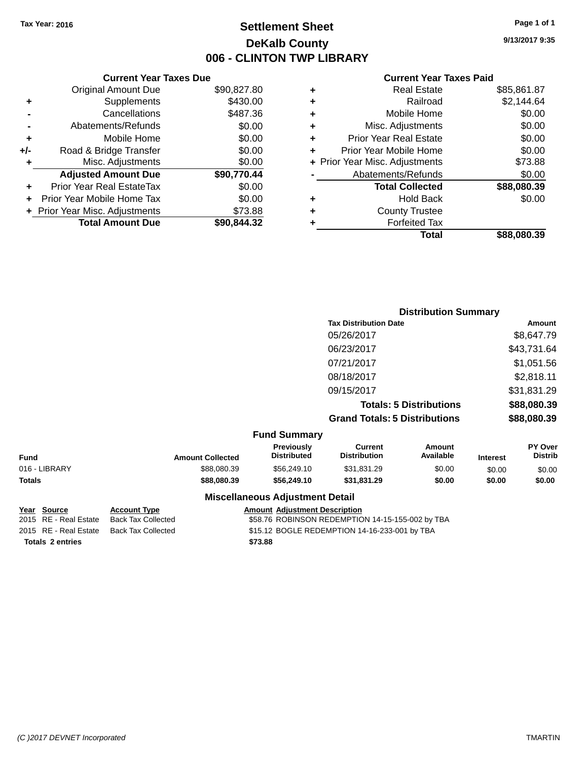Tax Year: 2016

# Settlement Sheet

## DeKalb County

## 006 - CLINTON TWP LIBRARY

9/13/2017 9:35

### Current Year Taxes Due

| | | |
|---|---|---|
| | Original Amount Due | $90,827.80 |
| + | Supplements | $430.00 |
| - | Cancellations | $487.36 |
| - | Abatements/Refunds | $0.00 |
| + | Mobile Home | $0.00 |
| +/- | Road & Bridge Transfer | $0.00 |
| + | Misc. Adjustments | $0.00 |
| | **Adjusted Amount Due** | **$90,770.44** |
| + | Prior Year Real EstateTax | $0.00 |
| + | Prior Year Mobile Home Tax | $0.00 |
| + | Prior Year Misc. Adjustments | $73.88 |
| | **Total Amount Due** | **$90,844.32** |

### Current Year Taxes Paid

| | | |
|---|---|---|
| + | Real Estate | $85,861.87 |
| + | Railroad | $2,144.64 |
| + | Mobile Home | $0.00 |
| + | Misc. Adjustments | $0.00 |
| + | Prior Year Real Estate | $0.00 |
| + | Prior Year Mobile Home | $0.00 |
| + | Prior Year Misc. Adjustments | $73.88 |
| - | Abatements/Refunds | $0.00 |
| | **Total Collected** | **$88,080.39** |
| + | Hold Back | $0.00 |
| + | County Trustee | |
| + | Forfeited Tax | |
| | **Total** | **$88,080.39** |

### Distribution Summary

| Tax Distribution Date | Amount |
|---|---|
| 05/26/2017 | $8,647.79 |
| 06/23/2017 | $43,731.64 |
| 07/21/2017 | $1,051.56 |
| 08/18/2017 | $2,818.11 |
| 09/15/2017 | $31,831.29 |
| **Totals: 5 Distributions** | **$88,080.39** |
| **Grand Totals: 5 Distributions** | **$88,080.39** |

### Fund Summary

| Fund | Amount Collected | Previously Distributed | Current Distribution | Amount Available | Interest | PY Over Distrib |
|---|---|---|---|---|---|---|
| 016 - LIBRARY | $88,080.39 | $56,249.10 | $31,831.29 | $0.00 | $0.00 | $0.00 |
| **Totals** | **$88,080.39** | **$56,249.10** | **$31,831.29** | **$0.00** | **$0.00** | **$0.00** |

### Miscellaneous Adjustment Detail

| Year | Source | Account Type | Amount | Adjustment Description |
|---|---|---|---|---|
| 2015 | RE - Real Estate | Back Tax Collected | $58.76 | ROBINSON REDEMPTION 14-15-155-002 by TBA |
| 2015 | RE - Real Estate | Back Tax Collected | $15.12 | BOGLE REDEMPTION 14-16-233-001 by TBA |
| **Totals 2 entries** | | | **$73.88** | |

(C )2017 DEVNET Incorporated

TMARTIN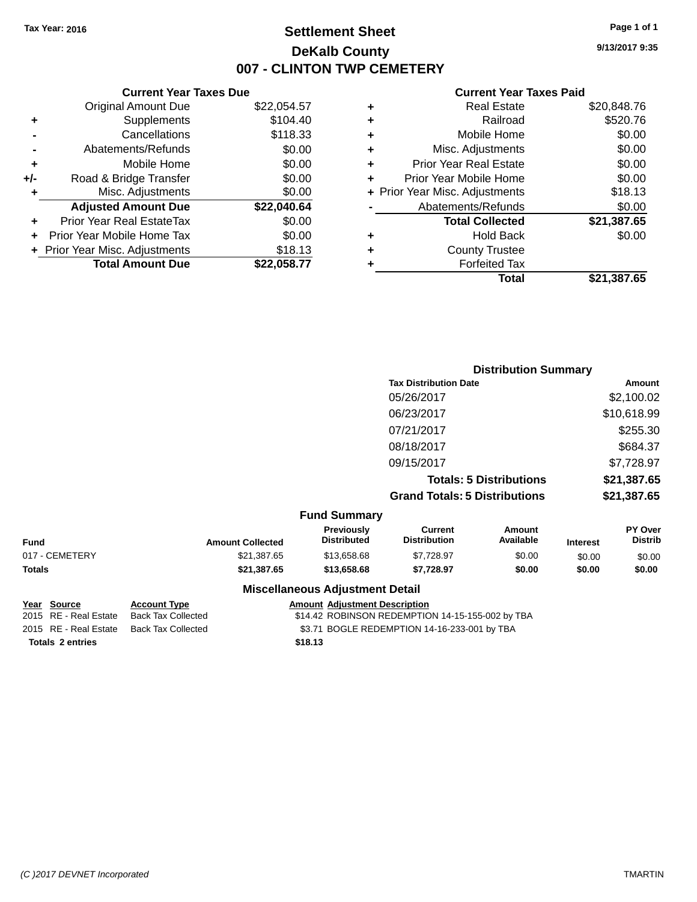Tax Year: 2016

# Settlement Sheet

## DeKalb County

## 007 - CLINTON TWP CEMETERY

9/13/2017 9:35

### Current Year Taxes Due

| | | |
|---|---|---|
| | Original Amount Due | $22,054.57 |
| + | Supplements | $104.40 |
| - | Cancellations | $118.33 |
| - | Abatements/Refunds | $0.00 |
| + | Mobile Home | $0.00 |
| +/- | Road & Bridge Transfer | $0.00 |
| + | Misc. Adjustments | $0.00 |
| | **Adjusted Amount Due** | **$22,040.64** |
| + | Prior Year Real EstateTax | $0.00 |
| + | Prior Year Mobile Home Tax | $0.00 |
| + | Prior Year Misc. Adjustments | $18.13 |
| | **Total Amount Due** | **$22,058.77** |

### Current Year Taxes Paid

| | | |
|---|---|---|
| + | Real Estate | $20,848.76 |
| + | Railroad | $520.76 |
| + | Mobile Home | $0.00 |
| + | Misc. Adjustments | $0.00 |
| + | Prior Year Real Estate | $0.00 |
| + | Prior Year Mobile Home | $0.00 |
| + | Prior Year Misc. Adjustments | $18.13 |
| - | Abatements/Refunds | $0.00 |
| | **Total Collected** | **$21,387.65** |
| + | Hold Back | $0.00 |
| + | County Trustee | |
| + | Forfeited Tax | |
| | **Total** | **$21,387.65** |

### Distribution Summary

| Tax Distribution Date | Amount |
|---|---|
| 05/26/2017 | $2,100.02 |
| 06/23/2017 | $10,618.99 |
| 07/21/2017 | $255.30 |
| 08/18/2017 | $684.37 |
| 09/15/2017 | $7,728.97 |
| **Totals: 5 Distributions** | **$21,387.65** |
| **Grand Totals: 5 Distributions** | **$21,387.65** |

### Fund Summary

| Fund | Amount Collected | Previously Distributed | Current Distribution | Amount Available | Interest | PY Over Distrib |
|---|---|---|---|---|---|---|
| 017 - CEMETERY | $21,387.65 | $13,658.68 | $7,728.97 | $0.00 | $0.00 | $0.00 |
| **Totals** | **$21,387.65** | **$13,658.68** | **$7,728.97** | **$0.00** | **$0.00** | **$0.00** |

### Miscellaneous Adjustment Detail

| Year | Source | Account Type | Amount | Adjustment Description |
|---|---|---|---|---|
| 2015 | RE - Real Estate | Back Tax Collected | $14.42 | ROBINSON REDEMPTION 14-15-155-002 by TBA |
| 2015 | RE - Real Estate | Back Tax Collected | $3.71 | BOGLE REDEMPTION 14-16-233-001 by TBA |
| **Totals 2 entries** | | | **$18.13** | |

(C )2017 DEVNET Incorporated TMARTIN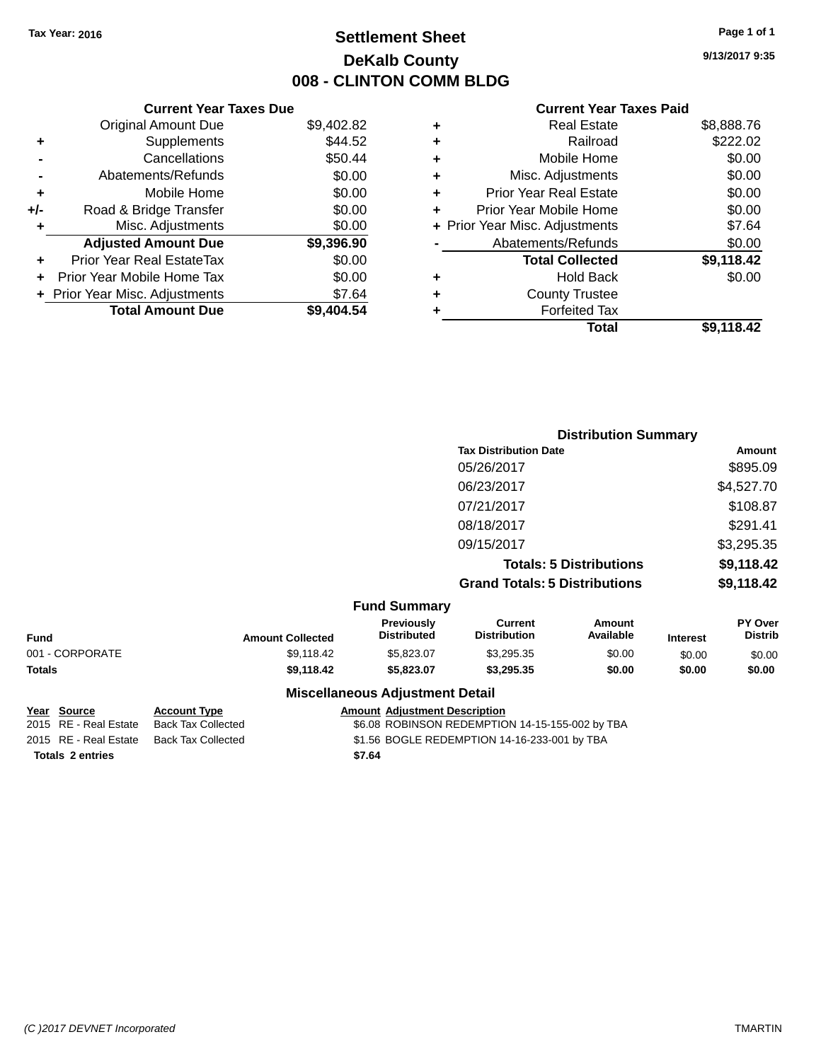Tax Year: 2016

# Settlement Sheet

## DeKalb County

## 008 - CLINTON COMM BLDG

9/13/2017 9:35

| | Current Year Taxes Due | |
|---|---|---|
| | Original Amount Due | $9,402.82 |
| + | Supplements | $44.52 |
| - | Cancellations | $50.44 |
| - | Abatements/Refunds | $0.00 |
| + | Mobile Home | $0.00 |
| +/- | Road & Bridge Transfer | $0.00 |
| + | Misc. Adjustments | $0.00 |
| | **Adjusted Amount Due** | **$9,396.90** |
| + | Prior Year Real EstateTax | $0.00 |
| + | Prior Year Mobile Home Tax | $0.00 |
| + | Prior Year Misc. Adjustments | $7.64 |
| | **Total Amount Due** | **$9,404.54** |

| | Current Year Taxes Paid | |
|---|---|---|
| + | Real Estate | $8,888.76 |
| + | Railroad | $222.02 |
| + | Mobile Home | $0.00 |
| + | Misc. Adjustments | $0.00 |
| + | Prior Year Real Estate | $0.00 |
| + | Prior Year Mobile Home | $0.00 |
| + | Prior Year Misc. Adjustments | $7.64 |
| - | Abatements/Refunds | $0.00 |
| | **Total Collected** | **$9,118.42** |
| + | Hold Back | $0.00 |
| + | County Trustee | |
| + | Forfeited Tax | |
| | **Total** | **$9,118.42** |

### Distribution Summary

| Tax Distribution Date | Amount |
|---|---|
| 05/26/2017 | $895.09 |
| 06/23/2017 | $4,527.70 |
| 07/21/2017 | $108.87 |
| 08/18/2017 | $291.41 |
| 09/15/2017 | $3,295.35 |
| **Totals: 5 Distributions** | **$9,118.42** |
| **Grand Totals: 5 Distributions** | **$9,118.42** |

### Fund Summary

| Fund | Amount Collected | Previously Distributed | Current Distribution | Amount Available | Interest | PY Over Distrib |
|---|---|---|---|---|---|---|
| 001 - CORPORATE | $9,118.42 | $5,823.07 | $3,295.35 | $0.00 | $0.00 | $0.00 |
| **Totals** | **$9,118.42** | **$5,823.07** | **$3,295.35** | **$0.00** | **$0.00** | **$0.00** |

### Miscellaneous Adjustment Detail

| Year | Source | Account Type | Amount | Adjustment Description |
|---|---|---|---|---|
| 2015 | RE - Real Estate | Back Tax Collected | $6.08 | ROBINSON REDEMPTION 14-15-155-002 by TBA |
| 2015 | RE - Real Estate | Back Tax Collected | $1.56 | BOGLE REDEMPTION 14-16-233-001 by TBA |
| **Totals 2 entries** | | | **$7.64** | |

(C )2017 DEVNET Incorporated

TMARTIN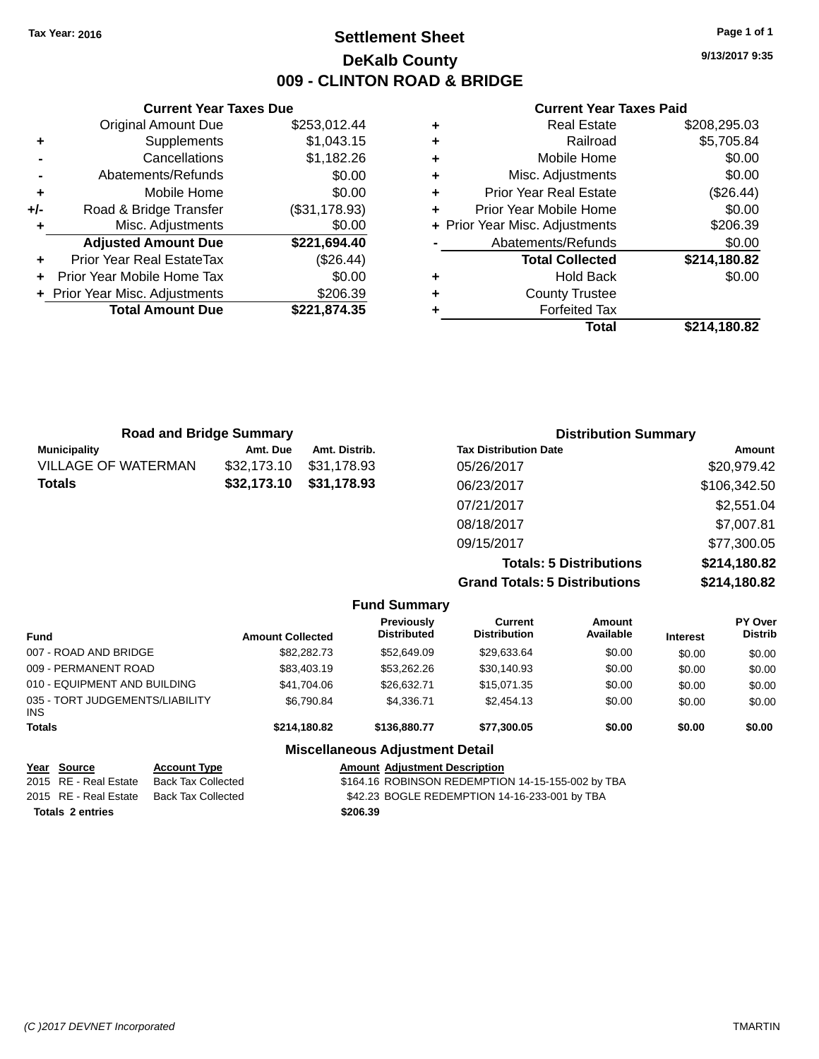Tax Year: 2016

# Settlement Sheet

## DeKalb County

## 009 - CLINTON ROAD & BRIDGE

9/13/2017 9:35

### Current Year Taxes Due

| | | |
|---|---|---|
| | Original Amount Due | $253,012.44 |
| + | Supplements | $1,043.15 |
| - | Cancellations | $1,182.26 |
| - | Abatements/Refunds | $0.00 |
| + | Mobile Home | $0.00 |
| +/- | Road & Bridge Transfer | ($31,178.93) |
| + | Misc. Adjustments | $0.00 |
| | **Adjusted Amount Due** | **$221,694.40** |
| + | Prior Year Real EstateTax | ($26.44) |
| + | Prior Year Mobile Home Tax | $0.00 |
| + | Prior Year Misc. Adjustments | $206.39 |
| | **Total Amount Due** | **$221,874.35** |

### Current Year Taxes Paid

| | | |
|---|---|---|
| + | Real Estate | $208,295.03 |
| + | Railroad | $5,705.84 |
| + | Mobile Home | $0.00 |
| + | Misc. Adjustments | $0.00 |
| + | Prior Year Real Estate | ($26.44) |
| + | Prior Year Mobile Home | $0.00 |
| + | Prior Year Misc. Adjustments | $206.39 |
| - | Abatements/Refunds | $0.00 |
| | **Total Collected** | **$214,180.82** |
| + | Hold Back | $0.00 |
| + | County Trustee | |
| + | Forfeited Tax | |
| | **Total** | **$214,180.82** |

### Road and Bridge Summary

| Municipality | Amt. Due | Amt. Distrib. |
|---|---|---|
| VILLAGE OF WATERMAN | $32,173.10 | $31,178.93 |
| **Totals** | **$32,173.10** | **$31,178.93** |

### Distribution Summary

| Tax Distribution Date | Amount |
|---|---|
| 05/26/2017 | $20,979.42 |
| 06/23/2017 | $106,342.50 |
| 07/21/2017 | $2,551.04 |
| 08/18/2017 | $7,007.81 |
| 09/15/2017 | $77,300.05 |
| **Totals: 5 Distributions** | **$214,180.82** |
| **Grand Totals: 5 Distributions** | **$214,180.82** |

### Fund Summary

| Fund | Amount Collected | Previously Distributed | Current Distribution | Amount Available | Interest | PY Over Distrib |
|---|---|---|---|---|---|---|
| 007 - ROAD AND BRIDGE | $82,282.73 | $52,649.09 | $29,633.64 | $0.00 | $0.00 | $0.00 |
| 009 - PERMANENT ROAD | $83,403.19 | $53,262.26 | $30,140.93 | $0.00 | $0.00 | $0.00 |
| 010 - EQUIPMENT AND BUILDING | $41,704.06 | $26,632.71 | $15,071.35 | $0.00 | $0.00 | $0.00 |
| 035 - TORT JUDGEMENTS/LIABILITY INS | $6,790.84 | $4,336.71 | $2,454.13 | $0.00 | $0.00 | $0.00 |
| **Totals** | **$214,180.82** | **$136,880.77** | **$77,300.05** | **$0.00** | **$0.00** | **$0.00** |

### Miscellaneous Adjustment Detail

| Year | Source | Account Type | Amount | Adjustment Description |
|---|---|---|---|---|
| 2015 | RE - Real Estate | Back Tax Collected | $164.16 | ROBINSON REDEMPTION 14-15-155-002 by TBA |
| 2015 | RE - Real Estate | Back Tax Collected | $42.23 | BOGLE REDEMPTION 14-16-233-001 by TBA |
| **Totals 2 entries** | | | **$206.39** | |

(C )2017 DEVNET Incorporated TMARTIN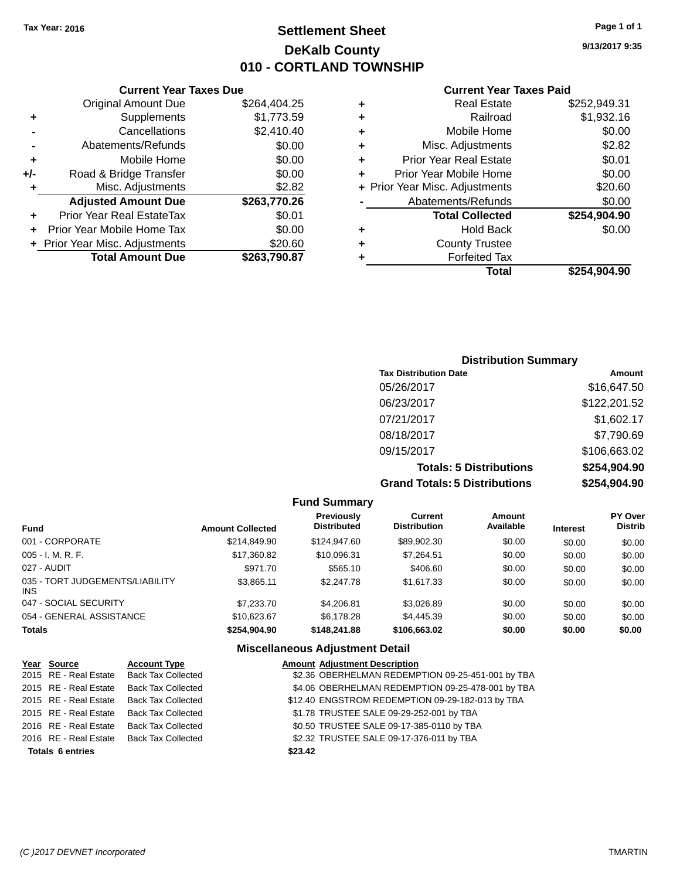**Tax Year: 2016**

# Settlement Sheet
## DeKalb County
## 010 - CORTLAND TOWNSHIP

9/13/2017 9:35

### Current Year Taxes Due

| | | |
|---|---|---|
| | Original Amount Due | $264,404.25 |
| + | Supplements | $1,773.59 |
| - | Cancellations | $2,410.40 |
| - | Abatements/Refunds | $0.00 |
| + | Mobile Home | $0.00 |
| +/- | Road & Bridge Transfer | $0.00 |
| + | Misc. Adjustments | $2.82 |
| | **Adjusted Amount Due** | **$263,770.26** |
| + | Prior Year Real EstateTax | $0.01 |
| + | Prior Year Mobile Home Tax | $0.00 |
| + | Prior Year Misc. Adjustments | $20.60 |
| | **Total Amount Due** | **$263,790.87** |

### Current Year Taxes Paid

| | | |
|---|---|---|
| + | Real Estate | $252,949.31 |
| + | Railroad | $1,932.16 |
| + | Mobile Home | $0.00 |
| + | Misc. Adjustments | $2.82 |
| + | Prior Year Real Estate | $0.01 |
| + | Prior Year Mobile Home | $0.00 |
| + | Prior Year Misc. Adjustments | $20.60 |
| - | Abatements/Refunds | $0.00 |
| | **Total Collected** | **$254,904.90** |
| + | Hold Back | $0.00 |
| + | County Trustee | |
| + | Forfeited Tax | |
| | **Total** | **$254,904.90** |

### Distribution Summary

| Tax Distribution Date | Amount |
|---|---|
| 05/26/2017 | $16,647.50 |
| 06/23/2017 | $122,201.52 |
| 07/21/2017 | $1,602.17 |
| 08/18/2017 | $7,790.69 |
| 09/15/2017 | $106,663.02 |
| **Totals: 5 Distributions** | **$254,904.90** |
| **Grand Totals: 5 Distributions** | **$254,904.90** |

### Fund Summary

| Fund | Amount Collected | Previously Distributed | Current Distribution | Amount Available | Interest | PY Over Distrib |
|---|---|---|---|---|---|---|
| 001 - CORPORATE | $214,849.90 | $124,947.60 | $89,902.30 | $0.00 | $0.00 | $0.00 |
| 005 - I. M. R. F. | $17,360.82 | $10,096.31 | $7,264.51 | $0.00 | $0.00 | $0.00 |
| 027 - AUDIT | $971.70 | $565.10 | $406.60 | $0.00 | $0.00 | $0.00 |
| 035 - TORT JUDGEMENTS/LIABILITY INS | $3,865.11 | $2,247.78 | $1,617.33 | $0.00 | $0.00 | $0.00 |
| 047 - SOCIAL SECURITY | $7,233.70 | $4,206.81 | $3,026.89 | $0.00 | $0.00 | $0.00 |
| 054 - GENERAL ASSISTANCE | $10,623.67 | $6,178.28 | $4,445.39 | $0.00 | $0.00 | $0.00 |
| **Totals** | **$254,904.90** | **$148,241.88** | **$106,663.02** | **$0.00** | **$0.00** | **$0.00** |

### Miscellaneous Adjustment Detail

| Year | Source | Account Type | Amount | Adjustment Description |
|---|---|---|---|---|
| 2015 | RE - Real Estate | Back Tax Collected | $2.36 | OBERHELMAN REDEMPTION 09-25-451-001 by TBA |
| 2015 | RE - Real Estate | Back Tax Collected | $4.06 | OBERHELMAN REDEMPTION 09-25-478-001 by TBA |
| 2015 | RE - Real Estate | Back Tax Collected | $12.40 | ENGSTROM REDEMPTION 09-29-182-013 by TBA |
| 2015 | RE - Real Estate | Back Tax Collected | $1.78 | TRUSTEE SALE 09-29-252-001 by TBA |
| 2016 | RE - Real Estate | Back Tax Collected | $0.50 | TRUSTEE SALE 09-17-385-0110 by TBA |
| 2016 | RE - Real Estate | Back Tax Collected | $2.32 | TRUSTEE SALE 09-17-376-011 by TBA |
| **Totals** | **6 entries** | | **$23.42** | |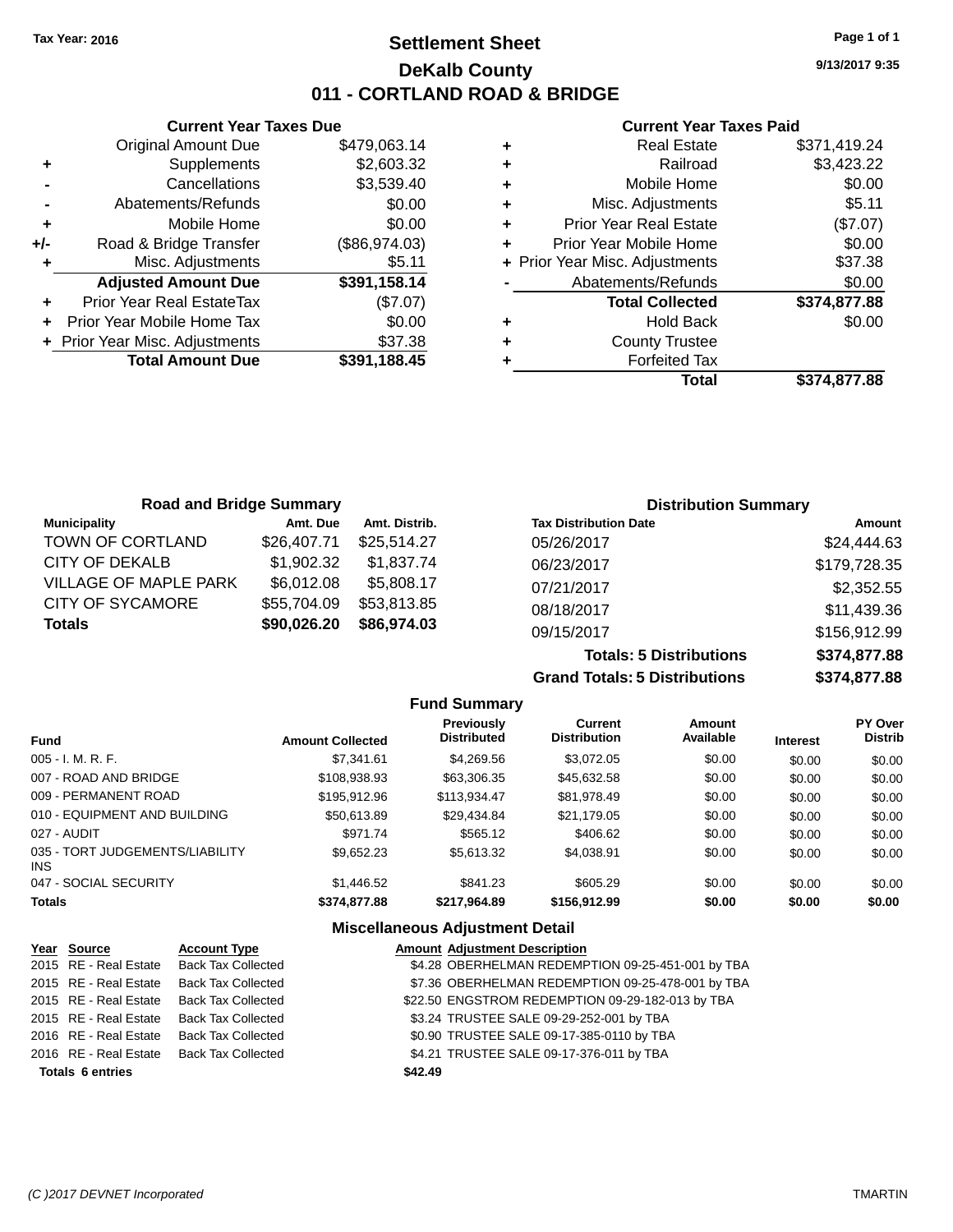Tax Year: 2016

# Settlement Sheet
## DeKalb County
## 011 - CORTLAND ROAD & BRIDGE

9/13/2017 9:35

### Current Year Taxes Due

| | | |
|---|---|---|
| | Original Amount Due | $479,063.14 |
| + | Supplements | $2,603.32 |
| - | Cancellations | $3,539.40 |
| - | Abatements/Refunds | $0.00 |
| + | Mobile Home | $0.00 |
| +/- | Road & Bridge Transfer | ($86,974.03) |
| + | Misc. Adjustments | $5.11 |
| | **Adjusted Amount Due** | **$391,158.14** |
| + | Prior Year Real EstateTax | ($7.07) |
| + | Prior Year Mobile Home Tax | $0.00 |
| + | Prior Year Misc. Adjustments | $37.38 |
| | **Total Amount Due** | **$391,188.45** |

### Current Year Taxes Paid

| | | |
|---|---|---|
| + | Real Estate | $371,419.24 |
| + | Railroad | $3,423.22 |
| + | Mobile Home | $0.00 |
| + | Misc. Adjustments | $5.11 |
| + | Prior Year Real Estate | ($7.07) |
| + | Prior Year Mobile Home | $0.00 |
| + | Prior Year Misc. Adjustments | $37.38 |
| - | Abatements/Refunds | $0.00 |
| | **Total Collected** | **$374,877.88** |
| + | Hold Back | $0.00 |
| + | County Trustee | |
| + | Forfeited Tax | |
| | **Total** | **$374,877.88** |

### Road and Bridge Summary

| Municipality | Amt. Due | Amt. Distrib. |
|---|---|---|
| TOWN OF CORTLAND | $26,407.71 | $25,514.27 |
| CITY OF DEKALB | $1,902.32 | $1,837.74 |
| VILLAGE OF MAPLE PARK | $6,012.08 | $5,808.17 |
| CITY OF SYCAMORE | $55,704.09 | $53,813.85 |
| **Totals** | **$90,026.20** | **$86,974.03** |

### Distribution Summary

| Tax Distribution Date | Amount |
|---|---|
| 05/26/2017 | $24,444.63 |
| 06/23/2017 | $179,728.35 |
| 07/21/2017 | $2,352.55 |
| 08/18/2017 | $11,439.36 |
| 09/15/2017 | $156,912.99 |
| **Totals: 5 Distributions** | **$374,877.88** |
| **Grand Totals: 5 Distributions** | **$374,877.88** |

### Fund Summary

| Fund | Amount Collected | Previously Distributed | Current Distribution | Amount Available | Interest | PY Over Distrib |
|---|---|---|---|---|---|---|
| 005 - I. M. R. F. | $7,341.61 | $4,269.56 | $3,072.05 | $0.00 | $0.00 | $0.00 |
| 007 - ROAD AND BRIDGE | $108,938.93 | $63,306.35 | $45,632.58 | $0.00 | $0.00 | $0.00 |
| 009 - PERMANENT ROAD | $195,912.96 | $113,934.47 | $81,978.49 | $0.00 | $0.00 | $0.00 |
| 010 - EQUIPMENT AND BUILDING | $50,613.89 | $29,434.84 | $21,179.05 | $0.00 | $0.00 | $0.00 |
| 027 - AUDIT | $971.74 | $565.12 | $406.62 | $0.00 | $0.00 | $0.00 |
| 035 - TORT JUDGEMENTS/LIABILITY INS | $9,652.23 | $5,613.32 | $4,038.91 | $0.00 | $0.00 | $0.00 |
| 047 - SOCIAL SECURITY | $1,446.52 | $841.23 | $605.29 | $0.00 | $0.00 | $0.00 |
| **Totals** | **$374,877.88** | **$217,964.89** | **$156,912.99** | **$0.00** | **$0.00** | **$0.00** |

### Miscellaneous Adjustment Detail

| Year | Source | Account Type | Amount | Adjustment Description |
|---|---|---|---|---|
| 2015 | RE - Real Estate | Back Tax Collected | $4.28 | OBERHELMAN REDEMPTION 09-25-451-001 by TBA |
| 2015 | RE - Real Estate | Back Tax Collected | $7.36 | OBERHELMAN REDEMPTION 09-25-478-001 by TBA |
| 2015 | RE - Real Estate | Back Tax Collected | $22.50 | ENGSTROM REDEMPTION 09-29-182-013 by TBA |
| 2015 | RE - Real Estate | Back Tax Collected | $3.24 | TRUSTEE SALE 09-29-252-001 by TBA |
| 2016 | RE - Real Estate | Back Tax Collected | $0.90 | TRUSTEE SALE 09-17-385-0110 by TBA |
| 2016 | RE - Real Estate | Back Tax Collected | $4.21 | TRUSTEE SALE 09-17-376-011 by TBA |
| **Totals 6 entries** | | | **$42.49** | |

(C )2017 DEVNET Incorporated TMARTIN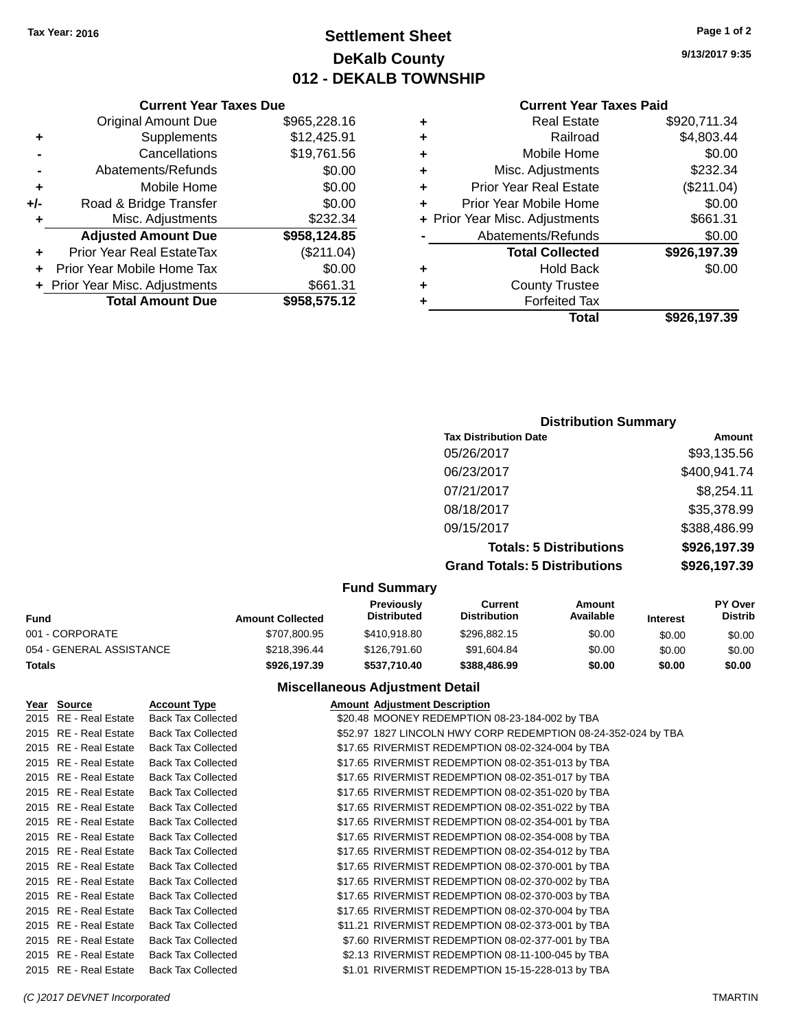Tax Year: 2016

# Settlement Sheet
## DeKalb County
## 012 - DEKALB TOWNSHIP

9/13/2017 9:35

### Current Year Taxes Due

| | | |
|---|---|---|
| | Original Amount Due | $965,228.16 |
| + | Supplements | $12,425.91 |
| - | Cancellations | $19,761.56 |
| - | Abatements/Refunds | $0.00 |
| + | Mobile Home | $0.00 |
| +/- | Road & Bridge Transfer | $0.00 |
| + | Misc. Adjustments | $232.34 |
| | **Adjusted Amount Due** | **$958,124.85** |
| + | Prior Year Real EstateTax | ($211.04) |
| + | Prior Year Mobile Home Tax | $0.00 |
| + | Prior Year Misc. Adjustments | $661.31 |
| | **Total Amount Due** | **$958,575.12** |

### Current Year Taxes Paid

| | | |
|---|---|---|
| + | Real Estate | $920,711.34 |
| + | Railroad | $4,803.44 |
| + | Mobile Home | $0.00 |
| + | Misc. Adjustments | $232.34 |
| + | Prior Year Real Estate | ($211.04) |
| + | Prior Year Mobile Home | $0.00 |
| + | Prior Year Misc. Adjustments | $661.31 |
| - | Abatements/Refunds | $0.00 |
| | **Total Collected** | **$926,197.39** |
| + | Hold Back | $0.00 |
| + | County Trustee | |
| + | Forfeited Tax | |
| | **Total** | **$926,197.39** |

### Distribution Summary

| Tax Distribution Date | Amount |
|---|---|
| 05/26/2017 | $93,135.56 |
| 06/23/2017 | $400,941.74 |
| 07/21/2017 | $8,254.11 |
| 08/18/2017 | $35,378.99 |
| 09/15/2017 | $388,486.99 |
| **Totals: 5 Distributions** | **$926,197.39** |
| **Grand Totals: 5 Distributions** | **$926,197.39** |

### Fund Summary

| Fund | Amount Collected | Previously Distributed | Current Distribution | Amount Available | Interest | PY Over Distrib |
|---|---|---|---|---|---|---|
| 001 - CORPORATE | $707,800.95 | $410,918.80 | $296,882.15 | $0.00 | $0.00 | $0.00 |
| 054 - GENERAL ASSISTANCE | $218,396.44 | $126,791.60 | $91,604.84 | $0.00 | $0.00 | $0.00 |
| **Totals** | **$926,197.39** | **$537,710.40** | **$388,486.99** | **$0.00** | **$0.00** | **$0.00** |

### Miscellaneous Adjustment Detail

| Year | Source | Account Type | Amount | Adjustment Description |
|---|---|---|---|---|
| 2015 | RE - Real Estate | Back Tax Collected | $20.48 | MOONEY REDEMPTION 08-23-184-002 by TBA |
| 2015 | RE - Real Estate | Back Tax Collected | $52.97 | 1827 LINCOLN HWY CORP REDEMPTION 08-24-352-024 by TBA |
| 2015 | RE - Real Estate | Back Tax Collected | $17.65 | RIVERMIST REDEMPTION 08-02-324-004 by TBA |
| 2015 | RE - Real Estate | Back Tax Collected | $17.65 | RIVERMIST REDEMPTION 08-02-351-013 by TBA |
| 2015 | RE - Real Estate | Back Tax Collected | $17.65 | RIVERMIST REDEMPTION 08-02-351-017 by TBA |
| 2015 | RE - Real Estate | Back Tax Collected | $17.65 | RIVERMIST REDEMPTION 08-02-351-020 by TBA |
| 2015 | RE - Real Estate | Back Tax Collected | $17.65 | RIVERMIST REDEMPTION 08-02-351-022 by TBA |
| 2015 | RE - Real Estate | Back Tax Collected | $17.65 | RIVERMIST REDEMPTION 08-02-354-001 by TBA |
| 2015 | RE - Real Estate | Back Tax Collected | $17.65 | RIVERMIST REDEMPTION 08-02-354-008 by TBA |
| 2015 | RE - Real Estate | Back Tax Collected | $17.65 | RIVERMIST REDEMPTION 08-02-354-012 by TBA |
| 2015 | RE - Real Estate | Back Tax Collected | $17.65 | RIVERMIST REDEMPTION 08-02-370-001 by TBA |
| 2015 | RE - Real Estate | Back Tax Collected | $17.65 | RIVERMIST REDEMPTION 08-02-370-002 by TBA |
| 2015 | RE - Real Estate | Back Tax Collected | $17.65 | RIVERMIST REDEMPTION 08-02-370-003 by TBA |
| 2015 | RE - Real Estate | Back Tax Collected | $17.65 | RIVERMIST REDEMPTION 08-02-370-004 by TBA |
| 2015 | RE - Real Estate | Back Tax Collected | $11.21 | RIVERMIST REDEMPTION 08-02-373-001 by TBA |
| 2015 | RE - Real Estate | Back Tax Collected | $7.60 | RIVERMIST REDEMPTION 08-02-377-001 by TBA |
| 2015 | RE - Real Estate | Back Tax Collected | $2.13 | RIVERMIST REDEMPTION 08-11-100-045 by TBA |
| 2015 | RE - Real Estate | Back Tax Collected | $1.01 | RIVERMIST REDEMPTION 15-15-228-013 by TBA |

(C )2017 DEVNET Incorporated TMARTIN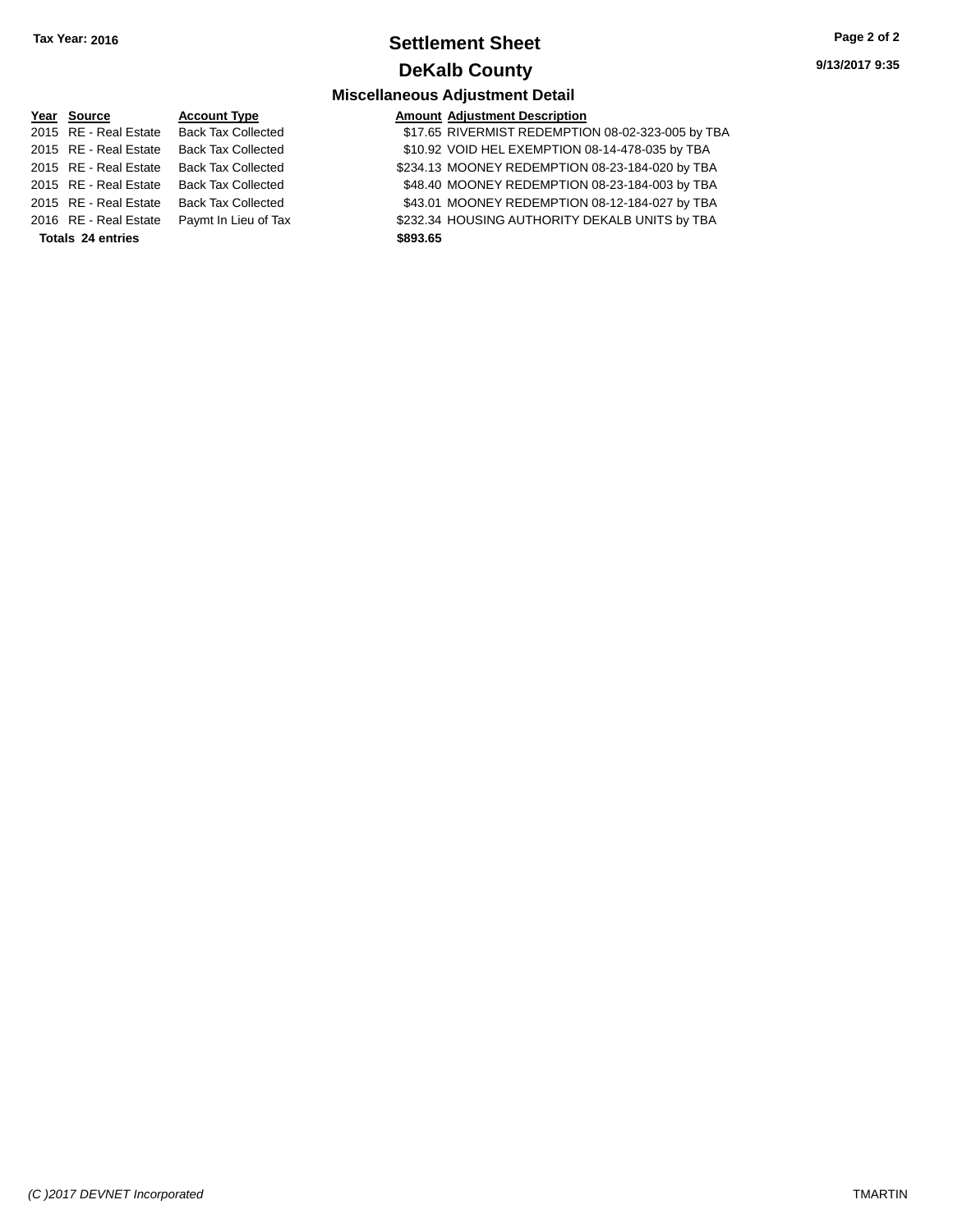**Tax Year: 2016**

# Settlement Sheet

## DeKalb County

9/13/2017 9:35

### Miscellaneous Adjustment Detail

| Year | Source | Account Type | Amount | Adjustment Description |
|---|---|---|---|---|
| 2015 | RE - Real Estate | Back Tax Collected | $17.65 | RIVERMIST REDEMPTION 08-02-323-005 by TBA |
| 2015 | RE - Real Estate | Back Tax Collected | $10.92 | VOID HEL EXEMPTION 08-14-478-035 by TBA |
| 2015 | RE - Real Estate | Back Tax Collected | $234.13 | MOONEY REDEMPTION 08-23-184-020 by TBA |
| 2015 | RE - Real Estate | Back Tax Collected | $48.40 | MOONEY REDEMPTION 08-23-184-003 by TBA |
| 2015 | RE - Real Estate | Back Tax Collected | $43.01 | MOONEY REDEMPTION 08-12-184-027 by TBA |
| 2016 | RE - Real Estate | Paymt In Lieu of Tax | $232.34 | HOUSING AUTHORITY DEKALB UNITS by TBA |
| **Totals** | **24 entries** | | **$893.65** | |

*(C )2017 DEVNET Incorporated* TMARTIN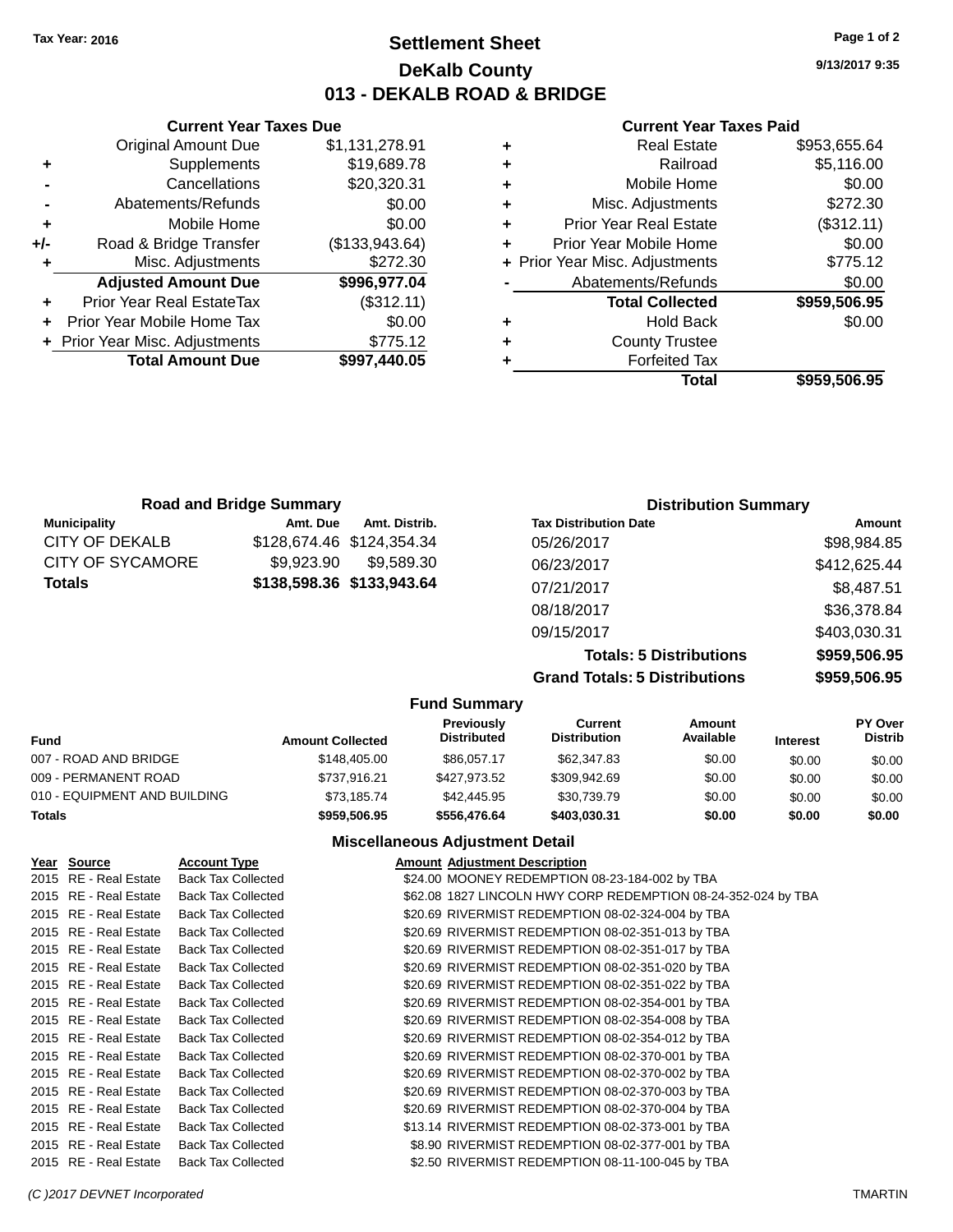Tax Year: 2016

# Settlement Sheet
## DeKalb County
## 013 - DEKALB ROAD & BRIDGE

9/13/2017 9:35

### Current Year Taxes Due

| | | |
|---|---|---|
| | Original Amount Due | $1,131,278.91 |
| + | Supplements | $19,689.78 |
| - | Cancellations | $20,320.31 |
| - | Abatements/Refunds | $0.00 |
| + | Mobile Home | $0.00 |
| +/- | Road & Bridge Transfer | ($133,943.64) |
| + | Misc. Adjustments | $272.30 |
| | **Adjusted Amount Due** | **$996,977.04** |
| + | Prior Year Real EstateTax | ($312.11) |
| + | Prior Year Mobile Home Tax | $0.00 |
| + | Prior Year Misc. Adjustments | $775.12 |
| | **Total Amount Due** | **$997,440.05** |

### Current Year Taxes Paid

| | | |
|---|---|---|
| + | Real Estate | $953,655.64 |
| + | Railroad | $5,116.00 |
| + | Mobile Home | $0.00 |
| + | Misc. Adjustments | $272.30 |
| + | Prior Year Real Estate | ($312.11) |
| + | Prior Year Mobile Home | $0.00 |
| + | Prior Year Misc. Adjustments | $775.12 |
| - | Abatements/Refunds | $0.00 |
| | **Total Collected** | **$959,506.95** |
| + | Hold Back | $0.00 |
| + | County Trustee | |
| + | Forfeited Tax | |
| | **Total** | **$959,506.95** |

### Road and Bridge Summary

| Municipality | Amt. Due | Amt. Distrib. |
|---|---|---|
| CITY OF DEKALB | $128,674.46 | $124,354.34 |
| CITY OF SYCAMORE | $9,923.90 | $9,589.30 |
| **Totals** | **$138,598.36** | **$133,943.64** |

### Distribution Summary

| Tax Distribution Date | Amount |
|---|---|
| 05/26/2017 | $98,984.85 |
| 06/23/2017 | $412,625.44 |
| 07/21/2017 | $8,487.51 |
| 08/18/2017 | $36,378.84 |
| 09/15/2017 | $403,030.31 |
| **Totals: 5 Distributions** | **$959,506.95** |
| **Grand Totals: 5 Distributions** | **$959,506.95** |

### Fund Summary

| Fund | Amount Collected | Previously Distributed | Current Distribution | Amount Available | Interest | PY Over Distrib |
|---|---|---|---|---|---|---|
| 007 - ROAD AND BRIDGE | $148,405.00 | $86,057.17 | $62,347.83 | $0.00 | $0.00 | $0.00 |
| 009 - PERMANENT ROAD | $737,916.21 | $427,973.52 | $309,942.69 | $0.00 | $0.00 | $0.00 |
| 010 - EQUIPMENT AND BUILDING | $73,185.74 | $42,445.95 | $30,739.79 | $0.00 | $0.00 | $0.00 |
| **Totals** | **$959,506.95** | **$556,476.64** | **$403,030.31** | **$0.00** | **$0.00** | **$0.00** |

### Miscellaneous Adjustment Detail

| Year | Source | Account Type | Amount | Adjustment Description |
|---|---|---|---|---|
| 2015 | RE - Real Estate | Back Tax Collected | $24.00 | MOONEY REDEMPTION 08-23-184-002 by TBA |
| 2015 | RE - Real Estate | Back Tax Collected | $62.08 | 1827 LINCOLN HWY CORP REDEMPTION 08-24-352-024 by TBA |
| 2015 | RE - Real Estate | Back Tax Collected | $20.69 | RIVERMIST REDEMPTION 08-02-324-004 by TBA |
| 2015 | RE - Real Estate | Back Tax Collected | $20.69 | RIVERMIST REDEMPTION 08-02-351-013 by TBA |
| 2015 | RE - Real Estate | Back Tax Collected | $20.69 | RIVERMIST REDEMPTION 08-02-351-017 by TBA |
| 2015 | RE - Real Estate | Back Tax Collected | $20.69 | RIVERMIST REDEMPTION 08-02-351-020 by TBA |
| 2015 | RE - Real Estate | Back Tax Collected | $20.69 | RIVERMIST REDEMPTION 08-02-351-022 by TBA |
| 2015 | RE - Real Estate | Back Tax Collected | $20.69 | RIVERMIST REDEMPTION 08-02-354-001 by TBA |
| 2015 | RE - Real Estate | Back Tax Collected | $20.69 | RIVERMIST REDEMPTION 08-02-354-008 by TBA |
| 2015 | RE - Real Estate | Back Tax Collected | $20.69 | RIVERMIST REDEMPTION 08-02-354-012 by TBA |
| 2015 | RE - Real Estate | Back Tax Collected | $20.69 | RIVERMIST REDEMPTION 08-02-370-001 by TBA |
| 2015 | RE - Real Estate | Back Tax Collected | $20.69 | RIVERMIST REDEMPTION 08-02-370-002 by TBA |
| 2015 | RE - Real Estate | Back Tax Collected | $20.69 | RIVERMIST REDEMPTION 08-02-370-003 by TBA |
| 2015 | RE - Real Estate | Back Tax Collected | $20.69 | RIVERMIST REDEMPTION 08-02-370-004 by TBA |
| 2015 | RE - Real Estate | Back Tax Collected | $13.14 | RIVERMIST REDEMPTION 08-02-373-001 by TBA |
| 2015 | RE - Real Estate | Back Tax Collected | $8.90 | RIVERMIST REDEMPTION 08-02-377-001 by TBA |
| 2015 | RE - Real Estate | Back Tax Collected | $2.50 | RIVERMIST REDEMPTION 08-11-100-045 by TBA |

(C )2017 DEVNET Incorporated TMARTIN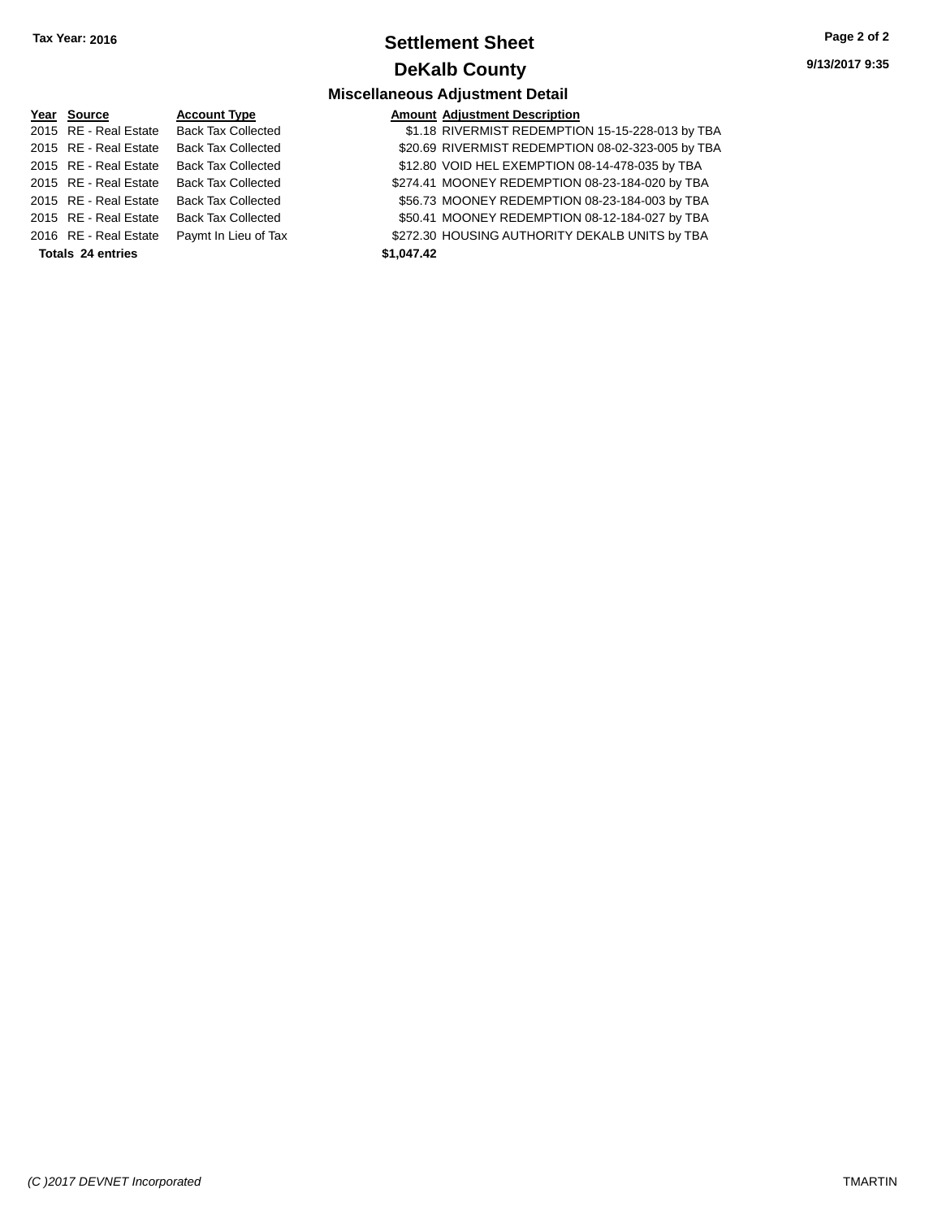**Tax Year: 2016**

# Settlement Sheet

## DeKalb County

### Miscellaneous Adjustment Detail

| Year | Source | Account Type | Amount | Adjustment Description |
|---|---|---|---|---|
| 2015 | RE - Real Estate | Back Tax Collected | $1.18 | RIVERMIST REDEMPTION 15-15-228-013 by TBA |
| 2015 | RE - Real Estate | Back Tax Collected | $20.69 | RIVERMIST REDEMPTION 08-02-323-005 by TBA |
| 2015 | RE - Real Estate | Back Tax Collected | $12.80 | VOID HEL EXEMPTION 08-14-478-035 by TBA |
| 2015 | RE - Real Estate | Back Tax Collected | $274.41 | MOONEY REDEMPTION 08-23-184-020 by TBA |
| 2015 | RE - Real Estate | Back Tax Collected | $56.73 | MOONEY REDEMPTION 08-23-184-003 by TBA |
| 2015 | RE - Real Estate | Back Tax Collected | $50.41 | MOONEY REDEMPTION 08-12-184-027 by TBA |
| 2016 | RE - Real Estate | Paymt In Lieu of Tax | $272.30 | HOUSING AUTHORITY DEKALB UNITS by TBA |
| **Totals 24 entries** | | | **$1,047.42** | |

9/13/2017 9:35

(C )2017 DEVNET Incorporated TMARTIN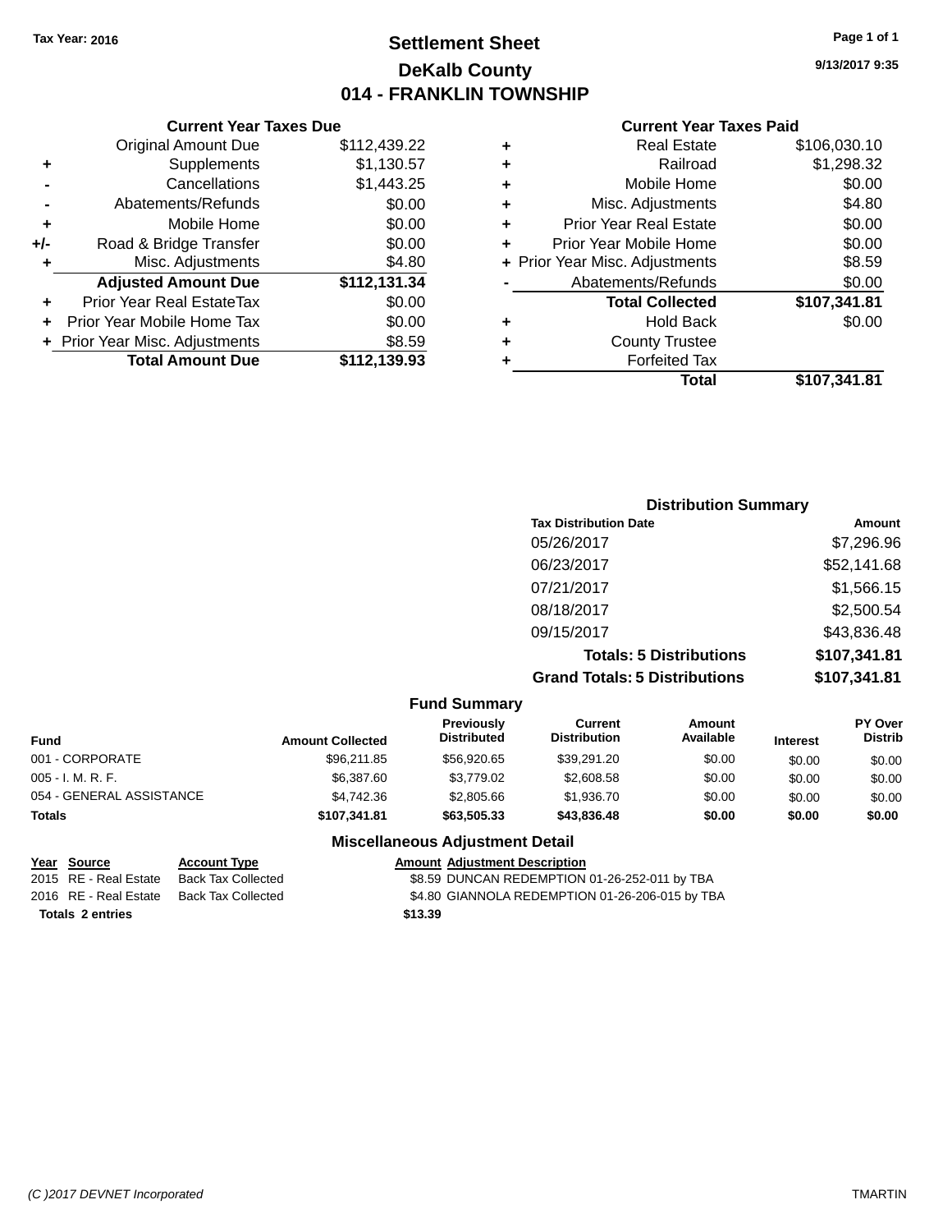Tax Year: 2016

# Settlement Sheet

## DeKalb County

## 014 - FRANKLIN TOWNSHIP

9/13/2017 9:35

### Current Year Taxes Due

| | | |
|---|---|---|
| | Original Amount Due | $112,439.22 |
| + | Supplements | $1,130.57 |
| - | Cancellations | $1,443.25 |
| - | Abatements/Refunds | $0.00 |
| + | Mobile Home | $0.00 |
| +/- | Road & Bridge Transfer | $0.00 |
| + | Misc. Adjustments | $4.80 |
| | **Adjusted Amount Due** | **$112,131.34** |
| + | Prior Year Real EstateTax | $0.00 |
| + | Prior Year Mobile Home Tax | $0.00 |
| + | Prior Year Misc. Adjustments | $8.59 |
| | **Total Amount Due** | **$112,139.93** |

### Current Year Taxes Paid

| | | |
|---|---|---|
| + | Real Estate | $106,030.10 |
| + | Railroad | $1,298.32 |
| + | Mobile Home | $0.00 |
| + | Misc. Adjustments | $4.80 |
| + | Prior Year Real Estate | $0.00 |
| + | Prior Year Mobile Home | $0.00 |
| + | Prior Year Misc. Adjustments | $8.59 |
| - | Abatements/Refunds | $0.00 |
| | **Total Collected** | **$107,341.81** |
| + | Hold Back | $0.00 |
| + | County Trustee | |
| + | Forfeited Tax | |
| | **Total** | **$107,341.81** |

### Distribution Summary

| Tax Distribution Date | Amount |
|---|---|
| 05/26/2017 | $7,296.96 |
| 06/23/2017 | $52,141.68 |
| 07/21/2017 | $1,566.15 |
| 08/18/2017 | $2,500.54 |
| 09/15/2017 | $43,836.48 |
| **Totals: 5 Distributions** | **$107,341.81** |
| **Grand Totals: 5 Distributions** | **$107,341.81** |

### Fund Summary

| Fund | Amount Collected | Previously Distributed | Current Distribution | Amount Available | Interest | PY Over Distrib |
|---|---|---|---|---|---|---|
| 001 - CORPORATE | $96,211.85 | $56,920.65 | $39,291.20 | $0.00 | $0.00 | $0.00 |
| 005 - I. M. R. F. | $6,387.60 | $3,779.02 | $2,608.58 | $0.00 | $0.00 | $0.00 |
| 054 - GENERAL ASSISTANCE | $4,742.36 | $2,805.66 | $1,936.70 | $0.00 | $0.00 | $0.00 |
| **Totals** | **$107,341.81** | **$63,505.33** | **$43,836.48** | **$0.00** | **$0.00** | **$0.00** |

### Miscellaneous Adjustment Detail

| Year | Source | Account Type | Amount | Adjustment Description |
|---|---|---|---|---|
| 2015 | RE - Real Estate | Back Tax Collected | $8.59 | DUNCAN REDEMPTION 01-26-252-011 by TBA |
| 2016 | RE - Real Estate | Back Tax Collected | $4.80 | GIANNOLA REDEMPTION 01-26-206-015 by TBA |
| **Totals 2 entries** | | | **$13.39** | |

(C )2017 DEVNET Incorporated — TMARTIN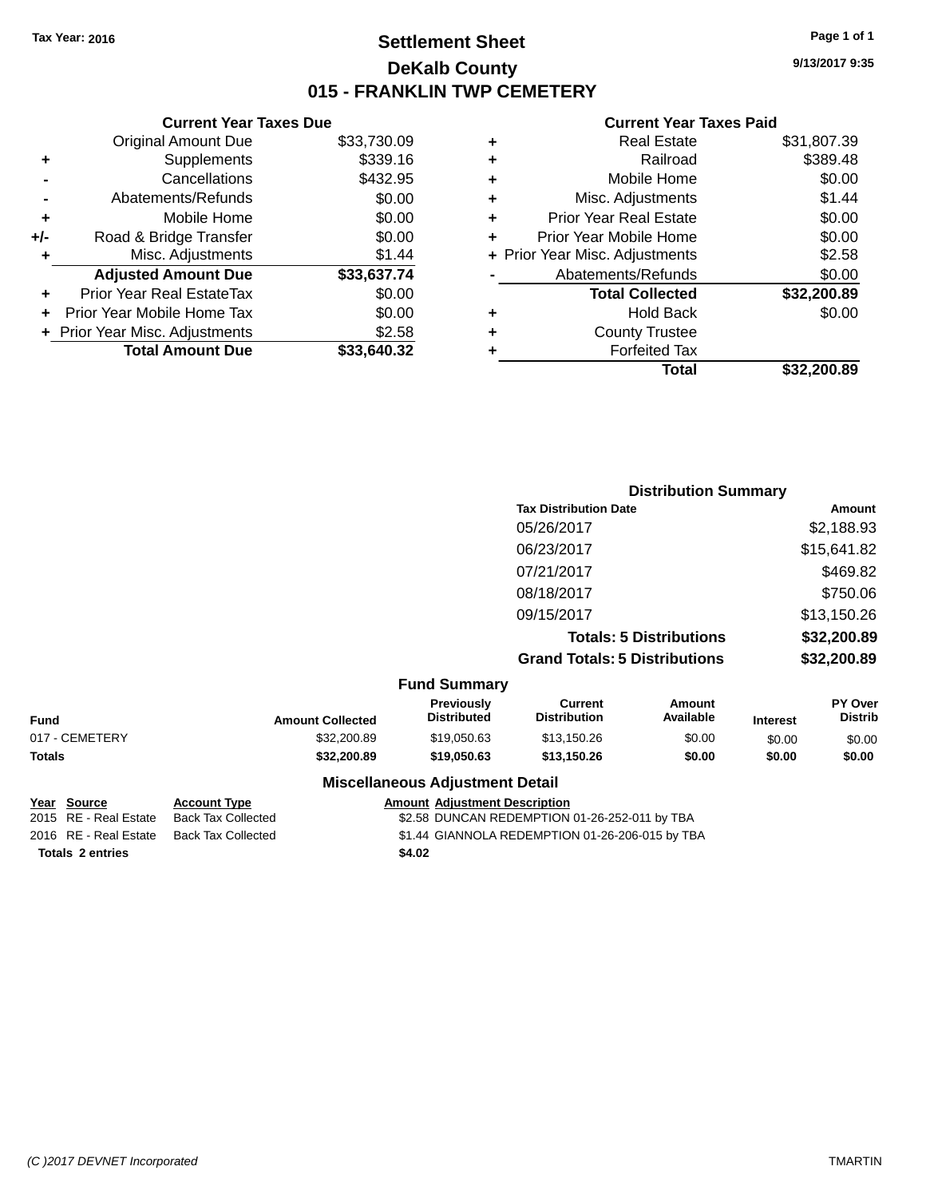Tax Year: 2016

# Settlement Sheet
## DeKalb County
## 015 - FRANKLIN TWP CEMETERY

9/13/2017 9:35

### Current Year Taxes Due

| | | |
|---|---|---|
| | Original Amount Due | $33,730.09 |
| + | Supplements | $339.16 |
| - | Cancellations | $432.95 |
| - | Abatements/Refunds | $0.00 |
| + | Mobile Home | $0.00 |
| +/- | Road & Bridge Transfer | $0.00 |
| + | Misc. Adjustments | $1.44 |
| | **Adjusted Amount Due** | **$33,637.74** |
| + | Prior Year Real EstateTax | $0.00 |
| + | Prior Year Mobile Home Tax | $0.00 |
| + | Prior Year Misc. Adjustments | $2.58 |
| | **Total Amount Due** | **$33,640.32** |

### Current Year Taxes Paid

| | | |
|---|---|---|
| + | Real Estate | $31,807.39 |
| + | Railroad | $389.48 |
| + | Mobile Home | $0.00 |
| + | Misc. Adjustments | $1.44 |
| + | Prior Year Real Estate | $0.00 |
| + | Prior Year Mobile Home | $0.00 |
| + | Prior Year Misc. Adjustments | $2.58 |
| - | Abatements/Refunds | $0.00 |
| | **Total Collected** | **$32,200.89** |
| + | Hold Back | $0.00 |
| + | County Trustee | |
| + | Forfeited Tax | |
| | **Total** | **$32,200.89** |

### Distribution Summary

| Tax Distribution Date | Amount |
|---|---|
| 05/26/2017 | $2,188.93 |
| 06/23/2017 | $15,641.82 |
| 07/21/2017 | $469.82 |
| 08/18/2017 | $750.06 |
| 09/15/2017 | $13,150.26 |
| **Totals: 5 Distributions** | **$32,200.89** |
| **Grand Totals: 5 Distributions** | **$32,200.89** |

### Fund Summary

| Fund | Amount Collected | Previously Distributed | Current Distribution | Amount Available | Interest | PY Over Distrib |
|---|---|---|---|---|---|---|
| 017 - CEMETERY | $32,200.89 | $19,050.63 | $13,150.26 | $0.00 | $0.00 | $0.00 |
| **Totals** | **$32,200.89** | **$19,050.63** | **$13,150.26** | **$0.00** | **$0.00** | **$0.00** |

### Miscellaneous Adjustment Detail

| Year | Source | Account Type | Amount | Adjustment Description |
|---|---|---|---|---|
| 2015 | RE - Real Estate | Back Tax Collected | $2.58 | DUNCAN REDEMPTION 01-26-252-011 by TBA |
| 2016 | RE - Real Estate | Back Tax Collected | $1.44 | GIANNOLA REDEMPTION 01-26-206-015 by TBA |
| **Totals 2 entries** | | | **$4.02** | |

(C )2017 DEVNET Incorporated TMARTIN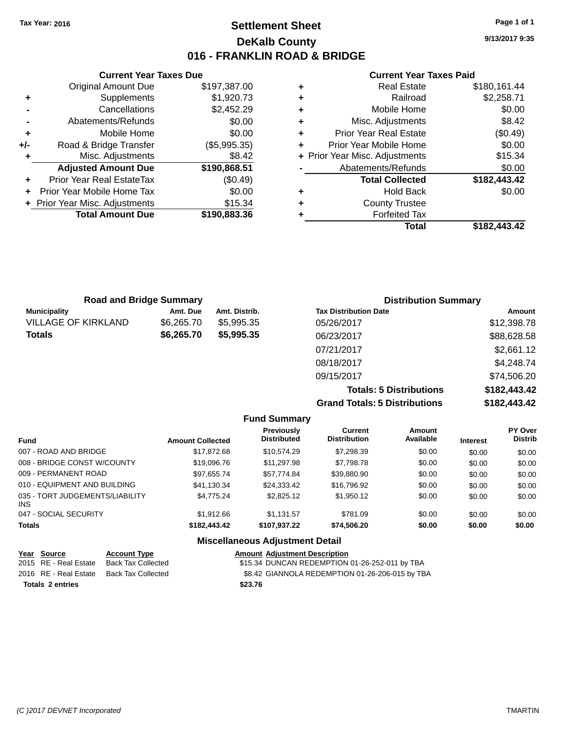Tax Year: 2016

# Settlement Sheet

## DeKalb County

## 016 - FRANKLIN ROAD & BRIDGE

9/13/2017 9:35

### Current Year Taxes Due

| | | |
|---|---|---|
| | Original Amount Due | $197,387.00 |
| + | Supplements | $1,920.73 |
| - | Cancellations | $2,452.29 |
| - | Abatements/Refunds | $0.00 |
| + | Mobile Home | $0.00 |
| +/- | Road & Bridge Transfer | ($5,995.35) |
| + | Misc. Adjustments | $8.42 |
| | **Adjusted Amount Due** | **$190,868.51** |
| + | Prior Year Real EstateTax | ($0.49) |
| + | Prior Year Mobile Home Tax | $0.00 |
| + | Prior Year Misc. Adjustments | $15.34 |
| | **Total Amount Due** | **$190,883.36** |

### Current Year Taxes Paid

| | | |
|---|---|---|
| + | Real Estate | $180,161.44 |
| + | Railroad | $2,258.71 |
| + | Mobile Home | $0.00 |
| + | Misc. Adjustments | $8.42 |
| + | Prior Year Real Estate | ($0.49) |
| + | Prior Year Mobile Home | $0.00 |
| + | Prior Year Misc. Adjustments | $15.34 |
| - | Abatements/Refunds | $0.00 |
| | **Total Collected** | **$182,443.42** |
| + | Hold Back | $0.00 |
| + | County Trustee | |
| + | Forfeited Tax | |
| | **Total** | **$182,443.42** |

### Road and Bridge Summary

| Municipality | Amt. Due | Amt. Distrib. |
|---|---|---|
| VILLAGE OF KIRKLAND | $6,265.70 | $5,995.35 |
| **Totals** | **$6,265.70** | **$5,995.35** |

### Distribution Summary

| Tax Distribution Date | Amount |
|---|---|
| 05/26/2017 | $12,398.78 |
| 06/23/2017 | $88,628.58 |
| 07/21/2017 | $2,661.12 |
| 08/18/2017 | $4,248.74 |
| 09/15/2017 | $74,506.20 |
| **Totals: 5 Distributions** | **$182,443.42** |
| **Grand Totals: 5 Distributions** | **$182,443.42** |

### Fund Summary

| Fund | Amount Collected | Previously Distributed | Current Distribution | Amount Available | Interest | PY Over Distrib |
|---|---|---|---|---|---|---|
| 007 - ROAD AND BRIDGE | $17,872.68 | $10,574.29 | $7,298.39 | $0.00 | $0.00 | $0.00 |
| 008 - BRIDGE CONST W/COUNTY | $19,096.76 | $11,297.98 | $7,798.78 | $0.00 | $0.00 | $0.00 |
| 009 - PERMANENT ROAD | $97,655.74 | $57,774.84 | $39,880.90 | $0.00 | $0.00 | $0.00 |
| 010 - EQUIPMENT AND BUILDING | $41,130.34 | $24,333.42 | $16,796.92 | $0.00 | $0.00 | $0.00 |
| 035 - TORT JUDGEMENTS/LIABILITY INS | $4,775.24 | $2,825.12 | $1,950.12 | $0.00 | $0.00 | $0.00 |
| 047 - SOCIAL SECURITY | $1,912.66 | $1,131.57 | $781.09 | $0.00 | $0.00 | $0.00 |
| **Totals** | **$182,443.42** | **$107,937.22** | **$74,506.20** | **$0.00** | **$0.00** | **$0.00** |

### Miscellaneous Adjustment Detail

| Year | Source | Account Type | Amount | Adjustment Description |
|---|---|---|---|---|
| 2015 | RE - Real Estate | Back Tax Collected | $15.34 | DUNCAN REDEMPTION 01-26-252-011 by TBA |
| 2016 | RE - Real Estate | Back Tax Collected | $8.42 | GIANNOLA REDEMPTION 01-26-206-015 by TBA |
| **Totals** | **2 entries** | | **$23.76** | |

(C )2017 DEVNET Incorporated TMARTIN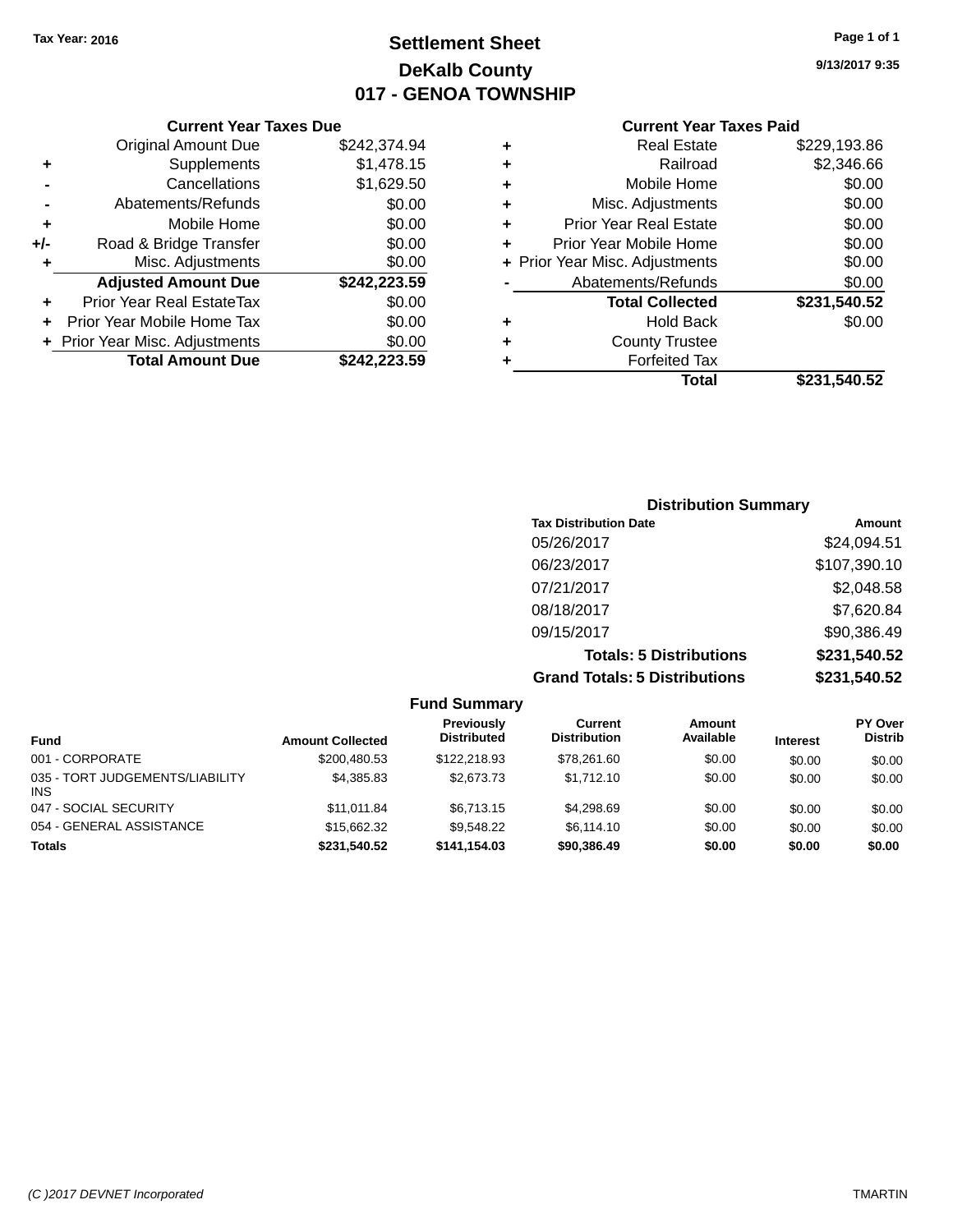Tax Year: 2016

# Settlement Sheet
## DeKalb County
## 017 - GENOA TOWNSHIP

9/13/2017 9:35

### Current Year Taxes Due

| | | |
|---|---|---|
| | Original Amount Due | $242,374.94 |
| + | Supplements | $1,478.15 |
| - | Cancellations | $1,629.50 |
| - | Abatements/Refunds | $0.00 |
| + | Mobile Home | $0.00 |
| +/- | Road & Bridge Transfer | $0.00 |
| + | Misc. Adjustments | $0.00 |
| | **Adjusted Amount Due** | **$242,223.59** |
| + | Prior Year Real EstateTax | $0.00 |
| + | Prior Year Mobile Home Tax | $0.00 |
| + | Prior Year Misc. Adjustments | $0.00 |
| | **Total Amount Due** | **$242,223.59** |

### Current Year Taxes Paid

| | | |
|---|---|---|
| + | Real Estate | $229,193.86 |
| + | Railroad | $2,346.66 |
| + | Mobile Home | $0.00 |
| + | Misc. Adjustments | $0.00 |
| + | Prior Year Real Estate | $0.00 |
| + | Prior Year Mobile Home | $0.00 |
| + | Prior Year Misc. Adjustments | $0.00 |
| - | Abatements/Refunds | $0.00 |
| | **Total Collected** | **$231,540.52** |
| + | Hold Back | $0.00 |
| + | County Trustee | |
| + | Forfeited Tax | |
| | **Total** | **$231,540.52** |

### Distribution Summary

| Tax Distribution Date | Amount |
|---|---|
| 05/26/2017 | $24,094.51 |
| 06/23/2017 | $107,390.10 |
| 07/21/2017 | $2,048.58 |
| 08/18/2017 | $7,620.84 |
| 09/15/2017 | $90,386.49 |
| **Totals: 5 Distributions** | **$231,540.52** |
| **Grand Totals: 5 Distributions** | **$231,540.52** |

### Fund Summary

| Fund | Amount Collected | Previously Distributed | Current Distribution | Amount Available | Interest | PY Over Distrib |
|---|---|---|---|---|---|---|
| 001 - CORPORATE | $200,480.53 | $122,218.93 | $78,261.60 | $0.00 | $0.00 | $0.00 |
| 035 - TORT JUDGEMENTS/LIABILITY INS | $4,385.83 | $2,673.73 | $1,712.10 | $0.00 | $0.00 | $0.00 |
| 047 - SOCIAL SECURITY | $11,011.84 | $6,713.15 | $4,298.69 | $0.00 | $0.00 | $0.00 |
| 054 - GENERAL ASSISTANCE | $15,662.32 | $9,548.22 | $6,114.10 | $0.00 | $0.00 | $0.00 |
| **Totals** | **$231,540.52** | **$141,154.03** | **$90,386.49** | **$0.00** | **$0.00** | **$0.00** |

(C )2017 DEVNET Incorporated TMARTIN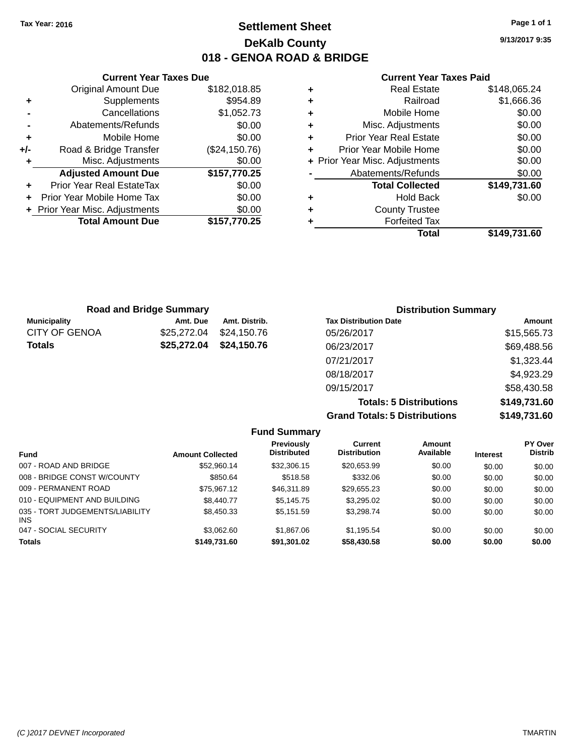Tax Year: 2016

# Settlement Sheet
## DeKalb County
## 018 - GENOA ROAD & BRIDGE

9/13/2017 9:35

### Current Year Taxes Due

| | | |
|---|---|---|
| | Original Amount Due | $182,018.85 |
| + | Supplements | $954.89 |
| - | Cancellations | $1,052.73 |
| - | Abatements/Refunds | $0.00 |
| + | Mobile Home | $0.00 |
| +/- | Road & Bridge Transfer | ($24,150.76) |
| + | Misc. Adjustments | $0.00 |
| | **Adjusted Amount Due** | **$157,770.25** |
| + | Prior Year Real EstateTax | $0.00 |
| + | Prior Year Mobile Home Tax | $0.00 |
| + | Prior Year Misc. Adjustments | $0.00 |
| | **Total Amount Due** | **$157,770.25** |

### Current Year Taxes Paid

| | | |
|---|---|---|
| + | Real Estate | $148,065.24 |
| + | Railroad | $1,666.36 |
| + | Mobile Home | $0.00 |
| + | Misc. Adjustments | $0.00 |
| + | Prior Year Real Estate | $0.00 |
| + | Prior Year Mobile Home | $0.00 |
| + | Prior Year Misc. Adjustments | $0.00 |
| - | Abatements/Refunds | $0.00 |
| | **Total Collected** | **$149,731.60** |
| + | Hold Back | $0.00 |
| + | County Trustee | |
| + | Forfeited Tax | |
| | **Total** | **$149,731.60** |

### Road and Bridge Summary

| Municipality | Amt. Due | Amt. Distrib. |
|---|---|---|
| CITY OF GENOA | $25,272.04 | $24,150.76 |
| **Totals** | **$25,272.04** | **$24,150.76** |

### Distribution Summary

| Tax Distribution Date | Amount |
|---|---|
| 05/26/2017 | $15,565.73 |
| 06/23/2017 | $69,488.56 |
| 07/21/2017 | $1,323.44 |
| 08/18/2017 | $4,923.29 |
| 09/15/2017 | $58,430.58 |
| **Totals: 5 Distributions** | **$149,731.60** |
| **Grand Totals: 5 Distributions** | **$149,731.60** |

### Fund Summary

| Fund | Amount Collected | Previously Distributed | Current Distribution | Amount Available | Interest | PY Over Distrib |
|---|---|---|---|---|---|---|
| 007 - ROAD AND BRIDGE | $52,960.14 | $32,306.15 | $20,653.99 | $0.00 | $0.00 | $0.00 |
| 008 - BRIDGE CONST W/COUNTY | $850.64 | $518.58 | $332.06 | $0.00 | $0.00 | $0.00 |
| 009 - PERMANENT ROAD | $75,967.12 | $46,311.89 | $29,655.23 | $0.00 | $0.00 | $0.00 |
| 010 - EQUIPMENT AND BUILDING | $8,440.77 | $5,145.75 | $3,295.02 | $0.00 | $0.00 | $0.00 |
| 035 - TORT JUDGEMENTS/LIABILITY INS | $8,450.33 | $5,151.59 | $3,298.74 | $0.00 | $0.00 | $0.00 |
| 047 - SOCIAL SECURITY | $3,062.60 | $1,867.06 | $1,195.54 | $0.00 | $0.00 | $0.00 |
| **Totals** | **$149,731.60** | **$91,301.02** | **$58,430.58** | **$0.00** | **$0.00** | **$0.00** |

(C )2017 DEVNET Incorporated TMARTIN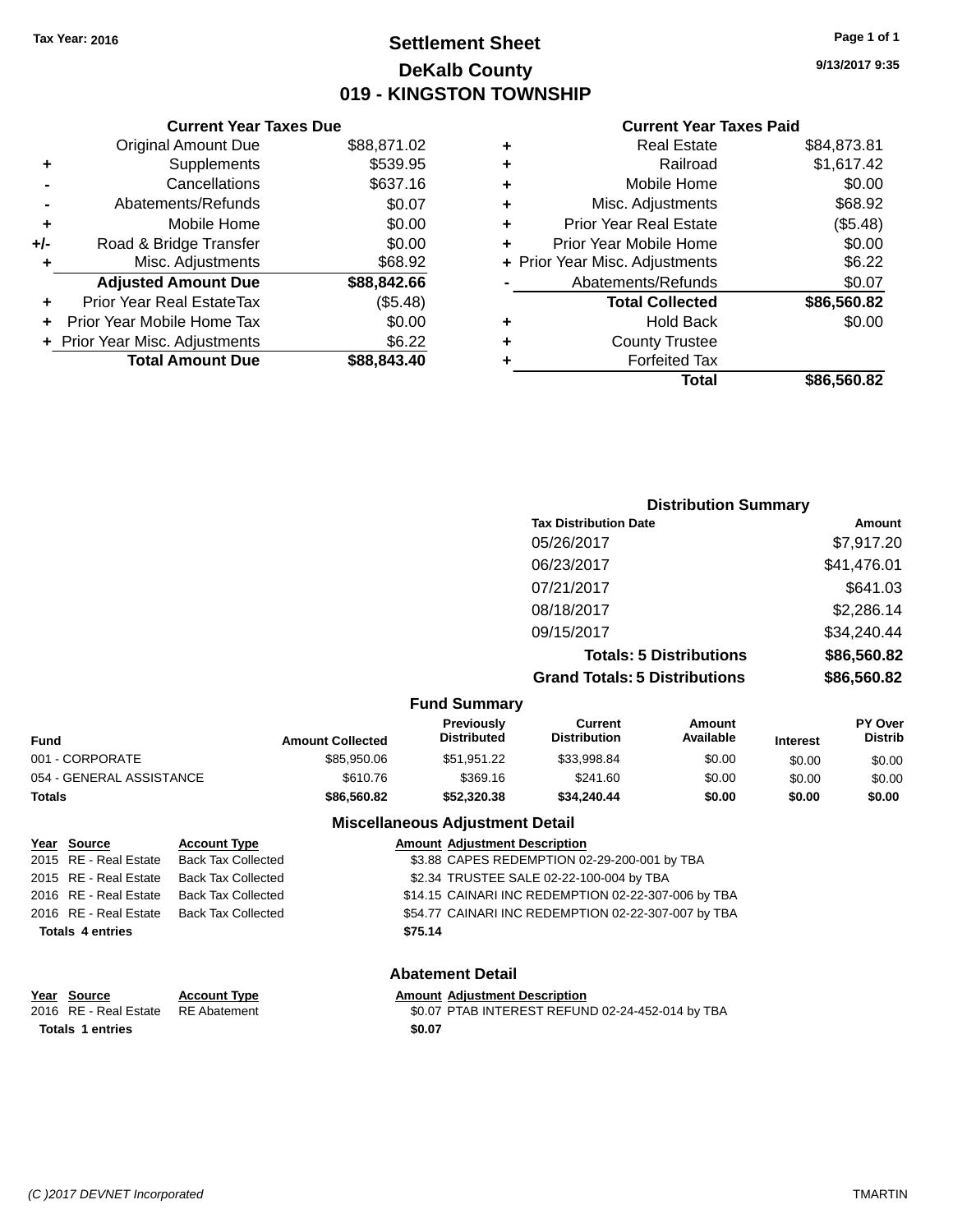Tax Year: 2016

# Settlement Sheet

## DeKalb County

## 019 - KINGSTON TOWNSHIP

9/13/2017 9:35

### Current Year Taxes Due

| | | |
|---|---|---|
| | Original Amount Due | $88,871.02 |
| + | Supplements | $539.95 |
| - | Cancellations | $637.16 |
| - | Abatements/Refunds | $0.07 |
| + | Mobile Home | $0.00 |
| +/- | Road & Bridge Transfer | $0.00 |
| + | Misc. Adjustments | $68.92 |
| | **Adjusted Amount Due** | **$88,842.66** |
| + | Prior Year Real EstateTax | ($5.48) |
| + | Prior Year Mobile Home Tax | $0.00 |
| + | Prior Year Misc. Adjustments | $6.22 |
| | **Total Amount Due** | **$88,843.40** |

### Current Year Taxes Paid

| | | |
|---|---|---|
| + | Real Estate | $84,873.81 |
| + | Railroad | $1,617.42 |
| + | Mobile Home | $0.00 |
| + | Misc. Adjustments | $68.92 |
| + | Prior Year Real Estate | ($5.48) |
| + | Prior Year Mobile Home | $0.00 |
| + | Prior Year Misc. Adjustments | $6.22 |
| - | Abatements/Refunds | $0.07 |
| | **Total Collected** | **$86,560.82** |
| + | Hold Back | $0.00 |
| + | County Trustee | |
| + | Forfeited Tax | |
| | **Total** | **$86,560.82** |

### Distribution Summary

| Tax Distribution Date | Amount |
|---|---|
| 05/26/2017 | $7,917.20 |
| 06/23/2017 | $41,476.01 |
| 07/21/2017 | $641.03 |
| 08/18/2017 | $2,286.14 |
| 09/15/2017 | $34,240.44 |
| **Totals: 5 Distributions** | **$86,560.82** |
| **Grand Totals: 5 Distributions** | **$86,560.82** |

### Fund Summary

| Fund | Amount Collected | Previously Distributed | Current Distribution | Amount Available | Interest | PY Over Distrib |
|---|---|---|---|---|---|---|
| 001 - CORPORATE | $85,950.06 | $51,951.22 | $33,998.84 | $0.00 | $0.00 | $0.00 |
| 054 - GENERAL ASSISTANCE | $610.76 | $369.16 | $241.60 | $0.00 | $0.00 | $0.00 |
| **Totals** | **$86,560.82** | **$52,320.38** | **$34,240.44** | **$0.00** | **$0.00** | **$0.00** |

### Miscellaneous Adjustment Detail

| Year | Source | Account Type | Amount | Adjustment Description |
|---|---|---|---|---|
| 2015 | RE - Real Estate | Back Tax Collected | $3.88 | CAPES REDEMPTION 02-29-200-001 by TBA |
| 2015 | RE - Real Estate | Back Tax Collected | $2.34 | TRUSTEE SALE 02-22-100-004 by TBA |
| 2016 | RE - Real Estate | Back Tax Collected | $14.15 | CAINARI INC REDEMPTION 02-22-307-006 by TBA |
| 2016 | RE - Real Estate | Back Tax Collected | $54.77 | CAINARI INC REDEMPTION 02-22-307-007 by TBA |
| **Totals 4 entries** | | | **$75.14** | |

### Abatement Detail

| Year | Source | Account Type | Amount | Adjustment Description |
|---|---|---|---|---|
| 2016 | RE - Real Estate | RE Abatement | $0.07 | PTAB INTEREST REFUND 02-24-452-014 by TBA |
| **Totals 1 entries** | | | **$0.07** | |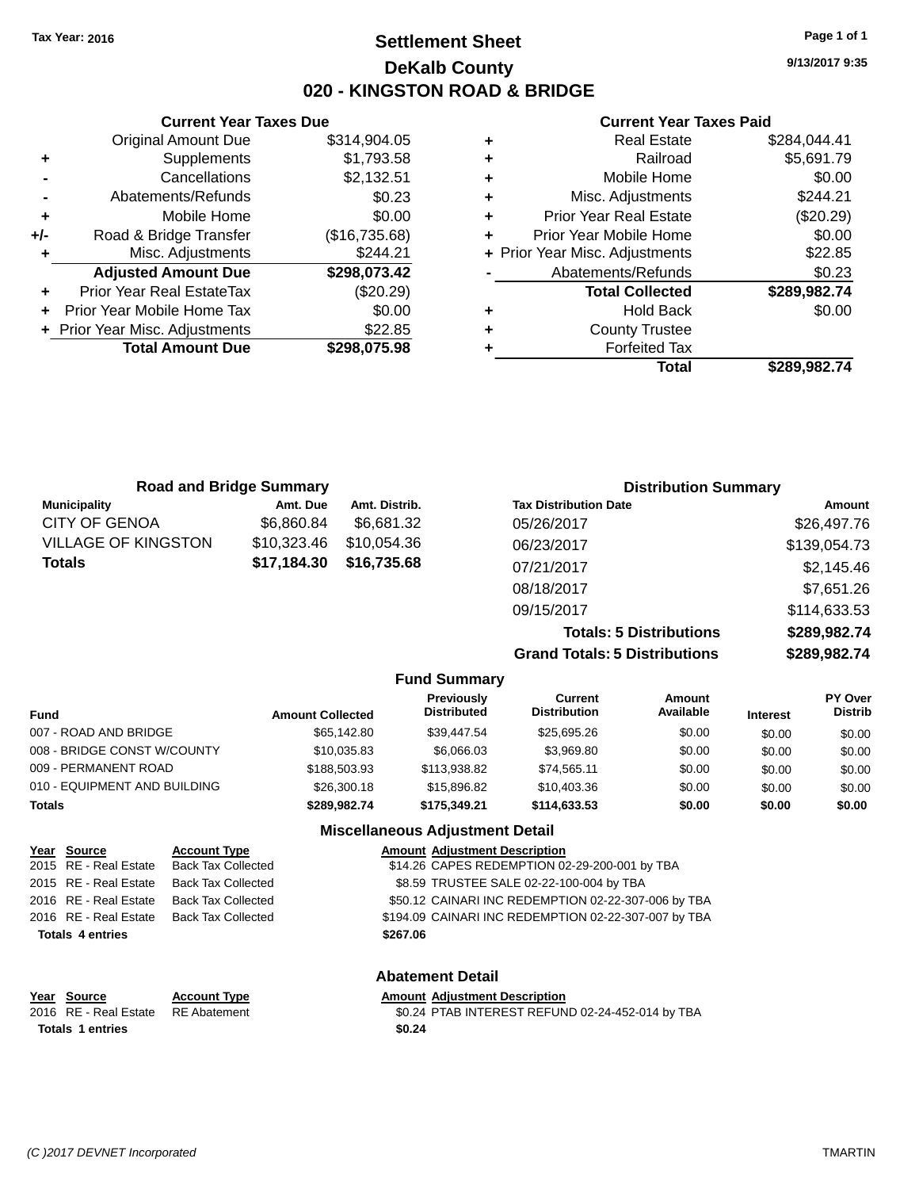Tax Year: 2016

# Settlement Sheet
## DeKalb County
## 020 - KINGSTON ROAD & BRIDGE

9/13/2017 9:35

### Current Year Taxes Due

| | | |
|---|---|---|
| | Original Amount Due | $314,904.05 |
| + | Supplements | $1,793.58 |
| - | Cancellations | $2,132.51 |
| - | Abatements/Refunds | $0.23 |
| + | Mobile Home | $0.00 |
| +/- | Road & Bridge Transfer | ($16,735.68) |
| + | Misc. Adjustments | $244.21 |
| | **Adjusted Amount Due** | **$298,073.42** |
| + | Prior Year Real EstateTax | ($20.29) |
| + | Prior Year Mobile Home Tax | $0.00 |
| + | Prior Year Misc. Adjustments | $22.85 |
| | **Total Amount Due** | **$298,075.98** |

### Current Year Taxes Paid

| | | |
|---|---|---|
| + | Real Estate | $284,044.41 |
| + | Railroad | $5,691.79 |
| + | Mobile Home | $0.00 |
| + | Misc. Adjustments | $244.21 |
| + | Prior Year Real Estate | ($20.29) |
| + | Prior Year Mobile Home | $0.00 |
| + | Prior Year Misc. Adjustments | $22.85 |
| - | Abatements/Refunds | $0.23 |
| | **Total Collected** | **$289,982.74** |
| + | Hold Back | $0.00 |
| + | County Trustee | |
| + | Forfeited Tax | |
| | **Total** | **$289,982.74** |

### Road and Bridge Summary

| Municipality | Amt. Due | Amt. Distrib. |
|---|---|---|
| CITY OF GENOA | $6,860.84 | $6,681.32 |
| VILLAGE OF KINGSTON | $10,323.46 | $10,054.36 |
| **Totals** | **$17,184.30** | **$16,735.68** |

### Distribution Summary

| Tax Distribution Date | Amount |
|---|---|
| 05/26/2017 | $26,497.76 |
| 06/23/2017 | $139,054.73 |
| 07/21/2017 | $2,145.46 |
| 08/18/2017 | $7,651.26 |
| 09/15/2017 | $114,633.53 |
| **Totals: 5 Distributions** | **$289,982.74** |
| **Grand Totals: 5 Distributions** | **$289,982.74** |

### Fund Summary

| Fund | Amount Collected | Previously Distributed | Current Distribution | Amount Available | Interest | PY Over Distrib |
|---|---|---|---|---|---|---|
| 007 - ROAD AND BRIDGE | $65,142.80 | $39,447.54 | $25,695.26 | $0.00 | $0.00 | $0.00 |
| 008 - BRIDGE CONST W/COUNTY | $10,035.83 | $6,066.03 | $3,969.80 | $0.00 | $0.00 | $0.00 |
| 009 - PERMANENT ROAD | $188,503.93 | $113,938.82 | $74,565.11 | $0.00 | $0.00 | $0.00 |
| 010 - EQUIPMENT AND BUILDING | $26,300.18 | $15,896.82 | $10,403.36 | $0.00 | $0.00 | $0.00 |
| **Totals** | **$289,982.74** | **$175,349.21** | **$114,633.53** | **$0.00** | **$0.00** | **$0.00** |

### Miscellaneous Adjustment Detail

| Year | Source | Account Type | Amount | Adjustment Description |
|---|---|---|---|---|
| 2015 | RE - Real Estate | Back Tax Collected | $14.26 | CAPES REDEMPTION 02-29-200-001 by TBA |
| 2015 | RE - Real Estate | Back Tax Collected | $8.59 | TRUSTEE SALE 02-22-100-004 by TBA |
| 2016 | RE - Real Estate | Back Tax Collected | $50.12 | CAINARI INC REDEMPTION 02-22-307-006 by TBA |
| 2016 | RE - Real Estate | Back Tax Collected | $194.09 | CAINARI INC REDEMPTION 02-22-307-007 by TBA |
| **Totals 4 entries** | | | **$267.06** | |

### Abatement Detail

| Year | Source | Account Type | Amount | Adjustment Description |
|---|---|---|---|---|
| 2016 | RE - Real Estate | RE Abatement | $0.24 | PTAB INTEREST REFUND 02-24-452-014 by TBA |
| **Totals 1 entries** | | | **$0.24** | |

(C )2017 DEVNET Incorporated TMARTIN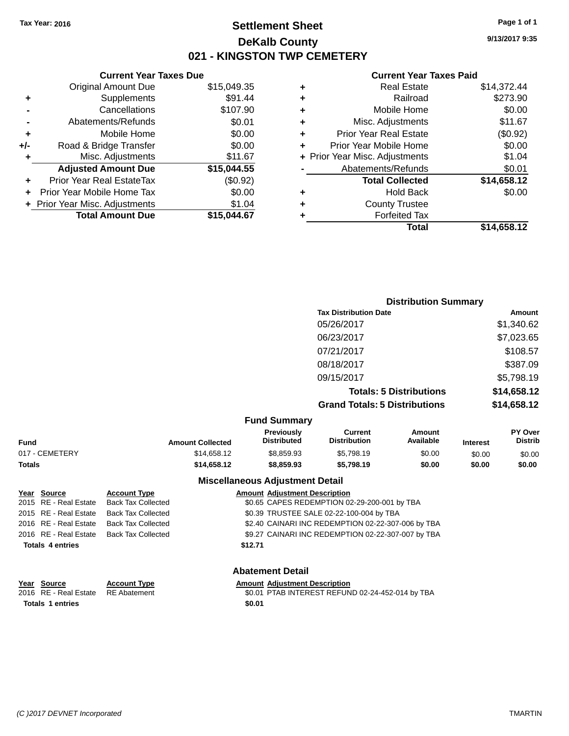Tax Year: 2016

# Settlement Sheet

## DeKalb County

## 021 - KINGSTON TWP CEMETERY

9/13/2017 9:35

### Current Year Taxes Due

| | | |
|---|---|---|
| | Original Amount Due | $15,049.35 |
| + | Supplements | $91.44 |
| - | Cancellations | $107.90 |
| - | Abatements/Refunds | $0.01 |
| + | Mobile Home | $0.00 |
| +/- | Road & Bridge Transfer | $0.00 |
| + | Misc. Adjustments | $11.67 |
| | **Adjusted Amount Due** | **$15,044.55** |
| + | Prior Year Real EstateTax | ($0.92) |
| + | Prior Year Mobile Home Tax | $0.00 |
| + | Prior Year Misc. Adjustments | $1.04 |
| | **Total Amount Due** | **$15,044.67** |

### Current Year Taxes Paid

| | | |
|---|---|---|
| + | Real Estate | $14,372.44 |
| + | Railroad | $273.90 |
| + | Mobile Home | $0.00 |
| + | Misc. Adjustments | $11.67 |
| + | Prior Year Real Estate | ($0.92) |
| + | Prior Year Mobile Home | $0.00 |
| + | Prior Year Misc. Adjustments | $1.04 |
| - | Abatements/Refunds | $0.01 |
| | **Total Collected** | **$14,658.12** |
| + | Hold Back | $0.00 |
| + | County Trustee | |
| + | Forfeited Tax | |
| | **Total** | **$14,658.12** |

### Distribution Summary

| Tax Distribution Date | Amount |
|---|---|
| 05/26/2017 | $1,340.62 |
| 06/23/2017 | $7,023.65 |
| 07/21/2017 | $108.57 |
| 08/18/2017 | $387.09 |
| 09/15/2017 | $5,798.19 |
| **Totals: 5 Distributions** | **$14,658.12** |
| **Grand Totals: 5 Distributions** | **$14,658.12** |

### Fund Summary

| Fund | Amount Collected | Previously Distributed | Current Distribution | Amount Available | Interest | PY Over Distrib |
|---|---|---|---|---|---|---|
| 017 - CEMETERY | $14,658.12 | $8,859.93 | $5,798.19 | $0.00 | $0.00 | $0.00 |
| **Totals** | **$14,658.12** | **$8,859.93** | **$5,798.19** | **$0.00** | **$0.00** | **$0.00** |

### Miscellaneous Adjustment Detail

| Year | Source | Account Type | Amount | Adjustment Description |
|---|---|---|---|---|
| 2015 | RE - Real Estate | Back Tax Collected | $0.65 | CAPES REDEMPTION 02-29-200-001 by TBA |
| 2015 | RE - Real Estate | Back Tax Collected | $0.39 | TRUSTEE SALE 02-22-100-004 by TBA |
| 2016 | RE - Real Estate | Back Tax Collected | $2.40 | CAINARI INC REDEMPTION 02-22-307-006 by TBA |
| 2016 | RE - Real Estate | Back Tax Collected | $9.27 | CAINARI INC REDEMPTION 02-22-307-007 by TBA |
| **Totals 4 entries** | | | **$12.71** | |

### Abatement Detail

| Year | Source | Account Type | Amount | Adjustment Description |
|---|---|---|---|---|
| 2016 | RE - Real Estate | RE Abatement | $0.01 | PTAB INTEREST REFUND 02-24-452-014 by TBA |
| **Totals 1 entries** | | | **$0.01** | |

(C )2017 DEVNET Incorporated TMARTIN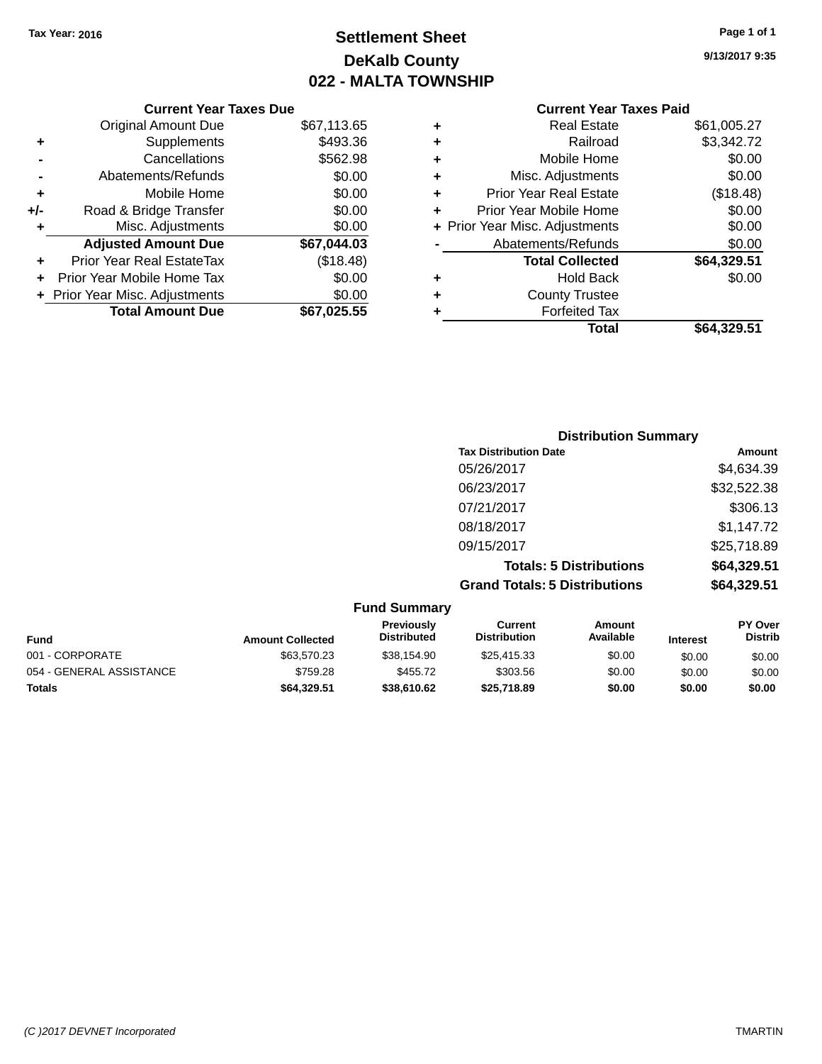Tax Year: 2016

# Settlement Sheet

## DeKalb County

## 022 - MALTA TOWNSHIP

9/13/2017 9:35

### Current Year Taxes Due

| | | |
|---|---|---|
| | Original Amount Due | $67,113.65 |
| + | Supplements | $493.36 |
| - | Cancellations | $562.98 |
| - | Abatements/Refunds | $0.00 |
| + | Mobile Home | $0.00 |
| +/- | Road & Bridge Transfer | $0.00 |
| + | Misc. Adjustments | $0.00 |
| | **Adjusted Amount Due** | **$67,044.03** |
| + | Prior Year Real EstateTax | ($18.48) |
| + | Prior Year Mobile Home Tax | $0.00 |
| + | Prior Year Misc. Adjustments | $0.00 |
| | **Total Amount Due** | **$67,025.55** |

### Current Year Taxes Paid

| | | |
|---|---|---|
| + | Real Estate | $61,005.27 |
| + | Railroad | $3,342.72 |
| + | Mobile Home | $0.00 |
| + | Misc. Adjustments | $0.00 |
| + | Prior Year Real Estate | ($18.48) |
| + | Prior Year Mobile Home | $0.00 |
| + | Prior Year Misc. Adjustments | $0.00 |
| - | Abatements/Refunds | $0.00 |
| | **Total Collected** | **$64,329.51** |
| + | Hold Back | $0.00 |
| + | County Trustee | |
| + | Forfeited Tax | |
| | **Total** | **$64,329.51** |

### Distribution Summary

| Tax Distribution Date | Amount |
|---|---|
| 05/26/2017 | $4,634.39 |
| 06/23/2017 | $32,522.38 |
| 07/21/2017 | $306.13 |
| 08/18/2017 | $1,147.72 |
| 09/15/2017 | $25,718.89 |
| **Totals: 5 Distributions** | **$64,329.51** |
| **Grand Totals: 5 Distributions** | **$64,329.51** |

### Fund Summary

| Fund | Amount Collected | Previously Distributed | Current Distribution | Amount Available | Interest | PY Over Distrib |
|---|---|---|---|---|---|---|
| 001 - CORPORATE | $63,570.23 | $38,154.90 | $25,415.33 | $0.00 | $0.00 | $0.00 |
| 054 - GENERAL ASSISTANCE | $759.28 | $455.72 | $303.56 | $0.00 | $0.00 | $0.00 |
| **Totals** | **$64,329.51** | **$38,610.62** | **$25,718.89** | **$0.00** | **$0.00** | **$0.00** |

(C )2017 DEVNET Incorporated — TMARTIN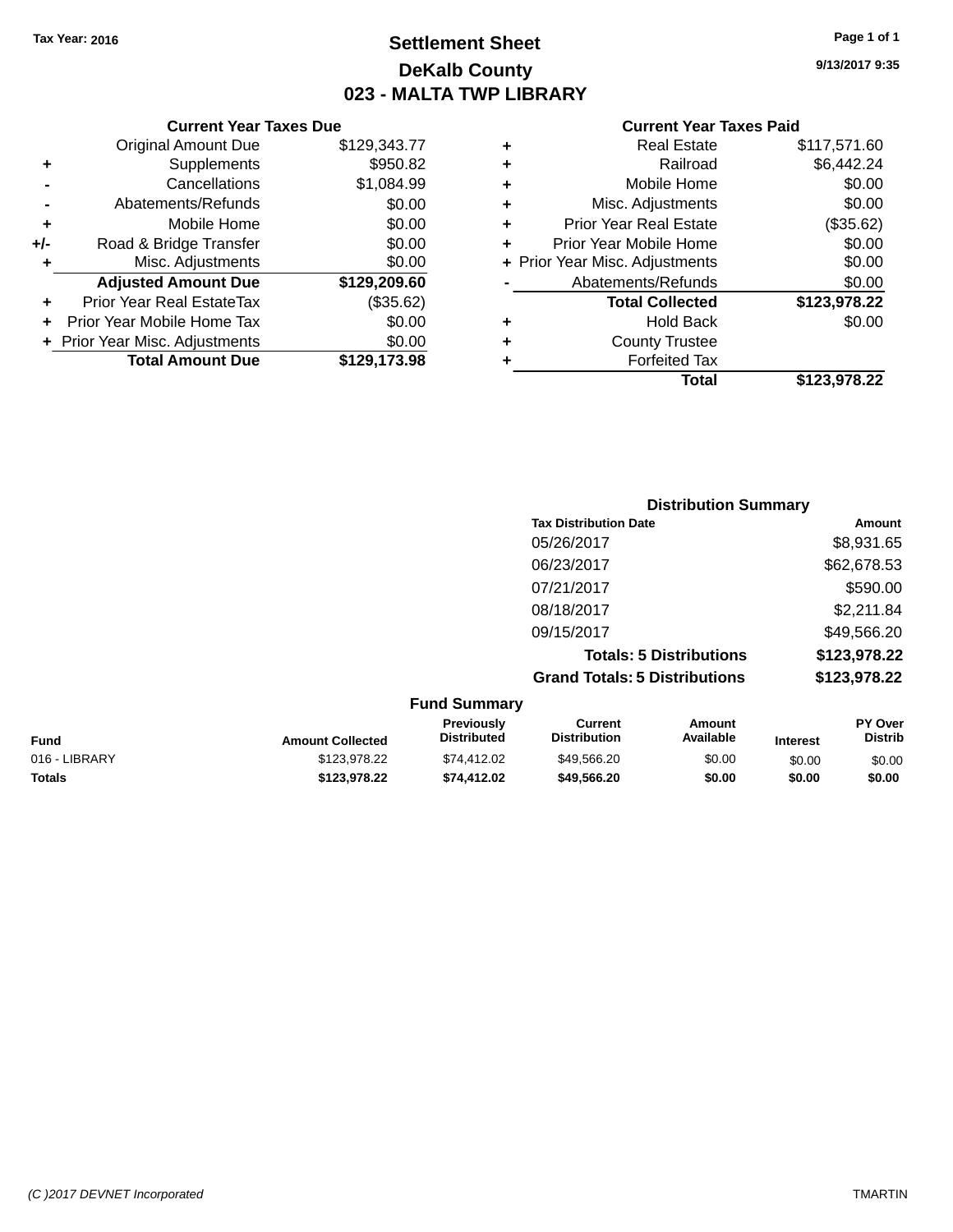Tax Year: 2016

# Settlement Sheet

## DeKalb County

## 023 - MALTA TWP LIBRARY

9/13/2017 9:35

### Current Year Taxes Due

| | | |
|---|---|---|
| | Original Amount Due | $129,343.77 |
| + | Supplements | $950.82 |
| - | Cancellations | $1,084.99 |
| - | Abatements/Refunds | $0.00 |
| + | Mobile Home | $0.00 |
| +/- | Road & Bridge Transfer | $0.00 |
| + | Misc. Adjustments | $0.00 |
| | **Adjusted Amount Due** | **$129,209.60** |
| + | Prior Year Real EstateTax | ($35.62) |
| + | Prior Year Mobile Home Tax | $0.00 |
| + | Prior Year Misc. Adjustments | $0.00 |
| | **Total Amount Due** | **$129,173.98** |

### Current Year Taxes Paid

| | | |
|---|---|---|
| + | Real Estate | $117,571.60 |
| + | Railroad | $6,442.24 |
| + | Mobile Home | $0.00 |
| + | Misc. Adjustments | $0.00 |
| + | Prior Year Real Estate | ($35.62) |
| + | Prior Year Mobile Home | $0.00 |
| + | Prior Year Misc. Adjustments | $0.00 |
| - | Abatements/Refunds | $0.00 |
| | **Total Collected** | **$123,978.22** |
| + | Hold Back | $0.00 |
| + | County Trustee | |
| + | Forfeited Tax | |
| | **Total** | **$123,978.22** |

### Distribution Summary

| Tax Distribution Date | Amount |
|---|---|
| 05/26/2017 | $8,931.65 |
| 06/23/2017 | $62,678.53 |
| 07/21/2017 | $590.00 |
| 08/18/2017 | $2,211.84 |
| 09/15/2017 | $49,566.20 |
| **Totals: 5 Distributions** | **$123,978.22** |
| **Grand Totals: 5 Distributions** | **$123,978.22** |

### Fund Summary

| Fund | Amount Collected | Previously Distributed | Current Distribution | Amount Available | Interest | PY Over Distrib |
|---|---|---|---|---|---|---|
| 016 - LIBRARY | $123,978.22 | $74,412.02 | $49,566.20 | $0.00 | $0.00 | $0.00 |
| **Totals** | **$123,978.22** | **$74,412.02** | **$49,566.20** | **$0.00** | **$0.00** | **$0.00** |

(C )2017 DEVNET Incorporated TMARTIN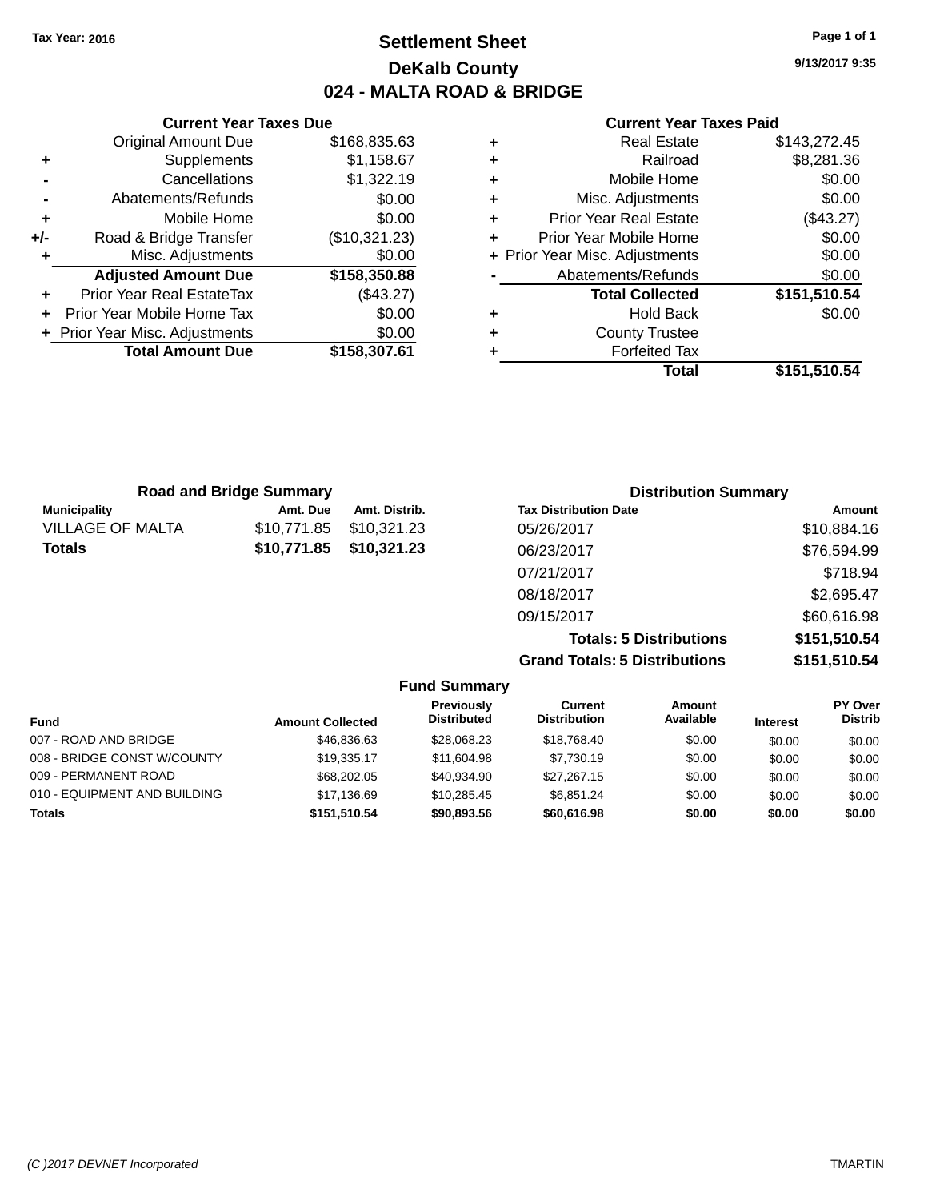Tax Year: 2016

# Settlement Sheet

## DeKalb County

## 024 - MALTA ROAD & BRIDGE

9/13/2017 9:35

**Current Year Taxes Due**

| | | |
|---|---|---|
| | Original Amount Due | $168,835.63 |
| + | Supplements | $1,158.67 |
| - | Cancellations | $1,322.19 |
| - | Abatements/Refunds | $0.00 |
| + | Mobile Home | $0.00 |
| +/- | Road & Bridge Transfer | ($10,321.23) |
| + | Misc. Adjustments | $0.00 |
| | **Adjusted Amount Due** | **$158,350.88** |
| + | Prior Year Real EstateTax | ($43.27) |
| + | Prior Year Mobile Home Tax | $0.00 |
| + | Prior Year Misc. Adjustments | $0.00 |
| | **Total Amount Due** | **$158,307.61** |

**Current Year Taxes Paid**

| | | |
|---|---|---|
| + | Real Estate | $143,272.45 |
| + | Railroad | $8,281.36 |
| + | Mobile Home | $0.00 |
| + | Misc. Adjustments | $0.00 |
| + | Prior Year Real Estate | ($43.27) |
| + | Prior Year Mobile Home | $0.00 |
| + | Prior Year Misc. Adjustments | $0.00 |
| - | Abatements/Refunds | $0.00 |
| | **Total Collected** | **$151,510.54** |
| + | Hold Back | $0.00 |
| + | County Trustee | |
| + | Forfeited Tax | |
| | **Total** | **$151,510.54** |

**Road and Bridge Summary**

| Municipality | Amt. Due | Amt. Distrib. |
|---|---|---|
| VILLAGE OF MALTA | $10,771.85 | $10,321.23 |
| **Totals** | **$10,771.85** | **$10,321.23** |

**Distribution Summary**

| Tax Distribution Date | Amount |
|---|---|
| 05/26/2017 | $10,884.16 |
| 06/23/2017 | $76,594.99 |
| 07/21/2017 | $718.94 |
| 08/18/2017 | $2,695.47 |
| 09/15/2017 | $60,616.98 |
| **Totals: 5 Distributions** | **$151,510.54** |
| **Grand Totals: 5 Distributions** | **$151,510.54** |

**Fund Summary**

| Fund | Amount Collected | Previously Distributed | Current Distribution | Amount Available | Interest | PY Over Distrib |
|---|---|---|---|---|---|---|
| 007 - ROAD AND BRIDGE | $46,836.63 | $28,068.23 | $18,768.40 | $0.00 | $0.00 | $0.00 |
| 008 - BRIDGE CONST W/COUNTY | $19,335.17 | $11,604.98 | $7,730.19 | $0.00 | $0.00 | $0.00 |
| 009 - PERMANENT ROAD | $68,202.05 | $40,934.90 | $27,267.15 | $0.00 | $0.00 | $0.00 |
| 010 - EQUIPMENT AND BUILDING | $17,136.69 | $10,285.45 | $6,851.24 | $0.00 | $0.00 | $0.00 |
| **Totals** | **$151,510.54** | **$90,893.56** | **$60,616.98** | **$0.00** | **$0.00** | **$0.00** |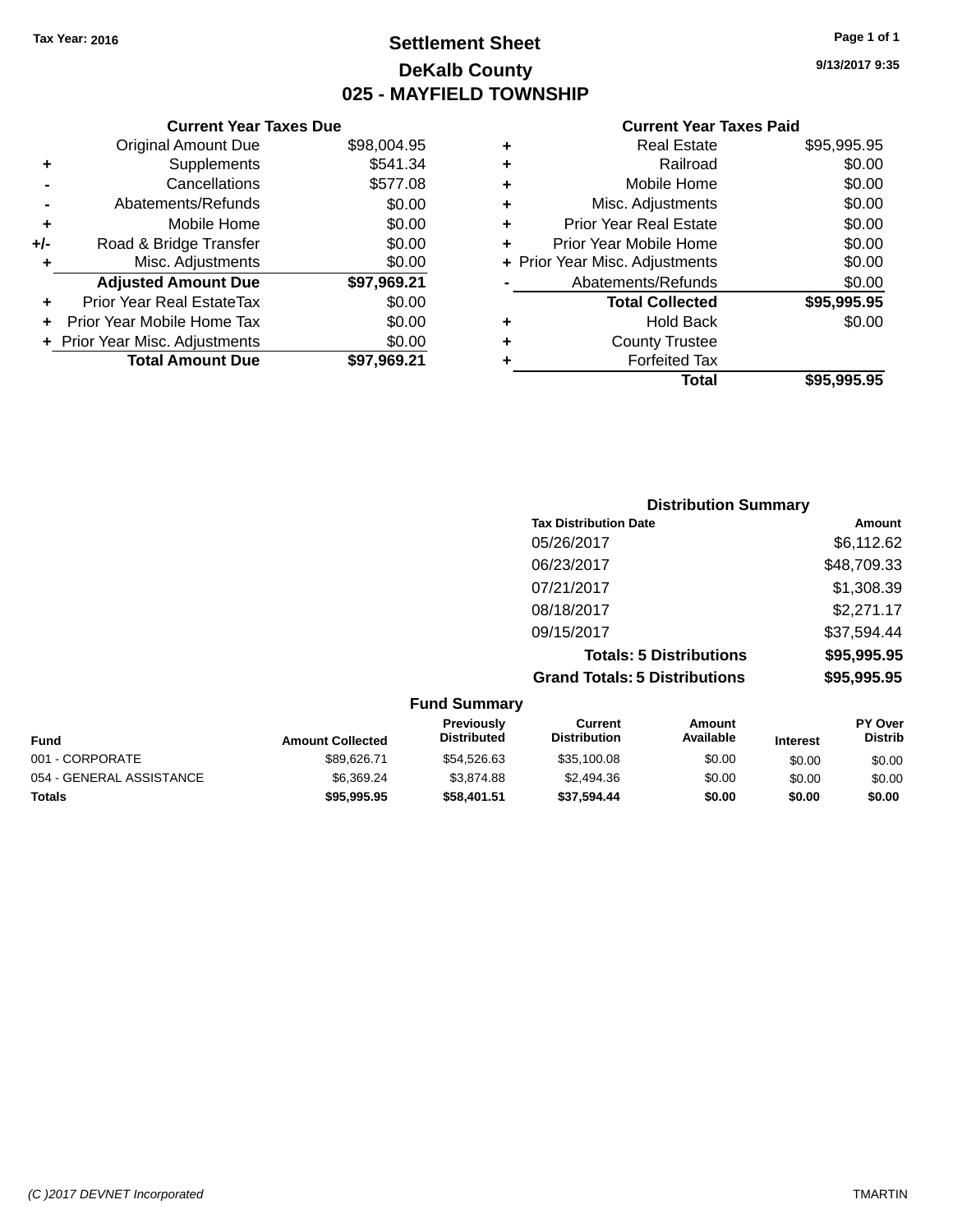Tax Year: 2016

# Settlement Sheet
## DeKalb County
## 025 - MAYFIELD TOWNSHIP

9/13/2017 9:35

### Current Year Taxes Due

| | | |
|---|---|---|
| | Original Amount Due | $98,004.95 |
| + | Supplements | $541.34 |
| - | Cancellations | $577.08 |
| - | Abatements/Refunds | $0.00 |
| + | Mobile Home | $0.00 |
| +/- | Road & Bridge Transfer | $0.00 |
| + | Misc. Adjustments | $0.00 |
| | **Adjusted Amount Due** | **$97,969.21** |
| + | Prior Year Real EstateTax | $0.00 |
| + | Prior Year Mobile Home Tax | $0.00 |
| + | Prior Year Misc. Adjustments | $0.00 |
| | **Total Amount Due** | **$97,969.21** |

### Current Year Taxes Paid

| | | |
|---|---|---|
| + | Real Estate | $95,995.95 |
| + | Railroad | $0.00 |
| + | Mobile Home | $0.00 |
| + | Misc. Adjustments | $0.00 |
| + | Prior Year Real Estate | $0.00 |
| + | Prior Year Mobile Home | $0.00 |
| + | Prior Year Misc. Adjustments | $0.00 |
| - | Abatements/Refunds | $0.00 |
| | **Total Collected** | **$95,995.95** |
| + | Hold Back | $0.00 |
| + | County Trustee | |
| + | Forfeited Tax | |
| | **Total** | **$95,995.95** |

### Distribution Summary

| Tax Distribution Date | Amount |
|---|---|
| 05/26/2017 | $6,112.62 |
| 06/23/2017 | $48,709.33 |
| 07/21/2017 | $1,308.39 |
| 08/18/2017 | $2,271.17 |
| 09/15/2017 | $37,594.44 |
| **Totals: 5 Distributions** | **$95,995.95** |
| **Grand Totals: 5 Distributions** | **$95,995.95** |

### Fund Summary

| Fund | Amount Collected | Previously Distributed | Current Distribution | Amount Available | Interest | PY Over Distrib |
|---|---|---|---|---|---|---|
| 001 - CORPORATE | $89,626.71 | $54,526.63 | $35,100.08 | $0.00 | $0.00 | $0.00 |
| 054 - GENERAL ASSISTANCE | $6,369.24 | $3,874.88 | $2,494.36 | $0.00 | $0.00 | $0.00 |
| **Totals** | **$95,995.95** | **$58,401.51** | **$37,594.44** | **$0.00** | **$0.00** | **$0.00** |

(C )2017 DEVNET Incorporated TMARTIN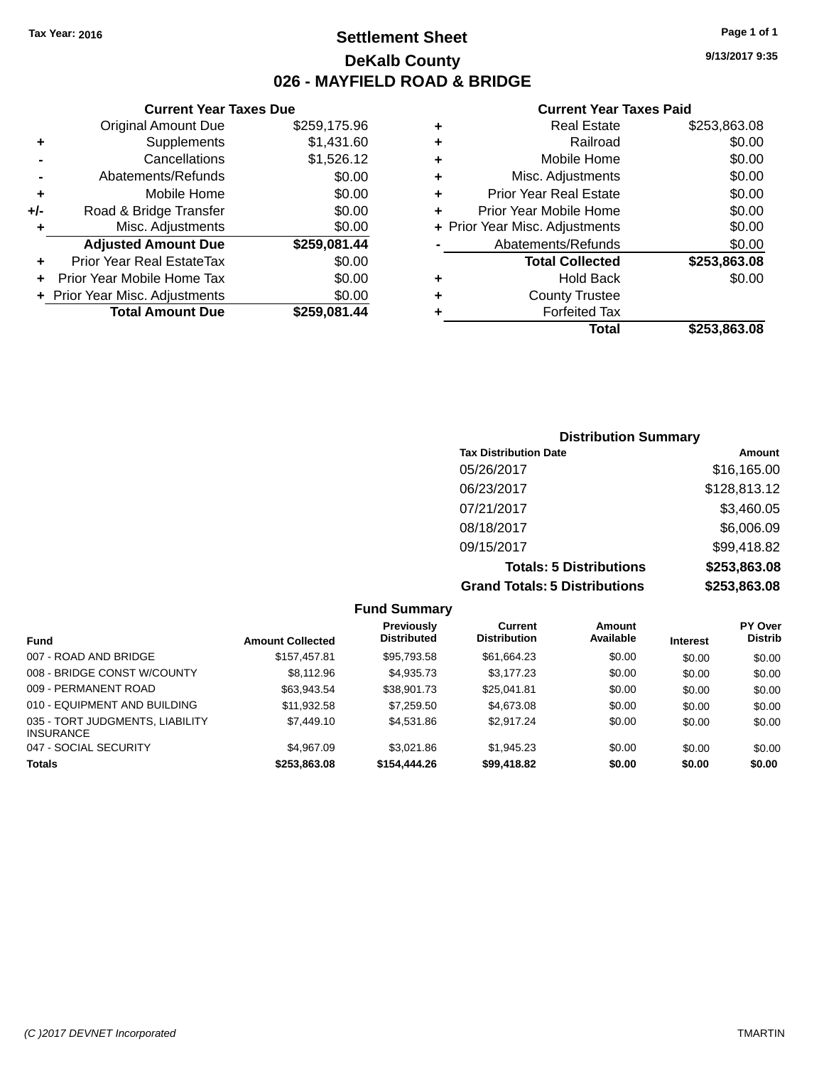Tax Year: 2016

# Settlement Sheet

## DeKalb County

## 026 - MAYFIELD ROAD & BRIDGE

9/13/2017 9:35

### Current Year Taxes Due

| | | |
|---|---|---|
| | Original Amount Due | $259,175.96 |
| + | Supplements | $1,431.60 |
| - | Cancellations | $1,526.12 |
| - | Abatements/Refunds | $0.00 |
| + | Mobile Home | $0.00 |
| +/- | Road & Bridge Transfer | $0.00 |
| + | Misc. Adjustments | $0.00 |
| | **Adjusted Amount Due** | **$259,081.44** |
| + | Prior Year Real EstateTax | $0.00 |
| + | Prior Year Mobile Home Tax | $0.00 |
| + | Prior Year Misc. Adjustments | $0.00 |
| | **Total Amount Due** | **$259,081.44** |

### Current Year Taxes Paid

| | | |
|---|---|---|
| + | Real Estate | $253,863.08 |
| + | Railroad | $0.00 |
| + | Mobile Home | $0.00 |
| + | Misc. Adjustments | $0.00 |
| + | Prior Year Real Estate | $0.00 |
| + | Prior Year Mobile Home | $0.00 |
| + | Prior Year Misc. Adjustments | $0.00 |
| - | Abatements/Refunds | $0.00 |
| | **Total Collected** | **$253,863.08** |
| + | Hold Back | $0.00 |
| + | County Trustee | |
| + | Forfeited Tax | |
| | **Total** | **$253,863.08** |

### Distribution Summary

| Tax Distribution Date | Amount |
|---|---|
| 05/26/2017 | $16,165.00 |
| 06/23/2017 | $128,813.12 |
| 07/21/2017 | $3,460.05 |
| 08/18/2017 | $6,006.09 |
| 09/15/2017 | $99,418.82 |
| **Totals: 5 Distributions** | **$253,863.08** |
| **Grand Totals: 5 Distributions** | **$253,863.08** |

### Fund Summary

| Fund | Amount Collected | Previously Distributed | Current Distribution | Amount Available | Interest | PY Over Distrib |
|---|---|---|---|---|---|---|
| 007 - ROAD AND BRIDGE | $157,457.81 | $95,793.58 | $61,664.23 | $0.00 | $0.00 | $0.00 |
| 008 - BRIDGE CONST W/COUNTY | $8,112.96 | $4,935.73 | $3,177.23 | $0.00 | $0.00 | $0.00 |
| 009 - PERMANENT ROAD | $63,943.54 | $38,901.73 | $25,041.81 | $0.00 | $0.00 | $0.00 |
| 010 - EQUIPMENT AND BUILDING | $11,932.58 | $7,259.50 | $4,673.08 | $0.00 | $0.00 | $0.00 |
| 035 - TORT JUDGMENTS, LIABILITY INSURANCE | $7,449.10 | $4,531.86 | $2,917.24 | $0.00 | $0.00 | $0.00 |
| 047 - SOCIAL SECURITY | $4,967.09 | $3,021.86 | $1,945.23 | $0.00 | $0.00 | $0.00 |
| **Totals** | **$253,863.08** | **$154,444.26** | **$99,418.82** | **$0.00** | **$0.00** | **$0.00** |

(C )2017 DEVNET Incorporated — TMARTIN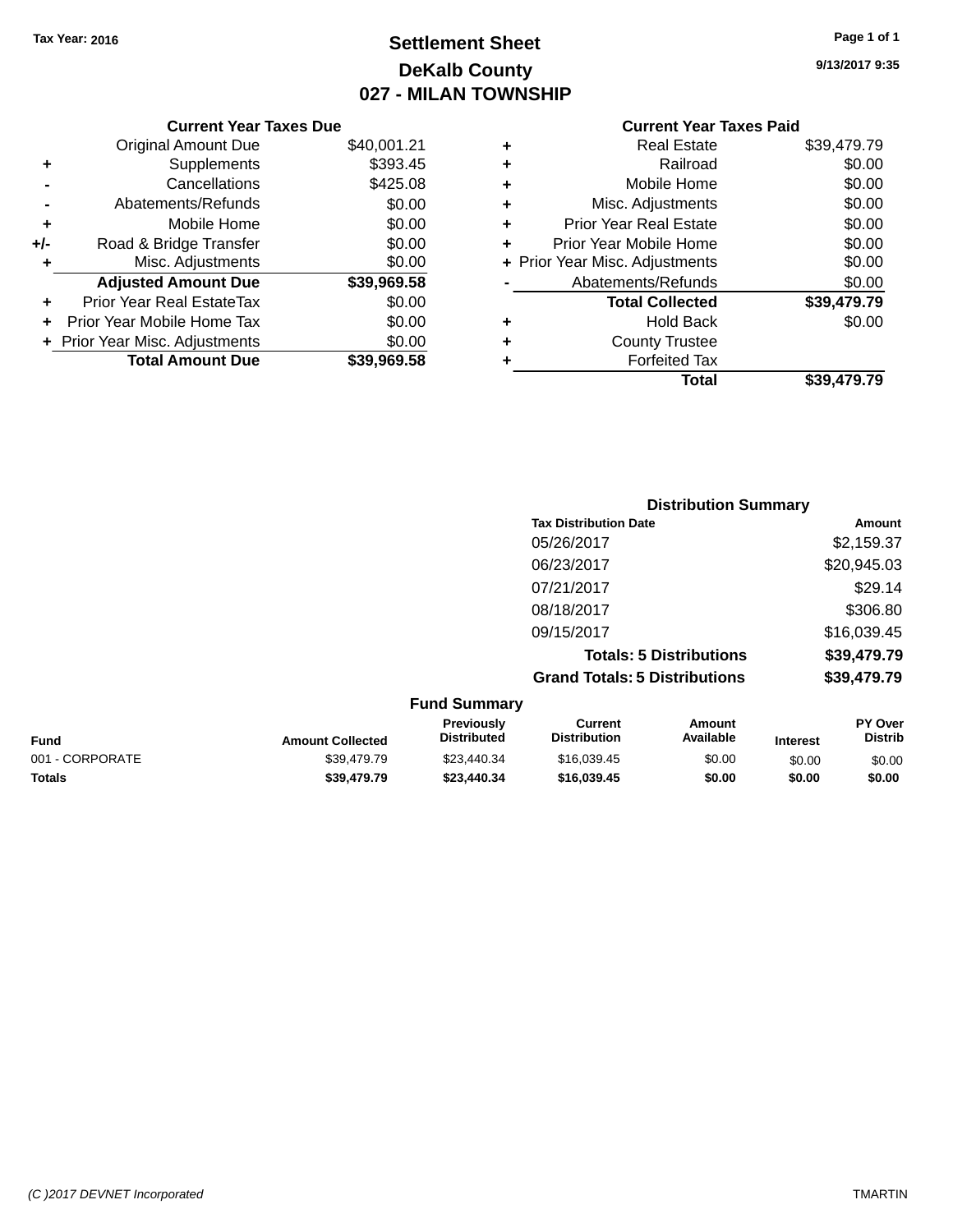Tax Year: 2016

# Settlement Sheet
## DeKalb County
## 027 - MILAN TOWNSHIP

9/13/2017 9:35

### Current Year Taxes Due

| | | |
|---|---|---|
| | Original Amount Due | $40,001.21 |
| + | Supplements | $393.45 |
| - | Cancellations | $425.08 |
| - | Abatements/Refunds | $0.00 |
| + | Mobile Home | $0.00 |
| +/- | Road & Bridge Transfer | $0.00 |
| + | Misc. Adjustments | $0.00 |
| | **Adjusted Amount Due** | **$39,969.58** |
| + | Prior Year Real EstateTax | $0.00 |
| + | Prior Year Mobile Home Tax | $0.00 |
| + | Prior Year Misc. Adjustments | $0.00 |
| | **Total Amount Due** | **$39,969.58** |

### Current Year Taxes Paid

| | | |
|---|---|---|
| + | Real Estate | $39,479.79 |
| + | Railroad | $0.00 |
| + | Mobile Home | $0.00 |
| + | Misc. Adjustments | $0.00 |
| + | Prior Year Real Estate | $0.00 |
| + | Prior Year Mobile Home | $0.00 |
| + | Prior Year Misc. Adjustments | $0.00 |
| - | Abatements/Refunds | $0.00 |
| | **Total Collected** | **$39,479.79** |
| + | Hold Back | $0.00 |
| + | County Trustee | |
| + | Forfeited Tax | |
| | **Total** | **$39,479.79** |

### Distribution Summary

| Tax Distribution Date | Amount |
|---|---|
| 05/26/2017 | $2,159.37 |
| 06/23/2017 | $20,945.03 |
| 07/21/2017 | $29.14 |
| 08/18/2017 | $306.80 |
| 09/15/2017 | $16,039.45 |
| **Totals: 5 Distributions** | **$39,479.79** |
| **Grand Totals: 5 Distributions** | **$39,479.79** |

### Fund Summary

| Fund | Amount Collected | Previously Distributed | Current Distribution | Amount Available | Interest | PY Over Distrib |
|---|---|---|---|---|---|---|
| 001 - CORPORATE | $39,479.79 | $23,440.34 | $16,039.45 | $0.00 | $0.00 | $0.00 |
| **Totals** | **$39,479.79** | **$23,440.34** | **$16,039.45** | **$0.00** | **$0.00** | **$0.00** |

(C )2017 DEVNET Incorporated TMARTIN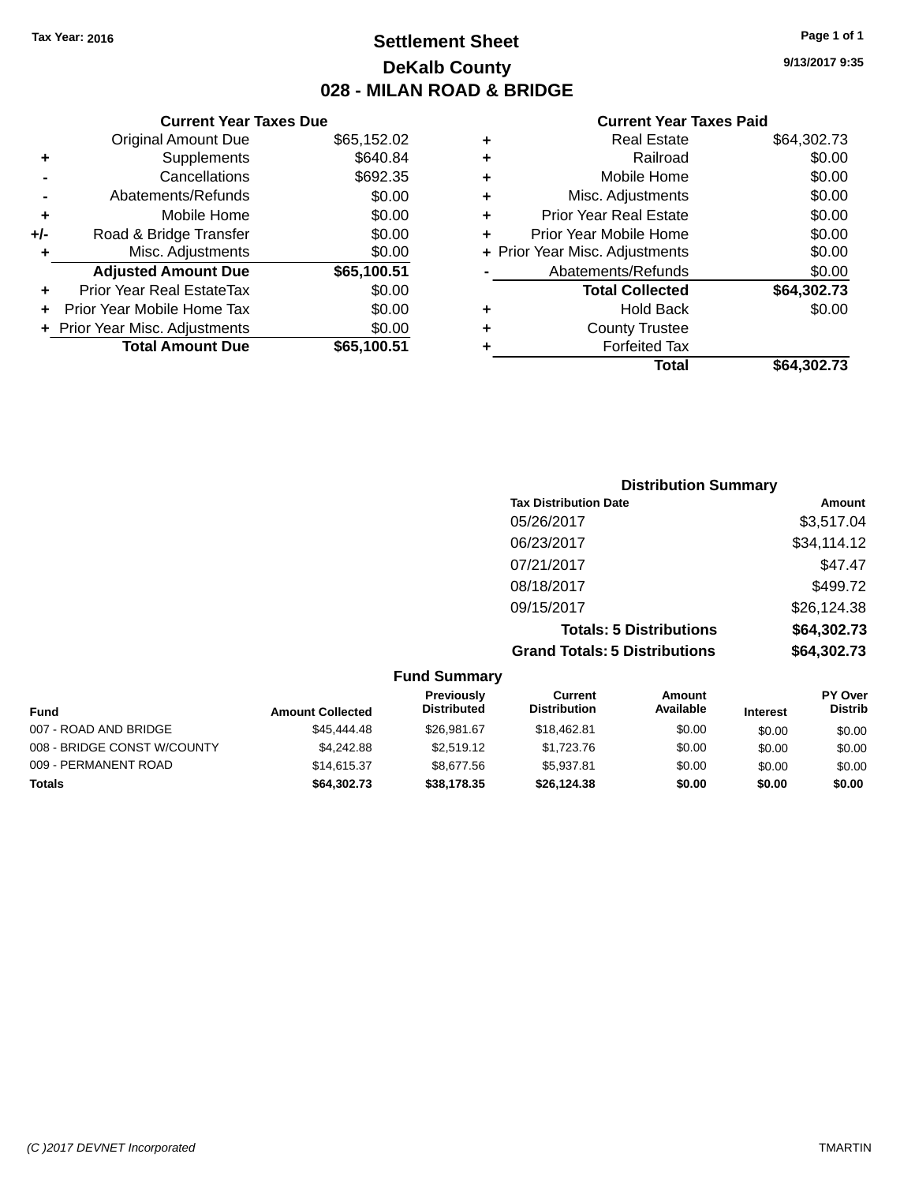Tax Year: 2016

# Settlement Sheet

## DeKalb County

## 028 - MILAN ROAD & BRIDGE

9/13/2017 9:35

| | Current Year Taxes Due | |
|---|---|---|
| | Original Amount Due | $65,152.02 |
| + | Supplements | $640.84 |
| - | Cancellations | $692.35 |
| - | Abatements/Refunds | $0.00 |
| + | Mobile Home | $0.00 |
| +/- | Road & Bridge Transfer | $0.00 |
| + | Misc. Adjustments | $0.00 |
| | **Adjusted Amount Due** | **$65,100.51** |
| + | Prior Year Real EstateTax | $0.00 |
| + | Prior Year Mobile Home Tax | $0.00 |
| + | Prior Year Misc. Adjustments | $0.00 |
| | **Total Amount Due** | **$65,100.51** |

| | Current Year Taxes Paid | |
|---|---|---|
| + | Real Estate | $64,302.73 |
| + | Railroad | $0.00 |
| + | Mobile Home | $0.00 |
| + | Misc. Adjustments | $0.00 |
| + | Prior Year Real Estate | $0.00 |
| + | Prior Year Mobile Home | $0.00 |
| + | Prior Year Misc. Adjustments | $0.00 |
| - | Abatements/Refunds | $0.00 |
| | **Total Collected** | **$64,302.73** |
| + | Hold Back | $0.00 |
| + | County Trustee | |
| + | Forfeited Tax | |
| | **Total** | **$64,302.73** |

### Distribution Summary

| Tax Distribution Date | Amount |
|---|---|
| 05/26/2017 | $3,517.04 |
| 06/23/2017 | $34,114.12 |
| 07/21/2017 | $47.47 |
| 08/18/2017 | $499.72 |
| 09/15/2017 | $26,124.38 |
| **Totals: 5 Distributions** | **$64,302.73** |
| **Grand Totals: 5 Distributions** | **$64,302.73** |

### Fund Summary

| Fund | Amount Collected | Previously Distributed | Current Distribution | Amount Available | Interest | PY Over Distrib |
|---|---|---|---|---|---|---|
| 007 - ROAD AND BRIDGE | $45,444.48 | $26,981.67 | $18,462.81 | $0.00 | $0.00 | $0.00 |
| 008 - BRIDGE CONST W/COUNTY | $4,242.88 | $2,519.12 | $1,723.76 | $0.00 | $0.00 | $0.00 |
| 009 - PERMANENT ROAD | $14,615.37 | $8,677.56 | $5,937.81 | $0.00 | $0.00 | $0.00 |
| **Totals** | **$64,302.73** | **$38,178.35** | **$26,124.38** | **$0.00** | **$0.00** | **$0.00** |

(C )2017 DEVNET Incorporated TMARTIN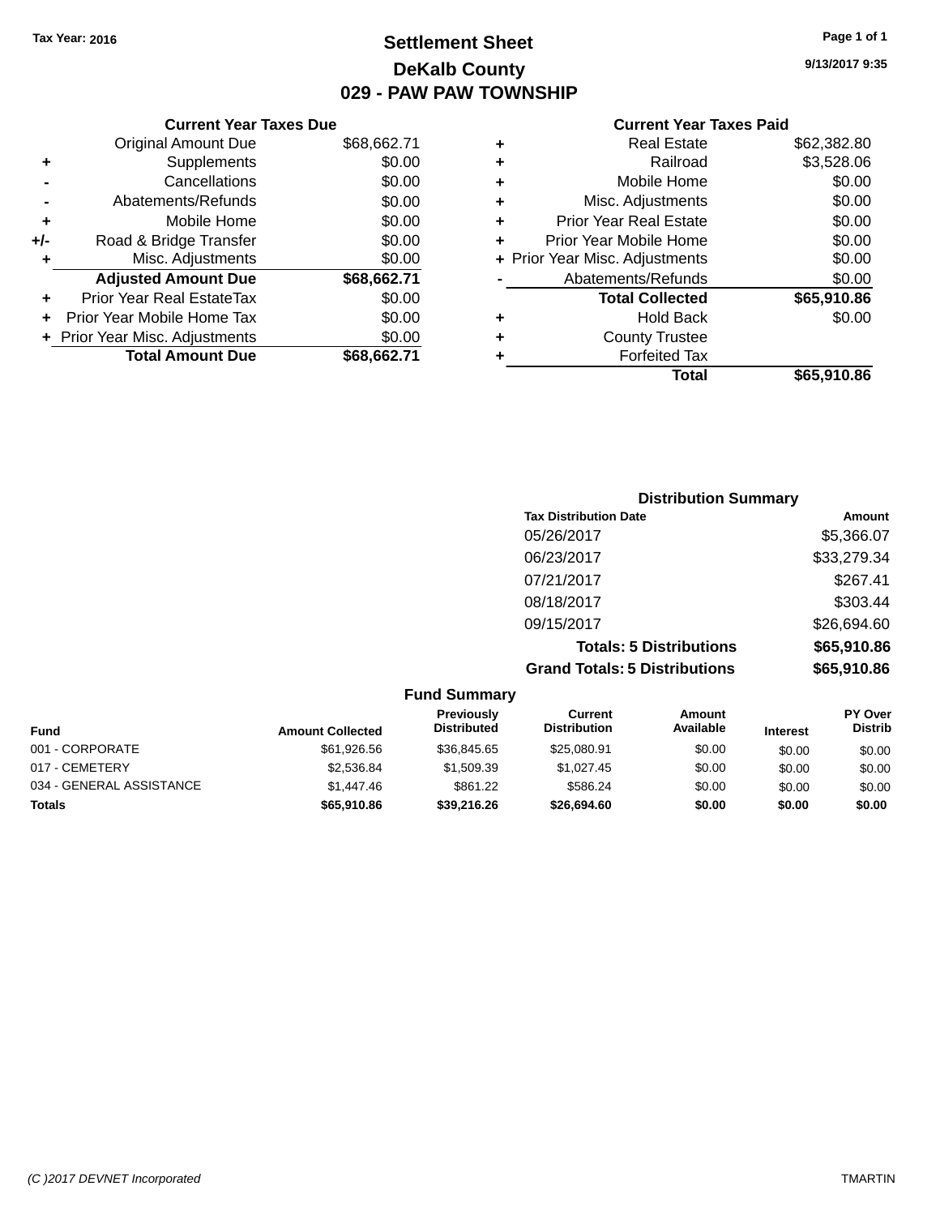Tax Year: 2016

# Settlement Sheet

## DeKalb County

## 029 - PAW PAW TOWNSHIP

9/13/2017 9:35

### Current Year Taxes Due

| | | |
|---|---|---|
| | Original Amount Due | $68,662.71 |
| + | Supplements | $0.00 |
| - | Cancellations | $0.00 |
| - | Abatements/Refunds | $0.00 |
| + | Mobile Home | $0.00 |
| +/- | Road & Bridge Transfer | $0.00 |
| + | Misc. Adjustments | $0.00 |
| | **Adjusted Amount Due** | **$68,662.71** |
| + | Prior Year Real EstateTax | $0.00 |
| + | Prior Year Mobile Home Tax | $0.00 |
| + | Prior Year Misc. Adjustments | $0.00 |
| | **Total Amount Due** | **$68,662.71** |

### Current Year Taxes Paid

| | | |
|---|---|---|
| + | Real Estate | $62,382.80 |
| + | Railroad | $3,528.06 |
| + | Mobile Home | $0.00 |
| + | Misc. Adjustments | $0.00 |
| + | Prior Year Real Estate | $0.00 |
| + | Prior Year Mobile Home | $0.00 |
| + | Prior Year Misc. Adjustments | $0.00 |
| - | Abatements/Refunds | $0.00 |
| | **Total Collected** | **$65,910.86** |
| + | Hold Back | $0.00 |
| + | County Trustee | |
| + | Forfeited Tax | |
| | **Total** | **$65,910.86** |

### Distribution Summary

| Tax Distribution Date | Amount |
|---|---|
| 05/26/2017 | $5,366.07 |
| 06/23/2017 | $33,279.34 |
| 07/21/2017 | $267.41 |
| 08/18/2017 | $303.44 |
| 09/15/2017 | $26,694.60 |
| **Totals: 5 Distributions** | **$65,910.86** |
| **Grand Totals: 5 Distributions** | **$65,910.86** |

### Fund Summary

| Fund | Amount Collected | Previously Distributed | Current Distribution | Amount Available | Interest | PY Over Distrib |
|---|---|---|---|---|---|---|
| 001 - CORPORATE | $61,926.56 | $36,845.65 | $25,080.91 | $0.00 | $0.00 | $0.00 |
| 017 - CEMETERY | $2,536.84 | $1,509.39 | $1,027.45 | $0.00 | $0.00 | $0.00 |
| 034 - GENERAL ASSISTANCE | $1,447.46 | $861.22 | $586.24 | $0.00 | $0.00 | $0.00 |
| **Totals** | **$65,910.86** | **$39,216.26** | **$26,694.60** | **$0.00** | **$0.00** | **$0.00** |

(C )2017 DEVNET Incorporated

TMARTIN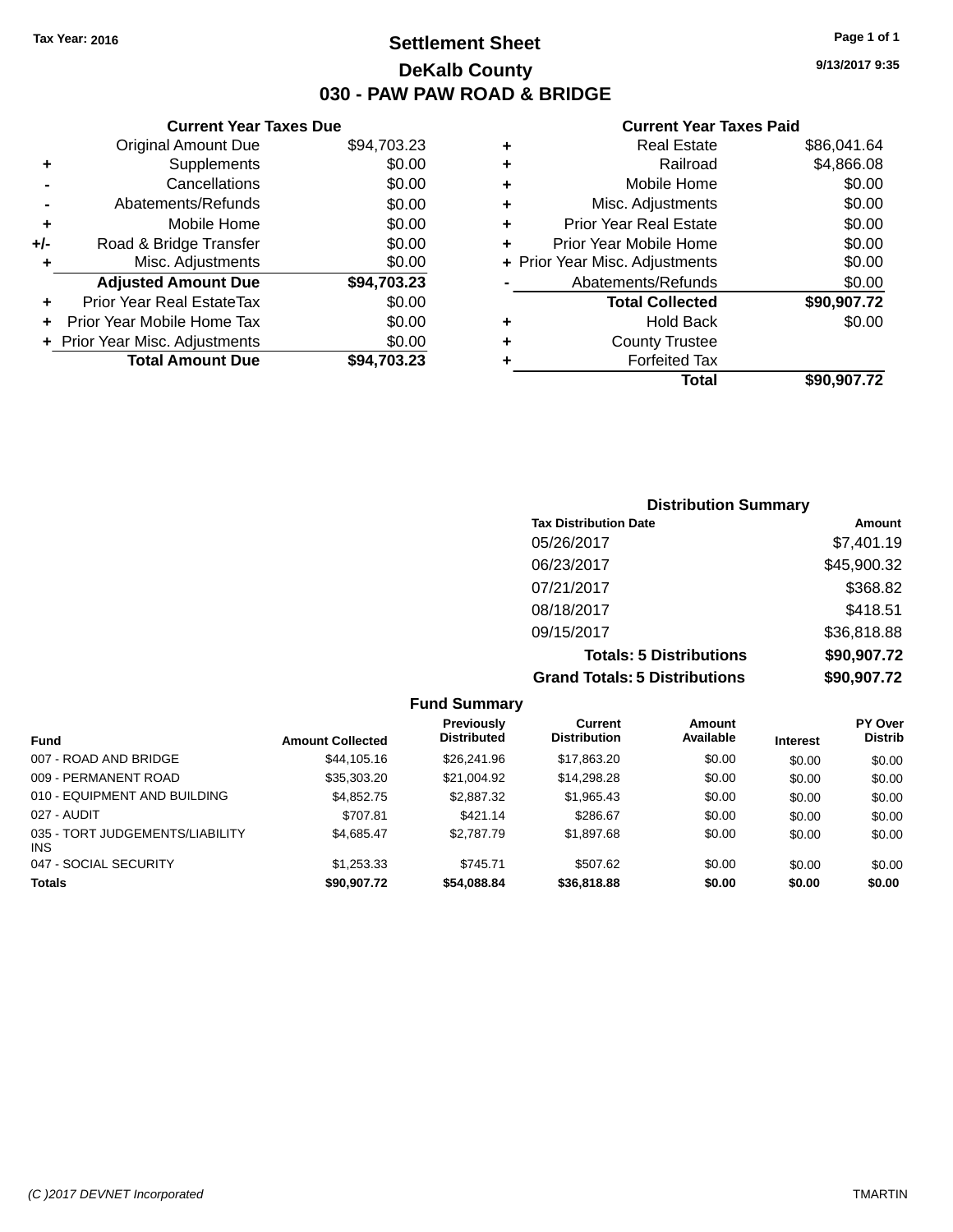Tax Year: 2016

# Settlement Sheet

## DeKalb County

## 030 - PAW PAW ROAD & BRIDGE

9/13/2017 9:35

### Current Year Taxes Due

| | | |
|---|---|---|
| | Original Amount Due | $94,703.23 |
| + | Supplements | $0.00 |
| - | Cancellations | $0.00 |
| - | Abatements/Refunds | $0.00 |
| + | Mobile Home | $0.00 |
| +/- | Road & Bridge Transfer | $0.00 |
| + | Misc. Adjustments | $0.00 |
| | **Adjusted Amount Due** | **$94,703.23** |
| + | Prior Year Real EstateTax | $0.00 |
| + | Prior Year Mobile Home Tax | $0.00 |
| + | Prior Year Misc. Adjustments | $0.00 |
| | **Total Amount Due** | **$94,703.23** |

### Current Year Taxes Paid

| | | |
|---|---|---|
| + | Real Estate | $86,041.64 |
| + | Railroad | $4,866.08 |
| + | Mobile Home | $0.00 |
| + | Misc. Adjustments | $0.00 |
| + | Prior Year Real Estate | $0.00 |
| + | Prior Year Mobile Home | $0.00 |
| + | Prior Year Misc. Adjustments | $0.00 |
| - | Abatements/Refunds | $0.00 |
| | **Total Collected** | **$90,907.72** |
| + | Hold Back | $0.00 |
| + | County Trustee | |
| + | Forfeited Tax | |
| | **Total** | **$90,907.72** |

### Distribution Summary

| Tax Distribution Date | Amount |
|---|---|
| 05/26/2017 | $7,401.19 |
| 06/23/2017 | $45,900.32 |
| 07/21/2017 | $368.82 |
| 08/18/2017 | $418.51 |
| 09/15/2017 | $36,818.88 |
| **Totals: 5 Distributions** | **$90,907.72** |
| **Grand Totals: 5 Distributions** | **$90,907.72** |

### Fund Summary

| Fund | Amount Collected | Previously Distributed | Current Distribution | Amount Available | Interest | PY Over Distrib |
|---|---|---|---|---|---|---|
| 007 - ROAD AND BRIDGE | $44,105.16 | $26,241.96 | $17,863.20 | $0.00 | $0.00 | $0.00 |
| 009 - PERMANENT ROAD | $35,303.20 | $21,004.92 | $14,298.28 | $0.00 | $0.00 | $0.00 |
| 010 - EQUIPMENT AND BUILDING | $4,852.75 | $2,887.32 | $1,965.43 | $0.00 | $0.00 | $0.00 |
| 027 - AUDIT | $707.81 | $421.14 | $286.67 | $0.00 | $0.00 | $0.00 |
| 035 - TORT JUDGEMENTS/LIABILITY INS | $4,685.47 | $2,787.79 | $1,897.68 | $0.00 | $0.00 | $0.00 |
| 047 - SOCIAL SECURITY | $1,253.33 | $745.71 | $507.62 | $0.00 | $0.00 | $0.00 |
| **Totals** | **$90,907.72** | **$54,088.84** | **$36,818.88** | **$0.00** | **$0.00** | **$0.00** |

(C )2017 DEVNET Incorporated TMARTIN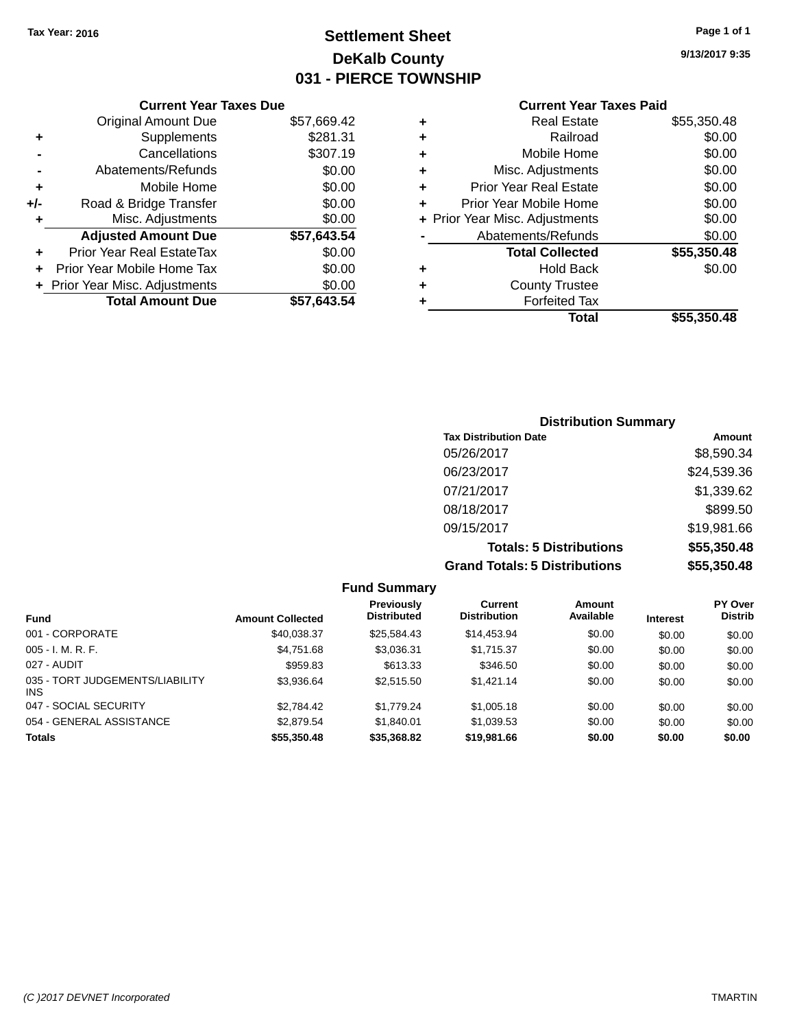Tax Year: 2016

# Settlement Sheet

## DeKalb County

## 031 - PIERCE TOWNSHIP

9/13/2017 9:35

### Current Year Taxes Due

| | | |
|---|---|---|
| | Original Amount Due | $57,669.42 |
| + | Supplements | $281.31 |
| - | Cancellations | $307.19 |
| - | Abatements/Refunds | $0.00 |
| + | Mobile Home | $0.00 |
| +/- | Road & Bridge Transfer | $0.00 |
| + | Misc. Adjustments | $0.00 |
| | **Adjusted Amount Due** | **$57,643.54** |
| + | Prior Year Real EstateTax | $0.00 |
| + | Prior Year Mobile Home Tax | $0.00 |
| + | Prior Year Misc. Adjustments | $0.00 |
| | **Total Amount Due** | **$57,643.54** |

### Current Year Taxes Paid

| | | |
|---|---|---|
| + | Real Estate | $55,350.48 |
| + | Railroad | $0.00 |
| + | Mobile Home | $0.00 |
| + | Misc. Adjustments | $0.00 |
| + | Prior Year Real Estate | $0.00 |
| + | Prior Year Mobile Home | $0.00 |
| + | Prior Year Misc. Adjustments | $0.00 |
| - | Abatements/Refunds | $0.00 |
| | **Total Collected** | **$55,350.48** |
| + | Hold Back | $0.00 |
| + | County Trustee | |
| + | Forfeited Tax | |
| | **Total** | **$55,350.48** |

### Distribution Summary

| Tax Distribution Date | Amount |
|---|---|
| 05/26/2017 | $8,590.34 |
| 06/23/2017 | $24,539.36 |
| 07/21/2017 | $1,339.62 |
| 08/18/2017 | $899.50 |
| 09/15/2017 | $19,981.66 |
| **Totals: 5 Distributions** | **$55,350.48** |
| **Grand Totals: 5 Distributions** | **$55,350.48** |

### Fund Summary

| Fund | Amount Collected | Previously Distributed | Current Distribution | Amount Available | Interest | PY Over Distrib |
|---|---|---|---|---|---|---|
| 001 - CORPORATE | $40,038.37 | $25,584.43 | $14,453.94 | $0.00 | $0.00 | $0.00 |
| 005 - I. M. R. F. | $4,751.68 | $3,036.31 | $1,715.37 | $0.00 | $0.00 | $0.00 |
| 027 - AUDIT | $959.83 | $613.33 | $346.50 | $0.00 | $0.00 | $0.00 |
| 035 - TORT JUDGEMENTS/LIABILITY INS | $3,936.64 | $2,515.50 | $1,421.14 | $0.00 | $0.00 | $0.00 |
| 047 - SOCIAL SECURITY | $2,784.42 | $1,779.24 | $1,005.18 | $0.00 | $0.00 | $0.00 |
| 054 - GENERAL ASSISTANCE | $2,879.54 | $1,840.01 | $1,039.53 | $0.00 | $0.00 | $0.00 |
| **Totals** | **$55,350.48** | **$35,368.82** | **$19,981.66** | **$0.00** | **$0.00** | **$0.00** |

(C )2017 DEVNET Incorporated TMARTIN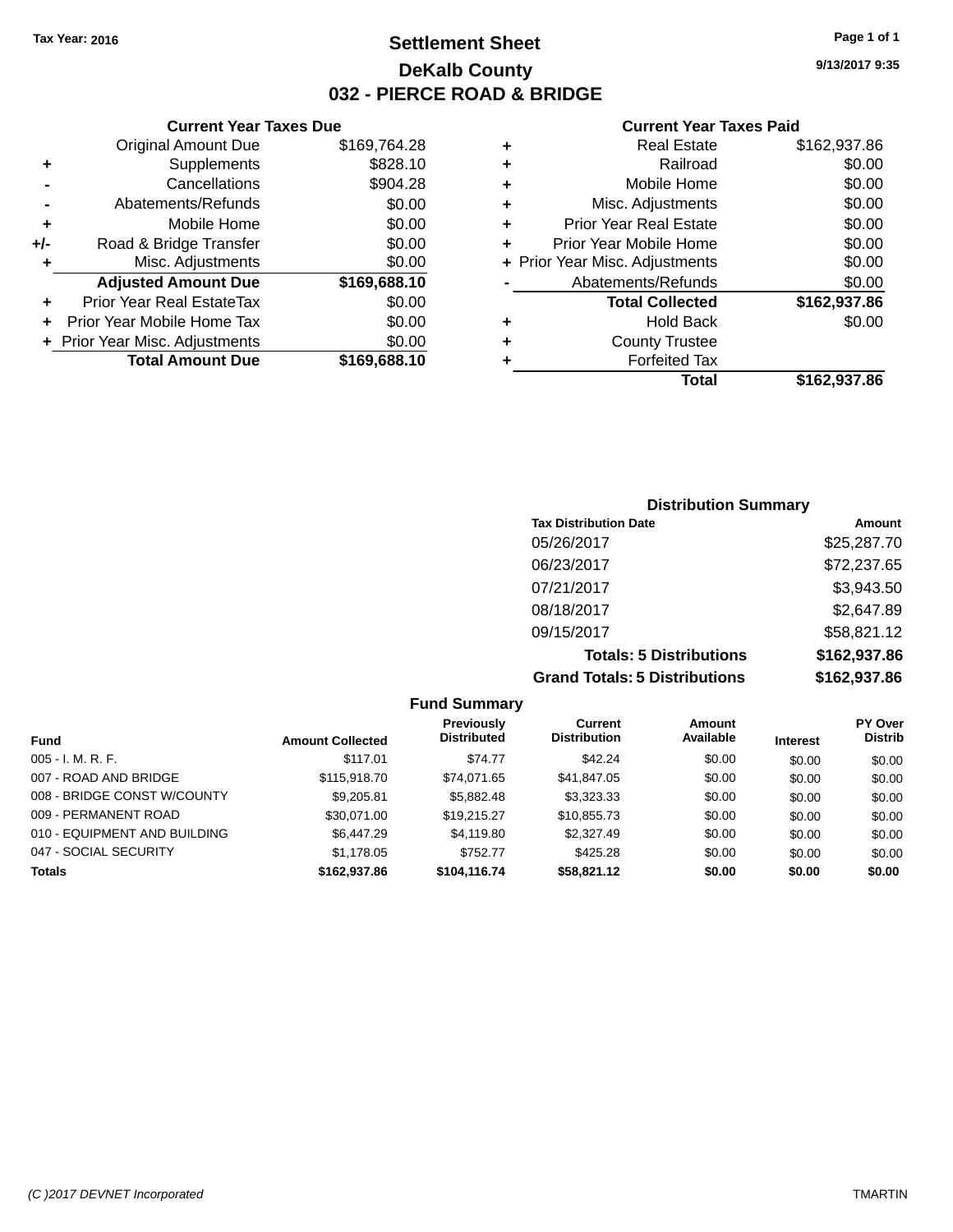Tax Year: 2016

# Settlement Sheet

## DeKalb County

## 032 - PIERCE ROAD & BRIDGE

9/13/2017 9:35

### Current Year Taxes Due

| | | |
|---|---|---|
| | Original Amount Due | $169,764.28 |
| + | Supplements | $828.10 |
| - | Cancellations | $904.28 |
| - | Abatements/Refunds | $0.00 |
| + | Mobile Home | $0.00 |
| +/- | Road & Bridge Transfer | $0.00 |
| + | Misc. Adjustments | $0.00 |
| | **Adjusted Amount Due** | **$169,688.10** |
| + | Prior Year Real EstateTax | $0.00 |
| + | Prior Year Mobile Home Tax | $0.00 |
| + | Prior Year Misc. Adjustments | $0.00 |
| | **Total Amount Due** | **$169,688.10** |

### Current Year Taxes Paid

| | | |
|---|---|---|
| + | Real Estate | $162,937.86 |
| + | Railroad | $0.00 |
| + | Mobile Home | $0.00 |
| + | Misc. Adjustments | $0.00 |
| + | Prior Year Real Estate | $0.00 |
| + | Prior Year Mobile Home | $0.00 |
| + | Prior Year Misc. Adjustments | $0.00 |
| - | Abatements/Refunds | $0.00 |
| | **Total Collected** | **$162,937.86** |
| + | Hold Back | $0.00 |
| + | County Trustee | |
| + | Forfeited Tax | |
| | **Total** | **$162,937.86** |

### Distribution Summary

| Tax Distribution Date | Amount |
|---|---|
| 05/26/2017 | $25,287.70 |
| 06/23/2017 | $72,237.65 |
| 07/21/2017 | $3,943.50 |
| 08/18/2017 | $2,647.89 |
| 09/15/2017 | $58,821.12 |
| **Totals: 5 Distributions** | **$162,937.86** |
| **Grand Totals: 5 Distributions** | **$162,937.86** |

### Fund Summary

| Fund | Amount Collected | Previously Distributed | Current Distribution | Amount Available | Interest | PY Over Distrib |
|---|---|---|---|---|---|---|
| 005 - I. M. R. F. | $117.01 | $74.77 | $42.24 | $0.00 | $0.00 | $0.00 |
| 007 - ROAD AND BRIDGE | $115,918.70 | $74,071.65 | $41,847.05 | $0.00 | $0.00 | $0.00 |
| 008 - BRIDGE CONST W/COUNTY | $9,205.81 | $5,882.48 | $3,323.33 | $0.00 | $0.00 | $0.00 |
| 009 - PERMANENT ROAD | $30,071.00 | $19,215.27 | $10,855.73 | $0.00 | $0.00 | $0.00 |
| 010 - EQUIPMENT AND BUILDING | $6,447.29 | $4,119.80 | $2,327.49 | $0.00 | $0.00 | $0.00 |
| 047 - SOCIAL SECURITY | $1,178.05 | $752.77 | $425.28 | $0.00 | $0.00 | $0.00 |
| **Totals** | **$162,937.86** | **$104,116.74** | **$58,821.12** | **$0.00** | **$0.00** | **$0.00** |

(C )2017 DEVNET Incorporated TMARTIN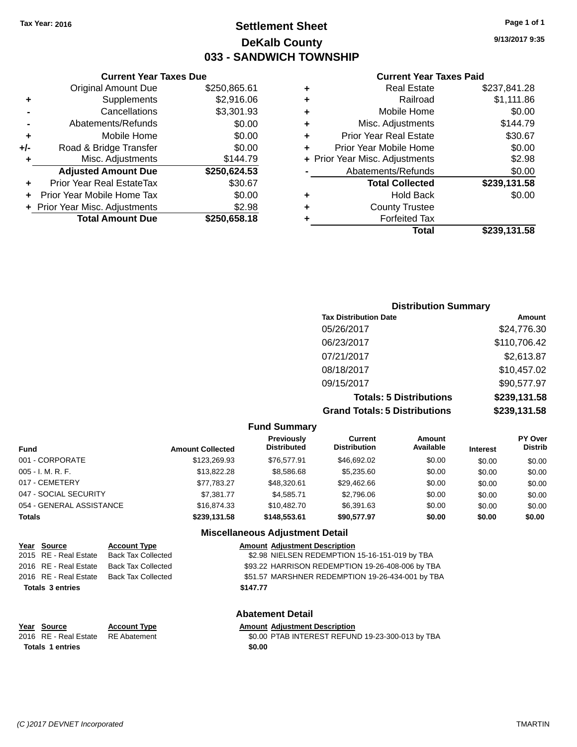Tax Year: 2016

# Settlement Sheet

## DeKalb County

## 033 - SANDWICH TOWNSHIP

9/13/2017 9:35

### Current Year Taxes Due

| | | |
|---|---|---|
| | Original Amount Due | $250,865.61 |
| + | Supplements | $2,916.06 |
| - | Cancellations | $3,301.93 |
| - | Abatements/Refunds | $0.00 |
| + | Mobile Home | $0.00 |
| +/- | Road & Bridge Transfer | $0.00 |
| + | Misc. Adjustments | $144.79 |
| | **Adjusted Amount Due** | **$250,624.53** |
| + | Prior Year Real EstateTax | $30.67 |
| + | Prior Year Mobile Home Tax | $0.00 |
| + | Prior Year Misc. Adjustments | $2.98 |
| | **Total Amount Due** | **$250,658.18** |

### Current Year Taxes Paid

| | | |
|---|---|---|
| + | Real Estate | $237,841.28 |
| + | Railroad | $1,111.86 |
| + | Mobile Home | $0.00 |
| + | Misc. Adjustments | $144.79 |
| + | Prior Year Real Estate | $30.67 |
| + | Prior Year Mobile Home | $0.00 |
| + | Prior Year Misc. Adjustments | $2.98 |
| - | Abatements/Refunds | $0.00 |
| | **Total Collected** | **$239,131.58** |
| + | Hold Back | $0.00 |
| + | County Trustee | |
| + | Forfeited Tax | |
| | **Total** | **$239,131.58** |

### Distribution Summary

| Tax Distribution Date | Amount |
|---|---|
| 05/26/2017 | $24,776.30 |
| 06/23/2017 | $110,706.42 |
| 07/21/2017 | $2,613.87 |
| 08/18/2017 | $10,457.02 |
| 09/15/2017 | $90,577.97 |
| **Totals: 5 Distributions** | **$239,131.58** |
| **Grand Totals: 5 Distributions** | **$239,131.58** |

### Fund Summary

| Fund | Amount Collected | Previously Distributed | Current Distribution | Amount Available | Interest | PY Over Distrib |
|---|---|---|---|---|---|---|
| 001 - CORPORATE | $123,269.93 | $76,577.91 | $46,692.02 | $0.00 | $0.00 | $0.00 |
| 005 - I. M. R. F. | $13,822.28 | $8,586.68 | $5,235.60 | $0.00 | $0.00 | $0.00 |
| 017 - CEMETERY | $77,783.27 | $48,320.61 | $29,462.66 | $0.00 | $0.00 | $0.00 |
| 047 - SOCIAL SECURITY | $7,381.77 | $4,585.71 | $2,796.06 | $0.00 | $0.00 | $0.00 |
| 054 - GENERAL ASSISTANCE | $16,874.33 | $10,482.70 | $6,391.63 | $0.00 | $0.00 | $0.00 |
| **Totals** | **$239,131.58** | **$148,553.61** | **$90,577.97** | **$0.00** | **$0.00** | **$0.00** |

### Miscellaneous Adjustment Detail

| Year | Source | Account Type | Amount | Adjustment Description |
|---|---|---|---|---|
| 2015 | RE - Real Estate | Back Tax Collected | $2.98 | NIELSEN REDEMPTION 15-16-151-019 by TBA |
| 2016 | RE - Real Estate | Back Tax Collected | $93.22 | HARRISON REDEMPTION 19-26-408-006 by TBA |
| 2016 | RE - Real Estate | Back Tax Collected | $51.57 | MARSHNER REDEMPTION 19-26-434-001 by TBA |
| **Totals 3 entries** | | | **$147.77** | |

### Abatement Detail

| Year | Source | Account Type | Amount | Adjustment Description |
|---|---|---|---|---|
| 2016 | RE - Real Estate | RE Abatement | $0.00 | PTAB INTEREST REFUND 19-23-300-013 by TBA |
| **Totals 1 entries** | | | **$0.00** | |

(C )2017 DEVNET Incorporated

TMARTIN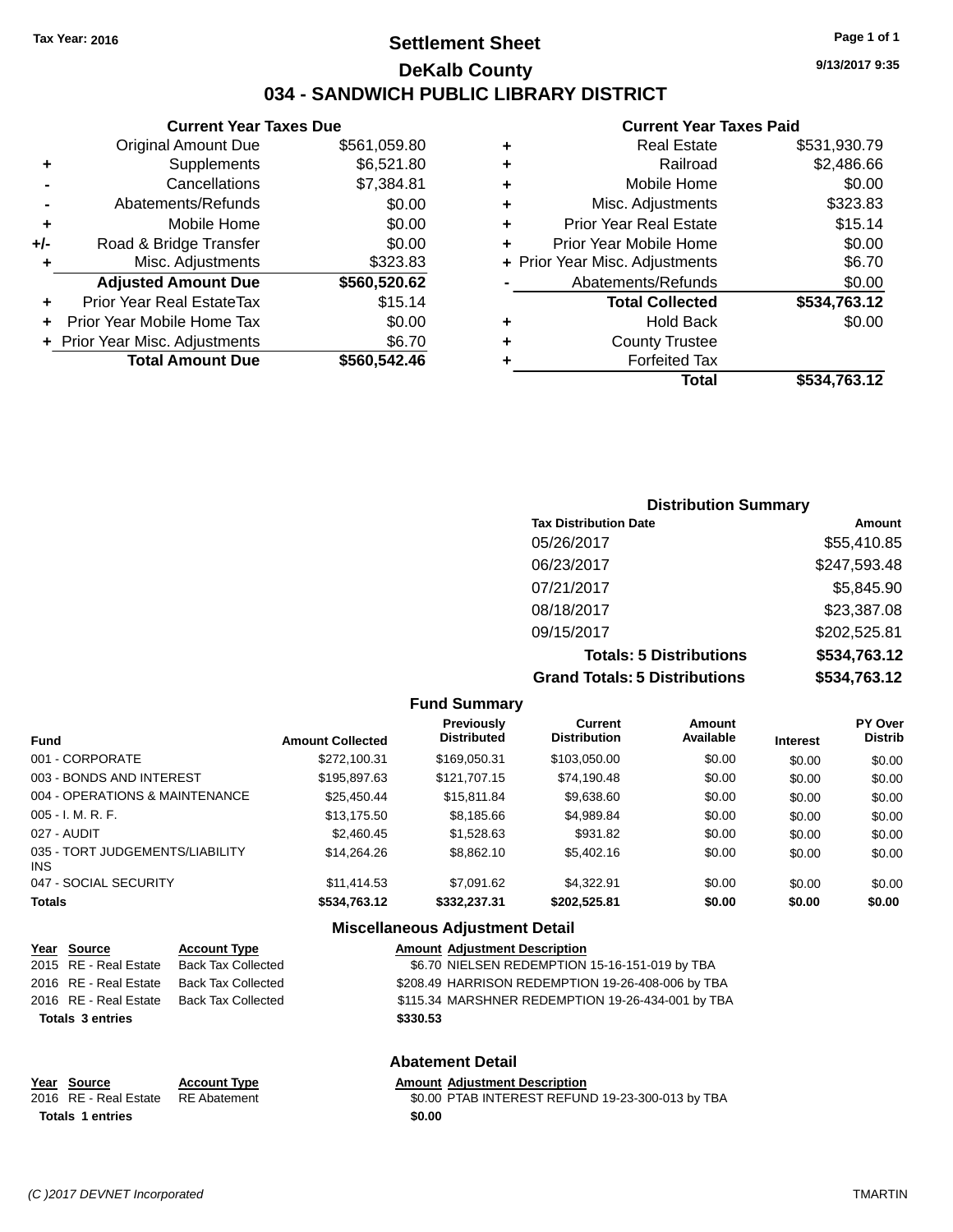Tax Year: 2016

# Settlement Sheet

## DeKalb County

## 034 - SANDWICH PUBLIC LIBRARY DISTRICT

9/13/2017 9:35

### Current Year Taxes Due

| | | |
|---|---|---|
| | Original Amount Due | $561,059.80 |
| + | Supplements | $6,521.80 |
| - | Cancellations | $7,384.81 |
| - | Abatements/Refunds | $0.00 |
| + | Mobile Home | $0.00 |
| +/- | Road & Bridge Transfer | $0.00 |
| + | Misc. Adjustments | $323.83 |
| | **Adjusted Amount Due** | **$560,520.62** |
| + | Prior Year Real EstateTax | $15.14 |
| + | Prior Year Mobile Home Tax | $0.00 |
| + | Prior Year Misc. Adjustments | $6.70 |
| | **Total Amount Due** | **$560,542.46** |

### Current Year Taxes Paid

| | | |
|---|---|---|
| + | Real Estate | $531,930.79 |
| + | Railroad | $2,486.66 |
| + | Mobile Home | $0.00 |
| + | Misc. Adjustments | $323.83 |
| + | Prior Year Real Estate | $15.14 |
| + | Prior Year Mobile Home | $0.00 |
| + | Prior Year Misc. Adjustments | $6.70 |
| - | Abatements/Refunds | $0.00 |
| | **Total Collected** | **$534,763.12** |
| + | Hold Back | $0.00 |
| + | County Trustee | |
| + | Forfeited Tax | |
| | **Total** | **$534,763.12** |

### Distribution Summary

| Tax Distribution Date | Amount |
|---|---|
| 05/26/2017 | $55,410.85 |
| 06/23/2017 | $247,593.48 |
| 07/21/2017 | $5,845.90 |
| 08/18/2017 | $23,387.08 |
| 09/15/2017 | $202,525.81 |
| **Totals: 5 Distributions** | **$534,763.12** |
| **Grand Totals: 5 Distributions** | **$534,763.12** |

### Fund Summary

| Fund | Amount Collected | Previously Distributed | Current Distribution | Amount Available | Interest | PY Over Distrib |
|---|---|---|---|---|---|---|
| 001 - CORPORATE | $272,100.31 | $169,050.31 | $103,050.00 | $0.00 | $0.00 | $0.00 |
| 003 - BONDS AND INTEREST | $195,897.63 | $121,707.15 | $74,190.48 | $0.00 | $0.00 | $0.00 |
| 004 - OPERATIONS & MAINTENANCE | $25,450.44 | $15,811.84 | $9,638.60 | $0.00 | $0.00 | $0.00 |
| 005 - I. M. R. F. | $13,175.50 | $8,185.66 | $4,989.84 | $0.00 | $0.00 | $0.00 |
| 027 - AUDIT | $2,460.45 | $1,528.63 | $931.82 | $0.00 | $0.00 | $0.00 |
| 035 - TORT JUDGEMENTS/LIABILITY INS | $14,264.26 | $8,862.10 | $5,402.16 | $0.00 | $0.00 | $0.00 |
| 047 - SOCIAL SECURITY | $11,414.53 | $7,091.62 | $4,322.91 | $0.00 | $0.00 | $0.00 |
| **Totals** | **$534,763.12** | **$332,237.31** | **$202,525.81** | **$0.00** | **$0.00** | **$0.00** |

### Miscellaneous Adjustment Detail

| Year | Source | Account Type | Amount | Adjustment Description |
|---|---|---|---|---|
| 2015 | RE - Real Estate | Back Tax Collected | $6.70 | NIELSEN REDEMPTION 15-16-151-019 by TBA |
| 2016 | RE - Real Estate | Back Tax Collected | $208.49 | HARRISON REDEMPTION 19-26-408-006 by TBA |
| 2016 | RE - Real Estate | Back Tax Collected | $115.34 | MARSHNER REDEMPTION 19-26-434-001 by TBA |
| **Totals 3 entries** | | | **$330.53** | |

### Abatement Detail

| Year | Source | Account Type | Amount | Adjustment Description |
|---|---|---|---|---|
| 2016 | RE - Real Estate | RE Abatement | $0.00 | PTAB INTEREST REFUND 19-23-300-013 by TBA |
| **Totals 1 entries** | | | **$0.00** | |

(C )2017 DEVNET Incorporated TMARTIN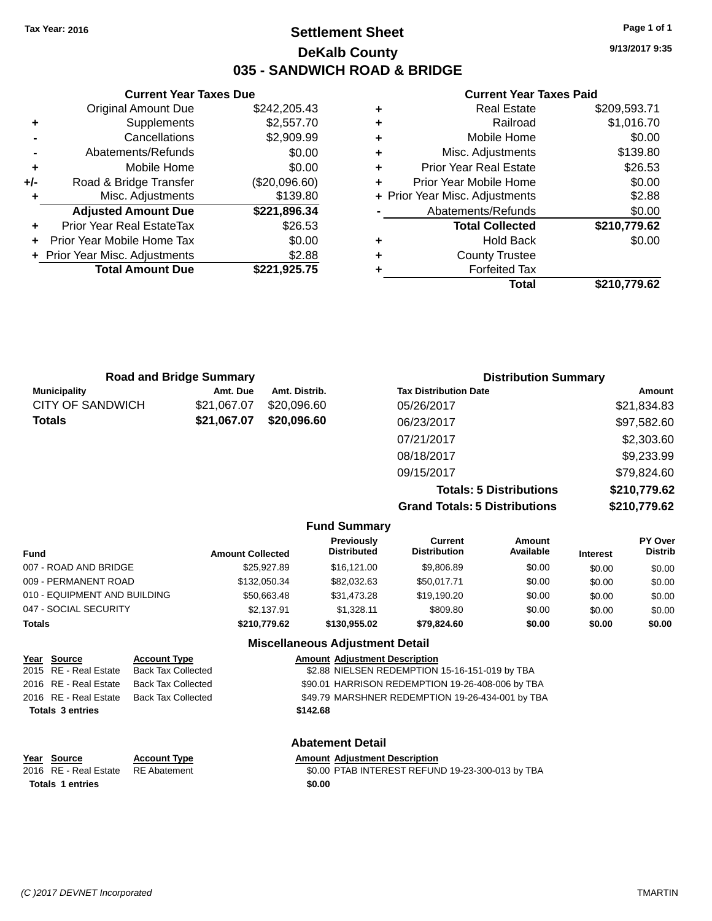Tax Year: 2016

# Settlement Sheet

## DeKalb County

## 035 - SANDWICH ROAD & BRIDGE

9/13/2017 9:35

### Current Year Taxes Due

| | | |
|---|---|---|
| | Original Amount Due | $242,205.43 |
| + | Supplements | $2,557.70 |
| - | Cancellations | $2,909.99 |
| - | Abatements/Refunds | $0.00 |
| + | Mobile Home | $0.00 |
| +/- | Road & Bridge Transfer | ($20,096.60) |
| + | Misc. Adjustments | $139.80 |
| | **Adjusted Amount Due** | **$221,896.34** |
| + | Prior Year Real EstateTax | $26.53 |
| + | Prior Year Mobile Home Tax | $0.00 |
| + | Prior Year Misc. Adjustments | $2.88 |
| | **Total Amount Due** | **$221,925.75** |

### Current Year Taxes Paid

| | | |
|---|---|---|
| + | Real Estate | $209,593.71 |
| + | Railroad | $1,016.70 |
| + | Mobile Home | $0.00 |
| + | Misc. Adjustments | $139.80 |
| + | Prior Year Real Estate | $26.53 |
| + | Prior Year Mobile Home | $0.00 |
| + | Prior Year Misc. Adjustments | $2.88 |
| - | Abatements/Refunds | $0.00 |
| | **Total Collected** | **$210,779.62** |
| + | Hold Back | $0.00 |
| + | County Trustee | |
| + | Forfeited Tax | |
| | **Total** | **$210,779.62** |

### Road and Bridge Summary

| Municipality | Amt. Due | Amt. Distrib. |
|---|---|---|
| CITY OF SANDWICH | $21,067.07 | $20,096.60 |
| **Totals** | **$21,067.07** | **$20,096.60** |

### Distribution Summary

| Tax Distribution Date | Amount |
|---|---|
| 05/26/2017 | $21,834.83 |
| 06/23/2017 | $97,582.60 |
| 07/21/2017 | $2,303.60 |
| 08/18/2017 | $9,233.99 |
| 09/15/2017 | $79,824.60 |
| **Totals: 5 Distributions** | **$210,779.62** |
| **Grand Totals: 5 Distributions** | **$210,779.62** |

### Fund Summary

| Fund | Amount Collected | Previously Distributed | Current Distribution | Amount Available | Interest | PY Over Distrib |
|---|---|---|---|---|---|---|
| 007 - ROAD AND BRIDGE | $25,927.89 | $16,121.00 | $9,806.89 | $0.00 | $0.00 | $0.00 |
| 009 - PERMANENT ROAD | $132,050.34 | $82,032.63 | $50,017.71 | $0.00 | $0.00 | $0.00 |
| 010 - EQUIPMENT AND BUILDING | $50,663.48 | $31,473.28 | $19,190.20 | $0.00 | $0.00 | $0.00 |
| 047 - SOCIAL SECURITY | $2,137.91 | $1,328.11 | $809.80 | $0.00 | $0.00 | $0.00 |
| **Totals** | **$210,779.62** | **$130,955.02** | **$79,824.60** | **$0.00** | **$0.00** | **$0.00** |

### Miscellaneous Adjustment Detail

| Year | Source | Account Type | Amount | Adjustment Description |
|---|---|---|---|---|
| 2015 | RE - Real Estate | Back Tax Collected | $2.88 | NIELSEN REDEMPTION 15-16-151-019 by TBA |
| 2016 | RE - Real Estate | Back Tax Collected | $90.01 | HARRISON REDEMPTION 19-26-408-006 by TBA |
| 2016 | RE - Real Estate | Back Tax Collected | $49.79 | MARSHNER REDEMPTION 19-26-434-001 by TBA |
| **Totals 3 entries** | | | **$142.68** | |

### Abatement Detail

| Year | Source | Account Type | Amount | Adjustment Description |
|---|---|---|---|---|
| 2016 | RE - Real Estate | RE Abatement | $0.00 | PTAB INTEREST REFUND 19-23-300-013 by TBA |
| **Totals 1 entries** | | | **$0.00** | |

(C )2017 DEVNET Incorporated TMARTIN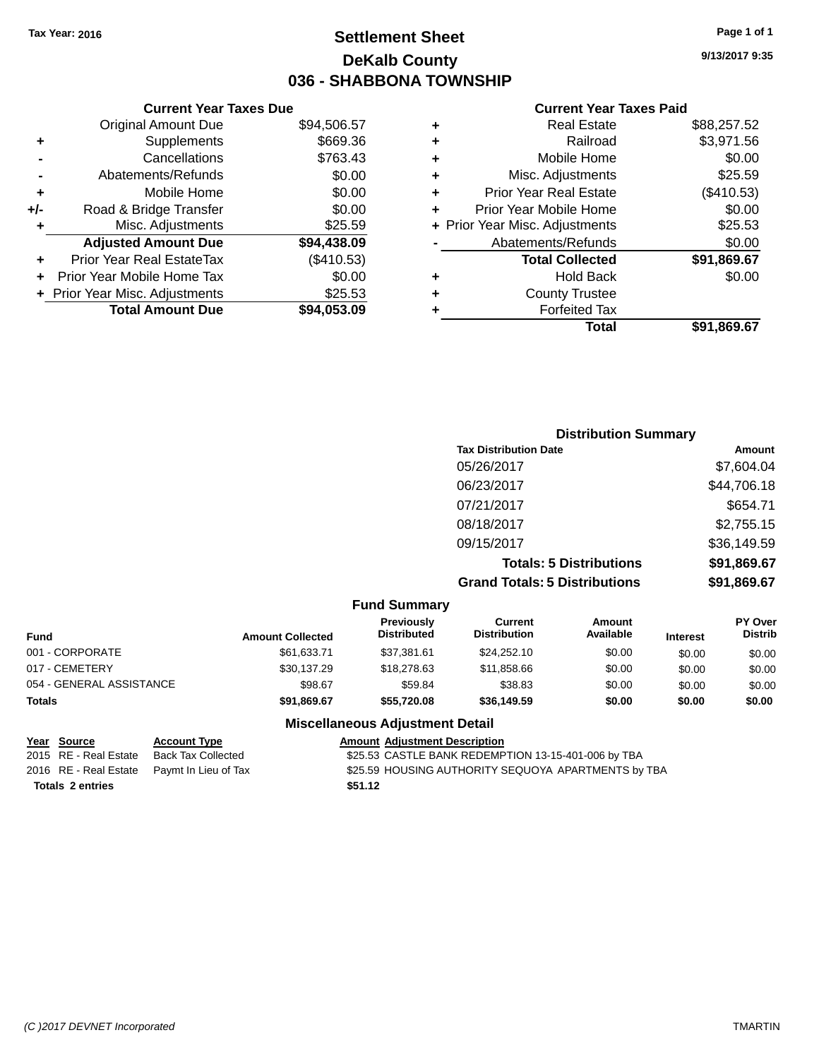Tax Year: 2016

# Settlement Sheet
## DeKalb County
## 036 - SHABBONA TOWNSHIP

9/13/2017 9:35

### Current Year Taxes Due

| | | |
|---|---|---|
| | Original Amount Due | $94,506.57 |
| + | Supplements | $669.36 |
| - | Cancellations | $763.43 |
| - | Abatements/Refunds | $0.00 |
| + | Mobile Home | $0.00 |
| +/- | Road & Bridge Transfer | $0.00 |
| + | Misc. Adjustments | $25.59 |
| | **Adjusted Amount Due** | **$94,438.09** |
| + | Prior Year Real EstateTax | ($410.53) |
| + | Prior Year Mobile Home Tax | $0.00 |
| + | Prior Year Misc. Adjustments | $25.53 |
| | **Total Amount Due** | **$94,053.09** |

### Current Year Taxes Paid

| | | |
|---|---|---|
| + | Real Estate | $88,257.52 |
| + | Railroad | $3,971.56 |
| + | Mobile Home | $0.00 |
| + | Misc. Adjustments | $25.59 |
| + | Prior Year Real Estate | ($410.53) |
| + | Prior Year Mobile Home | $0.00 |
| + | Prior Year Misc. Adjustments | $25.53 |
| - | Abatements/Refunds | $0.00 |
| | **Total Collected** | **$91,869.67** |
| + | Hold Back | $0.00 |
| + | County Trustee | |
| + | Forfeited Tax | |
| | **Total** | **$91,869.67** |

### Distribution Summary

| Tax Distribution Date | Amount |
|---|---|
| 05/26/2017 | $7,604.04 |
| 06/23/2017 | $44,706.18 |
| 07/21/2017 | $654.71 |
| 08/18/2017 | $2,755.15 |
| 09/15/2017 | $36,149.59 |
| **Totals: 5 Distributions** | **$91,869.67** |
| **Grand Totals: 5 Distributions** | **$91,869.67** |

### Fund Summary

| Fund | Amount Collected | Previously Distributed | Current Distribution | Amount Available | Interest | PY Over Distrib |
|---|---|---|---|---|---|---|
| 001 - CORPORATE | $61,633.71 | $37,381.61 | $24,252.10 | $0.00 | $0.00 | $0.00 |
| 017 - CEMETERY | $30,137.29 | $18,278.63 | $11,858.66 | $0.00 | $0.00 | $0.00 |
| 054 - GENERAL ASSISTANCE | $98.67 | $59.84 | $38.83 | $0.00 | $0.00 | $0.00 |
| **Totals** | **$91,869.67** | **$55,720.08** | **$36,149.59** | **$0.00** | **$0.00** | **$0.00** |

### Miscellaneous Adjustment Detail

| Year | Source | Account Type | Amount | Adjustment Description |
|---|---|---|---|---|
| 2015 | RE - Real Estate | Back Tax Collected | $25.53 | CASTLE BANK REDEMPTION 13-15-401-006 by TBA |
| 2016 | RE - Real Estate | Paymt In Lieu of Tax | $25.59 | HOUSING AUTHORITY SEQUOYA APARTMENTS by TBA |
| **Totals** | **2 entries** | | **$51.12** | |

(C )2017 DEVNET Incorporated TMARTIN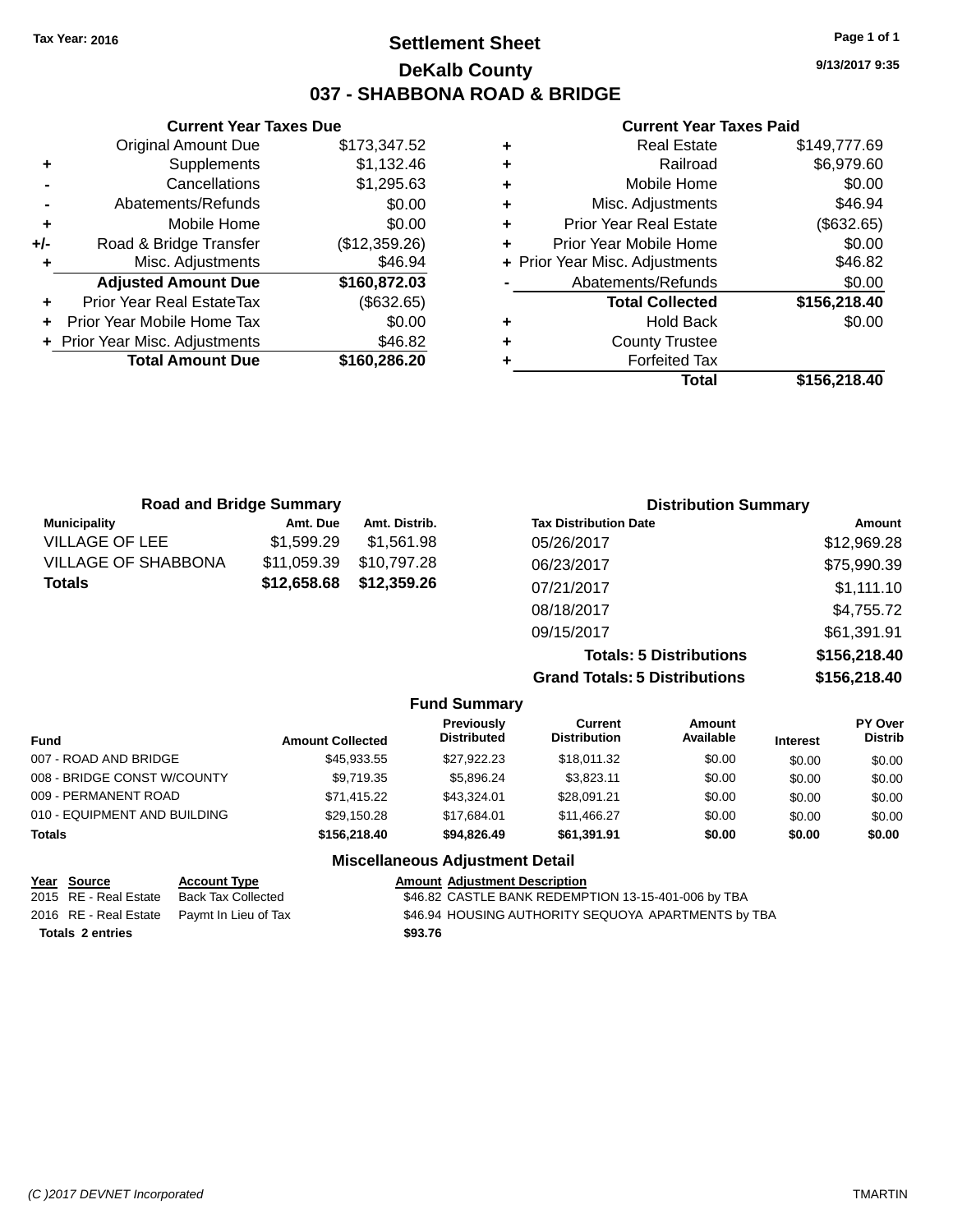Tax Year: 2016

# Settlement Sheet

## DeKalb County

## 037 - SHABBONA ROAD & BRIDGE

9/13/2017 9:35

### Current Year Taxes Due

| | | |
|---|---|---|
| | Original Amount Due | $173,347.52 |
| + | Supplements | $1,132.46 |
| - | Cancellations | $1,295.63 |
| - | Abatements/Refunds | $0.00 |
| + | Mobile Home | $0.00 |
| +/- | Road & Bridge Transfer | ($12,359.26) |
| + | Misc. Adjustments | $46.94 |
| | **Adjusted Amount Due** | **$160,872.03** |
| + | Prior Year Real EstateTax | ($632.65) |
| + | Prior Year Mobile Home Tax | $0.00 |
| + | Prior Year Misc. Adjustments | $46.82 |
| | **Total Amount Due** | **$160,286.20** |

### Current Year Taxes Paid

| | | |
|---|---|---|
| + | Real Estate | $149,777.69 |
| + | Railroad | $6,979.60 |
| + | Mobile Home | $0.00 |
| + | Misc. Adjustments | $46.94 |
| + | Prior Year Real Estate | ($632.65) |
| + | Prior Year Mobile Home | $0.00 |
| + | Prior Year Misc. Adjustments | $46.82 |
| - | Abatements/Refunds | $0.00 |
| | **Total Collected** | **$156,218.40** |
| + | Hold Back | $0.00 |
| + | County Trustee | |
| + | Forfeited Tax | |
| | **Total** | **$156,218.40** |

### Road and Bridge Summary

| Municipality | Amt. Due | Amt. Distrib. |
|---|---|---|
| VILLAGE OF LEE | $1,599.29 | $1,561.98 |
| VILLAGE OF SHABBONA | $11,059.39 | $10,797.28 |
| **Totals** | **$12,658.68** | **$12,359.26** |

### Distribution Summary

| Tax Distribution Date | Amount |
|---|---|
| 05/26/2017 | $12,969.28 |
| 06/23/2017 | $75,990.39 |
| 07/21/2017 | $1,111.10 |
| 08/18/2017 | $4,755.72 |
| 09/15/2017 | $61,391.91 |
| **Totals: 5 Distributions** | **$156,218.40** |
| **Grand Totals: 5 Distributions** | **$156,218.40** |

### Fund Summary

| Fund | Amount Collected | Previously Distributed | Current Distribution | Amount Available | Interest | PY Over Distrib |
|---|---|---|---|---|---|---|
| 007 - ROAD AND BRIDGE | $45,933.55 | $27,922.23 | $18,011.32 | $0.00 | $0.00 | $0.00 |
| 008 - BRIDGE CONST W/COUNTY | $9,719.35 | $5,896.24 | $3,823.11 | $0.00 | $0.00 | $0.00 |
| 009 - PERMANENT ROAD | $71,415.22 | $43,324.01 | $28,091.21 | $0.00 | $0.00 | $0.00 |
| 010 - EQUIPMENT AND BUILDING | $29,150.28 | $17,684.01 | $11,466.27 | $0.00 | $0.00 | $0.00 |
| **Totals** | **$156,218.40** | **$94,826.49** | **$61,391.91** | **$0.00** | **$0.00** | **$0.00** |

### Miscellaneous Adjustment Detail

| Year | Source | Account Type | Amount | Adjustment Description |
|---|---|---|---|---|
| 2015 | RE - Real Estate | Back Tax Collected | $46.82 | CASTLE BANK REDEMPTION 13-15-401-006 by TBA |
| 2016 | RE - Real Estate | Paymt In Lieu of Tax | $46.94 | HOUSING AUTHORITY SEQUOYA APARTMENTS by TBA |
| **Totals 2 entries** | | | **$93.76** | |

(C )2017 DEVNET Incorporated — TMARTIN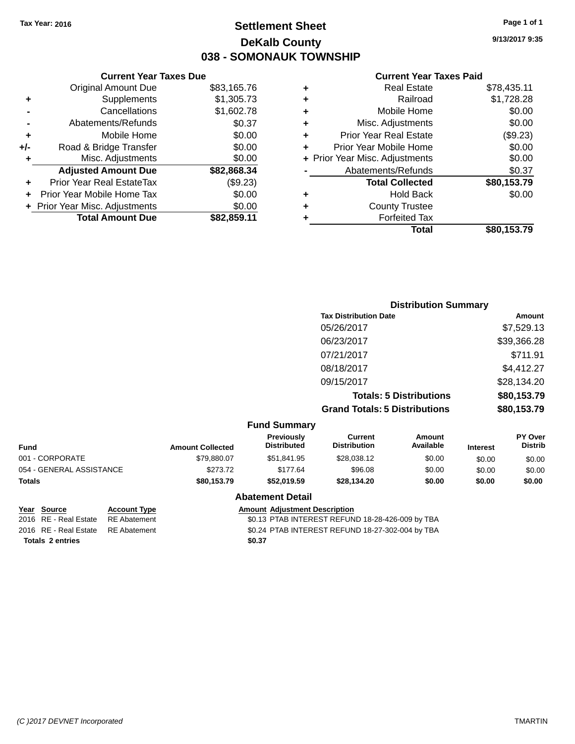Tax Year: 2016

# Settlement Sheet

## DeKalb County

## 038 - SOMONAUK TOWNSHIP

9/13/2017 9:35

### Current Year Taxes Due

| | | |
|---|---|---|
| | Original Amount Due | $83,165.76 |
| + | Supplements | $1,305.73 |
| - | Cancellations | $1,602.78 |
| - | Abatements/Refunds | $0.37 |
| + | Mobile Home | $0.00 |
| +/- | Road & Bridge Transfer | $0.00 |
| + | Misc. Adjustments | $0.00 |
| | **Adjusted Amount Due** | **$82,868.34** |
| + | Prior Year Real EstateTax | ($9.23) |
| + | Prior Year Mobile Home Tax | $0.00 |
| + | Prior Year Misc. Adjustments | $0.00 |
| | **Total Amount Due** | **$82,859.11** |

### Current Year Taxes Paid

| | | |
|---|---|---|
| + | Real Estate | $78,435.11 |
| + | Railroad | $1,728.28 |
| + | Mobile Home | $0.00 |
| + | Misc. Adjustments | $0.00 |
| + | Prior Year Real Estate | ($9.23) |
| + | Prior Year Mobile Home | $0.00 |
| + | Prior Year Misc. Adjustments | $0.00 |
| - | Abatements/Refunds | $0.37 |
| | **Total Collected** | **$80,153.79** |
| + | Hold Back | $0.00 |
| + | County Trustee | |
| + | Forfeited Tax | |
| | **Total** | **$80,153.79** |

### Distribution Summary

| Tax Distribution Date | Amount |
|---|---|
| 05/26/2017 | $7,529.13 |
| 06/23/2017 | $39,366.28 |
| 07/21/2017 | $711.91 |
| 08/18/2017 | $4,412.27 |
| 09/15/2017 | $28,134.20 |
| **Totals: 5 Distributions** | **$80,153.79** |
| **Grand Totals: 5 Distributions** | **$80,153.79** |

### Fund Summary

| Fund | Amount Collected | Previously Distributed | Current Distribution | Amount Available | Interest | PY Over Distrib |
|---|---|---|---|---|---|---|
| 001 - CORPORATE | $79,880.07 | $51,841.95 | $28,038.12 | $0.00 | $0.00 | $0.00 |
| 054 - GENERAL ASSISTANCE | $273.72 | $177.64 | $96.08 | $0.00 | $0.00 | $0.00 |
| **Totals** | **$80,153.79** | **$52,019.59** | **$28,134.20** | **$0.00** | **$0.00** | **$0.00** |

### Abatement Detail

| Year | Source | Account Type | Amount | Adjustment Description |
|---|---|---|---|---|
| 2016 | RE - Real Estate | RE Abatement | $0.13 | PTAB INTEREST REFUND 18-28-426-009 by TBA |
| 2016 | RE - Real Estate | RE Abatement | $0.24 | PTAB INTEREST REFUND 18-27-302-004 by TBA |
| **Totals 2 entries** | | | **$0.37** | |

(C )2017 DEVNET Incorporated TMARTIN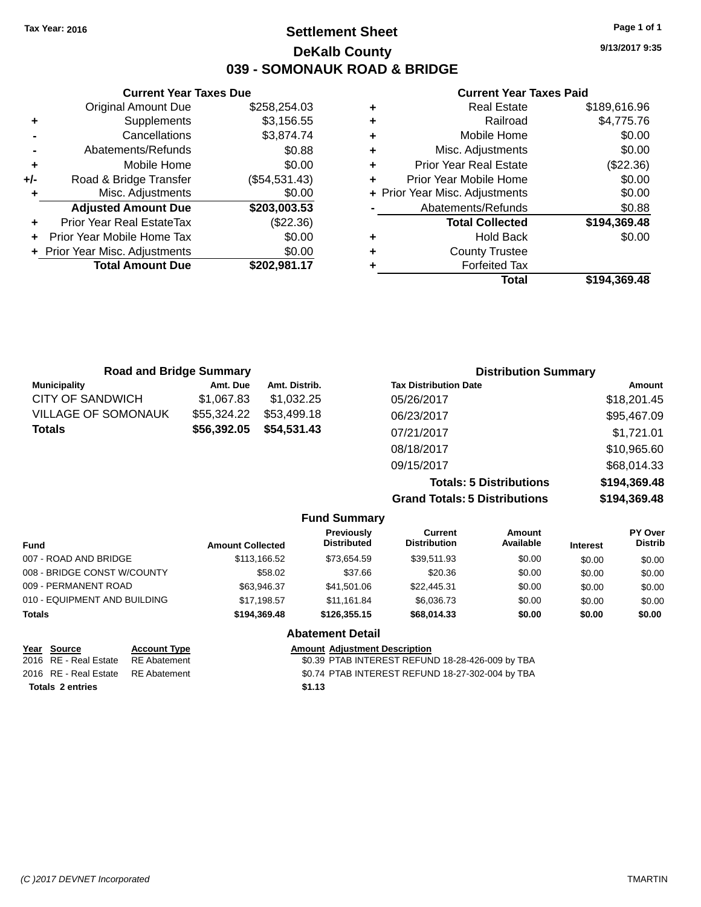Tax Year: 2016

# Settlement Sheet

## DeKalb County

## 039 - SOMONAUK ROAD & BRIDGE

9/13/2017 9:35

### Current Year Taxes Due

| | | |
|---|---|---|
| | Original Amount Due | $258,254.03 |
| + | Supplements | $3,156.55 |
| - | Cancellations | $3,874.74 |
| - | Abatements/Refunds | $0.88 |
| + | Mobile Home | $0.00 |
| +/- | Road & Bridge Transfer | ($54,531.43) |
| + | Misc. Adjustments | $0.00 |
| | **Adjusted Amount Due** | **$203,003.53** |
| + | Prior Year Real EstateTax | ($22.36) |
| + | Prior Year Mobile Home Tax | $0.00 |
| + | Prior Year Misc. Adjustments | $0.00 |
| | **Total Amount Due** | **$202,981.17** |

### Current Year Taxes Paid

| | | |
|---|---|---|
| + | Real Estate | $189,616.96 |
| + | Railroad | $4,775.76 |
| + | Mobile Home | $0.00 |
| + | Misc. Adjustments | $0.00 |
| + | Prior Year Real Estate | ($22.36) |
| + | Prior Year Mobile Home | $0.00 |
| + | Prior Year Misc. Adjustments | $0.00 |
| - | Abatements/Refunds | $0.88 |
| | **Total Collected** | **$194,369.48** |
| + | Hold Back | $0.00 |
| + | County Trustee | |
| + | Forfeited Tax | |
| | **Total** | **$194,369.48** |

### Road and Bridge Summary

| Municipality | Amt. Due | Amt. Distrib. |
|---|---|---|
| CITY OF SANDWICH | $1,067.83 | $1,032.25 |
| VILLAGE OF SOMONAUK | $55,324.22 | $53,499.18 |
| **Totals** | **$56,392.05** | **$54,531.43** |

### Distribution Summary

| Tax Distribution Date | Amount |
|---|---|
| 05/26/2017 | $18,201.45 |
| 06/23/2017 | $95,467.09 |
| 07/21/2017 | $1,721.01 |
| 08/18/2017 | $10,965.60 |
| 09/15/2017 | $68,014.33 |
| **Totals: 5 Distributions** | **$194,369.48** |
| **Grand Totals: 5 Distributions** | **$194,369.48** |

### Fund Summary

| Fund | Amount Collected | Previously Distributed | Current Distribution | Amount Available | Interest | PY Over Distrib |
|---|---|---|---|---|---|---|
| 007 - ROAD AND BRIDGE | $113,166.52 | $73,654.59 | $39,511.93 | $0.00 | $0.00 | $0.00 |
| 008 - BRIDGE CONST W/COUNTY | $58.02 | $37.66 | $20.36 | $0.00 | $0.00 | $0.00 |
| 009 - PERMANENT ROAD | $63,946.37 | $41,501.06 | $22,445.31 | $0.00 | $0.00 | $0.00 |
| 010 - EQUIPMENT AND BUILDING | $17,198.57 | $11,161.84 | $6,036.73 | $0.00 | $0.00 | $0.00 |
| **Totals** | **$194,369.48** | **$126,355.15** | **$68,014.33** | **$0.00** | **$0.00** | **$0.00** |

### Abatement Detail

| Year | Source | Account Type | Amount | Adjustment Description |
|---|---|---|---|---|
| 2016 | RE - Real Estate | RE Abatement | $0.39 | PTAB INTEREST REFUND 18-28-426-009 by TBA |
| 2016 | RE - Real Estate | RE Abatement | $0.74 | PTAB INTEREST REFUND 18-27-302-004 by TBA |
| **Totals 2 entries** | | | **$1.13** | |

(C )2017 DEVNET Incorporated TMARTIN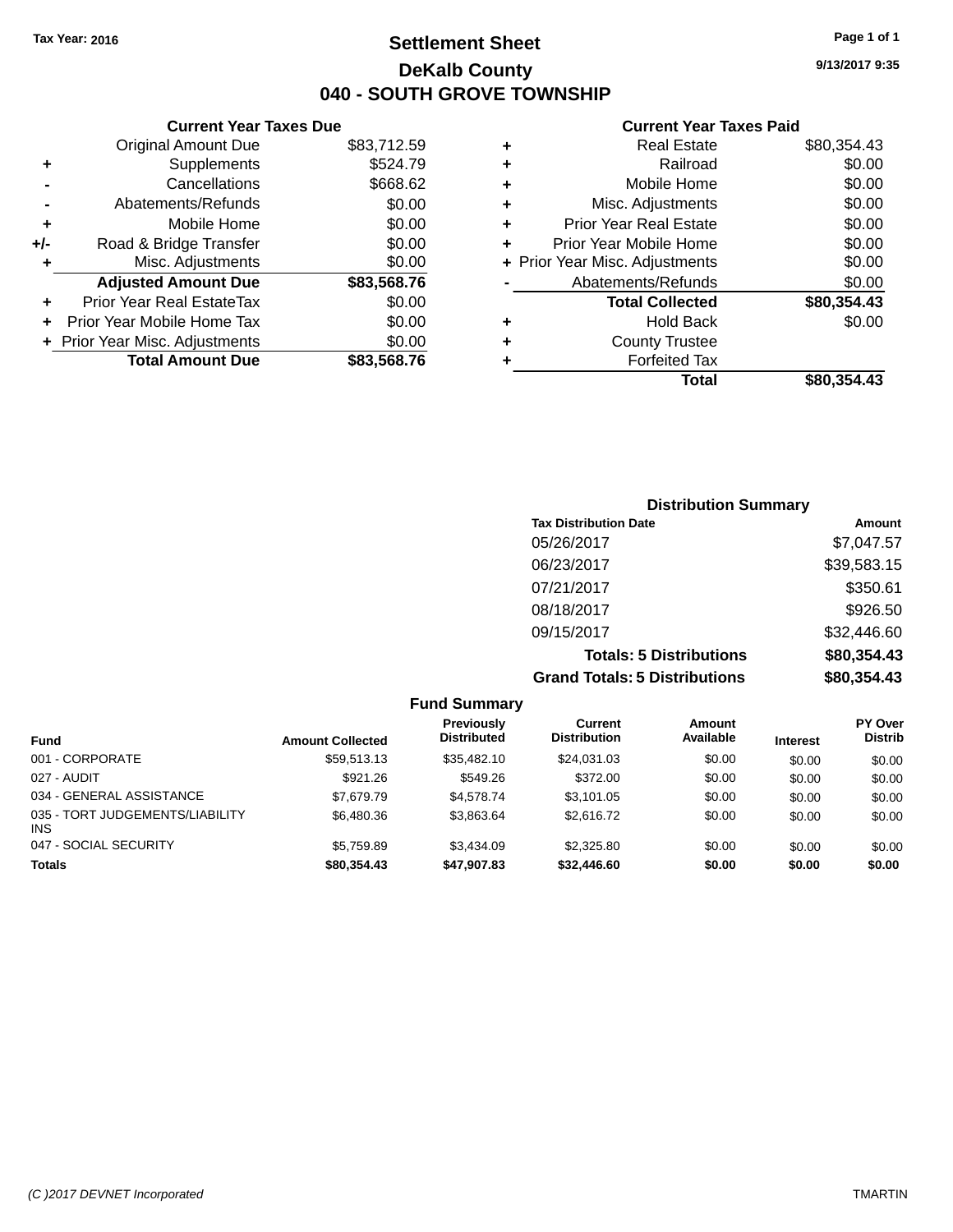Tax Year: 2016

# Settlement Sheet

## DeKalb County

## 040 - SOUTH GROVE TOWNSHIP

9/13/2017 9:35

### Current Year Taxes Due

| | | |
|---|---|---|
| | Original Amount Due | $83,712.59 |
| + | Supplements | $524.79 |
| - | Cancellations | $668.62 |
| - | Abatements/Refunds | $0.00 |
| + | Mobile Home | $0.00 |
| +/- | Road & Bridge Transfer | $0.00 |
| + | Misc. Adjustments | $0.00 |
| | **Adjusted Amount Due** | **$83,568.76** |
| + | Prior Year Real EstateTax | $0.00 |
| + | Prior Year Mobile Home Tax | $0.00 |
| + | Prior Year Misc. Adjustments | $0.00 |
| | **Total Amount Due** | **$83,568.76** |

### Current Year Taxes Paid

| | | |
|---|---|---|
| + | Real Estate | $80,354.43 |
| + | Railroad | $0.00 |
| + | Mobile Home | $0.00 |
| + | Misc. Adjustments | $0.00 |
| + | Prior Year Real Estate | $0.00 |
| + | Prior Year Mobile Home | $0.00 |
| + | Prior Year Misc. Adjustments | $0.00 |
| - | Abatements/Refunds | $0.00 |
| | **Total Collected** | **$80,354.43** |
| + | Hold Back | $0.00 |
| + | County Trustee | |
| + | Forfeited Tax | |
| | **Total** | **$80,354.43** |

### Distribution Summary

| Tax Distribution Date | Amount |
|---|---|
| 05/26/2017 | $7,047.57 |
| 06/23/2017 | $39,583.15 |
| 07/21/2017 | $350.61 |
| 08/18/2017 | $926.50 |
| 09/15/2017 | $32,446.60 |
| **Totals: 5 Distributions** | **$80,354.43** |
| **Grand Totals: 5 Distributions** | **$80,354.43** |

### Fund Summary

| Fund | Amount Collected | Previously Distributed | Current Distribution | Amount Available | Interest | PY Over Distrib |
|---|---|---|---|---|---|---|
| 001 - CORPORATE | $59,513.13 | $35,482.10 | $24,031.03 | $0.00 | $0.00 | $0.00 |
| 027 - AUDIT | $921.26 | $549.26 | $372.00 | $0.00 | $0.00 | $0.00 |
| 034 - GENERAL ASSISTANCE | $7,679.79 | $4,578.74 | $3,101.05 | $0.00 | $0.00 | $0.00 |
| 035 - TORT JUDGEMENTS/LIABILITY INS | $6,480.36 | $3,863.64 | $2,616.72 | $0.00 | $0.00 | $0.00 |
| 047 - SOCIAL SECURITY | $5,759.89 | $3,434.09 | $2,325.80 | $0.00 | $0.00 | $0.00 |
| **Totals** | **$80,354.43** | **$47,907.83** | **$32,446.60** | **$0.00** | **$0.00** | **$0.00** |

(C )2017 DEVNET Incorporated

TMARTIN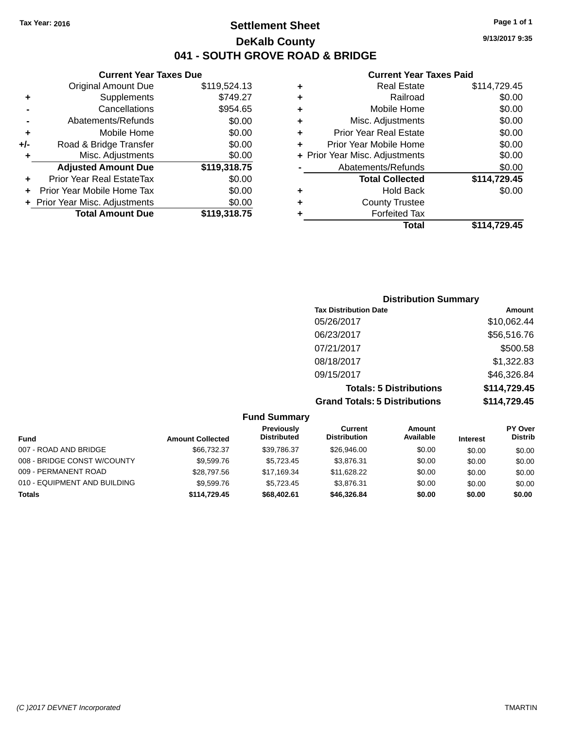Tax Year: 2016

# Settlement Sheet

## DeKalb County

## 041 - SOUTH GROVE ROAD & BRIDGE

9/13/2017 9:35

### Current Year Taxes Due

| | | |
|---|---|---|
| | Original Amount Due | $119,524.13 |
| + | Supplements | $749.27 |
| - | Cancellations | $954.65 |
| - | Abatements/Refunds | $0.00 |
| + | Mobile Home | $0.00 |
| +/- | Road & Bridge Transfer | $0.00 |
| + | Misc. Adjustments | $0.00 |
| | **Adjusted Amount Due** | **$119,318.75** |
| + | Prior Year Real EstateTax | $0.00 |
| + | Prior Year Mobile Home Tax | $0.00 |
| + | Prior Year Misc. Adjustments | $0.00 |
| | **Total Amount Due** | **$119,318.75** |

### Current Year Taxes Paid

| | | |
|---|---|---|
| + | Real Estate | $114,729.45 |
| + | Railroad | $0.00 |
| + | Mobile Home | $0.00 |
| + | Misc. Adjustments | $0.00 |
| + | Prior Year Real Estate | $0.00 |
| + | Prior Year Mobile Home | $0.00 |
| + | Prior Year Misc. Adjustments | $0.00 |
| - | Abatements/Refunds | $0.00 |
| | **Total Collected** | **$114,729.45** |
| + | Hold Back | $0.00 |
| + | County Trustee | |
| + | Forfeited Tax | |
| | **Total** | **$114,729.45** |

### Distribution Summary

| Tax Distribution Date | Amount |
|---|---|
| 05/26/2017 | $10,062.44 |
| 06/23/2017 | $56,516.76 |
| 07/21/2017 | $500.58 |
| 08/18/2017 | $1,322.83 |
| 09/15/2017 | $46,326.84 |
| **Totals: 5 Distributions** | **$114,729.45** |
| **Grand Totals: 5 Distributions** | **$114,729.45** |

### Fund Summary

| Fund | Amount Collected | Previously Distributed | Current Distribution | Amount Available | Interest | PY Over Distrib |
|---|---|---|---|---|---|---|
| 007 - ROAD AND BRIDGE | $66,732.37 | $39,786.37 | $26,946.00 | $0.00 | $0.00 | $0.00 |
| 008 - BRIDGE CONST W/COUNTY | $9,599.76 | $5,723.45 | $3,876.31 | $0.00 | $0.00 | $0.00 |
| 009 - PERMANENT ROAD | $28,797.56 | $17,169.34 | $11,628.22 | $0.00 | $0.00 | $0.00 |
| 010 - EQUIPMENT AND BUILDING | $9,599.76 | $5,723.45 | $3,876.31 | $0.00 | $0.00 | $0.00 |
| **Totals** | **$114,729.45** | **$68,402.61** | **$46,326.84** | **$0.00** | **$0.00** | **$0.00** |

(C )2017 DEVNET Incorporated TMARTIN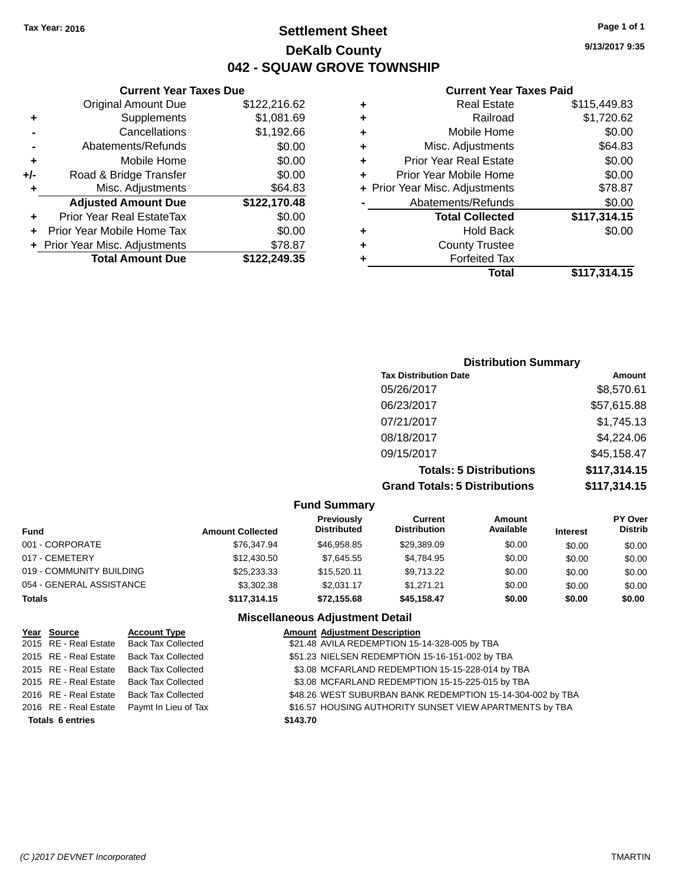Tax Year: 2016

# Settlement Sheet
## DeKalb County
## 042 - SQUAW GROVE TOWNSHIP

9/13/2017 9:35

### Current Year Taxes Due

| | | |
|---|---|---|
| | Original Amount Due | $122,216.62 |
| + | Supplements | $1,081.69 |
| - | Cancellations | $1,192.66 |
| - | Abatements/Refunds | $0.00 |
| + | Mobile Home | $0.00 |
| +/- | Road & Bridge Transfer | $0.00 |
| + | Misc. Adjustments | $64.83 |
| | **Adjusted Amount Due** | **$122,170.48** |
| + | Prior Year Real EstateTax | $0.00 |
| + | Prior Year Mobile Home Tax | $0.00 |
| + | Prior Year Misc. Adjustments | $78.87 |
| | **Total Amount Due** | **$122,249.35** |

### Current Year Taxes Paid

| | | |
|---|---|---|
| + | Real Estate | $115,449.83 |
| + | Railroad | $1,720.62 |
| + | Mobile Home | $0.00 |
| + | Misc. Adjustments | $64.83 |
| + | Prior Year Real Estate | $0.00 |
| + | Prior Year Mobile Home | $0.00 |
| + | Prior Year Misc. Adjustments | $78.87 |
| - | Abatements/Refunds | $0.00 |
| | **Total Collected** | **$117,314.15** |
| + | Hold Back | $0.00 |
| + | County Trustee | |
| + | Forfeited Tax | |
| | **Total** | **$117,314.15** |

### Distribution Summary

| Tax Distribution Date | Amount |
|---|---|
| 05/26/2017 | $8,570.61 |
| 06/23/2017 | $57,615.88 |
| 07/21/2017 | $1,745.13 |
| 08/18/2017 | $4,224.06 |
| 09/15/2017 | $45,158.47 |
| **Totals: 5 Distributions** | **$117,314.15** |
| **Grand Totals: 5 Distributions** | **$117,314.15** |

### Fund Summary

| Fund | Amount Collected | Previously Distributed | Current Distribution | Amount Available | Interest | PY Over Distrib |
|---|---|---|---|---|---|---|
| 001 - CORPORATE | $76,347.94 | $46,958.85 | $29,389.09 | $0.00 | $0.00 | $0.00 |
| 017 - CEMETERY | $12,430.50 | $7,645.55 | $4,784.95 | $0.00 | $0.00 | $0.00 |
| 019 - COMMUNITY BUILDING | $25,233.33 | $15,520.11 | $9,713.22 | $0.00 | $0.00 | $0.00 |
| 054 - GENERAL ASSISTANCE | $3,302.38 | $2,031.17 | $1,271.21 | $0.00 | $0.00 | $0.00 |
| **Totals** | **$117,314.15** | **$72,155.68** | **$45,158.47** | **$0.00** | **$0.00** | **$0.00** |

### Miscellaneous Adjustment Detail

| Year | Source | Account Type | Amount | Adjustment Description |
|---|---|---|---|---|
| 2015 | RE - Real Estate | Back Tax Collected | $21.48 | AVILA REDEMPTION 15-14-328-005 by TBA |
| 2015 | RE - Real Estate | Back Tax Collected | $51.23 | NIELSEN REDEMPTION 15-16-151-002 by TBA |
| 2015 | RE - Real Estate | Back Tax Collected | $3.08 | MCFARLAND REDEMPTION 15-15-228-014 by TBA |
| 2015 | RE - Real Estate | Back Tax Collected | $3.08 | MCFARLAND REDEMPTION 15-15-225-015 by TBA |
| 2016 | RE - Real Estate | Back Tax Collected | $48.26 | WEST SUBURBAN BANK REDEMPTION 15-14-304-002 by TBA |
| 2016 | RE - Real Estate | Paymt In Lieu of Tax | $16.57 | HOUSING AUTHORITY SUNSET VIEW APARTMENTS by TBA |
| **Totals 6 entries** | | | **$143.70** | |

(C )2017 DEVNET Incorporated TMARTIN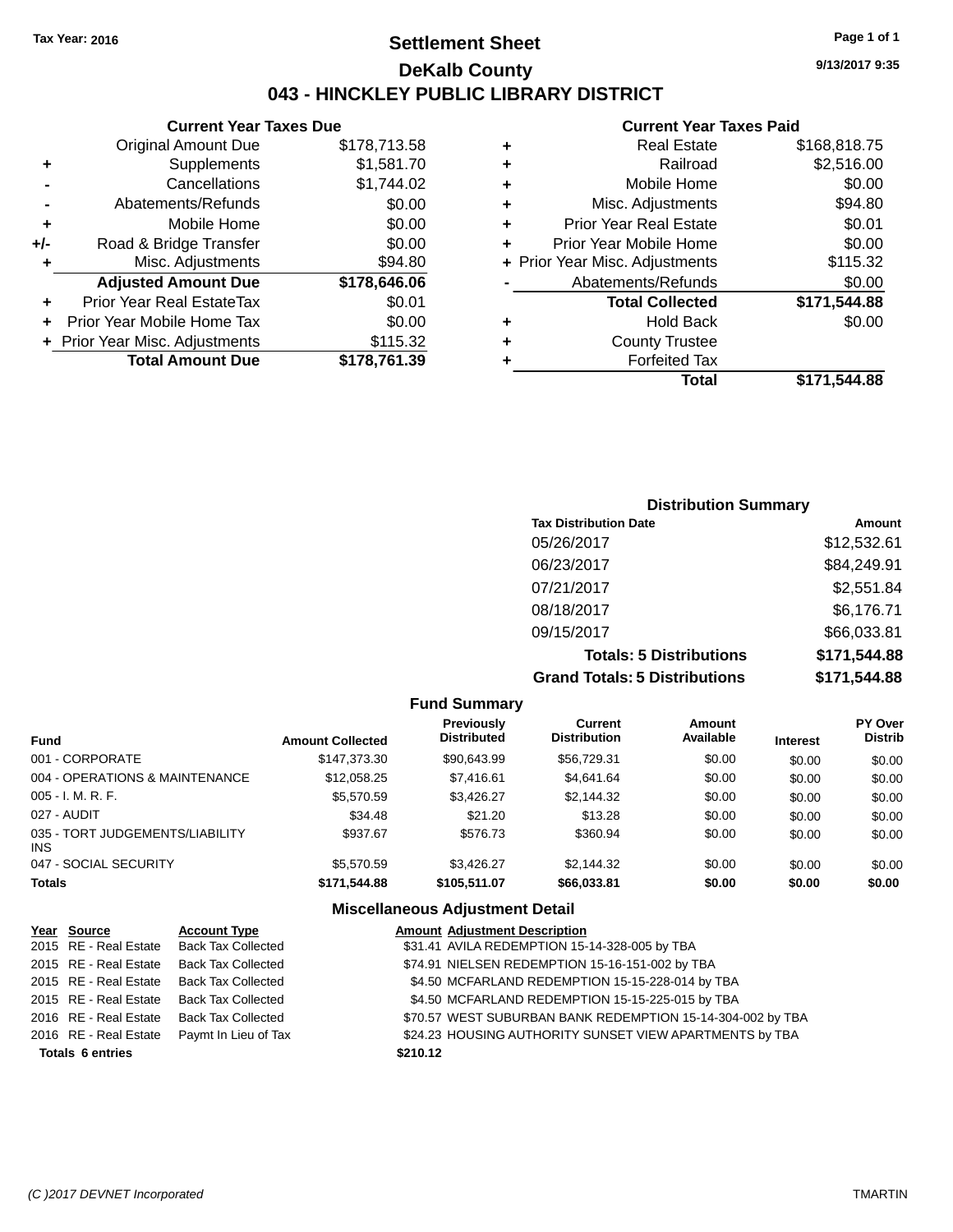Tax Year: 2016

# Settlement Sheet

## DeKalb County

## 043 - HINCKLEY PUBLIC LIBRARY DISTRICT

9/13/2017 9:35

### Current Year Taxes Due

| | | |
|---|---|---|
| | Original Amount Due | $178,713.58 |
| + | Supplements | $1,581.70 |
| - | Cancellations | $1,744.02 |
| - | Abatements/Refunds | $0.00 |
| + | Mobile Home | $0.00 |
| +/- | Road & Bridge Transfer | $0.00 |
| + | Misc. Adjustments | $94.80 |
| | **Adjusted Amount Due** | **$178,646.06** |
| + | Prior Year Real EstateTax | $0.01 |
| + | Prior Year Mobile Home Tax | $0.00 |
| + | Prior Year Misc. Adjustments | $115.32 |
| | **Total Amount Due** | **$178,761.39** |

### Current Year Taxes Paid

| | | |
|---|---|---|
| + | Real Estate | $168,818.75 |
| + | Railroad | $2,516.00 |
| + | Mobile Home | $0.00 |
| + | Misc. Adjustments | $94.80 |
| + | Prior Year Real Estate | $0.01 |
| + | Prior Year Mobile Home | $0.00 |
| + | Prior Year Misc. Adjustments | $115.32 |
| - | Abatements/Refunds | $0.00 |
| | **Total Collected** | **$171,544.88** |
| + | Hold Back | $0.00 |
| + | County Trustee | |
| + | Forfeited Tax | |
| | **Total** | **$171,544.88** |

### Distribution Summary

| Tax Distribution Date | Amount |
|---|---|
| 05/26/2017 | $12,532.61 |
| 06/23/2017 | $84,249.91 |
| 07/21/2017 | $2,551.84 |
| 08/18/2017 | $6,176.71 |
| 09/15/2017 | $66,033.81 |
| **Totals: 5 Distributions** | **$171,544.88** |
| **Grand Totals: 5 Distributions** | **$171,544.88** |

### Fund Summary

| Fund | Amount Collected | Previously Distributed | Current Distribution | Amount Available | Interest | PY Over Distrib |
|---|---|---|---|---|---|---|
| 001 - CORPORATE | $147,373.30 | $90,643.99 | $56,729.31 | $0.00 | $0.00 | $0.00 |
| 004 - OPERATIONS & MAINTENANCE | $12,058.25 | $7,416.61 | $4,641.64 | $0.00 | $0.00 | $0.00 |
| 005 - I. M. R. F. | $5,570.59 | $3,426.27 | $2,144.32 | $0.00 | $0.00 | $0.00 |
| 027 - AUDIT | $34.48 | $21.20 | $13.28 | $0.00 | $0.00 | $0.00 |
| 035 - TORT JUDGEMENTS/LIABILITY INS | $937.67 | $576.73 | $360.94 | $0.00 | $0.00 | $0.00 |
| 047 - SOCIAL SECURITY | $5,570.59 | $3,426.27 | $2,144.32 | $0.00 | $0.00 | $0.00 |
| **Totals** | **$171,544.88** | **$105,511.07** | **$66,033.81** | **$0.00** | **$0.00** | **$0.00** |

### Miscellaneous Adjustment Detail

| Year | Source | Account Type | Amount | Adjustment Description |
|---|---|---|---|---|
| 2015 | RE - Real Estate | Back Tax Collected | $31.41 | AVILA REDEMPTION 15-14-328-005 by TBA |
| 2015 | RE - Real Estate | Back Tax Collected | $74.91 | NIELSEN REDEMPTION 15-16-151-002 by TBA |
| 2015 | RE - Real Estate | Back Tax Collected | $4.50 | MCFARLAND REDEMPTION 15-15-228-014 by TBA |
| 2015 | RE - Real Estate | Back Tax Collected | $4.50 | MCFARLAND REDEMPTION 15-15-225-015 by TBA |
| 2016 | RE - Real Estate | Back Tax Collected | $70.57 | WEST SUBURBAN BANK REDEMPTION 15-14-304-002 by TBA |
| 2016 | RE - Real Estate | Paymt In Lieu of Tax | $24.23 | HOUSING AUTHORITY SUNSET VIEW APARTMENTS by TBA |
| **Totals 6 entries** | | | **$210.12** | |

(C )2017 DEVNET Incorporated TMARTIN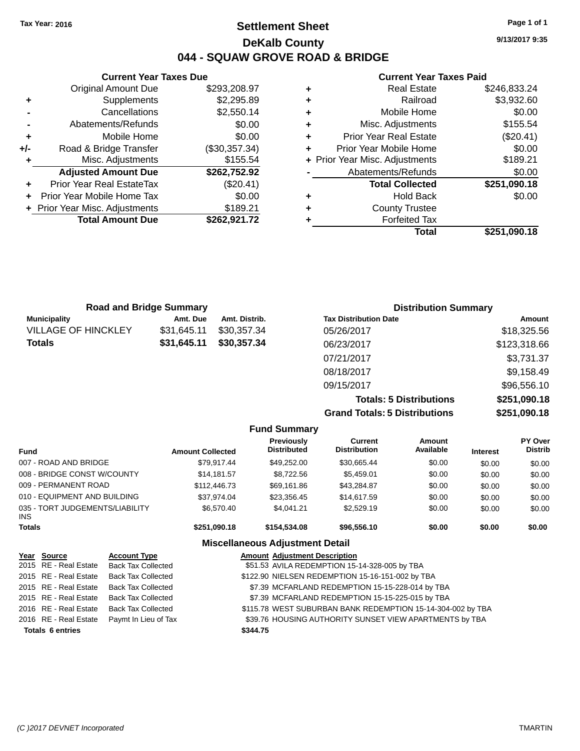Tax Year: 2016

# Settlement Sheet
## DeKalb County
## 044 - SQUAW GROVE ROAD & BRIDGE

9/13/2017 9:35

### Current Year Taxes Due

| | | |
|---|---|---|
| | Original Amount Due | $293,208.97 |
| + | Supplements | $2,295.89 |
| - | Cancellations | $2,550.14 |
| - | Abatements/Refunds | $0.00 |
| + | Mobile Home | $0.00 |
| +/- | Road & Bridge Transfer | ($30,357.34) |
| + | Misc. Adjustments | $155.54 |
| | **Adjusted Amount Due** | **$262,752.92** |
| + | Prior Year Real EstateTax | ($20.41) |
| + | Prior Year Mobile Home Tax | $0.00 |
| + | Prior Year Misc. Adjustments | $189.21 |
| | **Total Amount Due** | **$262,921.72** |

### Current Year Taxes Paid

| | | |
|---|---|---|
| + | Real Estate | $246,833.24 |
| + | Railroad | $3,932.60 |
| + | Mobile Home | $0.00 |
| + | Misc. Adjustments | $155.54 |
| + | Prior Year Real Estate | ($20.41) |
| + | Prior Year Mobile Home | $0.00 |
| + | Prior Year Misc. Adjustments | $189.21 |
| - | Abatements/Refunds | $0.00 |
| | **Total Collected** | **$251,090.18** |
| + | Hold Back | $0.00 |
| + | County Trustee | |
| + | Forfeited Tax | |
| | **Total** | **$251,090.18** |

### Road and Bridge Summary

| Municipality | Amt. Due | Amt. Distrib. |
|---|---|---|
| VILLAGE OF HINCKLEY | $31,645.11 | $30,357.34 |
| **Totals** | **$31,645.11** | **$30,357.34** |

### Distribution Summary

| Tax Distribution Date | Amount |
|---|---|
| 05/26/2017 | $18,325.56 |
| 06/23/2017 | $123,318.66 |
| 07/21/2017 | $3,731.37 |
| 08/18/2017 | $9,158.49 |
| 09/15/2017 | $96,556.10 |
| **Totals: 5 Distributions** | **$251,090.18** |
| **Grand Totals: 5 Distributions** | **$251,090.18** |

### Fund Summary

| Fund | Amount Collected | Previously Distributed | Current Distribution | Amount Available | Interest | PY Over Distrib |
|---|---|---|---|---|---|---|
| 007 - ROAD AND BRIDGE | $79,917.44 | $49,252.00 | $30,665.44 | $0.00 | $0.00 | $0.00 |
| 008 - BRIDGE CONST W/COUNTY | $14,181.57 | $8,722.56 | $5,459.01 | $0.00 | $0.00 | $0.00 |
| 009 - PERMANENT ROAD | $112,446.73 | $69,161.86 | $43,284.87 | $0.00 | $0.00 | $0.00 |
| 010 - EQUIPMENT AND BUILDING | $37,974.04 | $23,356.45 | $14,617.59 | $0.00 | $0.00 | $0.00 |
| 035 - TORT JUDGEMENTS/LIABILITY INS | $6,570.40 | $4,041.21 | $2,529.19 | $0.00 | $0.00 | $0.00 |
| **Totals** | **$251,090.18** | **$154,534.08** | **$96,556.10** | **$0.00** | **$0.00** | **$0.00** |

### Miscellaneous Adjustment Detail

| Year | Source | Account Type | Amount | Adjustment Description |
|---|---|---|---|---|
| 2015 | RE - Real Estate | Back Tax Collected | $51.53 | AVILA REDEMPTION 15-14-328-005 by TBA |
| 2015 | RE - Real Estate | Back Tax Collected | $122.90 | NIELSEN REDEMPTION 15-16-151-002 by TBA |
| 2015 | RE - Real Estate | Back Tax Collected | $7.39 | MCFARLAND REDEMPTION 15-15-228-014 by TBA |
| 2015 | RE - Real Estate | Back Tax Collected | $7.39 | MCFARLAND REDEMPTION 15-15-225-015 by TBA |
| 2016 | RE - Real Estate | Back Tax Collected | $115.78 | WEST SUBURBAN BANK REDEMPTION 15-14-304-002 by TBA |
| 2016 | RE - Real Estate | Paymt In Lieu of Tax | $39.76 | HOUSING AUTHORITY SUNSET VIEW APARTMENTS by TBA |
| **Totals 6 entries** | | | **$344.75** | |

(C )2017 DEVNET Incorporated — TMARTIN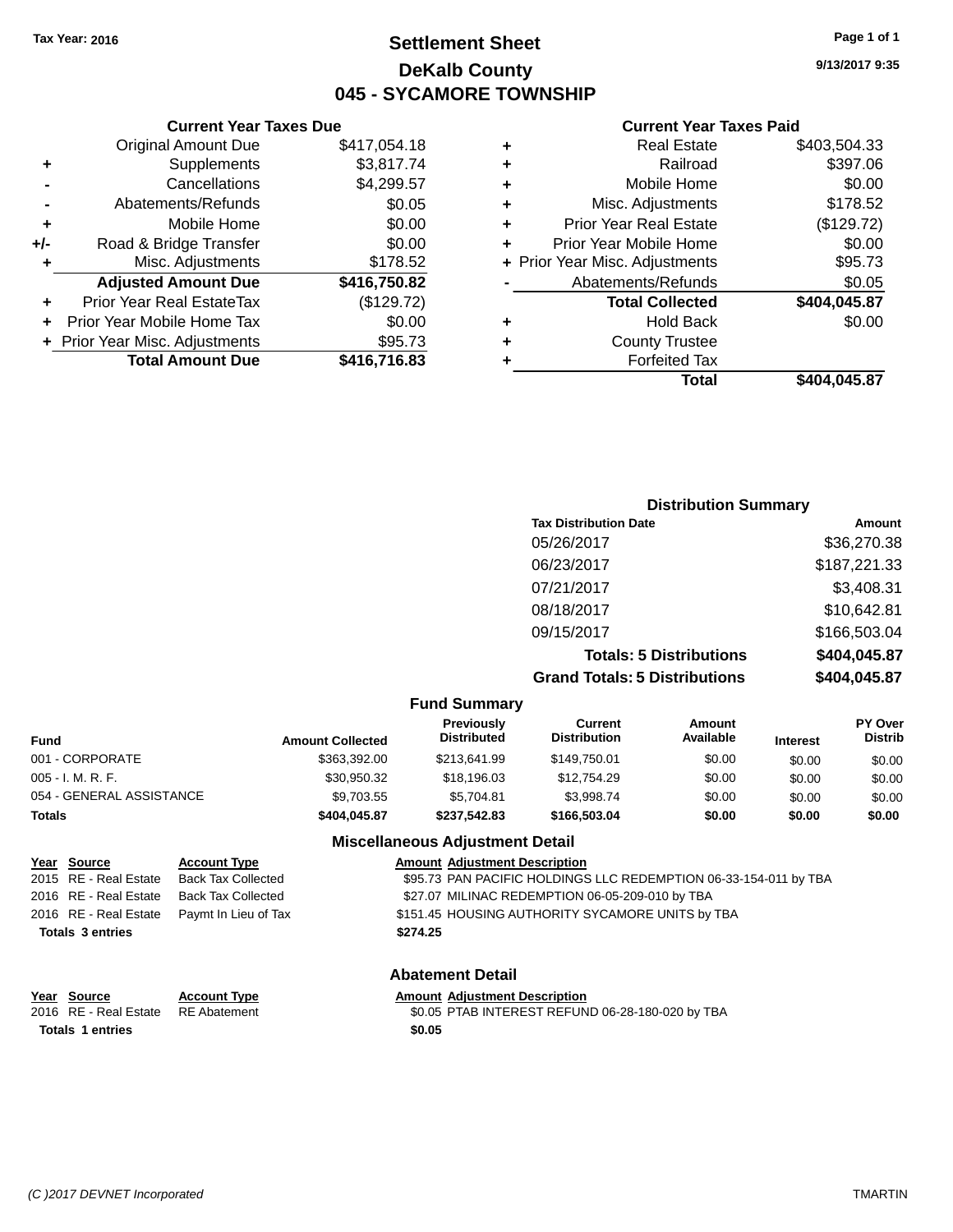Tax Year: 2016

# Settlement Sheet
## DeKalb County
## 045 - SYCAMORE TOWNSHIP

9/13/2017 9:35

### Current Year Taxes Due

| | | |
|---|---|---|
| | Original Amount Due | $417,054.18 |
| + | Supplements | $3,817.74 |
| - | Cancellations | $4,299.57 |
| - | Abatements/Refunds | $0.05 |
| + | Mobile Home | $0.00 |
| +/- | Road & Bridge Transfer | $0.00 |
| + | Misc. Adjustments | $178.52 |
| | **Adjusted Amount Due** | **$416,750.82** |
| + | Prior Year Real EstateTax | ($129.72) |
| + | Prior Year Mobile Home Tax | $0.00 |
| + | Prior Year Misc. Adjustments | $95.73 |
| | **Total Amount Due** | **$416,716.83** |

### Current Year Taxes Paid

| | | |
|---|---|---|
| + | Real Estate | $403,504.33 |
| + | Railroad | $397.06 |
| + | Mobile Home | $0.00 |
| + | Misc. Adjustments | $178.52 |
| + | Prior Year Real Estate | ($129.72) |
| + | Prior Year Mobile Home | $0.00 |
| + | Prior Year Misc. Adjustments | $95.73 |
| - | Abatements/Refunds | $0.05 |
| | **Total Collected** | **$404,045.87** |
| + | Hold Back | $0.00 |
| + | County Trustee | |
| + | Forfeited Tax | |
| | **Total** | **$404,045.87** |

### Distribution Summary

| Tax Distribution Date | Amount |
|---|---|
| 05/26/2017 | $36,270.38 |
| 06/23/2017 | $187,221.33 |
| 07/21/2017 | $3,408.31 |
| 08/18/2017 | $10,642.81 |
| 09/15/2017 | $166,503.04 |
| **Totals: 5 Distributions** | **$404,045.87** |
| **Grand Totals: 5 Distributions** | **$404,045.87** |

### Fund Summary

| Fund | Amount Collected | Previously Distributed | Current Distribution | Amount Available | Interest | PY Over Distrib |
|---|---|---|---|---|---|---|
| 001 - CORPORATE | $363,392.00 | $213,641.99 | $149,750.01 | $0.00 | $0.00 | $0.00 |
| 005 - I. M. R. F. | $30,950.32 | $18,196.03 | $12,754.29 | $0.00 | $0.00 | $0.00 |
| 054 - GENERAL ASSISTANCE | $9,703.55 | $5,704.81 | $3,998.74 | $0.00 | $0.00 | $0.00 |
| **Totals** | **$404,045.87** | **$237,542.83** | **$166,503.04** | **$0.00** | **$0.00** | **$0.00** |

### Miscellaneous Adjustment Detail

| Year | Source | Account Type | Amount | Adjustment Description |
|---|---|---|---|---|
| 2015 | RE - Real Estate | Back Tax Collected | $95.73 | PAN PACIFIC HOLDINGS LLC REDEMPTION 06-33-154-011 by TBA |
| 2016 | RE - Real Estate | Back Tax Collected | $27.07 | MILINAC REDEMPTION 06-05-209-010 by TBA |
| 2016 | RE - Real Estate | Paymt In Lieu of Tax | $151.45 | HOUSING AUTHORITY SYCAMORE UNITS by TBA |
| **Totals 3 entries** | | | **$274.25** | |

### Abatement Detail

| Year | Source | Account Type | Amount | Adjustment Description |
|---|---|---|---|---|
| 2016 | RE - Real Estate | RE Abatement | $0.05 | PTAB INTEREST REFUND 06-28-180-020 by TBA |
| **Totals 1 entries** | | | **$0.05** | |

(C )2017 DEVNET Incorporated TMARTIN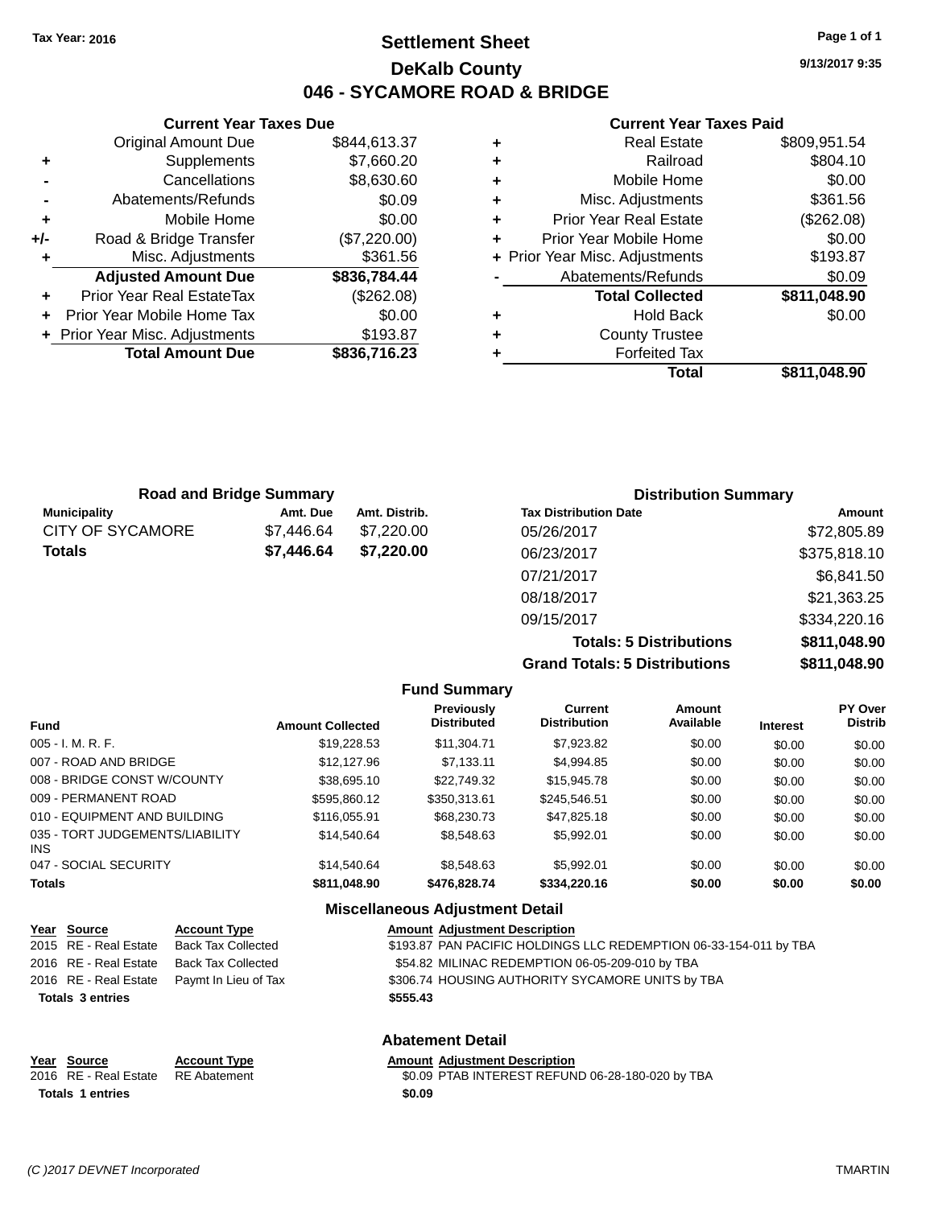Tax Year: 2016

# Settlement Sheet
## DeKalb County
## 046 - SYCAMORE ROAD & BRIDGE

9/13/2017 9:35

### Current Year Taxes Due

| | | |
|---|---|---|
| | Original Amount Due | $844,613.37 |
| + | Supplements | $7,660.20 |
| - | Cancellations | $8,630.60 |
| - | Abatements/Refunds | $0.09 |
| + | Mobile Home | $0.00 |
| +/- | Road & Bridge Transfer | ($7,220.00) |
| + | Misc. Adjustments | $361.56 |
| | **Adjusted Amount Due** | **$836,784.44** |
| + | Prior Year Real EstateTax | ($262.08) |
| + | Prior Year Mobile Home Tax | $0.00 |
| + | Prior Year Misc. Adjustments | $193.87 |
| | **Total Amount Due** | **$836,716.23** |

### Current Year Taxes Paid

| | | |
|---|---|---|
| + | Real Estate | $809,951.54 |
| + | Railroad | $804.10 |
| + | Mobile Home | $0.00 |
| + | Misc. Adjustments | $361.56 |
| + | Prior Year Real Estate | ($262.08) |
| + | Prior Year Mobile Home | $0.00 |
| + | Prior Year Misc. Adjustments | $193.87 |
| - | Abatements/Refunds | $0.09 |
| | **Total Collected** | **$811,048.90** |
| + | Hold Back | $0.00 |
| + | County Trustee | |
| + | Forfeited Tax | |
| | **Total** | **$811,048.90** |

### Road and Bridge Summary

| Municipality | Amt. Due | Amt. Distrib. |
|---|---|---|
| CITY OF SYCAMORE | $7,446.64 | $7,220.00 |
| **Totals** | **$7,446.64** | **$7,220.00** |

### Distribution Summary

| Tax Distribution Date | Amount |
|---|---|
| 05/26/2017 | $72,805.89 |
| 06/23/2017 | $375,818.10 |
| 07/21/2017 | $6,841.50 |
| 08/18/2017 | $21,363.25 |
| 09/15/2017 | $334,220.16 |
| **Totals: 5 Distributions** | **$811,048.90** |
| **Grand Totals: 5 Distributions** | **$811,048.90** |

### Fund Summary

| Fund | Amount Collected | Previously Distributed | Current Distribution | Amount Available | Interest | PY Over Distrib |
|---|---|---|---|---|---|---|
| 005 - I. M. R. F. | $19,228.53 | $11,304.71 | $7,923.82 | $0.00 | $0.00 | $0.00 |
| 007 - ROAD AND BRIDGE | $12,127.96 | $7,133.11 | $4,994.85 | $0.00 | $0.00 | $0.00 |
| 008 - BRIDGE CONST W/COUNTY | $38,695.10 | $22,749.32 | $15,945.78 | $0.00 | $0.00 | $0.00 |
| 009 - PERMANENT ROAD | $595,860.12 | $350,313.61 | $245,546.51 | $0.00 | $0.00 | $0.00 |
| 010 - EQUIPMENT AND BUILDING | $116,055.91 | $68,230.73 | $47,825.18 | $0.00 | $0.00 | $0.00 |
| 035 - TORT JUDGEMENTS/LIABILITY INS | $14,540.64 | $8,548.63 | $5,992.01 | $0.00 | $0.00 | $0.00 |
| 047 - SOCIAL SECURITY | $14,540.64 | $8,548.63 | $5,992.01 | $0.00 | $0.00 | $0.00 |
| **Totals** | **$811,048.90** | **$476,828.74** | **$334,220.16** | **$0.00** | **$0.00** | **$0.00** |

### Miscellaneous Adjustment Detail

| Year | Source | Account Type | Amount | Adjustment Description |
|---|---|---|---|---|
| 2015 | RE - Real Estate | Back Tax Collected | $193.87 | PAN PACIFIC HOLDINGS LLC REDEMPTION 06-33-154-011 by TBA |
| 2016 | RE - Real Estate | Back Tax Collected | $54.82 | MILINAC REDEMPTION 06-05-209-010 by TBA |
| 2016 | RE - Real Estate | Paymt In Lieu of Tax | $306.74 | HOUSING AUTHORITY SYCAMORE UNITS by TBA |
| **Totals 3 entries** | | | **$555.43** | |

### Abatement Detail

| Year | Source | Account Type | Amount | Adjustment Description |
|---|---|---|---|---|
| 2016 | RE - Real Estate | RE Abatement | $0.09 | PTAB INTEREST REFUND 06-28-180-020 by TBA |
| **Totals 1 entries** | | | **$0.09** | |

(C )2017 DEVNET Incorporated TMARTIN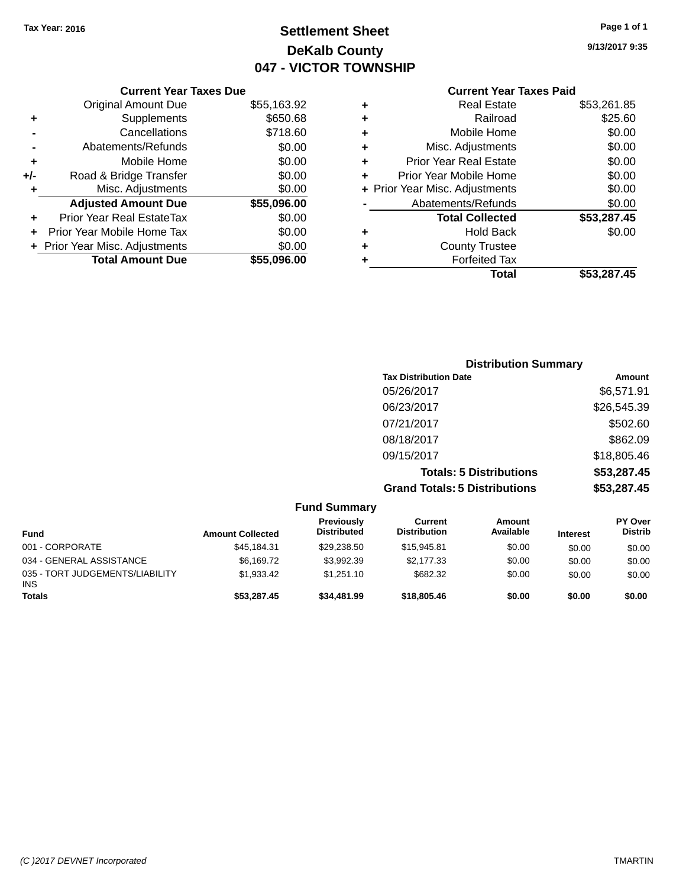Tax Year: 2016

# Settlement Sheet
## DeKalb County
## 047 - VICTOR TOWNSHIP

9/13/2017 9:35

**Current Year Taxes Due**

| | | |
|---|---|---|
| | Original Amount Due | $55,163.92 |
| + | Supplements | $650.68 |
| - | Cancellations | $718.60 |
| - | Abatements/Refunds | $0.00 |
| + | Mobile Home | $0.00 |
| +/- | Road & Bridge Transfer | $0.00 |
| + | Misc. Adjustments | $0.00 |
| | **Adjusted Amount Due** | **$55,096.00** |
| + | Prior Year Real EstateTax | $0.00 |
| + | Prior Year Mobile Home Tax | $0.00 |
| + | Prior Year Misc. Adjustments | $0.00 |
| | **Total Amount Due** | **$55,096.00** |

**Current Year Taxes Paid**

| | | |
|---|---|---|
| + | Real Estate | $53,261.85 |
| + | Railroad | $25.60 |
| + | Mobile Home | $0.00 |
| + | Misc. Adjustments | $0.00 |
| + | Prior Year Real Estate | $0.00 |
| + | Prior Year Mobile Home | $0.00 |
| + | Prior Year Misc. Adjustments | $0.00 |
| - | Abatements/Refunds | $0.00 |
| | **Total Collected** | **$53,287.45** |
| + | Hold Back | $0.00 |
| + | County Trustee | |
| + | Forfeited Tax | |
| | **Total** | **$53,287.45** |

**Distribution Summary**

| Tax Distribution Date | Amount |
|---|---|
| 05/26/2017 | $6,571.91 |
| 06/23/2017 | $26,545.39 |
| 07/21/2017 | $502.60 |
| 08/18/2017 | $862.09 |
| 09/15/2017 | $18,805.46 |
| **Totals: 5 Distributions** | **$53,287.45** |
| **Grand Totals: 5 Distributions** | **$53,287.45** |

**Fund Summary**

| Fund | Amount Collected | Previously Distributed | Current Distribution | Amount Available | Interest | PY Over Distrib |
|---|---|---|---|---|---|---|
| 001 - CORPORATE | $45,184.31 | $29,238.50 | $15,945.81 | $0.00 | $0.00 | $0.00 |
| 034 - GENERAL ASSISTANCE | $6,169.72 | $3,992.39 | $2,177.33 | $0.00 | $0.00 | $0.00 |
| 035 - TORT JUDGEMENTS/LIABILITY INS | $1,933.42 | $1,251.10 | $682.32 | $0.00 | $0.00 | $0.00 |
| **Totals** | **$53,287.45** | **$34,481.99** | **$18,805.46** | **$0.00** | **$0.00** | **$0.00** |

(C )2017 DEVNET Incorporated TMARTIN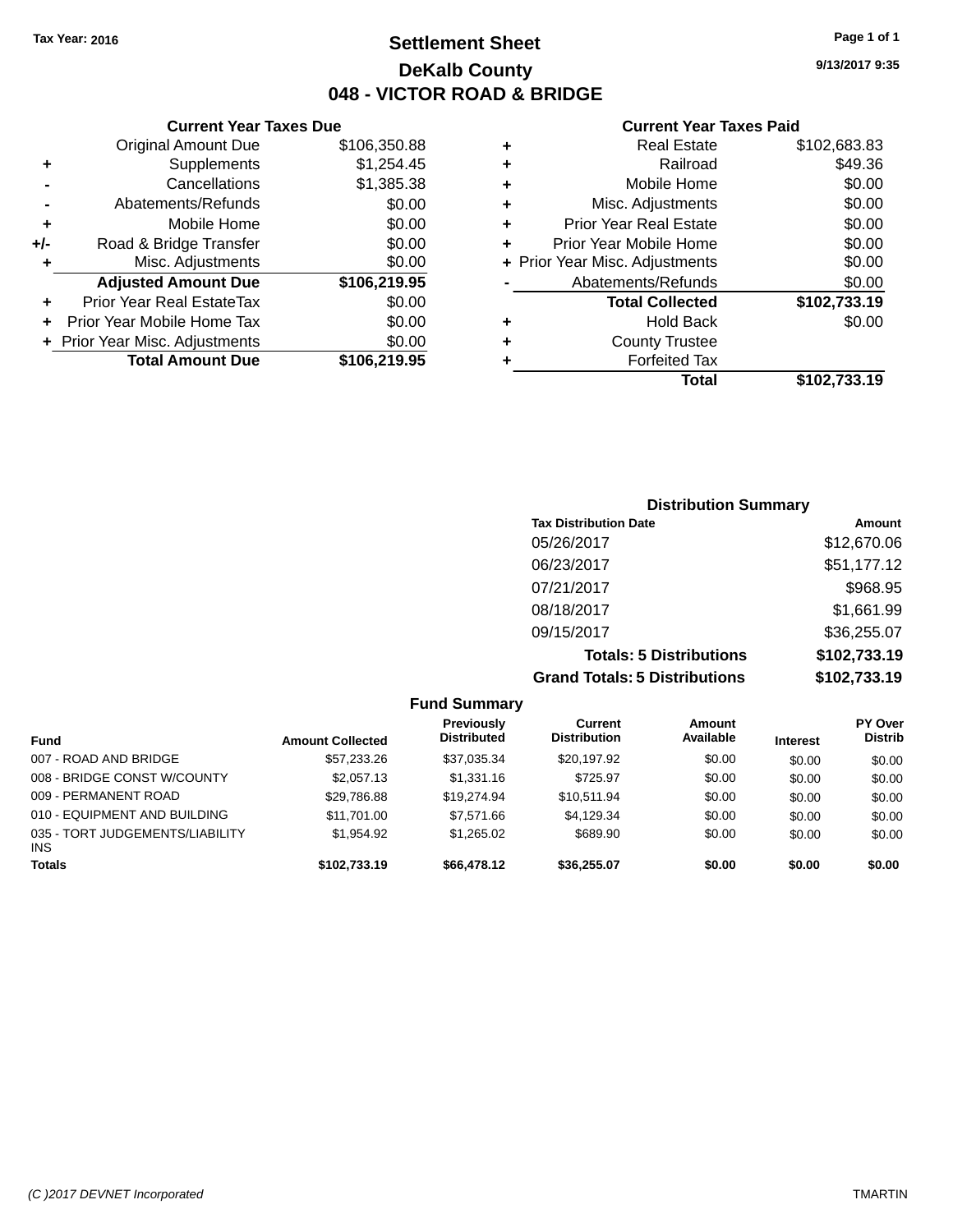Tax Year: 2016

# Settlement Sheet
## DeKalb County
## 048 - VICTOR ROAD & BRIDGE

9/13/2017 9:35

**Current Year Taxes Due**

| | | |
|---|---|---|
| | Original Amount Due | $106,350.88 |
| + | Supplements | $1,254.45 |
| - | Cancellations | $1,385.38 |
| - | Abatements/Refunds | $0.00 |
| + | Mobile Home | $0.00 |
| +/- | Road & Bridge Transfer | $0.00 |
| + | Misc. Adjustments | $0.00 |
| | **Adjusted Amount Due** | **$106,219.95** |
| + | Prior Year Real EstateTax | $0.00 |
| + | Prior Year Mobile Home Tax | $0.00 |
| + | Prior Year Misc. Adjustments | $0.00 |
| | **Total Amount Due** | **$106,219.95** |

**Current Year Taxes Paid**

| | | |
|---|---|---|
| + | Real Estate | $102,683.83 |
| + | Railroad | $49.36 |
| + | Mobile Home | $0.00 |
| + | Misc. Adjustments | $0.00 |
| + | Prior Year Real Estate | $0.00 |
| + | Prior Year Mobile Home | $0.00 |
| + | Prior Year Misc. Adjustments | $0.00 |
| - | Abatements/Refunds | $0.00 |
| | **Total Collected** | **$102,733.19** |
| + | Hold Back | $0.00 |
| + | County Trustee | |
| + | Forfeited Tax | |
| | **Total** | **$102,733.19** |

**Distribution Summary**

| Tax Distribution Date | Amount |
|---|---|
| 05/26/2017 | $12,670.06 |
| 06/23/2017 | $51,177.12 |
| 07/21/2017 | $968.95 |
| 08/18/2017 | $1,661.99 |
| 09/15/2017 | $36,255.07 |
| **Totals: 5 Distributions** | **$102,733.19** |
| **Grand Totals: 5 Distributions** | **$102,733.19** |

**Fund Summary**

| Fund | Amount Collected | Previously Distributed | Current Distribution | Amount Available | Interest | PY Over Distrib |
|---|---|---|---|---|---|---|
| 007 - ROAD AND BRIDGE | $57,233.26 | $37,035.34 | $20,197.92 | $0.00 | $0.00 | $0.00 |
| 008 - BRIDGE CONST W/COUNTY | $2,057.13 | $1,331.16 | $725.97 | $0.00 | $0.00 | $0.00 |
| 009 - PERMANENT ROAD | $29,786.88 | $19,274.94 | $10,511.94 | $0.00 | $0.00 | $0.00 |
| 010 - EQUIPMENT AND BUILDING | $11,701.00 | $7,571.66 | $4,129.34 | $0.00 | $0.00 | $0.00 |
| 035 - TORT JUDGEMENTS/LIABILITY INS | $1,954.92 | $1,265.02 | $689.90 | $0.00 | $0.00 | $0.00 |
| **Totals** | **$102,733.19** | **$66,478.12** | **$36,255.07** | **$0.00** | **$0.00** | **$0.00** |

(C )2017 DEVNET Incorporated TMARTIN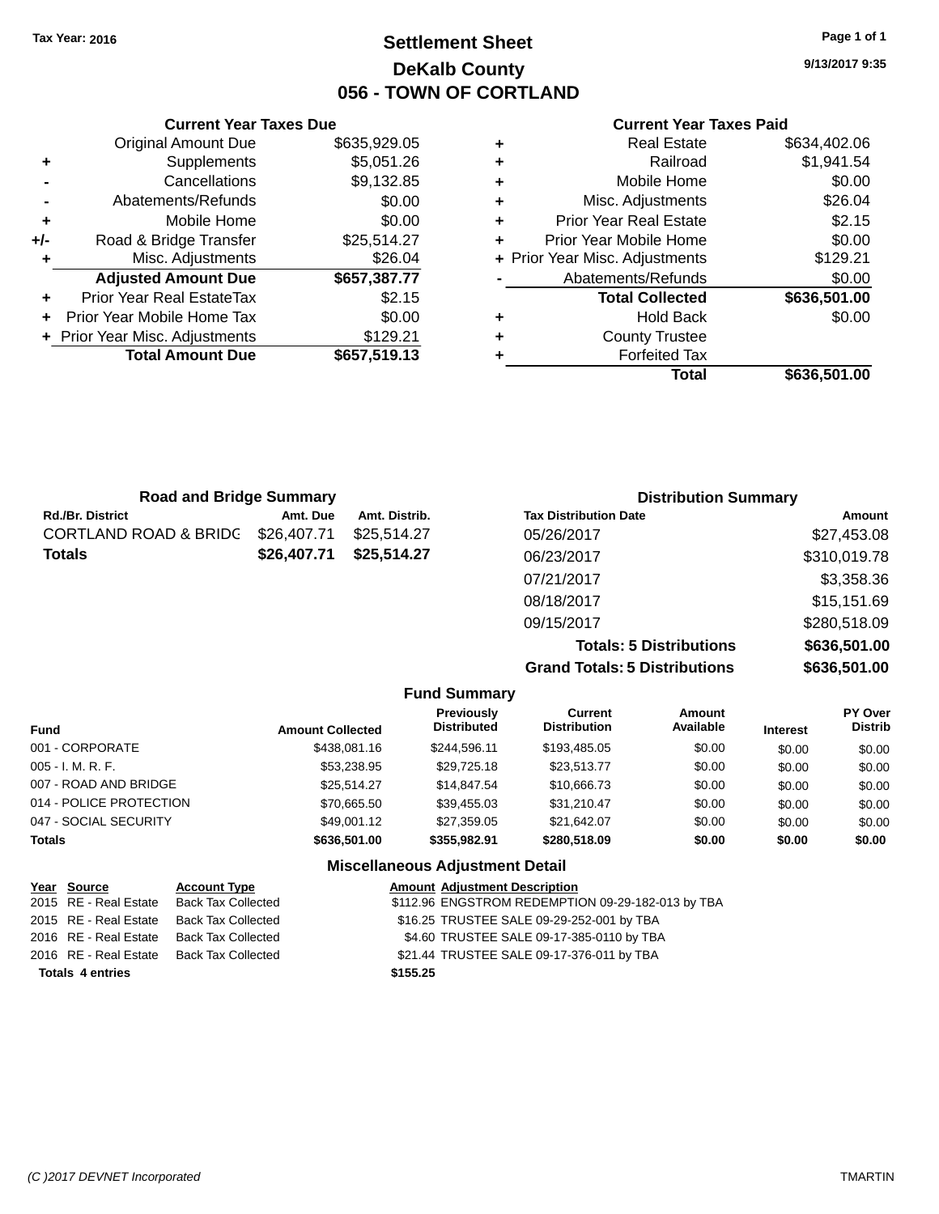Tax Year: 2016

# Settlement Sheet

## DeKalb County

## 056 - TOWN OF CORTLAND

9/13/2017 9:35

### Current Year Taxes Due

| | | |
|---|---|---|
| | Original Amount Due | $635,929.05 |
| + | Supplements | $5,051.26 |
| - | Cancellations | $9,132.85 |
| - | Abatements/Refunds | $0.00 |
| + | Mobile Home | $0.00 |
| +/- | Road & Bridge Transfer | $25,514.27 |
| + | Misc. Adjustments | $26.04 |
| | **Adjusted Amount Due** | **$657,387.77** |
| + | Prior Year Real EstateTax | $2.15 |
| + | Prior Year Mobile Home Tax | $0.00 |
| + | Prior Year Misc. Adjustments | $129.21 |
| | **Total Amount Due** | **$657,519.13** |

### Current Year Taxes Paid

| | | |
|---|---|---|
| + | Real Estate | $634,402.06 |
| + | Railroad | $1,941.54 |
| + | Mobile Home | $0.00 |
| + | Misc. Adjustments | $26.04 |
| + | Prior Year Real Estate | $2.15 |
| + | Prior Year Mobile Home | $0.00 |
| + | Prior Year Misc. Adjustments | $129.21 |
| - | Abatements/Refunds | $0.00 |
| | **Total Collected** | **$636,501.00** |
| + | Hold Back | $0.00 |
| + | County Trustee | |
| + | Forfeited Tax | |
| | **Total** | **$636,501.00** |

### Road and Bridge Summary

| Rd./Br. District | Amt. Due | Amt. Distrib. |
|---|---|---|
| CORTLAND ROAD & BRIDG | $26,407.71 | $25,514.27 |
| **Totals** | **$26,407.71** | **$25,514.27** |

### Distribution Summary

| Tax Distribution Date | Amount |
|---|---|
| 05/26/2017 | $27,453.08 |
| 06/23/2017 | $310,019.78 |
| 07/21/2017 | $3,358.36 |
| 08/18/2017 | $15,151.69 |
| 09/15/2017 | $280,518.09 |
| **Totals: 5 Distributions** | **$636,501.00** |
| **Grand Totals: 5 Distributions** | **$636,501.00** |

### Fund Summary

| Fund | Amount Collected | Previously Distributed | Current Distribution | Amount Available | Interest | PY Over Distrib |
|---|---|---|---|---|---|---|
| 001 - CORPORATE | $438,081.16 | $244,596.11 | $193,485.05 | $0.00 | $0.00 | $0.00 |
| 005 - I. M. R. F. | $53,238.95 | $29,725.18 | $23,513.77 | $0.00 | $0.00 | $0.00 |
| 007 - ROAD AND BRIDGE | $25,514.27 | $14,847.54 | $10,666.73 | $0.00 | $0.00 | $0.00 |
| 014 - POLICE PROTECTION | $70,665.50 | $39,455.03 | $31,210.47 | $0.00 | $0.00 | $0.00 |
| 047 - SOCIAL SECURITY | $49,001.12 | $27,359.05 | $21,642.07 | $0.00 | $0.00 | $0.00 |
| **Totals** | **$636,501.00** | **$355,982.91** | **$280,518.09** | **$0.00** | **$0.00** | **$0.00** |

### Miscellaneous Adjustment Detail

| Year | Source | Account Type | Amount | Adjustment Description |
|---|---|---|---|---|
| 2015 | RE - Real Estate | Back Tax Collected | $112.96 | ENGSTROM REDEMPTION 09-29-182-013 by TBA |
| 2015 | RE - Real Estate | Back Tax Collected | $16.25 | TRUSTEE SALE 09-29-252-001 by TBA |
| 2016 | RE - Real Estate | Back Tax Collected | $4.60 | TRUSTEE SALE 09-17-385-0110 by TBA |
| 2016 | RE - Real Estate | Back Tax Collected | $21.44 | TRUSTEE SALE 09-17-376-011 by TBA |
| **Totals 4 entries** | | | **$155.25** | |

(C )2017 DEVNET Incorporated TMARTIN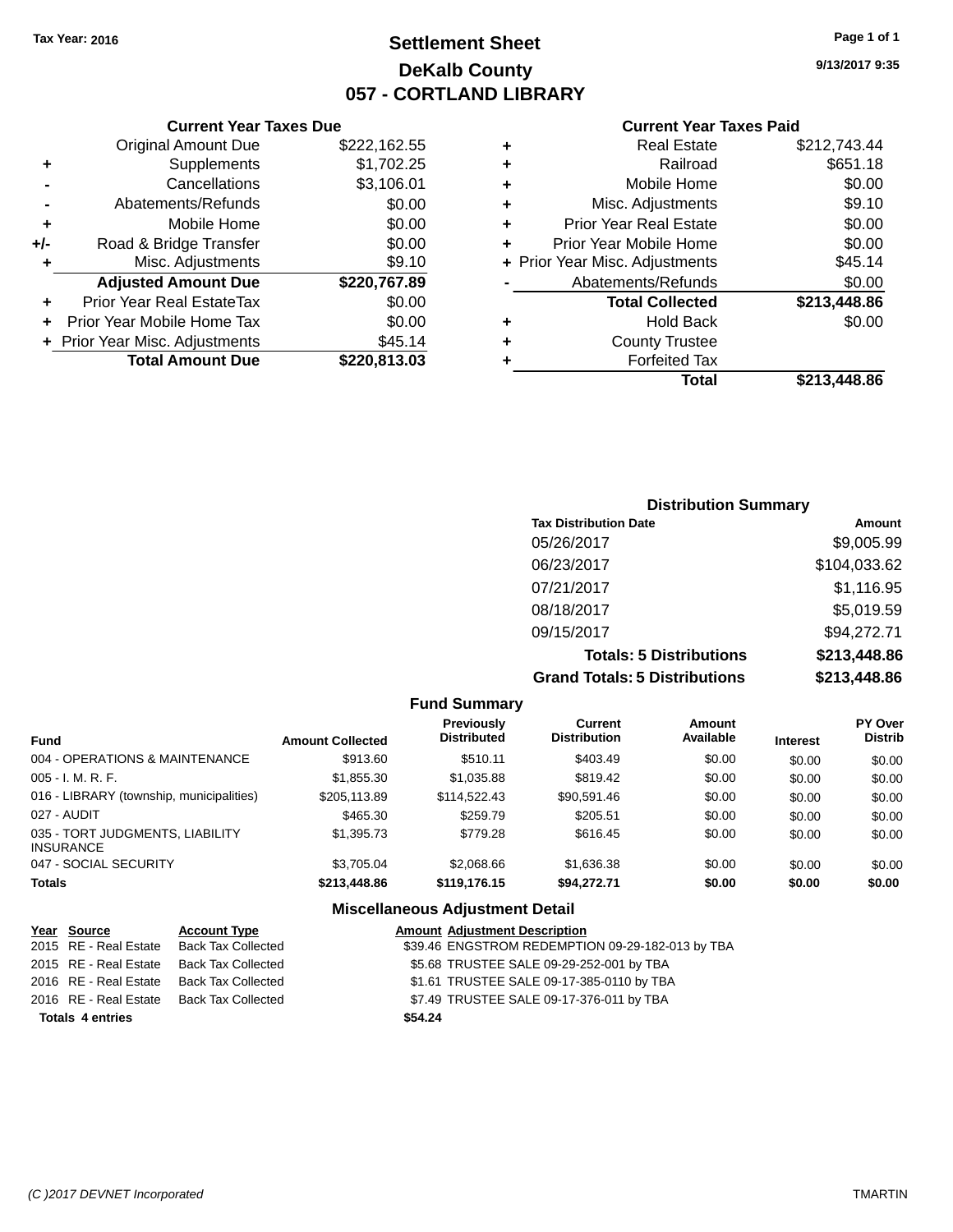**Tax Year: 2016**

# Settlement Sheet
## DeKalb County
## 057 - CORTLAND LIBRARY

9/13/2017 9:35

### Current Year Taxes Due

| | | |
|---|---|---|
| | Original Amount Due | $222,162.55 |
| + | Supplements | $1,702.25 |
| - | Cancellations | $3,106.01 |
| - | Abatements/Refunds | $0.00 |
| + | Mobile Home | $0.00 |
| +/- | Road & Bridge Transfer | $0.00 |
| + | Misc. Adjustments | $9.10 |
| | **Adjusted Amount Due** | **$220,767.89** |
| + | Prior Year Real EstateTax | $0.00 |
| + | Prior Year Mobile Home Tax | $0.00 |
| + | Prior Year Misc. Adjustments | $45.14 |
| | **Total Amount Due** | **$220,813.03** |

### Current Year Taxes Paid

| | | |
|---|---|---|
| + | Real Estate | $212,743.44 |
| + | Railroad | $651.18 |
| + | Mobile Home | $0.00 |
| + | Misc. Adjustments | $9.10 |
| + | Prior Year Real Estate | $0.00 |
| + | Prior Year Mobile Home | $0.00 |
| + | Prior Year Misc. Adjustments | $45.14 |
| - | Abatements/Refunds | $0.00 |
| | **Total Collected** | **$213,448.86** |
| + | Hold Back | $0.00 |
| + | County Trustee | |
| + | Forfeited Tax | |
| | **Total** | **$213,448.86** |

### Distribution Summary

| Tax Distribution Date | Amount |
|---|---|
| 05/26/2017 | $9,005.99 |
| 06/23/2017 | $104,033.62 |
| 07/21/2017 | $1,116.95 |
| 08/18/2017 | $5,019.59 |
| 09/15/2017 | $94,272.71 |
| **Totals: 5 Distributions** | **$213,448.86** |
| **Grand Totals: 5 Distributions** | **$213,448.86** |

### Fund Summary

| Fund | Amount Collected | Previously Distributed | Current Distribution | Amount Available | Interest | PY Over Distrib |
|---|---|---|---|---|---|---|
| 004 - OPERATIONS & MAINTENANCE | $913.60 | $510.11 | $403.49 | $0.00 | $0.00 | $0.00 |
| 005 - I. M. R. F. | $1,855.30 | $1,035.88 | $819.42 | $0.00 | $0.00 | $0.00 |
| 016 - LIBRARY (township, municipalities) | $205,113.89 | $114,522.43 | $90,591.46 | $0.00 | $0.00 | $0.00 |
| 027 - AUDIT | $465.30 | $259.79 | $205.51 | $0.00 | $0.00 | $0.00 |
| 035 - TORT JUDGMENTS, LIABILITY INSURANCE | $1,395.73 | $779.28 | $616.45 | $0.00 | $0.00 | $0.00 |
| 047 - SOCIAL SECURITY | $3,705.04 | $2,068.66 | $1,636.38 | $0.00 | $0.00 | $0.00 |
| **Totals** | **$213,448.86** | **$119,176.15** | **$94,272.71** | **$0.00** | **$0.00** | **$0.00** |

### Miscellaneous Adjustment Detail

| Year | Source | Account Type | Amount | Adjustment Description |
|---|---|---|---|---|
| 2015 | RE - Real Estate | Back Tax Collected | $39.46 | ENGSTROM REDEMPTION 09-29-182-013 by TBA |
| 2015 | RE - Real Estate | Back Tax Collected | $5.68 | TRUSTEE SALE 09-29-252-001 by TBA |
| 2016 | RE - Real Estate | Back Tax Collected | $1.61 | TRUSTEE SALE 09-17-385-0110 by TBA |
| 2016 | RE - Real Estate | Back Tax Collected | $7.49 | TRUSTEE SALE 09-17-376-011 by TBA |
| **Totals 4 entries** | | | **$54.24** | |

(C )2017 DEVNET Incorporated TMARTIN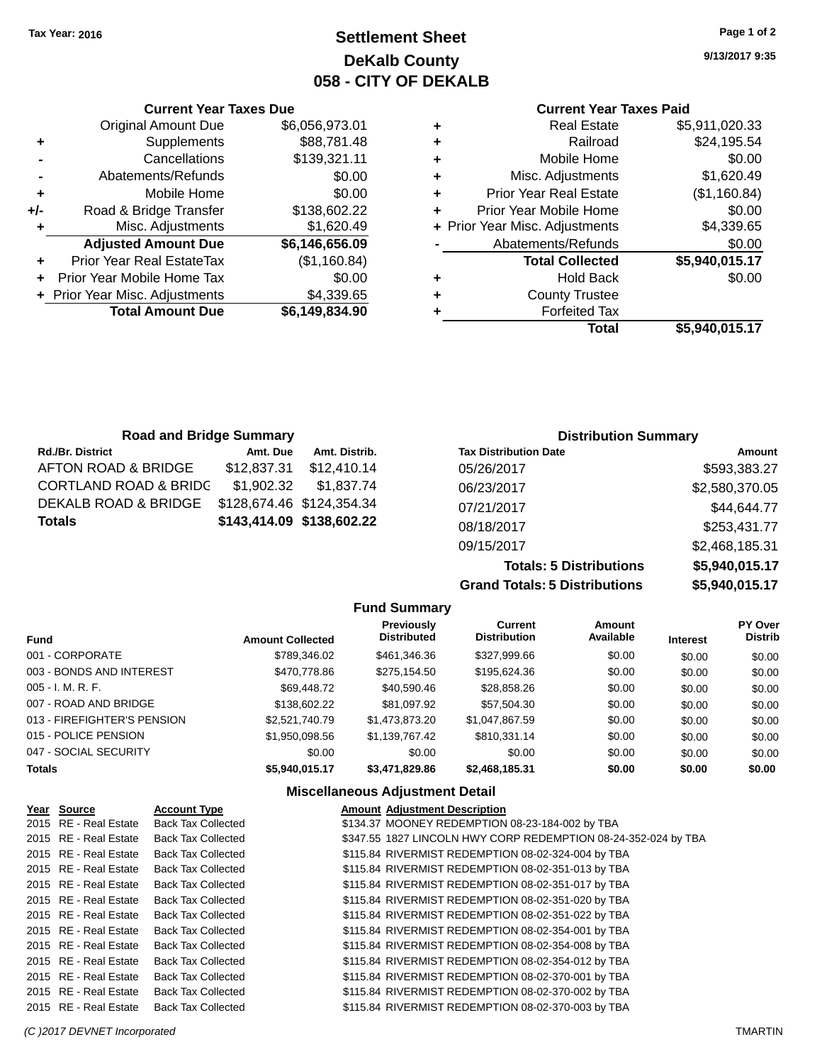Tax Year: 2016

# Settlement Sheet
## DeKalb County
## 058 - CITY OF DEKALB

9/13/2017 9:35

### Current Year Taxes Due

| | | |
|---|---|---|
| | Original Amount Due | $6,056,973.01 |
| + | Supplements | $88,781.48 |
| - | Cancellations | $139,321.11 |
| - | Abatements/Refunds | $0.00 |
| + | Mobile Home | $0.00 |
| +/- | Road & Bridge Transfer | $138,602.22 |
| + | Misc. Adjustments | $1,620.49 |
| | **Adjusted Amount Due** | **$6,146,656.09** |
| + | Prior Year Real EstateTax | ($1,160.84) |
| + | Prior Year Mobile Home Tax | $0.00 |
| + | Prior Year Misc. Adjustments | $4,339.65 |
| | **Total Amount Due** | **$6,149,834.90** |

### Current Year Taxes Paid

| | | |
|---|---|---|
| + | Real Estate | $5,911,020.33 |
| + | Railroad | $24,195.54 |
| + | Mobile Home | $0.00 |
| + | Misc. Adjustments | $1,620.49 |
| + | Prior Year Real Estate | ($1,160.84) |
| + | Prior Year Mobile Home | $0.00 |
| + | Prior Year Misc. Adjustments | $4,339.65 |
| - | Abatements/Refunds | $0.00 |
| | **Total Collected** | **$5,940,015.17** |
| + | Hold Back | $0.00 |
| + | County Trustee | |
| + | Forfeited Tax | |
| | **Total** | **$5,940,015.17** |

### Road and Bridge Summary

| Rd./Br. District | Amt. Due | Amt. Distrib. |
|---|---|---|
| AFTON ROAD & BRIDGE | $12,837.31 | $12,410.14 |
| CORTLAND ROAD & BRIDG | $1,902.32 | $1,837.74 |
| DEKALB ROAD & BRIDGE | $128,674.46 | $124,354.34 |
| **Totals** | **$143,414.09** | **$138,602.22** |

### Distribution Summary

| Tax Distribution Date | Amount |
|---|---|
| 05/26/2017 | $593,383.27 |
| 06/23/2017 | $2,580,370.05 |
| 07/21/2017 | $44,644.77 |
| 08/18/2017 | $253,431.77 |
| 09/15/2017 | $2,468,185.31 |
| **Totals: 5 Distributions** | **$5,940,015.17** |
| **Grand Totals: 5 Distributions** | **$5,940,015.17** |

### Fund Summary

| Fund | Amount Collected | Previously Distributed | Current Distribution | Amount Available | Interest | PY Over Distrib |
|---|---|---|---|---|---|---|
| 001 - CORPORATE | $789,346.02 | $461,346.36 | $327,999.66 | $0.00 | $0.00 | $0.00 |
| 003 - BONDS AND INTEREST | $470,778.86 | $275,154.50 | $195,624.36 | $0.00 | $0.00 | $0.00 |
| 005 - I. M. R. F. | $69,448.72 | $40,590.46 | $28,858.26 | $0.00 | $0.00 | $0.00 |
| 007 - ROAD AND BRIDGE | $138,602.22 | $81,097.92 | $57,504.30 | $0.00 | $0.00 | $0.00 |
| 013 - FIREFIGHTER'S PENSION | $2,521,740.79 | $1,473,873.20 | $1,047,867.59 | $0.00 | $0.00 | $0.00 |
| 015 - POLICE PENSION | $1,950,098.56 | $1,139,767.42 | $810,331.14 | $0.00 | $0.00 | $0.00 |
| 047 - SOCIAL SECURITY | $0.00 | $0.00 | $0.00 | $0.00 | $0.00 | $0.00 |
| **Totals** | **$5,940,015.17** | **$3,471,829.86** | **$2,468,185.31** | **$0.00** | **$0.00** | **$0.00** |

### Miscellaneous Adjustment Detail

| Year | Source | Account Type | Amount | Adjustment Description |
|---|---|---|---|---|
| 2015 | RE - Real Estate | Back Tax Collected | $134.37 | MOONEY REDEMPTION 08-23-184-002 by TBA |
| 2015 | RE - Real Estate | Back Tax Collected | $347.55 | 1827 LINCOLN HWY CORP REDEMPTION 08-24-352-024 by TBA |
| 2015 | RE - Real Estate | Back Tax Collected | $115.84 | RIVERMIST REDEMPTION 08-02-324-004 by TBA |
| 2015 | RE - Real Estate | Back Tax Collected | $115.84 | RIVERMIST REDEMPTION 08-02-351-013 by TBA |
| 2015 | RE - Real Estate | Back Tax Collected | $115.84 | RIVERMIST REDEMPTION 08-02-351-017 by TBA |
| 2015 | RE - Real Estate | Back Tax Collected | $115.84 | RIVERMIST REDEMPTION 08-02-351-020 by TBA |
| 2015 | RE - Real Estate | Back Tax Collected | $115.84 | RIVERMIST REDEMPTION 08-02-351-022 by TBA |
| 2015 | RE - Real Estate | Back Tax Collected | $115.84 | RIVERMIST REDEMPTION 08-02-354-001 by TBA |
| 2015 | RE - Real Estate | Back Tax Collected | $115.84 | RIVERMIST REDEMPTION 08-02-354-008 by TBA |
| 2015 | RE - Real Estate | Back Tax Collected | $115.84 | RIVERMIST REDEMPTION 08-02-354-012 by TBA |
| 2015 | RE - Real Estate | Back Tax Collected | $115.84 | RIVERMIST REDEMPTION 08-02-370-001 by TBA |
| 2015 | RE - Real Estate | Back Tax Collected | $115.84 | RIVERMIST REDEMPTION 08-02-370-002 by TBA |
| 2015 | RE - Real Estate | Back Tax Collected | $115.84 | RIVERMIST REDEMPTION 08-02-370-003 by TBA |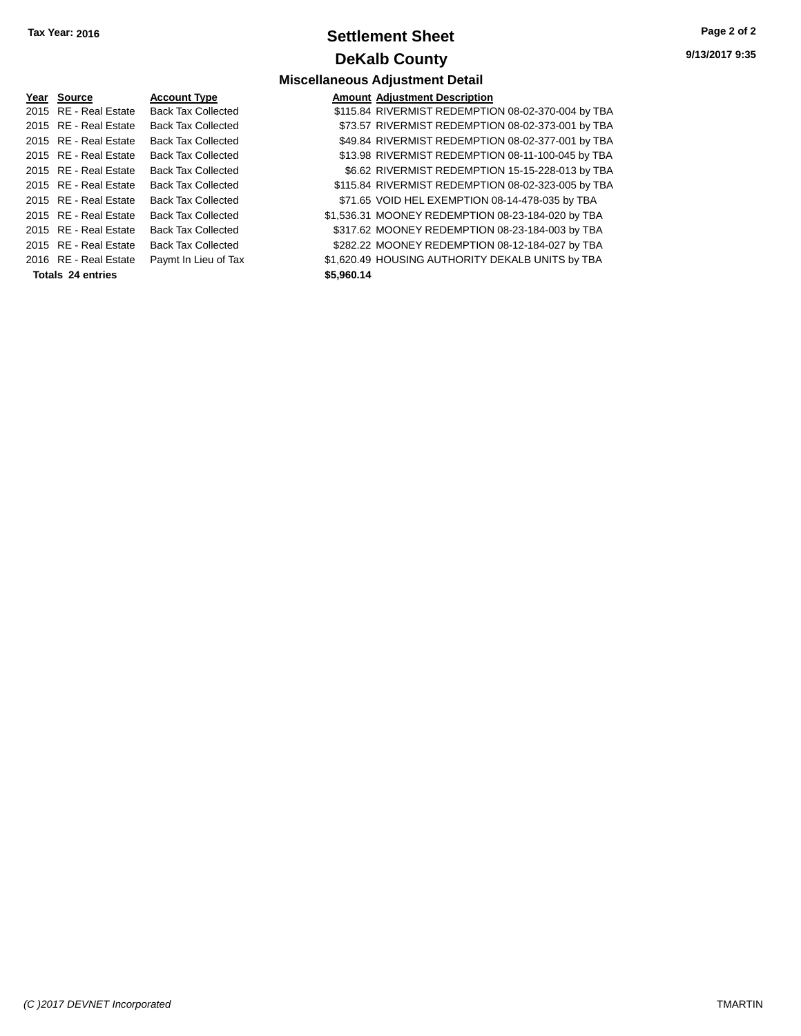**Tax Year: 2016**

# Settlement Sheet

## DeKalb County

9/13/2017 9:35

### Miscellaneous Adjustment Detail

| Year | Source | Account Type | Amount | Adjustment Description |
|---|---|---|---|---|
| 2015 | RE - Real Estate | Back Tax Collected | $115.84 | RIVERMIST REDEMPTION 08-02-370-004 by TBA |
| 2015 | RE - Real Estate | Back Tax Collected | $73.57 | RIVERMIST REDEMPTION 08-02-373-001 by TBA |
| 2015 | RE - Real Estate | Back Tax Collected | $49.84 | RIVERMIST REDEMPTION 08-02-377-001 by TBA |
| 2015 | RE - Real Estate | Back Tax Collected | $13.98 | RIVERMIST REDEMPTION 08-11-100-045 by TBA |
| 2015 | RE - Real Estate | Back Tax Collected | $6.62 | RIVERMIST REDEMPTION 15-15-228-013 by TBA |
| 2015 | RE - Real Estate | Back Tax Collected | $115.84 | RIVERMIST REDEMPTION 08-02-323-005 by TBA |
| 2015 | RE - Real Estate | Back Tax Collected | $71.65 | VOID HEL EXEMPTION 08-14-478-035 by TBA |
| 2015 | RE - Real Estate | Back Tax Collected | $1,536.31 | MOONEY REDEMPTION 08-23-184-020 by TBA |
| 2015 | RE - Real Estate | Back Tax Collected | $317.62 | MOONEY REDEMPTION 08-23-184-003 by TBA |
| 2015 | RE - Real Estate | Back Tax Collected | $282.22 | MOONEY REDEMPTION 08-12-184-027 by TBA |
| 2016 | RE - Real Estate | Paymt In Lieu of Tax | $1,620.49 | HOUSING AUTHORITY DEKALB UNITS by TBA |
| **Totals 24 entries** | | | **$5,960.14** | |

*(C )2017 DEVNET Incorporated* TMARTIN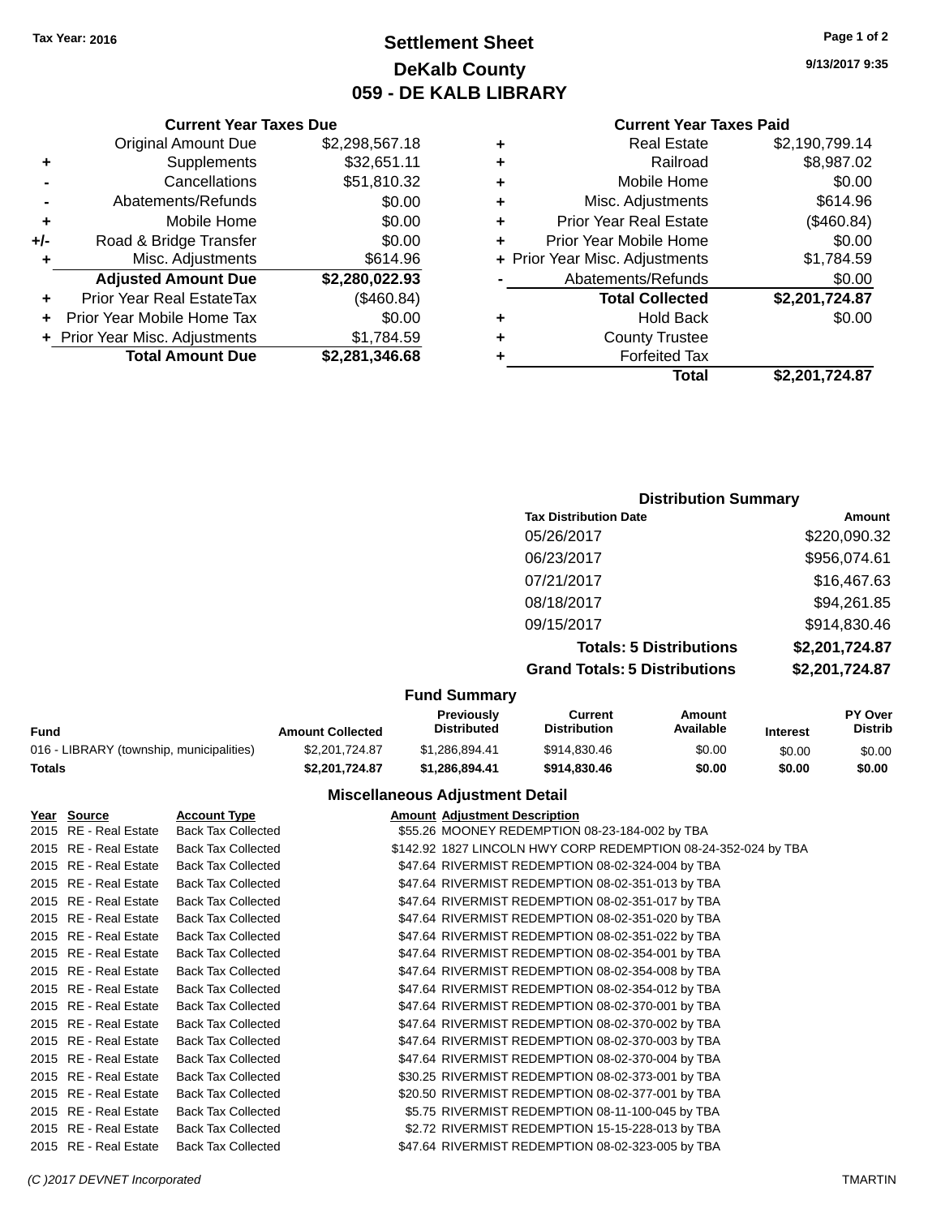Tax Year: 2016

# Settlement Sheet
## DeKalb County
## 059 - DE KALB LIBRARY

9/13/2017 9:35

### Current Year Taxes Due

| | | |
|---|---|---|
| | Original Amount Due | $2,298,567.18 |
| + | Supplements | $32,651.11 |
| - | Cancellations | $51,810.32 |
| - | Abatements/Refunds | $0.00 |
| + | Mobile Home | $0.00 |
| +/- | Road & Bridge Transfer | $0.00 |
| + | Misc. Adjustments | $614.96 |
| | **Adjusted Amount Due** | **$2,280,022.93** |
| + | Prior Year Real EstateTax | ($460.84) |
| + | Prior Year Mobile Home Tax | $0.00 |
| + | Prior Year Misc. Adjustments | $1,784.59 |
| | **Total Amount Due** | **$2,281,346.68** |

### Current Year Taxes Paid

| | | |
|---|---|---|
| + | Real Estate | $2,190,799.14 |
| + | Railroad | $8,987.02 |
| + | Mobile Home | $0.00 |
| + | Misc. Adjustments | $614.96 |
| + | Prior Year Real Estate | ($460.84) |
| + | Prior Year Mobile Home | $0.00 |
| + | Prior Year Misc. Adjustments | $1,784.59 |
| - | Abatements/Refunds | $0.00 |
| | **Total Collected** | **$2,201,724.87** |
| + | Hold Back | $0.00 |
| + | County Trustee | |
| + | Forfeited Tax | |
| | **Total** | **$2,201,724.87** |

### Distribution Summary

| Tax Distribution Date | Amount |
|---|---|
| 05/26/2017 | $220,090.32 |
| 06/23/2017 | $956,074.61 |
| 07/21/2017 | $16,467.63 |
| 08/18/2017 | $94,261.85 |
| 09/15/2017 | $914,830.46 |
| **Totals: 5 Distributions** | **$2,201,724.87** |
| **Grand Totals: 5 Distributions** | **$2,201,724.87** |

### Fund Summary

| Fund | Amount Collected | Previously Distributed | Current Distribution | Amount Available | Interest | PY Over Distrib |
|---|---|---|---|---|---|---|
| 016 - LIBRARY (township, municipalities) | $2,201,724.87 | $1,286,894.41 | $914,830.46 | $0.00 | $0.00 | $0.00 |
| **Totals** | **$2,201,724.87** | **$1,286,894.41** | **$914,830.46** | **$0.00** | **$0.00** | **$0.00** |

### Miscellaneous Adjustment Detail

| Year | Source | Account Type | Amount | Adjustment Description |
|---|---|---|---|---|
| 2015 | RE - Real Estate | Back Tax Collected | $55.26 | MOONEY REDEMPTION 08-23-184-002 by TBA |
| 2015 | RE - Real Estate | Back Tax Collected | $142.92 | 1827 LINCOLN HWY CORP REDEMPTION 08-24-352-024 by TBA |
| 2015 | RE - Real Estate | Back Tax Collected | $47.64 | RIVERMIST REDEMPTION 08-02-324-004 by TBA |
| 2015 | RE - Real Estate | Back Tax Collected | $47.64 | RIVERMIST REDEMPTION 08-02-351-013 by TBA |
| 2015 | RE - Real Estate | Back Tax Collected | $47.64 | RIVERMIST REDEMPTION 08-02-351-017 by TBA |
| 2015 | RE - Real Estate | Back Tax Collected | $47.64 | RIVERMIST REDEMPTION 08-02-351-020 by TBA |
| 2015 | RE - Real Estate | Back Tax Collected | $47.64 | RIVERMIST REDEMPTION 08-02-351-022 by TBA |
| 2015 | RE - Real Estate | Back Tax Collected | $47.64 | RIVERMIST REDEMPTION 08-02-354-001 by TBA |
| 2015 | RE - Real Estate | Back Tax Collected | $47.64 | RIVERMIST REDEMPTION 08-02-354-008 by TBA |
| 2015 | RE - Real Estate | Back Tax Collected | $47.64 | RIVERMIST REDEMPTION 08-02-354-012 by TBA |
| 2015 | RE - Real Estate | Back Tax Collected | $47.64 | RIVERMIST REDEMPTION 08-02-370-001 by TBA |
| 2015 | RE - Real Estate | Back Tax Collected | $47.64 | RIVERMIST REDEMPTION 08-02-370-002 by TBA |
| 2015 | RE - Real Estate | Back Tax Collected | $47.64 | RIVERMIST REDEMPTION 08-02-370-003 by TBA |
| 2015 | RE - Real Estate | Back Tax Collected | $47.64 | RIVERMIST REDEMPTION 08-02-370-004 by TBA |
| 2015 | RE - Real Estate | Back Tax Collected | $30.25 | RIVERMIST REDEMPTION 08-02-373-001 by TBA |
| 2015 | RE - Real Estate | Back Tax Collected | $20.50 | RIVERMIST REDEMPTION 08-02-377-001 by TBA |
| 2015 | RE - Real Estate | Back Tax Collected | $5.75 | RIVERMIST REDEMPTION 08-11-100-045 by TBA |
| 2015 | RE - Real Estate | Back Tax Collected | $2.72 | RIVERMIST REDEMPTION 15-15-228-013 by TBA |
| 2015 | RE - Real Estate | Back Tax Collected | $47.64 | RIVERMIST REDEMPTION 08-02-323-005 by TBA |

(C )2017 DEVNET Incorporated TMARTIN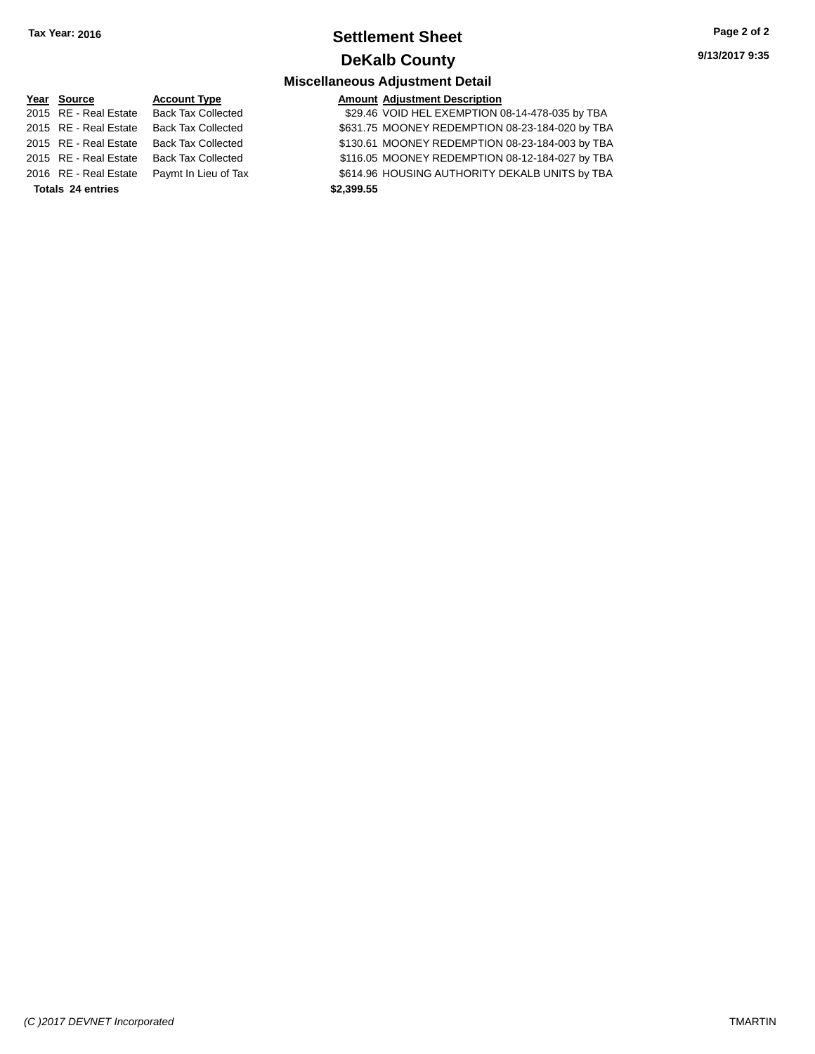**Tax Year: 2016**

# Settlement Sheet

# DeKalb County

9/13/2017 9:35

## Miscellaneous Adjustment Detail

| Year | Source | Account Type | Amount | Adjustment Description |
|---|---|---|---|---|
| 2015 | RE - Real Estate | Back Tax Collected | $29.46 | VOID HEL EXEMPTION 08-14-478-035 by TBA |
| 2015 | RE - Real Estate | Back Tax Collected | $631.75 | MOONEY REDEMPTION 08-23-184-020 by TBA |
| 2015 | RE - Real Estate | Back Tax Collected | $130.61 | MOONEY REDEMPTION 08-23-184-003 by TBA |
| 2015 | RE - Real Estate | Back Tax Collected | $116.05 | MOONEY REDEMPTION 08-12-184-027 by TBA |
| 2016 | RE - Real Estate | Paymt In Lieu of Tax | $614.96 | HOUSING AUTHORITY DEKALB UNITS by TBA |
| **Totals** | **24 entries** | | **$2,399.55** | |

*(C )2017 DEVNET Incorporated* TMARTIN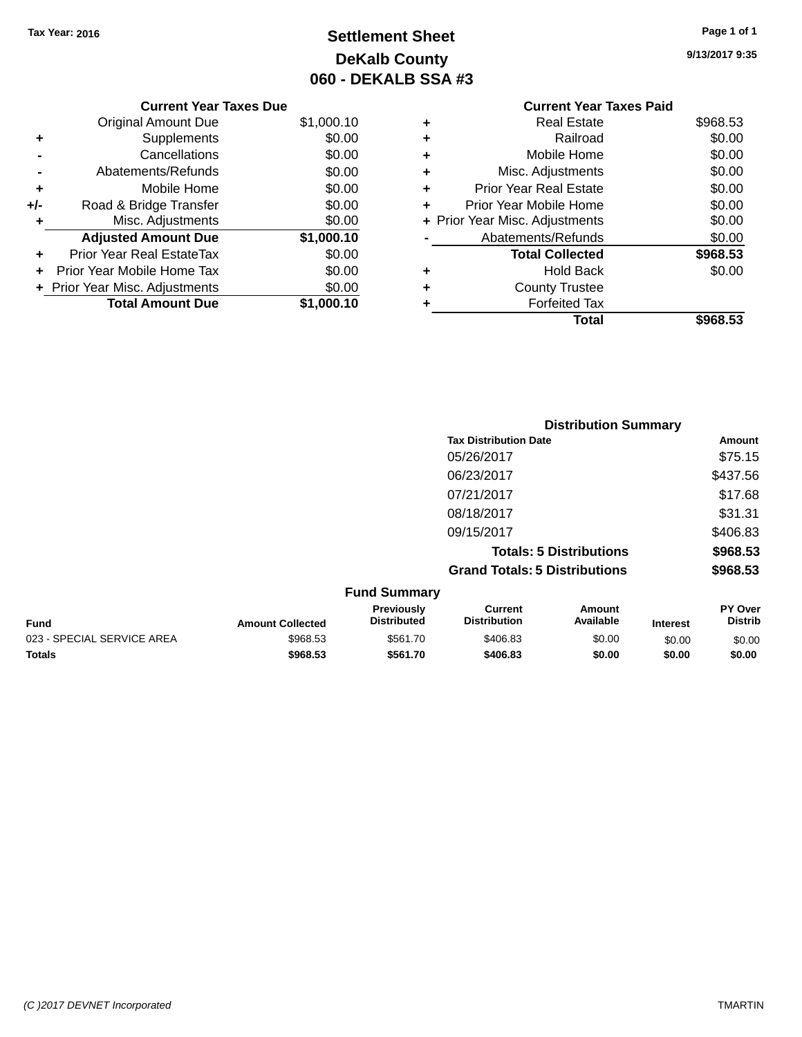Tax Year: 2016

# Settlement Sheet
## DeKalb County
## 060 - DEKALB SSA #3

9/13/2017 9:35

### Current Year Taxes Due

| | | |
|---|---|---|
| | Original Amount Due | $1,000.10 |
| + | Supplements | $0.00 |
| - | Cancellations | $0.00 |
| - | Abatements/Refunds | $0.00 |
| + | Mobile Home | $0.00 |
| +/- | Road & Bridge Transfer | $0.00 |
| + | Misc. Adjustments | $0.00 |
| | **Adjusted Amount Due** | **$1,000.10** |
| + | Prior Year Real EstateTax | $0.00 |
| + | Prior Year Mobile Home Tax | $0.00 |
| + | Prior Year Misc. Adjustments | $0.00 |
| | **Total Amount Due** | **$1,000.10** |

### Current Year Taxes Paid

| | | |
|---|---|---|
| + | Real Estate | $968.53 |
| + | Railroad | $0.00 |
| + | Mobile Home | $0.00 |
| + | Misc. Adjustments | $0.00 |
| + | Prior Year Real Estate | $0.00 |
| + | Prior Year Mobile Home | $0.00 |
| + | Prior Year Misc. Adjustments | $0.00 |
| - | Abatements/Refunds | $0.00 |
| | **Total Collected** | **$968.53** |
| + | Hold Back | $0.00 |
| + | County Trustee | |
| + | Forfeited Tax | |
| | **Total** | **$968.53** |

### Distribution Summary

| Tax Distribution Date | Amount |
|---|---|
| 05/26/2017 | $75.15 |
| 06/23/2017 | $437.56 |
| 07/21/2017 | $17.68 |
| 08/18/2017 | $31.31 |
| 09/15/2017 | $406.83 |
| **Totals: 5 Distributions** | **$968.53** |
| **Grand Totals: 5 Distributions** | **$968.53** |

### Fund Summary

| Fund | Amount Collected | Previously Distributed | Current Distribution | Amount Available | Interest | PY Over Distrib |
|---|---|---|---|---|---|---|
| 023 - SPECIAL SERVICE AREA | $968.53 | $561.70 | $406.83 | $0.00 | $0.00 | $0.00 |
| **Totals** | **$968.53** | **$561.70** | **$406.83** | **$0.00** | **$0.00** | **$0.00** |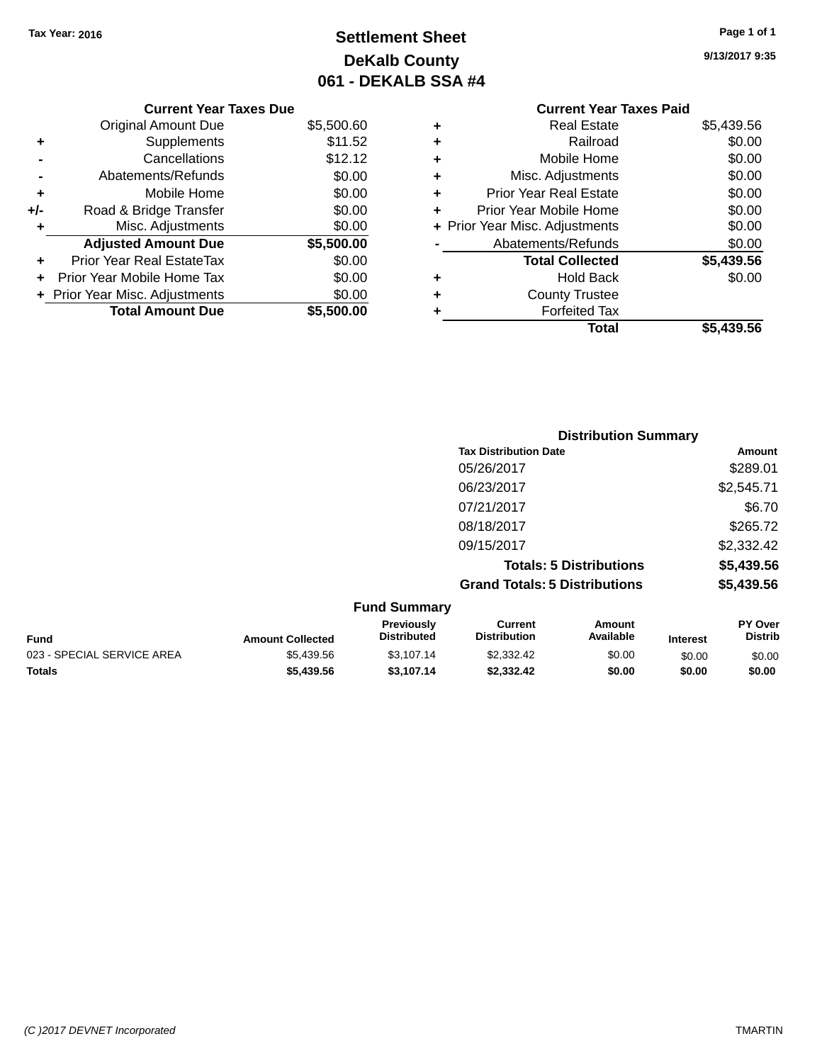Tax Year: 2016

# Settlement Sheet
## DeKalb County
## 061 - DEKALB SSA #4

9/13/2017 9:35

| | Current Year Taxes Due | |
|---|---|---|
| | Original Amount Due | $5,500.60 |
| + | Supplements | $11.52 |
| - | Cancellations | $12.12 |
| - | Abatements/Refunds | $0.00 |
| + | Mobile Home | $0.00 |
| +/- | Road & Bridge Transfer | $0.00 |
| + | Misc. Adjustments | $0.00 |
| | **Adjusted Amount Due** | **$5,500.00** |
| + | Prior Year Real EstateTax | $0.00 |
| + | Prior Year Mobile Home Tax | $0.00 |
| + | Prior Year Misc. Adjustments | $0.00 |
| | **Total Amount Due** | **$5,500.00** |

| | Current Year Taxes Paid | |
|---|---|---|
| + | Real Estate | $5,439.56 |
| + | Railroad | $0.00 |
| + | Mobile Home | $0.00 |
| + | Misc. Adjustments | $0.00 |
| + | Prior Year Real Estate | $0.00 |
| + | Prior Year Mobile Home | $0.00 |
| + | Prior Year Misc. Adjustments | $0.00 |
| - | Abatements/Refunds | $0.00 |
| | **Total Collected** | **$5,439.56** |
| + | Hold Back | $0.00 |
| + | County Trustee | |
| + | Forfeited Tax | |
| | **Total** | **$5,439.56** |

### Distribution Summary

| Tax Distribution Date | Amount |
|---|---|
| 05/26/2017 | $289.01 |
| 06/23/2017 | $2,545.71 |
| 07/21/2017 | $6.70 |
| 08/18/2017 | $265.72 |
| 09/15/2017 | $2,332.42 |
| **Totals: 5 Distributions** | **$5,439.56** |
| **Grand Totals: 5 Distributions** | **$5,439.56** |

### Fund Summary

| Fund | Amount Collected | Previously Distributed | Current Distribution | Amount Available | Interest | PY Over Distrib |
|---|---|---|---|---|---|---|
| 023 - SPECIAL SERVICE AREA | $5,439.56 | $3,107.14 | $2,332.42 | $0.00 | $0.00 | $0.00 |
| **Totals** | **$5,439.56** | **$3,107.14** | **$2,332.42** | **$0.00** | **$0.00** | **$0.00** |

(C )2017 DEVNET Incorporated TMARTIN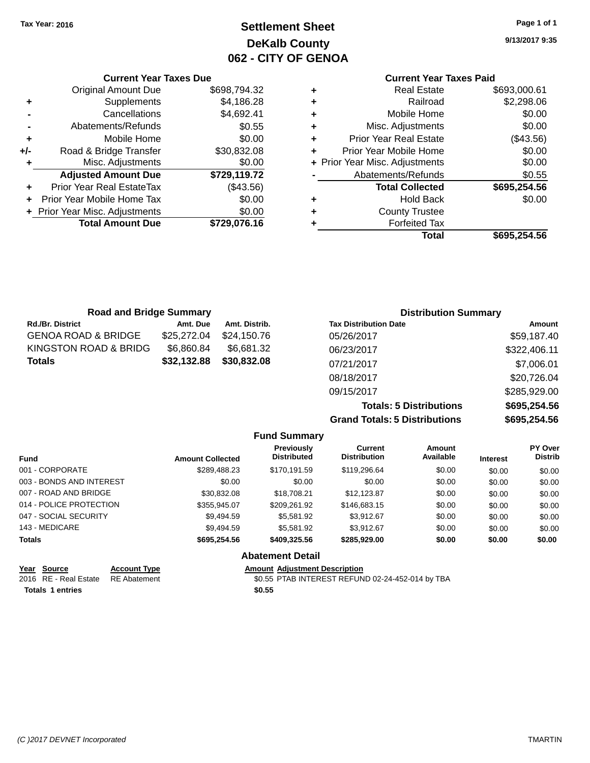Tax Year: 2016

# Settlement Sheet
## DeKalb County
## 062 - CITY OF GENOA

9/13/2017 9:35

| | Current Year Taxes Due | |
|---|---|---|
| | Original Amount Due | $698,794.32 |
| + | Supplements | $4,186.28 |
| - | Cancellations | $4,692.41 |
| - | Abatements/Refunds | $0.55 |
| + | Mobile Home | $0.00 |
| +/- | Road & Bridge Transfer | $30,832.08 |
| + | Misc. Adjustments | $0.00 |
| | **Adjusted Amount Due** | **$729,119.72** |
| + | Prior Year Real EstateTax | ($43.56) |
| + | Prior Year Mobile Home Tax | $0.00 |
| + | Prior Year Misc. Adjustments | $0.00 |
| | **Total Amount Due** | **$729,076.16** |

| | Current Year Taxes Paid | |
|---|---|---|
| + | Real Estate | $693,000.61 |
| + | Railroad | $2,298.06 |
| + | Mobile Home | $0.00 |
| + | Misc. Adjustments | $0.00 |
| + | Prior Year Real Estate | ($43.56) |
| + | Prior Year Mobile Home | $0.00 |
| + | Prior Year Misc. Adjustments | $0.00 |
| - | Abatements/Refunds | $0.55 |
| | **Total Collected** | **$695,254.56** |
| + | Hold Back | $0.00 |
| + | County Trustee | |
| + | Forfeited Tax | |
| | **Total** | **$695,254.56** |

### Road and Bridge Summary

| Rd./Br. District | Amt. Due | Amt. Distrib. |
|---|---|---|
| GENOA ROAD & BRIDGE | $25,272.04 | $24,150.76 |
| KINGSTON ROAD & BRIDG | $6,860.84 | $6,681.32 |
| **Totals** | **$32,132.88** | **$30,832.08** |

### Distribution Summary

| Tax Distribution Date | Amount |
|---|---|
| 05/26/2017 | $59,187.40 |
| 06/23/2017 | $322,406.11 |
| 07/21/2017 | $7,006.01 |
| 08/18/2017 | $20,726.04 |
| 09/15/2017 | $285,929.00 |
| **Totals: 5 Distributions** | **$695,254.56** |
| **Grand Totals: 5 Distributions** | **$695,254.56** |

### Fund Summary

| Fund | Amount Collected | Previously Distributed | Current Distribution | Amount Available | Interest | PY Over Distrib |
|---|---|---|---|---|---|---|
| 001 - CORPORATE | $289,488.23 | $170,191.59 | $119,296.64 | $0.00 | $0.00 | $0.00 |
| 003 - BONDS AND INTEREST | $0.00 | $0.00 | $0.00 | $0.00 | $0.00 | $0.00 |
| 007 - ROAD AND BRIDGE | $30,832.08 | $18,708.21 | $12,123.87 | $0.00 | $0.00 | $0.00 |
| 014 - POLICE PROTECTION | $355,945.07 | $209,261.92 | $146,683.15 | $0.00 | $0.00 | $0.00 |
| 047 - SOCIAL SECURITY | $9,494.59 | $5,581.92 | $3,912.67 | $0.00 | $0.00 | $0.00 |
| 143 - MEDICARE | $9,494.59 | $5,581.92 | $3,912.67 | $0.00 | $0.00 | $0.00 |
| **Totals** | **$695,254.56** | **$409,325.56** | **$285,929.00** | **$0.00** | **$0.00** | **$0.00** |

### Abatement Detail

| Year | Source | Account Type | Amount | Adjustment Description |
|---|---|---|---|---|
| 2016 | RE - Real Estate | RE Abatement | $0.55 | PTAB INTEREST REFUND 02-24-452-014 by TBA |
| **Totals 1 entries** | | | **$0.55** | |

(C )2017 DEVNET Incorporated TMARTIN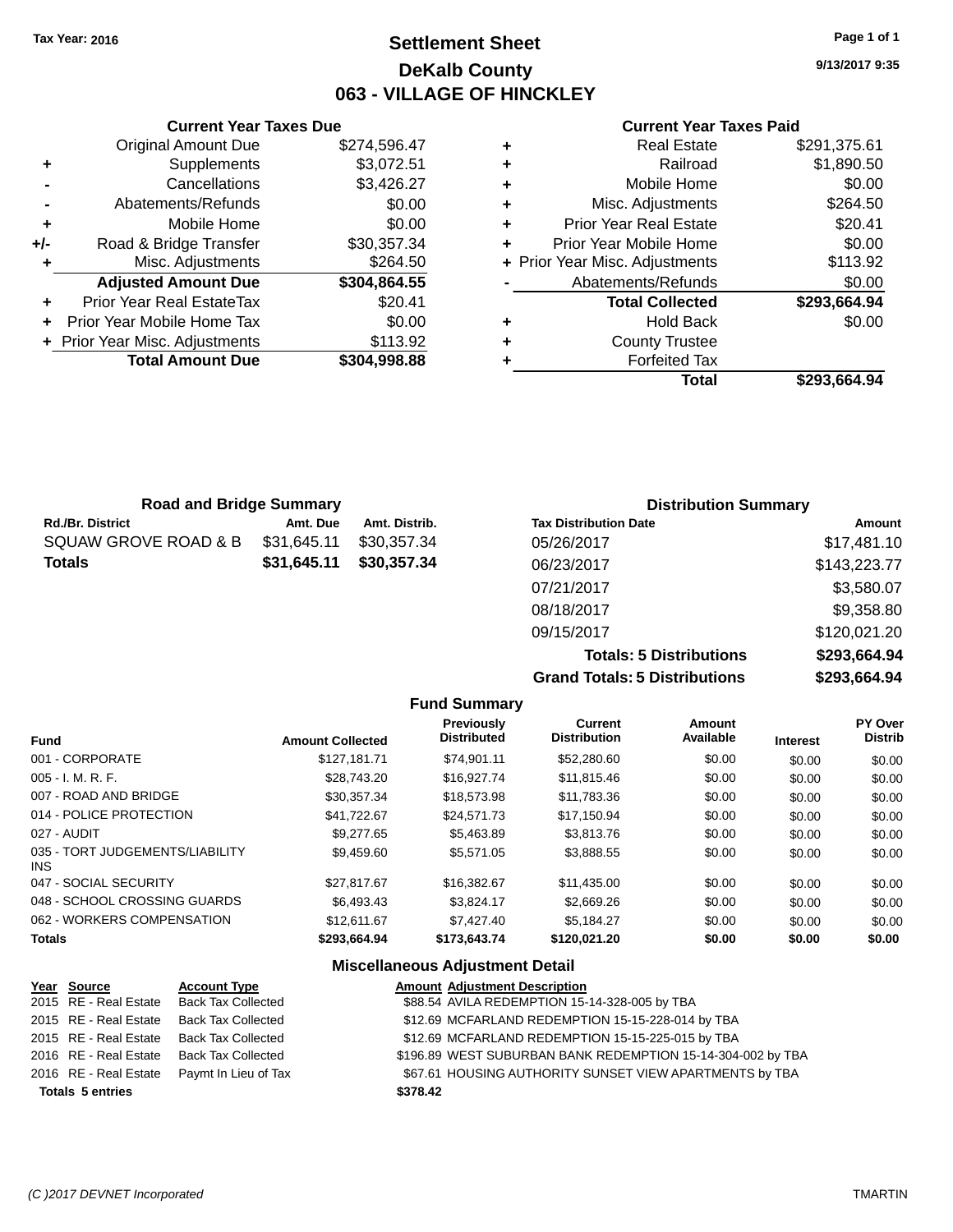Tax Year: 2016

# Settlement Sheet
## DeKalb County
## 063 - VILLAGE OF HINCKLEY

9/13/2017 9:35

### Current Year Taxes Due

| | | |
|---|---|---|
| | Original Amount Due | $274,596.47 |
| + | Supplements | $3,072.51 |
| - | Cancellations | $3,426.27 |
| - | Abatements/Refunds | $0.00 |
| + | Mobile Home | $0.00 |
| +/- | Road & Bridge Transfer | $30,357.34 |
| + | Misc. Adjustments | $264.50 |
| | **Adjusted Amount Due** | **$304,864.55** |
| + | Prior Year Real EstateTax | $20.41 |
| + | Prior Year Mobile Home Tax | $0.00 |
| + | Prior Year Misc. Adjustments | $113.92 |
| | **Total Amount Due** | **$304,998.88** |

### Current Year Taxes Paid

| | | |
|---|---|---|
| + | Real Estate | $291,375.61 |
| + | Railroad | $1,890.50 |
| + | Mobile Home | $0.00 |
| + | Misc. Adjustments | $264.50 |
| + | Prior Year Real Estate | $20.41 |
| + | Prior Year Mobile Home | $0.00 |
| + | Prior Year Misc. Adjustments | $113.92 |
| - | Abatements/Refunds | $0.00 |
| | **Total Collected** | **$293,664.94** |
| + | Hold Back | $0.00 |
| + | County Trustee | |
| + | Forfeited Tax | |
| | **Total** | **$293,664.94** |

### Road and Bridge Summary

| Rd./Br. District | Amt. Due | Amt. Distrib. |
|---|---|---|
| SQUAW GROVE ROAD & B | $31,645.11 | $30,357.34 |
| **Totals** | **$31,645.11** | **$30,357.34** |

### Distribution Summary

| Tax Distribution Date | Amount |
|---|---|
| 05/26/2017 | $17,481.10 |
| 06/23/2017 | $143,223.77 |
| 07/21/2017 | $3,580.07 |
| 08/18/2017 | $9,358.80 |
| 09/15/2017 | $120,021.20 |
| **Totals: 5 Distributions** | **$293,664.94** |
| **Grand Totals: 5 Distributions** | **$293,664.94** |

### Fund Summary

| Fund | Amount Collected | Previously Distributed | Current Distribution | Amount Available | Interest | PY Over Distrib |
|---|---|---|---|---|---|---|
| 001 - CORPORATE | $127,181.71 | $74,901.11 | $52,280.60 | $0.00 | $0.00 | $0.00 |
| 005 - I. M. R. F. | $28,743.20 | $16,927.74 | $11,815.46 | $0.00 | $0.00 | $0.00 |
| 007 - ROAD AND BRIDGE | $30,357.34 | $18,573.98 | $11,783.36 | $0.00 | $0.00 | $0.00 |
| 014 - POLICE PROTECTION | $41,722.67 | $24,571.73 | $17,150.94 | $0.00 | $0.00 | $0.00 |
| 027 - AUDIT | $9,277.65 | $5,463.89 | $3,813.76 | $0.00 | $0.00 | $0.00 |
| 035 - TORT JUDGEMENTS/LIABILITY INS | $9,459.60 | $5,571.05 | $3,888.55 | $0.00 | $0.00 | $0.00 |
| 047 - SOCIAL SECURITY | $27,817.67 | $16,382.67 | $11,435.00 | $0.00 | $0.00 | $0.00 |
| 048 - SCHOOL CROSSING GUARDS | $6,493.43 | $3,824.17 | $2,669.26 | $0.00 | $0.00 | $0.00 |
| 062 - WORKERS COMPENSATION | $12,611.67 | $7,427.40 | $5,184.27 | $0.00 | $0.00 | $0.00 |
| **Totals** | **$293,664.94** | **$173,643.74** | **$120,021.20** | **$0.00** | **$0.00** | **$0.00** |

### Miscellaneous Adjustment Detail

| Year | Source | Account Type | Amount | Adjustment Description |
|---|---|---|---|---|
| 2015 | RE - Real Estate | Back Tax Collected | $88.54 | AVILA REDEMPTION 15-14-328-005 by TBA |
| 2015 | RE - Real Estate | Back Tax Collected | $12.69 | MCFARLAND REDEMPTION 15-15-228-014 by TBA |
| 2015 | RE - Real Estate | Back Tax Collected | $12.69 | MCFARLAND REDEMPTION 15-15-225-015 by TBA |
| 2016 | RE - Real Estate | Back Tax Collected | $196.89 | WEST SUBURBAN BANK REDEMPTION 15-14-304-002 by TBA |
| 2016 | RE - Real Estate | Paymt In Lieu of Tax | $67.61 | HOUSING AUTHORITY SUNSET VIEW APARTMENTS by TBA |
| **Totals 5 entries** | | | **$378.42** | |

(C )2017 DEVNET Incorporated — TMARTIN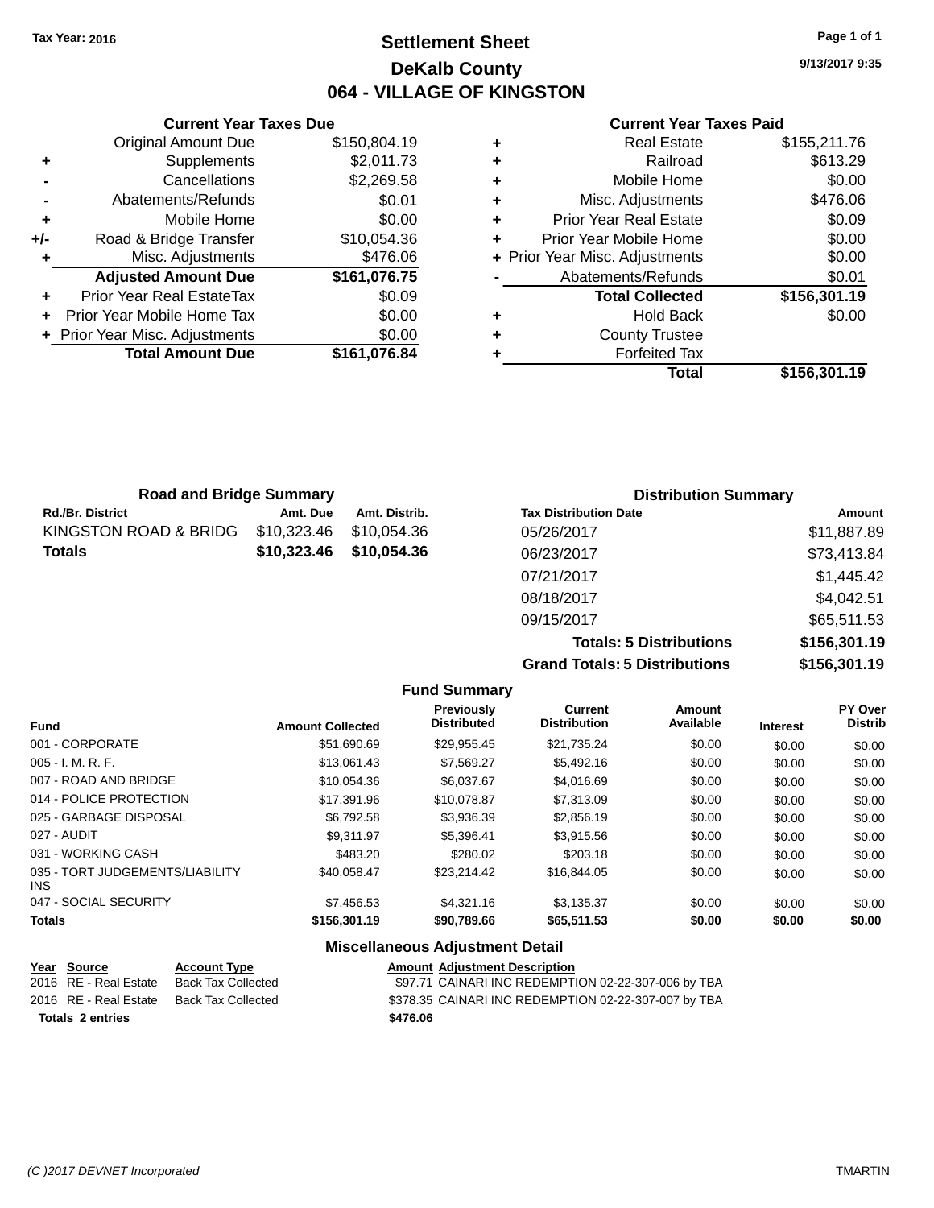Tax Year: 2016

# Settlement Sheet
## DeKalb County
## 064 - VILLAGE OF KINGSTON

9/13/2017 9:35

### Current Year Taxes Due

| | | |
|---|---|---|
| | Original Amount Due | $150,804.19 |
| + | Supplements | $2,011.73 |
| - | Cancellations | $2,269.58 |
| - | Abatements/Refunds | $0.01 |
| + | Mobile Home | $0.00 |
| +/- | Road & Bridge Transfer | $10,054.36 |
| + | Misc. Adjustments | $476.06 |
| | **Adjusted Amount Due** | **$161,076.75** |
| + | Prior Year Real EstateTax | $0.09 |
| + | Prior Year Mobile Home Tax | $0.00 |
| + | Prior Year Misc. Adjustments | $0.00 |
| | **Total Amount Due** | **$161,076.84** |

### Current Year Taxes Paid

| | | |
|---|---|---|
| + | Real Estate | $155,211.76 |
| + | Railroad | $613.29 |
| + | Mobile Home | $0.00 |
| + | Misc. Adjustments | $476.06 |
| + | Prior Year Real Estate | $0.09 |
| + | Prior Year Mobile Home | $0.00 |
| + | Prior Year Misc. Adjustments | $0.00 |
| - | Abatements/Refunds | $0.01 |
| | **Total Collected** | **$156,301.19** |
| + | Hold Back | $0.00 |
| + | County Trustee | |
| + | Forfeited Tax | |
| | **Total** | **$156,301.19** |

### Road and Bridge Summary

| Rd./Br. District | Amt. Due | Amt. Distrib. |
|---|---|---|
| KINGSTON ROAD & BRIDG | $10,323.46 | $10,054.36 |
| **Totals** | **$10,323.46** | **$10,054.36** |

### Distribution Summary

| Tax Distribution Date | Amount |
|---|---|
| 05/26/2017 | $11,887.89 |
| 06/23/2017 | $73,413.84 |
| 07/21/2017 | $1,445.42 |
| 08/18/2017 | $4,042.51 |
| 09/15/2017 | $65,511.53 |
| **Totals: 5 Distributions** | **$156,301.19** |
| **Grand Totals: 5 Distributions** | **$156,301.19** |

### Fund Summary

| Fund | Amount Collected | Previously Distributed | Current Distribution | Amount Available | Interest | PY Over Distrib |
|---|---|---|---|---|---|---|
| 001 - CORPORATE | $51,690.69 | $29,955.45 | $21,735.24 | $0.00 | $0.00 | $0.00 |
| 005 - I. M. R. F. | $13,061.43 | $7,569.27 | $5,492.16 | $0.00 | $0.00 | $0.00 |
| 007 - ROAD AND BRIDGE | $10,054.36 | $6,037.67 | $4,016.69 | $0.00 | $0.00 | $0.00 |
| 014 - POLICE PROTECTION | $17,391.96 | $10,078.87 | $7,313.09 | $0.00 | $0.00 | $0.00 |
| 025 - GARBAGE DISPOSAL | $6,792.58 | $3,936.39 | $2,856.19 | $0.00 | $0.00 | $0.00 |
| 027 - AUDIT | $9,311.97 | $5,396.41 | $3,915.56 | $0.00 | $0.00 | $0.00 |
| 031 - WORKING CASH | $483.20 | $280.02 | $203.18 | $0.00 | $0.00 | $0.00 |
| 035 - TORT JUDGEMENTS/LIABILITY INS | $40,058.47 | $23,214.42 | $16,844.05 | $0.00 | $0.00 | $0.00 |
| 047 - SOCIAL SECURITY | $7,456.53 | $4,321.16 | $3,135.37 | $0.00 | $0.00 | $0.00 |
| **Totals** | **$156,301.19** | **$90,789.66** | **$65,511.53** | **$0.00** | **$0.00** | **$0.00** |

### Miscellaneous Adjustment Detail

| Year | Source | Account Type | Amount | Adjustment Description |
|---|---|---|---|---|
| 2016 | RE - Real Estate | Back Tax Collected | $97.71 | CAINARI INC REDEMPTION 02-22-307-006 by TBA |
| 2016 | RE - Real Estate | Back Tax Collected | $378.35 | CAINARI INC REDEMPTION 02-22-307-007 by TBA |
| **Totals 2 entries** | | | **$476.06** | |

(C )2017 DEVNET Incorporated TMARTIN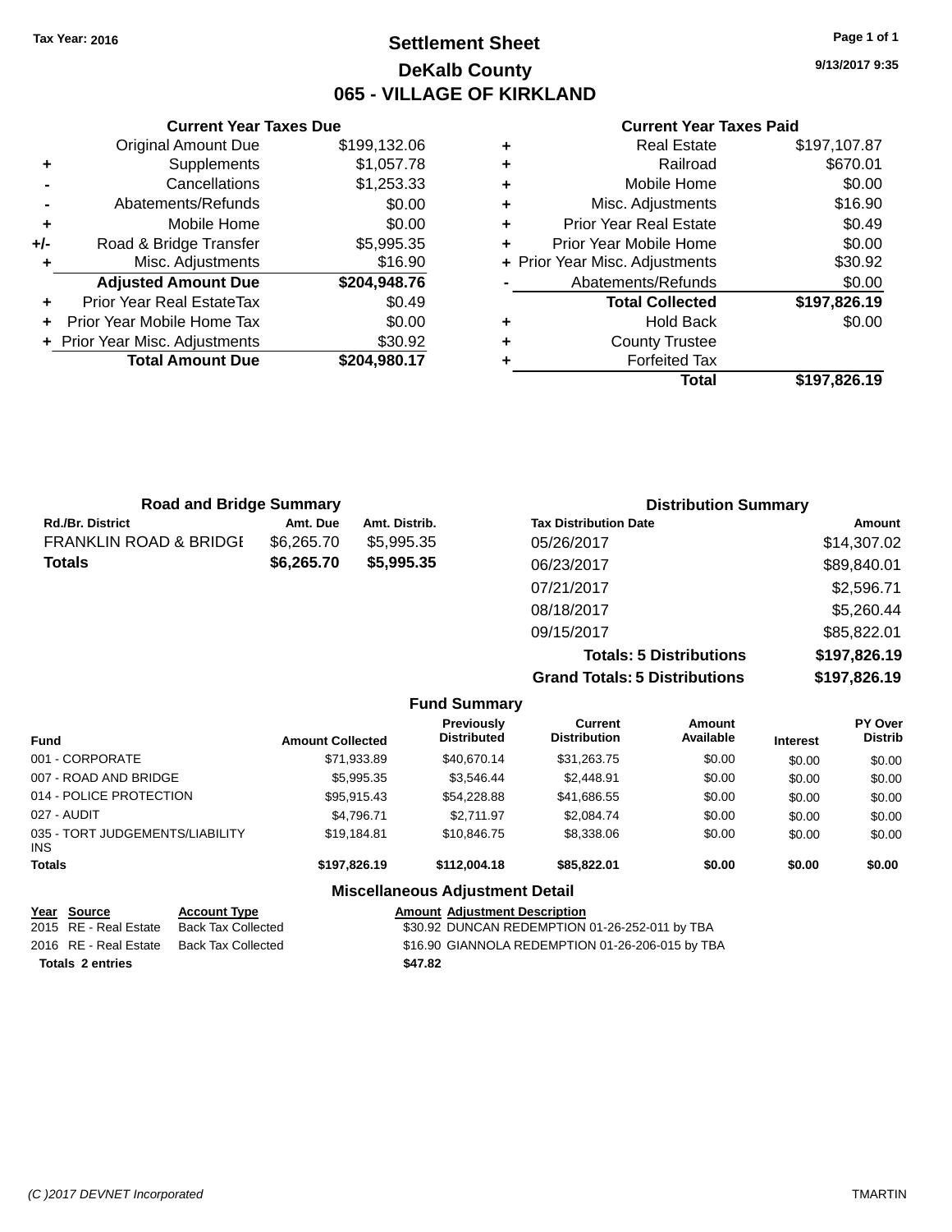Tax Year: 2016

# Settlement Sheet

## DeKalb County

## 065 - VILLAGE OF KIRKLAND

9/13/2017 9:35

### Current Year Taxes Due

| | | |
|---|---|---|
| | Original Amount Due | $199,132.06 |
| + | Supplements | $1,057.78 |
| - | Cancellations | $1,253.33 |
| - | Abatements/Refunds | $0.00 |
| + | Mobile Home | $0.00 |
| +/- | Road & Bridge Transfer | $5,995.35 |
| + | Misc. Adjustments | $16.90 |
| | **Adjusted Amount Due** | **$204,948.76** |
| + | Prior Year Real EstateTax | $0.49 |
| + | Prior Year Mobile Home Tax | $0.00 |
| + | Prior Year Misc. Adjustments | $30.92 |
| | **Total Amount Due** | **$204,980.17** |

### Current Year Taxes Paid

| | | |
|---|---|---|
| + | Real Estate | $197,107.87 |
| + | Railroad | $670.01 |
| + | Mobile Home | $0.00 |
| + | Misc. Adjustments | $16.90 |
| + | Prior Year Real Estate | $0.49 |
| + | Prior Year Mobile Home | $0.00 |
| + | Prior Year Misc. Adjustments | $30.92 |
| - | Abatements/Refunds | $0.00 |
| | **Total Collected** | **$197,826.19** |
| + | Hold Back | $0.00 |
| + | County Trustee | |
| + | Forfeited Tax | |
| | **Total** | **$197,826.19** |

### Road and Bridge Summary

| Rd./Br. District | Amt. Due | Amt. Distrib. |
|---|---|---|
| FRANKLIN ROAD & BRIDGE | $6,265.70 | $5,995.35 |
| **Totals** | **$6,265.70** | **$5,995.35** |

### Distribution Summary

| Tax Distribution Date | Amount |
|---|---|
| 05/26/2017 | $14,307.02 |
| 06/23/2017 | $89,840.01 |
| 07/21/2017 | $2,596.71 |
| 08/18/2017 | $5,260.44 |
| 09/15/2017 | $85,822.01 |
| **Totals: 5 Distributions** | **$197,826.19** |
| **Grand Totals: 5 Distributions** | **$197,826.19** |

### Fund Summary

| Fund | Amount Collected | Previously Distributed | Current Distribution | Amount Available | Interest | PY Over Distrib |
|---|---|---|---|---|---|---|
| 001 - CORPORATE | $71,933.89 | $40,670.14 | $31,263.75 | $0.00 | $0.00 | $0.00 |
| 007 - ROAD AND BRIDGE | $5,995.35 | $3,546.44 | $2,448.91 | $0.00 | $0.00 | $0.00 |
| 014 - POLICE PROTECTION | $95,915.43 | $54,228.88 | $41,686.55 | $0.00 | $0.00 | $0.00 |
| 027 - AUDIT | $4,796.71 | $2,711.97 | $2,084.74 | $0.00 | $0.00 | $0.00 |
| 035 - TORT JUDGEMENTS/LIABILITY INS | $19,184.81 | $10,846.75 | $8,338.06 | $0.00 | $0.00 | $0.00 |
| **Totals** | **$197,826.19** | **$112,004.18** | **$85,822.01** | **$0.00** | **$0.00** | **$0.00** |

### Miscellaneous Adjustment Detail

| Year | Source | Account Type | Amount | Adjustment Description |
|---|---|---|---|---|
| 2015 | RE - Real Estate | Back Tax Collected | $30.92 | DUNCAN REDEMPTION 01-26-252-011 by TBA |
| 2016 | RE - Real Estate | Back Tax Collected | $16.90 | GIANNOLA REDEMPTION 01-26-206-015 by TBA |
| **Totals 2 entries** | | | **$47.82** | |

(C )2017 DEVNET Incorporated TMARTIN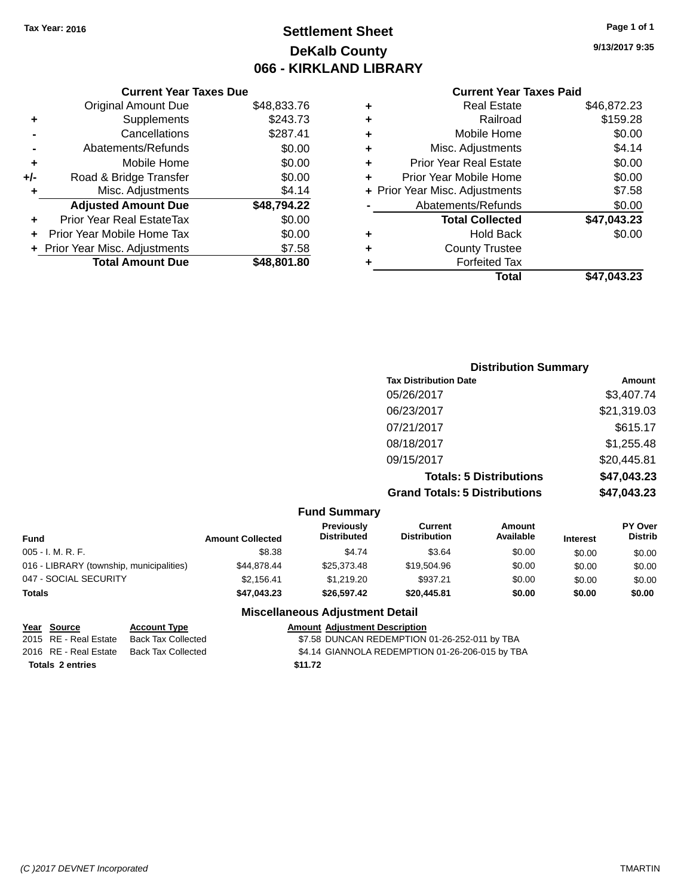Tax Year: 2016

# Settlement Sheet
## DeKalb County
## 066 - KIRKLAND LIBRARY

9/13/2017 9:35

### Current Year Taxes Due

| | | |
|---|---|---|
| | Original Amount Due | $48,833.76 |
| + | Supplements | $243.73 |
| - | Cancellations | $287.41 |
| - | Abatements/Refunds | $0.00 |
| + | Mobile Home | $0.00 |
| +/- | Road & Bridge Transfer | $0.00 |
| + | Misc. Adjustments | $4.14 |
| | **Adjusted Amount Due** | **$48,794.22** |
| + | Prior Year Real EstateTax | $0.00 |
| + | Prior Year Mobile Home Tax | $0.00 |
| + | Prior Year Misc. Adjustments | $7.58 |
| | **Total Amount Due** | **$48,801.80** |

### Current Year Taxes Paid

| | | |
|---|---|---|
| + | Real Estate | $46,872.23 |
| + | Railroad | $159.28 |
| + | Mobile Home | $0.00 |
| + | Misc. Adjustments | $4.14 |
| + | Prior Year Real Estate | $0.00 |
| + | Prior Year Mobile Home | $0.00 |
| + | Prior Year Misc. Adjustments | $7.58 |
| - | Abatements/Refunds | $0.00 |
| | **Total Collected** | **$47,043.23** |
| + | Hold Back | $0.00 |
| + | County Trustee | |
| + | Forfeited Tax | |
| | **Total** | **$47,043.23** |

### Distribution Summary

| Tax Distribution Date | Amount |
|---|---|
| 05/26/2017 | $3,407.74 |
| 06/23/2017 | $21,319.03 |
| 07/21/2017 | $615.17 |
| 08/18/2017 | $1,255.48 |
| 09/15/2017 | $20,445.81 |
| **Totals: 5 Distributions** | **$47,043.23** |
| **Grand Totals: 5 Distributions** | **$47,043.23** |

### Fund Summary

| Fund | Amount Collected | Previously Distributed | Current Distribution | Amount Available | Interest | PY Over Distrib |
|---|---|---|---|---|---|---|
| 005 - I. M. R. F. | $8.38 | $4.74 | $3.64 | $0.00 | $0.00 | $0.00 |
| 016 - LIBRARY (township, municipalities) | $44,878.44 | $25,373.48 | $19,504.96 | $0.00 | $0.00 | $0.00 |
| 047 - SOCIAL SECURITY | $2,156.41 | $1,219.20 | $937.21 | $0.00 | $0.00 | $0.00 |
| **Totals** | **$47,043.23** | **$26,597.42** | **$20,445.81** | **$0.00** | **$0.00** | **$0.00** |

### Miscellaneous Adjustment Detail

| Year | Source | Account Type | Amount | Adjustment Description |
|---|---|---|---|---|
| 2015 | RE - Real Estate | Back Tax Collected | $7.58 | DUNCAN REDEMPTION 01-26-252-011 by TBA |
| 2016 | RE - Real Estate | Back Tax Collected | $4.14 | GIANNOLA REDEMPTION 01-26-206-015 by TBA |
| **Totals 2 entries** | | | **$11.72** | |

(C )2017 DEVNET Incorporated TMARTIN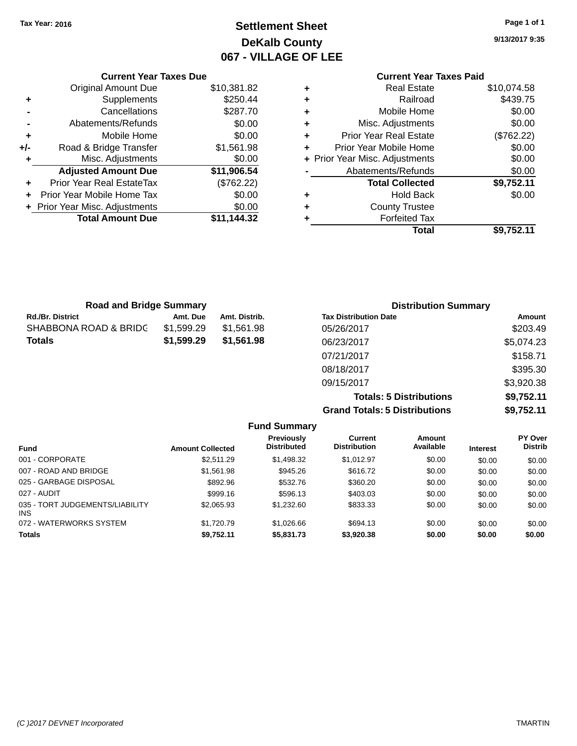Tax Year: 2016

# Settlement Sheet
## DeKalb County
## 067 - VILLAGE OF LEE

9/13/2017 9:35

**Current Year Taxes Due**

| | | |
|---|---|---|
| | Original Amount Due | $10,381.82 |
| + | Supplements | $250.44 |
| - | Cancellations | $287.70 |
| - | Abatements/Refunds | $0.00 |
| + | Mobile Home | $0.00 |
| +/- | Road & Bridge Transfer | $1,561.98 |
| + | Misc. Adjustments | $0.00 |
| | **Adjusted Amount Due** | **$11,906.54** |
| + | Prior Year Real EstateTax | ($762.22) |
| + | Prior Year Mobile Home Tax | $0.00 |
| + | Prior Year Misc. Adjustments | $0.00 |
| | **Total Amount Due** | **$11,144.32** |

**Current Year Taxes Paid**

| | | |
|---|---|---|
| + | Real Estate | $10,074.58 |
| + | Railroad | $439.75 |
| + | Mobile Home | $0.00 |
| + | Misc. Adjustments | $0.00 |
| + | Prior Year Real Estate | ($762.22) |
| + | Prior Year Mobile Home | $0.00 |
| + | Prior Year Misc. Adjustments | $0.00 |
| - | Abatements/Refunds | $0.00 |
| | **Total Collected** | **$9,752.11** |
| + | Hold Back | $0.00 |
| + | County Trustee | |
| + | Forfeited Tax | |
| | **Total** | **$9,752.11** |

**Road and Bridge Summary**

| Rd./Br. District | Amt. Due | Amt. Distrib. |
|---|---|---|
| SHABBONA ROAD & BRIDG | $1,599.29 | $1,561.98 |
| **Totals** | **$1,599.29** | **$1,561.98** |

**Distribution Summary**

| Tax Distribution Date | Amount |
|---|---|
| 05/26/2017 | $203.49 |
| 06/23/2017 | $5,074.23 |
| 07/21/2017 | $158.71 |
| 08/18/2017 | $395.30 |
| 09/15/2017 | $3,920.38 |
| **Totals: 5 Distributions** | **$9,752.11** |
| **Grand Totals: 5 Distributions** | **$9,752.11** |

**Fund Summary**

| Fund | Amount Collected | Previously Distributed | Current Distribution | Amount Available | Interest | PY Over Distrib |
|---|---|---|---|---|---|---|
| 001 - CORPORATE | $2,511.29 | $1,498.32 | $1,012.97 | $0.00 | $0.00 | $0.00 |
| 007 - ROAD AND BRIDGE | $1,561.98 | $945.26 | $616.72 | $0.00 | $0.00 | $0.00 |
| 025 - GARBAGE DISPOSAL | $892.96 | $532.76 | $360.20 | $0.00 | $0.00 | $0.00 |
| 027 - AUDIT | $999.16 | $596.13 | $403.03 | $0.00 | $0.00 | $0.00 |
| 035 - TORT JUDGEMENTS/LIABILITY INS | $2,065.93 | $1,232.60 | $833.33 | $0.00 | $0.00 | $0.00 |
| 072 - WATERWORKS SYSTEM | $1,720.79 | $1,026.66 | $694.13 | $0.00 | $0.00 | $0.00 |
| **Totals** | **$9,752.11** | **$5,831.73** | **$3,920.38** | **$0.00** | **$0.00** | **$0.00** |

(C )2017 DEVNET Incorporated TMARTIN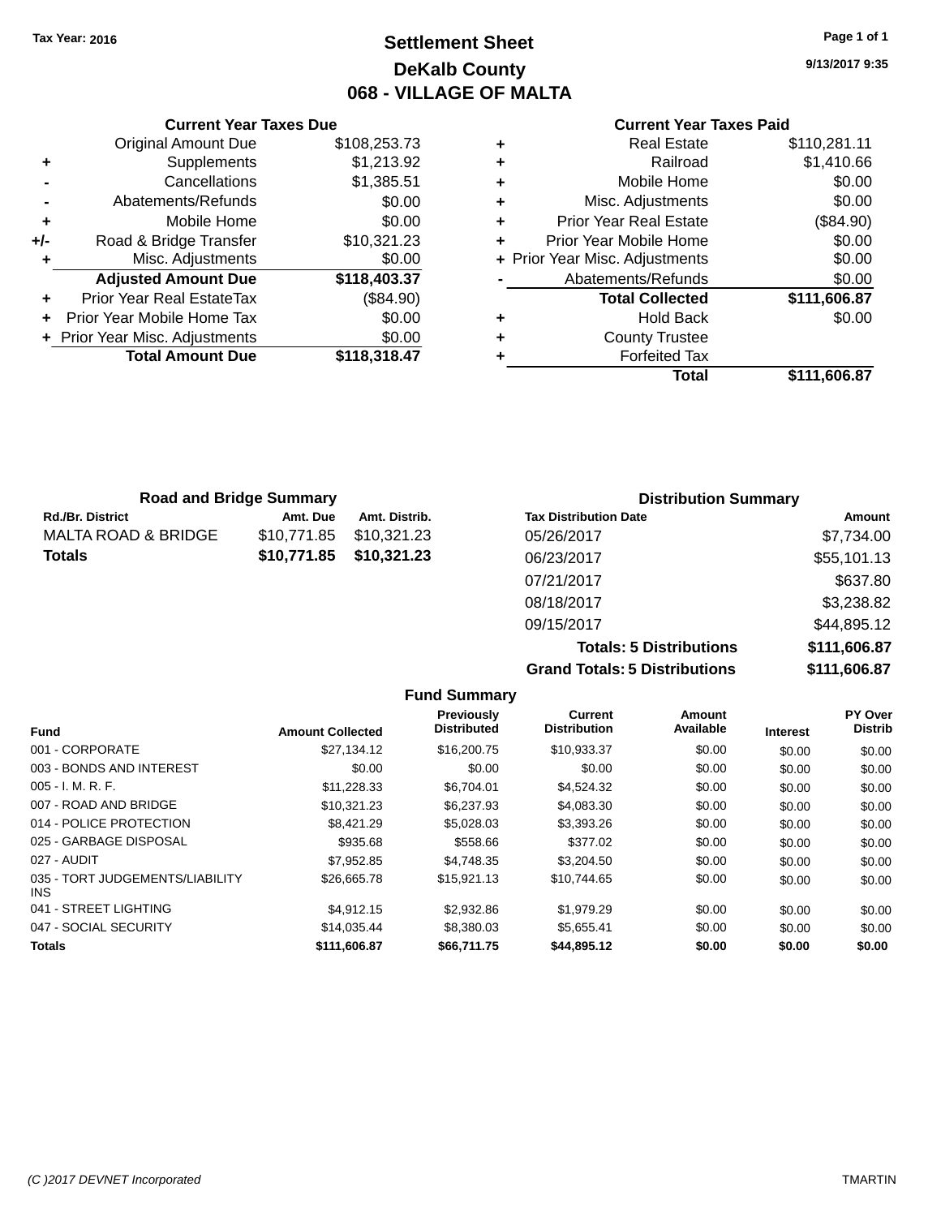Tax Year: 2016

# Settlement Sheet
## DeKalb County
## 068 - VILLAGE OF MALTA

9/13/2017 9:35

### Current Year Taxes Due

| | | |
|---|---|---|
| | Original Amount Due | $108,253.73 |
| + | Supplements | $1,213.92 |
| - | Cancellations | $1,385.51 |
| - | Abatements/Refunds | $0.00 |
| + | Mobile Home | $0.00 |
| +/- | Road & Bridge Transfer | $10,321.23 |
| + | Misc. Adjustments | $0.00 |
| | **Adjusted Amount Due** | **$118,403.37** |
| + | Prior Year Real EstateTax | ($84.90) |
| + | Prior Year Mobile Home Tax | $0.00 |
| + | Prior Year Misc. Adjustments | $0.00 |
| | **Total Amount Due** | **$118,318.47** |

### Current Year Taxes Paid

| | | |
|---|---|---|
| + | Real Estate | $110,281.11 |
| + | Railroad | $1,410.66 |
| + | Mobile Home | $0.00 |
| + | Misc. Adjustments | $0.00 |
| + | Prior Year Real Estate | ($84.90) |
| + | Prior Year Mobile Home | $0.00 |
| + | Prior Year Misc. Adjustments | $0.00 |
| - | Abatements/Refunds | $0.00 |
| | **Total Collected** | **$111,606.87** |
| + | Hold Back | $0.00 |
| + | County Trustee | |
| + | Forfeited Tax | |
| | **Total** | **$111,606.87** |

### Road and Bridge Summary

| Rd./Br. District | Amt. Due | Amt. Distrib. |
|---|---|---|
| MALTA ROAD & BRIDGE | $10,771.85 | $10,321.23 |
| **Totals** | **$10,771.85** | **$10,321.23** |

### Distribution Summary

| Tax Distribution Date | Amount |
|---|---|
| 05/26/2017 | $7,734.00 |
| 06/23/2017 | $55,101.13 |
| 07/21/2017 | $637.80 |
| 08/18/2017 | $3,238.82 |
| 09/15/2017 | $44,895.12 |
| **Totals: 5 Distributions** | **$111,606.87** |
| **Grand Totals: 5 Distributions** | **$111,606.87** |

### Fund Summary

| Fund | Amount Collected | Previously Distributed | Current Distribution | Amount Available | Interest | PY Over Distrib |
|---|---|---|---|---|---|---|
| 001 - CORPORATE | $27,134.12 | $16,200.75 | $10,933.37 | $0.00 | $0.00 | $0.00 |
| 003 - BONDS AND INTEREST | $0.00 | $0.00 | $0.00 | $0.00 | $0.00 | $0.00 |
| 005 - I. M. R. F. | $11,228.33 | $6,704.01 | $4,524.32 | $0.00 | $0.00 | $0.00 |
| 007 - ROAD AND BRIDGE | $10,321.23 | $6,237.93 | $4,083.30 | $0.00 | $0.00 | $0.00 |
| 014 - POLICE PROTECTION | $8,421.29 | $5,028.03 | $3,393.26 | $0.00 | $0.00 | $0.00 |
| 025 - GARBAGE DISPOSAL | $935.68 | $558.66 | $377.02 | $0.00 | $0.00 | $0.00 |
| 027 - AUDIT | $7,952.85 | $4,748.35 | $3,204.50 | $0.00 | $0.00 | $0.00 |
| 035 - TORT JUDGEMENTS/LIABILITY INS | $26,665.78 | $15,921.13 | $10,744.65 | $0.00 | $0.00 | $0.00 |
| 041 - STREET LIGHTING | $4,912.15 | $2,932.86 | $1,979.29 | $0.00 | $0.00 | $0.00 |
| 047 - SOCIAL SECURITY | $14,035.44 | $8,380.03 | $5,655.41 | $0.00 | $0.00 | $0.00 |
| **Totals** | **$111,606.87** | **$66,711.75** | **$44,895.12** | **$0.00** | **$0.00** | **$0.00** |

(C )2017 DEVNET Incorporated TMARTIN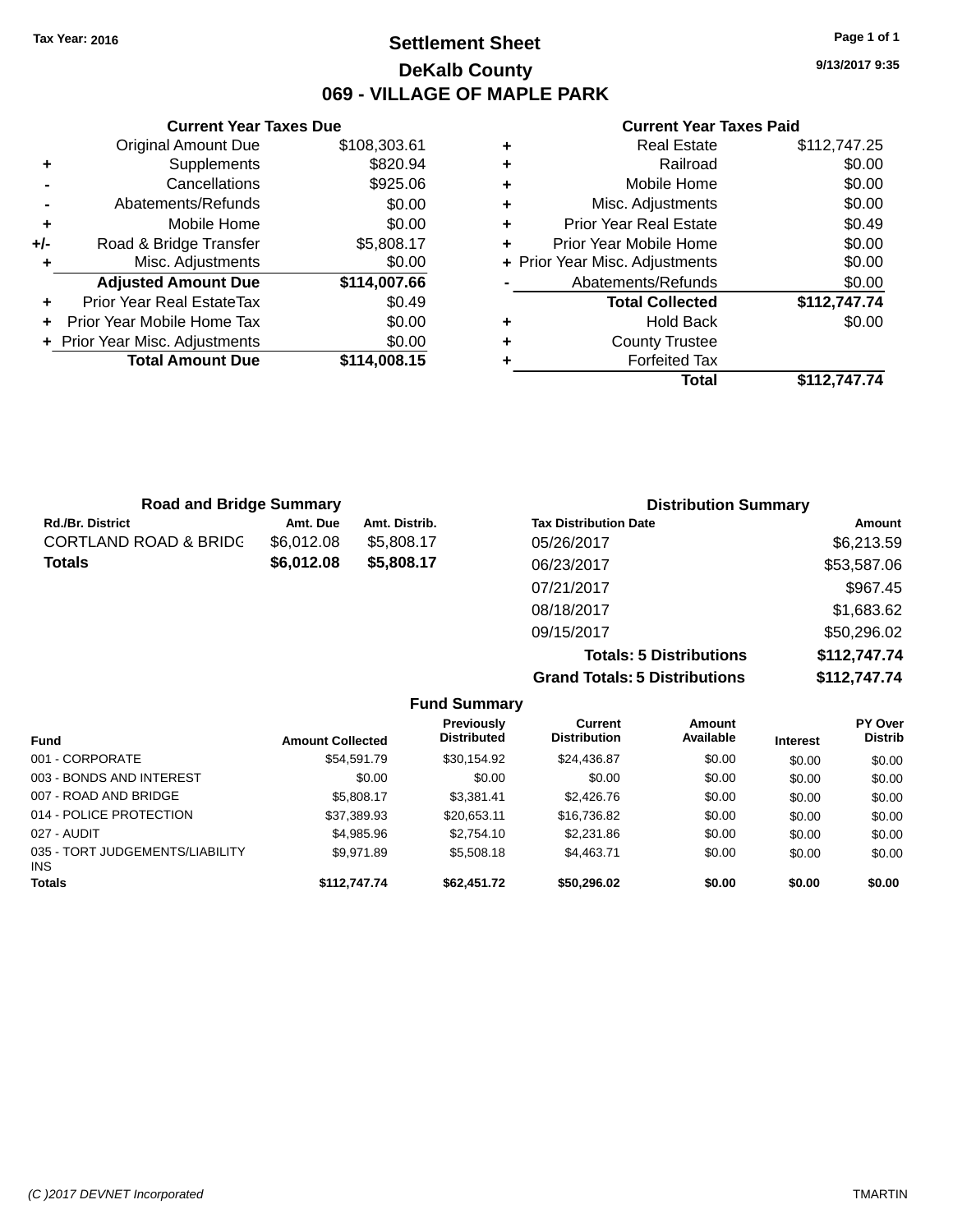Tax Year: 2016

# Settlement Sheet

## DeKalb County

## 069 - VILLAGE OF MAPLE PARK

9/13/2017 9:35

### Current Year Taxes Due

| | | |
|---|---|---|
| | Original Amount Due | $108,303.61 |
| + | Supplements | $820.94 |
| - | Cancellations | $925.06 |
| - | Abatements/Refunds | $0.00 |
| + | Mobile Home | $0.00 |
| +/- | Road & Bridge Transfer | $5,808.17 |
| + | Misc. Adjustments | $0.00 |
| | **Adjusted Amount Due** | **$114,007.66** |
| + | Prior Year Real EstateTax | $0.49 |
| + | Prior Year Mobile Home Tax | $0.00 |
| + | Prior Year Misc. Adjustments | $0.00 |
| | **Total Amount Due** | **$114,008.15** |

### Current Year Taxes Paid

| | | |
|---|---|---|
| + | Real Estate | $112,747.25 |
| + | Railroad | $0.00 |
| + | Mobile Home | $0.00 |
| + | Misc. Adjustments | $0.00 |
| + | Prior Year Real Estate | $0.49 |
| + | Prior Year Mobile Home | $0.00 |
| + | Prior Year Misc. Adjustments | $0.00 |
| - | Abatements/Refunds | $0.00 |
| | **Total Collected** | **$112,747.74** |
| + | Hold Back | $0.00 |
| + | County Trustee | |
| + | Forfeited Tax | |
| | **Total** | **$112,747.74** |

### Road and Bridge Summary

| Rd./Br. District | Amt. Due | Amt. Distrib. |
|---|---|---|
| CORTLAND ROAD & BRIDG | $6,012.08 | $5,808.17 |
| **Totals** | **$6,012.08** | **$5,808.17** |

### Distribution Summary

| Tax Distribution Date | Amount |
|---|---|
| 05/26/2017 | $6,213.59 |
| 06/23/2017 | $53,587.06 |
| 07/21/2017 | $967.45 |
| 08/18/2017 | $1,683.62 |
| 09/15/2017 | $50,296.02 |
| **Totals: 5 Distributions** | **$112,747.74** |
| **Grand Totals: 5 Distributions** | **$112,747.74** |

### Fund Summary

| Fund | Amount Collected | Previously Distributed | Current Distribution | Amount Available | Interest | PY Over Distrib |
|---|---|---|---|---|---|---|
| 001 - CORPORATE | $54,591.79 | $30,154.92 | $24,436.87 | $0.00 | $0.00 | $0.00 |
| 003 - BONDS AND INTEREST | $0.00 | $0.00 | $0.00 | $0.00 | $0.00 | $0.00 |
| 007 - ROAD AND BRIDGE | $5,808.17 | $3,381.41 | $2,426.76 | $0.00 | $0.00 | $0.00 |
| 014 - POLICE PROTECTION | $37,389.93 | $20,653.11 | $16,736.82 | $0.00 | $0.00 | $0.00 |
| 027 - AUDIT | $4,985.96 | $2,754.10 | $2,231.86 | $0.00 | $0.00 | $0.00 |
| 035 - TORT JUDGEMENTS/LIABILITY INS | $9,971.89 | $5,508.18 | $4,463.71 | $0.00 | $0.00 | $0.00 |
| **Totals** | **$112,747.74** | **$62,451.72** | **$50,296.02** | **$0.00** | **$0.00** | **$0.00** |

(C )2017 DEVNET Incorporated TMARTIN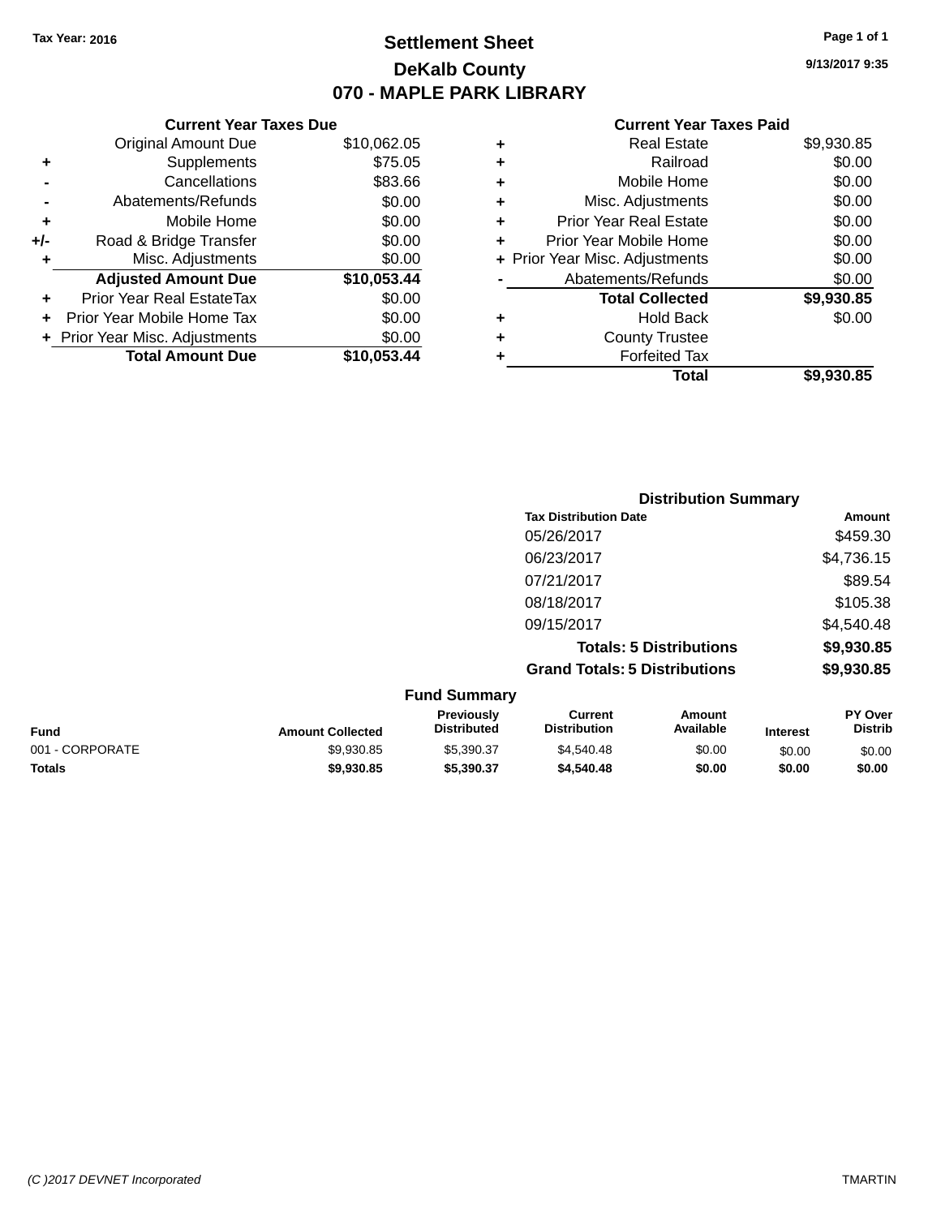Tax Year: 2016

# Settlement Sheet

## DeKalb County

## 070 - MAPLE PARK LIBRARY

9/13/2017 9:35

### Current Year Taxes Due

| | | |
|---|---|---|
| | Original Amount Due | $10,062.05 |
| + | Supplements | $75.05 |
| - | Cancellations | $83.66 |
| - | Abatements/Refunds | $0.00 |
| + | Mobile Home | $0.00 |
| +/- | Road & Bridge Transfer | $0.00 |
| + | Misc. Adjustments | $0.00 |
| | **Adjusted Amount Due** | **$10,053.44** |
| + | Prior Year Real EstateTax | $0.00 |
| + | Prior Year Mobile Home Tax | $0.00 |
| + | Prior Year Misc. Adjustments | $0.00 |
| | **Total Amount Due** | **$10,053.44** |

### Current Year Taxes Paid

| | | |
|---|---|---|
| + | Real Estate | $9,930.85 |
| + | Railroad | $0.00 |
| + | Mobile Home | $0.00 |
| + | Misc. Adjustments | $0.00 |
| + | Prior Year Real Estate | $0.00 |
| + | Prior Year Mobile Home | $0.00 |
| + | Prior Year Misc. Adjustments | $0.00 |
| - | Abatements/Refunds | $0.00 |
| | **Total Collected** | **$9,930.85** |
| + | Hold Back | $0.00 |
| + | County Trustee | |
| + | Forfeited Tax | |
| | **Total** | **$9,930.85** |

### Distribution Summary

| Tax Distribution Date | Amount |
|---|---|
| 05/26/2017 | $459.30 |
| 06/23/2017 | $4,736.15 |
| 07/21/2017 | $89.54 |
| 08/18/2017 | $105.38 |
| 09/15/2017 | $4,540.48 |
| **Totals: 5 Distributions** | **$9,930.85** |
| **Grand Totals: 5 Distributions** | **$9,930.85** |

### Fund Summary

| Fund | Amount Collected | Previously Distributed | Current Distribution | Amount Available | Interest | PY Over Distrib |
|---|---|---|---|---|---|---|
| 001 - CORPORATE | $9,930.85 | $5,390.37 | $4,540.48 | $0.00 | $0.00 | $0.00 |
| **Totals** | **$9,930.85** | **$5,390.37** | **$4,540.48** | **$0.00** | **$0.00** | **$0.00** |

(C )2017 DEVNET Incorporated TMARTIN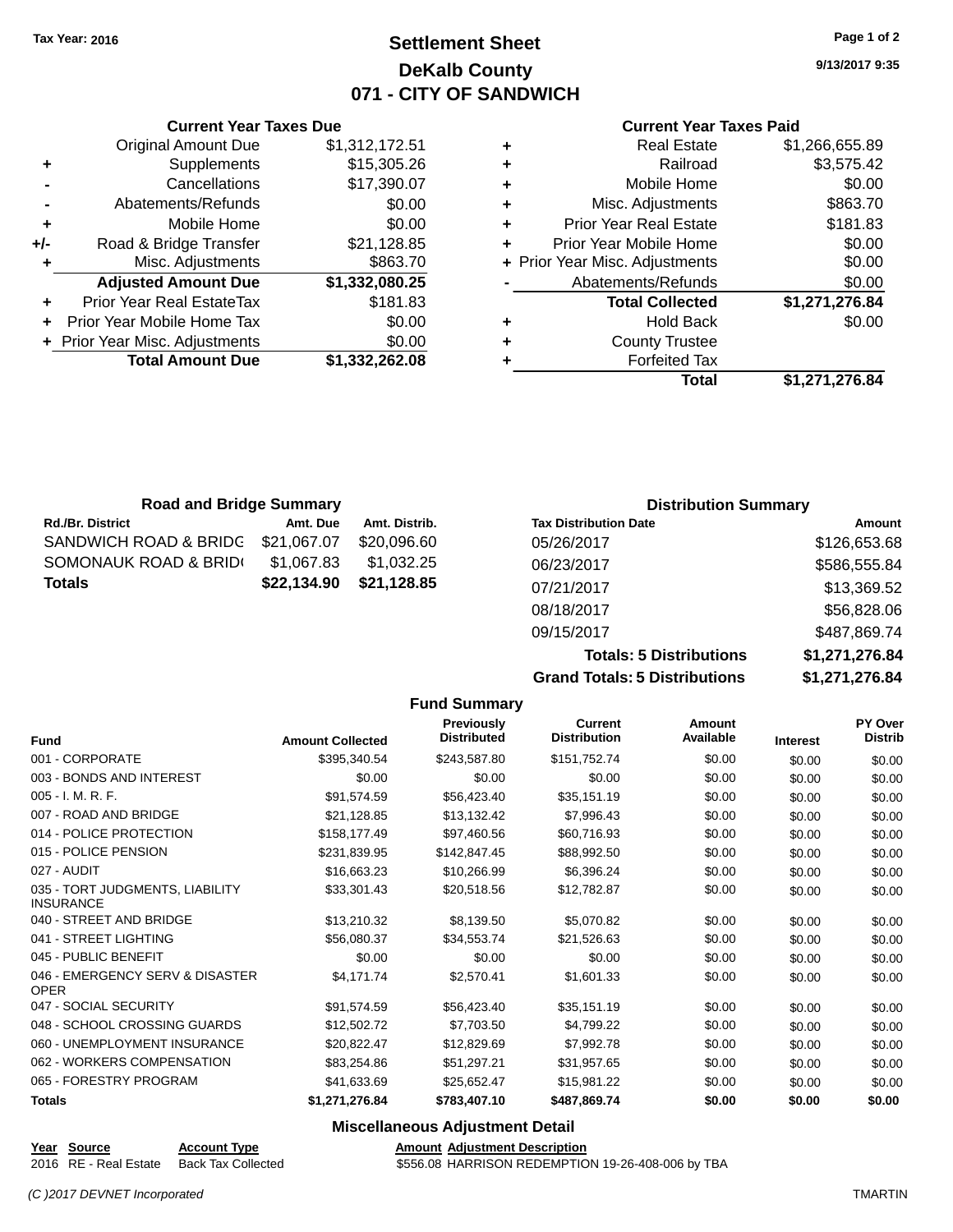**Tax Year: 2016**

# Settlement Sheet
## DeKalb County
## 071 - CITY OF SANDWICH

9/13/2017 9:35

### Current Year Taxes Due

| | | |
|---|---|---|
| | Original Amount Due | $1,312,172.51 |
| + | Supplements | $15,305.26 |
| - | Cancellations | $17,390.07 |
| - | Abatements/Refunds | $0.00 |
| + | Mobile Home | $0.00 |
| +/- | Road & Bridge Transfer | $21,128.85 |
| + | Misc. Adjustments | $863.70 |
| | **Adjusted Amount Due** | **$1,332,080.25** |
| + | Prior Year Real EstateTax | $181.83 |
| + | Prior Year Mobile Home Tax | $0.00 |
| + | Prior Year Misc. Adjustments | $0.00 |
| | **Total Amount Due** | **$1,332,262.08** |

### Current Year Taxes Paid

| | | |
|---|---|---|
| + | Real Estate | $1,266,655.89 |
| + | Railroad | $3,575.42 |
| + | Mobile Home | $0.00 |
| + | Misc. Adjustments | $863.70 |
| + | Prior Year Real Estate | $181.83 |
| + | Prior Year Mobile Home | $0.00 |
| + | Prior Year Misc. Adjustments | $0.00 |
| - | Abatements/Refunds | $0.00 |
| | **Total Collected** | **$1,271,276.84** |
| + | Hold Back | $0.00 |
| + | County Trustee | |
| + | Forfeited Tax | |
| | **Total** | **$1,271,276.84** |

### Road and Bridge Summary

| Rd./Br. District | Amt. Due | Amt. Distrib. |
|---|---|---|
| SANDWICH ROAD & BRIDG | $21,067.07 | $20,096.60 |
| SOMONAUK ROAD & BRID( | $1,067.83 | $1,032.25 |
| **Totals** | **$22,134.90** | **$21,128.85** |

### Distribution Summary

| Tax Distribution Date | Amount |
|---|---|
| 05/26/2017 | $126,653.68 |
| 06/23/2017 | $586,555.84 |
| 07/21/2017 | $13,369.52 |
| 08/18/2017 | $56,828.06 |
| 09/15/2017 | $487,869.74 |
| **Totals: 5 Distributions** | **$1,271,276.84** |
| **Grand Totals: 5 Distributions** | **$1,271,276.84** |

### Fund Summary

| Fund | Amount Collected | Previously Distributed | Current Distribution | Amount Available | Interest | PY Over Distrib |
|---|---|---|---|---|---|---|
| 001 - CORPORATE | $395,340.54 | $243,587.80 | $151,752.74 | $0.00 | $0.00 | $0.00 |
| 003 - BONDS AND INTEREST | $0.00 | $0.00 | $0.00 | $0.00 | $0.00 | $0.00 |
| 005 - I. M. R. F. | $91,574.59 | $56,423.40 | $35,151.19 | $0.00 | $0.00 | $0.00 |
| 007 - ROAD AND BRIDGE | $21,128.85 | $13,132.42 | $7,996.43 | $0.00 | $0.00 | $0.00 |
| 014 - POLICE PROTECTION | $158,177.49 | $97,460.56 | $60,716.93 | $0.00 | $0.00 | $0.00 |
| 015 - POLICE PENSION | $231,839.95 | $142,847.45 | $88,992.50 | $0.00 | $0.00 | $0.00 |
| 027 - AUDIT | $16,663.23 | $10,266.99 | $6,396.24 | $0.00 | $0.00 | $0.00 |
| 035 - TORT JUDGMENTS, LIABILITY INSURANCE | $33,301.43 | $20,518.56 | $12,782.87 | $0.00 | $0.00 | $0.00 |
| 040 - STREET AND BRIDGE | $13,210.32 | $8,139.50 | $5,070.82 | $0.00 | $0.00 | $0.00 |
| 041 - STREET LIGHTING | $56,080.37 | $34,553.74 | $21,526.63 | $0.00 | $0.00 | $0.00 |
| 045 - PUBLIC BENEFIT | $0.00 | $0.00 | $0.00 | $0.00 | $0.00 | $0.00 |
| 046 - EMERGENCY SERV & DISASTER OPER | $4,171.74 | $2,570.41 | $1,601.33 | $0.00 | $0.00 | $0.00 |
| 047 - SOCIAL SECURITY | $91,574.59 | $56,423.40 | $35,151.19 | $0.00 | $0.00 | $0.00 |
| 048 - SCHOOL CROSSING GUARDS | $12,502.72 | $7,703.50 | $4,799.22 | $0.00 | $0.00 | $0.00 |
| 060 - UNEMPLOYMENT INSURANCE | $20,822.47 | $12,829.69 | $7,992.78 | $0.00 | $0.00 | $0.00 |
| 062 - WORKERS COMPENSATION | $83,254.86 | $51,297.21 | $31,957.65 | $0.00 | $0.00 | $0.00 |
| 065 - FORESTRY PROGRAM | $41,633.69 | $25,652.47 | $15,981.22 | $0.00 | $0.00 | $0.00 |
| **Totals** | **$1,271,276.84** | **$783,407.10** | **$487,869.74** | **$0.00** | **$0.00** | **$0.00** |

### Miscellaneous Adjustment Detail

| Year | Source | Account Type | Amount | Adjustment Description |
|---|---|---|---|---|
| 2016 | RE - Real Estate | Back Tax Collected | $556.08 | HARRISON REDEMPTION 19-26-408-006 by TBA |

*(C )2017 DEVNET Incorporated* TMARTIN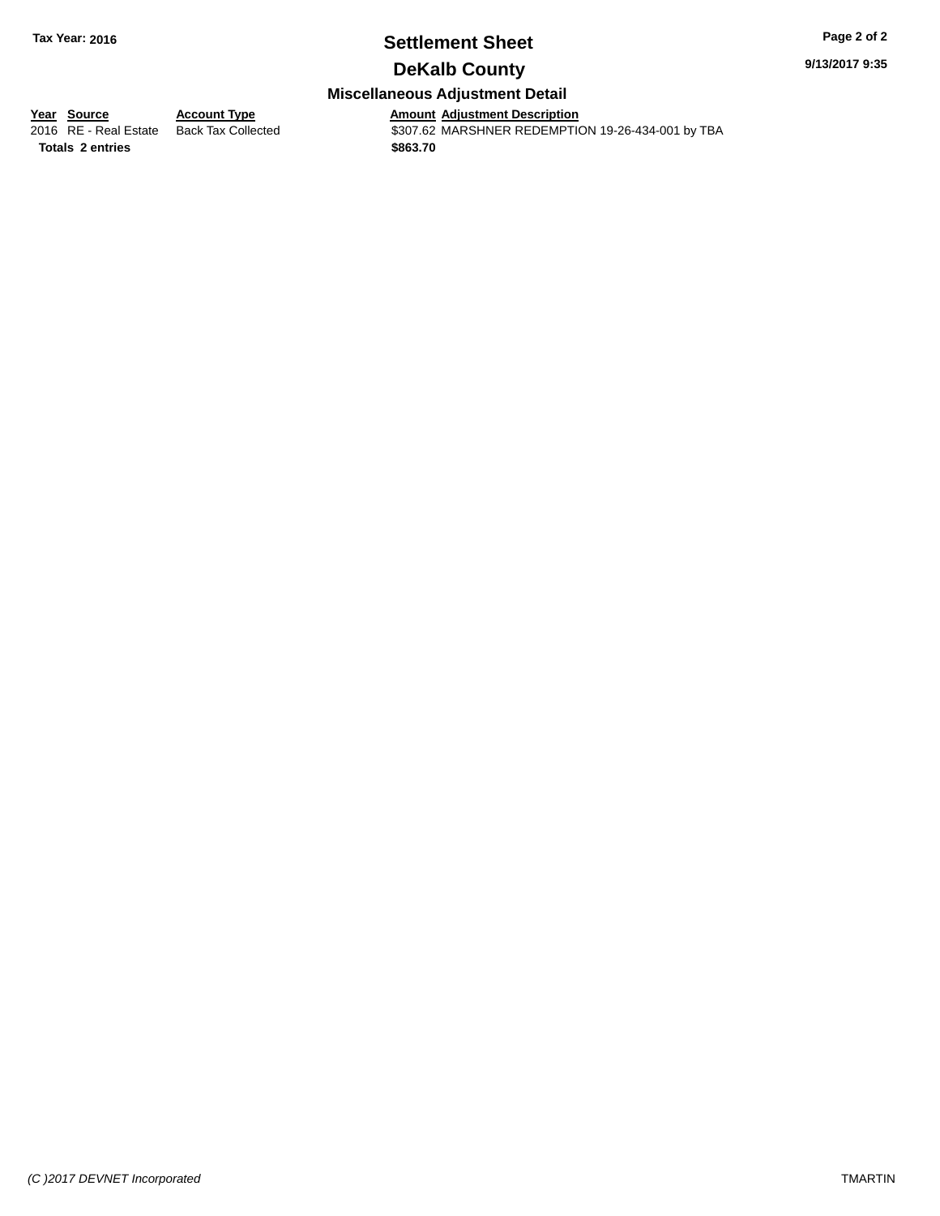**Tax Year: 2016**

# Settlement Sheet

## DeKalb County

### Miscellaneous Adjustment Detail

| Year | Source | Account Type | Amount | Adjustment Description |
|---|---|---|---|---|
| 2016 | RE - Real Estate | Back Tax Collected | $307.62 | MARSHNER REDEMPTION 19-26-434-001 by TBA |
| **Totals** | **2 entries** | | **$863.70** | |

(C )2017 DEVNET Incorporated

TMARTIN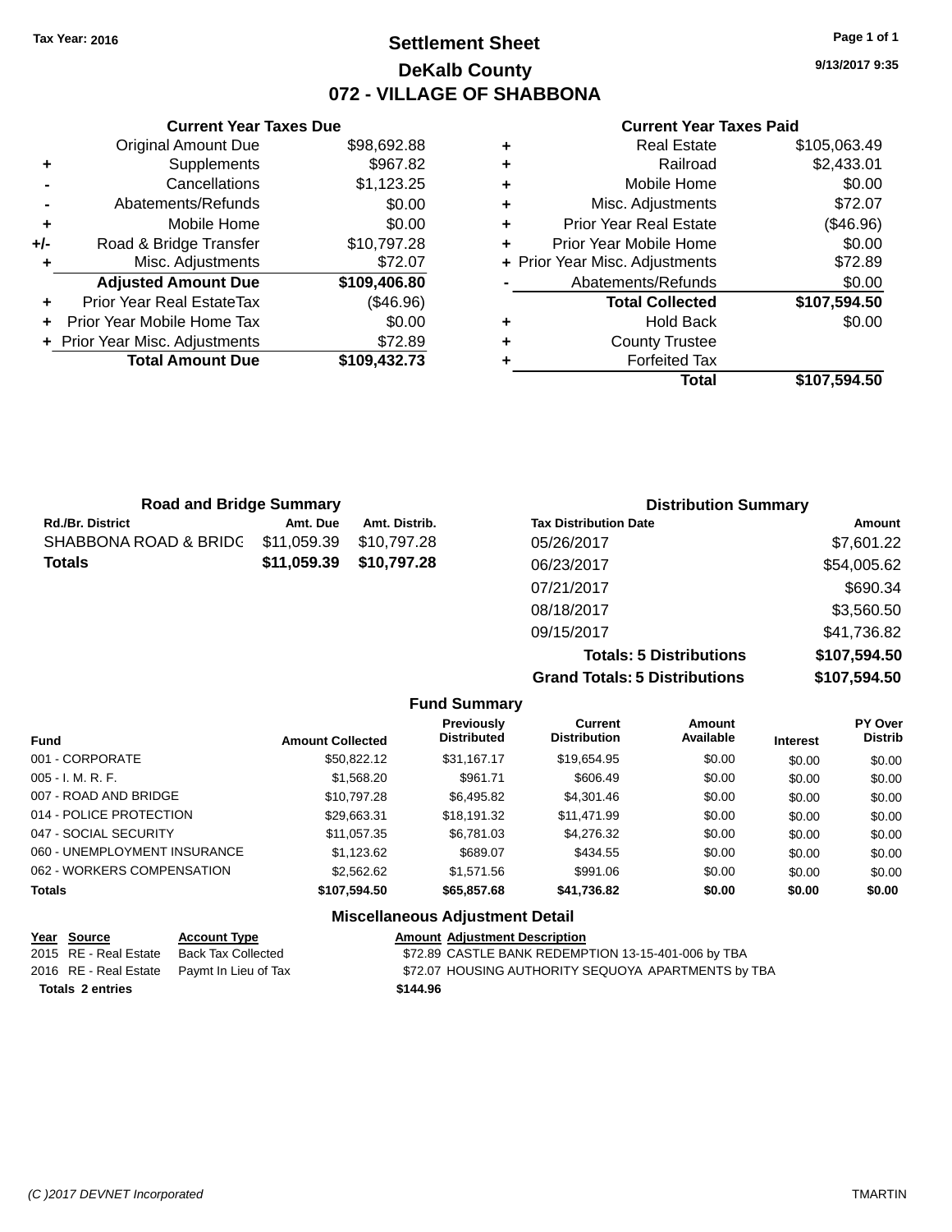Tax Year: 2016

# Settlement Sheet
## DeKalb County
## 072 - VILLAGE OF SHABBONA

9/13/2017 9:35

### Current Year Taxes Due

| | | |
|---|---|---|
| | Original Amount Due | $98,692.88 |
| + | Supplements | $967.82 |
| - | Cancellations | $1,123.25 |
| - | Abatements/Refunds | $0.00 |
| + | Mobile Home | $0.00 |
| +/- | Road & Bridge Transfer | $10,797.28 |
| + | Misc. Adjustments | $72.07 |
| | **Adjusted Amount Due** | **$109,406.80** |
| + | Prior Year Real EstateTax | ($46.96) |
| + | Prior Year Mobile Home Tax | $0.00 |
| + | Prior Year Misc. Adjustments | $72.89 |
| | **Total Amount Due** | **$109,432.73** |

### Current Year Taxes Paid

| | | |
|---|---|---|
| + | Real Estate | $105,063.49 |
| + | Railroad | $2,433.01 |
| + | Mobile Home | $0.00 |
| + | Misc. Adjustments | $72.07 |
| + | Prior Year Real Estate | ($46.96) |
| + | Prior Year Mobile Home | $0.00 |
| + | Prior Year Misc. Adjustments | $72.89 |
| - | Abatements/Refunds | $0.00 |
| | **Total Collected** | **$107,594.50** |
| + | Hold Back | $0.00 |
| + | County Trustee | |
| + | Forfeited Tax | |
| | **Total** | **$107,594.50** |

### Road and Bridge Summary

| Rd./Br. District | Amt. Due | Amt. Distrib. |
|---|---|---|
| SHABBONA ROAD & BRIDG | $11,059.39 | $10,797.28 |
| **Totals** | **$11,059.39** | **$10,797.28** |

### Distribution Summary

| Tax Distribution Date | Amount |
|---|---|
| 05/26/2017 | $7,601.22 |
| 06/23/2017 | $54,005.62 |
| 07/21/2017 | $690.34 |
| 08/18/2017 | $3,560.50 |
| 09/15/2017 | $41,736.82 |
| **Totals: 5 Distributions** | **$107,594.50** |
| **Grand Totals: 5 Distributions** | **$107,594.50** |

### Fund Summary

| Fund | Amount Collected | Previously Distributed | Current Distribution | Amount Available | Interest | PY Over Distrib |
|---|---|---|---|---|---|---|
| 001 - CORPORATE | $50,822.12 | $31,167.17 | $19,654.95 | $0.00 | $0.00 | $0.00 |
| 005 - I. M. R. F. | $1,568.20 | $961.71 | $606.49 | $0.00 | $0.00 | $0.00 |
| 007 - ROAD AND BRIDGE | $10,797.28 | $6,495.82 | $4,301.46 | $0.00 | $0.00 | $0.00 |
| 014 - POLICE PROTECTION | $29,663.31 | $18,191.32 | $11,471.99 | $0.00 | $0.00 | $0.00 |
| 047 - SOCIAL SECURITY | $11,057.35 | $6,781.03 | $4,276.32 | $0.00 | $0.00 | $0.00 |
| 060 - UNEMPLOYMENT INSURANCE | $1,123.62 | $689.07 | $434.55 | $0.00 | $0.00 | $0.00 |
| 062 - WORKERS COMPENSATION | $2,562.62 | $1,571.56 | $991.06 | $0.00 | $0.00 | $0.00 |
| **Totals** | **$107,594.50** | **$65,857.68** | **$41,736.82** | **$0.00** | **$0.00** | **$0.00** |

### Miscellaneous Adjustment Detail

| Year | Source | Account Type | Amount | Adjustment Description |
|---|---|---|---|---|
| 2015 | RE - Real Estate | Back Tax Collected | $72.89 | CASTLE BANK REDEMPTION 13-15-401-006 by TBA |
| 2016 | RE - Real Estate | Paymt In Lieu of Tax | $72.07 | HOUSING AUTHORITY SEQUOYA APARTMENTS by TBA |
| **Totals** | **2 entries** | | **$144.96** | |

(C )2017 DEVNET Incorporated TMARTIN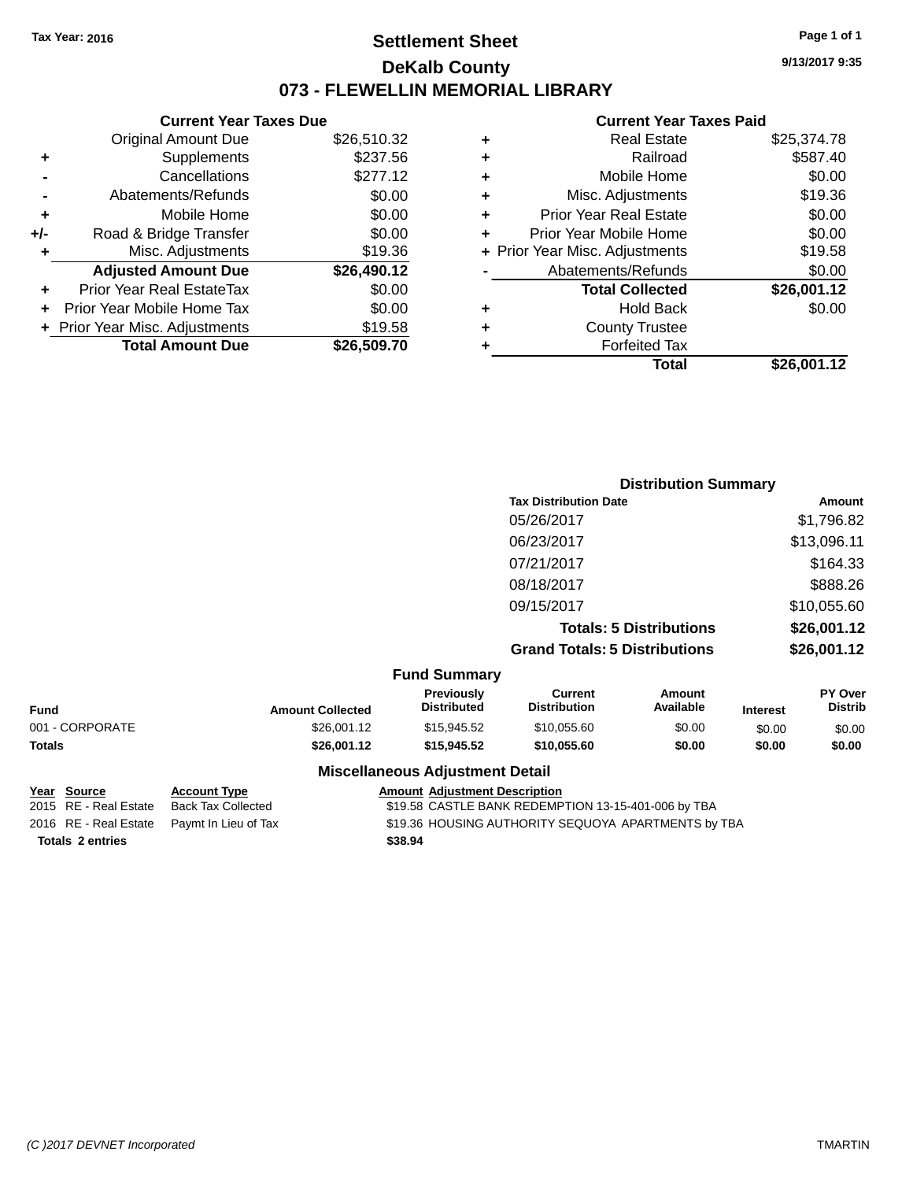Tax Year: 2016

# Settlement Sheet

## DeKalb County

## 073 - FLEWELLIN MEMORIAL LIBRARY

9/13/2017 9:35

### Current Year Taxes Due

| | | |
|---|---|---|
| | Original Amount Due | $26,510.32 |
| + | Supplements | $237.56 |
| - | Cancellations | $277.12 |
| - | Abatements/Refunds | $0.00 |
| + | Mobile Home | $0.00 |
| +/- | Road & Bridge Transfer | $0.00 |
| + | Misc. Adjustments | $19.36 |
| | **Adjusted Amount Due** | **$26,490.12** |
| + | Prior Year Real EstateTax | $0.00 |
| + | Prior Year Mobile Home Tax | $0.00 |
| + | Prior Year Misc. Adjustments | $19.58 |
| | **Total Amount Due** | **$26,509.70** |

### Current Year Taxes Paid

| | | |
|---|---|---|
| + | Real Estate | $25,374.78 |
| + | Railroad | $587.40 |
| + | Mobile Home | $0.00 |
| + | Misc. Adjustments | $19.36 |
| + | Prior Year Real Estate | $0.00 |
| + | Prior Year Mobile Home | $0.00 |
| + | Prior Year Misc. Adjustments | $19.58 |
| - | Abatements/Refunds | $0.00 |
| | **Total Collected** | **$26,001.12** |
| + | Hold Back | $0.00 |
| + | County Trustee | |
| + | Forfeited Tax | |
| | **Total** | **$26,001.12** |

### Distribution Summary

| Tax Distribution Date | Amount |
|---|---|
| 05/26/2017 | $1,796.82 |
| 06/23/2017 | $13,096.11 |
| 07/21/2017 | $164.33 |
| 08/18/2017 | $888.26 |
| 09/15/2017 | $10,055.60 |
| **Totals: 5 Distributions** | **$26,001.12** |
| **Grand Totals: 5 Distributions** | **$26,001.12** |

### Fund Summary

| Fund | Amount Collected | Previously Distributed | Current Distribution | Amount Available | Interest | PY Over Distrib |
|---|---|---|---|---|---|---|
| 001 - CORPORATE | $26,001.12 | $15,945.52 | $10,055.60 | $0.00 | $0.00 | $0.00 |
| **Totals** | **$26,001.12** | **$15,945.52** | **$10,055.60** | **$0.00** | **$0.00** | **$0.00** |

### Miscellaneous Adjustment Detail

| Year | Source | Account Type | Amount | Adjustment Description |
|---|---|---|---|---|
| 2015 | RE - Real Estate | Back Tax Collected | $19.58 | CASTLE BANK REDEMPTION 13-15-401-006 by TBA |
| 2016 | RE - Real Estate | Paymt In Lieu of Tax | $19.36 | HOUSING AUTHORITY SEQUOYA APARTMENTS by TBA |
| **Totals 2 entries** | | | **$38.94** | |

(C )2017 DEVNET Incorporated TMARTIN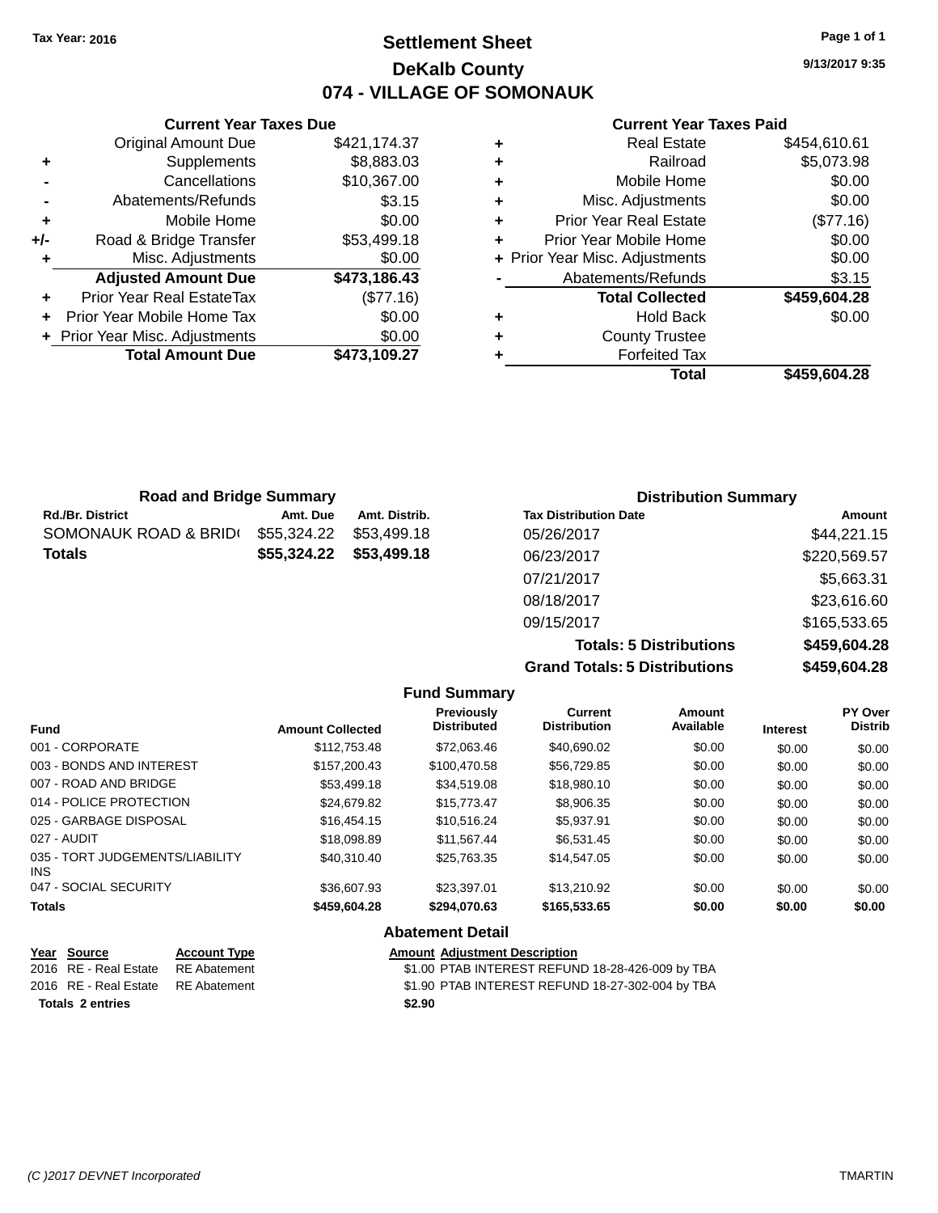Tax Year: 2016

# Settlement Sheet

## DeKalb County

## 074 - VILLAGE OF SOMONAUK

9/13/2017 9:35

### Current Year Taxes Due

| | | |
|---|---|---|
| | Original Amount Due | $421,174.37 |
| + | Supplements | $8,883.03 |
| - | Cancellations | $10,367.00 |
| - | Abatements/Refunds | $3.15 |
| + | Mobile Home | $0.00 |
| +/- | Road & Bridge Transfer | $53,499.18 |
| + | Misc. Adjustments | $0.00 |
| | **Adjusted Amount Due** | **$473,186.43** |
| + | Prior Year Real EstateTax | ($77.16) |
| + | Prior Year Mobile Home Tax | $0.00 |
| + | Prior Year Misc. Adjustments | $0.00 |
| | **Total Amount Due** | **$473,109.27** |

### Current Year Taxes Paid

| | | |
|---|---|---|
| + | Real Estate | $454,610.61 |
| + | Railroad | $5,073.98 |
| + | Mobile Home | $0.00 |
| + | Misc. Adjustments | $0.00 |
| + | Prior Year Real Estate | ($77.16) |
| + | Prior Year Mobile Home | $0.00 |
| + | Prior Year Misc. Adjustments | $0.00 |
| - | Abatements/Refunds | $3.15 |
| | **Total Collected** | **$459,604.28** |
| + | Hold Back | $0.00 |
| + | County Trustee | |
| + | Forfeited Tax | |
| | **Total** | **$459,604.28** |

### Road and Bridge Summary

| Rd./Br. District | Amt. Due | Amt. Distrib. |
|---|---|---|
| SOMONAUK ROAD & BRID( | $55,324.22 | $53,499.18 |
| **Totals** | **$55,324.22** | **$53,499.18** |

### Distribution Summary

| Tax Distribution Date | Amount |
|---|---|
| 05/26/2017 | $44,221.15 |
| 06/23/2017 | $220,569.57 |
| 07/21/2017 | $5,663.31 |
| 08/18/2017 | $23,616.60 |
| 09/15/2017 | $165,533.65 |
| **Totals: 5 Distributions** | **$459,604.28** |
| **Grand Totals: 5 Distributions** | **$459,604.28** |

### Fund Summary

| Fund | Amount Collected | Previously Distributed | Current Distribution | Amount Available | Interest | PY Over Distrib |
|---|---|---|---|---|---|---|
| 001 - CORPORATE | $112,753.48 | $72,063.46 | $40,690.02 | $0.00 | $0.00 | $0.00 |
| 003 - BONDS AND INTEREST | $157,200.43 | $100,470.58 | $56,729.85 | $0.00 | $0.00 | $0.00 |
| 007 - ROAD AND BRIDGE | $53,499.18 | $34,519.08 | $18,980.10 | $0.00 | $0.00 | $0.00 |
| 014 - POLICE PROTECTION | $24,679.82 | $15,773.47 | $8,906.35 | $0.00 | $0.00 | $0.00 |
| 025 - GARBAGE DISPOSAL | $16,454.15 | $10,516.24 | $5,937.91 | $0.00 | $0.00 | $0.00 |
| 027 - AUDIT | $18,098.89 | $11,567.44 | $6,531.45 | $0.00 | $0.00 | $0.00 |
| 035 - TORT JUDGEMENTS/LIABILITY INS | $40,310.40 | $25,763.35 | $14,547.05 | $0.00 | $0.00 | $0.00 |
| 047 - SOCIAL SECURITY | $36,607.93 | $23,397.01 | $13,210.92 | $0.00 | $0.00 | $0.00 |
| **Totals** | **$459,604.28** | **$294,070.63** | **$165,533.65** | **$0.00** | **$0.00** | **$0.00** |

### Abatement Detail

| Year | Source | Account Type | Amount | Adjustment Description |
|---|---|---|---|---|
| 2016 | RE - Real Estate | RE Abatement | $1.00 | PTAB INTEREST REFUND 18-28-426-009 by TBA |
| 2016 | RE - Real Estate | RE Abatement | $1.90 | PTAB INTEREST REFUND 18-27-302-004 by TBA |
| **Totals 2 entries** | | | **$2.90** | |

(C )2017 DEVNET Incorporated TMARTIN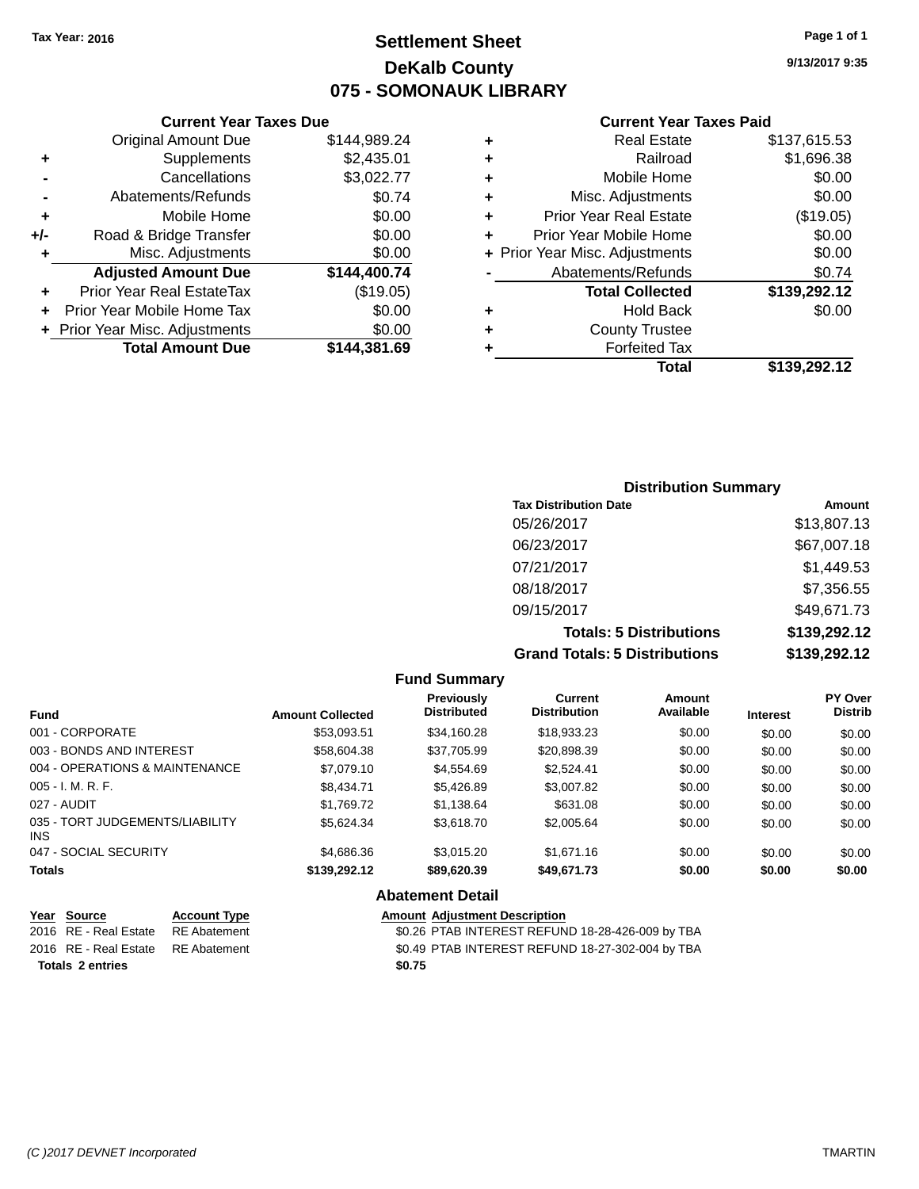Tax Year: 2016

# Settlement Sheet
# DeKalb County
# 075 - SOMONAUK LIBRARY

9/13/2017 9:35

### Current Year Taxes Due

| | | |
|---|---|---|
| | Original Amount Due | $144,989.24 |
| + | Supplements | $2,435.01 |
| - | Cancellations | $3,022.77 |
| - | Abatements/Refunds | $0.74 |
| + | Mobile Home | $0.00 |
| +/- | Road & Bridge Transfer | $0.00 |
| + | Misc. Adjustments | $0.00 |
| | **Adjusted Amount Due** | **$144,400.74** |
| + | Prior Year Real EstateTax | ($19.05) |
| + | Prior Year Mobile Home Tax | $0.00 |
| + | Prior Year Misc. Adjustments | $0.00 |
| | **Total Amount Due** | **$144,381.69** |

### Current Year Taxes Paid

| | | |
|---|---|---|
| + | Real Estate | $137,615.53 |
| + | Railroad | $1,696.38 |
| + | Mobile Home | $0.00 |
| + | Misc. Adjustments | $0.00 |
| + | Prior Year Real Estate | ($19.05) |
| + | Prior Year Mobile Home | $0.00 |
| + | Prior Year Misc. Adjustments | $0.00 |
| - | Abatements/Refunds | $0.74 |
| | **Total Collected** | **$139,292.12** |
| + | Hold Back | $0.00 |
| + | County Trustee | |
| + | Forfeited Tax | |
| | **Total** | **$139,292.12** |

### Distribution Summary

| Tax Distribution Date | Amount |
|---|---|
| 05/26/2017 | $13,807.13 |
| 06/23/2017 | $67,007.18 |
| 07/21/2017 | $1,449.53 |
| 08/18/2017 | $7,356.55 |
| 09/15/2017 | $49,671.73 |
| **Totals: 5 Distributions** | **$139,292.12** |
| **Grand Totals: 5 Distributions** | **$139,292.12** |

### Fund Summary

| Fund | Amount Collected | Previously Distributed | Current Distribution | Amount Available | Interest | PY Over Distrib |
|---|---|---|---|---|---|---|
| 001 - CORPORATE | $53,093.51 | $34,160.28 | $18,933.23 | $0.00 | $0.00 | $0.00 |
| 003 - BONDS AND INTEREST | $58,604.38 | $37,705.99 | $20,898.39 | $0.00 | $0.00 | $0.00 |
| 004 - OPERATIONS & MAINTENANCE | $7,079.10 | $4,554.69 | $2,524.41 | $0.00 | $0.00 | $0.00 |
| 005 - I. M. R. F. | $8,434.71 | $5,426.89 | $3,007.82 | $0.00 | $0.00 | $0.00 |
| 027 - AUDIT | $1,769.72 | $1,138.64 | $631.08 | $0.00 | $0.00 | $0.00 |
| 035 - TORT JUDGEMENTS/LIABILITY INS | $5,624.34 | $3,618.70 | $2,005.64 | $0.00 | $0.00 | $0.00 |
| 047 - SOCIAL SECURITY | $4,686.36 | $3,015.20 | $1,671.16 | $0.00 | $0.00 | $0.00 |
| **Totals** | **$139,292.12** | **$89,620.39** | **$49,671.73** | **$0.00** | **$0.00** | **$0.00** |

### Abatement Detail

| Year | Source | Account Type | Amount | Adjustment Description |
|---|---|---|---|---|
| 2016 | RE - Real Estate | RE Abatement | $0.26 | PTAB INTEREST REFUND 18-28-426-009 by TBA |
| 2016 | RE - Real Estate | RE Abatement | $0.49 | PTAB INTEREST REFUND 18-27-302-004 by TBA |
| **Totals 2 entries** | | | **$0.75** | |

(C )2017 DEVNET Incorporated TMARTIN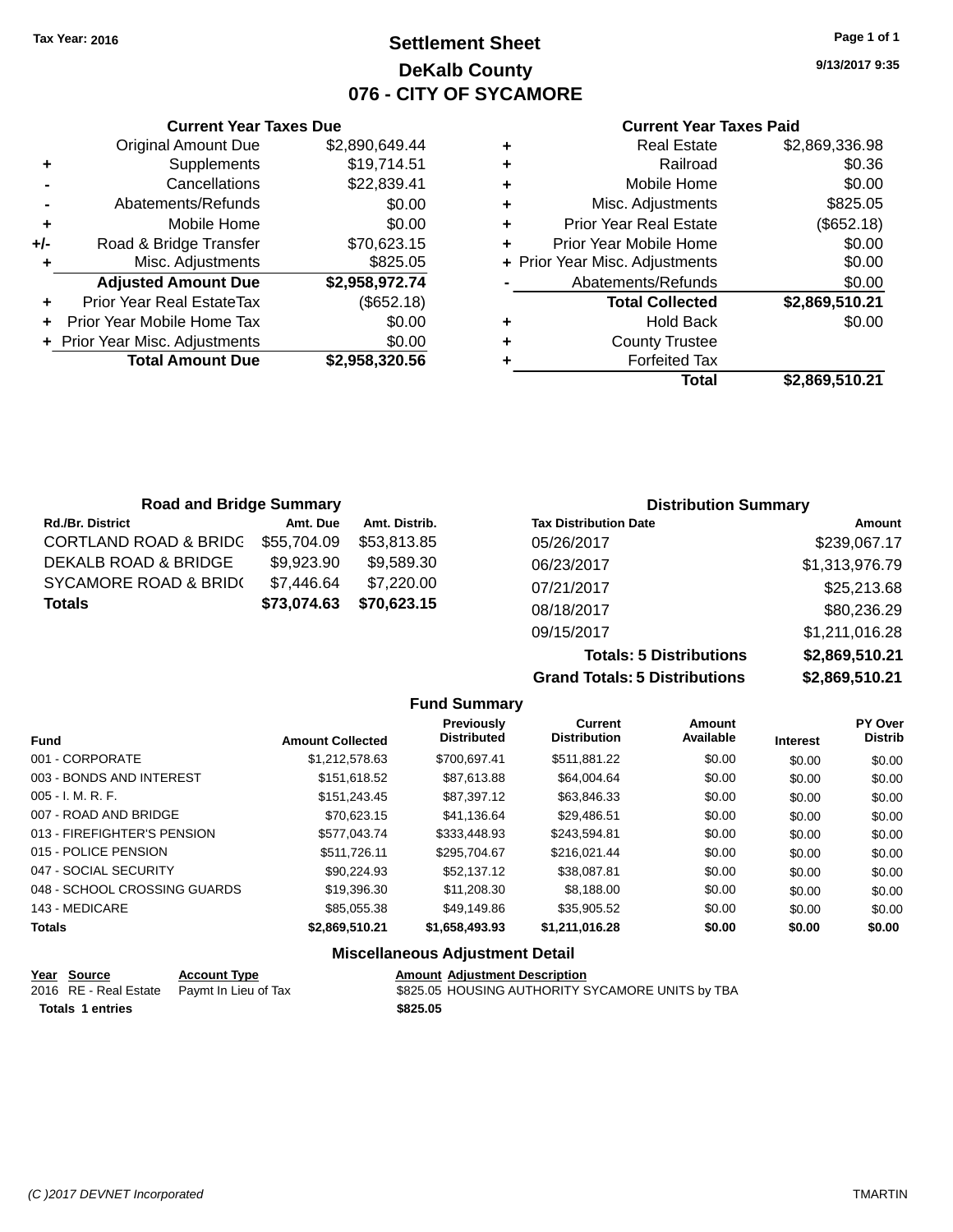Tax Year: 2016

# Settlement Sheet

## DeKalb County

## 076 - CITY OF SYCAMORE

9/13/2017 9:35

### Current Year Taxes Due

| | | |
|---|---|---|
| | Original Amount Due | $2,890,649.44 |
| + | Supplements | $19,714.51 |
| - | Cancellations | $22,839.41 |
| - | Abatements/Refunds | $0.00 |
| + | Mobile Home | $0.00 |
| +/- | Road & Bridge Transfer | $70,623.15 |
| + | Misc. Adjustments | $825.05 |
| | **Adjusted Amount Due** | **$2,958,972.74** |
| + | Prior Year Real EstateTax | ($652.18) |
| + | Prior Year Mobile Home Tax | $0.00 |
| + | Prior Year Misc. Adjustments | $0.00 |
| | **Total Amount Due** | **$2,958,320.56** |

### Current Year Taxes Paid

| | | |
|---|---|---|
| + | Real Estate | $2,869,336.98 |
| + | Railroad | $0.36 |
| + | Mobile Home | $0.00 |
| + | Misc. Adjustments | $825.05 |
| + | Prior Year Real Estate | ($652.18) |
| + | Prior Year Mobile Home | $0.00 |
| + | Prior Year Misc. Adjustments | $0.00 |
| - | Abatements/Refunds | $0.00 |
| | **Total Collected** | **$2,869,510.21** |
| + | Hold Back | $0.00 |
| + | County Trustee | |
| + | Forfeited Tax | |
| | **Total** | **$2,869,510.21** |

### Road and Bridge Summary

| Rd./Br. District | Amt. Due | Amt. Distrib. |
|---|---|---|
| CORTLAND ROAD & BRIDG | $55,704.09 | $53,813.85 |
| DEKALB ROAD & BRIDGE | $9,923.90 | $9,589.30 |
| SYCAMORE ROAD & BRID( | $7,446.64 | $7,220.00 |
| **Totals** | **$73,074.63** | **$70,623.15** |

### Distribution Summary

| Tax Distribution Date | Amount |
|---|---|
| 05/26/2017 | $239,067.17 |
| 06/23/2017 | $1,313,976.79 |
| 07/21/2017 | $25,213.68 |
| 08/18/2017 | $80,236.29 |
| 09/15/2017 | $1,211,016.28 |
| **Totals: 5 Distributions** | **$2,869,510.21** |
| **Grand Totals: 5 Distributions** | **$2,869,510.21** |

### Fund Summary

| Fund | Amount Collected | Previously Distributed | Current Distribution | Amount Available | Interest | PY Over Distrib |
|---|---|---|---|---|---|---|
| 001 - CORPORATE | $1,212,578.63 | $700,697.41 | $511,881.22 | $0.00 | $0.00 | $0.00 |
| 003 - BONDS AND INTEREST | $151,618.52 | $87,613.88 | $64,004.64 | $0.00 | $0.00 | $0.00 |
| 005 - I. M. R. F. | $151,243.45 | $87,397.12 | $63,846.33 | $0.00 | $0.00 | $0.00 |
| 007 - ROAD AND BRIDGE | $70,623.15 | $41,136.64 | $29,486.51 | $0.00 | $0.00 | $0.00 |
| 013 - FIREFIGHTER'S PENSION | $577,043.74 | $333,448.93 | $243,594.81 | $0.00 | $0.00 | $0.00 |
| 015 - POLICE PENSION | $511,726.11 | $295,704.67 | $216,021.44 | $0.00 | $0.00 | $0.00 |
| 047 - SOCIAL SECURITY | $90,224.93 | $52,137.12 | $38,087.81 | $0.00 | $0.00 | $0.00 |
| 048 - SCHOOL CROSSING GUARDS | $19,396.30 | $11,208.30 | $8,188.00 | $0.00 | $0.00 | $0.00 |
| 143 - MEDICARE | $85,055.38 | $49,149.86 | $35,905.52 | $0.00 | $0.00 | $0.00 |
| **Totals** | **$2,869,510.21** | **$1,658,493.93** | **$1,211,016.28** | **$0.00** | **$0.00** | **$0.00** |

### Miscellaneous Adjustment Detail

| Year | Source | Account Type | Amount | Adjustment Description |
|---|---|---|---|---|
| 2016 | RE - Real Estate | Paymt In Lieu of Tax | $825.05 | HOUSING AUTHORITY SYCAMORE UNITS by TBA |
| **Totals 1 entries** | | | **$825.05** | |

(C )2017 DEVNET Incorporated TMARTIN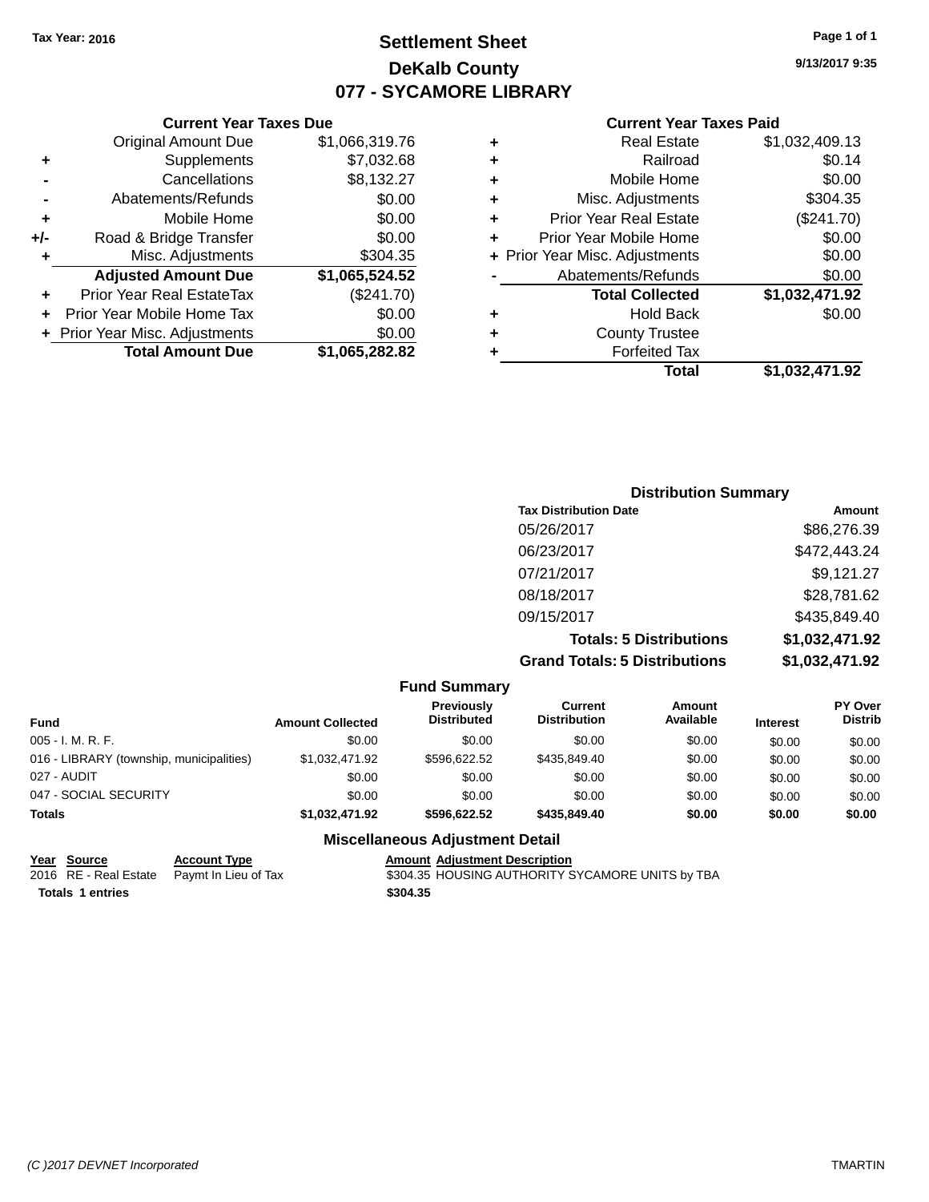Tax Year: 2016

# Settlement Sheet

## DeKalb County

## 077 - SYCAMORE LIBRARY

9/13/2017 9:35

### Current Year Taxes Due

| | | |
|---|---|---|
| | Original Amount Due | $1,066,319.76 |
| + | Supplements | $7,032.68 |
| - | Cancellations | $8,132.27 |
| - | Abatements/Refunds | $0.00 |
| + | Mobile Home | $0.00 |
| +/- | Road & Bridge Transfer | $0.00 |
| + | Misc. Adjustments | $304.35 |
| | **Adjusted Amount Due** | **$1,065,524.52** |
| + | Prior Year Real EstateTax | ($241.70) |
| + | Prior Year Mobile Home Tax | $0.00 |
| + | Prior Year Misc. Adjustments | $0.00 |
| | **Total Amount Due** | **$1,065,282.82** |

### Current Year Taxes Paid

| | | |
|---|---|---|
| + | Real Estate | $1,032,409.13 |
| + | Railroad | $0.14 |
| + | Mobile Home | $0.00 |
| + | Misc. Adjustments | $304.35 |
| + | Prior Year Real Estate | ($241.70) |
| + | Prior Year Mobile Home | $0.00 |
| + | Prior Year Misc. Adjustments | $0.00 |
| - | Abatements/Refunds | $0.00 |
| | **Total Collected** | **$1,032,471.92** |
| + | Hold Back | $0.00 |
| + | County Trustee | |
| + | Forfeited Tax | |
| | **Total** | **$1,032,471.92** |

### Distribution Summary

| Tax Distribution Date | Amount |
|---|---|
| 05/26/2017 | $86,276.39 |
| 06/23/2017 | $472,443.24 |
| 07/21/2017 | $9,121.27 |
| 08/18/2017 | $28,781.62 |
| 09/15/2017 | $435,849.40 |
| **Totals: 5 Distributions** | **$1,032,471.92** |
| **Grand Totals: 5 Distributions** | **$1,032,471.92** |

### Fund Summary

| Fund | Amount Collected | Previously Distributed | Current Distribution | Amount Available | Interest | PY Over Distrib |
|---|---|---|---|---|---|---|
| 005 - I. M. R. F. | $0.00 | $0.00 | $0.00 | $0.00 | $0.00 | $0.00 |
| 016 - LIBRARY (township, municipalities) | $1,032,471.92 | $596,622.52 | $435,849.40 | $0.00 | $0.00 | $0.00 |
| 027 - AUDIT | $0.00 | $0.00 | $0.00 | $0.00 | $0.00 | $0.00 |
| 047 - SOCIAL SECURITY | $0.00 | $0.00 | $0.00 | $0.00 | $0.00 | $0.00 |
| **Totals** | **$1,032,471.92** | **$596,622.52** | **$435,849.40** | **$0.00** | **$0.00** | **$0.00** |

### Miscellaneous Adjustment Detail

| Year | Source | Account Type | Amount | Adjustment Description |
|---|---|---|---|---|
| 2016 | RE - Real Estate | Paymt In Lieu of Tax | $304.35 | HOUSING AUTHORITY SYCAMORE UNITS by TBA |
| **Totals** | **1 entries** | | **$304.35** | |

(C )2017 DEVNET Incorporated TMARTIN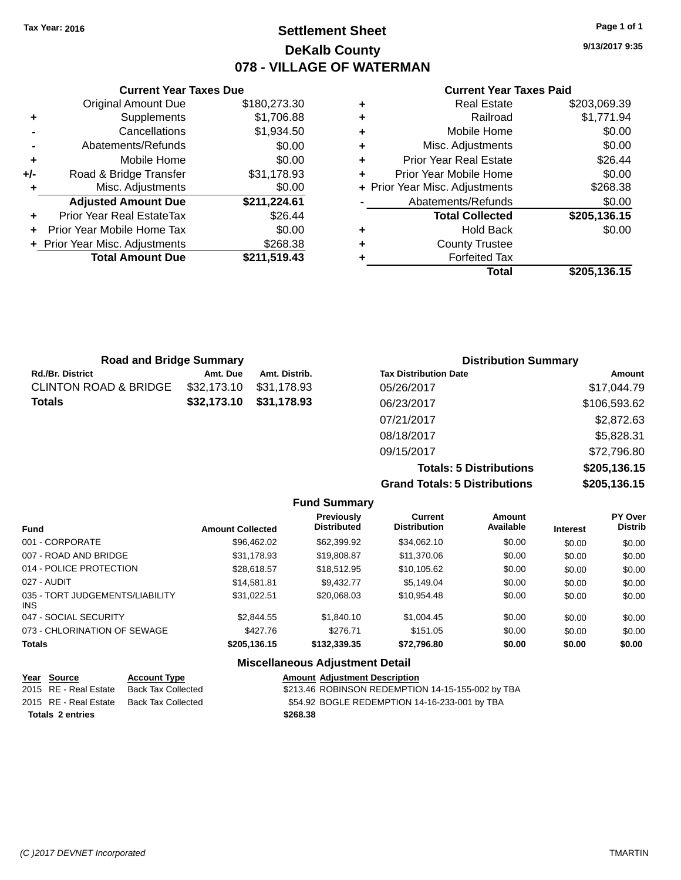Tax Year: 2016

# Settlement Sheet
## DeKalb County
## 078 - VILLAGE OF WATERMAN

9/13/2017 9:35

### Current Year Taxes Due

| | | |
|---|---|---|
| | Original Amount Due | $180,273.30 |
| + | Supplements | $1,706.88 |
| - | Cancellations | $1,934.50 |
| - | Abatements/Refunds | $0.00 |
| + | Mobile Home | $0.00 |
| +/- | Road & Bridge Transfer | $31,178.93 |
| + | Misc. Adjustments | $0.00 |
| | **Adjusted Amount Due** | **$211,224.61** |
| + | Prior Year Real EstateTax | $26.44 |
| + | Prior Year Mobile Home Tax | $0.00 |
| + | Prior Year Misc. Adjustments | $268.38 |
| | **Total Amount Due** | **$211,519.43** |

### Current Year Taxes Paid

| | | |
|---|---|---|
| + | Real Estate | $203,069.39 |
| + | Railroad | $1,771.94 |
| + | Mobile Home | $0.00 |
| + | Misc. Adjustments | $0.00 |
| + | Prior Year Real Estate | $26.44 |
| + | Prior Year Mobile Home | $0.00 |
| + | Prior Year Misc. Adjustments | $268.38 |
| - | Abatements/Refunds | $0.00 |
| | **Total Collected** | **$205,136.15** |
| + | Hold Back | $0.00 |
| + | County Trustee | |
| + | Forfeited Tax | |
| | **Total** | **$205,136.15** |

### Road and Bridge Summary

| Rd./Br. District | Amt. Due | Amt. Distrib. |
|---|---|---|
| CLINTON ROAD & BRIDGE | $32,173.10 | $31,178.93 |
| **Totals** | **$32,173.10** | **$31,178.93** |

### Distribution Summary

| Tax Distribution Date | Amount |
|---|---|
| 05/26/2017 | $17,044.79 |
| 06/23/2017 | $106,593.62 |
| 07/21/2017 | $2,872.63 |
| 08/18/2017 | $5,828.31 |
| 09/15/2017 | $72,796.80 |
| **Totals: 5 Distributions** | **$205,136.15** |
| **Grand Totals: 5 Distributions** | **$205,136.15** |

### Fund Summary

| Fund | Amount Collected | Previously Distributed | Current Distribution | Amount Available | Interest | PY Over Distrib |
|---|---|---|---|---|---|---|
| 001 - CORPORATE | $96,462.02 | $62,399.92 | $34,062.10 | $0.00 | $0.00 | $0.00 |
| 007 - ROAD AND BRIDGE | $31,178.93 | $19,808.87 | $11,370.06 | $0.00 | $0.00 | $0.00 |
| 014 - POLICE PROTECTION | $28,618.57 | $18,512.95 | $10,105.62 | $0.00 | $0.00 | $0.00 |
| 027 - AUDIT | $14,581.81 | $9,432.77 | $5,149.04 | $0.00 | $0.00 | $0.00 |
| 035 - TORT JUDGEMENTS/LIABILITY INS | $31,022.51 | $20,068.03 | $10,954.48 | $0.00 | $0.00 | $0.00 |
| 047 - SOCIAL SECURITY | $2,844.55 | $1,840.10 | $1,004.45 | $0.00 | $0.00 | $0.00 |
| 073 - CHLORINATION OF SEWAGE | $427.76 | $276.71 | $151.05 | $0.00 | $0.00 | $0.00 |
| **Totals** | **$205,136.15** | **$132,339.35** | **$72,796.80** | **$0.00** | **$0.00** | **$0.00** |

### Miscellaneous Adjustment Detail

| Year | Source | Account Type | Amount | Adjustment Description |
|---|---|---|---|---|
| 2015 | RE - Real Estate | Back Tax Collected | $213.46 | ROBINSON REDEMPTION 14-15-155-002 by TBA |
| 2015 | RE - Real Estate | Back Tax Collected | $54.92 | BOGLE REDEMPTION 14-16-233-001 by TBA |
| **Totals 2 entries** | | | **$268.38** | |

(C )2017 DEVNET Incorporated    TMARTIN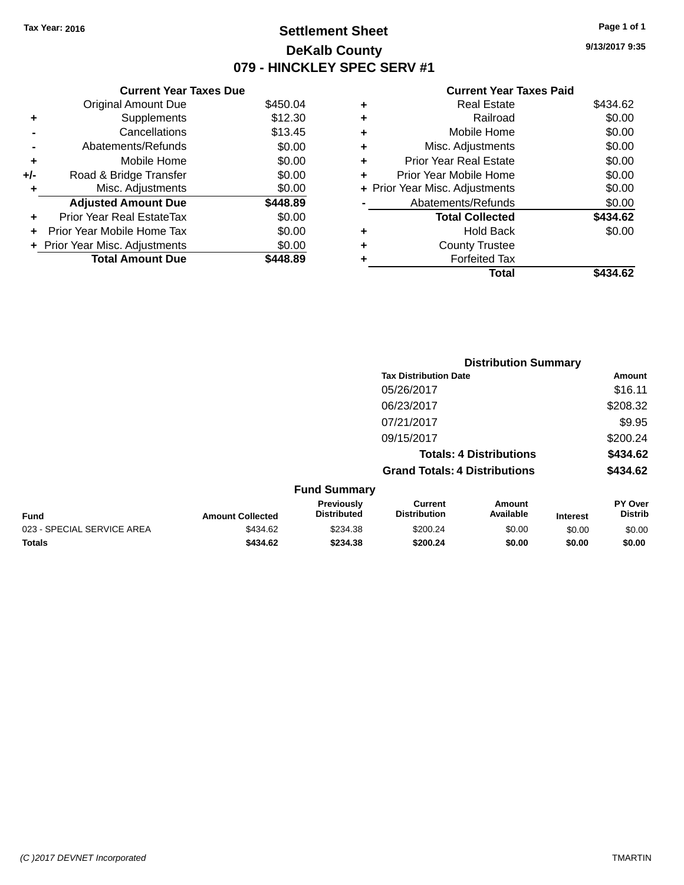Tax Year: 2016

# Settlement Sheet

## DeKalb County

## 079 - HINCKLEY SPEC SERV #1

9/13/2017 9:35

### Current Year Taxes Due

| | | |
|---|---|---|
| | Original Amount Due | $450.04 |
| + | Supplements | $12.30 |
| - | Cancellations | $13.45 |
| - | Abatements/Refunds | $0.00 |
| + | Mobile Home | $0.00 |
| +/- | Road & Bridge Transfer | $0.00 |
| + | Misc. Adjustments | $0.00 |
| | **Adjusted Amount Due** | **$448.89** |
| + | Prior Year Real EstateTax | $0.00 |
| + | Prior Year Mobile Home Tax | $0.00 |
| + | Prior Year Misc. Adjustments | $0.00 |
| | **Total Amount Due** | **$448.89** |

### Current Year Taxes Paid

| | | |
|---|---|---|
| + | Real Estate | $434.62 |
| + | Railroad | $0.00 |
| + | Mobile Home | $0.00 |
| + | Misc. Adjustments | $0.00 |
| + | Prior Year Real Estate | $0.00 |
| + | Prior Year Mobile Home | $0.00 |
| + | Prior Year Misc. Adjustments | $0.00 |
| - | Abatements/Refunds | $0.00 |
| | **Total Collected** | **$434.62** |
| + | Hold Back | $0.00 |
| + | County Trustee | |
| + | Forfeited Tax | |
| | **Total** | **$434.62** |

### Distribution Summary

| Tax Distribution Date | Amount |
|---|---|
| 05/26/2017 | $16.11 |
| 06/23/2017 | $208.32 |
| 07/21/2017 | $9.95 |
| 09/15/2017 | $200.24 |
| **Totals: 4 Distributions** | **$434.62** |
| **Grand Totals: 4 Distributions** | **$434.62** |

### Fund Summary

| Fund | Amount Collected | Previously Distributed | Current Distribution | Amount Available | Interest | PY Over Distrib |
|---|---|---|---|---|---|---|
| 023 - SPECIAL SERVICE AREA | $434.62 | $234.38 | $200.24 | $0.00 | $0.00 | $0.00 |
| **Totals** | **$434.62** | **$234.38** | **$200.24** | **$0.00** | **$0.00** | **$0.00** |

(C )2017 DEVNET Incorporated

TMARTIN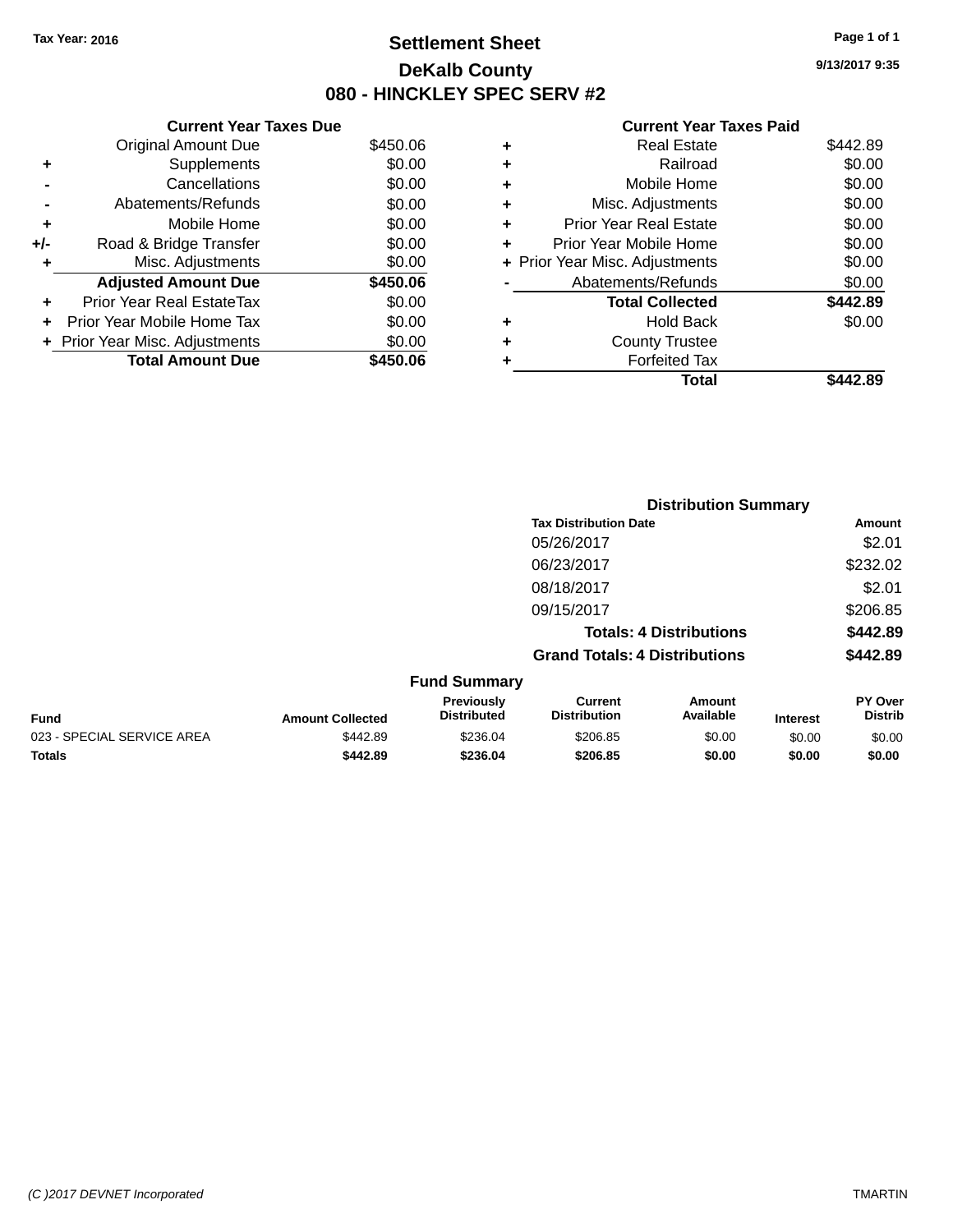Tax Year: 2016

# Settlement Sheet

## DeKalb County

## 080 - HINCKLEY SPEC SERV #2

9/13/2017 9:35

### Current Year Taxes Due

| | | |
|---|---|---|
| | Original Amount Due | $450.06 |
| + | Supplements | $0.00 |
| - | Cancellations | $0.00 |
| - | Abatements/Refunds | $0.00 |
| + | Mobile Home | $0.00 |
| +/- | Road & Bridge Transfer | $0.00 |
| + | Misc. Adjustments | $0.00 |
| | **Adjusted Amount Due** | **$450.06** |
| + | Prior Year Real EstateTax | $0.00 |
| + | Prior Year Mobile Home Tax | $0.00 |
| + | Prior Year Misc. Adjustments | $0.00 |
| | **Total Amount Due** | **$450.06** |

### Current Year Taxes Paid

| | | |
|---|---|---|
| + | Real Estate | $442.89 |
| + | Railroad | $0.00 |
| + | Mobile Home | $0.00 |
| + | Misc. Adjustments | $0.00 |
| + | Prior Year Real Estate | $0.00 |
| + | Prior Year Mobile Home | $0.00 |
| + | Prior Year Misc. Adjustments | $0.00 |
| - | Abatements/Refunds | $0.00 |
| | **Total Collected** | **$442.89** |
| + | Hold Back | $0.00 |
| + | County Trustee | |
| + | Forfeited Tax | |
| | **Total** | **$442.89** |

### Distribution Summary

| Tax Distribution Date | Amount |
|---|---|
| 05/26/2017 | $2.01 |
| 06/23/2017 | $232.02 |
| 08/18/2017 | $2.01 |
| 09/15/2017 | $206.85 |
| **Totals: 4 Distributions** | **$442.89** |
| **Grand Totals: 4 Distributions** | **$442.89** |

### Fund Summary

| Fund | Amount Collected | Previously Distributed | Current Distribution | Amount Available | Interest | PY Over Distrib |
|---|---|---|---|---|---|---|
| 023 - SPECIAL SERVICE AREA | $442.89 | $236.04 | $206.85 | $0.00 | $0.00 | $0.00 |
| **Totals** | **$442.89** | **$236.04** | **$206.85** | **$0.00** | **$0.00** | **$0.00** |

(C )2017 DEVNET Incorporated TMARTIN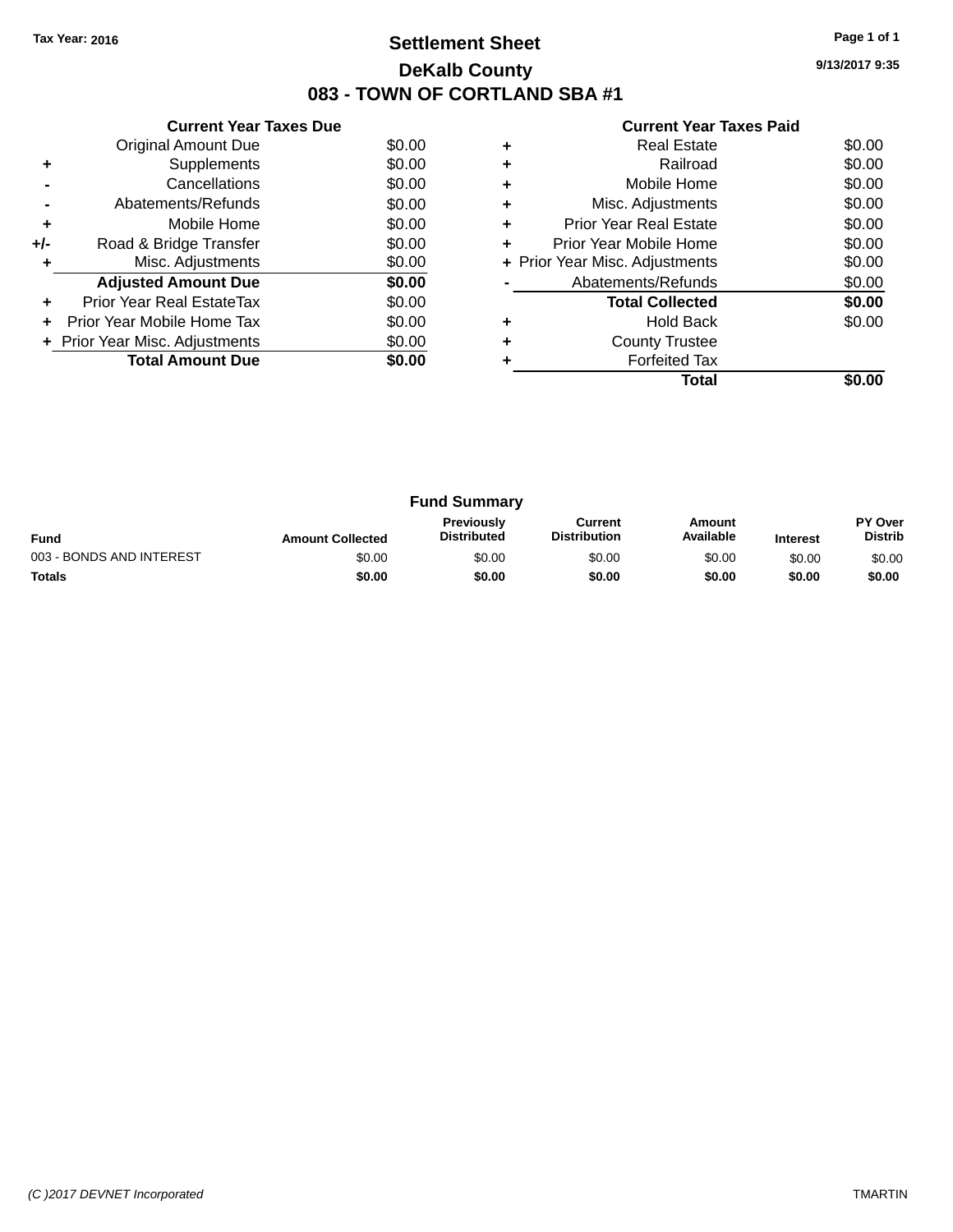Tax Year: 2016

# Settlement Sheet

## DeKalb County

## 083 - TOWN OF CORTLAND SBA #1

9/13/2017 9:35

### Current Year Taxes Due

| | | |
|---|---|---|
| | Original Amount Due | $0.00 |
| + | Supplements | $0.00 |
| - | Cancellations | $0.00 |
| - | Abatements/Refunds | $0.00 |
| + | Mobile Home | $0.00 |
| +/- | Road & Bridge Transfer | $0.00 |
| + | Misc. Adjustments | $0.00 |
| | **Adjusted Amount Due** | **$0.00** |
| + | Prior Year Real EstateTax | $0.00 |
| + | Prior Year Mobile Home Tax | $0.00 |
| + | Prior Year Misc. Adjustments | $0.00 |
| | **Total Amount Due** | **$0.00** |

### Current Year Taxes Paid

| | | |
|---|---|---|
| + | Real Estate | $0.00 |
| + | Railroad | $0.00 |
| + | Mobile Home | $0.00 |
| + | Misc. Adjustments | $0.00 |
| + | Prior Year Real Estate | $0.00 |
| + | Prior Year Mobile Home | $0.00 |
| + | Prior Year Misc. Adjustments | $0.00 |
| - | Abatements/Refunds | $0.00 |
| | **Total Collected** | **$0.00** |
| + | Hold Back | $0.00 |
| + | County Trustee | |
| + | Forfeited Tax | |
| | **Total** | **$0.00** |

### Fund Summary

| Fund | Amount Collected | Previously Distributed | Current Distribution | Amount Available | Interest | PY Over Distrib |
|---|---|---|---|---|---|---|
| 003 - BONDS AND INTEREST | $0.00 | $0.00 | $0.00 | $0.00 | $0.00 | $0.00 |
| **Totals** | **$0.00** | **$0.00** | **$0.00** | **$0.00** | **$0.00** | **$0.00** |

(C )2017 DEVNET Incorporated TMARTIN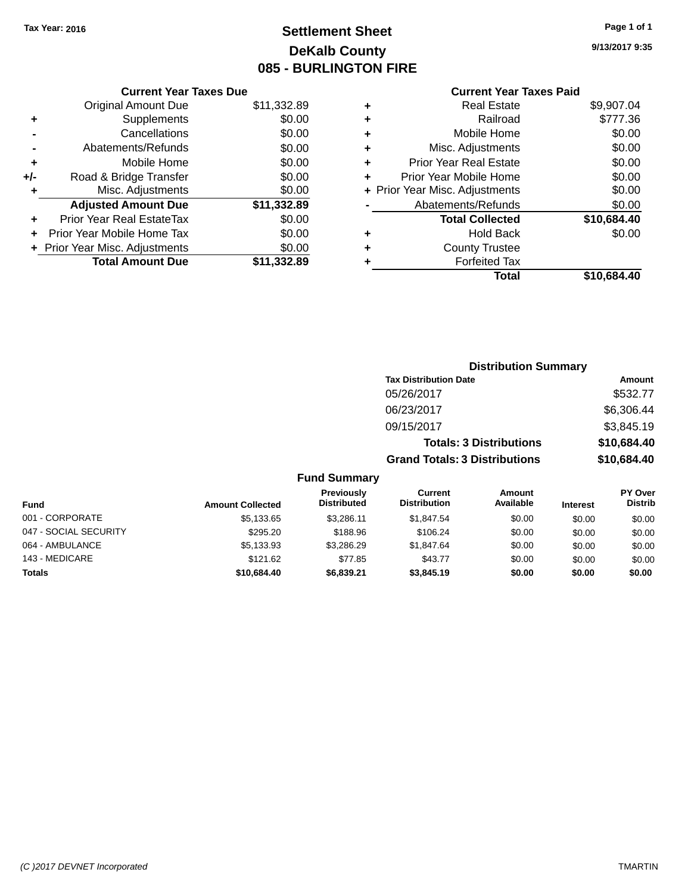Tax Year: 2016

# Settlement Sheet

## DeKalb County

## 085 - BURLINGTON FIRE

9/13/2017 9:35

| | Current Year Taxes Due | |
|---|---|---|
| | Original Amount Due | $11,332.89 |
| + | Supplements | $0.00 |
| - | Cancellations | $0.00 |
| - | Abatements/Refunds | $0.00 |
| + | Mobile Home | $0.00 |
| +/- | Road & Bridge Transfer | $0.00 |
| + | Misc. Adjustments | $0.00 |
| | **Adjusted Amount Due** | **$11,332.89** |
| + | Prior Year Real EstateTax | $0.00 |
| + | Prior Year Mobile Home Tax | $0.00 |
| + | Prior Year Misc. Adjustments | $0.00 |
| | **Total Amount Due** | **$11,332.89** |

| | Current Year Taxes Paid | |
|---|---|---|
| + | Real Estate | $9,907.04 |
| + | Railroad | $777.36 |
| + | Mobile Home | $0.00 |
| + | Misc. Adjustments | $0.00 |
| + | Prior Year Real Estate | $0.00 |
| + | Prior Year Mobile Home | $0.00 |
| + | Prior Year Misc. Adjustments | $0.00 |
| - | Abatements/Refunds | $0.00 |
| | **Total Collected** | **$10,684.40** |
| + | Hold Back | $0.00 |
| + | County Trustee | |
| + | Forfeited Tax | |
| | **Total** | **$10,684.40** |

### Distribution Summary

| Tax Distribution Date | Amount |
|---|---|
| 05/26/2017 | $532.77 |
| 06/23/2017 | $6,306.44 |
| 09/15/2017 | $3,845.19 |
| **Totals: 3 Distributions** | **$10,684.40** |
| **Grand Totals: 3 Distributions** | **$10,684.40** |

### Fund Summary

| Fund | Amount Collected | Previously Distributed | Current Distribution | Amount Available | Interest | PY Over Distrib |
|---|---|---|---|---|---|---|
| 001 - CORPORATE | $5,133.65 | $3,286.11 | $1,847.54 | $0.00 | $0.00 | $0.00 |
| 047 - SOCIAL SECURITY | $295.20 | $188.96 | $106.24 | $0.00 | $0.00 | $0.00 |
| 064 - AMBULANCE | $5,133.93 | $3,286.29 | $1,847.64 | $0.00 | $0.00 | $0.00 |
| 143 - MEDICARE | $121.62 | $77.85 | $43.77 | $0.00 | $0.00 | $0.00 |
| **Totals** | **$10,684.40** | **$6,839.21** | **$3,845.19** | **$0.00** | **$0.00** | **$0.00** |

(C )2017 DEVNET Incorporated TMARTIN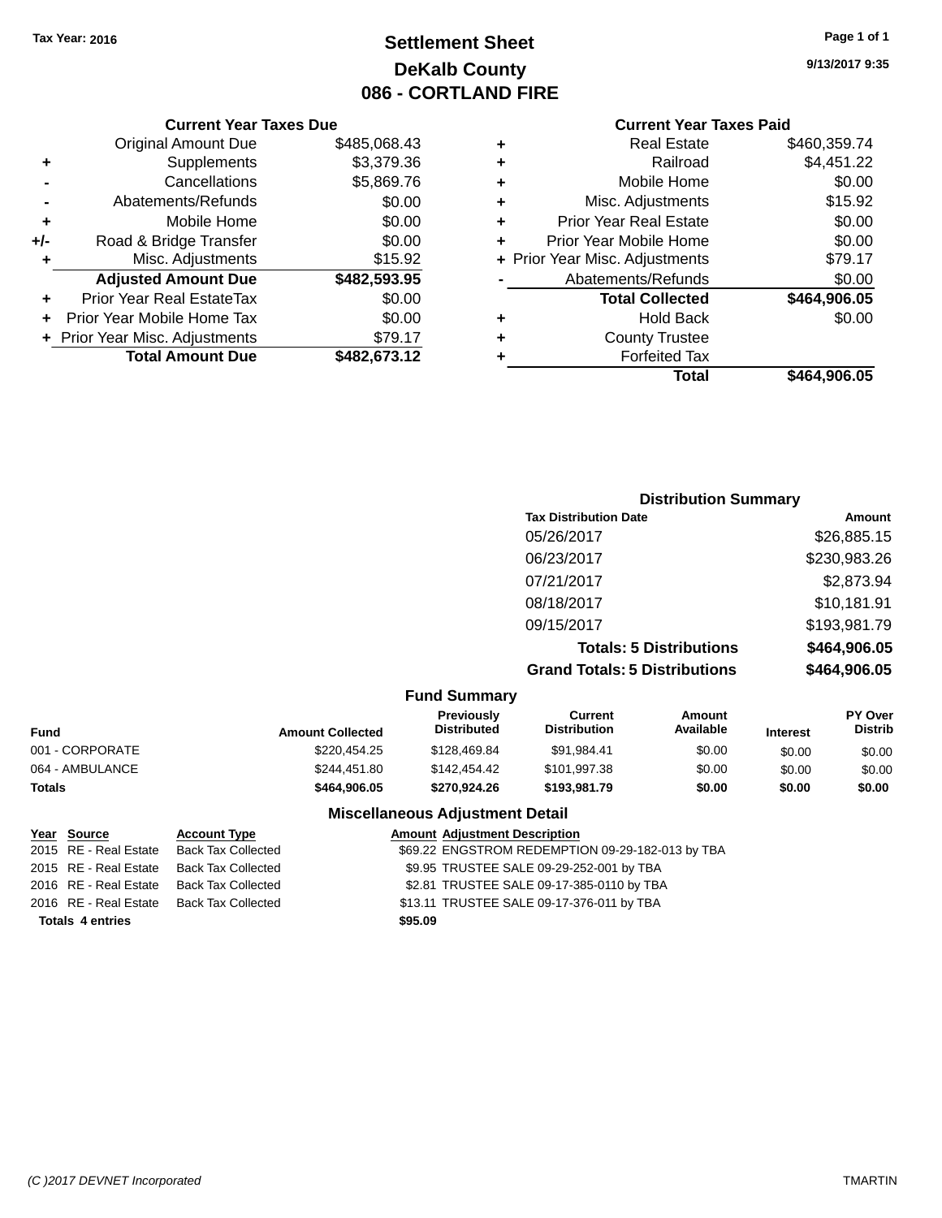Tax Year: 2016

# Settlement Sheet
## DeKalb County
## 086 - CORTLAND FIRE

9/13/2017 9:35

### Current Year Taxes Due

| | | |
|---|---|---|
| | Original Amount Due | $485,068.43 |
| + | Supplements | $3,379.36 |
| - | Cancellations | $5,869.76 |
| - | Abatements/Refunds | $0.00 |
| + | Mobile Home | $0.00 |
| +/- | Road & Bridge Transfer | $0.00 |
| + | Misc. Adjustments | $15.92 |
| | **Adjusted Amount Due** | **$482,593.95** |
| + | Prior Year Real EstateTax | $0.00 |
| + | Prior Year Mobile Home Tax | $0.00 |
| + | Prior Year Misc. Adjustments | $79.17 |
| | **Total Amount Due** | **$482,673.12** |

### Current Year Taxes Paid

| | | |
|---|---|---|
| + | Real Estate | $460,359.74 |
| + | Railroad | $4,451.22 |
| + | Mobile Home | $0.00 |
| + | Misc. Adjustments | $15.92 |
| + | Prior Year Real Estate | $0.00 |
| + | Prior Year Mobile Home | $0.00 |
| + | Prior Year Misc. Adjustments | $79.17 |
| - | Abatements/Refunds | $0.00 |
| | **Total Collected** | **$464,906.05** |
| + | Hold Back | $0.00 |
| + | County Trustee | |
| + | Forfeited Tax | |
| | **Total** | **$464,906.05** |

### Distribution Summary

| Tax Distribution Date | Amount |
|---|---|
| 05/26/2017 | $26,885.15 |
| 06/23/2017 | $230,983.26 |
| 07/21/2017 | $2,873.94 |
| 08/18/2017 | $10,181.91 |
| 09/15/2017 | $193,981.79 |
| **Totals: 5 Distributions** | **$464,906.05** |
| **Grand Totals: 5 Distributions** | **$464,906.05** |

### Fund Summary

| Fund | Amount Collected | Previously Distributed | Current Distribution | Amount Available | Interest | PY Over Distrib |
|---|---|---|---|---|---|---|
| 001 - CORPORATE | $220,454.25 | $128,469.84 | $91,984.41 | $0.00 | $0.00 | $0.00 |
| 064 - AMBULANCE | $244,451.80 | $142,454.42 | $101,997.38 | $0.00 | $0.00 | $0.00 |
| **Totals** | **$464,906.05** | **$270,924.26** | **$193,981.79** | **$0.00** | **$0.00** | **$0.00** |

### Miscellaneous Adjustment Detail

| Year | Source | Account Type | Amount | Adjustment Description |
|---|---|---|---|---|
| 2015 | RE - Real Estate | Back Tax Collected | $69.22 | ENGSTROM REDEMPTION 09-29-182-013 by TBA |
| 2015 | RE - Real Estate | Back Tax Collected | $9.95 | TRUSTEE SALE 09-29-252-001 by TBA |
| 2016 | RE - Real Estate | Back Tax Collected | $2.81 | TRUSTEE SALE 09-17-385-0110 by TBA |
| 2016 | RE - Real Estate | Back Tax Collected | $13.11 | TRUSTEE SALE 09-17-376-011 by TBA |
| **Totals 4 entries** | | | **$95.09** | |

(C )2017 DEVNET Incorporated — TMARTIN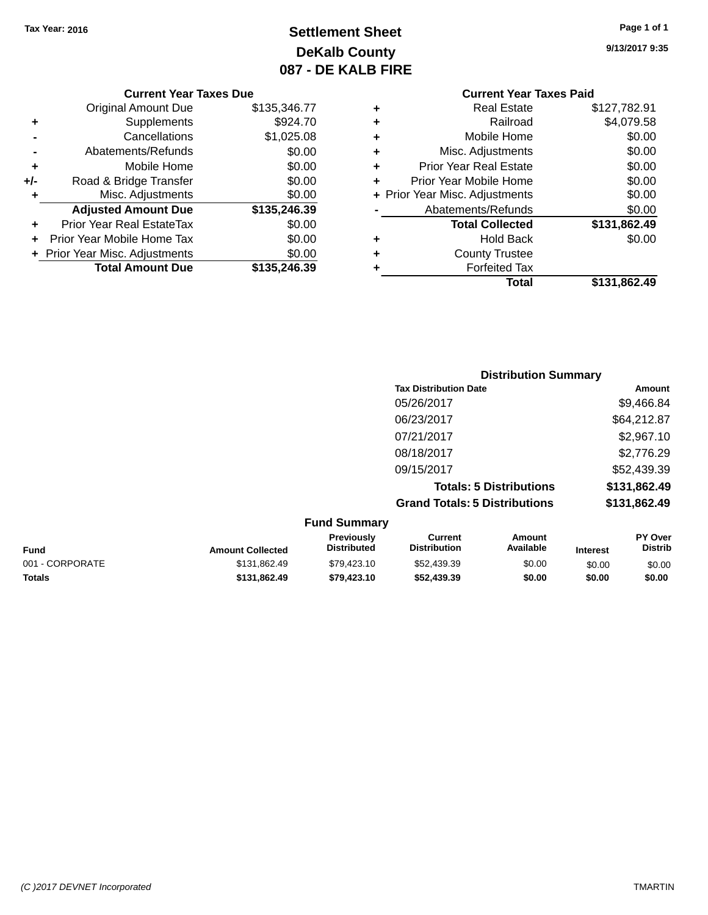Tax Year: 2016

# Settlement Sheet
## DeKalb County
## 087 - DE KALB FIRE

9/13/2017 9:35

**Current Year Taxes Due**

| | | |
|---|---|---|
| | Original Amount Due | $135,346.77 |
| + | Supplements | $924.70 |
| - | Cancellations | $1,025.08 |
| - | Abatements/Refunds | $0.00 |
| + | Mobile Home | $0.00 |
| +/- | Road & Bridge Transfer | $0.00 |
| + | Misc. Adjustments | $0.00 |
| | **Adjusted Amount Due** | **$135,246.39** |
| + | Prior Year Real EstateTax | $0.00 |
| + | Prior Year Mobile Home Tax | $0.00 |
| + | Prior Year Misc. Adjustments | $0.00 |
| | **Total Amount Due** | **$135,246.39** |

**Current Year Taxes Paid**

| | | |
|---|---|---|
| + | Real Estate | $127,782.91 |
| + | Railroad | $4,079.58 |
| + | Mobile Home | $0.00 |
| + | Misc. Adjustments | $0.00 |
| + | Prior Year Real Estate | $0.00 |
| + | Prior Year Mobile Home | $0.00 |
| + | Prior Year Misc. Adjustments | $0.00 |
| - | Abatements/Refunds | $0.00 |
| | **Total Collected** | **$131,862.49** |
| + | Hold Back | $0.00 |
| + | County Trustee | |
| + | Forfeited Tax | |
| | **Total** | **$131,862.49** |

**Distribution Summary**

| Tax Distribution Date | Amount |
|---|---|
| 05/26/2017 | $9,466.84 |
| 06/23/2017 | $64,212.87 |
| 07/21/2017 | $2,967.10 |
| 08/18/2017 | $2,776.29 |
| 09/15/2017 | $52,439.39 |
| **Totals: 5 Distributions** | **$131,862.49** |
| **Grand Totals: 5 Distributions** | **$131,862.49** |

**Fund Summary**

| Fund | Amount Collected | Previously Distributed | Current Distribution | Amount Available | Interest | PY Over Distrib |
|---|---|---|---|---|---|---|
| 001 - CORPORATE | $131,862.49 | $79,423.10 | $52,439.39 | $0.00 | $0.00 | $0.00 |
| **Totals** | **$131,862.49** | **$79,423.10** | **$52,439.39** | **$0.00** | **$0.00** | **$0.00** |

(C )2017 DEVNET Incorporated TMARTIN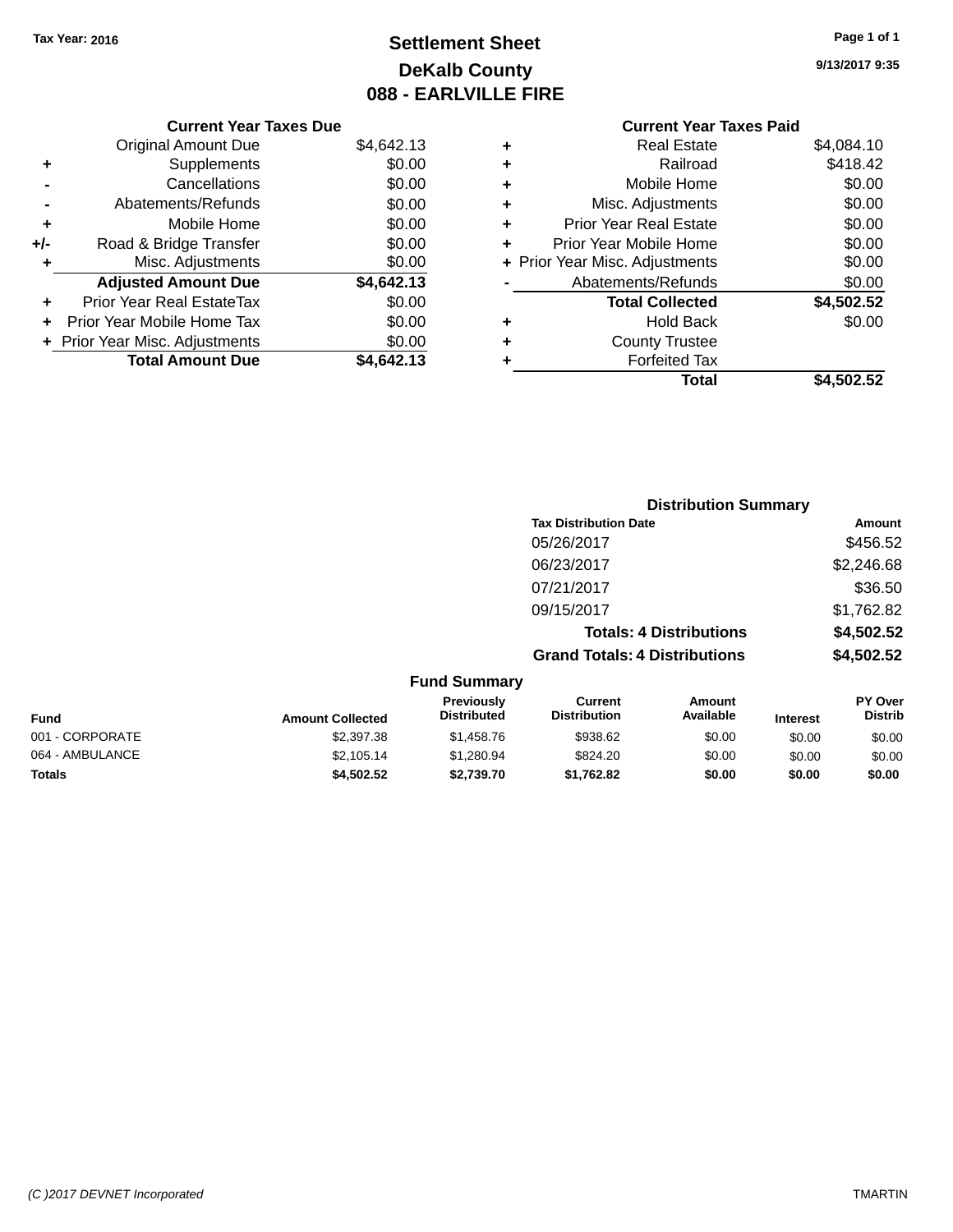**Tax Year: 2016**

# Settlement Sheet
## DeKalb County
## 088 - EARLVILLE FIRE

**9/13/2017 9:35**

### Current Year Taxes Due

| | | |
|---|---|---|
| | Original Amount Due | $4,642.13 |
| + | Supplements | $0.00 |
| - | Cancellations | $0.00 |
| - | Abatements/Refunds | $0.00 |
| + | Mobile Home | $0.00 |
| +/- | Road & Bridge Transfer | $0.00 |
| + | Misc. Adjustments | $0.00 |
| | **Adjusted Amount Due** | **$4,642.13** |
| + | Prior Year Real EstateTax | $0.00 |
| + | Prior Year Mobile Home Tax | $0.00 |
| + | Prior Year Misc. Adjustments | $0.00 |
| | **Total Amount Due** | **$4,642.13** |

### Current Year Taxes Paid

| | | |
|---|---|---|
| + | Real Estate | $4,084.10 |
| + | Railroad | $418.42 |
| + | Mobile Home | $0.00 |
| + | Misc. Adjustments | $0.00 |
| + | Prior Year Real Estate | $0.00 |
| + | Prior Year Mobile Home | $0.00 |
| + | Prior Year Misc. Adjustments | $0.00 |
| - | Abatements/Refunds | $0.00 |
| | **Total Collected** | **$4,502.52** |
| + | Hold Back | $0.00 |
| + | County Trustee | |
| + | Forfeited Tax | |
| | **Total** | **$4,502.52** |

### Distribution Summary

| Tax Distribution Date | Amount |
|---|---|
| 05/26/2017 | $456.52 |
| 06/23/2017 | $2,246.68 |
| 07/21/2017 | $36.50 |
| 09/15/2017 | $1,762.82 |
| **Totals: 4 Distributions** | **$4,502.52** |
| **Grand Totals: 4 Distributions** | **$4,502.52** |

### Fund Summary

| Fund | Amount Collected | Previously Distributed | Current Distribution | Amount Available | Interest | PY Over Distrib |
|---|---|---|---|---|---|---|
| 001 - CORPORATE | $2,397.38 | $1,458.76 | $938.62 | $0.00 | $0.00 | $0.00 |
| 064 - AMBULANCE | $2,105.14 | $1,280.94 | $824.20 | $0.00 | $0.00 | $0.00 |
| **Totals** | **$4,502.52** | **$2,739.70** | **$1,762.82** | **$0.00** | **$0.00** | **$0.00** |

(C )2017 DEVNET Incorporated TMARTIN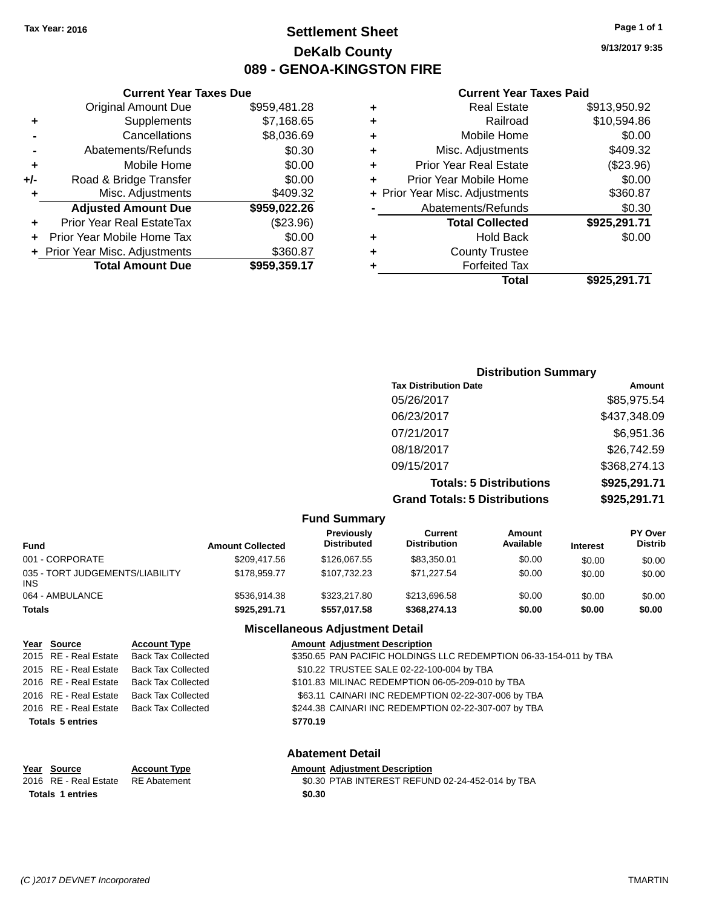Tax Year: 2016

# Settlement Sheet
## DeKalb County
## 089 - GENOA-KINGSTON FIRE

9/13/2017 9:35

### Current Year Taxes Due

| | | |
|---|---|---|
| | Original Amount Due | $959,481.28 |
| + | Supplements | $7,168.65 |
| - | Cancellations | $8,036.69 |
| - | Abatements/Refunds | $0.30 |
| + | Mobile Home | $0.00 |
| +/- | Road & Bridge Transfer | $0.00 |
| + | Misc. Adjustments | $409.32 |
| | **Adjusted Amount Due** | **$959,022.26** |
| + | Prior Year Real EstateTax | ($23.96) |
| + | Prior Year Mobile Home Tax | $0.00 |
| + | Prior Year Misc. Adjustments | $360.87 |
| | **Total Amount Due** | **$959,359.17** |

### Current Year Taxes Paid

| | | |
|---|---|---|
| + | Real Estate | $913,950.92 |
| + | Railroad | $10,594.86 |
| + | Mobile Home | $0.00 |
| + | Misc. Adjustments | $409.32 |
| + | Prior Year Real Estate | ($23.96) |
| + | Prior Year Mobile Home | $0.00 |
| + | Prior Year Misc. Adjustments | $360.87 |
| - | Abatements/Refunds | $0.30 |
| | **Total Collected** | **$925,291.71** |
| + | Hold Back | $0.00 |
| + | County Trustee | |
| + | Forfeited Tax | |
| | **Total** | **$925,291.71** |

### Distribution Summary

| Tax Distribution Date | Amount |
|---|---|
| 05/26/2017 | $85,975.54 |
| 06/23/2017 | $437,348.09 |
| 07/21/2017 | $6,951.36 |
| 08/18/2017 | $26,742.59 |
| 09/15/2017 | $368,274.13 |
| **Totals: 5 Distributions** | **$925,291.71** |
| **Grand Totals: 5 Distributions** | **$925,291.71** |

### Fund Summary

| Fund | Amount Collected | Previously Distributed | Current Distribution | Amount Available | Interest | PY Over Distrib |
|---|---|---|---|---|---|---|
| 001 - CORPORATE | $209,417.56 | $126,067.55 | $83,350.01 | $0.00 | $0.00 | $0.00 |
| 035 - TORT JUDGEMENTS/LIABILITY INS | $178,959.77 | $107,732.23 | $71,227.54 | $0.00 | $0.00 | $0.00 |
| 064 - AMBULANCE | $536,914.38 | $323,217.80 | $213,696.58 | $0.00 | $0.00 | $0.00 |
| **Totals** | **$925,291.71** | **$557,017.58** | **$368,274.13** | **$0.00** | **$0.00** | **$0.00** |

### Miscellaneous Adjustment Detail

| Year | Source | Account Type | Amount | Adjustment Description |
|---|---|---|---|---|
| 2015 | RE - Real Estate | Back Tax Collected | $350.65 | PAN PACIFIC HOLDINGS LLC REDEMPTION 06-33-154-011 by TBA |
| 2015 | RE - Real Estate | Back Tax Collected | $10.22 | TRUSTEE SALE 02-22-100-004 by TBA |
| 2016 | RE - Real Estate | Back Tax Collected | $101.83 | MILINAC REDEMPTION 06-05-209-010 by TBA |
| 2016 | RE - Real Estate | Back Tax Collected | $63.11 | CAINARI INC REDEMPTION 02-22-307-006 by TBA |
| 2016 | RE - Real Estate | Back Tax Collected | $244.38 | CAINARI INC REDEMPTION 02-22-307-007 by TBA |
| **Totals 5 entries** | | | **$770.19** | |

### Abatement Detail

| Year | Source | Account Type | Amount | Adjustment Description |
|---|---|---|---|---|
| 2016 | RE - Real Estate | RE Abatement | $0.30 | PTAB INTEREST REFUND 02-24-452-014 by TBA |
| **Totals 1 entries** | | | **$0.30** | |

(C )2017 DEVNET Incorporated TMARTIN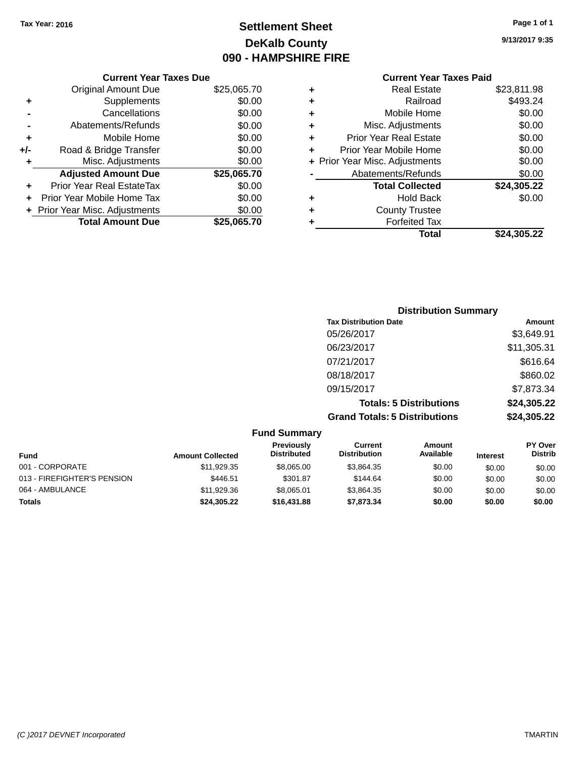Tax Year: 2016

# Settlement Sheet
## DeKalb County
## 090 - HAMPSHIRE FIRE

9/13/2017 9:35

| | Current Year Taxes Due | |
|---|---|---|
| | Original Amount Due | $25,065.70 |
| + | Supplements | $0.00 |
| - | Cancellations | $0.00 |
| - | Abatements/Refunds | $0.00 |
| + | Mobile Home | $0.00 |
| +/- | Road & Bridge Transfer | $0.00 |
| + | Misc. Adjustments | $0.00 |
| | **Adjusted Amount Due** | **$25,065.70** |
| + | Prior Year Real EstateTax | $0.00 |
| + | Prior Year Mobile Home Tax | $0.00 |
| + | Prior Year Misc. Adjustments | $0.00 |
| | **Total Amount Due** | **$25,065.70** |

| | Current Year Taxes Paid | |
|---|---|---|
| + | Real Estate | $23,811.98 |
| + | Railroad | $493.24 |
| + | Mobile Home | $0.00 |
| + | Misc. Adjustments | $0.00 |
| + | Prior Year Real Estate | $0.00 |
| + | Prior Year Mobile Home | $0.00 |
| + | Prior Year Misc. Adjustments | $0.00 |
| - | Abatements/Refunds | $0.00 |
| | **Total Collected** | **$24,305.22** |
| + | Hold Back | $0.00 |
| + | County Trustee | |
| + | Forfeited Tax | |
| | **Total** | **$24,305.22** |

### Distribution Summary

| Tax Distribution Date | Amount |
|---|---|
| 05/26/2017 | $3,649.91 |
| 06/23/2017 | $11,305.31 |
| 07/21/2017 | $616.64 |
| 08/18/2017 | $860.02 |
| 09/15/2017 | $7,873.34 |
| **Totals: 5 Distributions** | **$24,305.22** |
| **Grand Totals: 5 Distributions** | **$24,305.22** |

### Fund Summary

| Fund | Amount Collected | Previously Distributed | Current Distribution | Amount Available | Interest | PY Over Distrib |
|---|---|---|---|---|---|---|
| 001 - CORPORATE | $11,929.35 | $8,065.00 | $3,864.35 | $0.00 | $0.00 | $0.00 |
| 013 - FIREFIGHTER'S PENSION | $446.51 | $301.87 | $144.64 | $0.00 | $0.00 | $0.00 |
| 064 - AMBULANCE | $11,929.36 | $8,065.01 | $3,864.35 | $0.00 | $0.00 | $0.00 |
| **Totals** | **$24,305.22** | **$16,431.88** | **$7,873.34** | **$0.00** | **$0.00** | **$0.00** |

(C )2017 DEVNET Incorporated　　TMARTIN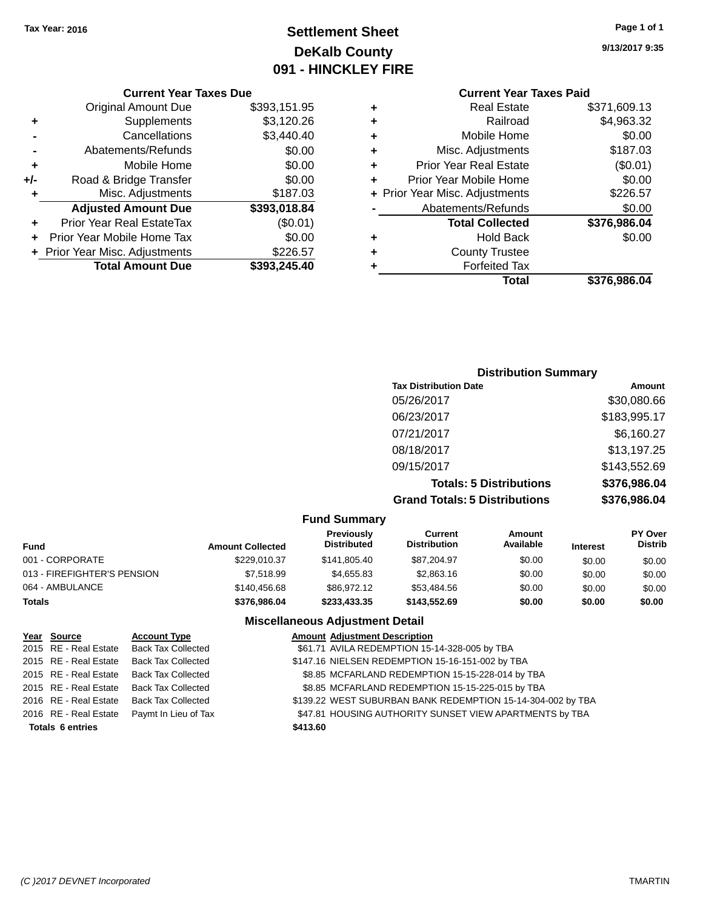Tax Year: 2016

# Settlement Sheet
## DeKalb County
## 091 - HINCKLEY FIRE

9/13/2017 9:35

### Current Year Taxes Due

| | | |
|---|---|---|
| | Original Amount Due | $393,151.95 |
| + | Supplements | $3,120.26 |
| - | Cancellations | $3,440.40 |
| - | Abatements/Refunds | $0.00 |
| + | Mobile Home | $0.00 |
| +/- | Road & Bridge Transfer | $0.00 |
| + | Misc. Adjustments | $187.03 |
| | **Adjusted Amount Due** | **$393,018.84** |
| + | Prior Year Real EstateTax | ($0.01) |
| + | Prior Year Mobile Home Tax | $0.00 |
| + | Prior Year Misc. Adjustments | $226.57 |
| | **Total Amount Due** | **$393,245.40** |

### Current Year Taxes Paid

| | | |
|---|---|---|
| + | Real Estate | $371,609.13 |
| + | Railroad | $4,963.32 |
| + | Mobile Home | $0.00 |
| + | Misc. Adjustments | $187.03 |
| + | Prior Year Real Estate | ($0.01) |
| + | Prior Year Mobile Home | $0.00 |
| + | Prior Year Misc. Adjustments | $226.57 |
| - | Abatements/Refunds | $0.00 |
| | **Total Collected** | **$376,986.04** |
| + | Hold Back | $0.00 |
| + | County Trustee | |
| + | Forfeited Tax | |
| | **Total** | **$376,986.04** |

### Distribution Summary

| Tax Distribution Date | Amount |
|---|---|
| 05/26/2017 | $30,080.66 |
| 06/23/2017 | $183,995.17 |
| 07/21/2017 | $6,160.27 |
| 08/18/2017 | $13,197.25 |
| 09/15/2017 | $143,552.69 |
| **Totals: 5 Distributions** | **$376,986.04** |
| **Grand Totals: 5 Distributions** | **$376,986.04** |

### Fund Summary

| Fund | Amount Collected | Previously Distributed | Current Distribution | Amount Available | Interest | PY Over Distrib |
|---|---|---|---|---|---|---|
| 001 - CORPORATE | $229,010.37 | $141,805.40 | $87,204.97 | $0.00 | $0.00 | $0.00 |
| 013 - FIREFIGHTER'S PENSION | $7,518.99 | $4,655.83 | $2,863.16 | $0.00 | $0.00 | $0.00 |
| 064 - AMBULANCE | $140,456.68 | $86,972.12 | $53,484.56 | $0.00 | $0.00 | $0.00 |
| **Totals** | **$376,986.04** | **$233,433.35** | **$143,552.69** | **$0.00** | **$0.00** | **$0.00** |

### Miscellaneous Adjustment Detail

| Year | Source | Account Type | Amount | Adjustment Description |
|---|---|---|---|---|
| 2015 | RE - Real Estate | Back Tax Collected | $61.71 | AVILA REDEMPTION 15-14-328-005 by TBA |
| 2015 | RE - Real Estate | Back Tax Collected | $147.16 | NIELSEN REDEMPTION 15-16-151-002 by TBA |
| 2015 | RE - Real Estate | Back Tax Collected | $8.85 | MCFARLAND REDEMPTION 15-15-228-014 by TBA |
| 2015 | RE - Real Estate | Back Tax Collected | $8.85 | MCFARLAND REDEMPTION 15-15-225-015 by TBA |
| 2016 | RE - Real Estate | Back Tax Collected | $139.22 | WEST SUBURBAN BANK REDEMPTION 15-14-304-002 by TBA |
| 2016 | RE - Real Estate | Paymt In Lieu of Tax | $47.81 | HOUSING AUTHORITY SUNSET VIEW APARTMENTS by TBA |
| **Totals 6 entries** | | | **$413.60** | |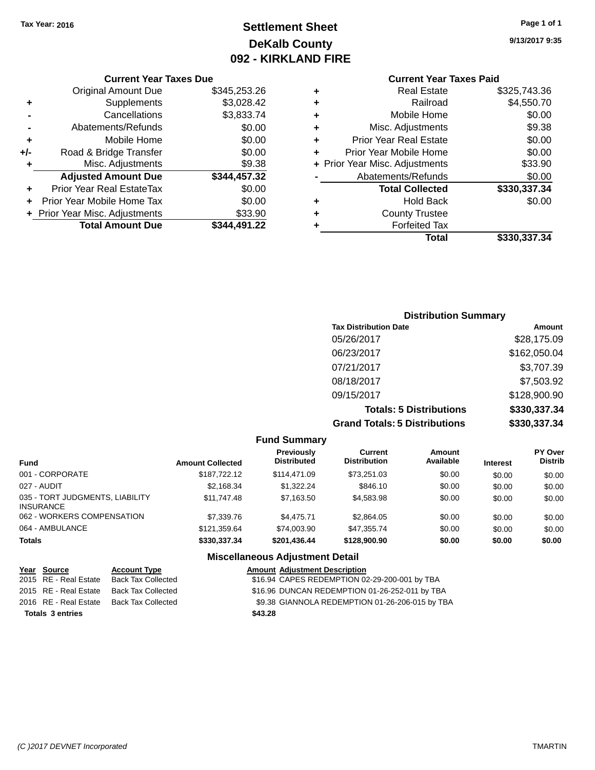Tax Year: 2016

# Settlement Sheet
## DeKalb County
## 092 - KIRKLAND FIRE

9/13/2017 9:35

### Current Year Taxes Due

| | | |
|---|---|---|
| | Original Amount Due | $345,253.26 |
| + | Supplements | $3,028.42 |
| - | Cancellations | $3,833.74 |
| - | Abatements/Refunds | $0.00 |
| + | Mobile Home | $0.00 |
| +/- | Road & Bridge Transfer | $0.00 |
| + | Misc. Adjustments | $9.38 |
| | **Adjusted Amount Due** | **$344,457.32** |
| + | Prior Year Real EstateTax | $0.00 |
| + | Prior Year Mobile Home Tax | $0.00 |
| + | Prior Year Misc. Adjustments | $33.90 |
| | **Total Amount Due** | **$344,491.22** |

### Current Year Taxes Paid

| | | |
|---|---|---|
| + | Real Estate | $325,743.36 |
| + | Railroad | $4,550.70 |
| + | Mobile Home | $0.00 |
| + | Misc. Adjustments | $9.38 |
| + | Prior Year Real Estate | $0.00 |
| + | Prior Year Mobile Home | $0.00 |
| + | Prior Year Misc. Adjustments | $33.90 |
| - | Abatements/Refunds | $0.00 |
| | **Total Collected** | **$330,337.34** |
| + | Hold Back | $0.00 |
| + | County Trustee | |
| + | Forfeited Tax | |
| | **Total** | **$330,337.34** |

### Distribution Summary

| Tax Distribution Date | Amount |
|---|---|
| 05/26/2017 | $28,175.09 |
| 06/23/2017 | $162,050.04 |
| 07/21/2017 | $3,707.39 |
| 08/18/2017 | $7,503.92 |
| 09/15/2017 | $128,900.90 |
| **Totals: 5 Distributions** | **$330,337.34** |
| **Grand Totals: 5 Distributions** | **$330,337.34** |

### Fund Summary

| Fund | Amount Collected | Previously Distributed | Current Distribution | Amount Available | Interest | PY Over Distrib |
|---|---|---|---|---|---|---|
| 001 - CORPORATE | $187,722.12 | $114,471.09 | $73,251.03 | $0.00 | $0.00 | $0.00 |
| 027 - AUDIT | $2,168.34 | $1,322.24 | $846.10 | $0.00 | $0.00 | $0.00 |
| 035 - TORT JUDGMENTS, LIABILITY INSURANCE | $11,747.48 | $7,163.50 | $4,583.98 | $0.00 | $0.00 | $0.00 |
| 062 - WORKERS COMPENSATION | $7,339.76 | $4,475.71 | $2,864.05 | $0.00 | $0.00 | $0.00 |
| 064 - AMBULANCE | $121,359.64 | $74,003.90 | $47,355.74 | $0.00 | $0.00 | $0.00 |
| **Totals** | **$330,337.34** | **$201,436.44** | **$128,900.90** | **$0.00** | **$0.00** | **$0.00** |

### Miscellaneous Adjustment Detail

| Year | Source | Account Type | Amount | Adjustment Description |
|---|---|---|---|---|
| 2015 | RE - Real Estate | Back Tax Collected | $16.94 | CAPES REDEMPTION 02-29-200-001 by TBA |
| 2015 | RE - Real Estate | Back Tax Collected | $16.96 | DUNCAN REDEMPTION 01-26-252-011 by TBA |
| 2016 | RE - Real Estate | Back Tax Collected | $9.38 | GIANNOLA REDEMPTION 01-26-206-015 by TBA |
| **Totals 3 entries** | | | **$43.28** | |

(C )2017 DEVNET Incorporated TMARTIN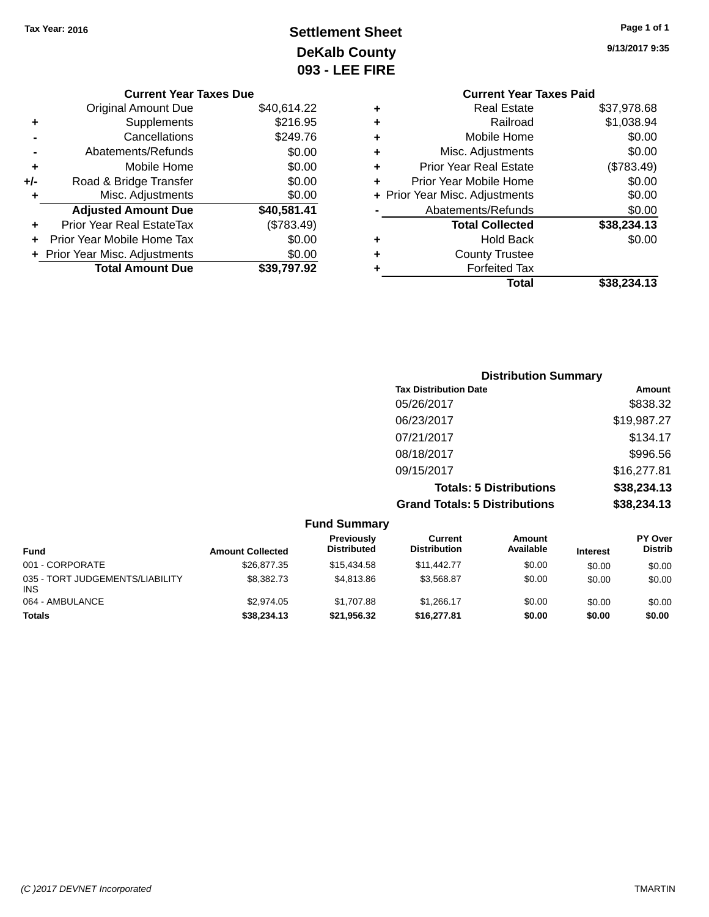Tax Year: 2016

# Settlement Sheet
## DeKalb County
## 093 - LEE FIRE

9/13/2017 9:35

### Current Year Taxes Due

| | | |
|---|---|---|
| | Original Amount Due | $40,614.22 |
| + | Supplements | $216.95 |
| - | Cancellations | $249.76 |
| - | Abatements/Refunds | $0.00 |
| + | Mobile Home | $0.00 |
| +/- | Road & Bridge Transfer | $0.00 |
| + | Misc. Adjustments | $0.00 |
| | **Adjusted Amount Due** | **$40,581.41** |
| + | Prior Year Real EstateTax | ($783.49) |
| + | Prior Year Mobile Home Tax | $0.00 |
| + | Prior Year Misc. Adjustments | $0.00 |
| | **Total Amount Due** | **$39,797.92** |

### Current Year Taxes Paid

| | | |
|---|---|---|
| + | Real Estate | $37,978.68 |
| + | Railroad | $1,038.94 |
| + | Mobile Home | $0.00 |
| + | Misc. Adjustments | $0.00 |
| + | Prior Year Real Estate | ($783.49) |
| + | Prior Year Mobile Home | $0.00 |
| + | Prior Year Misc. Adjustments | $0.00 |
| - | Abatements/Refunds | $0.00 |
| | **Total Collected** | **$38,234.13** |
| + | Hold Back | $0.00 |
| + | County Trustee | |
| + | Forfeited Tax | |
| | **Total** | **$38,234.13** |

### Distribution Summary

| Tax Distribution Date | Amount |
|---|---|
| 05/26/2017 | $838.32 |
| 06/23/2017 | $19,987.27 |
| 07/21/2017 | $134.17 |
| 08/18/2017 | $996.56 |
| 09/15/2017 | $16,277.81 |
| **Totals: 5 Distributions** | **$38,234.13** |
| **Grand Totals: 5 Distributions** | **$38,234.13** |

### Fund Summary

| Fund | Amount Collected | Previously Distributed | Current Distribution | Amount Available | Interest | PY Over Distrib |
|---|---|---|---|---|---|---|
| 001 - CORPORATE | $26,877.35 | $15,434.58 | $11,442.77 | $0.00 | $0.00 | $0.00 |
| 035 - TORT JUDGEMENTS/LIABILITY INS | $8,382.73 | $4,813.86 | $3,568.87 | $0.00 | $0.00 | $0.00 |
| 064 - AMBULANCE | $2,974.05 | $1,707.88 | $1,266.17 | $0.00 | $0.00 | $0.00 |
| **Totals** | **$38,234.13** | **$21,956.32** | **$16,277.81** | **$0.00** | **$0.00** | **$0.00** |

(C )2017 DEVNET Incorporated TMARTIN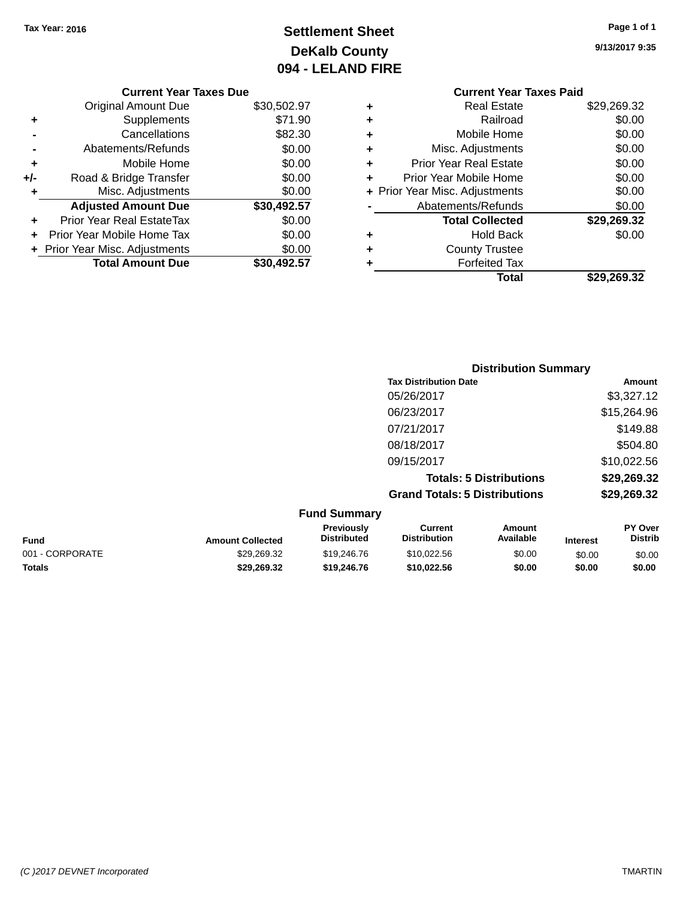Tax Year: 2016

# Settlement Sheet
## DeKalb County
## 094 - LELAND FIRE

9/13/2017 9:35

### Current Year Taxes Due

| | | |
|---|---|---|
| | Original Amount Due | $30,502.97 |
| + | Supplements | $71.90 |
| - | Cancellations | $82.30 |
| - | Abatements/Refunds | $0.00 |
| + | Mobile Home | $0.00 |
| +/- | Road & Bridge Transfer | $0.00 |
| + | Misc. Adjustments | $0.00 |
| | **Adjusted Amount Due** | **$30,492.57** |
| + | Prior Year Real EstateTax | $0.00 |
| + | Prior Year Mobile Home Tax | $0.00 |
| + | Prior Year Misc. Adjustments | $0.00 |
| | **Total Amount Due** | **$30,492.57** |

### Current Year Taxes Paid

| | | |
|---|---|---|
| + | Real Estate | $29,269.32 |
| + | Railroad | $0.00 |
| + | Mobile Home | $0.00 |
| + | Misc. Adjustments | $0.00 |
| + | Prior Year Real Estate | $0.00 |
| + | Prior Year Mobile Home | $0.00 |
| + | Prior Year Misc. Adjustments | $0.00 |
| - | Abatements/Refunds | $0.00 |
| | **Total Collected** | **$29,269.32** |
| + | Hold Back | $0.00 |
| + | County Trustee | |
| + | Forfeited Tax | |
| | **Total** | **$29,269.32** |

### Distribution Summary

| Tax Distribution Date | Amount |
|---|---|
| 05/26/2017 | $3,327.12 |
| 06/23/2017 | $15,264.96 |
| 07/21/2017 | $149.88 |
| 08/18/2017 | $504.80 |
| 09/15/2017 | $10,022.56 |
| **Totals: 5 Distributions** | **$29,269.32** |
| **Grand Totals: 5 Distributions** | **$29,269.32** |

### Fund Summary

| Fund | Amount Collected | Previously Distributed | Current Distribution | Amount Available | Interest | PY Over Distrib |
|---|---|---|---|---|---|---|
| 001 - CORPORATE | $29,269.32 | $19,246.76 | $10,022.56 | $0.00 | $0.00 | $0.00 |
| **Totals** | **$29,269.32** | **$19,246.76** | **$10,022.56** | **$0.00** | **$0.00** | **$0.00** |

(C )2017 DEVNET Incorporated TMARTIN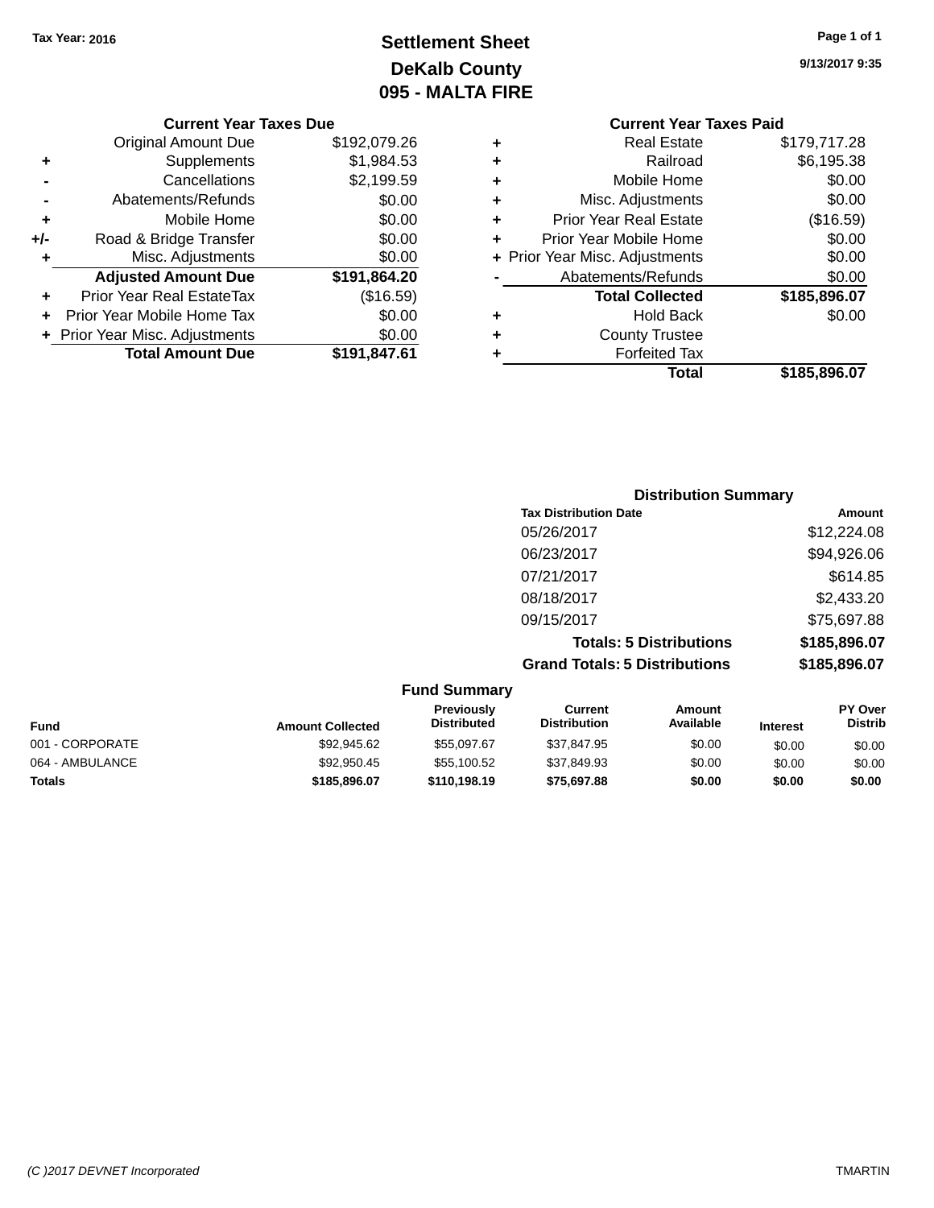Tax Year: 2016

# Settlement Sheet

## DeKalb County

## 095 - MALTA FIRE

9/13/2017 9:35

### Current Year Taxes Due

| | | |
|---|---|---|
| | Original Amount Due | $192,079.26 |
| + | Supplements | $1,984.53 |
| - | Cancellations | $2,199.59 |
| - | Abatements/Refunds | $0.00 |
| + | Mobile Home | $0.00 |
| +/- | Road & Bridge Transfer | $0.00 |
| + | Misc. Adjustments | $0.00 |
| | **Adjusted Amount Due** | **$191,864.20** |
| + | Prior Year Real EstateTax | ($16.59) |
| + | Prior Year Mobile Home Tax | $0.00 |
| + | Prior Year Misc. Adjustments | $0.00 |
| | **Total Amount Due** | **$191,847.61** |

### Current Year Taxes Paid

| | | |
|---|---|---|
| + | Real Estate | $179,717.28 |
| + | Railroad | $6,195.38 |
| + | Mobile Home | $0.00 |
| + | Misc. Adjustments | $0.00 |
| + | Prior Year Real Estate | ($16.59) |
| + | Prior Year Mobile Home | $0.00 |
| + | Prior Year Misc. Adjustments | $0.00 |
| - | Abatements/Refunds | $0.00 |
| | **Total Collected** | **$185,896.07** |
| + | Hold Back | $0.00 |
| + | County Trustee | |
| + | Forfeited Tax | |
| | **Total** | **$185,896.07** |

### Distribution Summary

| Tax Distribution Date | Amount |
|---|---|
| 05/26/2017 | $12,224.08 |
| 06/23/2017 | $94,926.06 |
| 07/21/2017 | $614.85 |
| 08/18/2017 | $2,433.20 |
| 09/15/2017 | $75,697.88 |
| **Totals: 5 Distributions** | **$185,896.07** |
| **Grand Totals: 5 Distributions** | **$185,896.07** |

### Fund Summary

| Fund | Amount Collected | Previously Distributed | Current Distribution | Amount Available | Interest | PY Over Distrib |
|---|---|---|---|---|---|---|
| 001 - CORPORATE | $92,945.62 | $55,097.67 | $37,847.95 | $0.00 | $0.00 | $0.00 |
| 064 - AMBULANCE | $92,950.45 | $55,100.52 | $37,849.93 | $0.00 | $0.00 | $0.00 |
| **Totals** | **$185,896.07** | **$110,198.19** | **$75,697.88** | **$0.00** | **$0.00** | **$0.00** |

(C )2017 DEVNET Incorporated — TMARTIN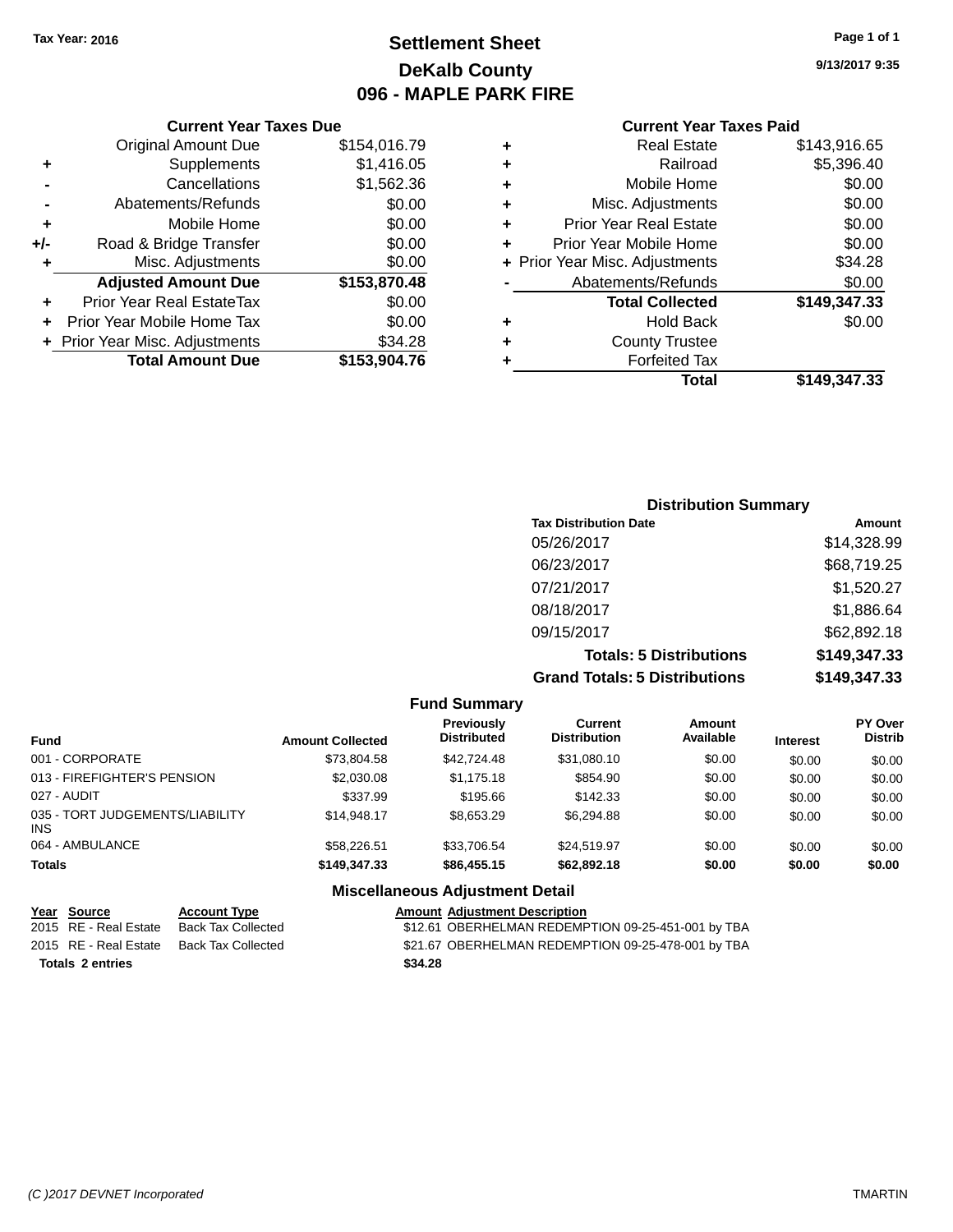**Tax Year: 2016**

# Settlement Sheet
## DeKalb County
## 096 - MAPLE PARK FIRE

9/13/2017 9:35

### Current Year Taxes Due

| | | |
|---|---|---|
| | Original Amount Due | $154,016.79 |
| + | Supplements | $1,416.05 |
| - | Cancellations | $1,562.36 |
| - | Abatements/Refunds | $0.00 |
| + | Mobile Home | $0.00 |
| +/- | Road & Bridge Transfer | $0.00 |
| + | Misc. Adjustments | $0.00 |
| | **Adjusted Amount Due** | **$153,870.48** |
| + | Prior Year Real EstateTax | $0.00 |
| + | Prior Year Mobile Home Tax | $0.00 |
| + | Prior Year Misc. Adjustments | $34.28 |
| | **Total Amount Due** | **$153,904.76** |

### Current Year Taxes Paid

| | | |
|---|---|---|
| + | Real Estate | $143,916.65 |
| + | Railroad | $5,396.40 |
| + | Mobile Home | $0.00 |
| + | Misc. Adjustments | $0.00 |
| + | Prior Year Real Estate | $0.00 |
| + | Prior Year Mobile Home | $0.00 |
| + | Prior Year Misc. Adjustments | $34.28 |
| - | Abatements/Refunds | $0.00 |
| | **Total Collected** | **$149,347.33** |
| + | Hold Back | $0.00 |
| + | County Trustee | |
| + | Forfeited Tax | |
| | **Total** | **$149,347.33** |

### Distribution Summary

| Tax Distribution Date | Amount |
|---|---|
| 05/26/2017 | $14,328.99 |
| 06/23/2017 | $68,719.25 |
| 07/21/2017 | $1,520.27 |
| 08/18/2017 | $1,886.64 |
| 09/15/2017 | $62,892.18 |
| **Totals: 5 Distributions** | **$149,347.33** |
| **Grand Totals: 5 Distributions** | **$149,347.33** |

### Fund Summary

| Fund | Amount Collected | Previously Distributed | Current Distribution | Amount Available | Interest | PY Over Distrib |
|---|---|---|---|---|---|---|
| 001 - CORPORATE | $73,804.58 | $42,724.48 | $31,080.10 | $0.00 | $0.00 | $0.00 |
| 013 - FIREFIGHTER'S PENSION | $2,030.08 | $1,175.18 | $854.90 | $0.00 | $0.00 | $0.00 |
| 027 - AUDIT | $337.99 | $195.66 | $142.33 | $0.00 | $0.00 | $0.00 |
| 035 - TORT JUDGEMENTS/LIABILITY INS | $14,948.17 | $8,653.29 | $6,294.88 | $0.00 | $0.00 | $0.00 |
| 064 - AMBULANCE | $58,226.51 | $33,706.54 | $24,519.97 | $0.00 | $0.00 | $0.00 |
| **Totals** | **$149,347.33** | **$86,455.15** | **$62,892.18** | **$0.00** | **$0.00** | **$0.00** |

### Miscellaneous Adjustment Detail

| Year | Source | Account Type | Amount | Adjustment Description |
|---|---|---|---|---|
| 2015 | RE - Real Estate | Back Tax Collected | $12.61 | OBERHELMAN REDEMPTION 09-25-451-001 by TBA |
| 2015 | RE - Real Estate | Back Tax Collected | $21.67 | OBERHELMAN REDEMPTION 09-25-478-001 by TBA |
| **Totals 2 entries** | | | **$34.28** | |

(C )2017 DEVNET Incorporated — TMARTIN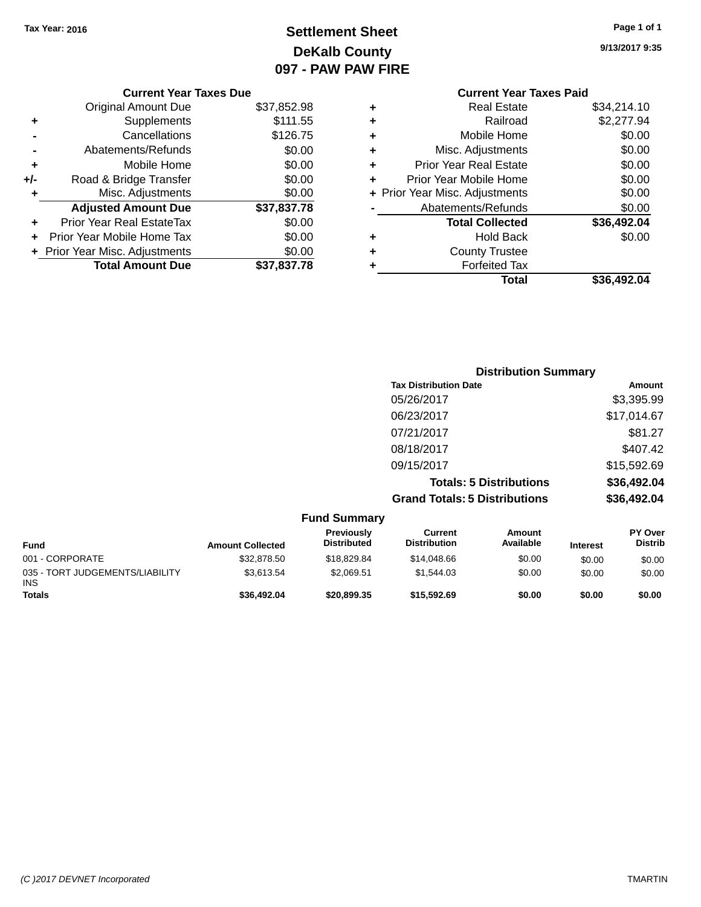Tax Year: 2016

# Settlement Sheet
## DeKalb County
## 097 - PAW PAW FIRE

9/13/2017 9:35

### Current Year Taxes Due

| | | |
|---|---|---|
| | Original Amount Due | $37,852.98 |
| + | Supplements | $111.55 |
| - | Cancellations | $126.75 |
| - | Abatements/Refunds | $0.00 |
| + | Mobile Home | $0.00 |
| +/- | Road & Bridge Transfer | $0.00 |
| + | Misc. Adjustments | $0.00 |
| | **Adjusted Amount Due** | **$37,837.78** |
| + | Prior Year Real EstateTax | $0.00 |
| + | Prior Year Mobile Home Tax | $0.00 |
| + | Prior Year Misc. Adjustments | $0.00 |
| | **Total Amount Due** | **$37,837.78** |

### Current Year Taxes Paid

| | | |
|---|---|---|
| + | Real Estate | $34,214.10 |
| + | Railroad | $2,277.94 |
| + | Mobile Home | $0.00 |
| + | Misc. Adjustments | $0.00 |
| + | Prior Year Real Estate | $0.00 |
| + | Prior Year Mobile Home | $0.00 |
| + | Prior Year Misc. Adjustments | $0.00 |
| - | Abatements/Refunds | $0.00 |
| | **Total Collected** | **$36,492.04** |
| + | Hold Back | $0.00 |
| + | County Trustee | |
| + | Forfeited Tax | |
| | **Total** | **$36,492.04** |

### Distribution Summary

| Tax Distribution Date | Amount |
|---|---|
| 05/26/2017 | $3,395.99 |
| 06/23/2017 | $17,014.67 |
| 07/21/2017 | $81.27 |
| 08/18/2017 | $407.42 |
| 09/15/2017 | $15,592.69 |
| **Totals: 5 Distributions** | **$36,492.04** |
| **Grand Totals: 5 Distributions** | **$36,492.04** |

### Fund Summary

| Fund | Amount Collected | Previously Distributed | Current Distribution | Amount Available | Interest | PY Over Distrib |
|---|---|---|---|---|---|---|
| 001 - CORPORATE | $32,878.50 | $18,829.84 | $14,048.66 | $0.00 | $0.00 | $0.00 |
| 035 - TORT JUDGEMENTS/LIABILITY INS | $3,613.54 | $2,069.51 | $1,544.03 | $0.00 | $0.00 | $0.00 |
| **Totals** | **$36,492.04** | **$20,899.35** | **$15,592.69** | **$0.00** | **$0.00** | **$0.00** |

(C )2017 DEVNET Incorporated TMARTIN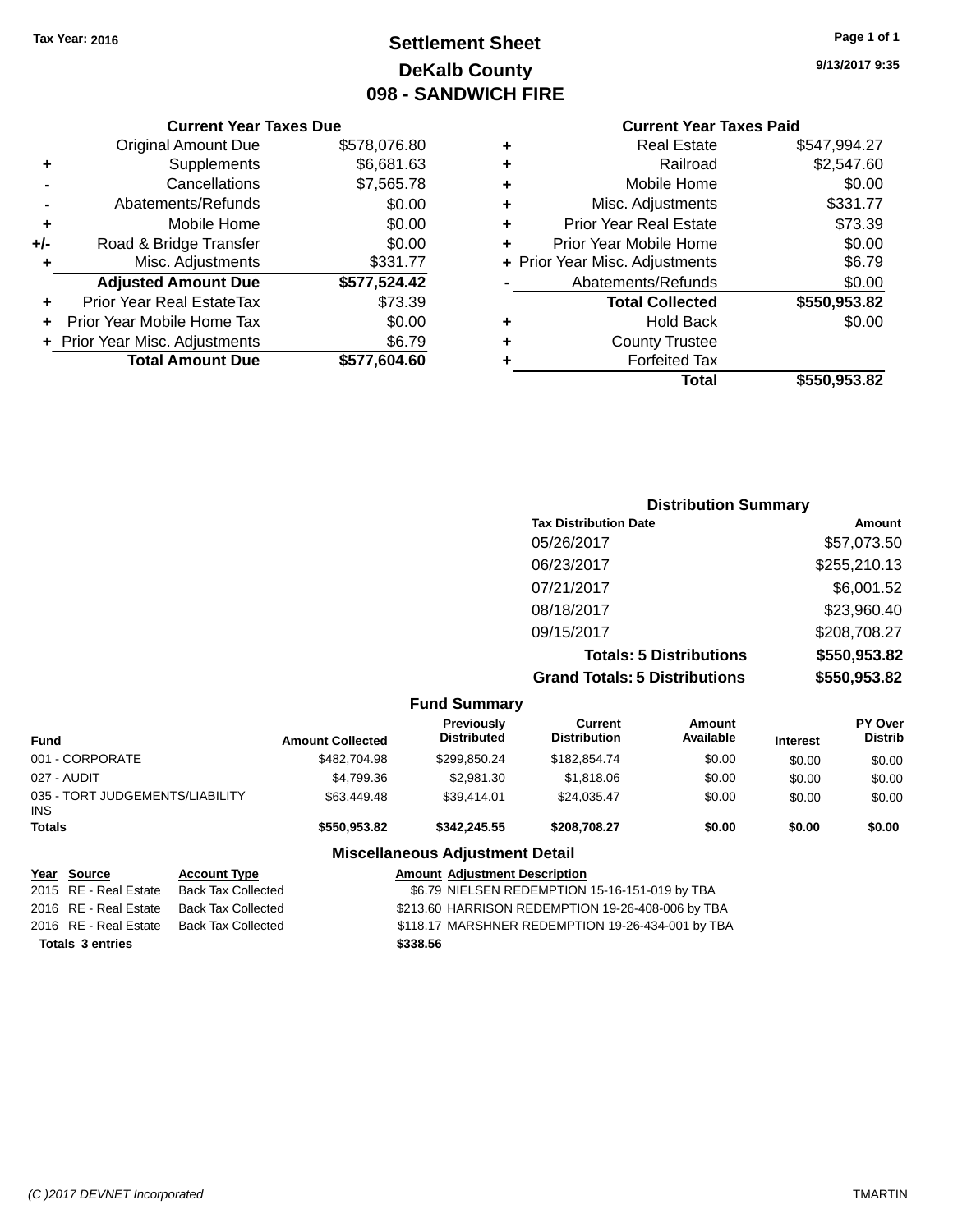Tax Year: 2016

# Settlement Sheet
## DeKalb County
## 098 - SANDWICH FIRE

9/13/2017 9:35

### Current Year Taxes Due

| | | |
|---|---|---|
| | Original Amount Due | $578,076.80 |
| + | Supplements | $6,681.63 |
| - | Cancellations | $7,565.78 |
| - | Abatements/Refunds | $0.00 |
| + | Mobile Home | $0.00 |
| +/- | Road & Bridge Transfer | $0.00 |
| + | Misc. Adjustments | $331.77 |
| | **Adjusted Amount Due** | **$577,524.42** |
| + | Prior Year Real EstateTax | $73.39 |
| + | Prior Year Mobile Home Tax | $0.00 |
| + | Prior Year Misc. Adjustments | $6.79 |
| | **Total Amount Due** | **$577,604.60** |

### Current Year Taxes Paid

| | | |
|---|---|---|
| + | Real Estate | $547,994.27 |
| + | Railroad | $2,547.60 |
| + | Mobile Home | $0.00 |
| + | Misc. Adjustments | $331.77 |
| + | Prior Year Real Estate | $73.39 |
| + | Prior Year Mobile Home | $0.00 |
| + | Prior Year Misc. Adjustments | $6.79 |
| - | Abatements/Refunds | $0.00 |
| | **Total Collected** | **$550,953.82** |
| + | Hold Back | $0.00 |
| + | County Trustee | |
| + | Forfeited Tax | |
| | **Total** | **$550,953.82** |

### Distribution Summary

| Tax Distribution Date | Amount |
|---|---|
| 05/26/2017 | $57,073.50 |
| 06/23/2017 | $255,210.13 |
| 07/21/2017 | $6,001.52 |
| 08/18/2017 | $23,960.40 |
| 09/15/2017 | $208,708.27 |
| **Totals: 5 Distributions** | **$550,953.82** |
| **Grand Totals: 5 Distributions** | **$550,953.82** |

### Fund Summary

| Fund | Amount Collected | Previously Distributed | Current Distribution | Amount Available | Interest | PY Over Distrib |
|---|---|---|---|---|---|---|
| 001 - CORPORATE | $482,704.98 | $299,850.24 | $182,854.74 | $0.00 | $0.00 | $0.00 |
| 027 - AUDIT | $4,799.36 | $2,981.30 | $1,818.06 | $0.00 | $0.00 | $0.00 |
| 035 - TORT JUDGEMENTS/LIABILITY INS | $63,449.48 | $39,414.01 | $24,035.47 | $0.00 | $0.00 | $0.00 |
| **Totals** | **$550,953.82** | **$342,245.55** | **$208,708.27** | **$0.00** | **$0.00** | **$0.00** |

### Miscellaneous Adjustment Detail

| Year | Source | Account Type | Amount | Adjustment Description |
|---|---|---|---|---|
| 2015 | RE - Real Estate | Back Tax Collected | $6.79 | NIELSEN REDEMPTION 15-16-151-019 by TBA |
| 2016 | RE - Real Estate | Back Tax Collected | $213.60 | HARRISON REDEMPTION 19-26-408-006 by TBA |
| 2016 | RE - Real Estate | Back Tax Collected | $118.17 | MARSHNER REDEMPTION 19-26-434-001 by TBA |
| **Totals** | **3 entries** | | **$338.56** | |

(C )2017 DEVNET Incorporated TMARTIN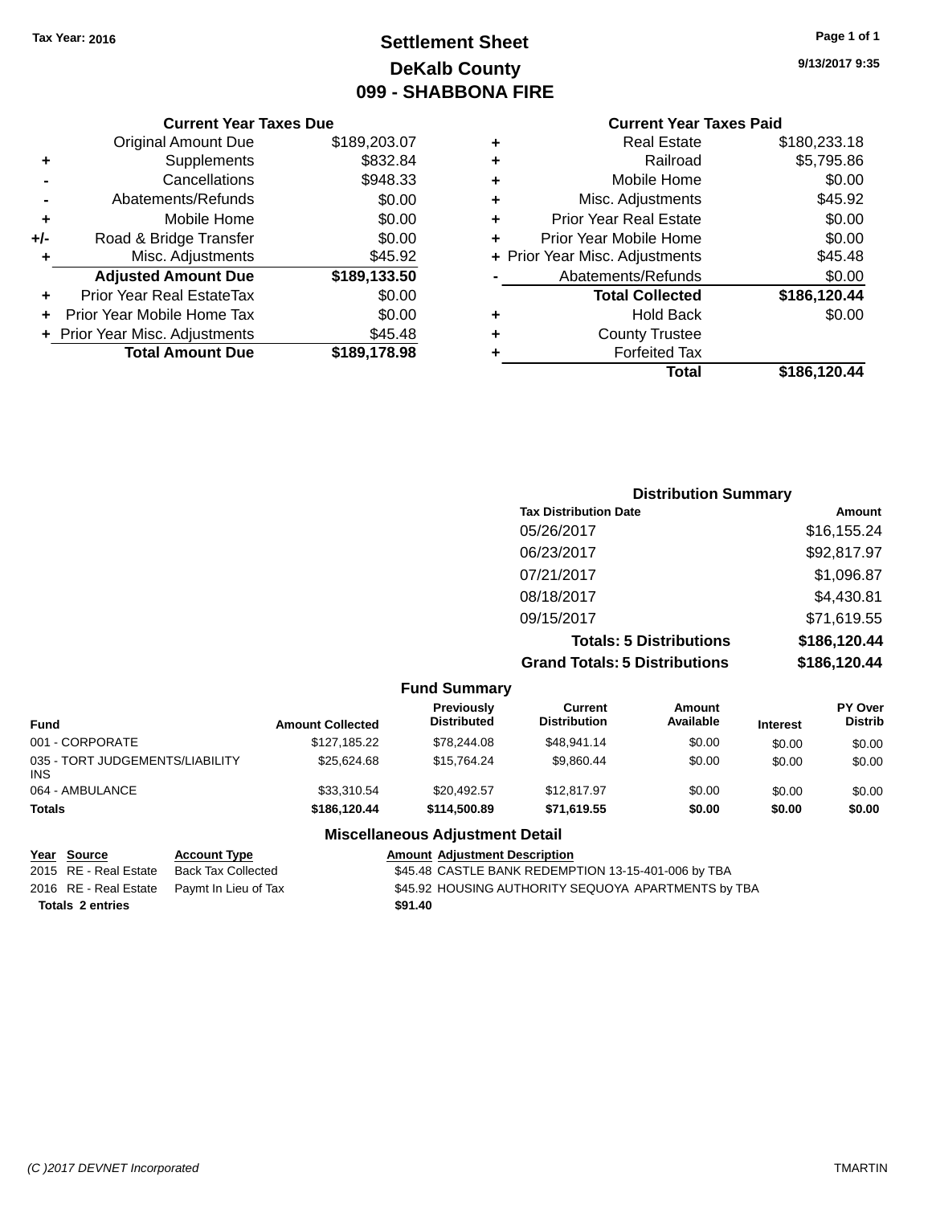Tax Year: 2016

# Settlement Sheet
## DeKalb County
## 099 - SHABBONA FIRE

9/13/2017 9:35

### Current Year Taxes Due

| | | |
|---|---|---|
| | Original Amount Due | $189,203.07 |
| + | Supplements | $832.84 |
| - | Cancellations | $948.33 |
| - | Abatements/Refunds | $0.00 |
| + | Mobile Home | $0.00 |
| +/- | Road & Bridge Transfer | $0.00 |
| + | Misc. Adjustments | $45.92 |
| | **Adjusted Amount Due** | **$189,133.50** |
| + | Prior Year Real EstateTax | $0.00 |
| + | Prior Year Mobile Home Tax | $0.00 |
| + | Prior Year Misc. Adjustments | $45.48 |
| | **Total Amount Due** | **$189,178.98** |

### Current Year Taxes Paid

| | | |
|---|---|---|
| + | Real Estate | $180,233.18 |
| + | Railroad | $5,795.86 |
| + | Mobile Home | $0.00 |
| + | Misc. Adjustments | $45.92 |
| + | Prior Year Real Estate | $0.00 |
| + | Prior Year Mobile Home | $0.00 |
| + | Prior Year Misc. Adjustments | $45.48 |
| - | Abatements/Refunds | $0.00 |
| | **Total Collected** | **$186,120.44** |
| + | Hold Back | $0.00 |
| + | County Trustee | |
| + | Forfeited Tax | |
| | **Total** | **$186,120.44** |

### Distribution Summary

| Tax Distribution Date | Amount |
|---|---|
| 05/26/2017 | $16,155.24 |
| 06/23/2017 | $92,817.97 |
| 07/21/2017 | $1,096.87 |
| 08/18/2017 | $4,430.81 |
| 09/15/2017 | $71,619.55 |
| **Totals: 5 Distributions** | **$186,120.44** |
| **Grand Totals: 5 Distributions** | **$186,120.44** |

### Fund Summary

| Fund | Amount Collected | Previously Distributed | Current Distribution | Amount Available | Interest | PY Over Distrib |
|---|---|---|---|---|---|---|
| 001 - CORPORATE | $127,185.22 | $78,244.08 | $48,941.14 | $0.00 | $0.00 | $0.00 |
| 035 - TORT JUDGEMENTS/LIABILITY INS | $25,624.68 | $15,764.24 | $9,860.44 | $0.00 | $0.00 | $0.00 |
| 064 - AMBULANCE | $33,310.54 | $20,492.57 | $12,817.97 | $0.00 | $0.00 | $0.00 |
| **Totals** | **$186,120.44** | **$114,500.89** | **$71,619.55** | **$0.00** | **$0.00** | **$0.00** |

### Miscellaneous Adjustment Detail

| Year | Source | Account Type | Amount | Adjustment Description |
|---|---|---|---|---|
| 2015 | RE - Real Estate | Back Tax Collected | $45.48 | CASTLE BANK REDEMPTION 13-15-401-006 by TBA |
| 2016 | RE - Real Estate | Paymt In Lieu of Tax | $45.92 | HOUSING AUTHORITY SEQUOYA APARTMENTS by TBA |
| **Totals 2 entries** | | | **$91.40** | |

(C )2017 DEVNET Incorporated TMARTIN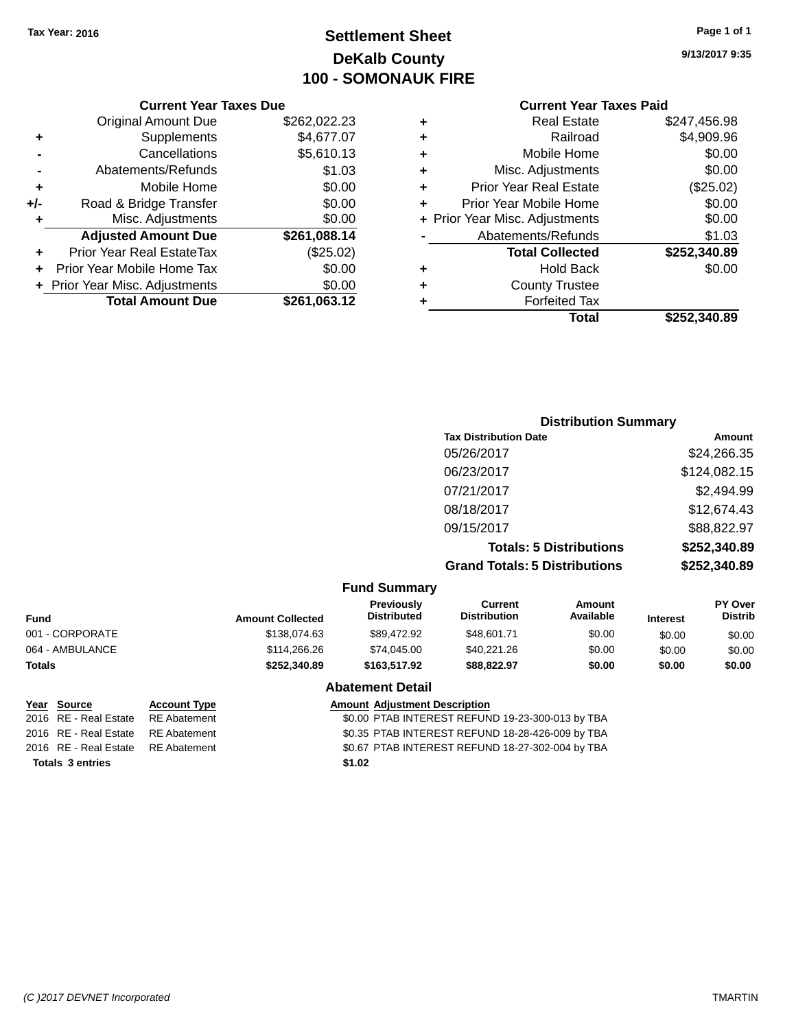Tax Year: 2016

# Settlement Sheet

## DeKalb County

## 100 - SOMONAUK FIRE

9/13/2017 9:35

### Current Year Taxes Due

| | | |
|---|---|---|
| | Original Amount Due | $262,022.23 |
| + | Supplements | $4,677.07 |
| - | Cancellations | $5,610.13 |
| - | Abatements/Refunds | $1.03 |
| + | Mobile Home | $0.00 |
| +/- | Road & Bridge Transfer | $0.00 |
| + | Misc. Adjustments | $0.00 |
| | **Adjusted Amount Due** | **$261,088.14** |
| + | Prior Year Real EstateTax | ($25.02) |
| + | Prior Year Mobile Home Tax | $0.00 |
| + | Prior Year Misc. Adjustments | $0.00 |
| | **Total Amount Due** | **$261,063.12** |

### Current Year Taxes Paid

| | | |
|---|---|---|
| + | Real Estate | $247,456.98 |
| + | Railroad | $4,909.96 |
| + | Mobile Home | $0.00 |
| + | Misc. Adjustments | $0.00 |
| + | Prior Year Real Estate | ($25.02) |
| + | Prior Year Mobile Home | $0.00 |
| + | Prior Year Misc. Adjustments | $0.00 |
| - | Abatements/Refunds | $1.03 |
| | **Total Collected** | **$252,340.89** |
| + | Hold Back | $0.00 |
| + | County Trustee | |
| + | Forfeited Tax | |
| | **Total** | **$252,340.89** |

### Distribution Summary

| Tax Distribution Date | Amount |
|---|---|
| 05/26/2017 | $24,266.35 |
| 06/23/2017 | $124,082.15 |
| 07/21/2017 | $2,494.99 |
| 08/18/2017 | $12,674.43 |
| 09/15/2017 | $88,822.97 |
| **Totals: 5 Distributions** | **$252,340.89** |
| **Grand Totals: 5 Distributions** | **$252,340.89** |

### Fund Summary

| Fund | Amount Collected | Previously Distributed | Current Distribution | Amount Available | Interest | PY Over Distrib |
|---|---|---|---|---|---|---|
| 001 - CORPORATE | $138,074.63 | $89,472.92 | $48,601.71 | $0.00 | $0.00 | $0.00 |
| 064 - AMBULANCE | $114,266.26 | $74,045.00 | $40,221.26 | $0.00 | $0.00 | $0.00 |
| **Totals** | **$252,340.89** | **$163,517.92** | **$88,822.97** | **$0.00** | **$0.00** | **$0.00** |

### Abatement Detail

| Year | Source | Account Type | Amount | Adjustment Description |
|---|---|---|---|---|
| 2016 | RE - Real Estate | RE Abatement | $0.00 | PTAB INTEREST REFUND 19-23-300-013 by TBA |
| 2016 | RE - Real Estate | RE Abatement | $0.35 | PTAB INTEREST REFUND 18-28-426-009 by TBA |
| 2016 | RE - Real Estate | RE Abatement | $0.67 | PTAB INTEREST REFUND 18-27-302-004 by TBA |
| **Totals 3 entries** | | | **$1.02** | |

(C )2017 DEVNET Incorporated TMARTIN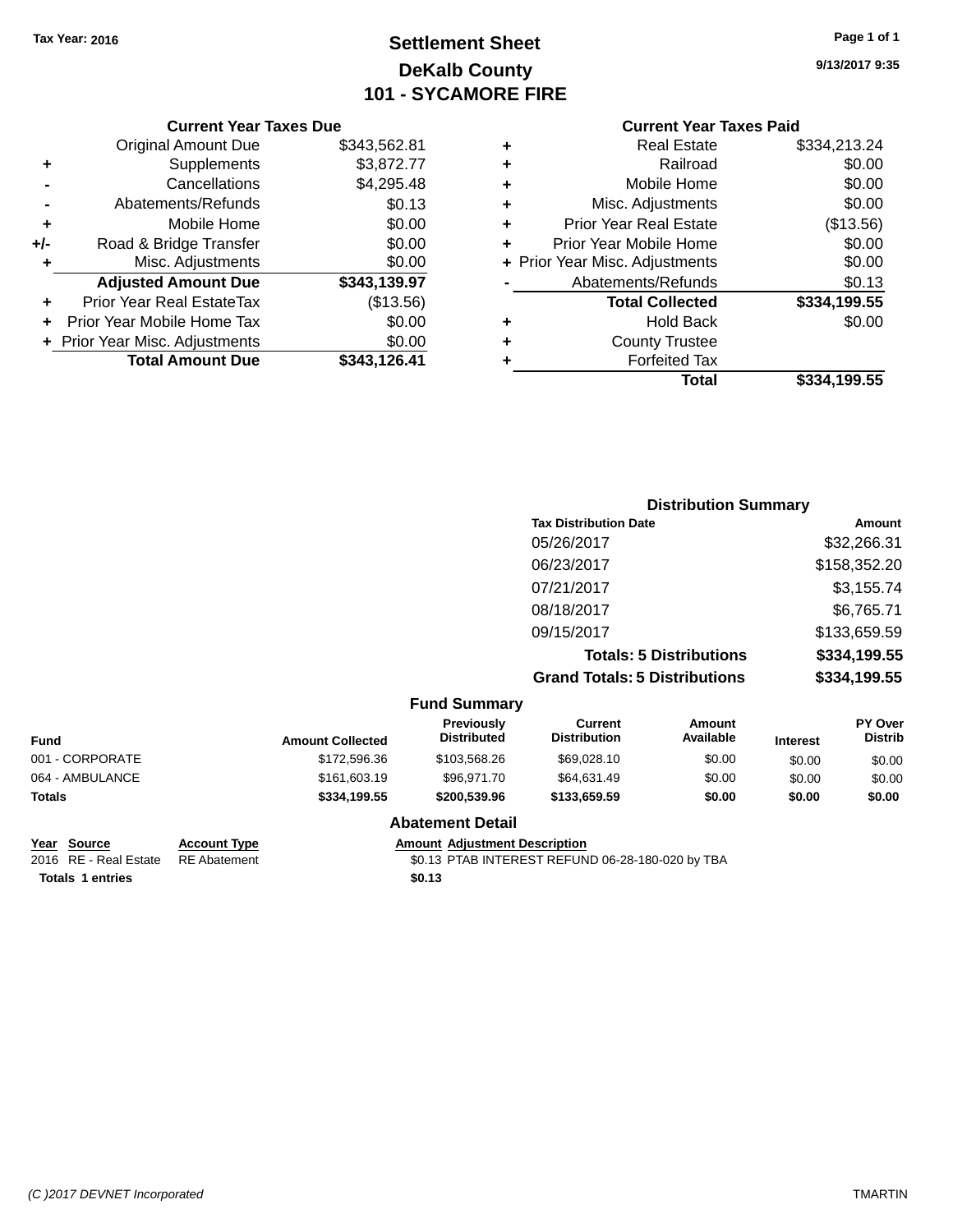Tax Year: 2016

# Settlement Sheet

## DeKalb County

## 101 - SYCAMORE FIRE

9/13/2017 9:35

### Current Year Taxes Due

| | | |
|---|---|---|
| | Original Amount Due | $343,562.81 |
| + | Supplements | $3,872.77 |
| - | Cancellations | $4,295.48 |
| - | Abatements/Refunds | $0.13 |
| + | Mobile Home | $0.00 |
| +/- | Road & Bridge Transfer | $0.00 |
| + | Misc. Adjustments | $0.00 |
| | **Adjusted Amount Due** | **$343,139.97** |
| + | Prior Year Real EstateTax | ($13.56) |
| + | Prior Year Mobile Home Tax | $0.00 |
| + | Prior Year Misc. Adjustments | $0.00 |
| | **Total Amount Due** | **$343,126.41** |

### Current Year Taxes Paid

| | | |
|---|---|---|
| + | Real Estate | $334,213.24 |
| + | Railroad | $0.00 |
| + | Mobile Home | $0.00 |
| + | Misc. Adjustments | $0.00 |
| + | Prior Year Real Estate | ($13.56) |
| + | Prior Year Mobile Home | $0.00 |
| + | Prior Year Misc. Adjustments | $0.00 |
| - | Abatements/Refunds | $0.13 |
| | **Total Collected** | **$334,199.55** |
| + | Hold Back | $0.00 |
| + | County Trustee | |
| + | Forfeited Tax | |
| | **Total** | **$334,199.55** |

### Distribution Summary

| Tax Distribution Date | Amount |
|---|---|
| 05/26/2017 | $32,266.31 |
| 06/23/2017 | $158,352.20 |
| 07/21/2017 | $3,155.74 |
| 08/18/2017 | $6,765.71 |
| 09/15/2017 | $133,659.59 |
| **Totals: 5 Distributions** | **$334,199.55** |
| **Grand Totals: 5 Distributions** | **$334,199.55** |

### Fund Summary

| Fund | Amount Collected | Previously Distributed | Current Distribution | Amount Available | Interest | PY Over Distrib |
|---|---|---|---|---|---|---|
| 001 - CORPORATE | $172,596.36 | $103,568.26 | $69,028.10 | $0.00 | $0.00 | $0.00 |
| 064 - AMBULANCE | $161,603.19 | $96,971.70 | $64,631.49 | $0.00 | $0.00 | $0.00 |
| **Totals** | **$334,199.55** | **$200,539.96** | **$133,659.59** | **$0.00** | **$0.00** | **$0.00** |

### Abatement Detail

| Year | Source | Account Type | Amount | Adjustment Description |
|---|---|---|---|---|
| 2016 | RE - Real Estate | RE Abatement | $0.13 | PTAB INTEREST REFUND 06-28-180-020 by TBA |
| **Totals** | **1 entries** | | **$0.13** | |

(C )2017 DEVNET Incorporated — TMARTIN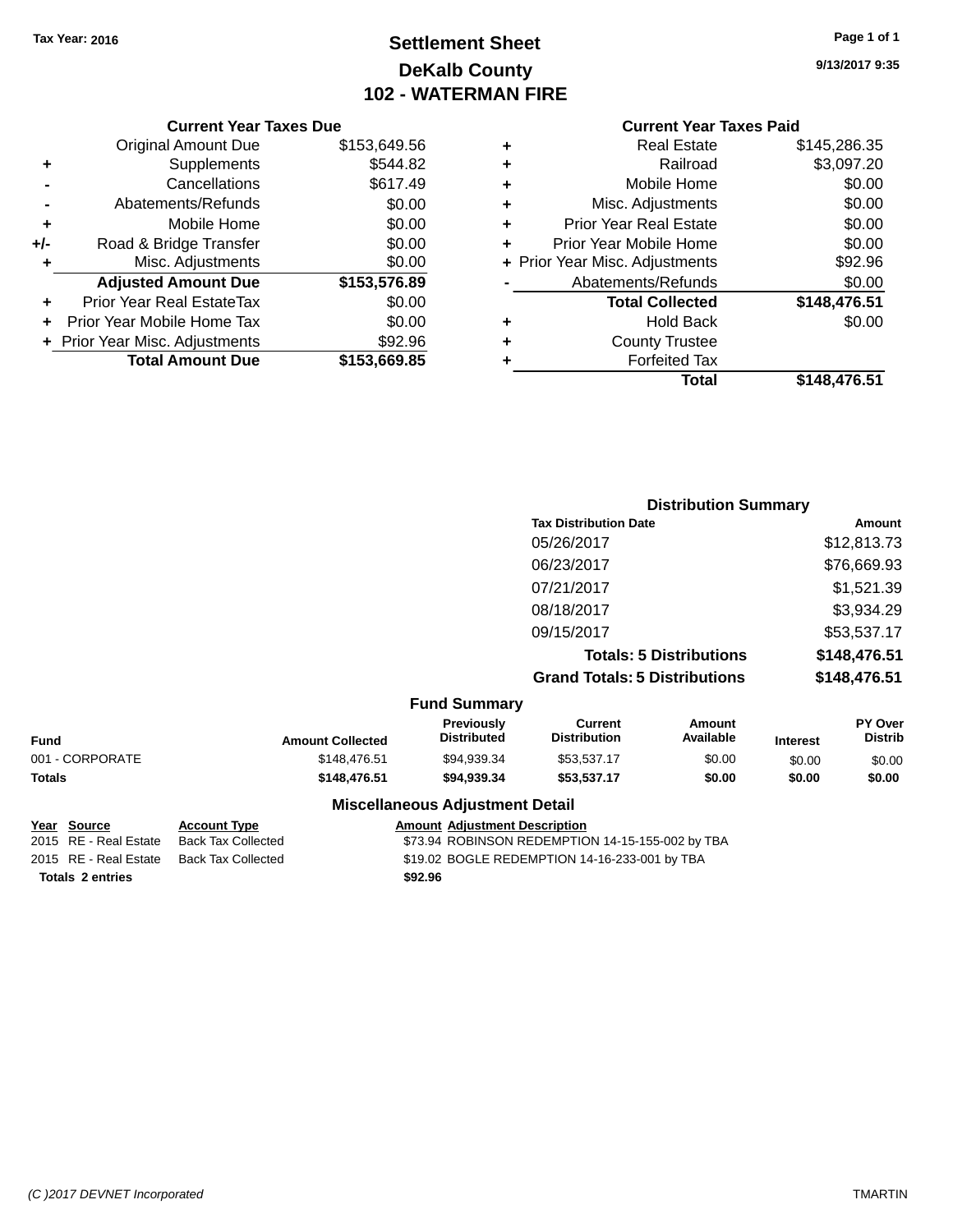Tax Year: 2016

# Settlement Sheet
## DeKalb County
## 102 - WATERMAN FIRE

9/13/2017 9:35

### Current Year Taxes Due

| | | |
|---|---|---|
| | Original Amount Due | $153,649.56 |
| + | Supplements | $544.82 |
| - | Cancellations | $617.49 |
| - | Abatements/Refunds | $0.00 |
| + | Mobile Home | $0.00 |
| +/- | Road & Bridge Transfer | $0.00 |
| + | Misc. Adjustments | $0.00 |
| | **Adjusted Amount Due** | **$153,576.89** |
| + | Prior Year Real EstateTax | $0.00 |
| + | Prior Year Mobile Home Tax | $0.00 |
| + | Prior Year Misc. Adjustments | $92.96 |
| | **Total Amount Due** | **$153,669.85** |

### Current Year Taxes Paid

| | | |
|---|---|---|
| + | Real Estate | $145,286.35 |
| + | Railroad | $3,097.20 |
| + | Mobile Home | $0.00 |
| + | Misc. Adjustments | $0.00 |
| + | Prior Year Real Estate | $0.00 |
| + | Prior Year Mobile Home | $0.00 |
| + | Prior Year Misc. Adjustments | $92.96 |
| - | Abatements/Refunds | $0.00 |
| | **Total Collected** | **$148,476.51** |
| + | Hold Back | $0.00 |
| + | County Trustee | |
| + | Forfeited Tax | |
| | **Total** | **$148,476.51** |

### Distribution Summary

| Tax Distribution Date | Amount |
|---|---|
| 05/26/2017 | $12,813.73 |
| 06/23/2017 | $76,669.93 |
| 07/21/2017 | $1,521.39 |
| 08/18/2017 | $3,934.29 |
| 09/15/2017 | $53,537.17 |
| **Totals: 5 Distributions** | **$148,476.51** |
| **Grand Totals: 5 Distributions** | **$148,476.51** |

### Fund Summary

| Fund | Amount Collected | Previously Distributed | Current Distribution | Amount Available | Interest | PY Over Distrib |
|---|---|---|---|---|---|---|
| 001 - CORPORATE | $148,476.51 | $94,939.34 | $53,537.17 | $0.00 | $0.00 | $0.00 |
| **Totals** | **$148,476.51** | **$94,939.34** | **$53,537.17** | **$0.00** | **$0.00** | **$0.00** |

### Miscellaneous Adjustment Detail

| Year | Source | Account Type | Amount | Adjustment Description |
|---|---|---|---|---|
| 2015 | RE - Real Estate | Back Tax Collected | $73.94 | ROBINSON REDEMPTION 14-15-155-002 by TBA |
| 2015 | RE - Real Estate | Back Tax Collected | $19.02 | BOGLE REDEMPTION 14-16-233-001 by TBA |
| **Totals 2 entries** | | | **$92.96** | |

(C )2017 DEVNET Incorporated — TMARTIN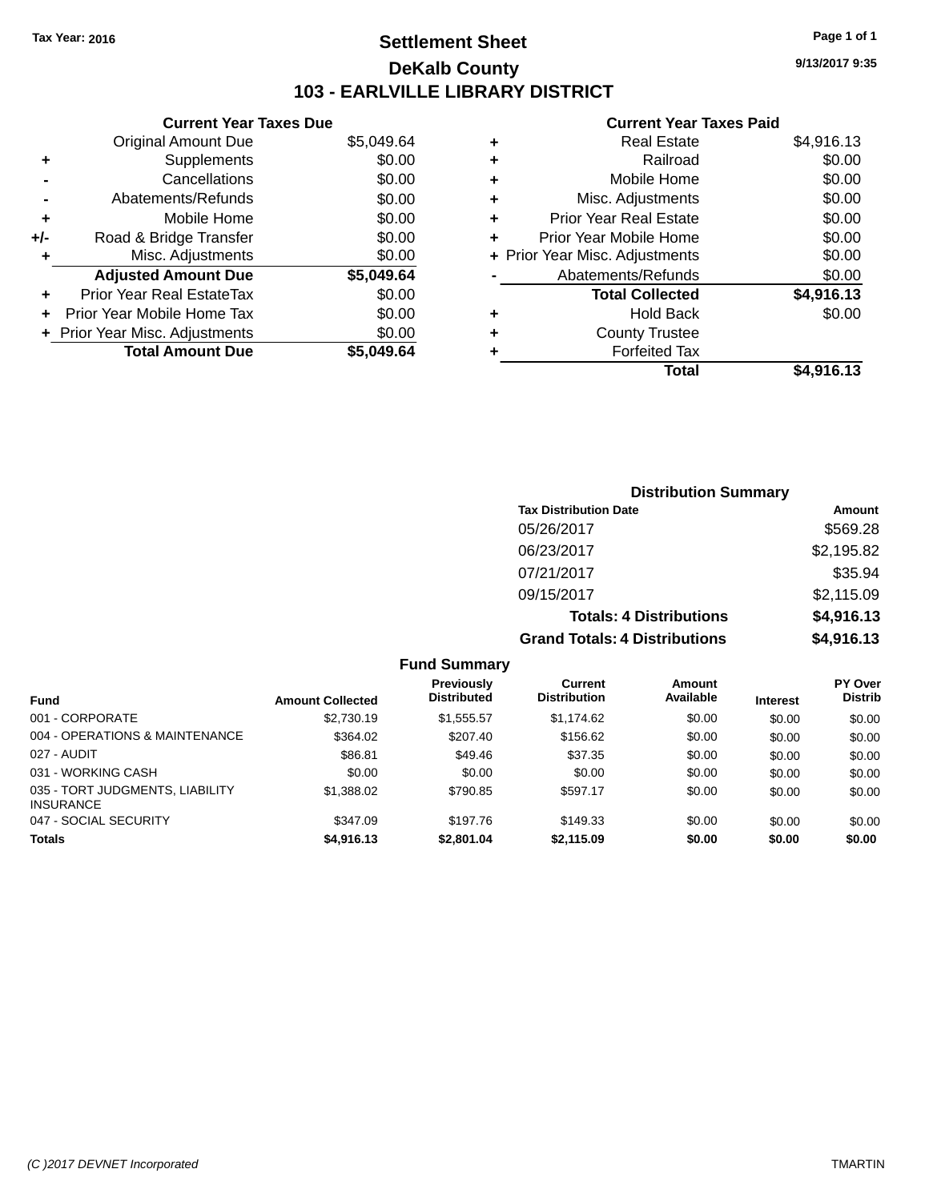Tax Year: 2016

# Settlement Sheet

## DeKalb County

## 103 - EARLVILLE LIBRARY DISTRICT

9/13/2017 9:35

### Current Year Taxes Due

| | | |
|---|---|---|
| | Original Amount Due | $5,049.64 |
| + | Supplements | $0.00 |
| - | Cancellations | $0.00 |
| - | Abatements/Refunds | $0.00 |
| + | Mobile Home | $0.00 |
| +/- | Road & Bridge Transfer | $0.00 |
| + | Misc. Adjustments | $0.00 |
| | **Adjusted Amount Due** | **$5,049.64** |
| + | Prior Year Real EstateTax | $0.00 |
| + | Prior Year Mobile Home Tax | $0.00 |
| + | Prior Year Misc. Adjustments | $0.00 |
| | **Total Amount Due** | **$5,049.64** |

### Current Year Taxes Paid

| | | |
|---|---|---|
| + | Real Estate | $4,916.13 |
| + | Railroad | $0.00 |
| + | Mobile Home | $0.00 |
| + | Misc. Adjustments | $0.00 |
| + | Prior Year Real Estate | $0.00 |
| + | Prior Year Mobile Home | $0.00 |
| + | Prior Year Misc. Adjustments | $0.00 |
| - | Abatements/Refunds | $0.00 |
| | **Total Collected** | **$4,916.13** |
| + | Hold Back | $0.00 |
| + | County Trustee | |
| + | Forfeited Tax | |
| | **Total** | **$4,916.13** |

### Distribution Summary

| Tax Distribution Date | Amount |
|---|---|
| 05/26/2017 | $569.28 |
| 06/23/2017 | $2,195.82 |
| 07/21/2017 | $35.94 |
| 09/15/2017 | $2,115.09 |
| **Totals: 4 Distributions** | **$4,916.13** |
| **Grand Totals: 4 Distributions** | **$4,916.13** |

### Fund Summary

| Fund | Amount Collected | Previously Distributed | Current Distribution | Amount Available | Interest | PY Over Distrib |
|---|---|---|---|---|---|---|
| 001 - CORPORATE | $2,730.19 | $1,555.57 | $1,174.62 | $0.00 | $0.00 | $0.00 |
| 004 - OPERATIONS & MAINTENANCE | $364.02 | $207.40 | $156.62 | $0.00 | $0.00 | $0.00 |
| 027 - AUDIT | $86.81 | $49.46 | $37.35 | $0.00 | $0.00 | $0.00 |
| 031 - WORKING CASH | $0.00 | $0.00 | $0.00 | $0.00 | $0.00 | $0.00 |
| 035 - TORT JUDGMENTS, LIABILITY INSURANCE | $1,388.02 | $790.85 | $597.17 | $0.00 | $0.00 | $0.00 |
| 047 - SOCIAL SECURITY | $347.09 | $197.76 | $149.33 | $0.00 | $0.00 | $0.00 |
| **Totals** | **$4,916.13** | **$2,801.04** | **$2,115.09** | **$0.00** | **$0.00** | **$0.00** |

(C )2017 DEVNET Incorporated TMARTIN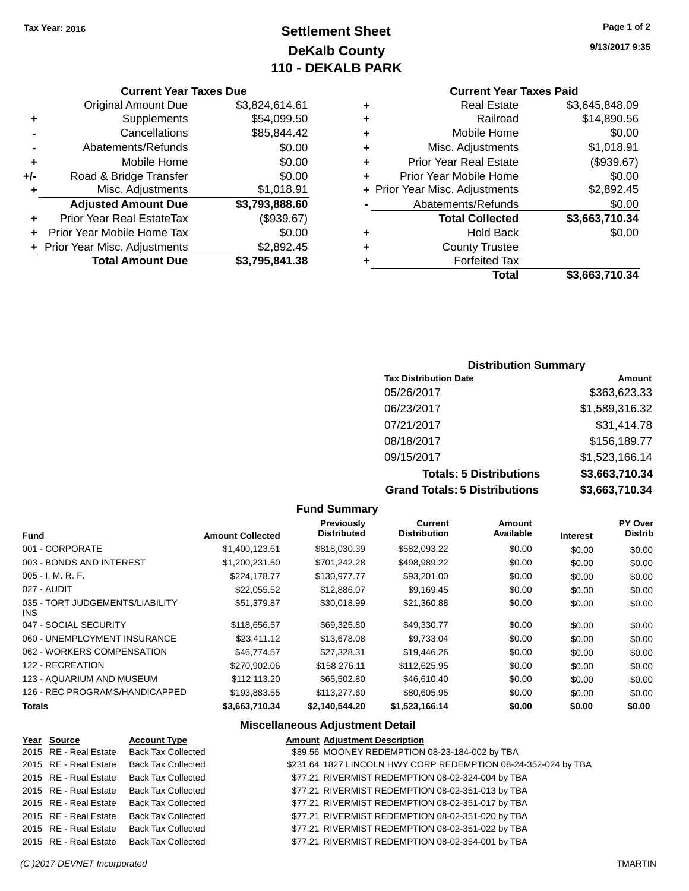**Tax Year: 2016**

# Settlement Sheet
## DeKalb County
## 110 - DEKALB PARK

9/13/2017 9:35

### Current Year Taxes Due

| | | |
|---|---|---|
| | Original Amount Due | $3,824,614.61 |
| + | Supplements | $54,099.50 |
| - | Cancellations | $85,844.42 |
| - | Abatements/Refunds | $0.00 |
| + | Mobile Home | $0.00 |
| +/- | Road & Bridge Transfer | $0.00 |
| + | Misc. Adjustments | $1,018.91 |
| | **Adjusted Amount Due** | **$3,793,888.60** |
| + | Prior Year Real EstateTax | ($939.67) |
| + | Prior Year Mobile Home Tax | $0.00 |
| + | Prior Year Misc. Adjustments | $2,892.45 |
| | **Total Amount Due** | **$3,795,841.38** |

### Current Year Taxes Paid

| | | |
|---|---|---|
| + | Real Estate | $3,645,848.09 |
| + | Railroad | $14,890.56 |
| + | Mobile Home | $0.00 |
| + | Misc. Adjustments | $1,018.91 |
| + | Prior Year Real Estate | ($939.67) |
| + | Prior Year Mobile Home | $0.00 |
| + | Prior Year Misc. Adjustments | $2,892.45 |
| - | Abatements/Refunds | $0.00 |
| | **Total Collected** | **$3,663,710.34** |
| + | Hold Back | $0.00 |
| + | County Trustee | |
| + | Forfeited Tax | |
| | **Total** | **$3,663,710.34** |

### Distribution Summary

| Tax Distribution Date | Amount |
|---|---|
| 05/26/2017 | $363,623.33 |
| 06/23/2017 | $1,589,316.32 |
| 07/21/2017 | $31,414.78 |
| 08/18/2017 | $156,189.77 |
| 09/15/2017 | $1,523,166.14 |
| **Totals: 5 Distributions** | **$3,663,710.34** |
| **Grand Totals: 5 Distributions** | **$3,663,710.34** |

### Fund Summary

| Fund | Amount Collected | Previously Distributed | Current Distribution | Amount Available | Interest | PY Over Distrib |
|---|---|---|---|---|---|---|
| 001 - CORPORATE | $1,400,123.61 | $818,030.39 | $582,093.22 | $0.00 | $0.00 | $0.00 |
| 003 - BONDS AND INTEREST | $1,200,231.50 | $701,242.28 | $498,989.22 | $0.00 | $0.00 | $0.00 |
| 005 - I. M. R. F. | $224,178.77 | $130,977.77 | $93,201.00 | $0.00 | $0.00 | $0.00 |
| 027 - AUDIT | $22,055.52 | $12,886.07 | $9,169.45 | $0.00 | $0.00 | $0.00 |
| 035 - TORT JUDGEMENTS/LIABILITY INS | $51,379.87 | $30,018.99 | $21,360.88 | $0.00 | $0.00 | $0.00 |
| 047 - SOCIAL SECURITY | $118,656.57 | $69,325.80 | $49,330.77 | $0.00 | $0.00 | $0.00 |
| 060 - UNEMPLOYMENT INSURANCE | $23,411.12 | $13,678.08 | $9,733.04 | $0.00 | $0.00 | $0.00 |
| 062 - WORKERS COMPENSATION | $46,774.57 | $27,328.31 | $19,446.26 | $0.00 | $0.00 | $0.00 |
| 122 - RECREATION | $270,902.06 | $158,276.11 | $112,625.95 | $0.00 | $0.00 | $0.00 |
| 123 - AQUARIUM AND MUSEUM | $112,113.20 | $65,502.80 | $46,610.40 | $0.00 | $0.00 | $0.00 |
| 126 - REC PROGRAMS/HANDICAPPED | $193,883.55 | $113,277.60 | $80,605.95 | $0.00 | $0.00 | $0.00 |
| **Totals** | **$3,663,710.34** | **$2,140,544.20** | **$1,523,166.14** | **$0.00** | **$0.00** | **$0.00** |

### Miscellaneous Adjustment Detail

| Year | Source | Account Type | Amount | Adjustment Description |
|---|---|---|---|---|
| 2015 | RE - Real Estate | Back Tax Collected | $89.56 | MOONEY REDEMPTION 08-23-184-002 by TBA |
| 2015 | RE - Real Estate | Back Tax Collected | $231.64 | 1827 LINCOLN HWY CORP REDEMPTION 08-24-352-024 by TBA |
| 2015 | RE - Real Estate | Back Tax Collected | $77.21 | RIVERMIST REDEMPTION 08-02-324-004 by TBA |
| 2015 | RE - Real Estate | Back Tax Collected | $77.21 | RIVERMIST REDEMPTION 08-02-351-013 by TBA |
| 2015 | RE - Real Estate | Back Tax Collected | $77.21 | RIVERMIST REDEMPTION 08-02-351-017 by TBA |
| 2015 | RE - Real Estate | Back Tax Collected | $77.21 | RIVERMIST REDEMPTION 08-02-351-020 by TBA |
| 2015 | RE - Real Estate | Back Tax Collected | $77.21 | RIVERMIST REDEMPTION 08-02-351-022 by TBA |
| 2015 | RE - Real Estate | Back Tax Collected | $77.21 | RIVERMIST REDEMPTION 08-02-354-001 by TBA |

*(C )2017 DEVNET Incorporated* TMARTIN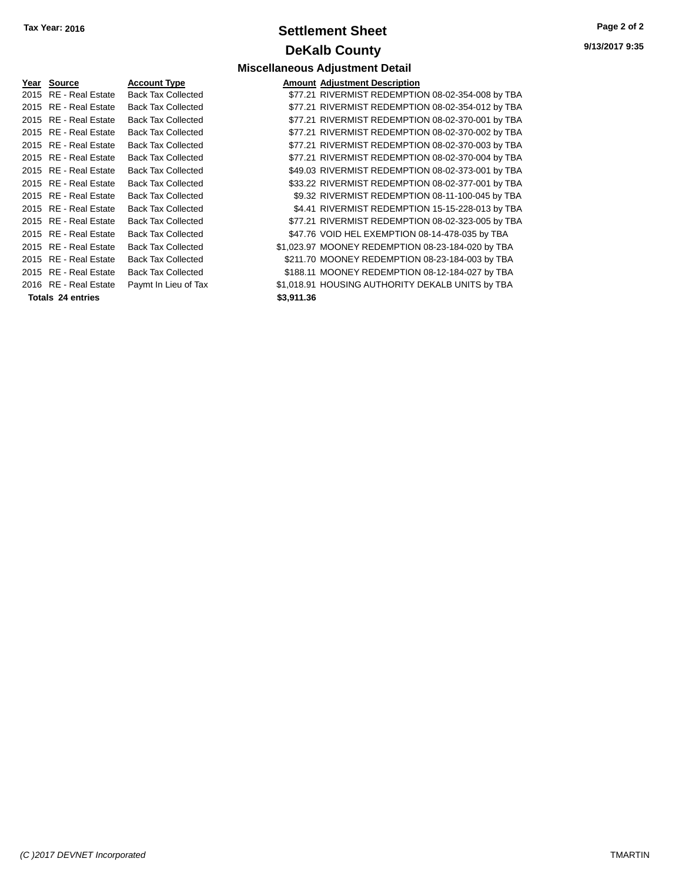**Tax Year: 2016**

# Settlement Sheet

## DeKalb County

### Miscellaneous Adjustment Detail

| Year | Source | Account Type | Amount | Adjustment Description |
|---|---|---|---|---|
| 2015 | RE - Real Estate | Back Tax Collected | $77.21 | RIVERMIST REDEMPTION 08-02-354-008 by TBA |
| 2015 | RE - Real Estate | Back Tax Collected | $77.21 | RIVERMIST REDEMPTION 08-02-354-012 by TBA |
| 2015 | RE - Real Estate | Back Tax Collected | $77.21 | RIVERMIST REDEMPTION 08-02-370-001 by TBA |
| 2015 | RE - Real Estate | Back Tax Collected | $77.21 | RIVERMIST REDEMPTION 08-02-370-002 by TBA |
| 2015 | RE - Real Estate | Back Tax Collected | $77.21 | RIVERMIST REDEMPTION 08-02-370-003 by TBA |
| 2015 | RE - Real Estate | Back Tax Collected | $77.21 | RIVERMIST REDEMPTION 08-02-370-004 by TBA |
| 2015 | RE - Real Estate | Back Tax Collected | $49.03 | RIVERMIST REDEMPTION 08-02-373-001 by TBA |
| 2015 | RE - Real Estate | Back Tax Collected | $33.22 | RIVERMIST REDEMPTION 08-02-377-001 by TBA |
| 2015 | RE - Real Estate | Back Tax Collected | $9.32 | RIVERMIST REDEMPTION 08-11-100-045 by TBA |
| 2015 | RE - Real Estate | Back Tax Collected | $4.41 | RIVERMIST REDEMPTION 15-15-228-013 by TBA |
| 2015 | RE - Real Estate | Back Tax Collected | $77.21 | RIVERMIST REDEMPTION 08-02-323-005 by TBA |
| 2015 | RE - Real Estate | Back Tax Collected | $47.76 | VOID HEL EXEMPTION 08-14-478-035 by TBA |
| 2015 | RE - Real Estate | Back Tax Collected | $1,023.97 | MOONEY REDEMPTION 08-23-184-020 by TBA |
| 2015 | RE - Real Estate | Back Tax Collected | $211.70 | MOONEY REDEMPTION 08-23-184-003 by TBA |
| 2015 | RE - Real Estate | Back Tax Collected | $188.11 | MOONEY REDEMPTION 08-12-184-027 by TBA |
| 2016 | RE - Real Estate | Paymt In Lieu of Tax | $1,018.91 | HOUSING AUTHORITY DEKALB UNITS by TBA |
| **Totals 24 entries** | | | **$3,911.36** | |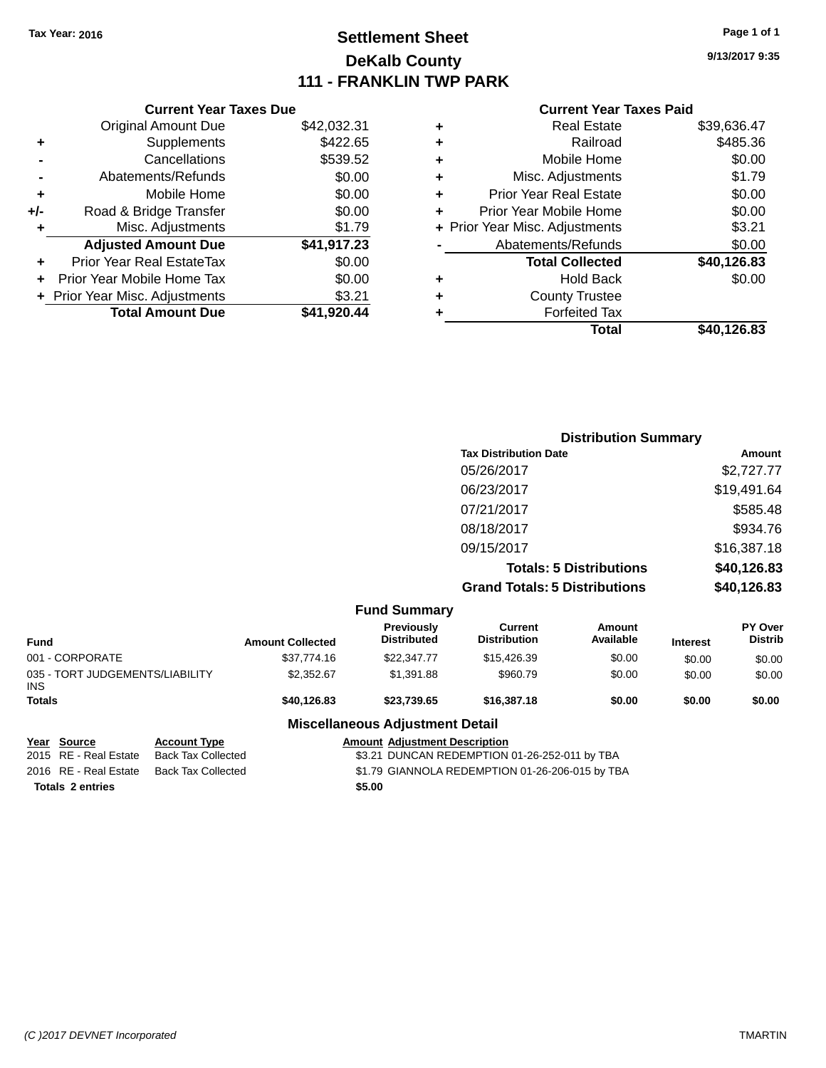Tax Year: 2016

# Settlement Sheet
## DeKalb County
## 111 - FRANKLIN TWP PARK

9/13/2017 9:35

### Current Year Taxes Due

| | | |
|---|---|---|
| | Original Amount Due | $42,032.31 |
| + | Supplements | $422.65 |
| - | Cancellations | $539.52 |
| - | Abatements/Refunds | $0.00 |
| + | Mobile Home | $0.00 |
| +/- | Road & Bridge Transfer | $0.00 |
| + | Misc. Adjustments | $1.79 |
| | **Adjusted Amount Due** | **$41,917.23** |
| + | Prior Year Real EstateTax | $0.00 |
| + | Prior Year Mobile Home Tax | $0.00 |
| + | Prior Year Misc. Adjustments | $3.21 |
| | **Total Amount Due** | **$41,920.44** |

### Current Year Taxes Paid

| | | |
|---|---|---|
| + | Real Estate | $39,636.47 |
| + | Railroad | $485.36 |
| + | Mobile Home | $0.00 |
| + | Misc. Adjustments | $1.79 |
| + | Prior Year Real Estate | $0.00 |
| + | Prior Year Mobile Home | $0.00 |
| + | Prior Year Misc. Adjustments | $3.21 |
| - | Abatements/Refunds | $0.00 |
| | **Total Collected** | **$40,126.83** |
| + | Hold Back | $0.00 |
| + | County Trustee | |
| + | Forfeited Tax | |
| | **Total** | **$40,126.83** |

### Distribution Summary

| Tax Distribution Date | Amount |
|---|---|
| 05/26/2017 | $2,727.77 |
| 06/23/2017 | $19,491.64 |
| 07/21/2017 | $585.48 |
| 08/18/2017 | $934.76 |
| 09/15/2017 | $16,387.18 |
| **Totals: 5 Distributions** | **$40,126.83** |
| **Grand Totals: 5 Distributions** | **$40,126.83** |

### Fund Summary

| Fund | Amount Collected | Previously Distributed | Current Distribution | Amount Available | Interest | PY Over Distrib |
|---|---|---|---|---|---|---|
| 001 - CORPORATE | $37,774.16 | $22,347.77 | $15,426.39 | $0.00 | $0.00 | $0.00 |
| 035 - TORT JUDGEMENTS/LIABILITY INS | $2,352.67 | $1,391.88 | $960.79 | $0.00 | $0.00 | $0.00 |
| **Totals** | **$40,126.83** | **$23,739.65** | **$16,387.18** | **$0.00** | **$0.00** | **$0.00** |

### Miscellaneous Adjustment Detail

| Year | Source | Account Type | Amount | Adjustment Description |
|---|---|---|---|---|
| 2015 | RE - Real Estate | Back Tax Collected | $3.21 | DUNCAN REDEMPTION 01-26-252-011 by TBA |
| 2016 | RE - Real Estate | Back Tax Collected | $1.79 | GIANNOLA REDEMPTION 01-26-206-015 by TBA |
| **Totals 2 entries** | | | **$5.00** | |

(C )2017 DEVNET Incorporated — TMARTIN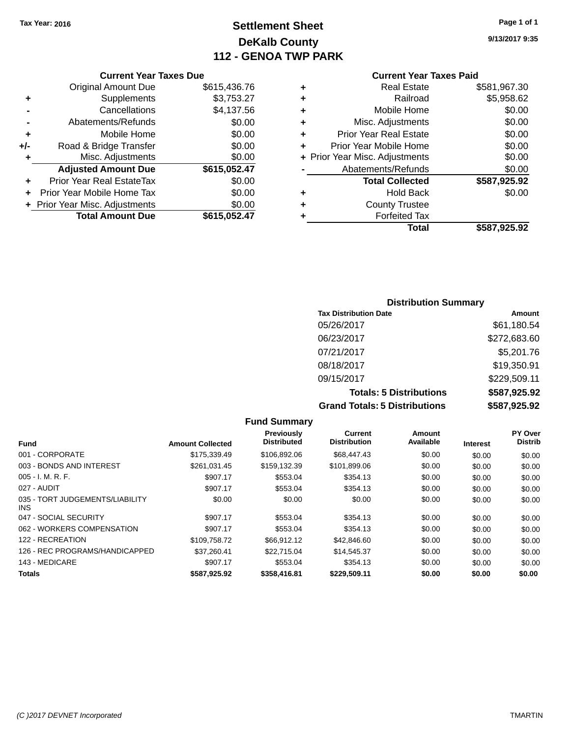Tax Year: 2016

# Settlement Sheet

## DeKalb County

## 112 - GENOA TWP PARK

9/13/2017 9:35

### Current Year Taxes Due

| | | |
|---|---|---|
| | Original Amount Due | $615,436.76 |
| + | Supplements | $3,753.27 |
| - | Cancellations | $4,137.56 |
| - | Abatements/Refunds | $0.00 |
| + | Mobile Home | $0.00 |
| +/- | Road & Bridge Transfer | $0.00 |
| + | Misc. Adjustments | $0.00 |
| | **Adjusted Amount Due** | **$615,052.47** |
| + | Prior Year Real EstateTax | $0.00 |
| + | Prior Year Mobile Home Tax | $0.00 |
| + | Prior Year Misc. Adjustments | $0.00 |
| | **Total Amount Due** | **$615,052.47** |

### Current Year Taxes Paid

| | | |
|---|---|---|
| + | Real Estate | $581,967.30 |
| + | Railroad | $5,958.62 |
| + | Mobile Home | $0.00 |
| + | Misc. Adjustments | $0.00 |
| + | Prior Year Real Estate | $0.00 |
| + | Prior Year Mobile Home | $0.00 |
| + | Prior Year Misc. Adjustments | $0.00 |
| - | Abatements/Refunds | $0.00 |
| | **Total Collected** | **$587,925.92** |
| + | Hold Back | $0.00 |
| + | County Trustee | |
| + | Forfeited Tax | |
| | **Total** | **$587,925.92** |

### Distribution Summary

| Tax Distribution Date | Amount |
|---|---|
| 05/26/2017 | $61,180.54 |
| 06/23/2017 | $272,683.60 |
| 07/21/2017 | $5,201.76 |
| 08/18/2017 | $19,350.91 |
| 09/15/2017 | $229,509.11 |
| **Totals: 5 Distributions** | **$587,925.92** |
| **Grand Totals: 5 Distributions** | **$587,925.92** |

### Fund Summary

| Fund | Amount Collected | Previously Distributed | Current Distribution | Amount Available | Interest | PY Over Distrib |
|---|---|---|---|---|---|---|
| 001 - CORPORATE | $175,339.49 | $106,892.06 | $68,447.43 | $0.00 | $0.00 | $0.00 |
| 003 - BONDS AND INTEREST | $261,031.45 | $159,132.39 | $101,899.06 | $0.00 | $0.00 | $0.00 |
| 005 - I. M. R. F. | $907.17 | $553.04 | $354.13 | $0.00 | $0.00 | $0.00 |
| 027 - AUDIT | $907.17 | $553.04 | $354.13 | $0.00 | $0.00 | $0.00 |
| 035 - TORT JUDGEMENTS/LIABILITY INS | $0.00 | $0.00 | $0.00 | $0.00 | $0.00 | $0.00 |
| 047 - SOCIAL SECURITY | $907.17 | $553.04 | $354.13 | $0.00 | $0.00 | $0.00 |
| 062 - WORKERS COMPENSATION | $907.17 | $553.04 | $354.13 | $0.00 | $0.00 | $0.00 |
| 122 - RECREATION | $109,758.72 | $66,912.12 | $42,846.60 | $0.00 | $0.00 | $0.00 |
| 126 - REC PROGRAMS/HANDICAPPED | $37,260.41 | $22,715.04 | $14,545.37 | $0.00 | $0.00 | $0.00 |
| 143 - MEDICARE | $907.17 | $553.04 | $354.13 | $0.00 | $0.00 | $0.00 |
| **Totals** | **$587,925.92** | **$358,416.81** | **$229,509.11** | **$0.00** | **$0.00** | **$0.00** |

(C )2017 DEVNET Incorporated TMARTIN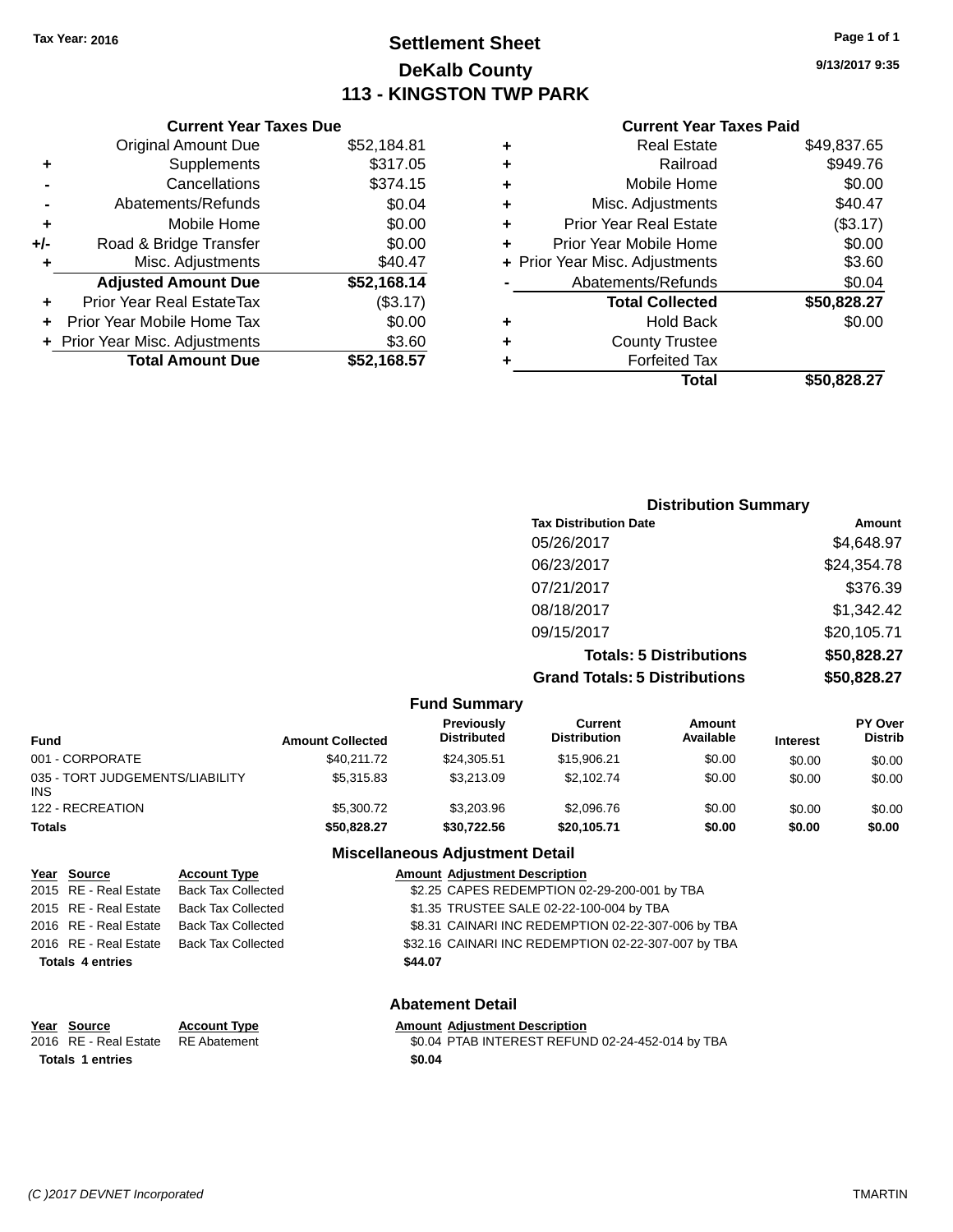Tax Year: 2016

# Settlement Sheet

## DeKalb County

## 113 - KINGSTON TWP PARK

9/13/2017 9:35

### Current Year Taxes Due

| | | |
|---|---|---|
| | Original Amount Due | $52,184.81 |
| + | Supplements | $317.05 |
| - | Cancellations | $374.15 |
| - | Abatements/Refunds | $0.04 |
| + | Mobile Home | $0.00 |
| +/- | Road & Bridge Transfer | $0.00 |
| + | Misc. Adjustments | $40.47 |
| | **Adjusted Amount Due** | **$52,168.14** |
| + | Prior Year Real EstateTax | ($3.17) |
| + | Prior Year Mobile Home Tax | $0.00 |
| + | Prior Year Misc. Adjustments | $3.60 |
| | **Total Amount Due** | **$52,168.57** |

### Current Year Taxes Paid

| | | |
|---|---|---|
| + | Real Estate | $49,837.65 |
| + | Railroad | $949.76 |
| + | Mobile Home | $0.00 |
| + | Misc. Adjustments | $40.47 |
| + | Prior Year Real Estate | ($3.17) |
| + | Prior Year Mobile Home | $0.00 |
| + | Prior Year Misc. Adjustments | $3.60 |
| - | Abatements/Refunds | $0.04 |
| | **Total Collected** | **$50,828.27** |
| + | Hold Back | $0.00 |
| + | County Trustee | |
| + | Forfeited Tax | |
| | **Total** | **$50,828.27** |

### Distribution Summary

| Tax Distribution Date | Amount |
|---|---|
| 05/26/2017 | $4,648.97 |
| 06/23/2017 | $24,354.78 |
| 07/21/2017 | $376.39 |
| 08/18/2017 | $1,342.42 |
| 09/15/2017 | $20,105.71 |
| **Totals: 5 Distributions** | **$50,828.27** |
| **Grand Totals: 5 Distributions** | **$50,828.27** |

### Fund Summary

| Fund | Amount Collected | Previously Distributed | Current Distribution | Amount Available | Interest | PY Over Distrib |
|---|---|---|---|---|---|---|
| 001 - CORPORATE | $40,211.72 | $24,305.51 | $15,906.21 | $0.00 | $0.00 | $0.00 |
| 035 - TORT JUDGEMENTS/LIABILITY INS | $5,315.83 | $3,213.09 | $2,102.74 | $0.00 | $0.00 | $0.00 |
| 122 - RECREATION | $5,300.72 | $3,203.96 | $2,096.76 | $0.00 | $0.00 | $0.00 |
| **Totals** | **$50,828.27** | **$30,722.56** | **$20,105.71** | **$0.00** | **$0.00** | **$0.00** |

### Miscellaneous Adjustment Detail

| Year | Source | Account Type | Amount | Adjustment Description |
|---|---|---|---|---|
| 2015 | RE - Real Estate | Back Tax Collected | $2.25 | CAPES REDEMPTION 02-29-200-001 by TBA |
| 2015 | RE - Real Estate | Back Tax Collected | $1.35 | TRUSTEE SALE 02-22-100-004 by TBA |
| 2016 | RE - Real Estate | Back Tax Collected | $8.31 | CAINARI INC REDEMPTION 02-22-307-006 by TBA |
| 2016 | RE - Real Estate | Back Tax Collected | $32.16 | CAINARI INC REDEMPTION 02-22-307-007 by TBA |
| **Totals 4 entries** | | | **$44.07** | |

### Abatement Detail

| Year | Source | Account Type | Amount | Adjustment Description |
|---|---|---|---|---|
| 2016 | RE - Real Estate | RE Abatement | $0.04 | PTAB INTEREST REFUND 02-24-452-014 by TBA |
| **Totals 1 entries** | | | **$0.04** | |

(C )2017 DEVNET Incorporated TMARTIN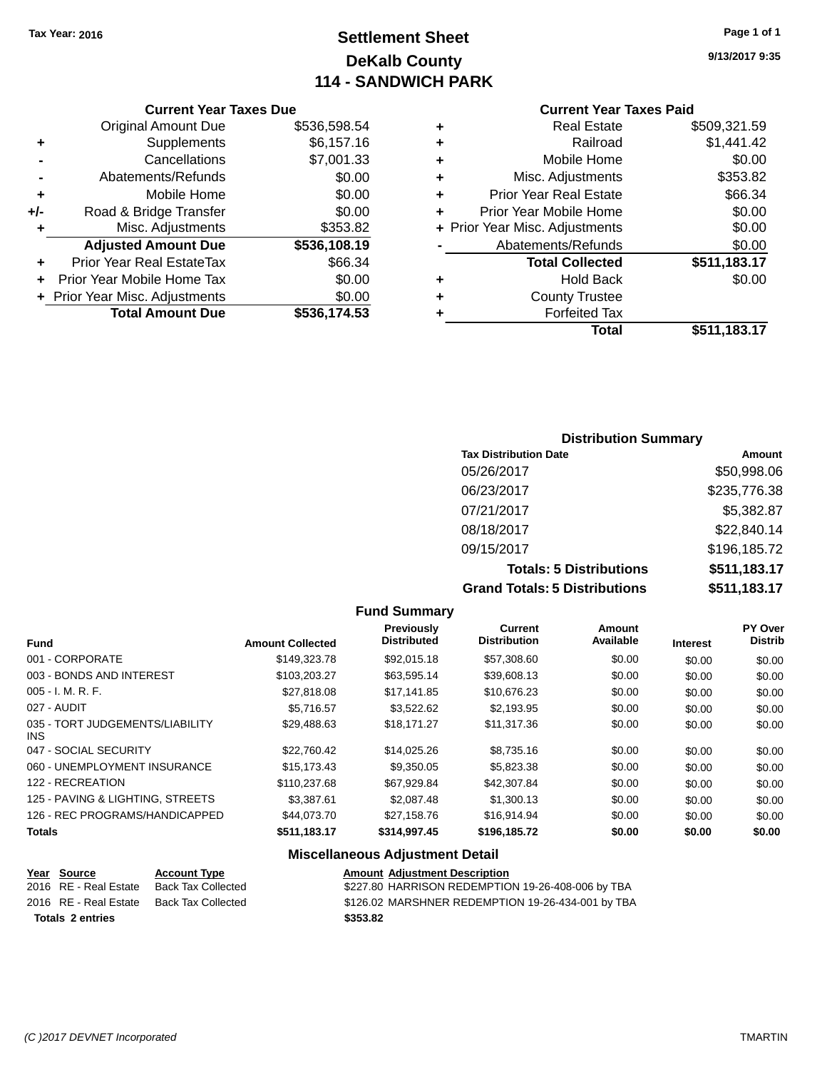Tax Year: 2016

# Settlement Sheet
## DeKalb County
## 114 - SANDWICH PARK

9/13/2017 9:35

### Current Year Taxes Due

| | | |
|---|---|---|
| | Original Amount Due | $536,598.54 |
| + | Supplements | $6,157.16 |
| - | Cancellations | $7,001.33 |
| - | Abatements/Refunds | $0.00 |
| + | Mobile Home | $0.00 |
| +/- | Road & Bridge Transfer | $0.00 |
| + | Misc. Adjustments | $353.82 |
| | **Adjusted Amount Due** | **$536,108.19** |
| + | Prior Year Real EstateTax | $66.34 |
| + | Prior Year Mobile Home Tax | $0.00 |
| + | Prior Year Misc. Adjustments | $0.00 |
| | **Total Amount Due** | **$536,174.53** |

### Current Year Taxes Paid

| | | |
|---|---|---|
| + | Real Estate | $509,321.59 |
| + | Railroad | $1,441.42 |
| + | Mobile Home | $0.00 |
| + | Misc. Adjustments | $353.82 |
| + | Prior Year Real Estate | $66.34 |
| + | Prior Year Mobile Home | $0.00 |
| + | Prior Year Misc. Adjustments | $0.00 |
| - | Abatements/Refunds | $0.00 |
| | **Total Collected** | **$511,183.17** |
| + | Hold Back | $0.00 |
| + | County Trustee | |
| + | Forfeited Tax | |
| | **Total** | **$511,183.17** |

### Distribution Summary

| Tax Distribution Date | Amount |
|---|---|
| 05/26/2017 | $50,998.06 |
| 06/23/2017 | $235,776.38 |
| 07/21/2017 | $5,382.87 |
| 08/18/2017 | $22,840.14 |
| 09/15/2017 | $196,185.72 |
| **Totals: 5 Distributions** | **$511,183.17** |
| **Grand Totals: 5 Distributions** | **$511,183.17** |

### Fund Summary

| Fund | Amount Collected | Previously Distributed | Current Distribution | Amount Available | Interest | PY Over Distrib |
|---|---|---|---|---|---|---|
| 001 - CORPORATE | $149,323.78 | $92,015.18 | $57,308.60 | $0.00 | $0.00 | $0.00 |
| 003 - BONDS AND INTEREST | $103,203.27 | $63,595.14 | $39,608.13 | $0.00 | $0.00 | $0.00 |
| 005 - I. M. R. F. | $27,818.08 | $17,141.85 | $10,676.23 | $0.00 | $0.00 | $0.00 |
| 027 - AUDIT | $5,716.57 | $3,522.62 | $2,193.95 | $0.00 | $0.00 | $0.00 |
| 035 - TORT JUDGEMENTS/LIABILITY INS | $29,488.63 | $18,171.27 | $11,317.36 | $0.00 | $0.00 | $0.00 |
| 047 - SOCIAL SECURITY | $22,760.42 | $14,025.26 | $8,735.16 | $0.00 | $0.00 | $0.00 |
| 060 - UNEMPLOYMENT INSURANCE | $15,173.43 | $9,350.05 | $5,823.38 | $0.00 | $0.00 | $0.00 |
| 122 - RECREATION | $110,237.68 | $67,929.84 | $42,307.84 | $0.00 | $0.00 | $0.00 |
| 125 - PAVING & LIGHTING, STREETS | $3,387.61 | $2,087.48 | $1,300.13 | $0.00 | $0.00 | $0.00 |
| 126 - REC PROGRAMS/HANDICAPPED | $44,073.70 | $27,158.76 | $16,914.94 | $0.00 | $0.00 | $0.00 |
| **Totals** | **$511,183.17** | **$314,997.45** | **$196,185.72** | **$0.00** | **$0.00** | **$0.00** |

### Miscellaneous Adjustment Detail

| Year | Source | Account Type | Amount | Adjustment Description |
|---|---|---|---|---|
| 2016 | RE - Real Estate | Back Tax Collected | $227.80 | HARRISON REDEMPTION 19-26-408-006 by TBA |
| 2016 | RE - Real Estate | Back Tax Collected | $126.02 | MARSHNER REDEMPTION 19-26-434-001 by TBA |
| **Totals 2 entries** | | | **$353.82** | |

(C )2017 DEVNET Incorporated TMARTIN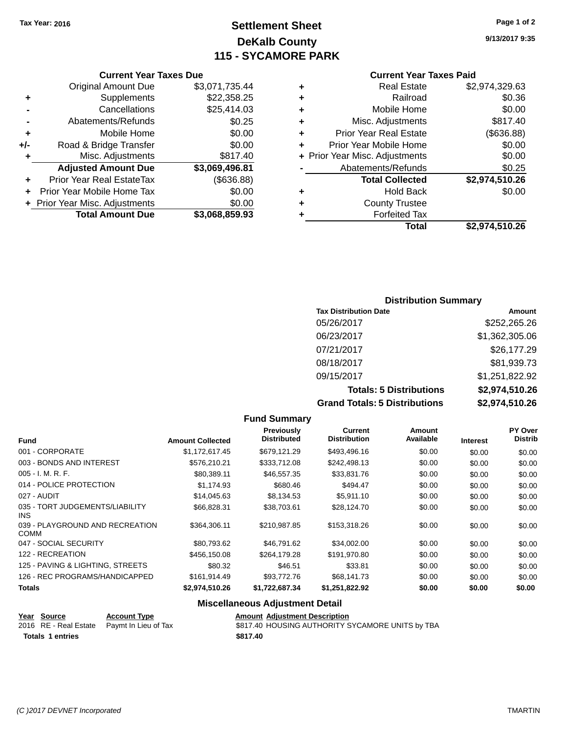Tax Year: 2016

# Settlement Sheet
## DeKalb County
## 115 - SYCAMORE PARK

9/13/2017 9:35

### Current Year Taxes Due

| | | |
|---|---|---|
| | Original Amount Due | $3,071,735.44 |
| + | Supplements | $22,358.25 |
| - | Cancellations | $25,414.03 |
| - | Abatements/Refunds | $0.25 |
| + | Mobile Home | $0.00 |
| +/- | Road & Bridge Transfer | $0.00 |
| + | Misc. Adjustments | $817.40 |
| | **Adjusted Amount Due** | **$3,069,496.81** |
| + | Prior Year Real EstateTax | ($636.88) |
| + | Prior Year Mobile Home Tax | $0.00 |
| + | Prior Year Misc. Adjustments | $0.00 |
| | **Total Amount Due** | **$3,068,859.93** |

### Current Year Taxes Paid

| | | |
|---|---|---|
| + | Real Estate | $2,974,329.63 |
| + | Railroad | $0.36 |
| + | Mobile Home | $0.00 |
| + | Misc. Adjustments | $817.40 |
| + | Prior Year Real Estate | ($636.88) |
| + | Prior Year Mobile Home | $0.00 |
| + | Prior Year Misc. Adjustments | $0.00 |
| - | Abatements/Refunds | $0.25 |
| | **Total Collected** | **$2,974,510.26** |
| + | Hold Back | $0.00 |
| + | County Trustee | |
| + | Forfeited Tax | |
| | **Total** | **$2,974,510.26** |

### Distribution Summary

| Tax Distribution Date | Amount |
|---|---|
| 05/26/2017 | $252,265.26 |
| 06/23/2017 | $1,362,305.06 |
| 07/21/2017 | $26,177.29 |
| 08/18/2017 | $81,939.73 |
| 09/15/2017 | $1,251,822.92 |
| **Totals: 5 Distributions** | **$2,974,510.26** |
| **Grand Totals: 5 Distributions** | **$2,974,510.26** |

### Fund Summary

| Fund | Amount Collected | Previously Distributed | Current Distribution | Amount Available | Interest | PY Over Distrib |
|---|---|---|---|---|---|---|
| 001 - CORPORATE | $1,172,617.45 | $679,121.29 | $493,496.16 | $0.00 | $0.00 | $0.00 |
| 003 - BONDS AND INTEREST | $576,210.21 | $333,712.08 | $242,498.13 | $0.00 | $0.00 | $0.00 |
| 005 - I. M. R. F. | $80,389.11 | $46,557.35 | $33,831.76 | $0.00 | $0.00 | $0.00 |
| 014 - POLICE PROTECTION | $1,174.93 | $680.46 | $494.47 | $0.00 | $0.00 | $0.00 |
| 027 - AUDIT | $14,045.63 | $8,134.53 | $5,911.10 | $0.00 | $0.00 | $0.00 |
| 035 - TORT JUDGEMENTS/LIABILITY INS | $66,828.31 | $38,703.61 | $28,124.70 | $0.00 | $0.00 | $0.00 |
| 039 - PLAYGROUND AND RECREATION COMM | $364,306.11 | $210,987.85 | $153,318.26 | $0.00 | $0.00 | $0.00 |
| 047 - SOCIAL SECURITY | $80,793.62 | $46,791.62 | $34,002.00 | $0.00 | $0.00 | $0.00 |
| 122 - RECREATION | $456,150.08 | $264,179.28 | $191,970.80 | $0.00 | $0.00 | $0.00 |
| 125 - PAVING & LIGHTING, STREETS | $80.32 | $46.51 | $33.81 | $0.00 | $0.00 | $0.00 |
| 126 - REC PROGRAMS/HANDICAPPED | $161,914.49 | $93,772.76 | $68,141.73 | $0.00 | $0.00 | $0.00 |
| **Totals** | **$2,974,510.26** | **$1,722,687.34** | **$1,251,822.92** | **$0.00** | **$0.00** | **$0.00** |

### Miscellaneous Adjustment Detail

| Year | Source | Account Type | Amount | Adjustment Description |
|---|---|---|---|---|
| 2016 | RE - Real Estate | Paymt In Lieu of Tax | $817.40 | HOUSING AUTHORITY SYCAMORE UNITS by TBA |
| **Totals** | **1 entries** | | **$817.40** | |

(C )2017 DEVNET Incorporated TMARTIN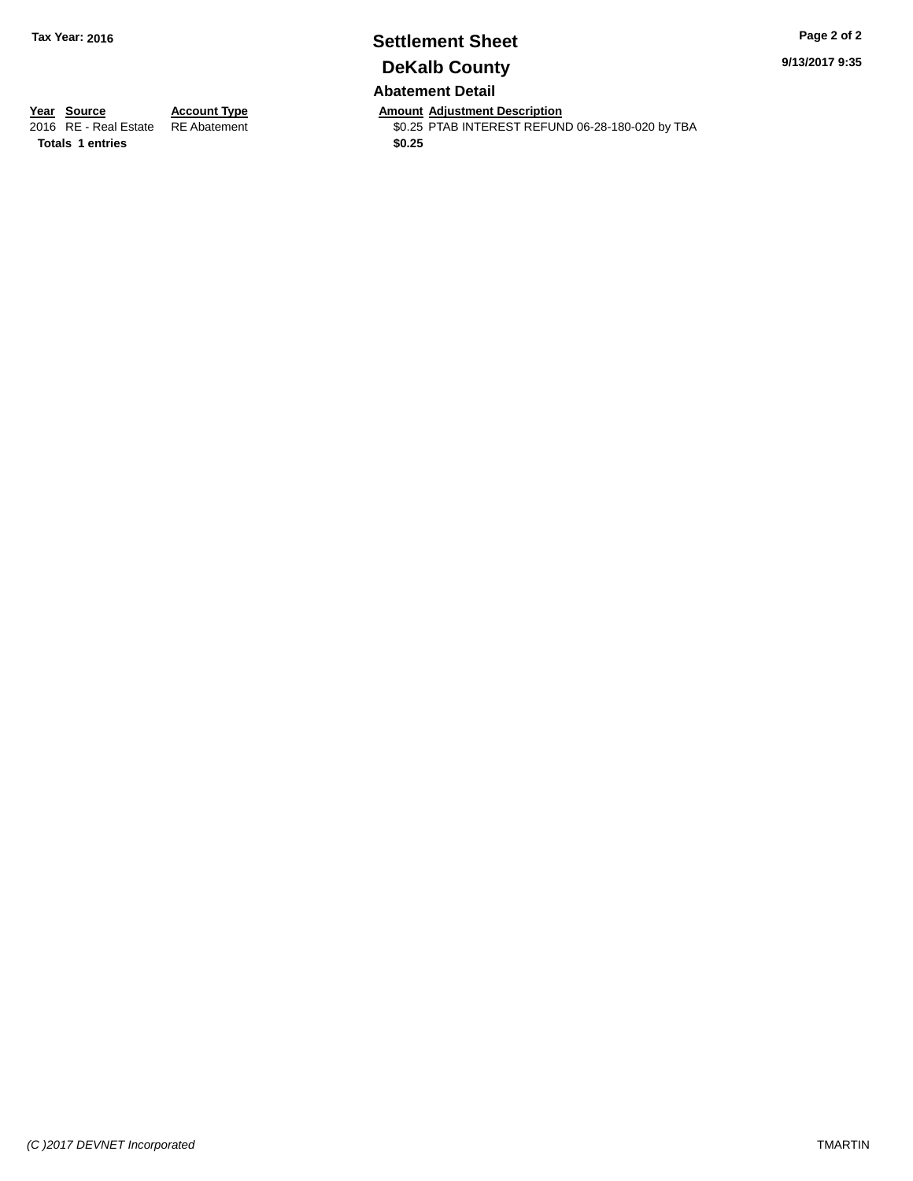Tax Year: 2016

# Settlement Sheet

## DeKalb County

### Abatement Detail

| Year | Source | Account Type | Amount | Adjustment Description |
|---|---|---|---|---|
| 2016 | RE - Real Estate | RE Abatement | $0.25 | PTAB INTEREST REFUND 06-28-180-020 by TBA |
| **Totals** | **1 entries** | | **$0.25** | |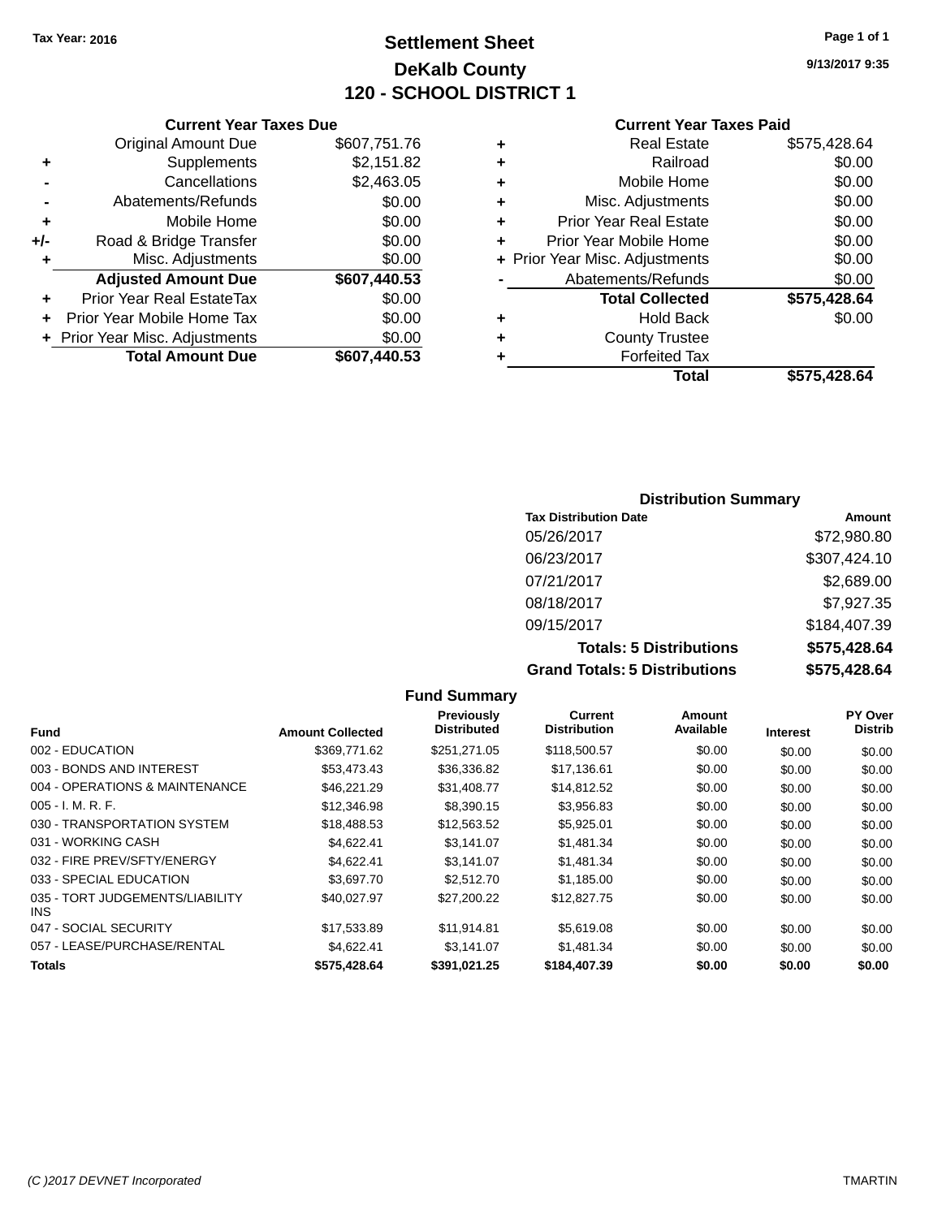Tax Year: 2016

# Settlement Sheet

## DeKalb County

## 120 - SCHOOL DISTRICT 1

9/13/2017 9:35

### Current Year Taxes Due

| | | |
|---|---|---|
| | Original Amount Due | $607,751.76 |
| + | Supplements | $2,151.82 |
| - | Cancellations | $2,463.05 |
| - | Abatements/Refunds | $0.00 |
| + | Mobile Home | $0.00 |
| +/- | Road & Bridge Transfer | $0.00 |
| + | Misc. Adjustments | $0.00 |
| | **Adjusted Amount Due** | **$607,440.53** |
| + | Prior Year Real EstateTax | $0.00 |
| + | Prior Year Mobile Home Tax | $0.00 |
| + | Prior Year Misc. Adjustments | $0.00 |
| | **Total Amount Due** | **$607,440.53** |

### Current Year Taxes Paid

| | | |
|---|---|---|
| + | Real Estate | $575,428.64 |
| + | Railroad | $0.00 |
| + | Mobile Home | $0.00 |
| + | Misc. Adjustments | $0.00 |
| + | Prior Year Real Estate | $0.00 |
| + | Prior Year Mobile Home | $0.00 |
| + | Prior Year Misc. Adjustments | $0.00 |
| - | Abatements/Refunds | $0.00 |
| | **Total Collected** | **$575,428.64** |
| + | Hold Back | $0.00 |
| + | County Trustee | |
| + | Forfeited Tax | |
| | **Total** | **$575,428.64** |

### Distribution Summary

| Tax Distribution Date | Amount |
|---|---|
| 05/26/2017 | $72,980.80 |
| 06/23/2017 | $307,424.10 |
| 07/21/2017 | $2,689.00 |
| 08/18/2017 | $7,927.35 |
| 09/15/2017 | $184,407.39 |
| **Totals: 5 Distributions** | **$575,428.64** |
| **Grand Totals: 5 Distributions** | **$575,428.64** |

### Fund Summary

| Fund | Amount Collected | Previously Distributed | Current Distribution | Amount Available | Interest | PY Over Distrib |
|---|---|---|---|---|---|---|
| 002 - EDUCATION | $369,771.62 | $251,271.05 | $118,500.57 | $0.00 | $0.00 | $0.00 |
| 003 - BONDS AND INTEREST | $53,473.43 | $36,336.82 | $17,136.61 | $0.00 | $0.00 | $0.00 |
| 004 - OPERATIONS & MAINTENANCE | $46,221.29 | $31,408.77 | $14,812.52 | $0.00 | $0.00 | $0.00 |
| 005 - I. M. R. F. | $12,346.98 | $8,390.15 | $3,956.83 | $0.00 | $0.00 | $0.00 |
| 030 - TRANSPORTATION SYSTEM | $18,488.53 | $12,563.52 | $5,925.01 | $0.00 | $0.00 | $0.00 |
| 031 - WORKING CASH | $4,622.41 | $3,141.07 | $1,481.34 | $0.00 | $0.00 | $0.00 |
| 032 - FIRE PREV/SFTY/ENERGY | $4,622.41 | $3,141.07 | $1,481.34 | $0.00 | $0.00 | $0.00 |
| 033 - SPECIAL EDUCATION | $3,697.70 | $2,512.70 | $1,185.00 | $0.00 | $0.00 | $0.00 |
| 035 - TORT JUDGEMENTS/LIABILITY INS | $40,027.97 | $27,200.22 | $12,827.75 | $0.00 | $0.00 | $0.00 |
| 047 - SOCIAL SECURITY | $17,533.89 | $11,914.81 | $5,619.08 | $0.00 | $0.00 | $0.00 |
| 057 - LEASE/PURCHASE/RENTAL | $4,622.41 | $3,141.07 | $1,481.34 | $0.00 | $0.00 | $0.00 |
| **Totals** | **$575,428.64** | **$391,021.25** | **$184,407.39** | **$0.00** | **$0.00** | **$0.00** |

(C )2017 DEVNET Incorporated TMARTIN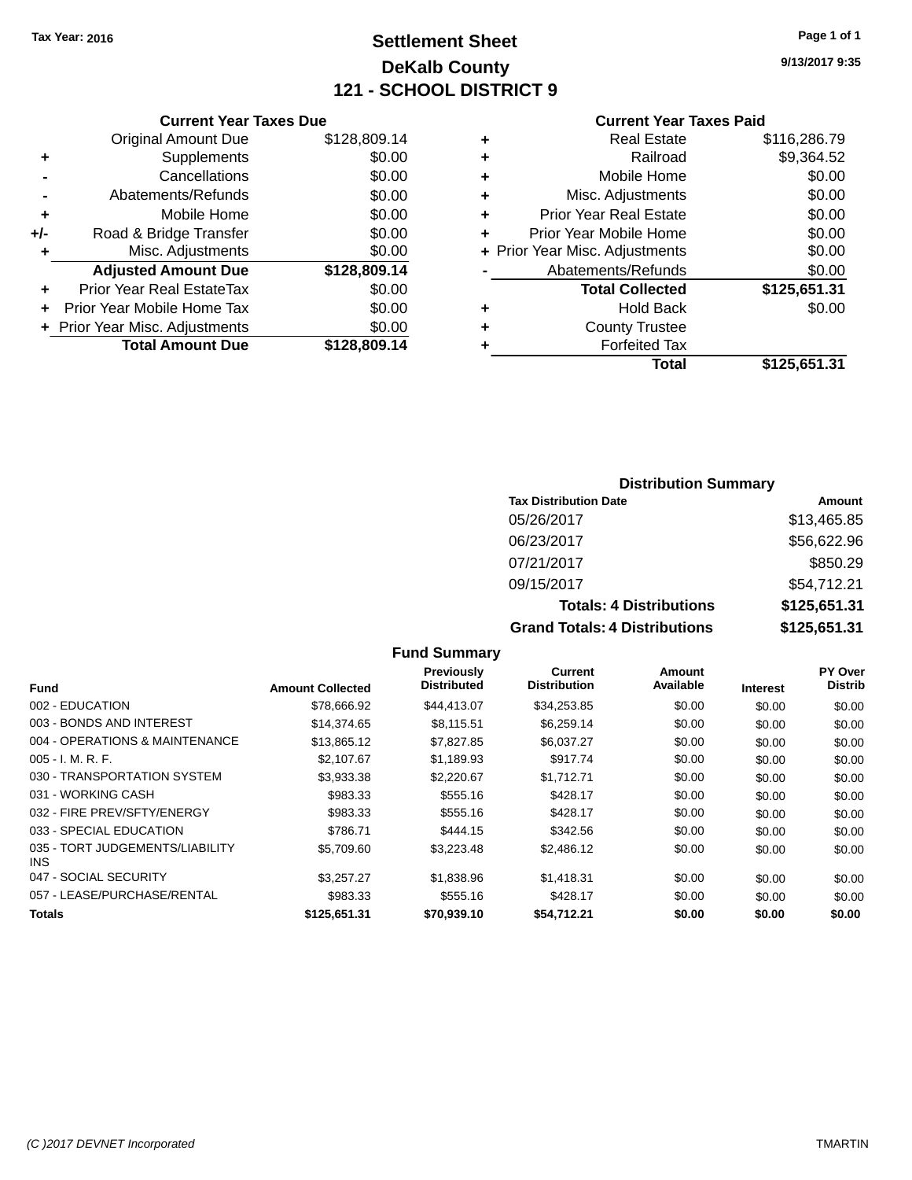Tax Year: 2016

# Settlement Sheet
## DeKalb County
## 121 - SCHOOL DISTRICT 9

9/13/2017 9:35

### Current Year Taxes Due

| | | |
|---|---|---|
| | Original Amount Due | $128,809.14 |
| + | Supplements | $0.00 |
| - | Cancellations | $0.00 |
| - | Abatements/Refunds | $0.00 |
| + | Mobile Home | $0.00 |
| +/- | Road & Bridge Transfer | $0.00 |
| + | Misc. Adjustments | $0.00 |
| | **Adjusted Amount Due** | **$128,809.14** |
| + | Prior Year Real EstateTax | $0.00 |
| + | Prior Year Mobile Home Tax | $0.00 |
| + | Prior Year Misc. Adjustments | $0.00 |
| | **Total Amount Due** | **$128,809.14** |

### Current Year Taxes Paid

| | | |
|---|---|---|
| + | Real Estate | $116,286.79 |
| + | Railroad | $9,364.52 |
| + | Mobile Home | $0.00 |
| + | Misc. Adjustments | $0.00 |
| + | Prior Year Real Estate | $0.00 |
| + | Prior Year Mobile Home | $0.00 |
| + | Prior Year Misc. Adjustments | $0.00 |
| - | Abatements/Refunds | $0.00 |
| | **Total Collected** | **$125,651.31** |
| + | Hold Back | $0.00 |
| + | County Trustee | |
| + | Forfeited Tax | |
| | **Total** | **$125,651.31** |

### Distribution Summary

| Tax Distribution Date | Amount |
|---|---|
| 05/26/2017 | $13,465.85 |
| 06/23/2017 | $56,622.96 |
| 07/21/2017 | $850.29 |
| 09/15/2017 | $54,712.21 |
| **Totals: 4 Distributions** | **$125,651.31** |
| **Grand Totals: 4 Distributions** | **$125,651.31** |

### Fund Summary

| Fund | Amount Collected | Previously Distributed | Current Distribution | Amount Available | Interest | PY Over Distrib |
|---|---|---|---|---|---|---|
| 002 - EDUCATION | $78,666.92 | $44,413.07 | $34,253.85 | $0.00 | $0.00 | $0.00 |
| 003 - BONDS AND INTEREST | $14,374.65 | $8,115.51 | $6,259.14 | $0.00 | $0.00 | $0.00 |
| 004 - OPERATIONS & MAINTENANCE | $13,865.12 | $7,827.85 | $6,037.27 | $0.00 | $0.00 | $0.00 |
| 005 - I. M. R. F. | $2,107.67 | $1,189.93 | $917.74 | $0.00 | $0.00 | $0.00 |
| 030 - TRANSPORTATION SYSTEM | $3,933.38 | $2,220.67 | $1,712.71 | $0.00 | $0.00 | $0.00 |
| 031 - WORKING CASH | $983.33 | $555.16 | $428.17 | $0.00 | $0.00 | $0.00 |
| 032 - FIRE PREV/SFTY/ENERGY | $983.33 | $555.16 | $428.17 | $0.00 | $0.00 | $0.00 |
| 033 - SPECIAL EDUCATION | $786.71 | $444.15 | $342.56 | $0.00 | $0.00 | $0.00 |
| 035 - TORT JUDGEMENTS/LIABILITY INS | $5,709.60 | $3,223.48 | $2,486.12 | $0.00 | $0.00 | $0.00 |
| 047 - SOCIAL SECURITY | $3,257.27 | $1,838.96 | $1,418.31 | $0.00 | $0.00 | $0.00 |
| 057 - LEASE/PURCHASE/RENTAL | $983.33 | $555.16 | $428.17 | $0.00 | $0.00 | $0.00 |
| **Totals** | **$125,651.31** | **$70,939.10** | **$54,712.21** | **$0.00** | **$0.00** | **$0.00** |

(C )2017 DEVNET Incorporated TMARTIN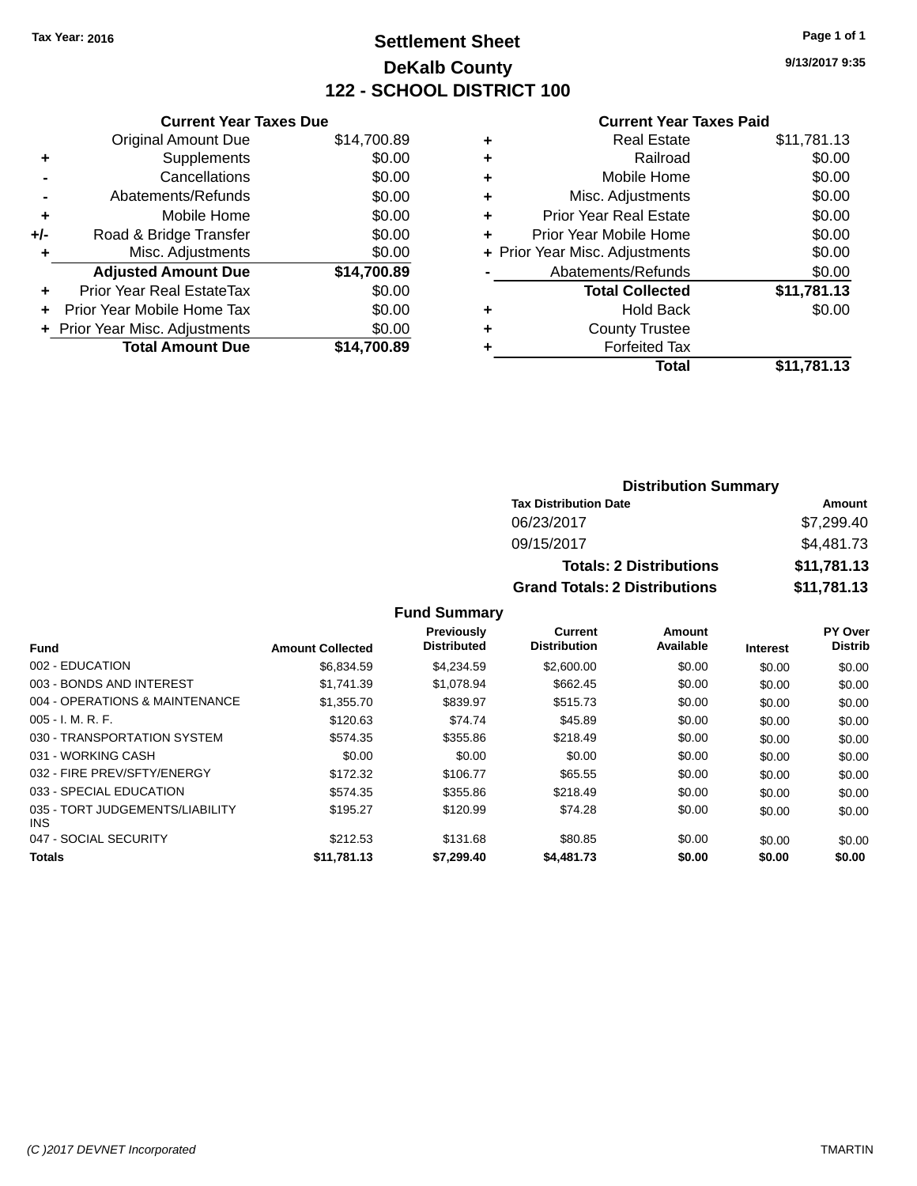Tax Year: 2016

# Settlement Sheet

## DeKalb County

## 122 - SCHOOL DISTRICT 100

9/13/2017 9:35

### Current Year Taxes Due

| | | |
|---|---|---|
| | Original Amount Due | $14,700.89 |
| + | Supplements | $0.00 |
| - | Cancellations | $0.00 |
| - | Abatements/Refunds | $0.00 |
| + | Mobile Home | $0.00 |
| +/- | Road & Bridge Transfer | $0.00 |
| + | Misc. Adjustments | $0.00 |
| | **Adjusted Amount Due** | **$14,700.89** |
| + | Prior Year Real EstateTax | $0.00 |
| + | Prior Year Mobile Home Tax | $0.00 |
| + | Prior Year Misc. Adjustments | $0.00 |
| | **Total Amount Due** | **$14,700.89** |

### Current Year Taxes Paid

| | | |
|---|---|---|
| + | Real Estate | $11,781.13 |
| + | Railroad | $0.00 |
| + | Mobile Home | $0.00 |
| + | Misc. Adjustments | $0.00 |
| + | Prior Year Real Estate | $0.00 |
| + | Prior Year Mobile Home | $0.00 |
| + | Prior Year Misc. Adjustments | $0.00 |
| - | Abatements/Refunds | $0.00 |
| | **Total Collected** | **$11,781.13** |
| + | Hold Back | $0.00 |
| + | County Trustee | |
| + | Forfeited Tax | |
| | **Total** | **$11,781.13** |

### Distribution Summary

| Tax Distribution Date | Amount |
|---|---|
| 06/23/2017 | $7,299.40 |
| 09/15/2017 | $4,481.73 |
| **Totals: 2 Distributions** | **$11,781.13** |
| **Grand Totals: 2 Distributions** | **$11,781.13** |

### Fund Summary

| Fund | Amount Collected | Previously Distributed | Current Distribution | Amount Available | Interest | PY Over Distrib |
|---|---|---|---|---|---|---|
| 002 - EDUCATION | $6,834.59 | $4,234.59 | $2,600.00 | $0.00 | $0.00 | $0.00 |
| 003 - BONDS AND INTEREST | $1,741.39 | $1,078.94 | $662.45 | $0.00 | $0.00 | $0.00 |
| 004 - OPERATIONS & MAINTENANCE | $1,355.70 | $839.97 | $515.73 | $0.00 | $0.00 | $0.00 |
| 005 - I. M. R. F. | $120.63 | $74.74 | $45.89 | $0.00 | $0.00 | $0.00 |
| 030 - TRANSPORTATION SYSTEM | $574.35 | $355.86 | $218.49 | $0.00 | $0.00 | $0.00 |
| 031 - WORKING CASH | $0.00 | $0.00 | $0.00 | $0.00 | $0.00 | $0.00 |
| 032 - FIRE PREV/SFTY/ENERGY | $172.32 | $106.77 | $65.55 | $0.00 | $0.00 | $0.00 |
| 033 - SPECIAL EDUCATION | $574.35 | $355.86 | $218.49 | $0.00 | $0.00 | $0.00 |
| 035 - TORT JUDGEMENTS/LIABILITY INS | $195.27 | $120.99 | $74.28 | $0.00 | $0.00 | $0.00 |
| 047 - SOCIAL SECURITY | $212.53 | $131.68 | $80.85 | $0.00 | $0.00 | $0.00 |
| **Totals** | **$11,781.13** | **$7,299.40** | **$4,481.73** | **$0.00** | **$0.00** | **$0.00** |

(C )2017 DEVNET Incorporated TMARTIN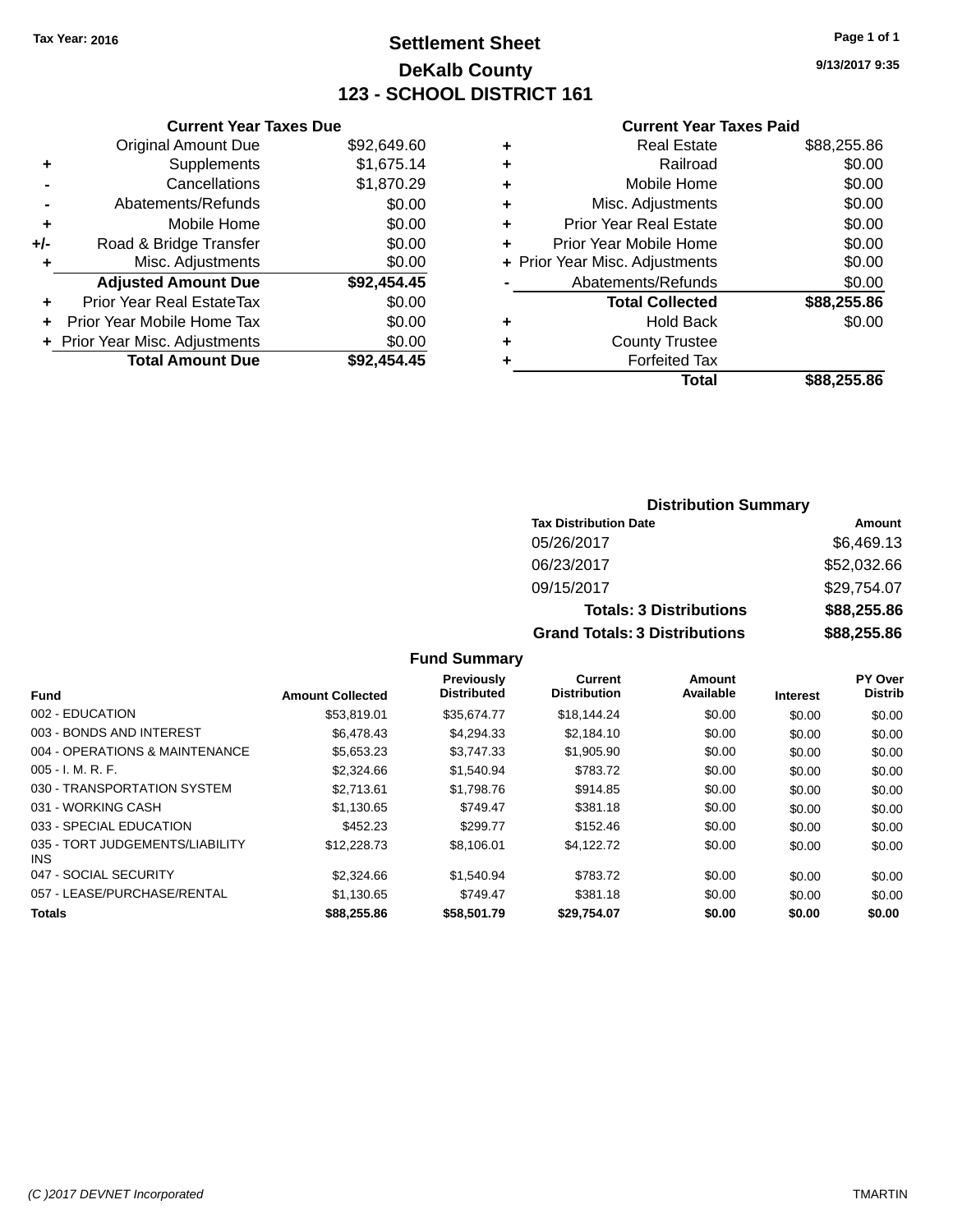Tax Year: 2016

# Settlement Sheet

## DeKalb County

## 123 - SCHOOL DISTRICT 161

9/13/2017 9:35

### Current Year Taxes Due

| | | |
|---|---|---|
| | Original Amount Due | $92,649.60 |
| + | Supplements | $1,675.14 |
| - | Cancellations | $1,870.29 |
| - | Abatements/Refunds | $0.00 |
| + | Mobile Home | $0.00 |
| +/- | Road & Bridge Transfer | $0.00 |
| + | Misc. Adjustments | $0.00 |
| | **Adjusted Amount Due** | **$92,454.45** |
| + | Prior Year Real EstateTax | $0.00 |
| + | Prior Year Mobile Home Tax | $0.00 |
| + | Prior Year Misc. Adjustments | $0.00 |
| | **Total Amount Due** | **$92,454.45** |

### Current Year Taxes Paid

| | | |
|---|---|---|
| + | Real Estate | $88,255.86 |
| + | Railroad | $0.00 |
| + | Mobile Home | $0.00 |
| + | Misc. Adjustments | $0.00 |
| + | Prior Year Real Estate | $0.00 |
| + | Prior Year Mobile Home | $0.00 |
| + | Prior Year Misc. Adjustments | $0.00 |
| - | Abatements/Refunds | $0.00 |
| | **Total Collected** | **$88,255.86** |
| + | Hold Back | $0.00 |
| + | County Trustee | |
| + | Forfeited Tax | |
| | **Total** | **$88,255.86** |

### Distribution Summary

| Tax Distribution Date | Amount |
|---|---|
| 05/26/2017 | $6,469.13 |
| 06/23/2017 | $52,032.66 |
| 09/15/2017 | $29,754.07 |
| **Totals: 3 Distributions** | **$88,255.86** |
| **Grand Totals: 3 Distributions** | **$88,255.86** |

### Fund Summary

| Fund | Amount Collected | Previously Distributed | Current Distribution | Amount Available | Interest | PY Over Distrib |
|---|---|---|---|---|---|---|
| 002 - EDUCATION | $53,819.01 | $35,674.77 | $18,144.24 | $0.00 | $0.00 | $0.00 |
| 003 - BONDS AND INTEREST | $6,478.43 | $4,294.33 | $2,184.10 | $0.00 | $0.00 | $0.00 |
| 004 - OPERATIONS & MAINTENANCE | $5,653.23 | $3,747.33 | $1,905.90 | $0.00 | $0.00 | $0.00 |
| 005 - I. M. R. F. | $2,324.66 | $1,540.94 | $783.72 | $0.00 | $0.00 | $0.00 |
| 030 - TRANSPORTATION SYSTEM | $2,713.61 | $1,798.76 | $914.85 | $0.00 | $0.00 | $0.00 |
| 031 - WORKING CASH | $1,130.65 | $749.47 | $381.18 | $0.00 | $0.00 | $0.00 |
| 033 - SPECIAL EDUCATION | $452.23 | $299.77 | $152.46 | $0.00 | $0.00 | $0.00 |
| 035 - TORT JUDGEMENTS/LIABILITY INS | $12,228.73 | $8,106.01 | $4,122.72 | $0.00 | $0.00 | $0.00 |
| 047 - SOCIAL SECURITY | $2,324.66 | $1,540.94 | $783.72 | $0.00 | $0.00 | $0.00 |
| 057 - LEASE/PURCHASE/RENTAL | $1,130.65 | $749.47 | $381.18 | $0.00 | $0.00 | $0.00 |
| **Totals** | **$88,255.86** | **$58,501.79** | **$29,754.07** | **$0.00** | **$0.00** | **$0.00** |

(C )2017 DEVNET Incorporated TMARTIN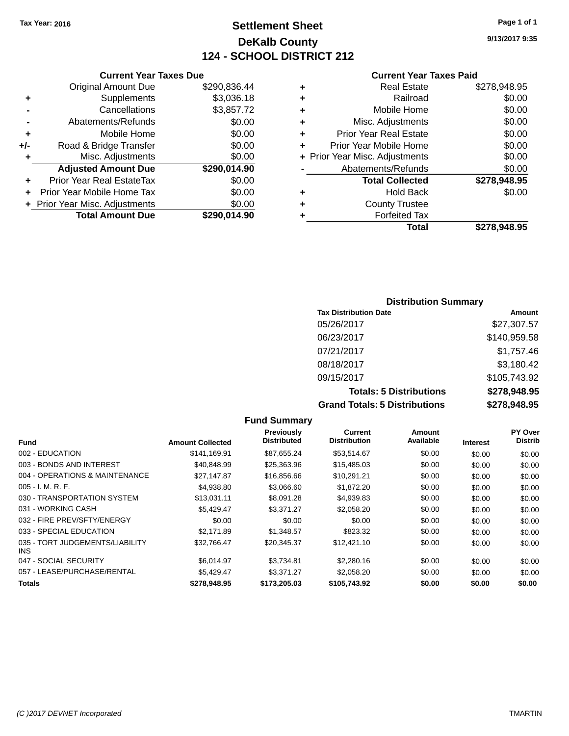Tax Year: 2016

# Settlement Sheet

## DeKalb County

## 124 - SCHOOL DISTRICT 212

9/13/2017 9:35

### Current Year Taxes Due

| | | |
|---|---|---|
| | Original Amount Due | $290,836.44 |
| + | Supplements | $3,036.18 |
| - | Cancellations | $3,857.72 |
| - | Abatements/Refunds | $0.00 |
| + | Mobile Home | $0.00 |
| +/- | Road & Bridge Transfer | $0.00 |
| + | Misc. Adjustments | $0.00 |
| | **Adjusted Amount Due** | **$290,014.90** |
| + | Prior Year Real EstateTax | $0.00 |
| + | Prior Year Mobile Home Tax | $0.00 |
| + | Prior Year Misc. Adjustments | $0.00 |
| | **Total Amount Due** | **$290,014.90** |

### Current Year Taxes Paid

| | | |
|---|---|---|
| + | Real Estate | $278,948.95 |
| + | Railroad | $0.00 |
| + | Mobile Home | $0.00 |
| + | Misc. Adjustments | $0.00 |
| + | Prior Year Real Estate | $0.00 |
| + | Prior Year Mobile Home | $0.00 |
| + | Prior Year Misc. Adjustments | $0.00 |
| - | Abatements/Refunds | $0.00 |
| | **Total Collected** | **$278,948.95** |
| + | Hold Back | $0.00 |
| + | County Trustee | |
| + | Forfeited Tax | |
| | **Total** | **$278,948.95** |

### Distribution Summary

| Tax Distribution Date | Amount |
|---|---|
| 05/26/2017 | $27,307.57 |
| 06/23/2017 | $140,959.58 |
| 07/21/2017 | $1,757.46 |
| 08/18/2017 | $3,180.42 |
| 09/15/2017 | $105,743.92 |
| **Totals: 5 Distributions** | **$278,948.95** |
| **Grand Totals: 5 Distributions** | **$278,948.95** |

### Fund Summary

| Fund | Amount Collected | Previously Distributed | Current Distribution | Amount Available | Interest | PY Over Distrib |
|---|---|---|---|---|---|---|
| 002 - EDUCATION | $141,169.91 | $87,655.24 | $53,514.67 | $0.00 | $0.00 | $0.00 |
| 003 - BONDS AND INTEREST | $40,848.99 | $25,363.96 | $15,485.03 | $0.00 | $0.00 | $0.00 |
| 004 - OPERATIONS & MAINTENANCE | $27,147.87 | $16,856.66 | $10,291.21 | $0.00 | $0.00 | $0.00 |
| 005 - I. M. R. F. | $4,938.80 | $3,066.60 | $1,872.20 | $0.00 | $0.00 | $0.00 |
| 030 - TRANSPORTATION SYSTEM | $13,031.11 | $8,091.28 | $4,939.83 | $0.00 | $0.00 | $0.00 |
| 031 - WORKING CASH | $5,429.47 | $3,371.27 | $2,058.20 | $0.00 | $0.00 | $0.00 |
| 032 - FIRE PREV/SFTY/ENERGY | $0.00 | $0.00 | $0.00 | $0.00 | $0.00 | $0.00 |
| 033 - SPECIAL EDUCATION | $2,171.89 | $1,348.57 | $823.32 | $0.00 | $0.00 | $0.00 |
| 035 - TORT JUDGEMENTS/LIABILITY INS | $32,766.47 | $20,345.37 | $12,421.10 | $0.00 | $0.00 | $0.00 |
| 047 - SOCIAL SECURITY | $6,014.97 | $3,734.81 | $2,280.16 | $0.00 | $0.00 | $0.00 |
| 057 - LEASE/PURCHASE/RENTAL | $5,429.47 | $3,371.27 | $2,058.20 | $0.00 | $0.00 | $0.00 |
| **Totals** | **$278,948.95** | **$173,205.03** | **$105,743.92** | **$0.00** | **$0.00** | **$0.00** |

(C )2017 DEVNET Incorporated TMARTIN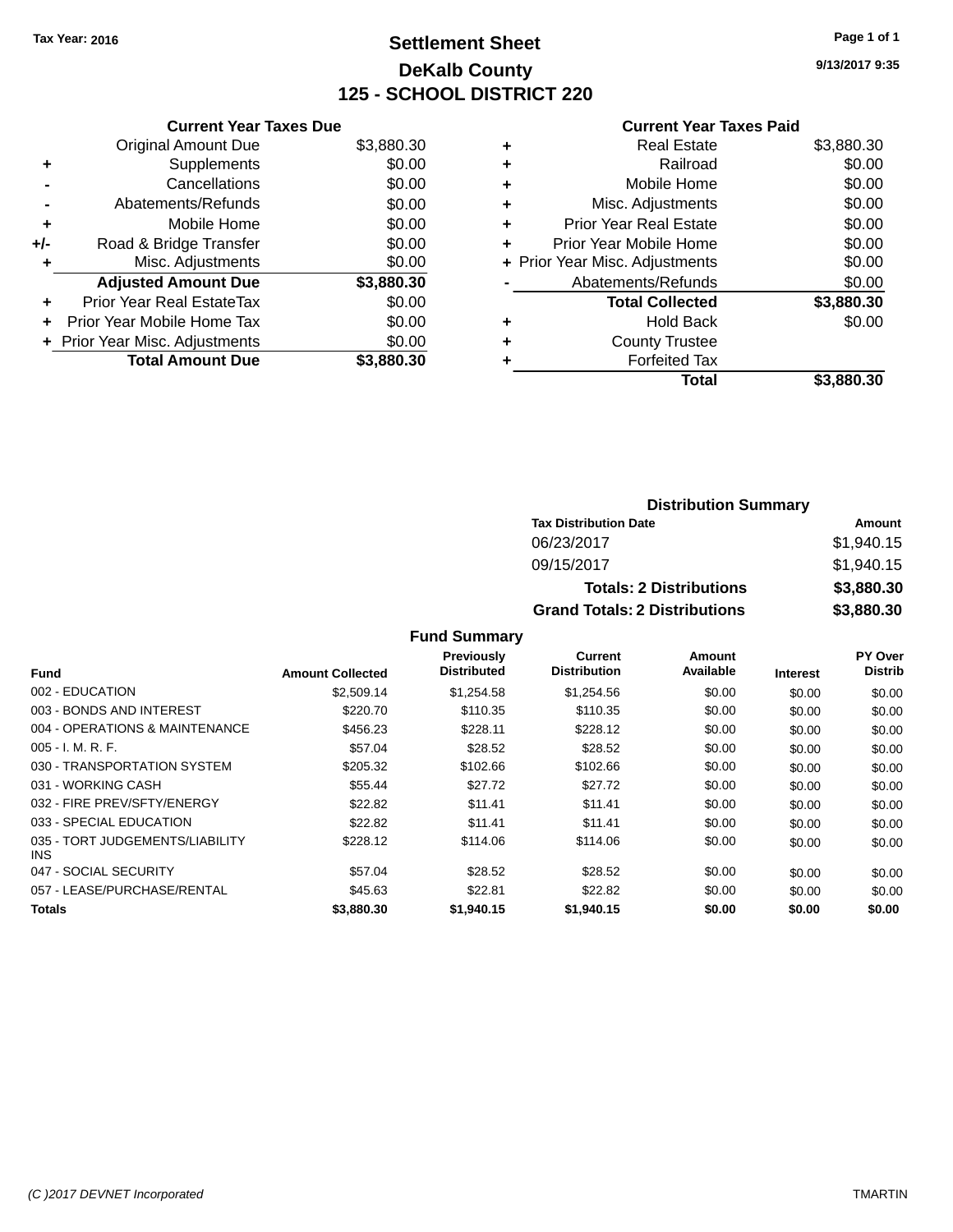Tax Year: 2016

# Settlement Sheet
## DeKalb County
## 125 - SCHOOL DISTRICT 220

9/13/2017 9:35

| | Current Year Taxes Due | |
|---|---|---|
| | Original Amount Due | $3,880.30 |
| + | Supplements | $0.00 |
| - | Cancellations | $0.00 |
| - | Abatements/Refunds | $0.00 |
| + | Mobile Home | $0.00 |
| +/- | Road & Bridge Transfer | $0.00 |
| + | Misc. Adjustments | $0.00 |
| | **Adjusted Amount Due** | **$3,880.30** |
| + | Prior Year Real EstateTax | $0.00 |
| + | Prior Year Mobile Home Tax | $0.00 |
| + | Prior Year Misc. Adjustments | $0.00 |
| | **Total Amount Due** | **$3,880.30** |

| | Current Year Taxes Paid | |
|---|---|---|
| + | Real Estate | $3,880.30 |
| + | Railroad | $0.00 |
| + | Mobile Home | $0.00 |
| + | Misc. Adjustments | $0.00 |
| + | Prior Year Real Estate | $0.00 |
| + | Prior Year Mobile Home | $0.00 |
| + | Prior Year Misc. Adjustments | $0.00 |
| - | Abatements/Refunds | $0.00 |
| | **Total Collected** | **$3,880.30** |
| + | Hold Back | $0.00 |
| + | County Trustee | |
| + | Forfeited Tax | |
| | **Total** | **$3,880.30** |

### Distribution Summary

| Tax Distribution Date | Amount |
|---|---|
| 06/23/2017 | $1,940.15 |
| 09/15/2017 | $1,940.15 |
| **Totals: 2 Distributions** | **$3,880.30** |
| **Grand Totals: 2 Distributions** | **$3,880.30** |

### Fund Summary

| Fund | Amount Collected | Previously Distributed | Current Distribution | Amount Available | Interest | PY Over Distrib |
|---|---|---|---|---|---|---|
| 002 - EDUCATION | $2,509.14 | $1,254.58 | $1,254.56 | $0.00 | $0.00 | $0.00 |
| 003 - BONDS AND INTEREST | $220.70 | $110.35 | $110.35 | $0.00 | $0.00 | $0.00 |
| 004 - OPERATIONS & MAINTENANCE | $456.23 | $228.11 | $228.12 | $0.00 | $0.00 | $0.00 |
| 005 - I. M. R. F. | $57.04 | $28.52 | $28.52 | $0.00 | $0.00 | $0.00 |
| 030 - TRANSPORTATION SYSTEM | $205.32 | $102.66 | $102.66 | $0.00 | $0.00 | $0.00 |
| 031 - WORKING CASH | $55.44 | $27.72 | $27.72 | $0.00 | $0.00 | $0.00 |
| 032 - FIRE PREV/SFTY/ENERGY | $22.82 | $11.41 | $11.41 | $0.00 | $0.00 | $0.00 |
| 033 - SPECIAL EDUCATION | $22.82 | $11.41 | $11.41 | $0.00 | $0.00 | $0.00 |
| 035 - TORT JUDGEMENTS/LIABILITY INS | $228.12 | $114.06 | $114.06 | $0.00 | $0.00 | $0.00 |
| 047 - SOCIAL SECURITY | $57.04 | $28.52 | $28.52 | $0.00 | $0.00 | $0.00 |
| 057 - LEASE/PURCHASE/RENTAL | $45.63 | $22.81 | $22.82 | $0.00 | $0.00 | $0.00 |
| **Totals** | **$3,880.30** | **$1,940.15** | **$1,940.15** | **$0.00** | **$0.00** | **$0.00** |

(C )2017 DEVNET Incorporated TMARTIN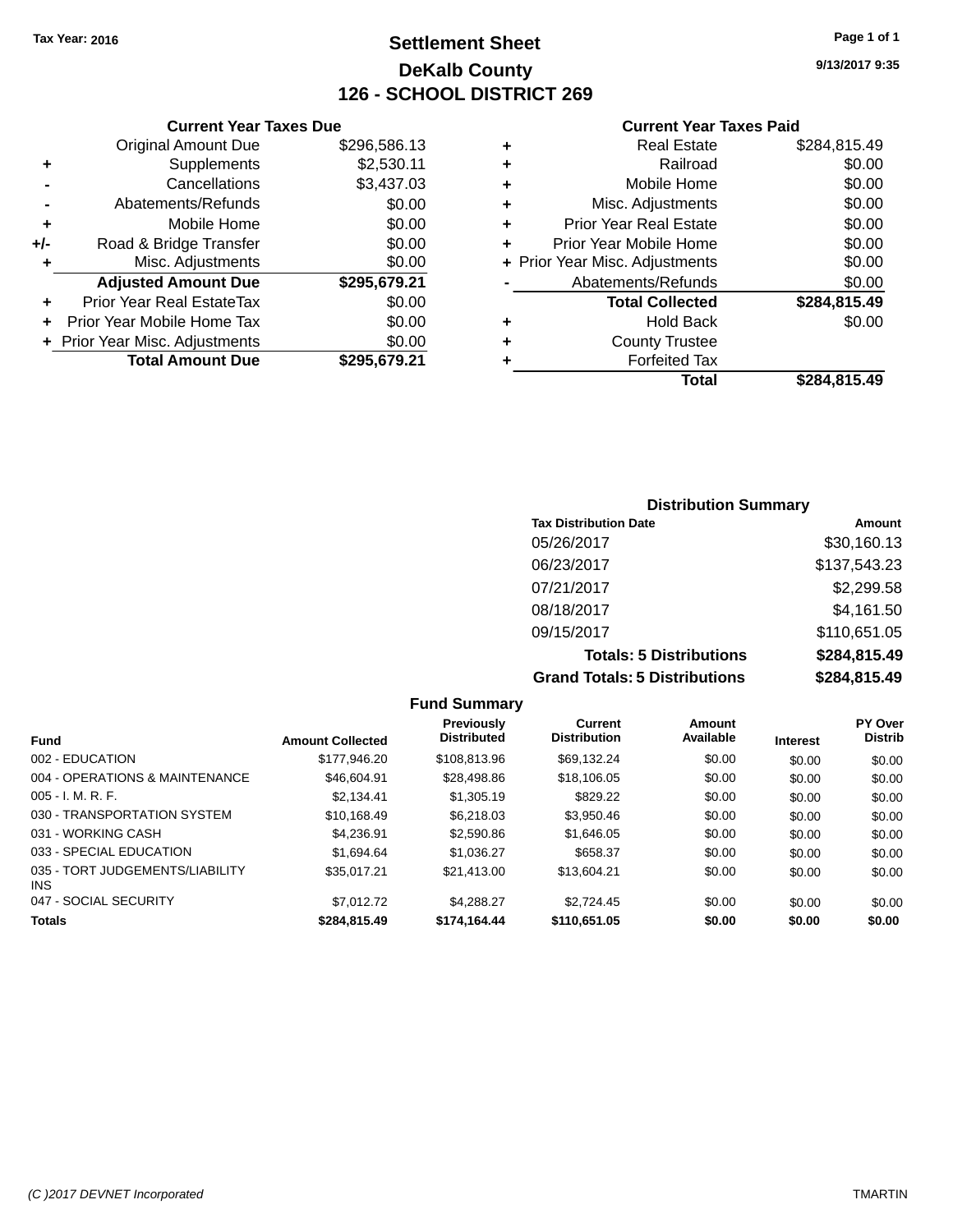Tax Year: 2016

# Settlement Sheet

## DeKalb County

## 126 - SCHOOL DISTRICT 269

9/13/2017 9:35

### Current Year Taxes Due

| | | |
|---|---|---|
| | Original Amount Due | $296,586.13 |
| + | Supplements | $2,530.11 |
| - | Cancellations | $3,437.03 |
| - | Abatements/Refunds | $0.00 |
| + | Mobile Home | $0.00 |
| +/- | Road & Bridge Transfer | $0.00 |
| + | Misc. Adjustments | $0.00 |
| | **Adjusted Amount Due** | **$295,679.21** |
| + | Prior Year Real EstateTax | $0.00 |
| + | Prior Year Mobile Home Tax | $0.00 |
| + | Prior Year Misc. Adjustments | $0.00 |
| | **Total Amount Due** | **$295,679.21** |

### Current Year Taxes Paid

| | | |
|---|---|---|
| + | Real Estate | $284,815.49 |
| + | Railroad | $0.00 |
| + | Mobile Home | $0.00 |
| + | Misc. Adjustments | $0.00 |
| + | Prior Year Real Estate | $0.00 |
| + | Prior Year Mobile Home | $0.00 |
| + | Prior Year Misc. Adjustments | $0.00 |
| - | Abatements/Refunds | $0.00 |
| | **Total Collected** | **$284,815.49** |
| + | Hold Back | $0.00 |
| + | County Trustee | |
| + | Forfeited Tax | |
| | **Total** | **$284,815.49** |

### Distribution Summary

| Tax Distribution Date | Amount |
|---|---|
| 05/26/2017 | $30,160.13 |
| 06/23/2017 | $137,543.23 |
| 07/21/2017 | $2,299.58 |
| 08/18/2017 | $4,161.50 |
| 09/15/2017 | $110,651.05 |
| **Totals: 5 Distributions** | **$284,815.49** |
| **Grand Totals: 5 Distributions** | **$284,815.49** |

### Fund Summary

| Fund | Amount Collected | Previously Distributed | Current Distribution | Amount Available | Interest | PY Over Distrib |
|---|---|---|---|---|---|---|
| 002 - EDUCATION | $177,946.20 | $108,813.96 | $69,132.24 | $0.00 | $0.00 | $0.00 |
| 004 - OPERATIONS & MAINTENANCE | $46,604.91 | $28,498.86 | $18,106.05 | $0.00 | $0.00 | $0.00 |
| 005 - I. M. R. F. | $2,134.41 | $1,305.19 | $829.22 | $0.00 | $0.00 | $0.00 |
| 030 - TRANSPORTATION SYSTEM | $10,168.49 | $6,218.03 | $3,950.46 | $0.00 | $0.00 | $0.00 |
| 031 - WORKING CASH | $4,236.91 | $2,590.86 | $1,646.05 | $0.00 | $0.00 | $0.00 |
| 033 - SPECIAL EDUCATION | $1,694.64 | $1,036.27 | $658.37 | $0.00 | $0.00 | $0.00 |
| 035 - TORT JUDGEMENTS/LIABILITY INS | $35,017.21 | $21,413.00 | $13,604.21 | $0.00 | $0.00 | $0.00 |
| 047 - SOCIAL SECURITY | $7,012.72 | $4,288.27 | $2,724.45 | $0.00 | $0.00 | $0.00 |
| **Totals** | **$284,815.49** | **$174,164.44** | **$110,651.05** | **$0.00** | **$0.00** | **$0.00** |

(C )2017 DEVNET Incorporated TMARTIN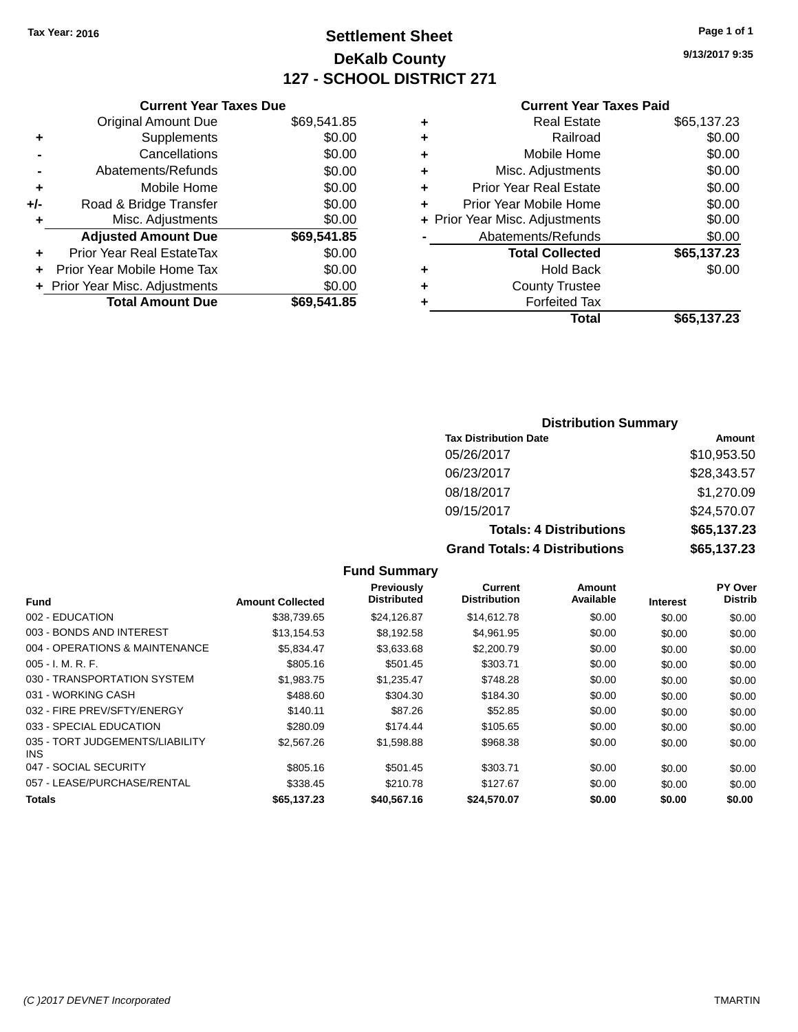Tax Year: 2016

# Settlement Sheet

## DeKalb County

## 127 - SCHOOL DISTRICT 271

9/13/2017 9:35

### Current Year Taxes Due

| | | |
|---|---|---|
| | Original Amount Due | $69,541.85 |
| + | Supplements | $0.00 |
| - | Cancellations | $0.00 |
| - | Abatements/Refunds | $0.00 |
| + | Mobile Home | $0.00 |
| +/- | Road & Bridge Transfer | $0.00 |
| + | Misc. Adjustments | $0.00 |
| | **Adjusted Amount Due** | **$69,541.85** |
| + | Prior Year Real EstateTax | $0.00 |
| + | Prior Year Mobile Home Tax | $0.00 |
| + | Prior Year Misc. Adjustments | $0.00 |
| | **Total Amount Due** | **$69,541.85** |

### Current Year Taxes Paid

| | | |
|---|---|---|
| + | Real Estate | $65,137.23 |
| + | Railroad | $0.00 |
| + | Mobile Home | $0.00 |
| + | Misc. Adjustments | $0.00 |
| + | Prior Year Real Estate | $0.00 |
| + | Prior Year Mobile Home | $0.00 |
| + | Prior Year Misc. Adjustments | $0.00 |
| - | Abatements/Refunds | $0.00 |
| | **Total Collected** | **$65,137.23** |
| + | Hold Back | $0.00 |
| + | County Trustee | |
| + | Forfeited Tax | |
| | **Total** | **$65,137.23** |

### Distribution Summary

| Tax Distribution Date | Amount |
|---|---|
| 05/26/2017 | $10,953.50 |
| 06/23/2017 | $28,343.57 |
| 08/18/2017 | $1,270.09 |
| 09/15/2017 | $24,570.07 |
| **Totals: 4 Distributions** | **$65,137.23** |
| **Grand Totals: 4 Distributions** | **$65,137.23** |

### Fund Summary

| Fund | Amount Collected | Previously Distributed | Current Distribution | Amount Available | Interest | PY Over Distrib |
|---|---|---|---|---|---|---|
| 002 - EDUCATION | $38,739.65 | $24,126.87 | $14,612.78 | $0.00 | $0.00 | $0.00 |
| 003 - BONDS AND INTEREST | $13,154.53 | $8,192.58 | $4,961.95 | $0.00 | $0.00 | $0.00 |
| 004 - OPERATIONS & MAINTENANCE | $5,834.47 | $3,633.68 | $2,200.79 | $0.00 | $0.00 | $0.00 |
| 005 - I. M. R. F. | $805.16 | $501.45 | $303.71 | $0.00 | $0.00 | $0.00 |
| 030 - TRANSPORTATION SYSTEM | $1,983.75 | $1,235.47 | $748.28 | $0.00 | $0.00 | $0.00 |
| 031 - WORKING CASH | $488.60 | $304.30 | $184.30 | $0.00 | $0.00 | $0.00 |
| 032 - FIRE PREV/SFTY/ENERGY | $140.11 | $87.26 | $52.85 | $0.00 | $0.00 | $0.00 |
| 033 - SPECIAL EDUCATION | $280.09 | $174.44 | $105.65 | $0.00 | $0.00 | $0.00 |
| 035 - TORT JUDGEMENTS/LIABILITY INS | $2,567.26 | $1,598.88 | $968.38 | $0.00 | $0.00 | $0.00 |
| 047 - SOCIAL SECURITY | $805.16 | $501.45 | $303.71 | $0.00 | $0.00 | $0.00 |
| 057 - LEASE/PURCHASE/RENTAL | $338.45 | $210.78 | $127.67 | $0.00 | $0.00 | $0.00 |
| **Totals** | **$65,137.23** | **$40,567.16** | **$24,570.07** | **$0.00** | **$0.00** | **$0.00** |

(C )2017 DEVNET Incorporated TMARTIN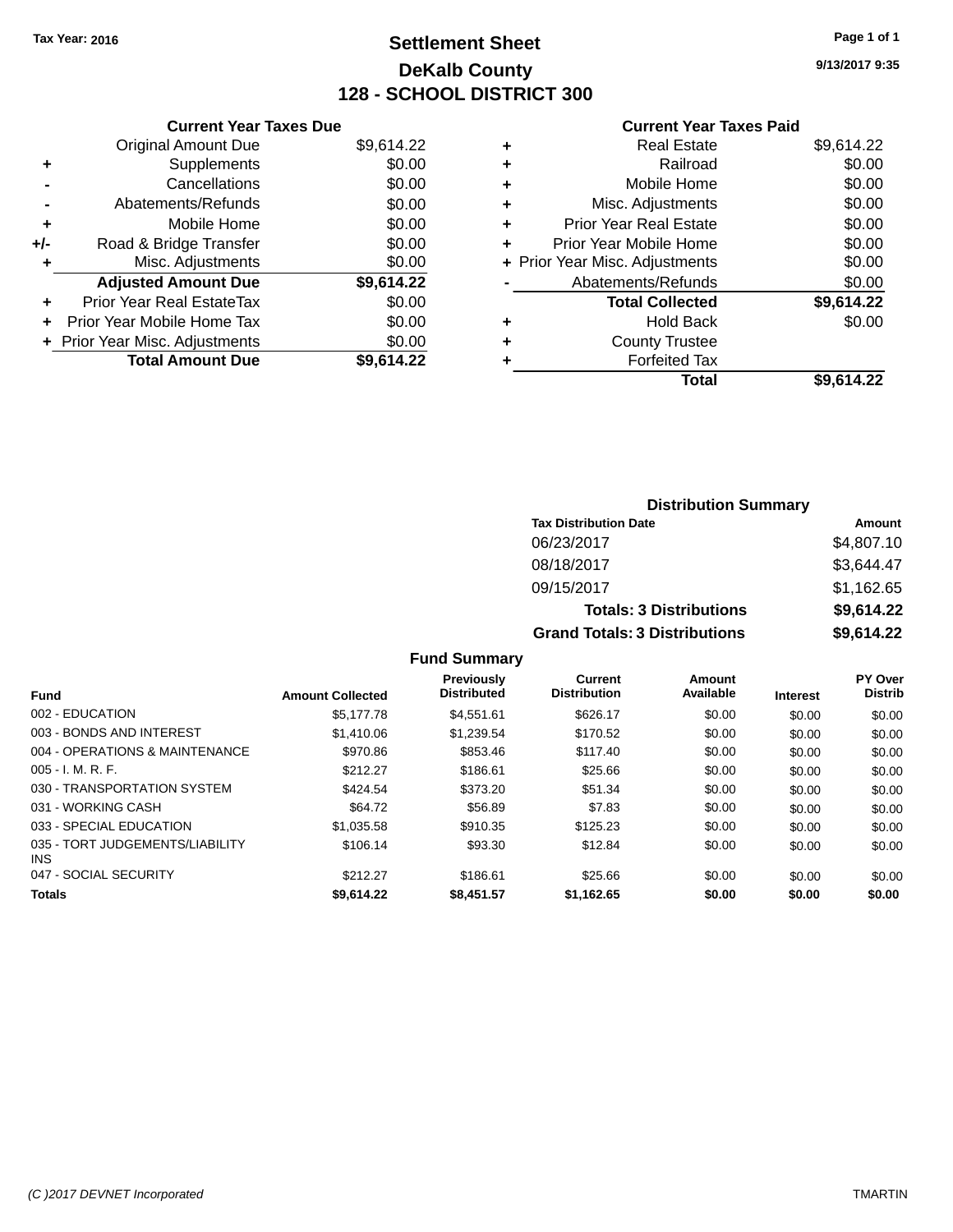Tax Year: 2016

# Settlement Sheet
## DeKalb County
## 128 - SCHOOL DISTRICT 300

9/13/2017 9:35

### Current Year Taxes Due

| | | |
|---|---|---|
| | Original Amount Due | $9,614.22 |
| + | Supplements | $0.00 |
| - | Cancellations | $0.00 |
| - | Abatements/Refunds | $0.00 |
| + | Mobile Home | $0.00 |
| +/- | Road & Bridge Transfer | $0.00 |
| + | Misc. Adjustments | $0.00 |
| | **Adjusted Amount Due** | **$9,614.22** |
| + | Prior Year Real EstateTax | $0.00 |
| + | Prior Year Mobile Home Tax | $0.00 |
| + | Prior Year Misc. Adjustments | $0.00 |
| | **Total Amount Due** | **$9,614.22** |

### Current Year Taxes Paid

| | | |
|---|---|---|
| + | Real Estate | $9,614.22 |
| + | Railroad | $0.00 |
| + | Mobile Home | $0.00 |
| + | Misc. Adjustments | $0.00 |
| + | Prior Year Real Estate | $0.00 |
| + | Prior Year Mobile Home | $0.00 |
| + | Prior Year Misc. Adjustments | $0.00 |
| - | Abatements/Refunds | $0.00 |
| | **Total Collected** | **$9,614.22** |
| + | Hold Back | $0.00 |
| + | County Trustee | |
| + | Forfeited Tax | |
| | **Total** | **$9,614.22** |

### Distribution Summary

| Tax Distribution Date | Amount |
|---|---|
| 06/23/2017 | $4,807.10 |
| 08/18/2017 | $3,644.47 |
| 09/15/2017 | $1,162.65 |
| **Totals: 3 Distributions** | **$9,614.22** |
| **Grand Totals: 3 Distributions** | **$9,614.22** |

### Fund Summary

| Fund | Amount Collected | Previously Distributed | Current Distribution | Amount Available | Interest | PY Over Distrib |
|---|---|---|---|---|---|---|
| 002 - EDUCATION | $5,177.78 | $4,551.61 | $626.17 | $0.00 | $0.00 | $0.00 |
| 003 - BONDS AND INTEREST | $1,410.06 | $1,239.54 | $170.52 | $0.00 | $0.00 | $0.00 |
| 004 - OPERATIONS & MAINTENANCE | $970.86 | $853.46 | $117.40 | $0.00 | $0.00 | $0.00 |
| 005 - I. M. R. F. | $212.27 | $186.61 | $25.66 | $0.00 | $0.00 | $0.00 |
| 030 - TRANSPORTATION SYSTEM | $424.54 | $373.20 | $51.34 | $0.00 | $0.00 | $0.00 |
| 031 - WORKING CASH | $64.72 | $56.89 | $7.83 | $0.00 | $0.00 | $0.00 |
| 033 - SPECIAL EDUCATION | $1,035.58 | $910.35 | $125.23 | $0.00 | $0.00 | $0.00 |
| 035 - TORT JUDGEMENTS/LIABILITY INS | $106.14 | $93.30 | $12.84 | $0.00 | $0.00 | $0.00 |
| 047 - SOCIAL SECURITY | $212.27 | $186.61 | $25.66 | $0.00 | $0.00 | $0.00 |
| **Totals** | **$9,614.22** | **$8,451.57** | **$1,162.65** | **$0.00** | **$0.00** | **$0.00** |

(C )2017 DEVNET Incorporated TMARTIN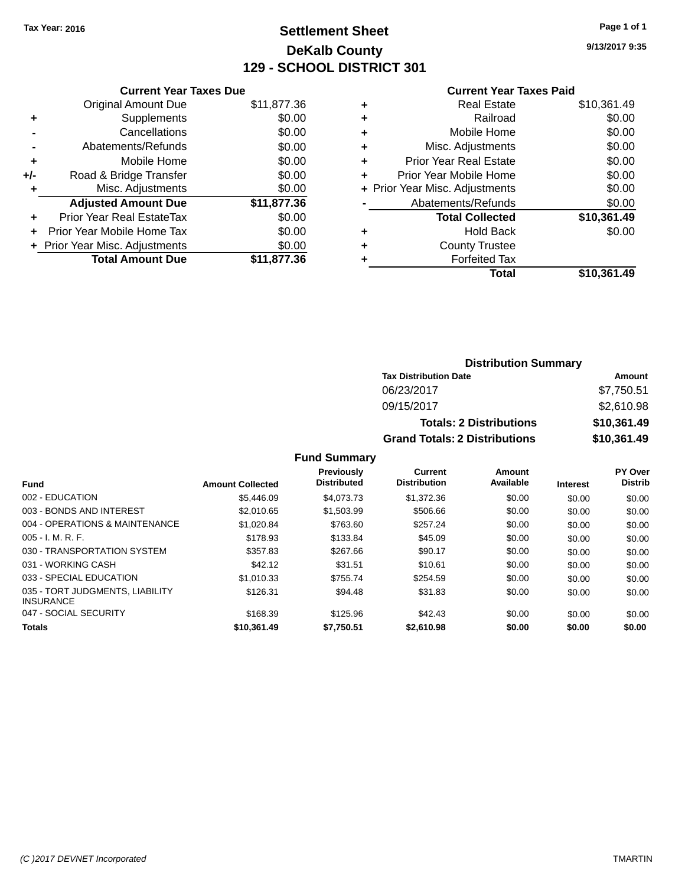Tax Year: 2016

# Settlement Sheet

## DeKalb County

## 129 - SCHOOL DISTRICT 301

9/13/2017 9:35

### Current Year Taxes Due

| | | |
|---|---|---|
| | Original Amount Due | $11,877.36 |
| + | Supplements | $0.00 |
| - | Cancellations | $0.00 |
| - | Abatements/Refunds | $0.00 |
| + | Mobile Home | $0.00 |
| +/- | Road & Bridge Transfer | $0.00 |
| + | Misc. Adjustments | $0.00 |
| | **Adjusted Amount Due** | **$11,877.36** |
| + | Prior Year Real EstateTax | $0.00 |
| + | Prior Year Mobile Home Tax | $0.00 |
| + | Prior Year Misc. Adjustments | $0.00 |
| | **Total Amount Due** | **$11,877.36** |

### Current Year Taxes Paid

| | | |
|---|---|---|
| + | Real Estate | $10,361.49 |
| + | Railroad | $0.00 |
| + | Mobile Home | $0.00 |
| + | Misc. Adjustments | $0.00 |
| + | Prior Year Real Estate | $0.00 |
| + | Prior Year Mobile Home | $0.00 |
| + | Prior Year Misc. Adjustments | $0.00 |
| - | Abatements/Refunds | $0.00 |
| | **Total Collected** | **$10,361.49** |
| + | Hold Back | $0.00 |
| + | County Trustee | |
| + | Forfeited Tax | |
| | **Total** | **$10,361.49** |

### Distribution Summary

| Tax Distribution Date | Amount |
|---|---|
| 06/23/2017 | $7,750.51 |
| 09/15/2017 | $2,610.98 |
| **Totals: 2 Distributions** | **$10,361.49** |
| **Grand Totals: 2 Distributions** | **$10,361.49** |

### Fund Summary

| Fund | Amount Collected | Previously Distributed | Current Distribution | Amount Available | Interest | PY Over Distrib |
|---|---|---|---|---|---|---|
| 002 - EDUCATION | $5,446.09 | $4,073.73 | $1,372.36 | $0.00 | $0.00 | $0.00 |
| 003 - BONDS AND INTEREST | $2,010.65 | $1,503.99 | $506.66 | $0.00 | $0.00 | $0.00 |
| 004 - OPERATIONS & MAINTENANCE | $1,020.84 | $763.60 | $257.24 | $0.00 | $0.00 | $0.00 |
| 005 - I. M. R. F. | $178.93 | $133.84 | $45.09 | $0.00 | $0.00 | $0.00 |
| 030 - TRANSPORTATION SYSTEM | $357.83 | $267.66 | $90.17 | $0.00 | $0.00 | $0.00 |
| 031 - WORKING CASH | $42.12 | $31.51 | $10.61 | $0.00 | $0.00 | $0.00 |
| 033 - SPECIAL EDUCATION | $1,010.33 | $755.74 | $254.59 | $0.00 | $0.00 | $0.00 |
| 035 - TORT JUDGMENTS, LIABILITY INSURANCE | $126.31 | $94.48 | $31.83 | $0.00 | $0.00 | $0.00 |
| 047 - SOCIAL SECURITY | $168.39 | $125.96 | $42.43 | $0.00 | $0.00 | $0.00 |
| **Totals** | **$10,361.49** | **$7,750.51** | **$2,610.98** | **$0.00** | **$0.00** | **$0.00** |

(C )2017 DEVNET Incorporated TMARTIN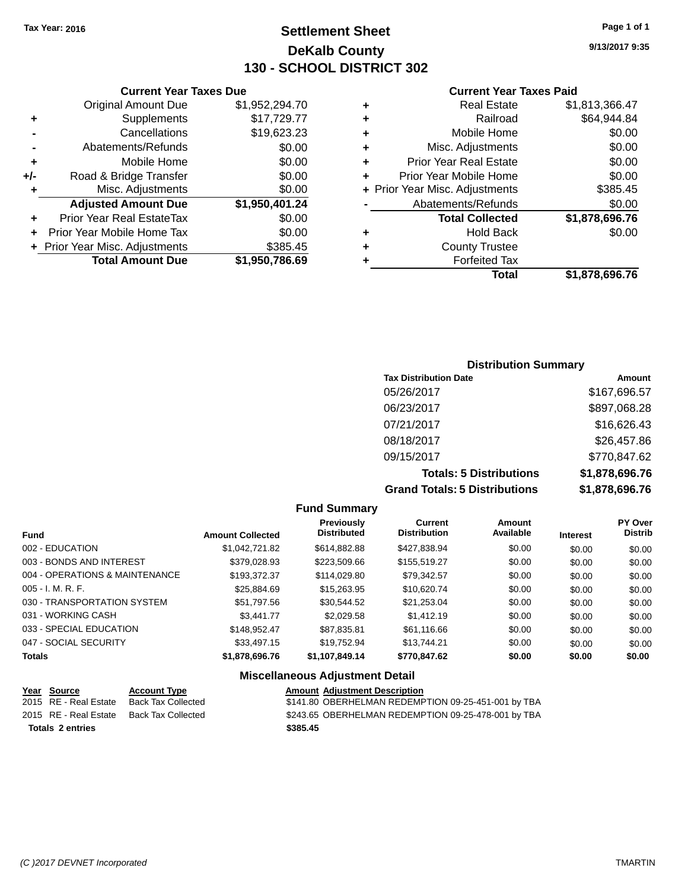Tax Year: 2016

# Settlement Sheet

## DeKalb County

## 130 - SCHOOL DISTRICT 302

9/13/2017 9:35

### Current Year Taxes Due

| | | |
|---|---|---|
| | Original Amount Due | $1,952,294.70 |
| + | Supplements | $17,729.77 |
| - | Cancellations | $19,623.23 |
| - | Abatements/Refunds | $0.00 |
| + | Mobile Home | $0.00 |
| +/- | Road & Bridge Transfer | $0.00 |
| + | Misc. Adjustments | $0.00 |
| | **Adjusted Amount Due** | **$1,950,401.24** |
| + | Prior Year Real EstateTax | $0.00 |
| + | Prior Year Mobile Home Tax | $0.00 |
| + | Prior Year Misc. Adjustments | $385.45 |
| | **Total Amount Due** | **$1,950,786.69** |

### Current Year Taxes Paid

| | | |
|---|---|---|
| + | Real Estate | $1,813,366.47 |
| + | Railroad | $64,944.84 |
| + | Mobile Home | $0.00 |
| + | Misc. Adjustments | $0.00 |
| + | Prior Year Real Estate | $0.00 |
| + | Prior Year Mobile Home | $0.00 |
| + | Prior Year Misc. Adjustments | $385.45 |
| - | Abatements/Refunds | $0.00 |
| | **Total Collected** | **$1,878,696.76** |
| + | Hold Back | $0.00 |
| + | County Trustee | |
| + | Forfeited Tax | |
| | **Total** | **$1,878,696.76** |

### Distribution Summary

| Tax Distribution Date | Amount |
|---|---|
| 05/26/2017 | $167,696.57 |
| 06/23/2017 | $897,068.28 |
| 07/21/2017 | $16,626.43 |
| 08/18/2017 | $26,457.86 |
| 09/15/2017 | $770,847.62 |
| **Totals: 5 Distributions** | **$1,878,696.76** |
| **Grand Totals: 5 Distributions** | **$1,878,696.76** |

### Fund Summary

| Fund | Amount Collected | Previously Distributed | Current Distribution | Amount Available | Interest | PY Over Distrib |
|---|---|---|---|---|---|---|
| 002 - EDUCATION | $1,042,721.82 | $614,882.88 | $427,838.94 | $0.00 | $0.00 | $0.00 |
| 003 - BONDS AND INTEREST | $379,028.93 | $223,509.66 | $155,519.27 | $0.00 | $0.00 | $0.00 |
| 004 - OPERATIONS & MAINTENANCE | $193,372.37 | $114,029.80 | $79,342.57 | $0.00 | $0.00 | $0.00 |
| 005 - I. M. R. F. | $25,884.69 | $15,263.95 | $10,620.74 | $0.00 | $0.00 | $0.00 |
| 030 - TRANSPORTATION SYSTEM | $51,797.56 | $30,544.52 | $21,253.04 | $0.00 | $0.00 | $0.00 |
| 031 - WORKING CASH | $3,441.77 | $2,029.58 | $1,412.19 | $0.00 | $0.00 | $0.00 |
| 033 - SPECIAL EDUCATION | $148,952.47 | $87,835.81 | $61,116.66 | $0.00 | $0.00 | $0.00 |
| 047 - SOCIAL SECURITY | $33,497.15 | $19,752.94 | $13,744.21 | $0.00 | $0.00 | $0.00 |
| **Totals** | **$1,878,696.76** | **$1,107,849.14** | **$770,847.62** | **$0.00** | **$0.00** | **$0.00** |

### Miscellaneous Adjustment Detail

| Year | Source | Account Type | Amount | Adjustment Description |
|---|---|---|---|---|
| 2015 | RE - Real Estate | Back Tax Collected | $141.80 | OBERHELMAN REDEMPTION 09-25-451-001 by TBA |
| 2015 | RE - Real Estate | Back Tax Collected | $243.65 | OBERHELMAN REDEMPTION 09-25-478-001 by TBA |
| **Totals 2 entries** | | | **$385.45** | |

(C )2017 DEVNET Incorporated TMARTIN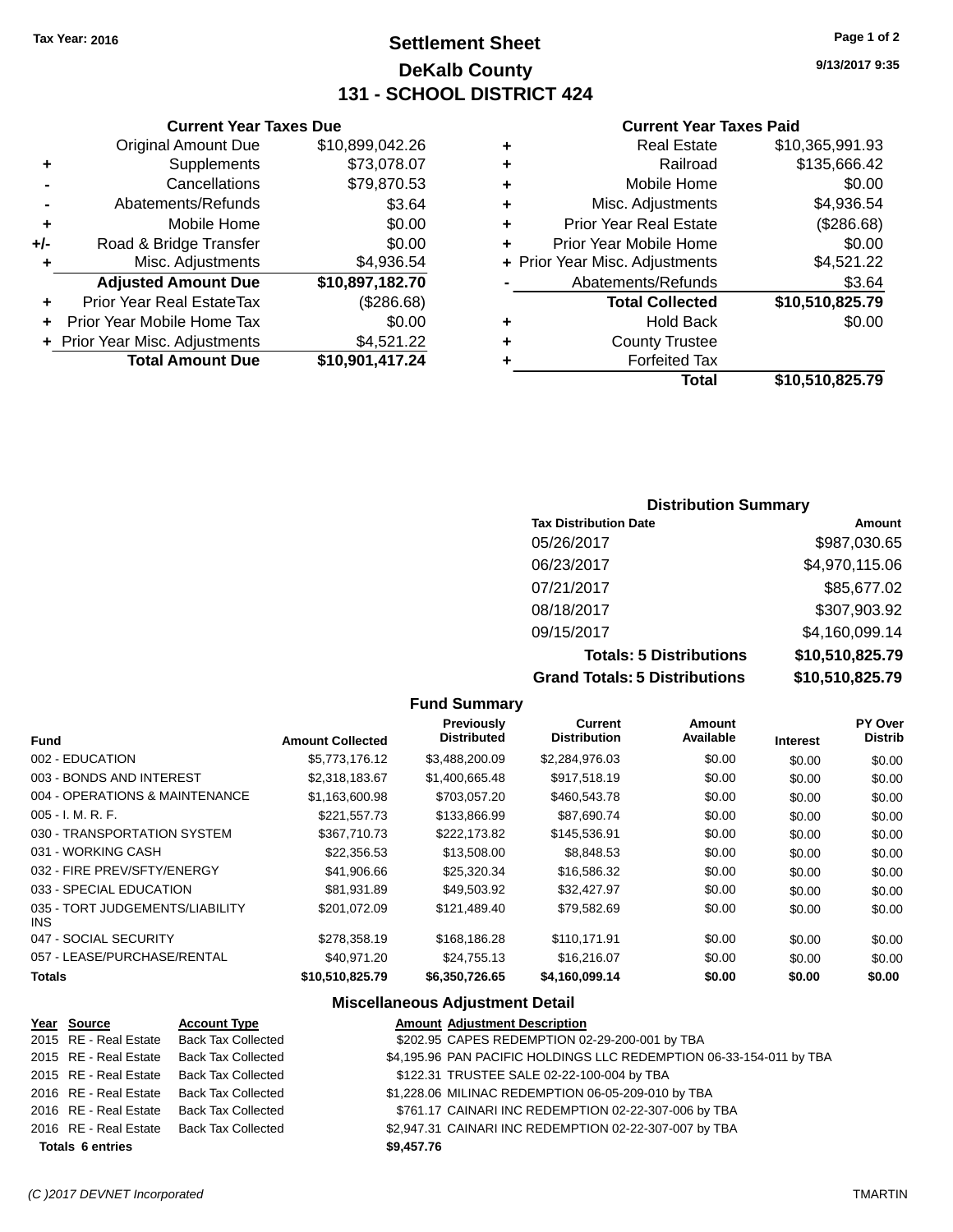Tax Year: 2016

# Settlement Sheet
## DeKalb County
## 131 - SCHOOL DISTRICT 424

9/13/2017 9:35

### Current Year Taxes Due

| | | |
|---|---|---|
| | Original Amount Due | $10,899,042.26 |
| + | Supplements | $73,078.07 |
| - | Cancellations | $79,870.53 |
| - | Abatements/Refunds | $3.64 |
| + | Mobile Home | $0.00 |
| +/- | Road & Bridge Transfer | $0.00 |
| + | Misc. Adjustments | $4,936.54 |
| | **Adjusted Amount Due** | **$10,897,182.70** |
| + | Prior Year Real EstateTax | ($286.68) |
| + | Prior Year Mobile Home Tax | $0.00 |
| + | Prior Year Misc. Adjustments | $4,521.22 |
| | **Total Amount Due** | **$10,901,417.24** |

### Current Year Taxes Paid

| | | |
|---|---|---|
| + | Real Estate | $10,365,991.93 |
| + | Railroad | $135,666.42 |
| + | Mobile Home | $0.00 |
| + | Misc. Adjustments | $4,936.54 |
| + | Prior Year Real Estate | ($286.68) |
| + | Prior Year Mobile Home | $0.00 |
| + | Prior Year Misc. Adjustments | $4,521.22 |
| - | Abatements/Refunds | $3.64 |
| | **Total Collected** | **$10,510,825.79** |
| + | Hold Back | $0.00 |
| + | County Trustee | |
| + | Forfeited Tax | |
| | **Total** | **$10,510,825.79** |

### Distribution Summary

| Tax Distribution Date | Amount |
|---|---|
| 05/26/2017 | $987,030.65 |
| 06/23/2017 | $4,970,115.06 |
| 07/21/2017 | $85,677.02 |
| 08/18/2017 | $307,903.92 |
| 09/15/2017 | $4,160,099.14 |
| **Totals: 5 Distributions** | **$10,510,825.79** |
| **Grand Totals: 5 Distributions** | **$10,510,825.79** |

### Fund Summary

| Fund | Amount Collected | Previously Distributed | Current Distribution | Amount Available | Interest | PY Over Distrib |
|---|---|---|---|---|---|---|
| 002 - EDUCATION | $5,773,176.12 | $3,488,200.09 | $2,284,976.03 | $0.00 | $0.00 | $0.00 |
| 003 - BONDS AND INTEREST | $2,318,183.67 | $1,400,665.48 | $917,518.19 | $0.00 | $0.00 | $0.00 |
| 004 - OPERATIONS & MAINTENANCE | $1,163,600.98 | $703,057.20 | $460,543.78 | $0.00 | $0.00 | $0.00 |
| 005 - I. M. R. F. | $221,557.73 | $133,866.99 | $87,690.74 | $0.00 | $0.00 | $0.00 |
| 030 - TRANSPORTATION SYSTEM | $367,710.73 | $222,173.82 | $145,536.91 | $0.00 | $0.00 | $0.00 |
| 031 - WORKING CASH | $22,356.53 | $13,508.00 | $8,848.53 | $0.00 | $0.00 | $0.00 |
| 032 - FIRE PREV/SFTY/ENERGY | $41,906.66 | $25,320.34 | $16,586.32 | $0.00 | $0.00 | $0.00 |
| 033 - SPECIAL EDUCATION | $81,931.89 | $49,503.92 | $32,427.97 | $0.00 | $0.00 | $0.00 |
| 035 - TORT JUDGEMENTS/LIABILITY INS | $201,072.09 | $121,489.40 | $79,582.69 | $0.00 | $0.00 | $0.00 |
| 047 - SOCIAL SECURITY | $278,358.19 | $168,186.28 | $110,171.91 | $0.00 | $0.00 | $0.00 |
| 057 - LEASE/PURCHASE/RENTAL | $40,971.20 | $24,755.13 | $16,216.07 | $0.00 | $0.00 | $0.00 |
| **Totals** | **$10,510,825.79** | **$6,350,726.65** | **$4,160,099.14** | **$0.00** | **$0.00** | **$0.00** |

### Miscellaneous Adjustment Detail

| Year | Source | Account Type | Amount | Adjustment Description |
|---|---|---|---|---|
| 2015 | RE - Real Estate | Back Tax Collected | $202.95 | CAPES REDEMPTION 02-29-200-001 by TBA |
| 2015 | RE - Real Estate | Back Tax Collected | $4,195.96 | PAN PACIFIC HOLDINGS LLC REDEMPTION 06-33-154-011 by TBA |
| 2015 | RE - Real Estate | Back Tax Collected | $122.31 | TRUSTEE SALE 02-22-100-004 by TBA |
| 2016 | RE - Real Estate | Back Tax Collected | $1,228.06 | MILINAC REDEMPTION 06-05-209-010 by TBA |
| 2016 | RE - Real Estate | Back Tax Collected | $761.17 | CAINARI INC REDEMPTION 02-22-307-006 by TBA |
| 2016 | RE - Real Estate | Back Tax Collected | $2,947.31 | CAINARI INC REDEMPTION 02-22-307-007 by TBA |
| **Totals 6 entries** | | | **$9,457.76** | |

(C )2017 DEVNET Incorporated TMARTIN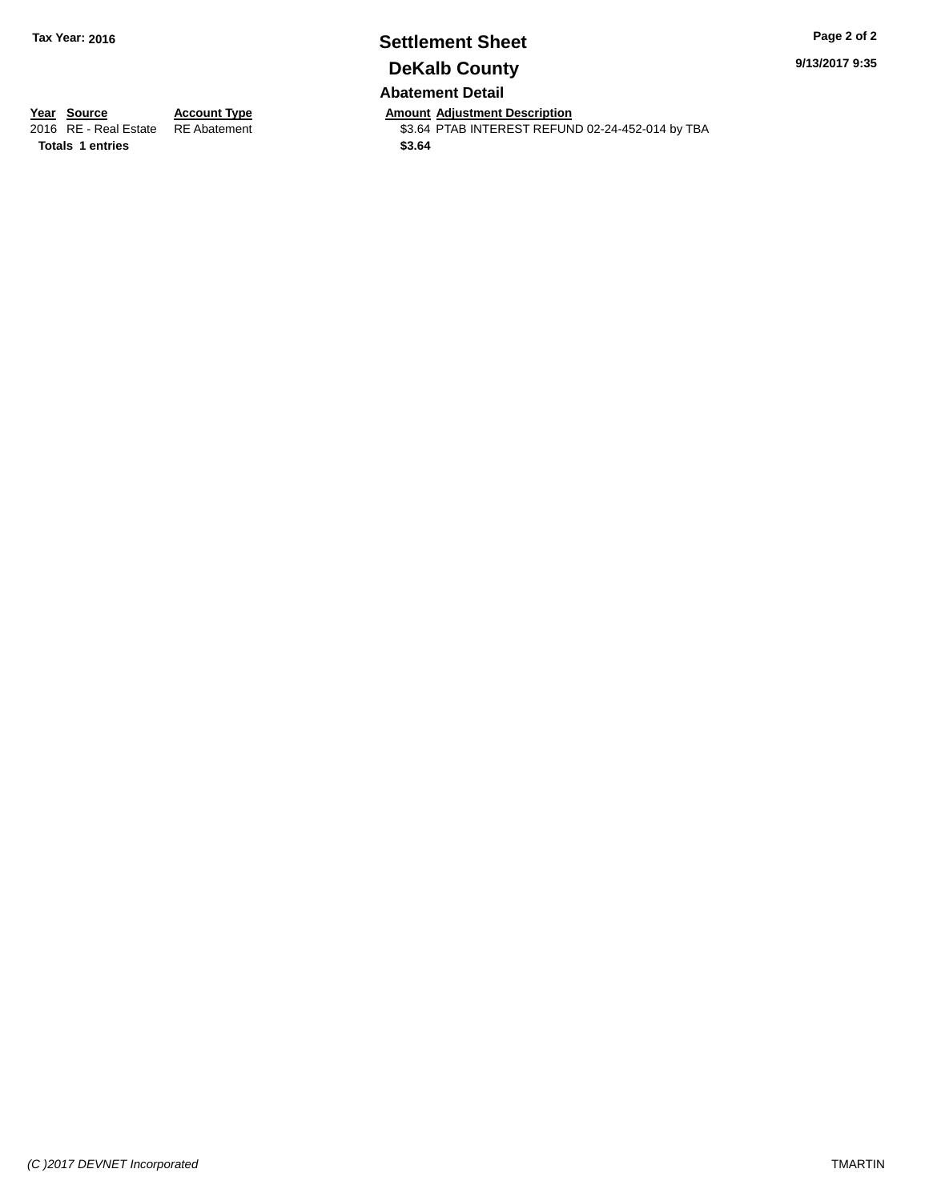# Settlement Sheet

## DeKalb County

Tax Year: 2016

9/13/2017 9:35

### Abatement Detail

| Year | Source | Account Type | Amount | Adjustment Description |
| --- | --- | --- | --- | --- |
| 2016 | RE - Real Estate | RE Abatement | $3.64 | PTAB INTEREST REFUND 02-24-452-014 by TBA |
| **Totals** | **1 entries** | | **$3.64** | |

*(C )2017 DEVNET Incorporated*

TMARTIN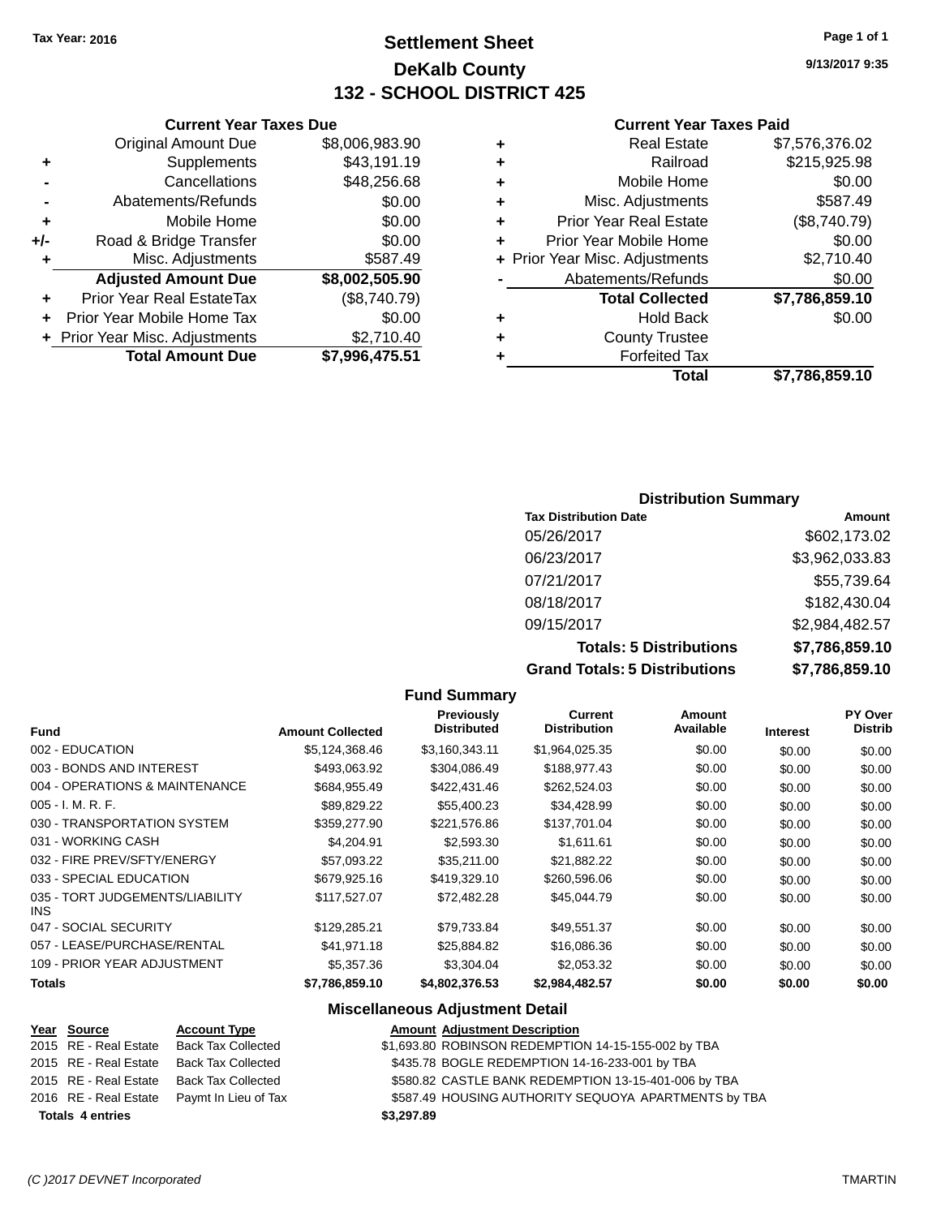**Tax Year: 2016**

# Settlement Sheet
## DeKalb County
## 132 - SCHOOL DISTRICT 425

9/13/2017 9:35

### Current Year Taxes Due

| | | |
|---|---|---|
| | Original Amount Due | $8,006,983.90 |
| + | Supplements | $43,191.19 |
| - | Cancellations | $48,256.68 |
| - | Abatements/Refunds | $0.00 |
| + | Mobile Home | $0.00 |
| +/- | Road & Bridge Transfer | $0.00 |
| + | Misc. Adjustments | $587.49 |
| | **Adjusted Amount Due** | **$8,002,505.90** |
| + | Prior Year Real EstateTax | ($8,740.79) |
| + | Prior Year Mobile Home Tax | $0.00 |
| + | Prior Year Misc. Adjustments | $2,710.40 |
| | **Total Amount Due** | **$7,996,475.51** |

### Current Year Taxes Paid

| | | |
|---|---|---|
| + | Real Estate | $7,576,376.02 |
| + | Railroad | $215,925.98 |
| + | Mobile Home | $0.00 |
| + | Misc. Adjustments | $587.49 |
| + | Prior Year Real Estate | ($8,740.79) |
| + | Prior Year Mobile Home | $0.00 |
| + | Prior Year Misc. Adjustments | $2,710.40 |
| - | Abatements/Refunds | $0.00 |
| | **Total Collected** | **$7,786,859.10** |
| + | Hold Back | $0.00 |
| + | County Trustee | |
| + | Forfeited Tax | |
| | **Total** | **$7,786,859.10** |

### Distribution Summary

| Tax Distribution Date | Amount |
|---|---|
| 05/26/2017 | $602,173.02 |
| 06/23/2017 | $3,962,033.83 |
| 07/21/2017 | $55,739.64 |
| 08/18/2017 | $182,430.04 |
| 09/15/2017 | $2,984,482.57 |
| **Totals: 5 Distributions** | **$7,786,859.10** |
| **Grand Totals: 5 Distributions** | **$7,786,859.10** |

### Fund Summary

| Fund | Amount Collected | Previously Distributed | Current Distribution | Amount Available | Interest | PY Over Distrib |
|---|---|---|---|---|---|---|
| 002 - EDUCATION | $5,124,368.46 | $3,160,343.11 | $1,964,025.35 | $0.00 | $0.00 | $0.00 |
| 003 - BONDS AND INTEREST | $493,063.92 | $304,086.49 | $188,977.43 | $0.00 | $0.00 | $0.00 |
| 004 - OPERATIONS & MAINTENANCE | $684,955.49 | $422,431.46 | $262,524.03 | $0.00 | $0.00 | $0.00 |
| 005 - I. M. R. F. | $89,829.22 | $55,400.23 | $34,428.99 | $0.00 | $0.00 | $0.00 |
| 030 - TRANSPORTATION SYSTEM | $359,277.90 | $221,576.86 | $137,701.04 | $0.00 | $0.00 | $0.00 |
| 031 - WORKING CASH | $4,204.91 | $2,593.30 | $1,611.61 | $0.00 | $0.00 | $0.00 |
| 032 - FIRE PREV/SFTY/ENERGY | $57,093.22 | $35,211.00 | $21,882.22 | $0.00 | $0.00 | $0.00 |
| 033 - SPECIAL EDUCATION | $679,925.16 | $419,329.10 | $260,596.06 | $0.00 | $0.00 | $0.00 |
| 035 - TORT JUDGEMENTS/LIABILITY INS | $117,527.07 | $72,482.28 | $45,044.79 | $0.00 | $0.00 | $0.00 |
| 047 - SOCIAL SECURITY | $129,285.21 | $79,733.84 | $49,551.37 | $0.00 | $0.00 | $0.00 |
| 057 - LEASE/PURCHASE/RENTAL | $41,971.18 | $25,884.82 | $16,086.36 | $0.00 | $0.00 | $0.00 |
| 109 - PRIOR YEAR ADJUSTMENT | $5,357.36 | $3,304.04 | $2,053.32 | $0.00 | $0.00 | $0.00 |
| **Totals** | **$7,786,859.10** | **$4,802,376.53** | **$2,984,482.57** | **$0.00** | **$0.00** | **$0.00** |

### Miscellaneous Adjustment Detail

| Year | Source | Account Type | Amount | Adjustment Description |
|---|---|---|---|---|
| 2015 | RE - Real Estate | Back Tax Collected | $1,693.80 | ROBINSON REDEMPTION 14-15-155-002 by TBA |
| 2015 | RE - Real Estate | Back Tax Collected | $435.78 | BOGLE REDEMPTION 14-16-233-001 by TBA |
| 2015 | RE - Real Estate | Back Tax Collected | $580.82 | CASTLE BANK REDEMPTION 13-15-401-006 by TBA |
| 2016 | RE - Real Estate | Paymt In Lieu of Tax | $587.49 | HOUSING AUTHORITY SEQUOYA APARTMENTS by TBA |
| **Totals 4 entries** | | | **$3,297.89** | |

*(C )2017 DEVNET Incorporated* TMARTIN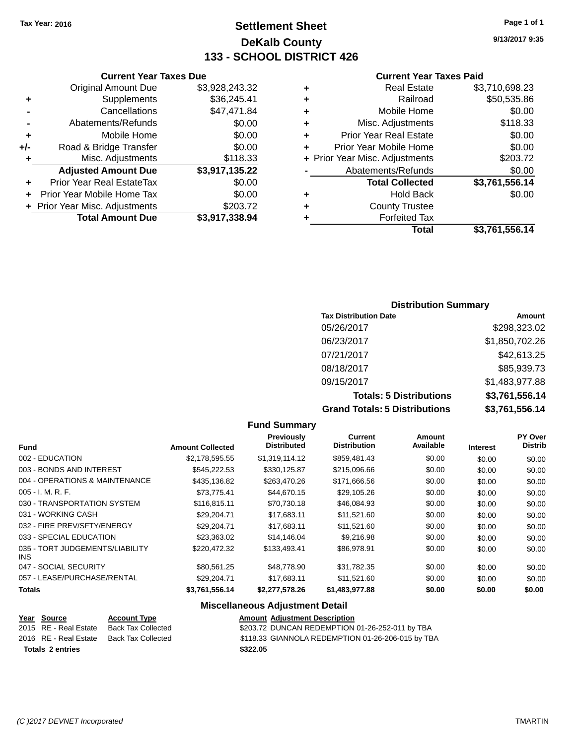Tax Year: 2016

# Settlement Sheet
## DeKalb County
## 133 - SCHOOL DISTRICT 426

9/13/2017 9:35

### Current Year Taxes Due

| | | |
|---|---|---|
| | Original Amount Due | $3,928,243.32 |
| + | Supplements | $36,245.41 |
| - | Cancellations | $47,471.84 |
| - | Abatements/Refunds | $0.00 |
| + | Mobile Home | $0.00 |
| +/- | Road & Bridge Transfer | $0.00 |
| + | Misc. Adjustments | $118.33 |
| | **Adjusted Amount Due** | **$3,917,135.22** |
| + | Prior Year Real EstateTax | $0.00 |
| + | Prior Year Mobile Home Tax | $0.00 |
| + | Prior Year Misc. Adjustments | $203.72 |
| | **Total Amount Due** | **$3,917,338.94** |

### Current Year Taxes Paid

| | | |
|---|---|---|
| + | Real Estate | $3,710,698.23 |
| + | Railroad | $50,535.86 |
| + | Mobile Home | $0.00 |
| + | Misc. Adjustments | $118.33 |
| + | Prior Year Real Estate | $0.00 |
| + | Prior Year Mobile Home | $0.00 |
| + | Prior Year Misc. Adjustments | $203.72 |
| - | Abatements/Refunds | $0.00 |
| | **Total Collected** | **$3,761,556.14** |
| + | Hold Back | $0.00 |
| + | County Trustee | |
| + | Forfeited Tax | |
| | **Total** | **$3,761,556.14** |

### Distribution Summary

| Tax Distribution Date | Amount |
|---|---|
| 05/26/2017 | $298,323.02 |
| 06/23/2017 | $1,850,702.26 |
| 07/21/2017 | $42,613.25 |
| 08/18/2017 | $85,939.73 |
| 09/15/2017 | $1,483,977.88 |
| **Totals: 5 Distributions** | **$3,761,556.14** |
| **Grand Totals: 5 Distributions** | **$3,761,556.14** |

### Fund Summary

| Fund | Amount Collected | Previously Distributed | Current Distribution | Amount Available | Interest | PY Over Distrib |
|---|---|---|---|---|---|---|
| 002 - EDUCATION | $2,178,595.55 | $1,319,114.12 | $859,481.43 | $0.00 | $0.00 | $0.00 |
| 003 - BONDS AND INTEREST | $545,222.53 | $330,125.87 | $215,096.66 | $0.00 | $0.00 | $0.00 |
| 004 - OPERATIONS & MAINTENANCE | $435,136.82 | $263,470.26 | $171,666.56 | $0.00 | $0.00 | $0.00 |
| 005 - I. M. R. F. | $73,775.41 | $44,670.15 | $29,105.26 | $0.00 | $0.00 | $0.00 |
| 030 - TRANSPORTATION SYSTEM | $116,815.11 | $70,730.18 | $46,084.93 | $0.00 | $0.00 | $0.00 |
| 031 - WORKING CASH | $29,204.71 | $17,683.11 | $11,521.60 | $0.00 | $0.00 | $0.00 |
| 032 - FIRE PREV/SFTY/ENERGY | $29,204.71 | $17,683.11 | $11,521.60 | $0.00 | $0.00 | $0.00 |
| 033 - SPECIAL EDUCATION | $23,363.02 | $14,146.04 | $9,216.98 | $0.00 | $0.00 | $0.00 |
| 035 - TORT JUDGEMENTS/LIABILITY INS | $220,472.32 | $133,493.41 | $86,978.91 | $0.00 | $0.00 | $0.00 |
| 047 - SOCIAL SECURITY | $80,561.25 | $48,778.90 | $31,782.35 | $0.00 | $0.00 | $0.00 |
| 057 - LEASE/PURCHASE/RENTAL | $29,204.71 | $17,683.11 | $11,521.60 | $0.00 | $0.00 | $0.00 |
| **Totals** | **$3,761,556.14** | **$2,277,578.26** | **$1,483,977.88** | **$0.00** | **$0.00** | **$0.00** |

### Miscellaneous Adjustment Detail

| Year | Source | Account Type | Amount | Adjustment Description |
|---|---|---|---|---|
| 2015 | RE - Real Estate | Back Tax Collected | $203.72 | DUNCAN REDEMPTION 01-26-252-011 by TBA |
| 2016 | RE - Real Estate | Back Tax Collected | $118.33 | GIANNOLA REDEMPTION 01-26-206-015 by TBA |
| **Totals** | **2 entries** | | **$322.05** | |

(C )2017 DEVNET Incorporated TMARTIN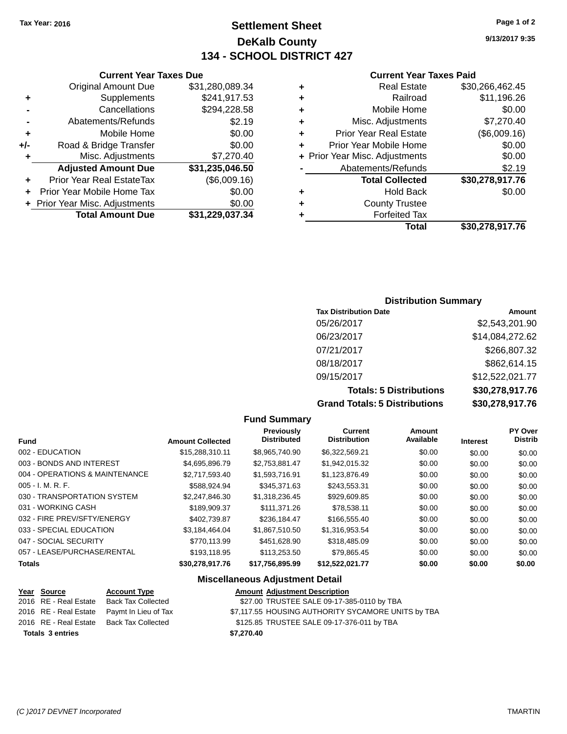Tax Year: 2016

# Settlement Sheet
## DeKalb County
## 134 - SCHOOL DISTRICT 427

9/13/2017 9:35

### Current Year Taxes Due

| | | |
|---|---|---|
| | Original Amount Due | $31,280,089.34 |
| + | Supplements | $241,917.53 |
| - | Cancellations | $294,228.58 |
| - | Abatements/Refunds | $2.19 |
| + | Mobile Home | $0.00 |
| +/- | Road & Bridge Transfer | $0.00 |
| + | Misc. Adjustments | $7,270.40 |
| | **Adjusted Amount Due** | **$31,235,046.50** |
| + | Prior Year Real EstateTax | ($6,009.16) |
| + | Prior Year Mobile Home Tax | $0.00 |
| + | Prior Year Misc. Adjustments | $0.00 |
| | **Total Amount Due** | **$31,229,037.34** |

### Current Year Taxes Paid

| | | |
|---|---|---|
| + | Real Estate | $30,266,462.45 |
| + | Railroad | $11,196.26 |
| + | Mobile Home | $0.00 |
| + | Misc. Adjustments | $7,270.40 |
| + | Prior Year Real Estate | ($6,009.16) |
| + | Prior Year Mobile Home | $0.00 |
| + | Prior Year Misc. Adjustments | $0.00 |
| - | Abatements/Refunds | $2.19 |
| | **Total Collected** | **$30,278,917.76** |
| + | Hold Back | $0.00 |
| + | County Trustee | |
| + | Forfeited Tax | |
| | **Total** | **$30,278,917.76** |

### Distribution Summary

| Tax Distribution Date | Amount |
|---|---|
| 05/26/2017 | $2,543,201.90 |
| 06/23/2017 | $14,084,272.62 |
| 07/21/2017 | $266,807.32 |
| 08/18/2017 | $862,614.15 |
| 09/15/2017 | $12,522,021.77 |
| **Totals: 5 Distributions** | **$30,278,917.76** |
| **Grand Totals: 5 Distributions** | **$30,278,917.76** |

### Fund Summary

| Fund | Amount Collected | Previously Distributed | Current Distribution | Amount Available | Interest | PY Over Distrib |
|---|---|---|---|---|---|---|
| 002 - EDUCATION | $15,288,310.11 | $8,965,740.90 | $6,322,569.21 | $0.00 | $0.00 | $0.00 |
| 003 - BONDS AND INTEREST | $4,695,896.79 | $2,753,881.47 | $1,942,015.32 | $0.00 | $0.00 | $0.00 |
| 004 - OPERATIONS & MAINTENANCE | $2,717,593.40 | $1,593,716.91 | $1,123,876.49 | $0.00 | $0.00 | $0.00 |
| 005 - I. M. R. F. | $588,924.94 | $345,371.63 | $243,553.31 | $0.00 | $0.00 | $0.00 |
| 030 - TRANSPORTATION SYSTEM | $2,247,846.30 | $1,318,236.45 | $929,609.85 | $0.00 | $0.00 | $0.00 |
| 031 - WORKING CASH | $189,909.37 | $111,371.26 | $78,538.11 | $0.00 | $0.00 | $0.00 |
| 032 - FIRE PREV/SFTY/ENERGY | $402,739.87 | $236,184.47 | $166,555.40 | $0.00 | $0.00 | $0.00 |
| 033 - SPECIAL EDUCATION | $3,184,464.04 | $1,867,510.50 | $1,316,953.54 | $0.00 | $0.00 | $0.00 |
| 047 - SOCIAL SECURITY | $770,113.99 | $451,628.90 | $318,485.09 | $0.00 | $0.00 | $0.00 |
| 057 - LEASE/PURCHASE/RENTAL | $193,118.95 | $113,253.50 | $79,865.45 | $0.00 | $0.00 | $0.00 |
| **Totals** | **$30,278,917.76** | **$17,756,895.99** | **$12,522,021.77** | **$0.00** | **$0.00** | **$0.00** |

### Miscellaneous Adjustment Detail

| Year | Source | Account Type | Amount | Adjustment Description |
|---|---|---|---|---|
| 2016 | RE - Real Estate | Back Tax Collected | $27.00 | TRUSTEE SALE 09-17-385-0110 by TBA |
| 2016 | RE - Real Estate | Paymt In Lieu of Tax | $7,117.55 | HOUSING AUTHORITY SYCAMORE UNITS by TBA |
| 2016 | RE - Real Estate | Back Tax Collected | $125.85 | TRUSTEE SALE 09-17-376-011 by TBA |
| **Totals 3 entries** | | | **$7,270.40** | |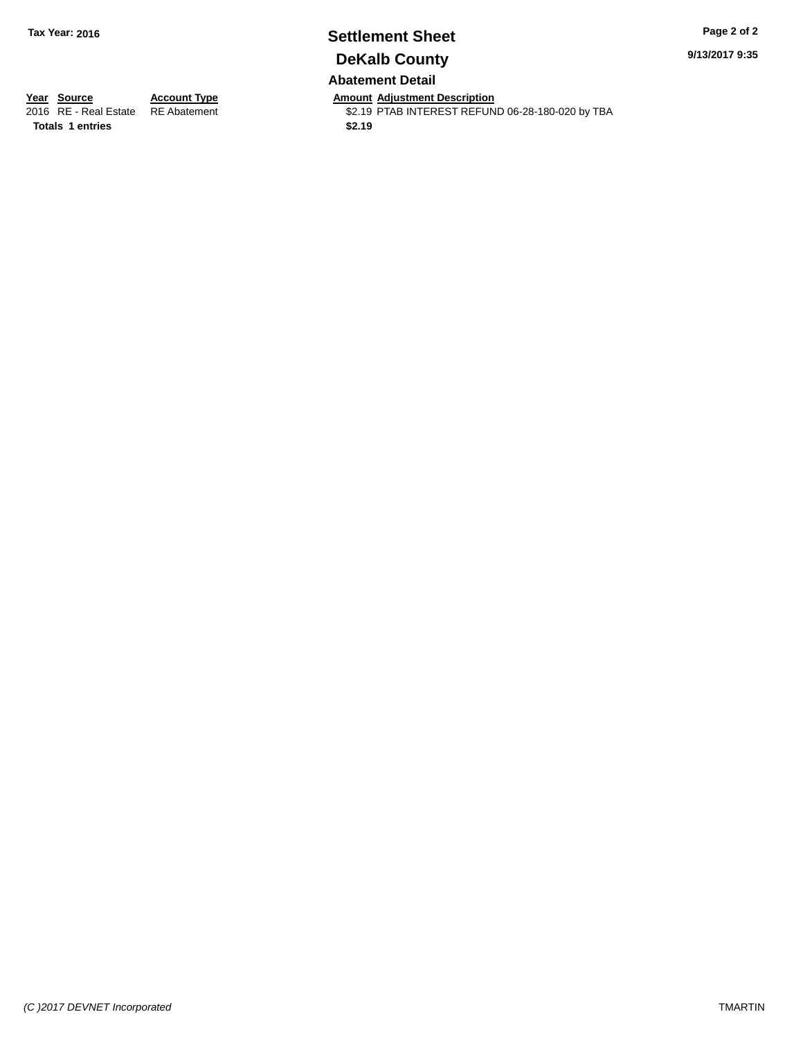# Settlement Sheet

## DeKalb County

Tax Year: 2016

9/13/2017 9:35

### Abatement Detail

| Year | Source | Account Type | Amount | Adjustment Description |
|---|---|---|---|---|
| 2016 | RE - Real Estate | RE Abatement | $2.19 | PTAB INTEREST REFUND 06-28-180-020 by TBA |
| **Totals** | **1 entries** | | **$2.19** | |

*(C )2017 DEVNET Incorporated*

TMARTIN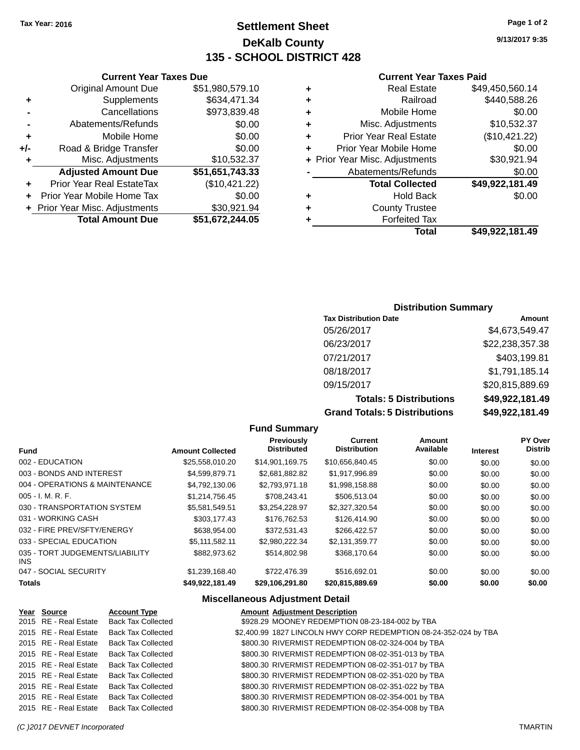Tax Year: 2016

# Settlement Sheet
## DeKalb County
## 135 - SCHOOL DISTRICT 428

9/13/2017 9:35

### Current Year Taxes Due

| | | |
|---|---|---|
| | Original Amount Due | $51,980,579.10 |
| + | Supplements | $634,471.34 |
| - | Cancellations | $973,839.48 |
| - | Abatements/Refunds | $0.00 |
| + | Mobile Home | $0.00 |
| +/- | Road & Bridge Transfer | $0.00 |
| + | Misc. Adjustments | $10,532.37 |
| | **Adjusted Amount Due** | **$51,651,743.33** |
| + | Prior Year Real EstateTax | ($10,421.22) |
| + | Prior Year Mobile Home Tax | $0.00 |
| + | Prior Year Misc. Adjustments | $30,921.94 |
| | **Total Amount Due** | **$51,672,244.05** |

### Current Year Taxes Paid

| | | |
|---|---|---|
| + | Real Estate | $49,450,560.14 |
| + | Railroad | $440,588.26 |
| + | Mobile Home | $0.00 |
| + | Misc. Adjustments | $10,532.37 |
| + | Prior Year Real Estate | ($10,421.22) |
| + | Prior Year Mobile Home | $0.00 |
| + | Prior Year Misc. Adjustments | $30,921.94 |
| - | Abatements/Refunds | $0.00 |
| | **Total Collected** | **$49,922,181.49** |
| + | Hold Back | $0.00 |
| + | County Trustee | |
| + | Forfeited Tax | |
| | **Total** | **$49,922,181.49** |

### Distribution Summary

| Tax Distribution Date | Amount |
|---|---|
| 05/26/2017 | $4,673,549.47 |
| 06/23/2017 | $22,238,357.38 |
| 07/21/2017 | $403,199.81 |
| 08/18/2017 | $1,791,185.14 |
| 09/15/2017 | $20,815,889.69 |
| **Totals: 5 Distributions** | **$49,922,181.49** |
| **Grand Totals: 5 Distributions** | **$49,922,181.49** |

### Fund Summary

| Fund | Amount Collected | Previously Distributed | Current Distribution | Amount Available | Interest | PY Over Distrib |
|---|---|---|---|---|---|---|
| 002 - EDUCATION | $25,558,010.20 | $14,901,169.75 | $10,656,840.45 | $0.00 | $0.00 | $0.00 |
| 003 - BONDS AND INTEREST | $4,599,879.71 | $2,681,882.82 | $1,917,996.89 | $0.00 | $0.00 | $0.00 |
| 004 - OPERATIONS & MAINTENANCE | $4,792,130.06 | $2,793,971.18 | $1,998,158.88 | $0.00 | $0.00 | $0.00 |
| 005 - I. M. R. F. | $1,214,756.45 | $708,243.41 | $506,513.04 | $0.00 | $0.00 | $0.00 |
| 030 - TRANSPORTATION SYSTEM | $5,581,549.51 | $3,254,228.97 | $2,327,320.54 | $0.00 | $0.00 | $0.00 |
| 031 - WORKING CASH | $303,177.43 | $176,762.53 | $126,414.90 | $0.00 | $0.00 | $0.00 |
| 032 - FIRE PREV/SFTY/ENERGY | $638,954.00 | $372,531.43 | $266,422.57 | $0.00 | $0.00 | $0.00 |
| 033 - SPECIAL EDUCATION | $5,111,582.11 | $2,980,222.34 | $2,131,359.77 | $0.00 | $0.00 | $0.00 |
| 035 - TORT JUDGEMENTS/LIABILITY INS | $882,973.62 | $514,802.98 | $368,170.64 | $0.00 | $0.00 | $0.00 |
| 047 - SOCIAL SECURITY | $1,239,168.40 | $722,476.39 | $516,692.01 | $0.00 | $0.00 | $0.00 |
| **Totals** | **$49,922,181.49** | **$29,106,291.80** | **$20,815,889.69** | **$0.00** | **$0.00** | **$0.00** |

### Miscellaneous Adjustment Detail

| Year | Source | Account Type | Amount | Adjustment Description |
|---|---|---|---|---|
| 2015 | RE - Real Estate | Back Tax Collected | $928.29 | MOONEY REDEMPTION 08-23-184-002 by TBA |
| 2015 | RE - Real Estate | Back Tax Collected | $2,400.99 | 1827 LINCOLN HWY CORP REDEMPTION 08-24-352-024 by TBA |
| 2015 | RE - Real Estate | Back Tax Collected | $800.30 | RIVERMIST REDEMPTION 08-02-324-004 by TBA |
| 2015 | RE - Real Estate | Back Tax Collected | $800.30 | RIVERMIST REDEMPTION 08-02-351-013 by TBA |
| 2015 | RE - Real Estate | Back Tax Collected | $800.30 | RIVERMIST REDEMPTION 08-02-351-017 by TBA |
| 2015 | RE - Real Estate | Back Tax Collected | $800.30 | RIVERMIST REDEMPTION 08-02-351-020 by TBA |
| 2015 | RE - Real Estate | Back Tax Collected | $800.30 | RIVERMIST REDEMPTION 08-02-351-022 by TBA |
| 2015 | RE - Real Estate | Back Tax Collected | $800.30 | RIVERMIST REDEMPTION 08-02-354-001 by TBA |
| 2015 | RE - Real Estate | Back Tax Collected | $800.30 | RIVERMIST REDEMPTION 08-02-354-008 by TBA |

(C )2017 DEVNET Incorporated TMARTIN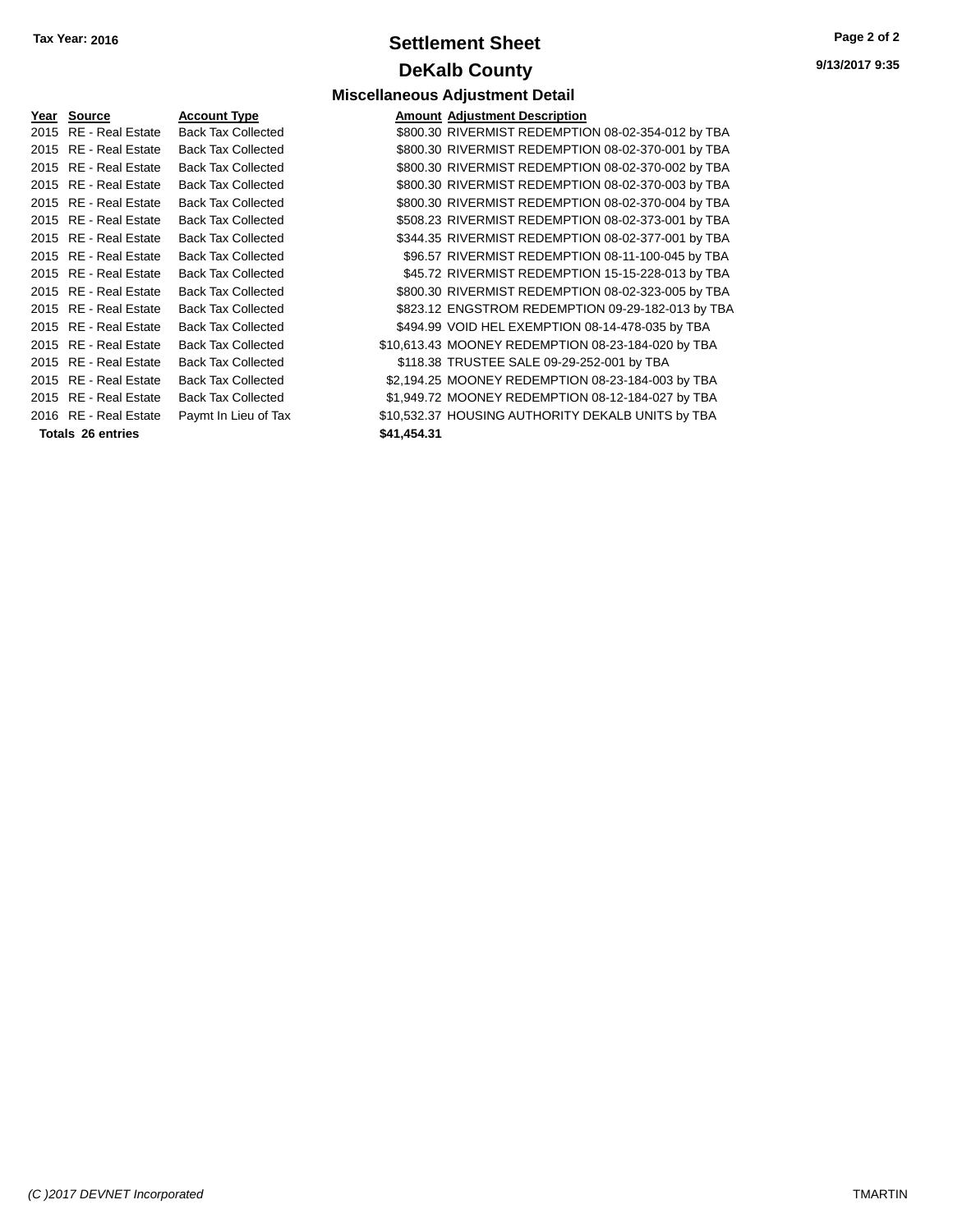**Tax Year: 2016**

# Settlement Sheet

## DeKalb County

9/13/2017 9:35

### Miscellaneous Adjustment Detail

| Year | Source | Account Type | Amount | Adjustment Description |
|---|---|---|---|---|
| 2015 | RE - Real Estate | Back Tax Collected | $800.30 | RIVERMIST REDEMPTION 08-02-354-012 by TBA |
| 2015 | RE - Real Estate | Back Tax Collected | $800.30 | RIVERMIST REDEMPTION 08-02-370-001 by TBA |
| 2015 | RE - Real Estate | Back Tax Collected | $800.30 | RIVERMIST REDEMPTION 08-02-370-002 by TBA |
| 2015 | RE - Real Estate | Back Tax Collected | $800.30 | RIVERMIST REDEMPTION 08-02-370-003 by TBA |
| 2015 | RE - Real Estate | Back Tax Collected | $800.30 | RIVERMIST REDEMPTION 08-02-370-004 by TBA |
| 2015 | RE - Real Estate | Back Tax Collected | $508.23 | RIVERMIST REDEMPTION 08-02-373-001 by TBA |
| 2015 | RE - Real Estate | Back Tax Collected | $344.35 | RIVERMIST REDEMPTION 08-02-377-001 by TBA |
| 2015 | RE - Real Estate | Back Tax Collected | $96.57 | RIVERMIST REDEMPTION 08-11-100-045 by TBA |
| 2015 | RE - Real Estate | Back Tax Collected | $45.72 | RIVERMIST REDEMPTION 15-15-228-013 by TBA |
| 2015 | RE - Real Estate | Back Tax Collected | $800.30 | RIVERMIST REDEMPTION 08-02-323-005 by TBA |
| 2015 | RE - Real Estate | Back Tax Collected | $823.12 | ENGSTROM REDEMPTION 09-29-182-013 by TBA |
| 2015 | RE - Real Estate | Back Tax Collected | $494.99 | VOID HEL EXEMPTION 08-14-478-035 by TBA |
| 2015 | RE - Real Estate | Back Tax Collected | $10,613.43 | MOONEY REDEMPTION 08-23-184-020 by TBA |
| 2015 | RE - Real Estate | Back Tax Collected | $118.38 | TRUSTEE SALE 09-29-252-001 by TBA |
| 2015 | RE - Real Estate | Back Tax Collected | $2,194.25 | MOONEY REDEMPTION 08-23-184-003 by TBA |
| 2015 | RE - Real Estate | Back Tax Collected | $1,949.72 | MOONEY REDEMPTION 08-12-184-027 by TBA |
| 2016 | RE - Real Estate | Paymt In Lieu of Tax | $10,532.37 | HOUSING AUTHORITY DEKALB UNITS by TBA |
| **Totals** | **26 entries** | | **$41,454.31** | |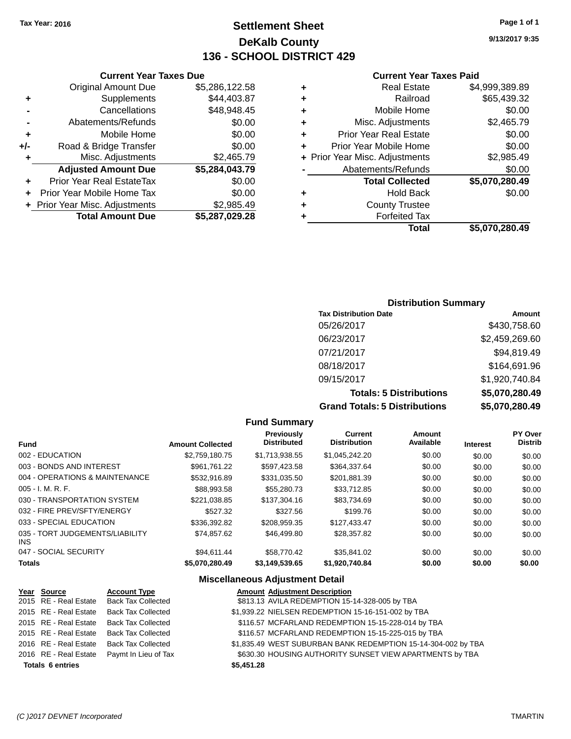Tax Year: 2016

# Settlement Sheet
## DeKalb County
## 136 - SCHOOL DISTRICT 429

9/13/2017 9:35

### Current Year Taxes Due

| | | |
|---|---|---|
| | Original Amount Due | $5,286,122.58 |
| + | Supplements | $44,403.87 |
| - | Cancellations | $48,948.45 |
| - | Abatements/Refunds | $0.00 |
| + | Mobile Home | $0.00 |
| +/- | Road & Bridge Transfer | $0.00 |
| + | Misc. Adjustments | $2,465.79 |
| | **Adjusted Amount Due** | **$5,284,043.79** |
| + | Prior Year Real EstateTax | $0.00 |
| + | Prior Year Mobile Home Tax | $0.00 |
| + | Prior Year Misc. Adjustments | $2,985.49 |
| | **Total Amount Due** | **$5,287,029.28** |

### Current Year Taxes Paid

| | | |
|---|---|---|
| + | Real Estate | $4,999,389.89 |
| + | Railroad | $65,439.32 |
| + | Mobile Home | $0.00 |
| + | Misc. Adjustments | $2,465.79 |
| + | Prior Year Real Estate | $0.00 |
| + | Prior Year Mobile Home | $0.00 |
| + | Prior Year Misc. Adjustments | $2,985.49 |
| - | Abatements/Refunds | $0.00 |
| | **Total Collected** | **$5,070,280.49** |
| + | Hold Back | $0.00 |
| + | County Trustee | |
| + | Forfeited Tax | |
| | **Total** | **$5,070,280.49** |

### Distribution Summary

| Tax Distribution Date | Amount |
|---|---|
| 05/26/2017 | $430,758.60 |
| 06/23/2017 | $2,459,269.60 |
| 07/21/2017 | $94,819.49 |
| 08/18/2017 | $164,691.96 |
| 09/15/2017 | $1,920,740.84 |
| **Totals: 5 Distributions** | **$5,070,280.49** |
| **Grand Totals: 5 Distributions** | **$5,070,280.49** |

### Fund Summary

| Fund | Amount Collected | Previously Distributed | Current Distribution | Amount Available | Interest | PY Over Distrib |
|---|---|---|---|---|---|---|
| 002 - EDUCATION | $2,759,180.75 | $1,713,938.55 | $1,045,242.20 | $0.00 | $0.00 | $0.00 |
| 003 - BONDS AND INTEREST | $961,761.22 | $597,423.58 | $364,337.64 | $0.00 | $0.00 | $0.00 |
| 004 - OPERATIONS & MAINTENANCE | $532,916.89 | $331,035.50 | $201,881.39 | $0.00 | $0.00 | $0.00 |
| 005 - I. M. R. F. | $88,993.58 | $55,280.73 | $33,712.85 | $0.00 | $0.00 | $0.00 |
| 030 - TRANSPORTATION SYSTEM | $221,038.85 | $137,304.16 | $83,734.69 | $0.00 | $0.00 | $0.00 |
| 032 - FIRE PREV/SFTY/ENERGY | $527.32 | $327.56 | $199.76 | $0.00 | $0.00 | $0.00 |
| 033 - SPECIAL EDUCATION | $336,392.82 | $208,959.35 | $127,433.47 | $0.00 | $0.00 | $0.00 |
| 035 - TORT JUDGEMENTS/LIABILITY INS | $74,857.62 | $46,499.80 | $28,357.82 | $0.00 | $0.00 | $0.00 |
| 047 - SOCIAL SECURITY | $94,611.44 | $58,770.42 | $35,841.02 | $0.00 | $0.00 | $0.00 |
| **Totals** | **$5,070,280.49** | **$3,149,539.65** | **$1,920,740.84** | **$0.00** | **$0.00** | **$0.00** |

### Miscellaneous Adjustment Detail

| Year | Source | Account Type | Amount | Adjustment Description |
|---|---|---|---|---|
| 2015 | RE - Real Estate | Back Tax Collected | $813.13 | AVILA REDEMPTION 15-14-328-005 by TBA |
| 2015 | RE - Real Estate | Back Tax Collected | $1,939.22 | NIELSEN REDEMPTION 15-16-151-002 by TBA |
| 2015 | RE - Real Estate | Back Tax Collected | $116.57 | MCFARLAND REDEMPTION 15-15-228-014 by TBA |
| 2015 | RE - Real Estate | Back Tax Collected | $116.57 | MCFARLAND REDEMPTION 15-15-225-015 by TBA |
| 2016 | RE - Real Estate | Back Tax Collected | $1,835.49 | WEST SUBURBAN BANK REDEMPTION 15-14-304-002 by TBA |
| 2016 | RE - Real Estate | Paymt In Lieu of Tax | $630.30 | HOUSING AUTHORITY SUNSET VIEW APARTMENTS by TBA |
| **Totals** | **6 entries** | | **$5,451.28** | |

(C )2017 DEVNET Incorporated — TMARTIN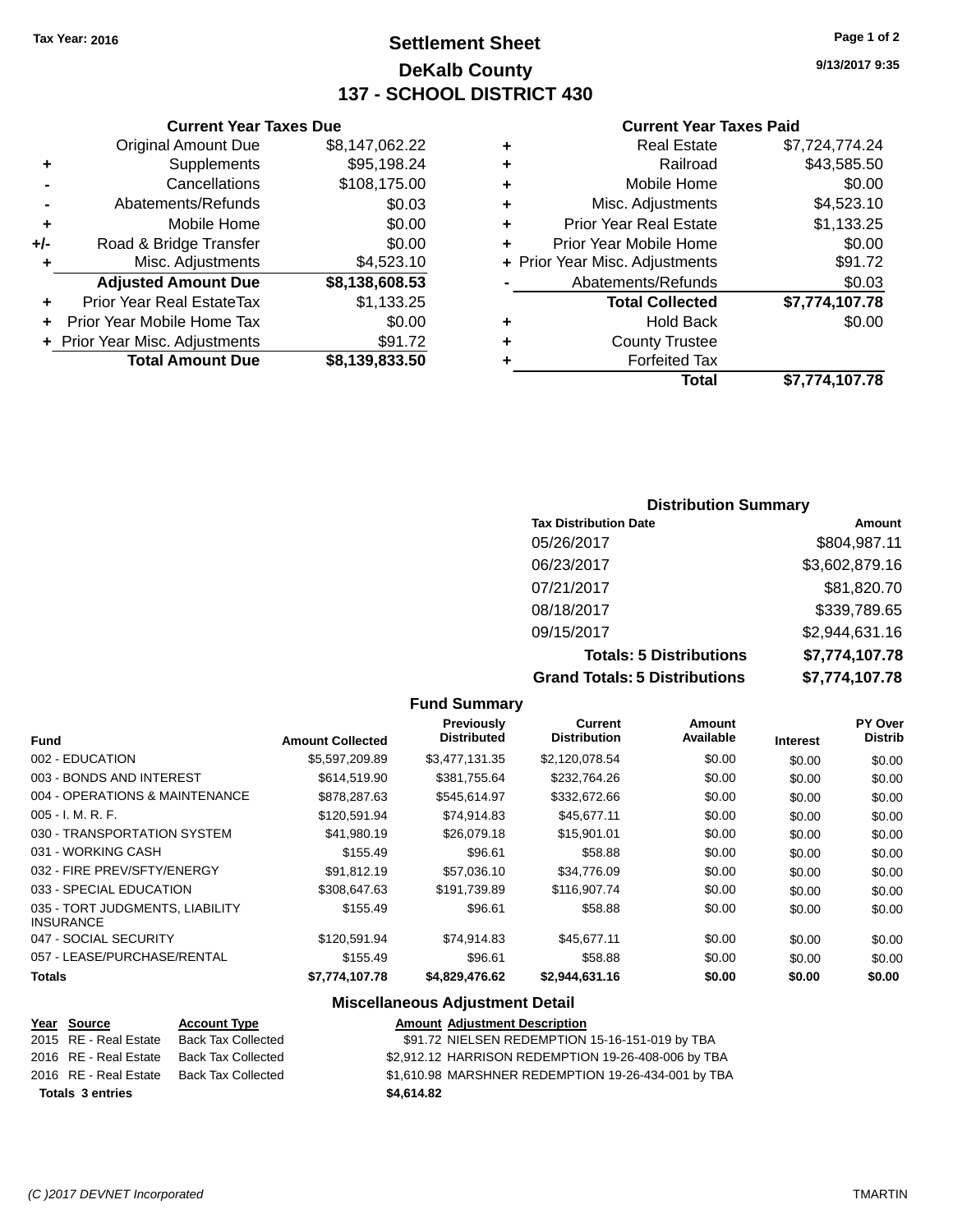Tax Year: 2016

# Settlement Sheet
## DeKalb County
## 137 - SCHOOL DISTRICT 430

9/13/2017 9:35

### Current Year Taxes Due

| | | |
|---|---|---|
| | Original Amount Due | $8,147,062.22 |
| + | Supplements | $95,198.24 |
| - | Cancellations | $108,175.00 |
| - | Abatements/Refunds | $0.03 |
| + | Mobile Home | $0.00 |
| +/- | Road & Bridge Transfer | $0.00 |
| + | Misc. Adjustments | $4,523.10 |
| | **Adjusted Amount Due** | **$8,138,608.53** |
| + | Prior Year Real EstateTax | $1,133.25 |
| + | Prior Year Mobile Home Tax | $0.00 |
| + | Prior Year Misc. Adjustments | $91.72 |
| | **Total Amount Due** | **$8,139,833.50** |

### Current Year Taxes Paid

| | | |
|---|---|---|
| + | Real Estate | $7,724,774.24 |
| + | Railroad | $43,585.50 |
| + | Mobile Home | $0.00 |
| + | Misc. Adjustments | $4,523.10 |
| + | Prior Year Real Estate | $1,133.25 |
| + | Prior Year Mobile Home | $0.00 |
| + | Prior Year Misc. Adjustments | $91.72 |
| - | Abatements/Refunds | $0.03 |
| | **Total Collected** | **$7,774,107.78** |
| + | Hold Back | $0.00 |
| + | County Trustee | |
| + | Forfeited Tax | |
| | **Total** | **$7,774,107.78** |

### Distribution Summary

| Tax Distribution Date | Amount |
|---|---|
| 05/26/2017 | $804,987.11 |
| 06/23/2017 | $3,602,879.16 |
| 07/21/2017 | $81,820.70 |
| 08/18/2017 | $339,789.65 |
| 09/15/2017 | $2,944,631.16 |
| **Totals: 5 Distributions** | **$7,774,107.78** |
| **Grand Totals: 5 Distributions** | **$7,774,107.78** |

### Fund Summary

| Fund | Amount Collected | Previously Distributed | Current Distribution | Amount Available | Interest | PY Over Distrib |
|---|---|---|---|---|---|---|
| 002 - EDUCATION | $5,597,209.89 | $3,477,131.35 | $2,120,078.54 | $0.00 | $0.00 | $0.00 |
| 003 - BONDS AND INTEREST | $614,519.90 | $381,755.64 | $232,764.26 | $0.00 | $0.00 | $0.00 |
| 004 - OPERATIONS & MAINTENANCE | $878,287.63 | $545,614.97 | $332,672.66 | $0.00 | $0.00 | $0.00 |
| 005 - I. M. R. F. | $120,591.94 | $74,914.83 | $45,677.11 | $0.00 | $0.00 | $0.00 |
| 030 - TRANSPORTATION SYSTEM | $41,980.19 | $26,079.18 | $15,901.01 | $0.00 | $0.00 | $0.00 |
| 031 - WORKING CASH | $155.49 | $96.61 | $58.88 | $0.00 | $0.00 | $0.00 |
| 032 - FIRE PREV/SFTY/ENERGY | $91,812.19 | $57,036.10 | $34,776.09 | $0.00 | $0.00 | $0.00 |
| 033 - SPECIAL EDUCATION | $308,647.63 | $191,739.89 | $116,907.74 | $0.00 | $0.00 | $0.00 |
| 035 - TORT JUDGMENTS, LIABILITY INSURANCE | $155.49 | $96.61 | $58.88 | $0.00 | $0.00 | $0.00 |
| 047 - SOCIAL SECURITY | $120,591.94 | $74,914.83 | $45,677.11 | $0.00 | $0.00 | $0.00 |
| 057 - LEASE/PURCHASE/RENTAL | $155.49 | $96.61 | $58.88 | $0.00 | $0.00 | $0.00 |
| **Totals** | **$7,774,107.78** | **$4,829,476.62** | **$2,944,631.16** | **$0.00** | **$0.00** | **$0.00** |

### Miscellaneous Adjustment Detail

| Year | Source | Account Type | Amount | Adjustment Description |
|---|---|---|---|---|
| 2015 | RE - Real Estate | Back Tax Collected | $91.72 | NIELSEN REDEMPTION 15-16-151-019 by TBA |
| 2016 | RE - Real Estate | Back Tax Collected | $2,912.12 | HARRISON REDEMPTION 19-26-408-006 by TBA |
| 2016 | RE - Real Estate | Back Tax Collected | $1,610.98 | MARSHNER REDEMPTION 19-26-434-001 by TBA |
| **Totals 3 entries** | | | **$4,614.82** | |

(C )2017 DEVNET Incorporated TMARTIN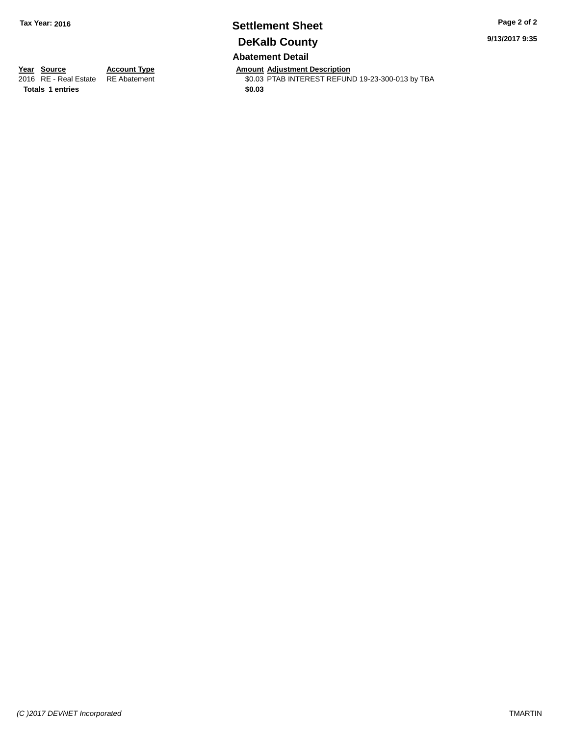Tax Year: 2016

# Settlement Sheet

## DeKalb County

### Abatement Detail

| Year | Source | Account Type | Amount | Adjustment Description |
|---|---|---|---|---|
| 2016 | RE - Real Estate | RE Abatement | $0.03 | PTAB INTEREST REFUND 19-23-300-013 by TBA |
| **Totals** | **1 entries** | | **$0.03** | |

9/13/2017 9:35

(C )2017 DEVNET Incorporated

TMARTIN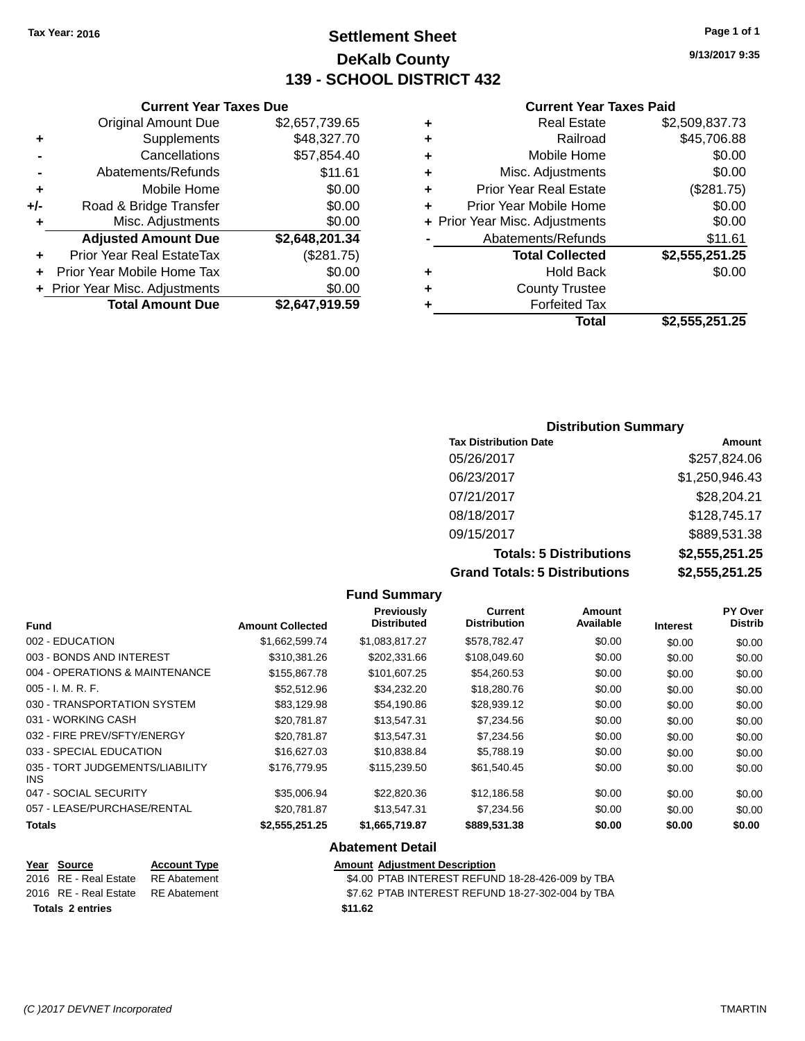Tax Year: 2016

# Settlement Sheet
## DeKalb County
## 139 - SCHOOL DISTRICT 432

9/13/2017 9:35

### Current Year Taxes Due

| | | |
|---|---|---|
| | Original Amount Due | $2,657,739.65 |
| + | Supplements | $48,327.70 |
| - | Cancellations | $57,854.40 |
| - | Abatements/Refunds | $11.61 |
| + | Mobile Home | $0.00 |
| +/- | Road & Bridge Transfer | $0.00 |
| + | Misc. Adjustments | $0.00 |
| | **Adjusted Amount Due** | **$2,648,201.34** |
| + | Prior Year Real EstateTax | ($281.75) |
| + | Prior Year Mobile Home Tax | $0.00 |
| + | Prior Year Misc. Adjustments | $0.00 |
| | **Total Amount Due** | **$2,647,919.59** |

### Current Year Taxes Paid

| | | |
|---|---|---|
| + | Real Estate | $2,509,837.73 |
| + | Railroad | $45,706.88 |
| + | Mobile Home | $0.00 |
| + | Misc. Adjustments | $0.00 |
| + | Prior Year Real Estate | ($281.75) |
| + | Prior Year Mobile Home | $0.00 |
| + | Prior Year Misc. Adjustments | $0.00 |
| - | Abatements/Refunds | $11.61 |
| | **Total Collected** | **$2,555,251.25** |
| + | Hold Back | $0.00 |
| + | County Trustee | |
| + | Forfeited Tax | |
| | **Total** | **$2,555,251.25** |

### Distribution Summary

| Tax Distribution Date | Amount |
|---|---|
| 05/26/2017 | $257,824.06 |
| 06/23/2017 | $1,250,946.43 |
| 07/21/2017 | $28,204.21 |
| 08/18/2017 | $128,745.17 |
| 09/15/2017 | $889,531.38 |
| **Totals: 5 Distributions** | **$2,555,251.25** |
| **Grand Totals: 5 Distributions** | **$2,555,251.25** |

### Fund Summary

| Fund | Amount Collected | Previously Distributed | Current Distribution | Amount Available | Interest | PY Over Distrib |
|---|---|---|---|---|---|---|
| 002 - EDUCATION | $1,662,599.74 | $1,083,817.27 | $578,782.47 | $0.00 | $0.00 | $0.00 |
| 003 - BONDS AND INTEREST | $310,381.26 | $202,331.66 | $108,049.60 | $0.00 | $0.00 | $0.00 |
| 004 - OPERATIONS & MAINTENANCE | $155,867.78 | $101,607.25 | $54,260.53 | $0.00 | $0.00 | $0.00 |
| 005 - I. M. R. F. | $52,512.96 | $34,232.20 | $18,280.76 | $0.00 | $0.00 | $0.00 |
| 030 - TRANSPORTATION SYSTEM | $83,129.98 | $54,190.86 | $28,939.12 | $0.00 | $0.00 | $0.00 |
| 031 - WORKING CASH | $20,781.87 | $13,547.31 | $7,234.56 | $0.00 | $0.00 | $0.00 |
| 032 - FIRE PREV/SFTY/ENERGY | $20,781.87 | $13,547.31 | $7,234.56 | $0.00 | $0.00 | $0.00 |
| 033 - SPECIAL EDUCATION | $16,627.03 | $10,838.84 | $5,788.19 | $0.00 | $0.00 | $0.00 |
| 035 - TORT JUDGEMENTS/LIABILITY INS | $176,779.95 | $115,239.50 | $61,540.45 | $0.00 | $0.00 | $0.00 |
| 047 - SOCIAL SECURITY | $35,006.94 | $22,820.36 | $12,186.58 | $0.00 | $0.00 | $0.00 |
| 057 - LEASE/PURCHASE/RENTAL | $20,781.87 | $13,547.31 | $7,234.56 | $0.00 | $0.00 | $0.00 |
| **Totals** | **$2,555,251.25** | **$1,665,719.87** | **$889,531.38** | **$0.00** | **$0.00** | **$0.00** |

### Abatement Detail

| Year | Source | Account Type | Amount | Adjustment Description |
|---|---|---|---|---|
| 2016 | RE - Real Estate | RE Abatement | $4.00 | PTAB INTEREST REFUND 18-28-426-009 by TBA |
| 2016 | RE - Real Estate | RE Abatement | $7.62 | PTAB INTEREST REFUND 18-27-302-004 by TBA |
| **Totals** | **2 entries** | | **$11.62** | |

(C )2017 DEVNET Incorporated TMARTIN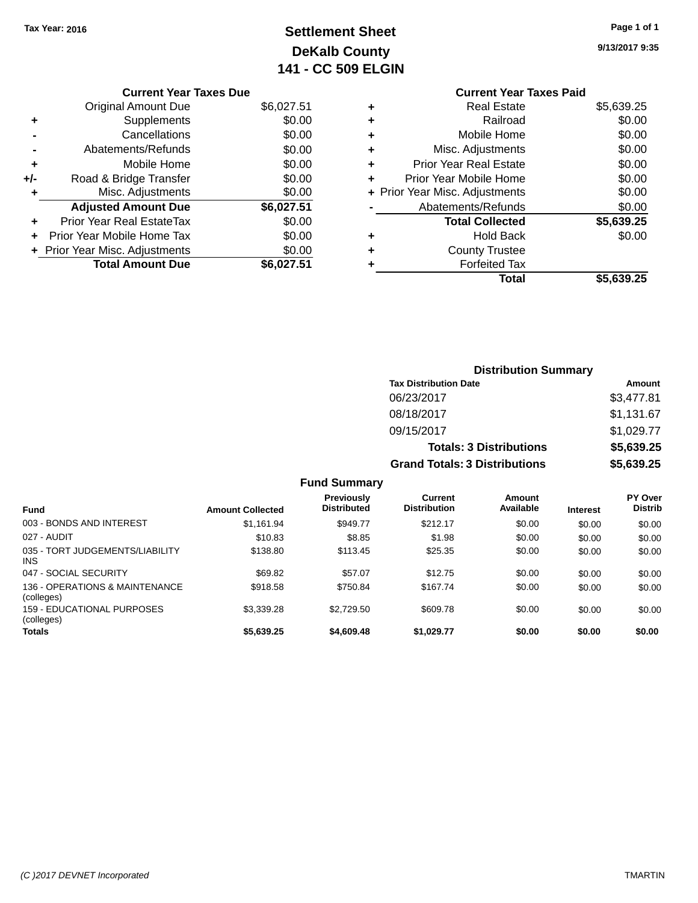Tax Year: 2016

# Settlement Sheet

## DeKalb County

## 141 - CC 509 ELGIN

9/13/2017 9:35

### Current Year Taxes Due

| | | |
|---|---|---|
| | Original Amount Due | $6,027.51 |
| + | Supplements | $0.00 |
| - | Cancellations | $0.00 |
| - | Abatements/Refunds | $0.00 |
| + | Mobile Home | $0.00 |
| +/- | Road & Bridge Transfer | $0.00 |
| + | Misc. Adjustments | $0.00 |
| | **Adjusted Amount Due** | **$6,027.51** |
| + | Prior Year Real EstateTax | $0.00 |
| + | Prior Year Mobile Home Tax | $0.00 |
| + | Prior Year Misc. Adjustments | $0.00 |
| | **Total Amount Due** | **$6,027.51** |

### Current Year Taxes Paid

| | | |
|---|---|---|
| + | Real Estate | $5,639.25 |
| + | Railroad | $0.00 |
| + | Mobile Home | $0.00 |
| + | Misc. Adjustments | $0.00 |
| + | Prior Year Real Estate | $0.00 |
| + | Prior Year Mobile Home | $0.00 |
| + | Prior Year Misc. Adjustments | $0.00 |
| - | Abatements/Refunds | $0.00 |
| | **Total Collected** | **$5,639.25** |
| + | Hold Back | $0.00 |
| + | County Trustee | |
| + | Forfeited Tax | |
| | **Total** | **$5,639.25** |

### Distribution Summary

| Tax Distribution Date | Amount |
|---|---|
| 06/23/2017 | $3,477.81 |
| 08/18/2017 | $1,131.67 |
| 09/15/2017 | $1,029.77 |
| **Totals: 3 Distributions** | **$5,639.25** |
| **Grand Totals: 3 Distributions** | **$5,639.25** |

### Fund Summary

| Fund | Amount Collected | Previously Distributed | Current Distribution | Amount Available | Interest | PY Over Distrib |
|---|---|---|---|---|---|---|
| 003 - BONDS AND INTEREST | $1,161.94 | $949.77 | $212.17 | $0.00 | $0.00 | $0.00 |
| 027 - AUDIT | $10.83 | $8.85 | $1.98 | $0.00 | $0.00 | $0.00 |
| 035 - TORT JUDGEMENTS/LIABILITY INS | $138.80 | $113.45 | $25.35 | $0.00 | $0.00 | $0.00 |
| 047 - SOCIAL SECURITY | $69.82 | $57.07 | $12.75 | $0.00 | $0.00 | $0.00 |
| 136 - OPERATIONS & MAINTENANCE (colleges) | $918.58 | $750.84 | $167.74 | $0.00 | $0.00 | $0.00 |
| 159 - EDUCATIONAL PURPOSES (colleges) | $3,339.28 | $2,729.50 | $609.78 | $0.00 | $0.00 | $0.00 |
| **Totals** | **$5,639.25** | **$4,609.48** | **$1,029.77** | **$0.00** | **$0.00** | **$0.00** |

(C )2017 DEVNET Incorporated

TMARTIN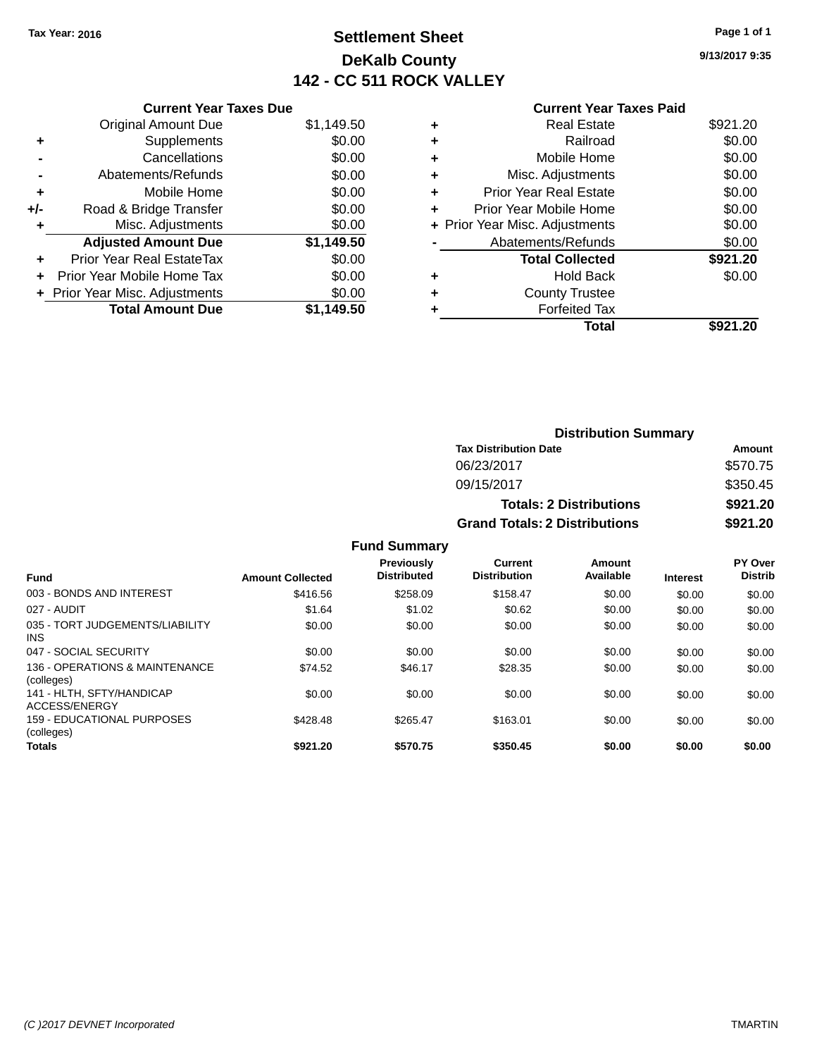Tax Year: 2016

# Settlement Sheet
## DeKalb County
## 142 - CC 511 ROCK VALLEY

9/13/2017 9:35

| | Current Year Taxes Due | |
|---|---|---|
| | Original Amount Due | $1,149.50 |
| + | Supplements | $0.00 |
| - | Cancellations | $0.00 |
| - | Abatements/Refunds | $0.00 |
| + | Mobile Home | $0.00 |
| +/- | Road & Bridge Transfer | $0.00 |
| + | Misc. Adjustments | $0.00 |
| | **Adjusted Amount Due** | **$1,149.50** |
| + | Prior Year Real EstateTax | $0.00 |
| + | Prior Year Mobile Home Tax | $0.00 |
| + | Prior Year Misc. Adjustments | $0.00 |
| | **Total Amount Due** | **$1,149.50** |

| | Current Year Taxes Paid | |
|---|---|---|
| + | Real Estate | $921.20 |
| + | Railroad | $0.00 |
| + | Mobile Home | $0.00 |
| + | Misc. Adjustments | $0.00 |
| + | Prior Year Real Estate | $0.00 |
| + | Prior Year Mobile Home | $0.00 |
| + | Prior Year Misc. Adjustments | $0.00 |
| - | Abatements/Refunds | $0.00 |
| | **Total Collected** | **$921.20** |
| + | Hold Back | $0.00 |
| + | County Trustee | |
| + | Forfeited Tax | |
| | **Total** | **$921.20** |

### Distribution Summary

| Tax Distribution Date | Amount |
|---|---|
| 06/23/2017 | $570.75 |
| 09/15/2017 | $350.45 |
| **Totals: 2 Distributions** | **$921.20** |
| **Grand Totals: 2 Distributions** | **$921.20** |

### Fund Summary

| Fund | Amount Collected | Previously Distributed | Current Distribution | Amount Available | Interest | PY Over Distrib |
|---|---|---|---|---|---|---|
| 003 - BONDS AND INTEREST | $416.56 | $258.09 | $158.47 | $0.00 | $0.00 | $0.00 |
| 027 - AUDIT | $1.64 | $1.02 | $0.62 | $0.00 | $0.00 | $0.00 |
| 035 - TORT JUDGEMENTS/LIABILITY INS | $0.00 | $0.00 | $0.00 | $0.00 | $0.00 | $0.00 |
| 047 - SOCIAL SECURITY | $0.00 | $0.00 | $0.00 | $0.00 | $0.00 | $0.00 |
| 136 - OPERATIONS & MAINTENANCE (colleges) | $74.52 | $46.17 | $28.35 | $0.00 | $0.00 | $0.00 |
| 141 - HLTH, SFTY/HANDICAP ACCESS/ENERGY | $0.00 | $0.00 | $0.00 | $0.00 | $0.00 | $0.00 |
| 159 - EDUCATIONAL PURPOSES (colleges) | $428.48 | $265.47 | $163.01 | $0.00 | $0.00 | $0.00 |
| **Totals** | **$921.20** | **$570.75** | **$350.45** | **$0.00** | **$0.00** | **$0.00** |

(C )2017 DEVNET Incorporated TMARTIN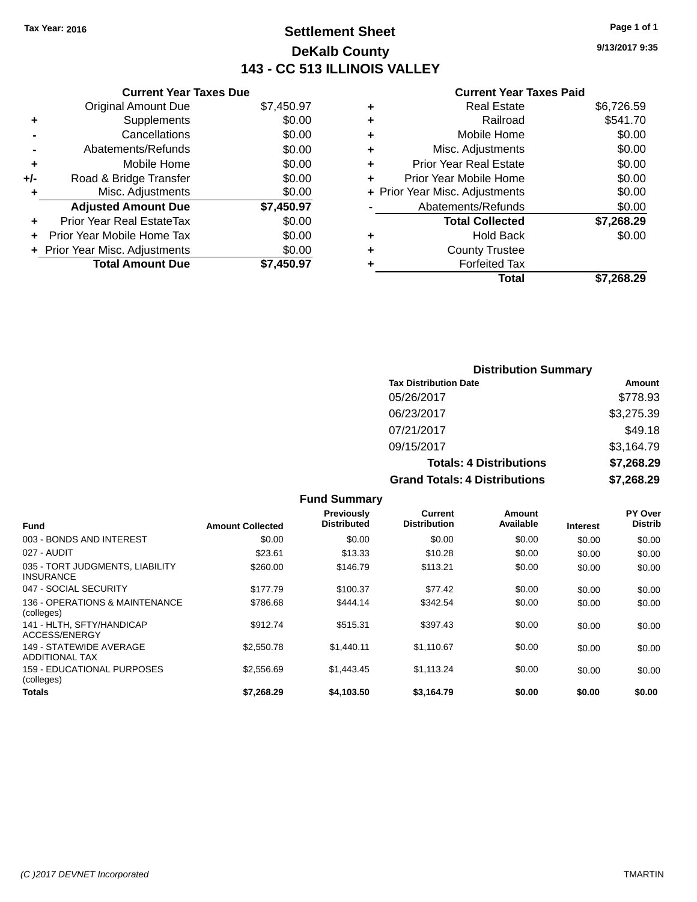Tax Year: 2016

# Settlement Sheet

## DeKalb County

## 143 - CC 513 ILLINOIS VALLEY

9/13/2017 9:35

### Current Year Taxes Due

| | | |
|---|---|---|
| | Original Amount Due | $7,450.97 |
| + | Supplements | $0.00 |
| - | Cancellations | $0.00 |
| - | Abatements/Refunds | $0.00 |
| + | Mobile Home | $0.00 |
| +/- | Road & Bridge Transfer | $0.00 |
| + | Misc. Adjustments | $0.00 |
| | **Adjusted Amount Due** | **$7,450.97** |
| + | Prior Year Real EstateTax | $0.00 |
| + | Prior Year Mobile Home Tax | $0.00 |
| + | Prior Year Misc. Adjustments | $0.00 |
| | **Total Amount Due** | **$7,450.97** |

### Current Year Taxes Paid

| | | |
|---|---|---|
| + | Real Estate | $6,726.59 |
| + | Railroad | $541.70 |
| + | Mobile Home | $0.00 |
| + | Misc. Adjustments | $0.00 |
| + | Prior Year Real Estate | $0.00 |
| + | Prior Year Mobile Home | $0.00 |
| + | Prior Year Misc. Adjustments | $0.00 |
| - | Abatements/Refunds | $0.00 |
| | **Total Collected** | **$7,268.29** |
| + | Hold Back | $0.00 |
| + | County Trustee | |
| + | Forfeited Tax | |
| | **Total** | **$7,268.29** |

### Distribution Summary

| Tax Distribution Date | Amount |
|---|---|
| 05/26/2017 | $778.93 |
| 06/23/2017 | $3,275.39 |
| 07/21/2017 | $49.18 |
| 09/15/2017 | $3,164.79 |
| **Totals: 4 Distributions** | **$7,268.29** |
| **Grand Totals: 4 Distributions** | **$7,268.29** |

### Fund Summary

| Fund | Amount Collected | Previously Distributed | Current Distribution | Amount Available | Interest | PY Over Distrib |
|---|---|---|---|---|---|---|
| 003 - BONDS AND INTEREST | $0.00 | $0.00 | $0.00 | $0.00 | $0.00 | $0.00 |
| 027 - AUDIT | $23.61 | $13.33 | $10.28 | $0.00 | $0.00 | $0.00 |
| 035 - TORT JUDGMENTS, LIABILITY INSURANCE | $260.00 | $146.79 | $113.21 | $0.00 | $0.00 | $0.00 |
| 047 - SOCIAL SECURITY | $177.79 | $100.37 | $77.42 | $0.00 | $0.00 | $0.00 |
| 136 - OPERATIONS & MAINTENANCE (colleges) | $786.68 | $444.14 | $342.54 | $0.00 | $0.00 | $0.00 |
| 141 - HLTH, SFTY/HANDICAP ACCESS/ENERGY | $912.74 | $515.31 | $397.43 | $0.00 | $0.00 | $0.00 |
| 149 - STATEWIDE AVERAGE ADDITIONAL TAX | $2,550.78 | $1,440.11 | $1,110.67 | $0.00 | $0.00 | $0.00 |
| 159 - EDUCATIONAL PURPOSES (colleges) | $2,556.69 | $1,443.45 | $1,113.24 | $0.00 | $0.00 | $0.00 |
| **Totals** | **$7,268.29** | **$4,103.50** | **$3,164.79** | **$0.00** | **$0.00** | **$0.00** |

(C )2017 DEVNET Incorporated TMARTIN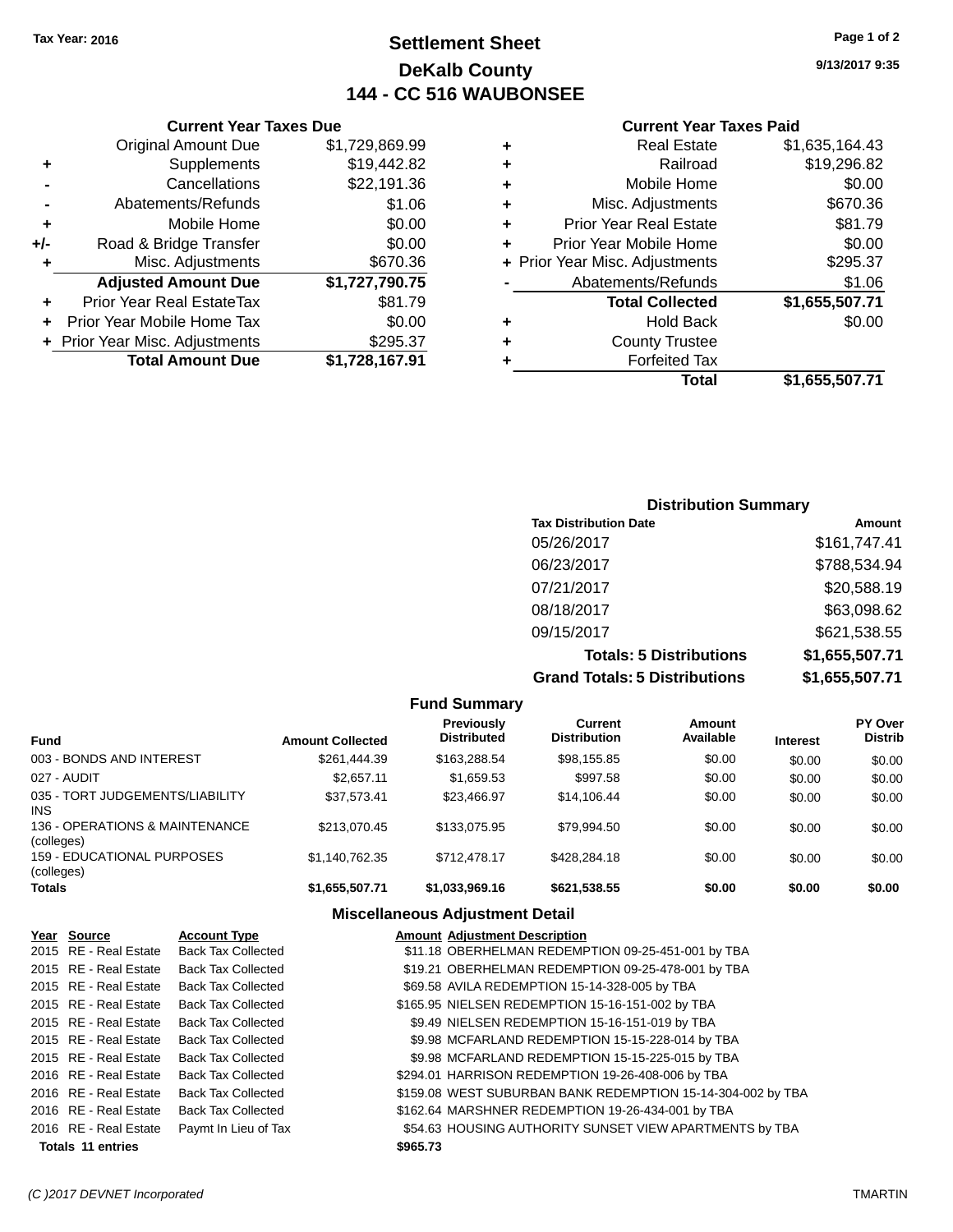Tax Year: 2016

# Settlement Sheet
## DeKalb County
## 144 - CC 516 WAUBONSEE

9/13/2017 9:35

### Current Year Taxes Due

| | | |
|---|---|---|
| | Original Amount Due | $1,729,869.99 |
| + | Supplements | $19,442.82 |
| - | Cancellations | $22,191.36 |
| - | Abatements/Refunds | $1.06 |
| + | Mobile Home | $0.00 |
| +/- | Road & Bridge Transfer | $0.00 |
| + | Misc. Adjustments | $670.36 |
| | **Adjusted Amount Due** | **$1,727,790.75** |
| + | Prior Year Real EstateTax | $81.79 |
| + | Prior Year Mobile Home Tax | $0.00 |
| + | Prior Year Misc. Adjustments | $295.37 |
| | **Total Amount Due** | **$1,728,167.91** |

### Current Year Taxes Paid

| | | |
|---|---|---|
| + | Real Estate | $1,635,164.43 |
| + | Railroad | $19,296.82 |
| + | Mobile Home | $0.00 |
| + | Misc. Adjustments | $670.36 |
| + | Prior Year Real Estate | $81.79 |
| + | Prior Year Mobile Home | $0.00 |
| + | Prior Year Misc. Adjustments | $295.37 |
| - | Abatements/Refunds | $1.06 |
| | **Total Collected** | **$1,655,507.71** |
| + | Hold Back | $0.00 |
| + | County Trustee | |
| + | Forfeited Tax | |
| | **Total** | **$1,655,507.71** |

### Distribution Summary

| Tax Distribution Date | Amount |
|---|---|
| 05/26/2017 | $161,747.41 |
| 06/23/2017 | $788,534.94 |
| 07/21/2017 | $20,588.19 |
| 08/18/2017 | $63,098.62 |
| 09/15/2017 | $621,538.55 |
| **Totals: 5 Distributions** | **$1,655,507.71** |
| **Grand Totals: 5 Distributions** | **$1,655,507.71** |

### Fund Summary

| Fund | Amount Collected | Previously Distributed | Current Distribution | Amount Available | Interest | PY Over Distrib |
|---|---|---|---|---|---|---|
| 003 - BONDS AND INTEREST | $261,444.39 | $163,288.54 | $98,155.85 | $0.00 | $0.00 | $0.00 |
| 027 - AUDIT | $2,657.11 | $1,659.53 | $997.58 | $0.00 | $0.00 | $0.00 |
| 035 - TORT JUDGEMENTS/LIABILITY INS | $37,573.41 | $23,466.97 | $14,106.44 | $0.00 | $0.00 | $0.00 |
| 136 - OPERATIONS & MAINTENANCE (colleges) | $213,070.45 | $133,075.95 | $79,994.50 | $0.00 | $0.00 | $0.00 |
| 159 - EDUCATIONAL PURPOSES (colleges) | $1,140,762.35 | $712,478.17 | $428,284.18 | $0.00 | $0.00 | $0.00 |
| **Totals** | **$1,655,507.71** | **$1,033,969.16** | **$621,538.55** | **$0.00** | **$0.00** | **$0.00** |

### Miscellaneous Adjustment Detail

| Year | Source | Account Type | Amount | Adjustment Description |
|---|---|---|---|---|
| 2015 | RE - Real Estate | Back Tax Collected | $11.18 | OBERHELMAN REDEMPTION 09-25-451-001 by TBA |
| 2015 | RE - Real Estate | Back Tax Collected | $19.21 | OBERHELMAN REDEMPTION 09-25-478-001 by TBA |
| 2015 | RE - Real Estate | Back Tax Collected | $69.58 | AVILA REDEMPTION 15-14-328-005 by TBA |
| 2015 | RE - Real Estate | Back Tax Collected | $165.95 | NIELSEN REDEMPTION 15-16-151-002 by TBA |
| 2015 | RE - Real Estate | Back Tax Collected | $9.49 | NIELSEN REDEMPTION 15-16-151-019 by TBA |
| 2015 | RE - Real Estate | Back Tax Collected | $9.98 | MCFARLAND REDEMPTION 15-15-228-014 by TBA |
| 2015 | RE - Real Estate | Back Tax Collected | $9.98 | MCFARLAND REDEMPTION 15-15-225-015 by TBA |
| 2016 | RE - Real Estate | Back Tax Collected | $294.01 | HARRISON REDEMPTION 19-26-408-006 by TBA |
| 2016 | RE - Real Estate | Back Tax Collected | $159.08 | WEST SUBURBAN BANK REDEMPTION 15-14-304-002 by TBA |
| 2016 | RE - Real Estate | Back Tax Collected | $162.64 | MARSHNER REDEMPTION 19-26-434-001 by TBA |
| 2016 | RE - Real Estate | Paymt In Lieu of Tax | $54.63 | HOUSING AUTHORITY SUNSET VIEW APARTMENTS by TBA |
| **Totals** | **11 entries** | | **$965.73** | |

(C )2017 DEVNET Incorporated — TMARTIN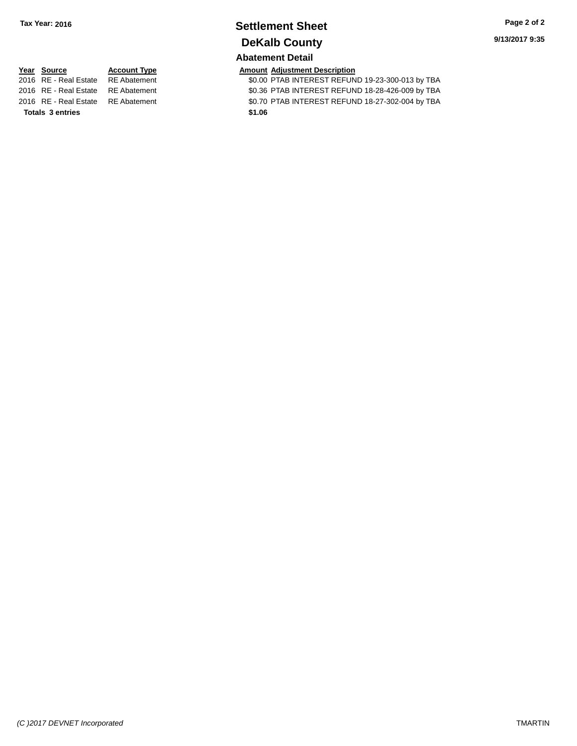**Tax Year: 2016**

# Settlement Sheet

## DeKalb County

9/13/2017 9:35

### Abatement Detail

| Year | Source | Account Type | Amount | Adjustment Description |
|---|---|---|---|---|
| 2016 | RE - Real Estate | RE Abatement | $0.00 | PTAB INTEREST REFUND 19-23-300-013 by TBA |
| 2016 | RE - Real Estate | RE Abatement | $0.36 | PTAB INTEREST REFUND 18-28-426-009 by TBA |
| 2016 | RE - Real Estate | RE Abatement | $0.70 | PTAB INTEREST REFUND 18-27-302-004 by TBA |
| **Totals** | **3 entries** | | **$1.06** | |

*(C )2017 DEVNET Incorporated*

TMARTIN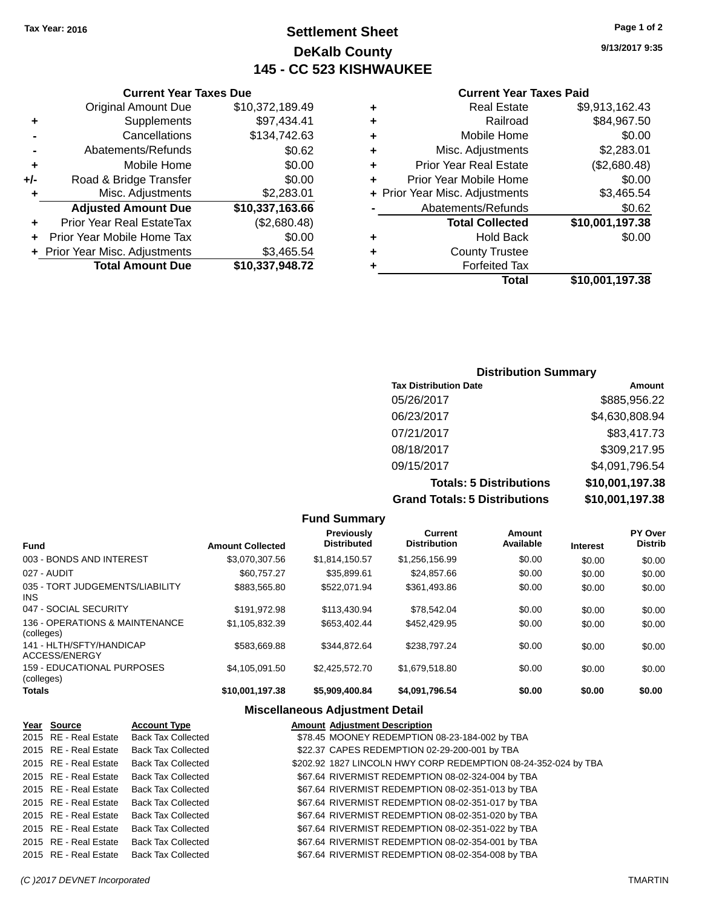Tax Year: 2016

# Settlement Sheet
## DeKalb County
## 145 - CC 523 KISHWAUKEE

9/13/2017 9:35

### Current Year Taxes Due

| | | |
|---|---|---|
| | Original Amount Due | $10,372,189.49 |
| + | Supplements | $97,434.41 |
| - | Cancellations | $134,742.63 |
| - | Abatements/Refunds | $0.62 |
| + | Mobile Home | $0.00 |
| +/- | Road & Bridge Transfer | $0.00 |
| + | Misc. Adjustments | $2,283.01 |
| | **Adjusted Amount Due** | **$10,337,163.66** |
| + | Prior Year Real EstateTax | ($2,680.48) |
| + | Prior Year Mobile Home Tax | $0.00 |
| + | Prior Year Misc. Adjustments | $3,465.54 |
| | **Total Amount Due** | **$10,337,948.72** |

### Current Year Taxes Paid

| | | |
|---|---|---|
| + | Real Estate | $9,913,162.43 |
| + | Railroad | $84,967.50 |
| + | Mobile Home | $0.00 |
| + | Misc. Adjustments | $2,283.01 |
| + | Prior Year Real Estate | ($2,680.48) |
| + | Prior Year Mobile Home | $0.00 |
| + | Prior Year Misc. Adjustments | $3,465.54 |
| - | Abatements/Refunds | $0.62 |
| | **Total Collected** | **$10,001,197.38** |
| + | Hold Back | $0.00 |
| + | County Trustee | |
| + | Forfeited Tax | |
| | **Total** | **$10,001,197.38** |

### Distribution Summary

| Tax Distribution Date | Amount |
|---|---|
| 05/26/2017 | $885,956.22 |
| 06/23/2017 | $4,630,808.94 |
| 07/21/2017 | $83,417.73 |
| 08/18/2017 | $309,217.95 |
| 09/15/2017 | $4,091,796.54 |
| **Totals: 5 Distributions** | **$10,001,197.38** |
| **Grand Totals: 5 Distributions** | **$10,001,197.38** |

### Fund Summary

| Fund | Amount Collected | Previously Distributed | Current Distribution | Amount Available | Interest | PY Over Distrib |
|---|---|---|---|---|---|---|
| 003 - BONDS AND INTEREST | $3,070,307.56 | $1,814,150.57 | $1,256,156.99 | $0.00 | $0.00 | $0.00 |
| 027 - AUDIT | $60,757.27 | $35,899.61 | $24,857.66 | $0.00 | $0.00 | $0.00 |
| 035 - TORT JUDGEMENTS/LIABILITY INS | $883,565.80 | $522,071.94 | $361,493.86 | $0.00 | $0.00 | $0.00 |
| 047 - SOCIAL SECURITY | $191,972.98 | $113,430.94 | $78,542.04 | $0.00 | $0.00 | $0.00 |
| 136 - OPERATIONS & MAINTENANCE (colleges) | $1,105,832.39 | $653,402.44 | $452,429.95 | $0.00 | $0.00 | $0.00 |
| 141 - HLTH/SFTY/HANDICAP ACCESS/ENERGY | $583,669.88 | $344,872.64 | $238,797.24 | $0.00 | $0.00 | $0.00 |
| 159 - EDUCATIONAL PURPOSES (colleges) | $4,105,091.50 | $2,425,572.70 | $1,679,518.80 | $0.00 | $0.00 | $0.00 |
| **Totals** | **$10,001,197.38** | **$5,909,400.84** | **$4,091,796.54** | **$0.00** | **$0.00** | **$0.00** |

### Miscellaneous Adjustment Detail

| Year | Source | Account Type | Amount | Adjustment Description |
|---|---|---|---|---|
| 2015 | RE - Real Estate | Back Tax Collected | $78.45 | MOONEY REDEMPTION 08-23-184-002 by TBA |
| 2015 | RE - Real Estate | Back Tax Collected | $22.37 | CAPES REDEMPTION 02-29-200-001 by TBA |
| 2015 | RE - Real Estate | Back Tax Collected | $202.92 | 1827 LINCOLN HWY CORP REDEMPTION 08-24-352-024 by TBA |
| 2015 | RE - Real Estate | Back Tax Collected | $67.64 | RIVERMIST REDEMPTION 08-02-324-004 by TBA |
| 2015 | RE - Real Estate | Back Tax Collected | $67.64 | RIVERMIST REDEMPTION 08-02-351-013 by TBA |
| 2015 | RE - Real Estate | Back Tax Collected | $67.64 | RIVERMIST REDEMPTION 08-02-351-017 by TBA |
| 2015 | RE - Real Estate | Back Tax Collected | $67.64 | RIVERMIST REDEMPTION 08-02-351-020 by TBA |
| 2015 | RE - Real Estate | Back Tax Collected | $67.64 | RIVERMIST REDEMPTION 08-02-351-022 by TBA |
| 2015 | RE - Real Estate | Back Tax Collected | $67.64 | RIVERMIST REDEMPTION 08-02-354-001 by TBA |
| 2015 | RE - Real Estate | Back Tax Collected | $67.64 | RIVERMIST REDEMPTION 08-02-354-008 by TBA |

(C )2017 DEVNET Incorporated TMARTIN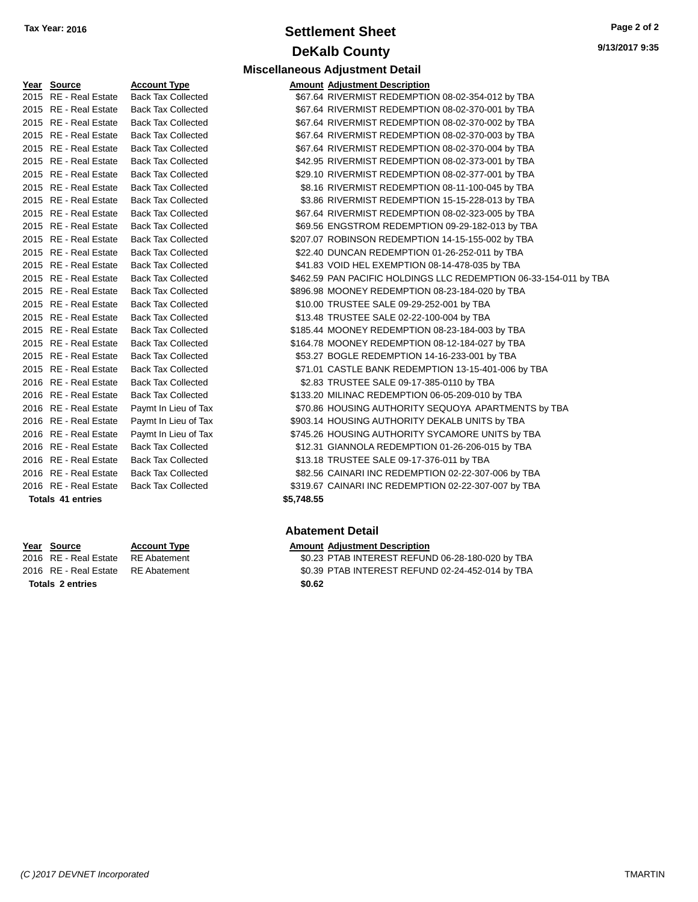Tax Year: 2016

# Settlement Sheet

## DeKalb County

9/13/2017 9:35

### Miscellaneous Adjustment Detail

| Year | Source | Account Type | Amount | Adjustment Description |
|---|---|---|---|---|
| 2015 | RE - Real Estate | Back Tax Collected | $67.64 | RIVERMIST REDEMPTION 08-02-354-012 by TBA |
| 2015 | RE - Real Estate | Back Tax Collected | $67.64 | RIVERMIST REDEMPTION 08-02-370-001 by TBA |
| 2015 | RE - Real Estate | Back Tax Collected | $67.64 | RIVERMIST REDEMPTION 08-02-370-002 by TBA |
| 2015 | RE - Real Estate | Back Tax Collected | $67.64 | RIVERMIST REDEMPTION 08-02-370-003 by TBA |
| 2015 | RE - Real Estate | Back Tax Collected | $67.64 | RIVERMIST REDEMPTION 08-02-370-004 by TBA |
| 2015 | RE - Real Estate | Back Tax Collected | $42.95 | RIVERMIST REDEMPTION 08-02-373-001 by TBA |
| 2015 | RE - Real Estate | Back Tax Collected | $29.10 | RIVERMIST REDEMPTION 08-02-377-001 by TBA |
| 2015 | RE - Real Estate | Back Tax Collected | $8.16 | RIVERMIST REDEMPTION 08-11-100-045 by TBA |
| 2015 | RE - Real Estate | Back Tax Collected | $3.86 | RIVERMIST REDEMPTION 15-15-228-013 by TBA |
| 2015 | RE - Real Estate | Back Tax Collected | $67.64 | RIVERMIST REDEMPTION 08-02-323-005 by TBA |
| 2015 | RE - Real Estate | Back Tax Collected | $69.56 | ENGSTROM REDEMPTION 09-29-182-013 by TBA |
| 2015 | RE - Real Estate | Back Tax Collected | $207.07 | ROBINSON REDEMPTION 14-15-155-002 by TBA |
| 2015 | RE - Real Estate | Back Tax Collected | $22.40 | DUNCAN REDEMPTION 01-26-252-011 by TBA |
| 2015 | RE - Real Estate | Back Tax Collected | $41.83 | VOID HEL EXEMPTION 08-14-478-035 by TBA |
| 2015 | RE - Real Estate | Back Tax Collected | $462.59 | PAN PACIFIC HOLDINGS LLC REDEMPTION 06-33-154-011 by TBA |
| 2015 | RE - Real Estate | Back Tax Collected | $896.98 | MOONEY REDEMPTION 08-23-184-020 by TBA |
| 2015 | RE - Real Estate | Back Tax Collected | $10.00 | TRUSTEE SALE 09-29-252-001 by TBA |
| 2015 | RE - Real Estate | Back Tax Collected | $13.48 | TRUSTEE SALE 02-22-100-004 by TBA |
| 2015 | RE - Real Estate | Back Tax Collected | $185.44 | MOONEY REDEMPTION 08-23-184-003 by TBA |
| 2015 | RE - Real Estate | Back Tax Collected | $164.78 | MOONEY REDEMPTION 08-12-184-027 by TBA |
| 2015 | RE - Real Estate | Back Tax Collected | $53.27 | BOGLE REDEMPTION 14-16-233-001 by TBA |
| 2015 | RE - Real Estate | Back Tax Collected | $71.01 | CASTLE BANK REDEMPTION 13-15-401-006 by TBA |
| 2016 | RE - Real Estate | Back Tax Collected | $2.83 | TRUSTEE SALE 09-17-385-0110 by TBA |
| 2016 | RE - Real Estate | Back Tax Collected | $133.20 | MILINAC REDEMPTION 06-05-209-010 by TBA |
| 2016 | RE - Real Estate | Paymt In Lieu of Tax | $70.86 | HOUSING AUTHORITY SEQUOYA APARTMENTS by TBA |
| 2016 | RE - Real Estate | Paymt In Lieu of Tax | $903.14 | HOUSING AUTHORITY DEKALB UNITS by TBA |
| 2016 | RE - Real Estate | Paymt In Lieu of Tax | $745.26 | HOUSING AUTHORITY SYCAMORE UNITS by TBA |
| 2016 | RE - Real Estate | Back Tax Collected | $12.31 | GIANNOLA REDEMPTION 01-26-206-015 by TBA |
| 2016 | RE - Real Estate | Back Tax Collected | $13.18 | TRUSTEE SALE 09-17-376-011 by TBA |
| 2016 | RE - Real Estate | Back Tax Collected | $82.56 | CAINARI INC REDEMPTION 02-22-307-006 by TBA |
| 2016 | RE - Real Estate | Back Tax Collected | $319.67 | CAINARI INC REDEMPTION 02-22-307-007 by TBA |
| **Totals 41 entries** | | | **$5,748.55** | |

### Abatement Detail

| Year | Source | Account Type | Amount | Adjustment Description |
|---|---|---|---|---|
| 2016 | RE - Real Estate | RE Abatement | $0.23 | PTAB INTEREST REFUND 06-28-180-020 by TBA |
| 2016 | RE - Real Estate | RE Abatement | $0.39 | PTAB INTEREST REFUND 02-24-452-014 by TBA |
| **Totals 2 entries** | | | **$0.62** | |

(C )2017 DEVNET Incorporated TMARTIN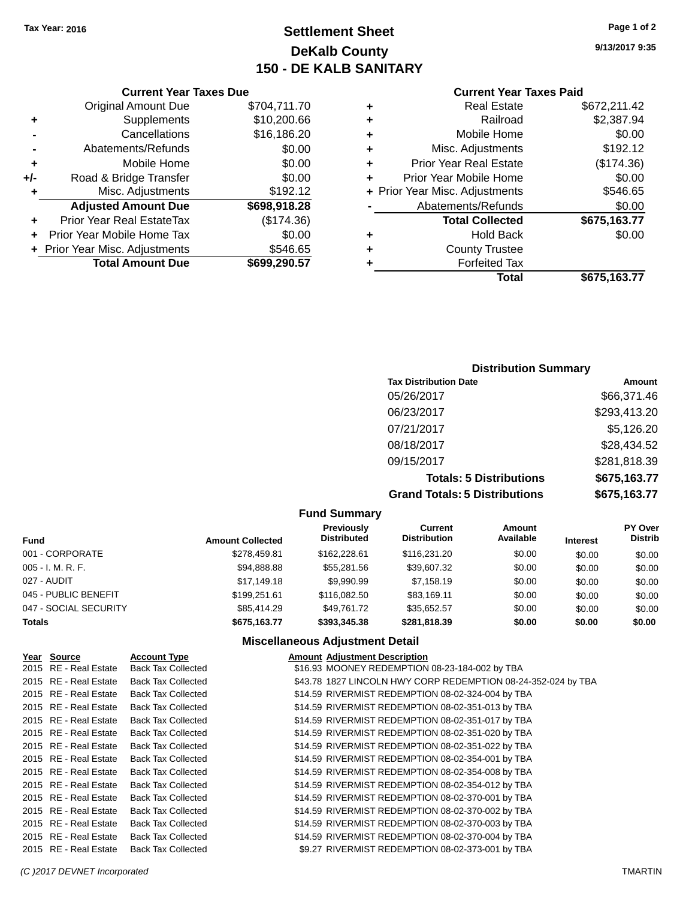Tax Year: 2016

# Settlement Sheet
## DeKalb County
## 150 - DE KALB SANITARY

9/13/2017 9:35

### Current Year Taxes Due

| | | |
|---|---|---|
| | Original Amount Due | $704,711.70 |
| + | Supplements | $10,200.66 |
| - | Cancellations | $16,186.20 |
| - | Abatements/Refunds | $0.00 |
| + | Mobile Home | $0.00 |
| +/- | Road & Bridge Transfer | $0.00 |
| + | Misc. Adjustments | $192.12 |
| | **Adjusted Amount Due** | **$698,918.28** |
| + | Prior Year Real EstateTax | ($174.36) |
| + | Prior Year Mobile Home Tax | $0.00 |
| + | Prior Year Misc. Adjustments | $546.65 |
| | **Total Amount Due** | **$699,290.57** |

### Current Year Taxes Paid

| | | |
|---|---|---|
| + | Real Estate | $672,211.42 |
| + | Railroad | $2,387.94 |
| + | Mobile Home | $0.00 |
| + | Misc. Adjustments | $192.12 |
| + | Prior Year Real Estate | ($174.36) |
| + | Prior Year Mobile Home | $0.00 |
| + | Prior Year Misc. Adjustments | $546.65 |
| - | Abatements/Refunds | $0.00 |
| | **Total Collected** | **$675,163.77** |
| + | Hold Back | $0.00 |
| + | County Trustee | |
| + | Forfeited Tax | |
| | **Total** | **$675,163.77** |

### Distribution Summary

| Tax Distribution Date | Amount |
|---|---|
| 05/26/2017 | $66,371.46 |
| 06/23/2017 | $293,413.20 |
| 07/21/2017 | $5,126.20 |
| 08/18/2017 | $28,434.52 |
| 09/15/2017 | $281,818.39 |
| **Totals: 5 Distributions** | **$675,163.77** |
| **Grand Totals: 5 Distributions** | **$675,163.77** |

### Fund Summary

| Fund | Amount Collected | Previously Distributed | Current Distribution | Amount Available | Interest | PY Over Distrib |
|---|---|---|---|---|---|---|
| 001 - CORPORATE | $278,459.81 | $162,228.61 | $116,231.20 | $0.00 | $0.00 | $0.00 |
| 005 - I. M. R. F. | $94,888.88 | $55,281.56 | $39,607.32 | $0.00 | $0.00 | $0.00 |
| 027 - AUDIT | $17,149.18 | $9,990.99 | $7,158.19 | $0.00 | $0.00 | $0.00 |
| 045 - PUBLIC BENEFIT | $199,251.61 | $116,082.50 | $83,169.11 | $0.00 | $0.00 | $0.00 |
| 047 - SOCIAL SECURITY | $85,414.29 | $49,761.72 | $35,652.57 | $0.00 | $0.00 | $0.00 |
| **Totals** | **$675,163.77** | **$393,345.38** | **$281,818.39** | **$0.00** | **$0.00** | **$0.00** |

### Miscellaneous Adjustment Detail

| Year | Source | Account Type | Amount | Adjustment Description |
|---|---|---|---|---|
| 2015 | RE - Real Estate | Back Tax Collected | $16.93 | MOONEY REDEMPTION 08-23-184-002 by TBA |
| 2015 | RE - Real Estate | Back Tax Collected | $43.78 | 1827 LINCOLN HWY CORP REDEMPTION 08-24-352-024 by TBA |
| 2015 | RE - Real Estate | Back Tax Collected | $14.59 | RIVERMIST REDEMPTION 08-02-324-004 by TBA |
| 2015 | RE - Real Estate | Back Tax Collected | $14.59 | RIVERMIST REDEMPTION 08-02-351-013 by TBA |
| 2015 | RE - Real Estate | Back Tax Collected | $14.59 | RIVERMIST REDEMPTION 08-02-351-017 by TBA |
| 2015 | RE - Real Estate | Back Tax Collected | $14.59 | RIVERMIST REDEMPTION 08-02-351-020 by TBA |
| 2015 | RE - Real Estate | Back Tax Collected | $14.59 | RIVERMIST REDEMPTION 08-02-351-022 by TBA |
| 2015 | RE - Real Estate | Back Tax Collected | $14.59 | RIVERMIST REDEMPTION 08-02-354-001 by TBA |
| 2015 | RE - Real Estate | Back Tax Collected | $14.59 | RIVERMIST REDEMPTION 08-02-354-008 by TBA |
| 2015 | RE - Real Estate | Back Tax Collected | $14.59 | RIVERMIST REDEMPTION 08-02-354-012 by TBA |
| 2015 | RE - Real Estate | Back Tax Collected | $14.59 | RIVERMIST REDEMPTION 08-02-370-001 by TBA |
| 2015 | RE - Real Estate | Back Tax Collected | $14.59 | RIVERMIST REDEMPTION 08-02-370-002 by TBA |
| 2015 | RE - Real Estate | Back Tax Collected | $14.59 | RIVERMIST REDEMPTION 08-02-370-003 by TBA |
| 2015 | RE - Real Estate | Back Tax Collected | $14.59 | RIVERMIST REDEMPTION 08-02-370-004 by TBA |
| 2015 | RE - Real Estate | Back Tax Collected | $9.27 | RIVERMIST REDEMPTION 08-02-373-001 by TBA |

(C )2017 DEVNET Incorporated TMARTIN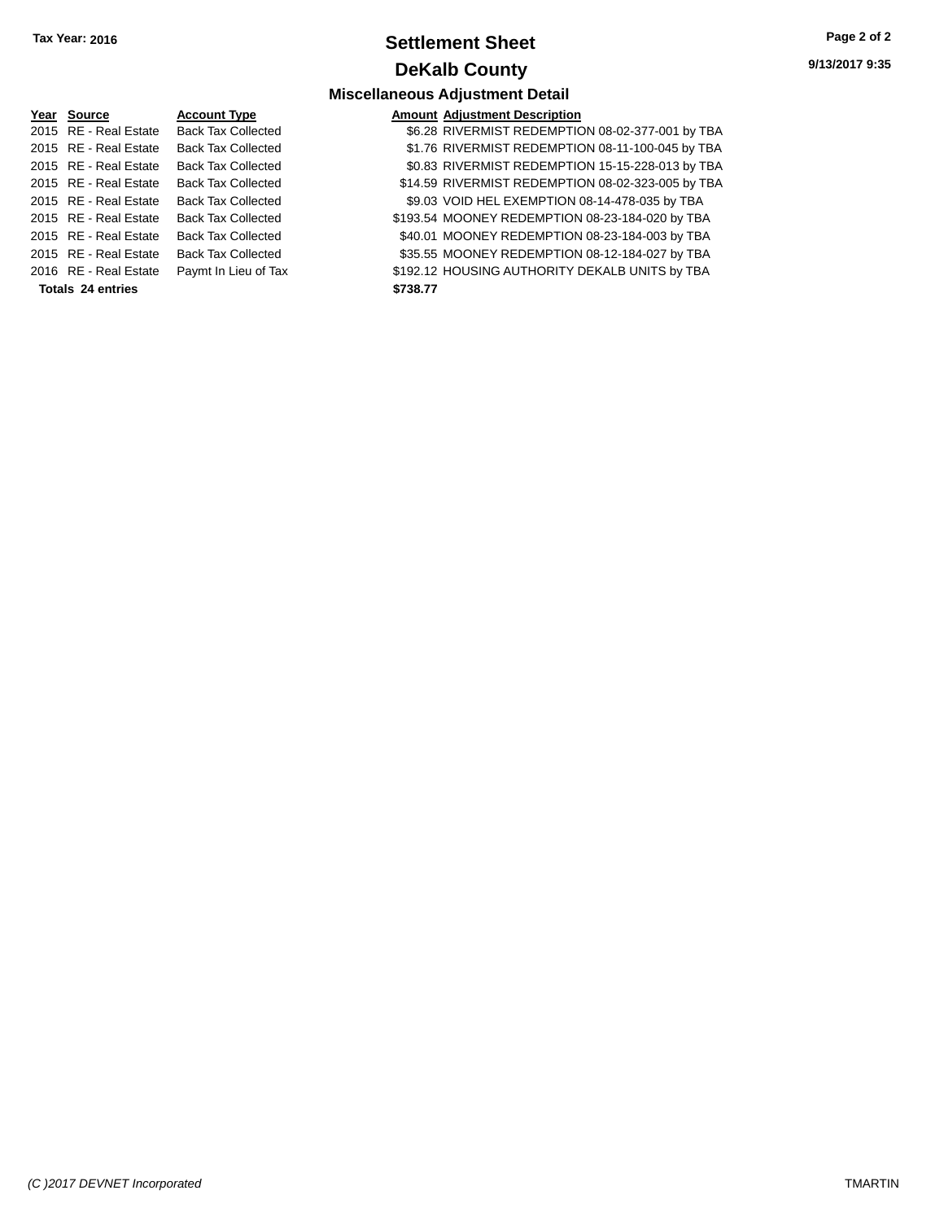**Tax Year: 2016**

# Settlement Sheet

## DeKalb County

9/13/2017 9:35

### Miscellaneous Adjustment Detail

| Year | Source | Account Type | Amount | Adjustment Description |
|---|---|---|---|---|
| 2015 | RE - Real Estate | Back Tax Collected | $6.28 | RIVERMIST REDEMPTION 08-02-377-001 by TBA |
| 2015 | RE - Real Estate | Back Tax Collected | $1.76 | RIVERMIST REDEMPTION 08-11-100-045 by TBA |
| 2015 | RE - Real Estate | Back Tax Collected | $0.83 | RIVERMIST REDEMPTION 15-15-228-013 by TBA |
| 2015 | RE - Real Estate | Back Tax Collected | $14.59 | RIVERMIST REDEMPTION 08-02-323-005 by TBA |
| 2015 | RE - Real Estate | Back Tax Collected | $9.03 | VOID HEL EXEMPTION 08-14-478-035 by TBA |
| 2015 | RE - Real Estate | Back Tax Collected | $193.54 | MOONEY REDEMPTION 08-23-184-020 by TBA |
| 2015 | RE - Real Estate | Back Tax Collected | $40.01 | MOONEY REDEMPTION 08-23-184-003 by TBA |
| 2015 | RE - Real Estate | Back Tax Collected | $35.55 | MOONEY REDEMPTION 08-12-184-027 by TBA |
| 2016 | RE - Real Estate | Paymt In Lieu of Tax | $192.12 | HOUSING AUTHORITY DEKALB UNITS by TBA |
| **Totals** | **24 entries** | | **$738.77** | |

*(C )2017 DEVNET Incorporated* TMARTIN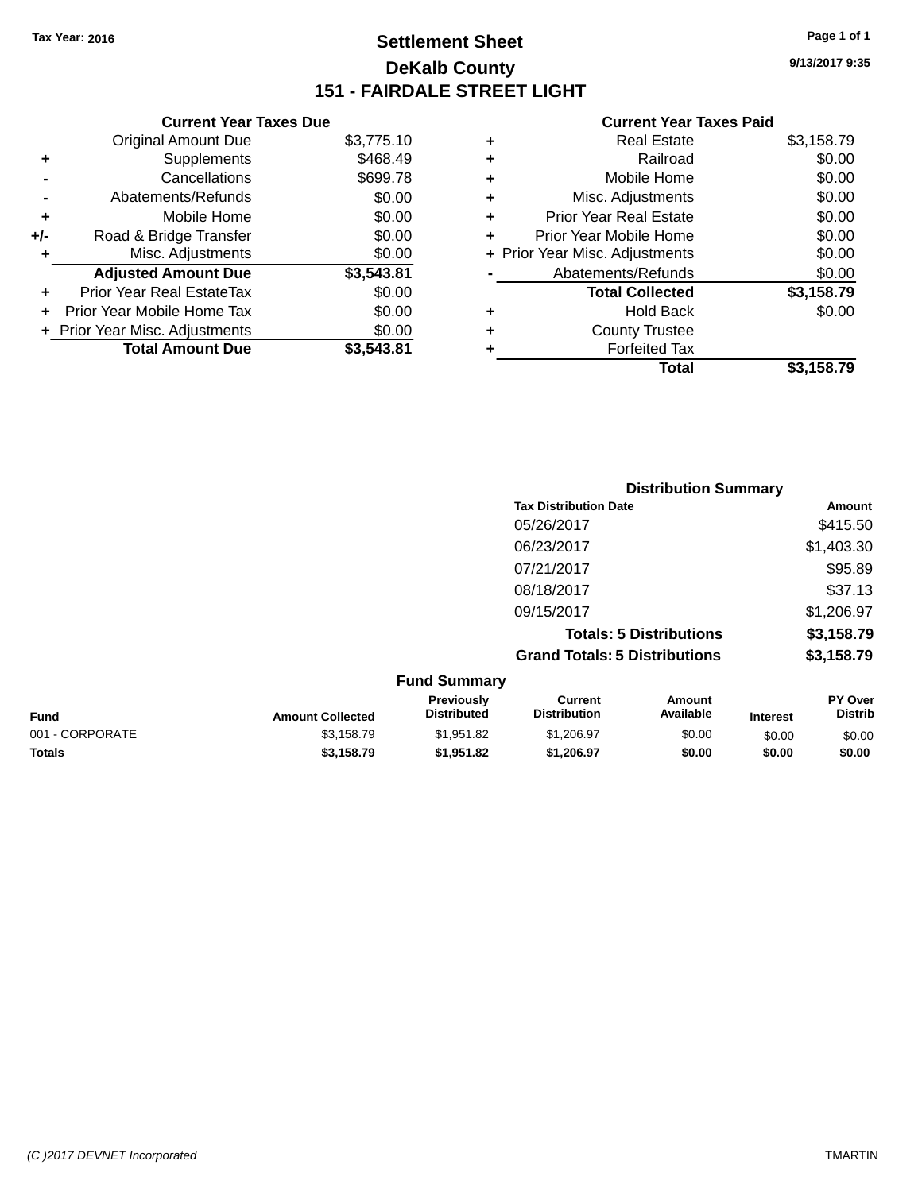Tax Year: 2016

# Settlement Sheet

## DeKalb County

## 151 - FAIRDALE STREET LIGHT

9/13/2017 9:35

**Current Year Taxes Due**

| | | |
|---|---|---|
| | Original Amount Due | $3,775.10 |
| + | Supplements | $468.49 |
| - | Cancellations | $699.78 |
| - | Abatements/Refunds | $0.00 |
| + | Mobile Home | $0.00 |
| +/- | Road & Bridge Transfer | $0.00 |
| + | Misc. Adjustments | $0.00 |
| | **Adjusted Amount Due** | **$3,543.81** |
| + | Prior Year Real EstateTax | $0.00 |
| + | Prior Year Mobile Home Tax | $0.00 |
| + | Prior Year Misc. Adjustments | $0.00 |
| | **Total Amount Due** | **$3,543.81** |

**Current Year Taxes Paid**

| | | |
|---|---|---|
| + | Real Estate | $3,158.79 |
| + | Railroad | $0.00 |
| + | Mobile Home | $0.00 |
| + | Misc. Adjustments | $0.00 |
| + | Prior Year Real Estate | $0.00 |
| + | Prior Year Mobile Home | $0.00 |
| + | Prior Year Misc. Adjustments | $0.00 |
| - | Abatements/Refunds | $0.00 |
| | **Total Collected** | **$3,158.79** |
| + | Hold Back | $0.00 |
| + | County Trustee | |
| + | Forfeited Tax | |
| | **Total** | **$3,158.79** |

**Distribution Summary**

| Tax Distribution Date | Amount |
|---|---|
| 05/26/2017 | $415.50 |
| 06/23/2017 | $1,403.30 |
| 07/21/2017 | $95.89 |
| 08/18/2017 | $37.13 |
| 09/15/2017 | $1,206.97 |
| **Totals: 5 Distributions** | **$3,158.79** |
| **Grand Totals: 5 Distributions** | **$3,158.79** |

**Fund Summary**

| Fund | Amount Collected | Previously Distributed | Current Distribution | Amount Available | Interest | PY Over Distrib |
|---|---|---|---|---|---|---|
| 001 - CORPORATE | $3,158.79 | $1,951.82 | $1,206.97 | $0.00 | $0.00 | $0.00 |
| **Totals** | **$3,158.79** | **$1,951.82** | **$1,206.97** | **$0.00** | **$0.00** | **$0.00** |

(C )2017 DEVNET Incorporated TMARTIN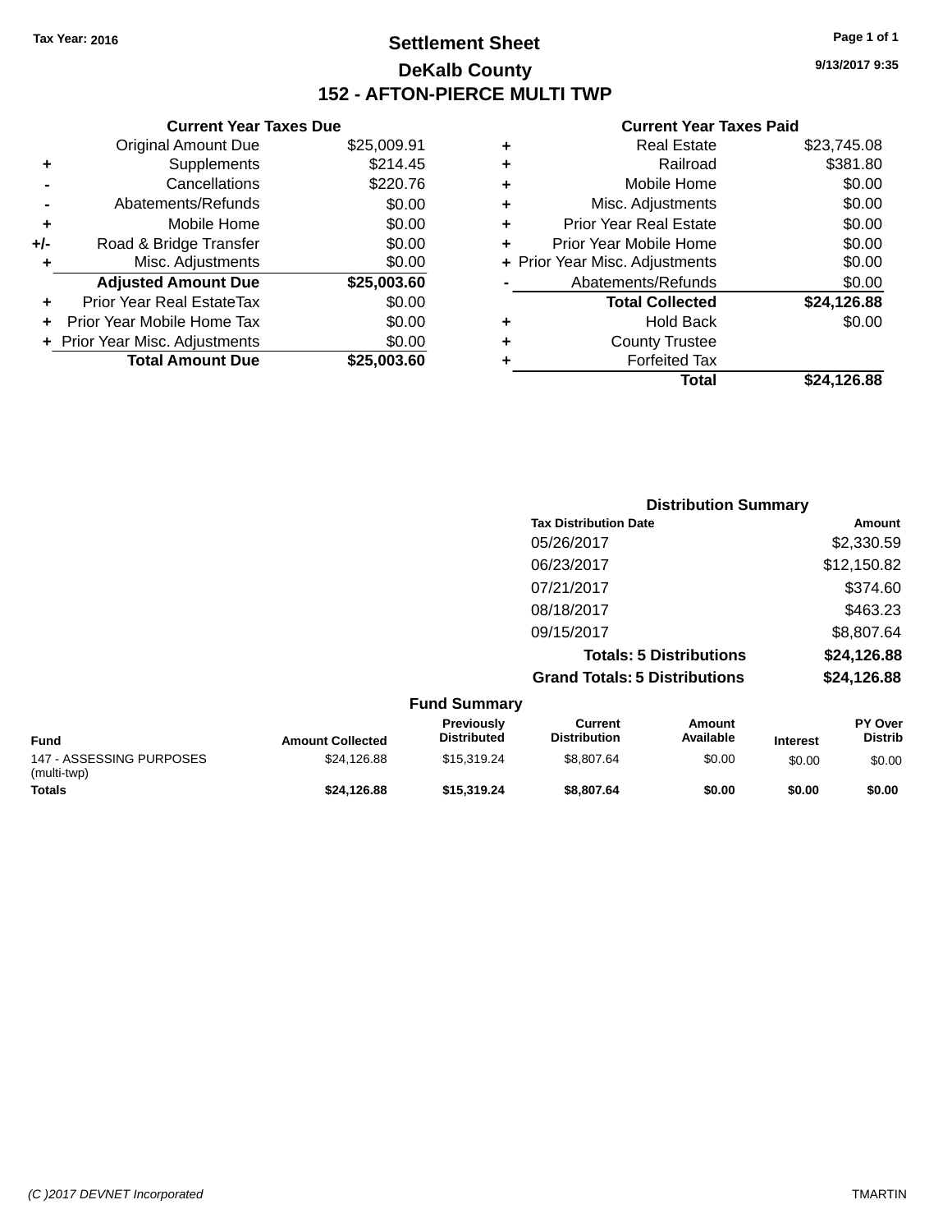Tax Year: 2016

# Settlement Sheet

## DeKalb County

## 152 - AFTON-PIERCE MULTI TWP

9/13/2017 9:35

### Current Year Taxes Due

| | | |
|---|---|---|
| | Original Amount Due | $25,009.91 |
| + | Supplements | $214.45 |
| - | Cancellations | $220.76 |
| - | Abatements/Refunds | $0.00 |
| + | Mobile Home | $0.00 |
| +/- | Road & Bridge Transfer | $0.00 |
| + | Misc. Adjustments | $0.00 |
| | **Adjusted Amount Due** | **$25,003.60** |
| + | Prior Year Real EstateTax | $0.00 |
| + | Prior Year Mobile Home Tax | $0.00 |
| + | Prior Year Misc. Adjustments | $0.00 |
| | **Total Amount Due** | **$25,003.60** |

### Current Year Taxes Paid

| | | |
|---|---|---|
| + | Real Estate | $23,745.08 |
| + | Railroad | $381.80 |
| + | Mobile Home | $0.00 |
| + | Misc. Adjustments | $0.00 |
| + | Prior Year Real Estate | $0.00 |
| + | Prior Year Mobile Home | $0.00 |
| + | Prior Year Misc. Adjustments | $0.00 |
| - | Abatements/Refunds | $0.00 |
| | **Total Collected** | **$24,126.88** |
| + | Hold Back | $0.00 |
| + | County Trustee | |
| + | Forfeited Tax | |
| | **Total** | **$24,126.88** |

### Distribution Summary

| Tax Distribution Date | Amount |
|---|---|
| 05/26/2017 | $2,330.59 |
| 06/23/2017 | $12,150.82 |
| 07/21/2017 | $374.60 |
| 08/18/2017 | $463.23 |
| 09/15/2017 | $8,807.64 |
| **Totals: 5 Distributions** | **$24,126.88** |
| **Grand Totals: 5 Distributions** | **$24,126.88** |

### Fund Summary

| Fund | Amount Collected | Previously Distributed | Current Distribution | Amount Available | Interest | PY Over Distrib |
|---|---|---|---|---|---|---|
| 147 - ASSESSING PURPOSES (multi-twp) | $24,126.88 | $15,319.24 | $8,807.64 | $0.00 | $0.00 | $0.00 |
| **Totals** | **$24,126.88** | **$15,319.24** | **$8,807.64** | **$0.00** | **$0.00** | **$0.00** |

(C )2017 DEVNET Incorporated    TMARTIN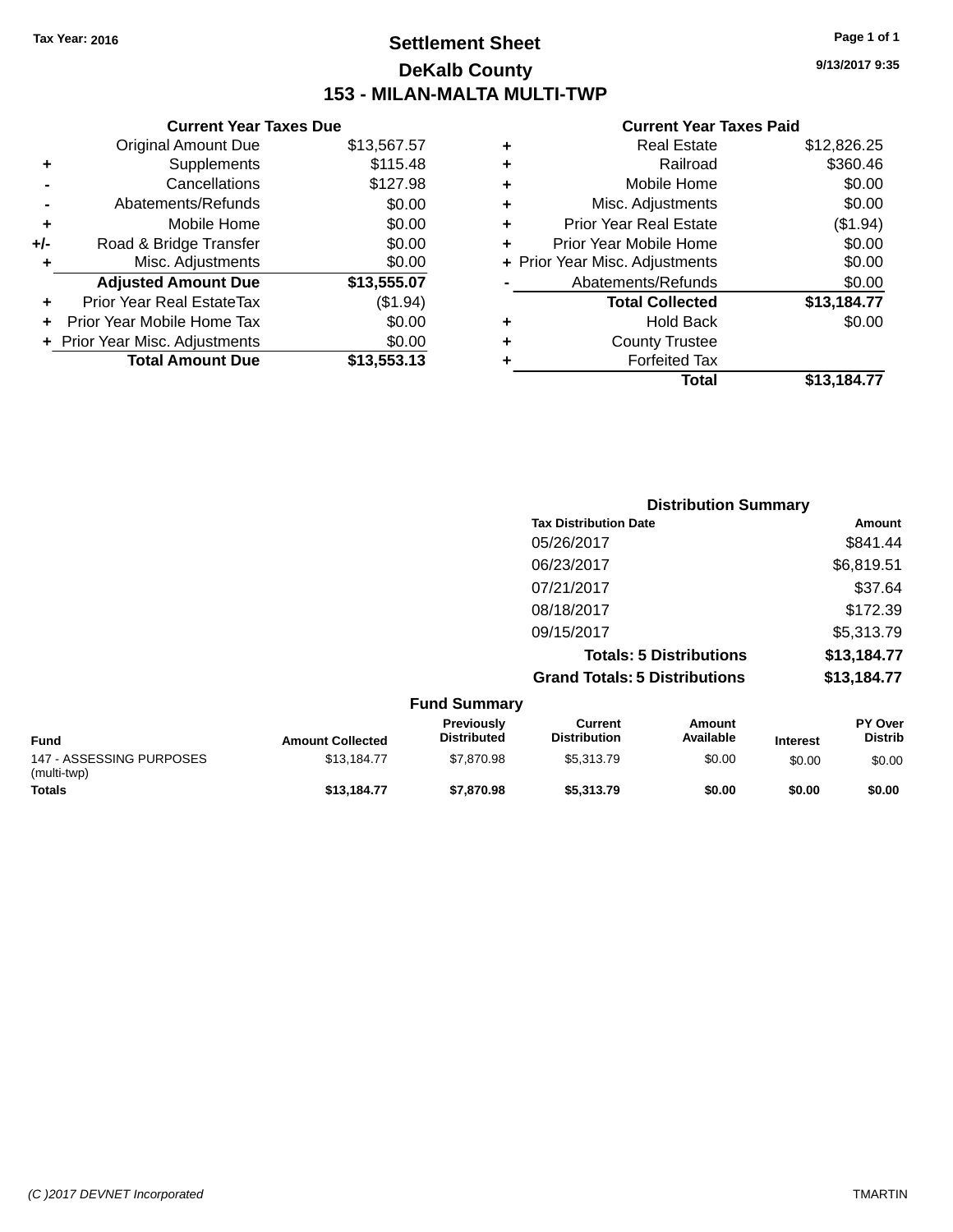Tax Year: 2016

# Settlement Sheet

## DeKalb County

## 153 - MILAN-MALTA MULTI-TWP

9/13/2017 9:35

| | Current Year Taxes Due | |
|---|---|---|
| | Original Amount Due | $13,567.57 |
| + | Supplements | $115.48 |
| - | Cancellations | $127.98 |
| - | Abatements/Refunds | $0.00 |
| + | Mobile Home | $0.00 |
| +/- | Road & Bridge Transfer | $0.00 |
| + | Misc. Adjustments | $0.00 |
| | **Adjusted Amount Due** | **$13,555.07** |
| + | Prior Year Real EstateTax | ($1.94) |
| + | Prior Year Mobile Home Tax | $0.00 |
| + | Prior Year Misc. Adjustments | $0.00 |
| | **Total Amount Due** | **$13,553.13** |

| | Current Year Taxes Paid | |
|---|---|---|
| + | Real Estate | $12,826.25 |
| + | Railroad | $360.46 |
| + | Mobile Home | $0.00 |
| + | Misc. Adjustments | $0.00 |
| + | Prior Year Real Estate | ($1.94) |
| + | Prior Year Mobile Home | $0.00 |
| + | Prior Year Misc. Adjustments | $0.00 |
| - | Abatements/Refunds | $0.00 |
| | **Total Collected** | **$13,184.77** |
| + | Hold Back | $0.00 |
| + | County Trustee | |
| + | Forfeited Tax | |
| | **Total** | **$13,184.77** |

### Distribution Summary

| Tax Distribution Date | Amount |
|---|---|
| 05/26/2017 | $841.44 |
| 06/23/2017 | $6,819.51 |
| 07/21/2017 | $37.64 |
| 08/18/2017 | $172.39 |
| 09/15/2017 | $5,313.79 |
| **Totals: 5 Distributions** | **$13,184.77** |
| **Grand Totals: 5 Distributions** | **$13,184.77** |

### Fund Summary

| Fund | Amount Collected | Previously Distributed | Current Distribution | Amount Available | Interest | PY Over Distrib |
|---|---|---|---|---|---|---|
| 147 - ASSESSING PURPOSES (multi-twp) | $13,184.77 | $7,870.98 | $5,313.79 | $0.00 | $0.00 | $0.00 |
| **Totals** | **$13,184.77** | **$7,870.98** | **$5,313.79** | **$0.00** | **$0.00** | **$0.00** |

(C )2017 DEVNET Incorporated — TMARTIN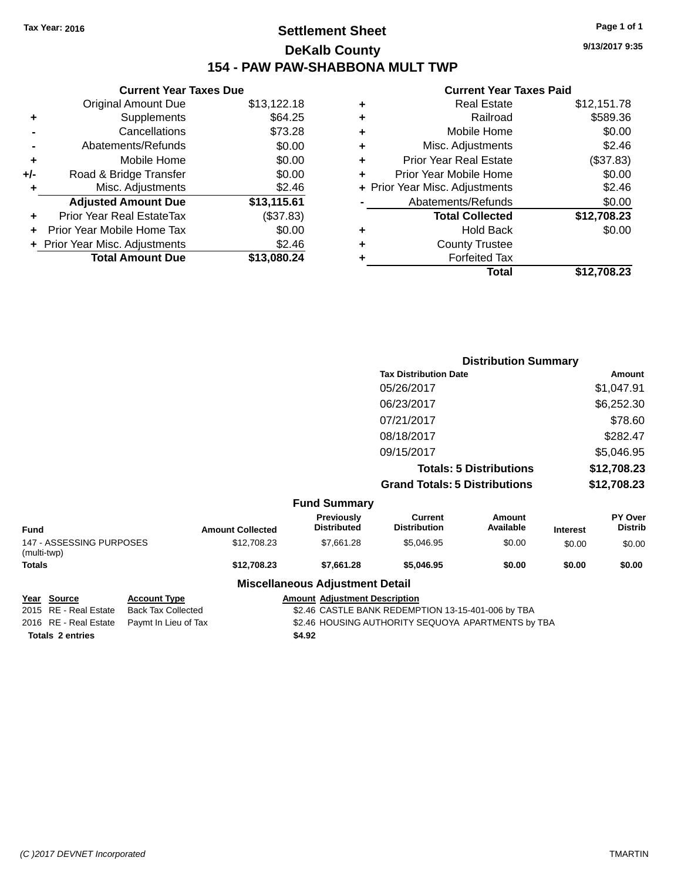Tax Year: 2016

# Settlement Sheet

## DeKalb County

## 154 - PAW PAW-SHABBONA MULT TWP

9/13/2017 9:35

### Current Year Taxes Due

| | | |
|---|---|---|
| | Original Amount Due | $13,122.18 |
| + | Supplements | $64.25 |
| - | Cancellations | $73.28 |
| - | Abatements/Refunds | $0.00 |
| + | Mobile Home | $0.00 |
| +/- | Road & Bridge Transfer | $0.00 |
| + | Misc. Adjustments | $2.46 |
| | **Adjusted Amount Due** | **$13,115.61** |
| + | Prior Year Real EstateTax | ($37.83) |
| + | Prior Year Mobile Home Tax | $0.00 |
| + | Prior Year Misc. Adjustments | $2.46 |
| | **Total Amount Due** | **$13,080.24** |

### Current Year Taxes Paid

| | | |
|---|---|---|
| + | Real Estate | $12,151.78 |
| + | Railroad | $589.36 |
| + | Mobile Home | $0.00 |
| + | Misc. Adjustments | $2.46 |
| + | Prior Year Real Estate | ($37.83) |
| + | Prior Year Mobile Home | $0.00 |
| + | Prior Year Misc. Adjustments | $2.46 |
| - | Abatements/Refunds | $0.00 |
| | **Total Collected** | **$12,708.23** |
| + | Hold Back | $0.00 |
| + | County Trustee | |
| + | Forfeited Tax | |
| | **Total** | **$12,708.23** |

### Distribution Summary

| Tax Distribution Date | Amount |
|---|---|
| 05/26/2017 | $1,047.91 |
| 06/23/2017 | $6,252.30 |
| 07/21/2017 | $78.60 |
| 08/18/2017 | $282.47 |
| 09/15/2017 | $5,046.95 |
| **Totals: 5 Distributions** | **$12,708.23** |
| **Grand Totals: 5 Distributions** | **$12,708.23** |

### Fund Summary

| Fund | Amount Collected | Previously Distributed | Current Distribution | Amount Available | Interest | PY Over Distrib |
|---|---|---|---|---|---|---|
| 147 - ASSESSING PURPOSES (multi-twp) | $12,708.23 | $7,661.28 | $5,046.95 | $0.00 | $0.00 | $0.00 |
| **Totals** | **$12,708.23** | **$7,661.28** | **$5,046.95** | **$0.00** | **$0.00** | **$0.00** |

### Miscellaneous Adjustment Detail

| Year | Source | Account Type | Amount | Adjustment Description |
|---|---|---|---|---|
| 2015 | RE - Real Estate | Back Tax Collected | $2.46 | CASTLE BANK REDEMPTION 13-15-401-006 by TBA |
| 2016 | RE - Real Estate | Paymt In Lieu of Tax | $2.46 | HOUSING AUTHORITY SEQUOYA APARTMENTS by TBA |
| **Totals** | **2 entries** | | **$4.92** | |

(C )2017 DEVNET Incorporated TMARTIN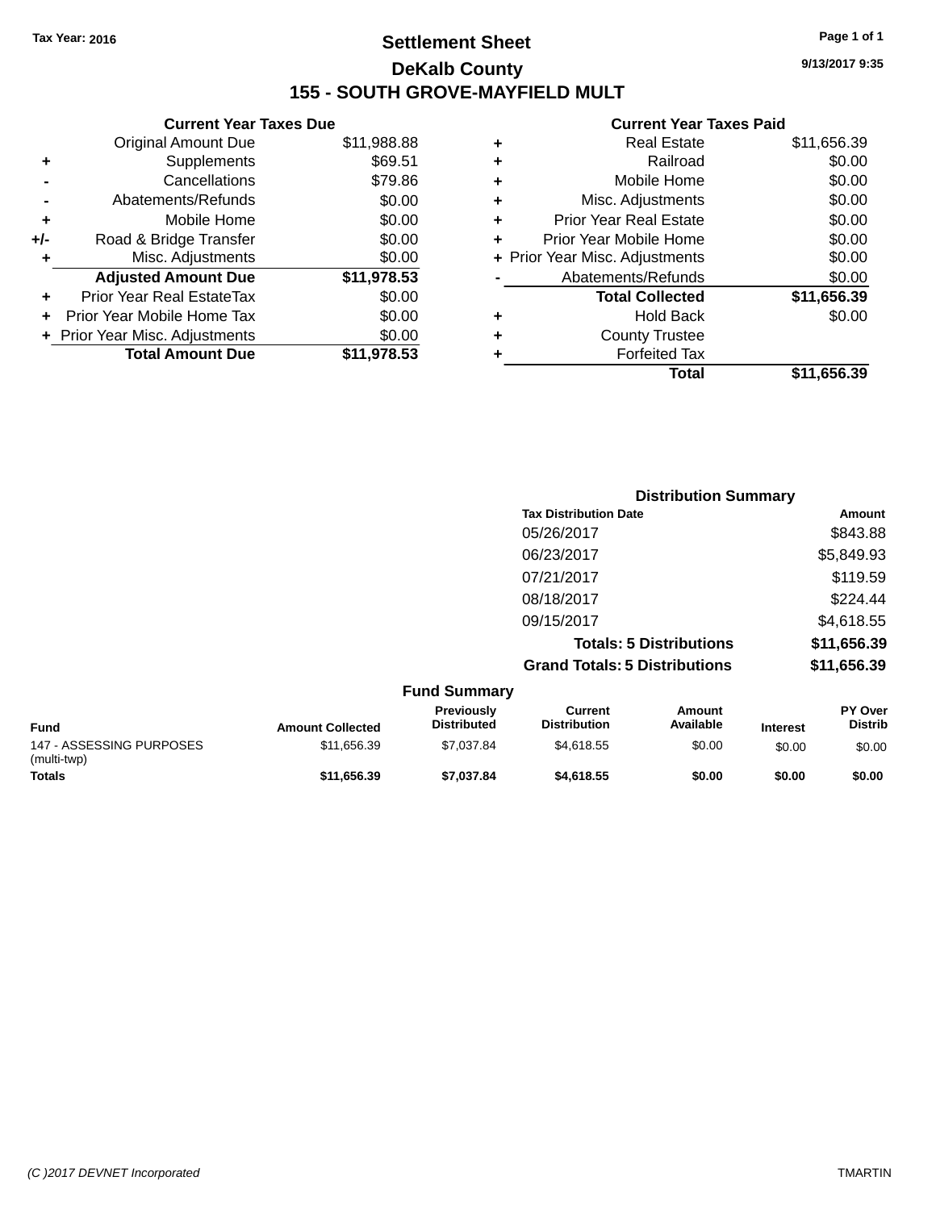Tax Year: 2016

# Settlement Sheet

## DeKalb County

## 155 - SOUTH GROVE-MAYFIELD MULT

9/13/2017 9:35

### Current Year Taxes Due

| | | Amount |
|---|---|---|
| | Original Amount Due | $11,988.88 |
| + | Supplements | $69.51 |
| - | Cancellations | $79.86 |
| - | Abatements/Refunds | $0.00 |
| + | Mobile Home | $0.00 |
| +/- | Road & Bridge Transfer | $0.00 |
| + | Misc. Adjustments | $0.00 |
| | **Adjusted Amount Due** | **$11,978.53** |
| + | Prior Year Real EstateTax | $0.00 |
| + | Prior Year Mobile Home Tax | $0.00 |
| + | Prior Year Misc. Adjustments | $0.00 |
| | **Total Amount Due** | **$11,978.53** |

### Current Year Taxes Paid

| | | Amount |
|---|---|---|
| + | Real Estate | $11,656.39 |
| + | Railroad | $0.00 |
| + | Mobile Home | $0.00 |
| + | Misc. Adjustments | $0.00 |
| + | Prior Year Real Estate | $0.00 |
| + | Prior Year Mobile Home | $0.00 |
| + | Prior Year Misc. Adjustments | $0.00 |
| - | Abatements/Refunds | $0.00 |
| | **Total Collected** | **$11,656.39** |
| + | Hold Back | $0.00 |
| + | County Trustee | |
| + | Forfeited Tax | |
| | **Total** | **$11,656.39** |

### Distribution Summary

| Tax Distribution Date | Amount |
|---|---|
| 05/26/2017 | $843.88 |
| 06/23/2017 | $5,849.93 |
| 07/21/2017 | $119.59 |
| 08/18/2017 | $224.44 |
| 09/15/2017 | $4,618.55 |
| **Totals: 5 Distributions** | **$11,656.39** |
| **Grand Totals: 5 Distributions** | **$11,656.39** |

### Fund Summary

| Fund | Amount Collected | Previously Distributed | Current Distribution | Amount Available | Interest | PY Over Distrib |
|---|---|---|---|---|---|---|
| 147 - ASSESSING PURPOSES (multi-twp) | $11,656.39 | $7,037.84 | $4,618.55 | $0.00 | $0.00 | $0.00 |
| **Totals** | **$11,656.39** | **$7,037.84** | **$4,618.55** | **$0.00** | **$0.00** | **$0.00** |

(C )2017 DEVNET Incorporated TMARTIN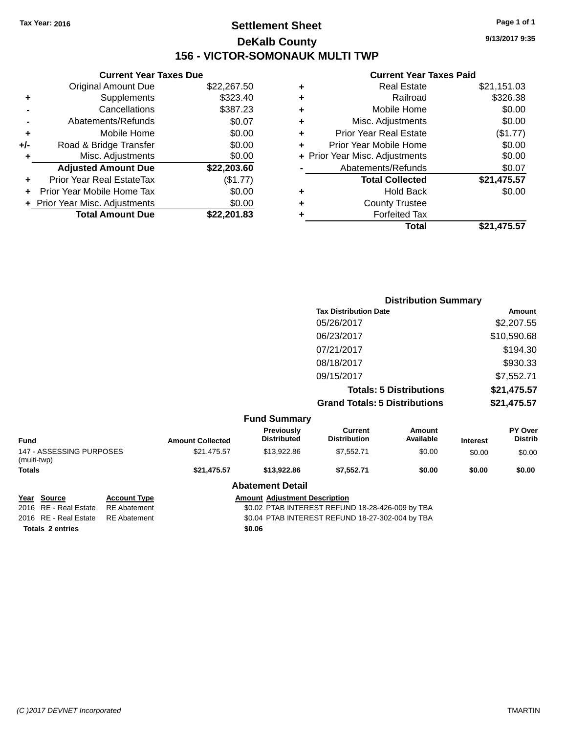**Tax Year: 2016**

# Settlement Sheet

## DeKalb County

## 156 - VICTOR-SOMONAUK MULTI TWP

9/13/2017 9:35

### Current Year Taxes Due

| | | |
|---|---|---|
| | Original Amount Due | $22,267.50 |
| + | Supplements | $323.40 |
| - | Cancellations | $387.23 |
| - | Abatements/Refunds | $0.07 |
| + | Mobile Home | $0.00 |
| +/- | Road & Bridge Transfer | $0.00 |
| + | Misc. Adjustments | $0.00 |
| | **Adjusted Amount Due** | **$22,203.60** |
| + | Prior Year Real EstateTax | ($1.77) |
| + | Prior Year Mobile Home Tax | $0.00 |
| + | Prior Year Misc. Adjustments | $0.00 |
| | **Total Amount Due** | **$22,201.83** |

### Current Year Taxes Paid

| | | |
|---|---|---|
| + | Real Estate | $21,151.03 |
| + | Railroad | $326.38 |
| + | Mobile Home | $0.00 |
| + | Misc. Adjustments | $0.00 |
| + | Prior Year Real Estate | ($1.77) |
| + | Prior Year Mobile Home | $0.00 |
| + | Prior Year Misc. Adjustments | $0.00 |
| - | Abatements/Refunds | $0.07 |
| | **Total Collected** | **$21,475.57** |
| + | Hold Back | $0.00 |
| + | County Trustee | |
| + | Forfeited Tax | |
| | **Total** | **$21,475.57** |

### Distribution Summary

| Tax Distribution Date | Amount |
|---|---|
| 05/26/2017 | $2,207.55 |
| 06/23/2017 | $10,590.68 |
| 07/21/2017 | $194.30 |
| 08/18/2017 | $930.33 |
| 09/15/2017 | $7,552.71 |
| **Totals: 5 Distributions** | **$21,475.57** |
| **Grand Totals: 5 Distributions** | **$21,475.57** |

### Fund Summary

| Fund | Amount Collected | Previously Distributed | Current Distribution | Amount Available | Interest | PY Over Distrib |
|---|---|---|---|---|---|---|
| 147 - ASSESSING PURPOSES (multi-twp) | $21,475.57 | $13,922.86 | $7,552.71 | $0.00 | $0.00 | $0.00 |
| **Totals** | **$21,475.57** | **$13,922.86** | **$7,552.71** | **$0.00** | **$0.00** | **$0.00** |

### Abatement Detail

| Year | Source | Account Type | Amount | Adjustment Description |
|---|---|---|---|---|
| 2016 | RE - Real Estate | RE Abatement | $0.02 | PTAB INTEREST REFUND 18-28-426-009 by TBA |
| 2016 | RE - Real Estate | RE Abatement | $0.04 | PTAB INTEREST REFUND 18-27-302-004 by TBA |
| **Totals** | **2 entries** | | **$0.06** | |

(C )2017 DEVNET Incorporated TMARTIN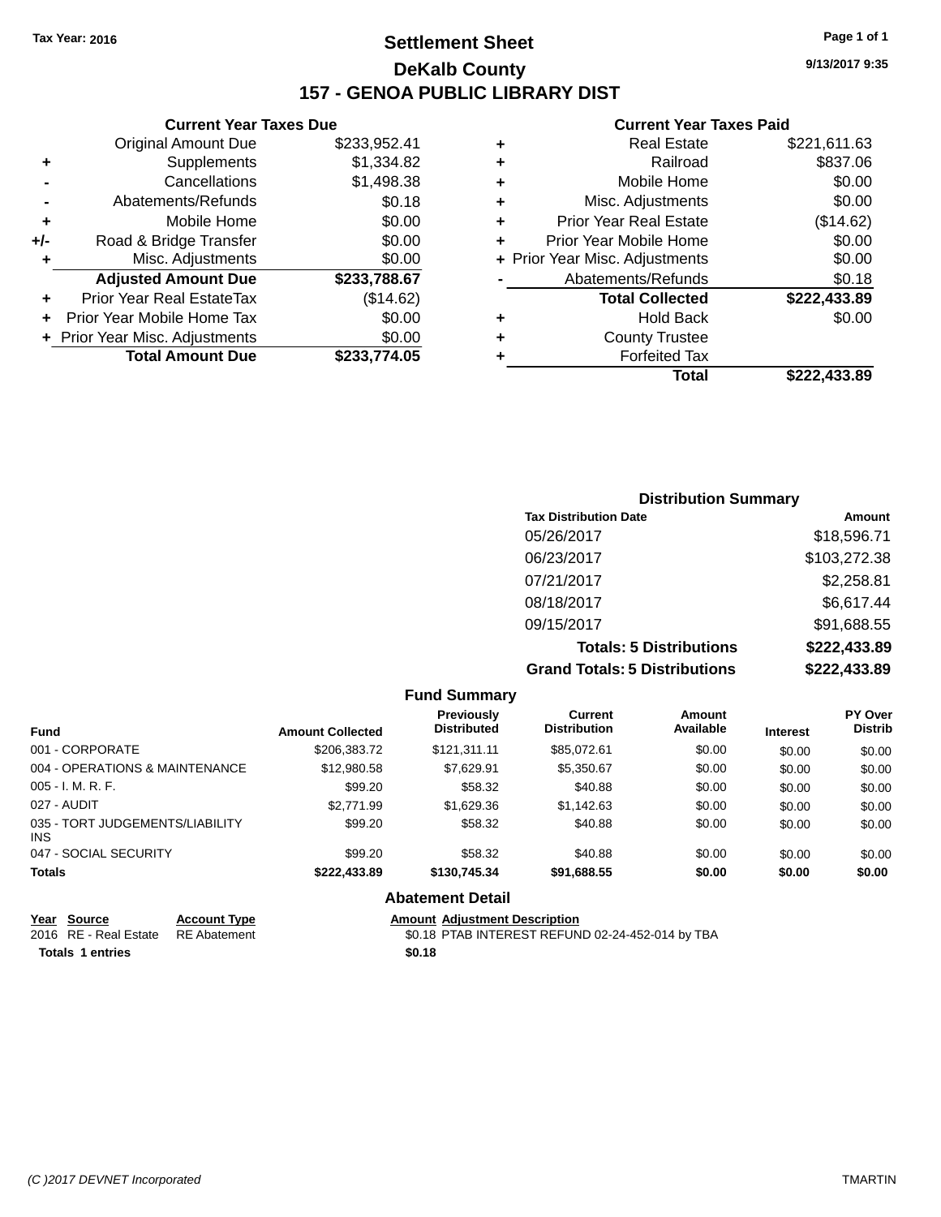Tax Year: 2016

# Settlement Sheet

## DeKalb County

## 157 - GENOA PUBLIC LIBRARY DIST

9/13/2017 9:35

### Current Year Taxes Due

| | | |
|---|---|---|
| | Original Amount Due | $233,952.41 |
| + | Supplements | $1,334.82 |
| - | Cancellations | $1,498.38 |
| - | Abatements/Refunds | $0.18 |
| + | Mobile Home | $0.00 |
| +/- | Road & Bridge Transfer | $0.00 |
| + | Misc. Adjustments | $0.00 |
| | **Adjusted Amount Due** | **$233,788.67** |
| + | Prior Year Real EstateTax | ($14.62) |
| + | Prior Year Mobile Home Tax | $0.00 |
| + | Prior Year Misc. Adjustments | $0.00 |
| | **Total Amount Due** | **$233,774.05** |

### Current Year Taxes Paid

| | | |
|---|---|---|
| + | Real Estate | $221,611.63 |
| + | Railroad | $837.06 |
| + | Mobile Home | $0.00 |
| + | Misc. Adjustments | $0.00 |
| + | Prior Year Real Estate | ($14.62) |
| + | Prior Year Mobile Home | $0.00 |
| + | Prior Year Misc. Adjustments | $0.00 |
| - | Abatements/Refunds | $0.18 |
| | **Total Collected** | **$222,433.89** |
| + | Hold Back | $0.00 |
| + | County Trustee | |
| + | Forfeited Tax | |
| | **Total** | **$222,433.89** |

### Distribution Summary

| Tax Distribution Date | Amount |
|---|---|
| 05/26/2017 | $18,596.71 |
| 06/23/2017 | $103,272.38 |
| 07/21/2017 | $2,258.81 |
| 08/18/2017 | $6,617.44 |
| 09/15/2017 | $91,688.55 |
| **Totals: 5 Distributions** | **$222,433.89** |
| **Grand Totals: 5 Distributions** | **$222,433.89** |

### Fund Summary

| Fund | Amount Collected | Previously Distributed | Current Distribution | Amount Available | Interest | PY Over Distrib |
|---|---|---|---|---|---|---|
| 001 - CORPORATE | $206,383.72 | $121,311.11 | $85,072.61 | $0.00 | $0.00 | $0.00 |
| 004 - OPERATIONS & MAINTENANCE | $12,980.58 | $7,629.91 | $5,350.67 | $0.00 | $0.00 | $0.00 |
| 005 - I. M. R. F. | $99.20 | $58.32 | $40.88 | $0.00 | $0.00 | $0.00 |
| 027 - AUDIT | $2,771.99 | $1,629.36 | $1,142.63 | $0.00 | $0.00 | $0.00 |
| 035 - TORT JUDGEMENTS/LIABILITY INS | $99.20 | $58.32 | $40.88 | $0.00 | $0.00 | $0.00 |
| 047 - SOCIAL SECURITY | $99.20 | $58.32 | $40.88 | $0.00 | $0.00 | $0.00 |
| **Totals** | **$222,433.89** | **$130,745.34** | **$91,688.55** | **$0.00** | **$0.00** | **$0.00** |

### Abatement Detail

| Year | Source | Account Type | Amount | Adjustment Description |
|---|---|---|---|---|
| 2016 | RE - Real Estate | RE Abatement | $0.18 | PTAB INTEREST REFUND 02-24-452-014 by TBA |
| **Totals 1 entries** | | | **$0.18** | |

(C )2017 DEVNET Incorporated TMARTIN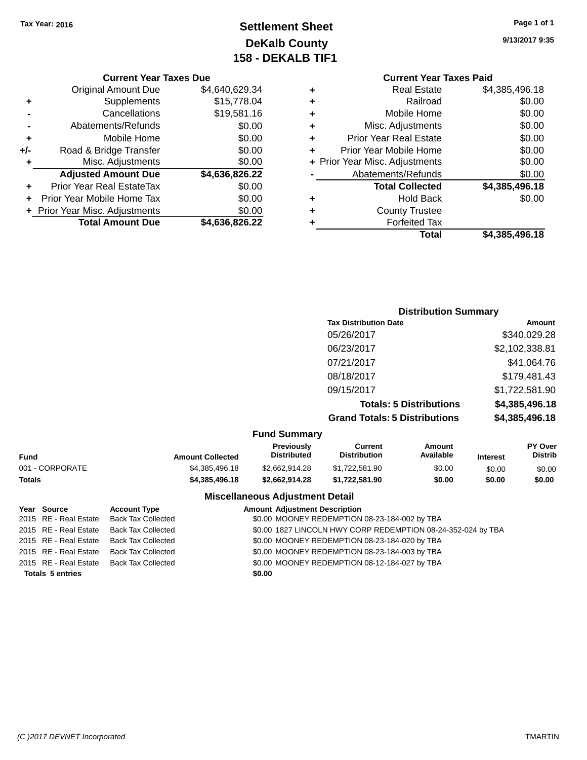Tax Year: 2016

# Settlement Sheet
## DeKalb County
## 158 - DEKALB TIF1

9/13/2017 9:35

### Current Year Taxes Due

| | | |
|---|---|---|
| | Original Amount Due | $4,640,629.34 |
| + | Supplements | $15,778.04 |
| - | Cancellations | $19,581.16 |
| - | Abatements/Refunds | $0.00 |
| + | Mobile Home | $0.00 |
| +/- | Road & Bridge Transfer | $0.00 |
| + | Misc. Adjustments | $0.00 |
| | **Adjusted Amount Due** | **$4,636,826.22** |
| + | Prior Year Real EstateTax | $0.00 |
| + | Prior Year Mobile Home Tax | $0.00 |
| + | Prior Year Misc. Adjustments | $0.00 |
| | **Total Amount Due** | **$4,636,826.22** |

### Current Year Taxes Paid

| | | |
|---|---|---|
| + | Real Estate | $4,385,496.18 |
| + | Railroad | $0.00 |
| + | Mobile Home | $0.00 |
| + | Misc. Adjustments | $0.00 |
| + | Prior Year Real Estate | $0.00 |
| + | Prior Year Mobile Home | $0.00 |
| + | Prior Year Misc. Adjustments | $0.00 |
| - | Abatements/Refunds | $0.00 |
| | **Total Collected** | **$4,385,496.18** |
| + | Hold Back | $0.00 |
| + | County Trustee | |
| + | Forfeited Tax | |
| | **Total** | **$4,385,496.18** |

### Distribution Summary

| Tax Distribution Date | Amount |
|---|---|
| 05/26/2017 | $340,029.28 |
| 06/23/2017 | $2,102,338.81 |
| 07/21/2017 | $41,064.76 |
| 08/18/2017 | $179,481.43 |
| 09/15/2017 | $1,722,581.90 |
| **Totals: 5 Distributions** | **$4,385,496.18** |
| **Grand Totals: 5 Distributions** | **$4,385,496.18** |

### Fund Summary

| Fund | Amount Collected | Previously Distributed | Current Distribution | Amount Available | Interest | PY Over Distrib |
|---|---|---|---|---|---|---|
| 001 - CORPORATE | $4,385,496.18 | $2,662,914.28 | $1,722,581.90 | $0.00 | $0.00 | $0.00 |
| **Totals** | **$4,385,496.18** | **$2,662,914.28** | **$1,722,581.90** | **$0.00** | **$0.00** | **$0.00** |

### Miscellaneous Adjustment Detail

| Year | Source | Account Type | Amount | Adjustment Description |
|---|---|---|---|---|
| 2015 | RE - Real Estate | Back Tax Collected | $0.00 | MOONEY REDEMPTION 08-23-184-002 by TBA |
| 2015 | RE - Real Estate | Back Tax Collected | $0.00 | 1827 LINCOLN HWY CORP REDEMPTION 08-24-352-024 by TBA |
| 2015 | RE - Real Estate | Back Tax Collected | $0.00 | MOONEY REDEMPTION 08-23-184-020 by TBA |
| 2015 | RE - Real Estate | Back Tax Collected | $0.00 | MOONEY REDEMPTION 08-23-184-003 by TBA |
| 2015 | RE - Real Estate | Back Tax Collected | $0.00 | MOONEY REDEMPTION 08-12-184-027 by TBA |
| **Totals 5 entries** | | | **$0.00** | |

(C )2017 DEVNET Incorporated TMARTIN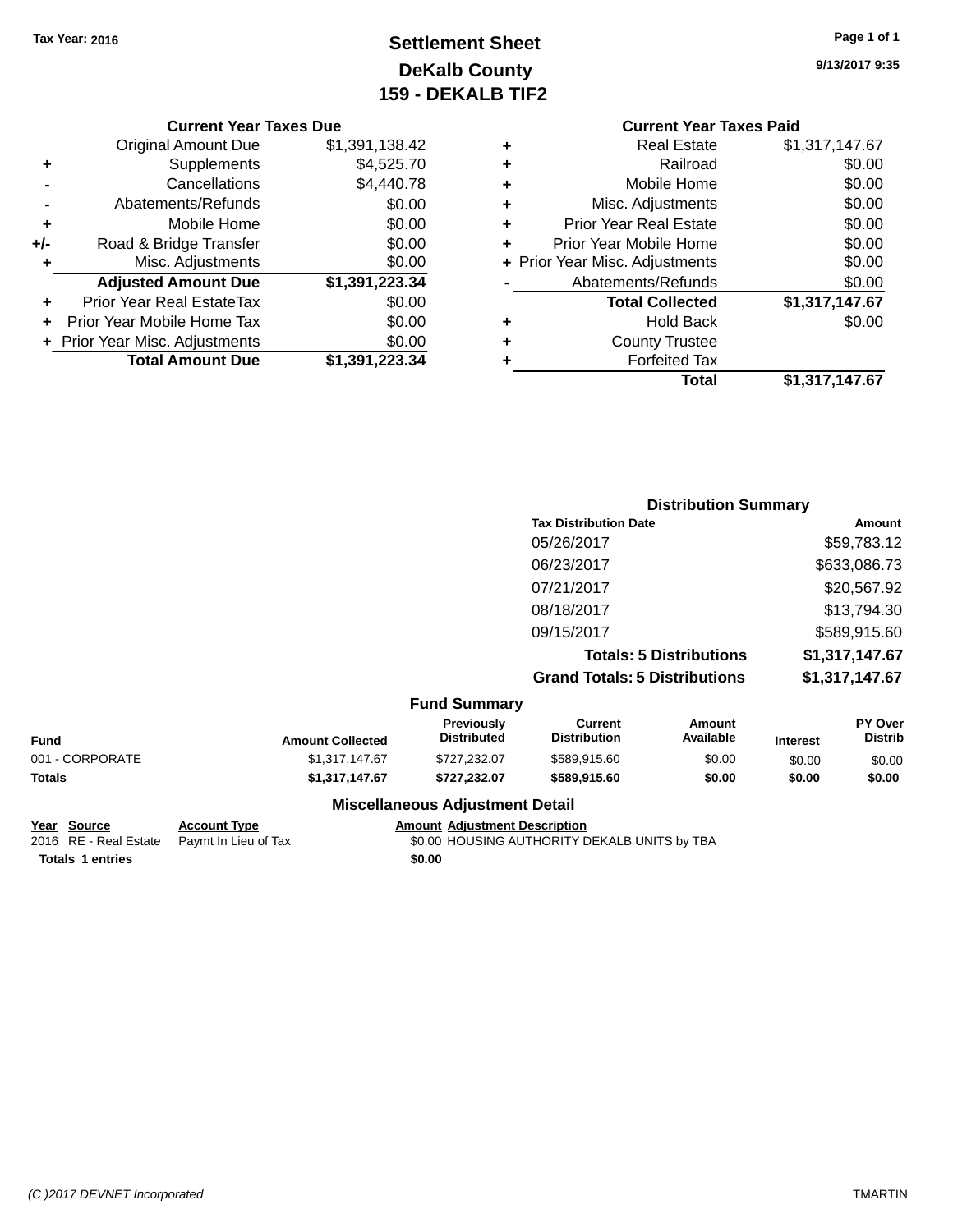Tax Year: 2016

# Settlement Sheet
## DeKalb County
## 159 - DEKALB TIF2

9/13/2017 9:35

### Current Year Taxes Due

| | | |
|---|---|---|
| | Original Amount Due | $1,391,138.42 |
| + | Supplements | $4,525.70 |
| - | Cancellations | $4,440.78 |
| - | Abatements/Refunds | $0.00 |
| + | Mobile Home | $0.00 |
| +/- | Road & Bridge Transfer | $0.00 |
| + | Misc. Adjustments | $0.00 |
| | **Adjusted Amount Due** | **$1,391,223.34** |
| + | Prior Year Real EstateTax | $0.00 |
| + | Prior Year Mobile Home Tax | $0.00 |
| + | Prior Year Misc. Adjustments | $0.00 |
| | **Total Amount Due** | **$1,391,223.34** |

### Current Year Taxes Paid

| | | |
|---|---|---|
| + | Real Estate | $1,317,147.67 |
| + | Railroad | $0.00 |
| + | Mobile Home | $0.00 |
| + | Misc. Adjustments | $0.00 |
| + | Prior Year Real Estate | $0.00 |
| + | Prior Year Mobile Home | $0.00 |
| + | Prior Year Misc. Adjustments | $0.00 |
| - | Abatements/Refunds | $0.00 |
| | **Total Collected** | **$1,317,147.67** |
| + | Hold Back | $0.00 |
| + | County Trustee | |
| + | Forfeited Tax | |
| | **Total** | **$1,317,147.67** |

### Distribution Summary

| Tax Distribution Date | Amount |
|---|---|
| 05/26/2017 | $59,783.12 |
| 06/23/2017 | $633,086.73 |
| 07/21/2017 | $20,567.92 |
| 08/18/2017 | $13,794.30 |
| 09/15/2017 | $589,915.60 |
| **Totals: 5 Distributions** | **$1,317,147.67** |
| **Grand Totals: 5 Distributions** | **$1,317,147.67** |

### Fund Summary

| Fund | Amount Collected | Previously Distributed | Current Distribution | Amount Available | Interest | PY Over Distrib |
|---|---|---|---|---|---|---|
| 001 - CORPORATE | $1,317,147.67 | $727,232.07 | $589,915.60 | $0.00 | $0.00 | $0.00 |
| **Totals** | **$1,317,147.67** | **$727,232.07** | **$589,915.60** | **$0.00** | **$0.00** | **$0.00** |

### Miscellaneous Adjustment Detail

| Year | Source | Account Type | Amount | Adjustment Description |
|---|---|---|---|---|
| 2016 | RE - Real Estate | Paymt In Lieu of Tax | $0.00 | HOUSING AUTHORITY DEKALB UNITS by TBA |
| **Totals** | **1 entries** | | **$0.00** | |

(C )2017 DEVNET Incorporated TMARTIN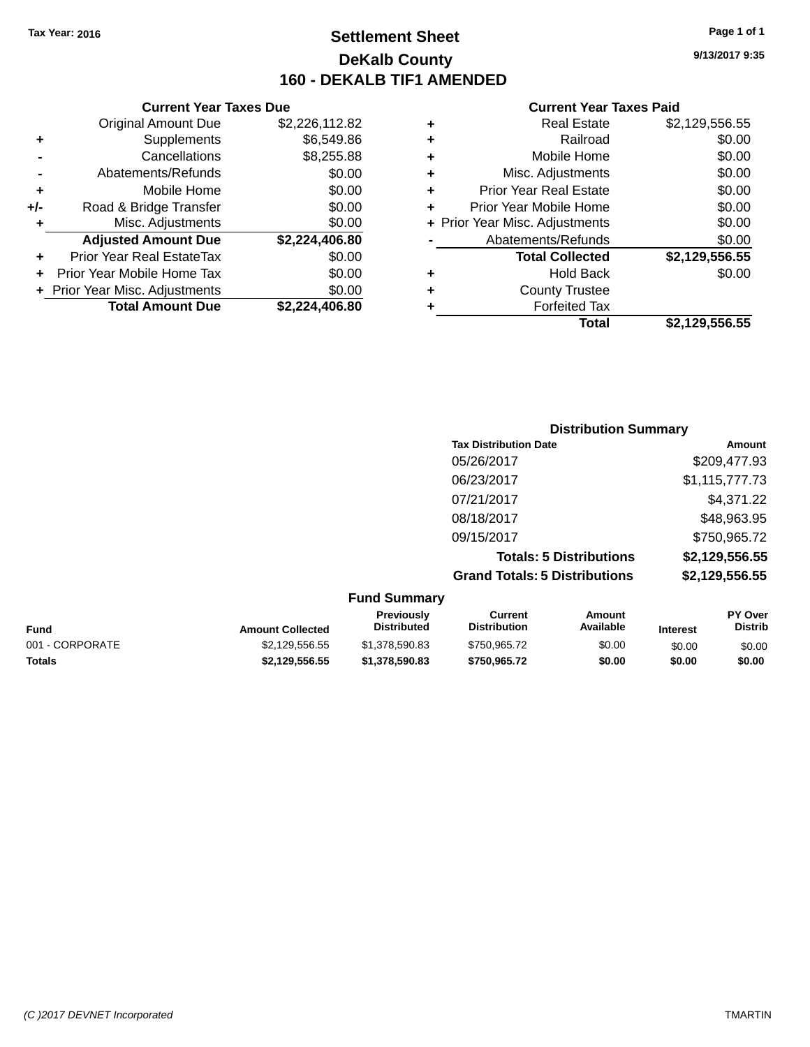**Tax Year: 2016**

# Settlement Sheet

## DeKalb County

## 160 - DEKALB TIF1 AMENDED

9/13/2017 9:35

### Current Year Taxes Due

| | | |
|---|---|---|
| | Original Amount Due | $2,226,112.82 |
| + | Supplements | $6,549.86 |
| - | Cancellations | $8,255.88 |
| - | Abatements/Refunds | $0.00 |
| + | Mobile Home | $0.00 |
| +/- | Road & Bridge Transfer | $0.00 |
| + | Misc. Adjustments | $0.00 |
| | **Adjusted Amount Due** | **$2,224,406.80** |
| + | Prior Year Real EstateTax | $0.00 |
| + | Prior Year Mobile Home Tax | $0.00 |
| + | Prior Year Misc. Adjustments | $0.00 |
| | **Total Amount Due** | **$2,224,406.80** |

### Current Year Taxes Paid

| | | |
|---|---|---|
| + | Real Estate | $2,129,556.55 |
| + | Railroad | $0.00 |
| + | Mobile Home | $0.00 |
| + | Misc. Adjustments | $0.00 |
| + | Prior Year Real Estate | $0.00 |
| + | Prior Year Mobile Home | $0.00 |
| + | Prior Year Misc. Adjustments | $0.00 |
| - | Abatements/Refunds | $0.00 |
| | **Total Collected** | **$2,129,556.55** |
| + | Hold Back | $0.00 |
| + | County Trustee | |
| + | Forfeited Tax | |
| | **Total** | **$2,129,556.55** |

### Distribution Summary

| Tax Distribution Date | Amount |
|---|---|
| 05/26/2017 | $209,477.93 |
| 06/23/2017 | $1,115,777.73 |
| 07/21/2017 | $4,371.22 |
| 08/18/2017 | $48,963.95 |
| 09/15/2017 | $750,965.72 |
| **Totals: 5 Distributions** | **$2,129,556.55** |
| **Grand Totals: 5 Distributions** | **$2,129,556.55** |

### Fund Summary

| Fund | Amount Collected | Previously Distributed | Current Distribution | Amount Available | Interest | PY Over Distrib |
|---|---|---|---|---|---|---|
| 001 - CORPORATE | $2,129,556.55 | $1,378,590.83 | $750,965.72 | $0.00 | $0.00 | $0.00 |
| **Totals** | **$2,129,556.55** | **$1,378,590.83** | **$750,965.72** | **$0.00** | **$0.00** | **$0.00** |

(C )2017 DEVNET Incorporated — TMARTIN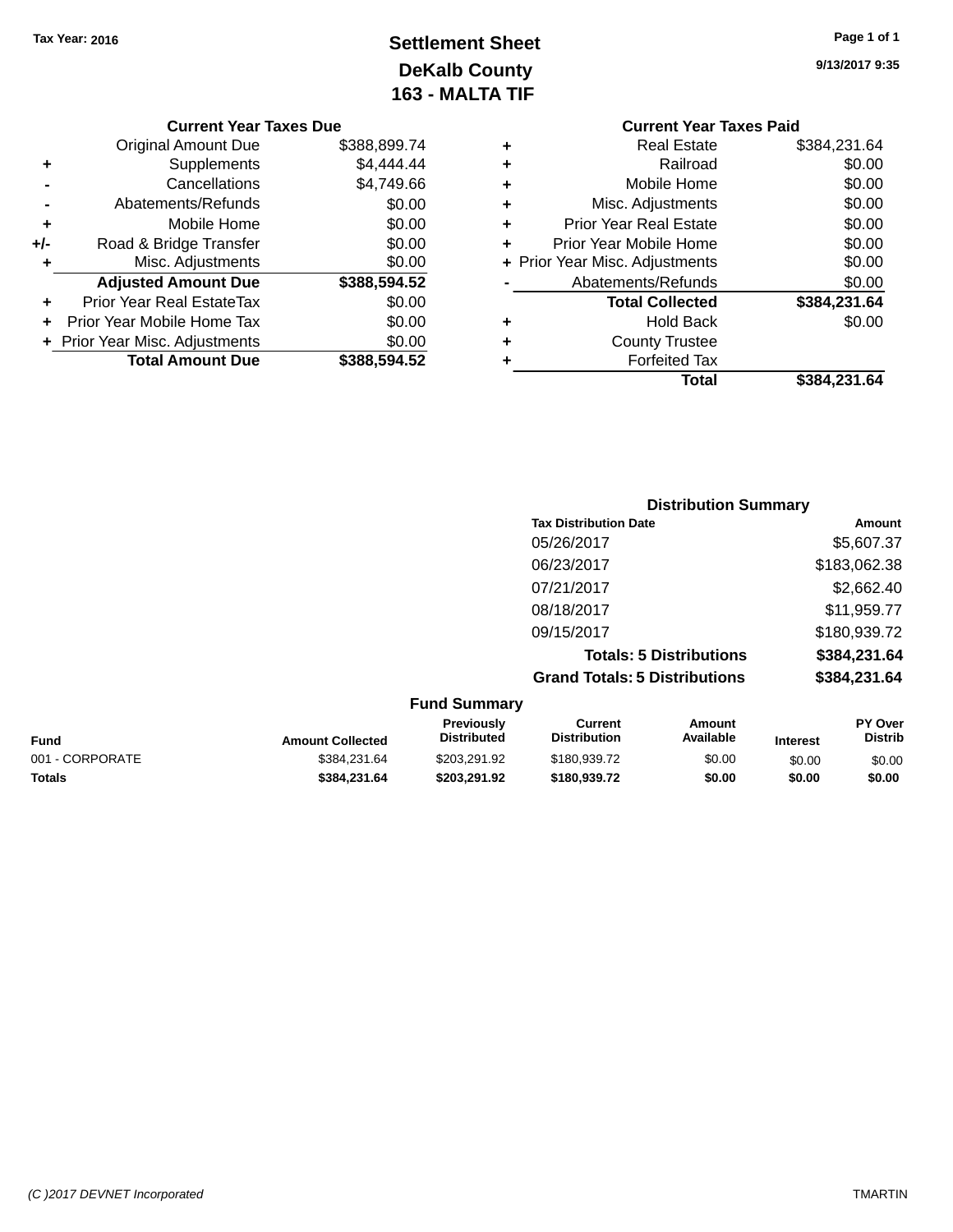Tax Year: 2016

# Settlement Sheet
## DeKalb County
## 163 - MALTA TIF

9/13/2017 9:35

### Current Year Taxes Due

| | | |
|---|---|---|
| | Original Amount Due | $388,899.74 |
| + | Supplements | $4,444.44 |
| - | Cancellations | $4,749.66 |
| - | Abatements/Refunds | $0.00 |
| + | Mobile Home | $0.00 |
| +/- | Road & Bridge Transfer | $0.00 |
| + | Misc. Adjustments | $0.00 |
| | **Adjusted Amount Due** | **$388,594.52** |
| + | Prior Year Real EstateTax | $0.00 |
| + | Prior Year Mobile Home Tax | $0.00 |
| + | Prior Year Misc. Adjustments | $0.00 |
| | **Total Amount Due** | **$388,594.52** |

### Current Year Taxes Paid

| | | |
|---|---|---|
| + | Real Estate | $384,231.64 |
| + | Railroad | $0.00 |
| + | Mobile Home | $0.00 |
| + | Misc. Adjustments | $0.00 |
| + | Prior Year Real Estate | $0.00 |
| + | Prior Year Mobile Home | $0.00 |
| + | Prior Year Misc. Adjustments | $0.00 |
| - | Abatements/Refunds | $0.00 |
| | **Total Collected** | **$384,231.64** |
| + | Hold Back | $0.00 |
| + | County Trustee | |
| + | Forfeited Tax | |
| | **Total** | **$384,231.64** |

### Distribution Summary

| Tax Distribution Date | Amount |
|---|---|
| 05/26/2017 | $5,607.37 |
| 06/23/2017 | $183,062.38 |
| 07/21/2017 | $2,662.40 |
| 08/18/2017 | $11,959.77 |
| 09/15/2017 | $180,939.72 |
| **Totals: 5 Distributions** | **$384,231.64** |
| **Grand Totals: 5 Distributions** | **$384,231.64** |

### Fund Summary

| Fund | Amount Collected | Previously Distributed | Current Distribution | Amount Available | Interest | PY Over Distrib |
|---|---|---|---|---|---|---|
| 001 - CORPORATE | $384,231.64 | $203,291.92 | $180,939.72 | $0.00 | $0.00 | $0.00 |
| **Totals** | **$384,231.64** | **$203,291.92** | **$180,939.72** | **$0.00** | **$0.00** | **$0.00** |

(C )2017 DEVNET Incorporated TMARTIN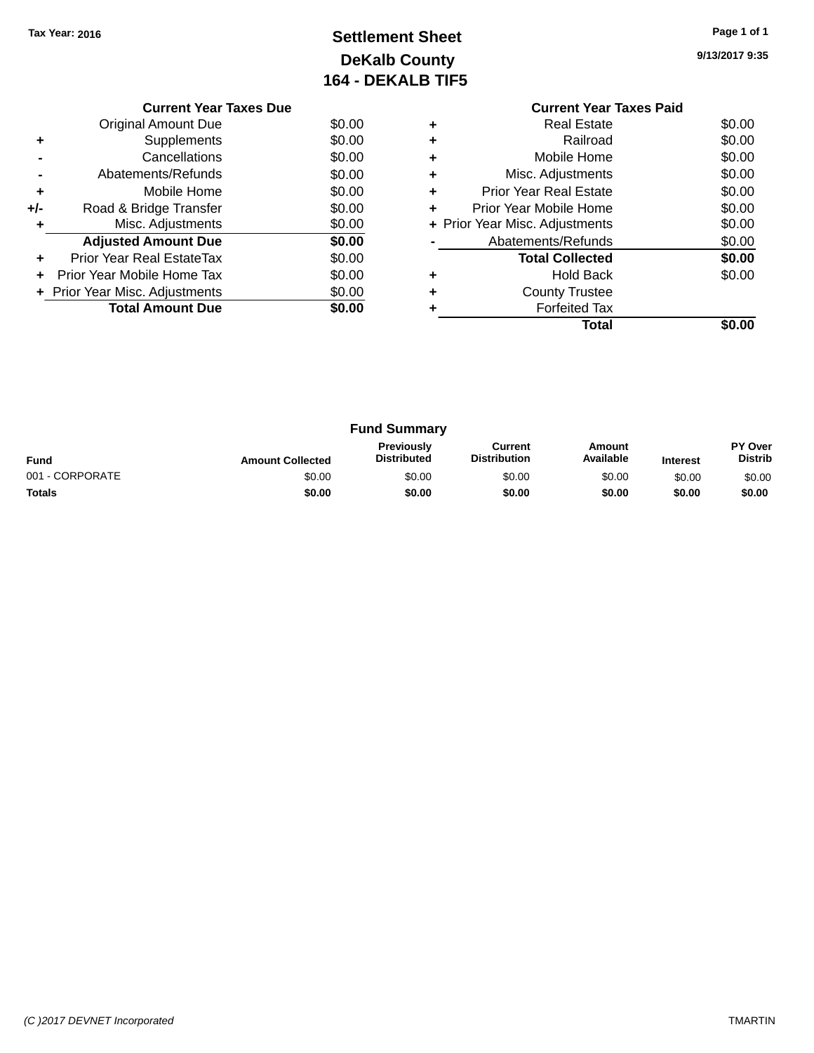Tax Year: 2016

# Settlement Sheet
## DeKalb County
## 164 - DEKALB TIF5

9/13/2017 9:35

### Current Year Taxes Due

| | | |
|---|---|---|
| | Original Amount Due | $0.00 |
| + | Supplements | $0.00 |
| - | Cancellations | $0.00 |
| - | Abatements/Refunds | $0.00 |
| + | Mobile Home | $0.00 |
| +/- | Road & Bridge Transfer | $0.00 |
| + | Misc. Adjustments | $0.00 |
| | **Adjusted Amount Due** | **$0.00** |
| + | Prior Year Real EstateTax | $0.00 |
| + | Prior Year Mobile Home Tax | $0.00 |
| + | Prior Year Misc. Adjustments | $0.00 |
| | **Total Amount Due** | **$0.00** |

### Current Year Taxes Paid

| | | |
|---|---|---|
| + | Real Estate | $0.00 |
| + | Railroad | $0.00 |
| + | Mobile Home | $0.00 |
| + | Misc. Adjustments | $0.00 |
| + | Prior Year Real Estate | $0.00 |
| + | Prior Year Mobile Home | $0.00 |
| + | Prior Year Misc. Adjustments | $0.00 |
| - | Abatements/Refunds | $0.00 |
| | **Total Collected** | **$0.00** |
| + | Hold Back | $0.00 |
| + | County Trustee | |
| + | Forfeited Tax | |
| | **Total** | **$0.00** |

### Fund Summary

| Fund | Amount Collected | Previously Distributed | Current Distribution | Amount Available | Interest | PY Over Distrib |
|---|---|---|---|---|---|---|
| 001 - CORPORATE | $0.00 | $0.00 | $0.00 | $0.00 | $0.00 | $0.00 |
| **Totals** | **$0.00** | **$0.00** | **$0.00** | **$0.00** | **$0.00** | **$0.00** |

(C )2017 DEVNET Incorporated

TMARTIN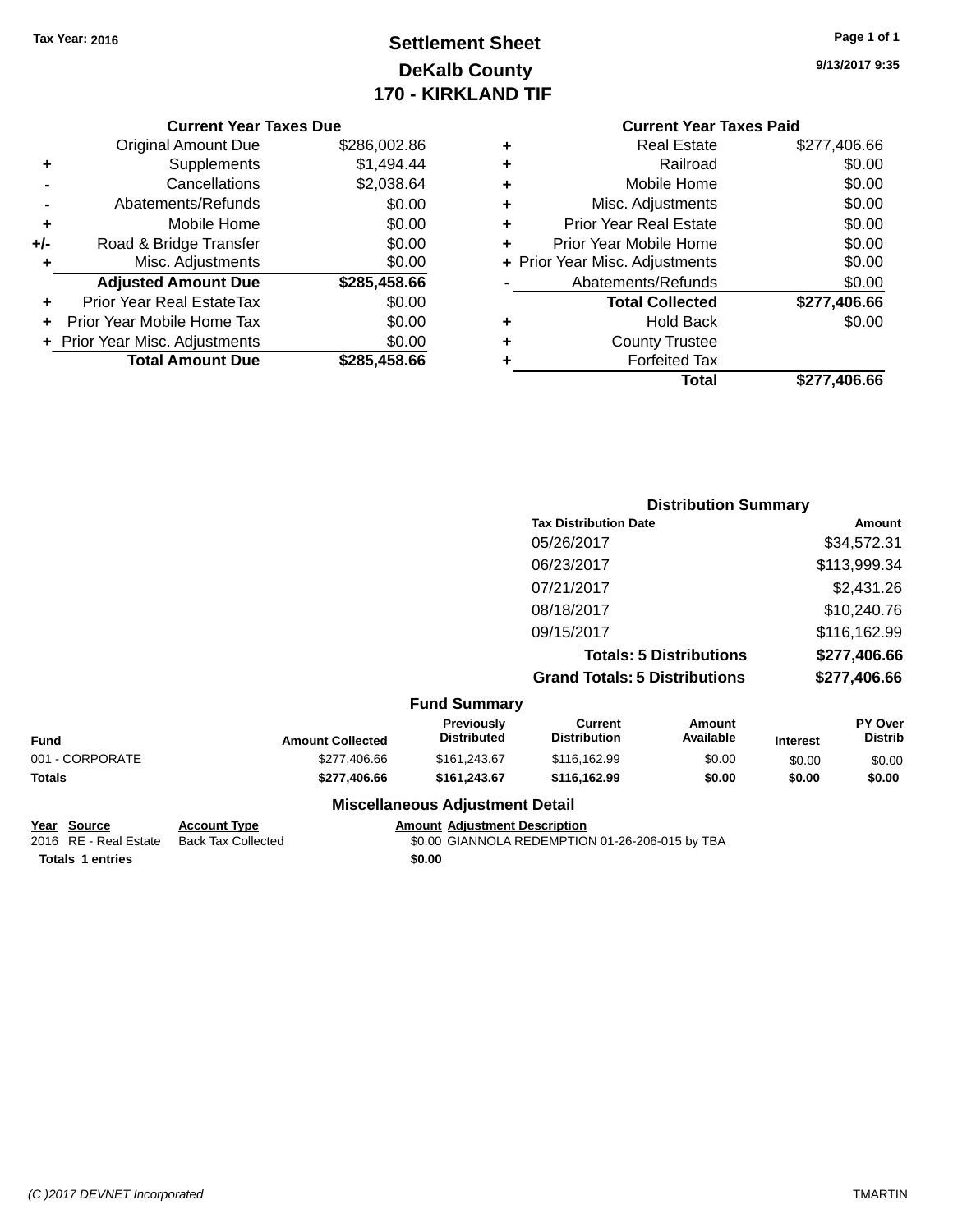Tax Year: 2016

# Settlement Sheet
## DeKalb County
## 170 - KIRKLAND TIF

9/13/2017 9:35

### Current Year Taxes Due

| | | |
|---|---|---|
| | Original Amount Due | $286,002.86 |
| + | Supplements | $1,494.44 |
| - | Cancellations | $2,038.64 |
| - | Abatements/Refunds | $0.00 |
| + | Mobile Home | $0.00 |
| +/- | Road & Bridge Transfer | $0.00 |
| + | Misc. Adjustments | $0.00 |
| | **Adjusted Amount Due** | **$285,458.66** |
| + | Prior Year Real EstateTax | $0.00 |
| + | Prior Year Mobile Home Tax | $0.00 |
| + | Prior Year Misc. Adjustments | $0.00 |
| | **Total Amount Due** | **$285,458.66** |

### Current Year Taxes Paid

| | | |
|---|---|---|
| + | Real Estate | $277,406.66 |
| + | Railroad | $0.00 |
| + | Mobile Home | $0.00 |
| + | Misc. Adjustments | $0.00 |
| + | Prior Year Real Estate | $0.00 |
| + | Prior Year Mobile Home | $0.00 |
| + | Prior Year Misc. Adjustments | $0.00 |
| - | Abatements/Refunds | $0.00 |
| | **Total Collected** | **$277,406.66** |
| + | Hold Back | $0.00 |
| + | County Trustee | |
| + | Forfeited Tax | |
| | **Total** | **$277,406.66** |

### Distribution Summary

| Tax Distribution Date | Amount |
|---|---|
| 05/26/2017 | $34,572.31 |
| 06/23/2017 | $113,999.34 |
| 07/21/2017 | $2,431.26 |
| 08/18/2017 | $10,240.76 |
| 09/15/2017 | $116,162.99 |
| **Totals: 5 Distributions** | **$277,406.66** |
| **Grand Totals: 5 Distributions** | **$277,406.66** |

### Fund Summary

| Fund | Amount Collected | Previously Distributed | Current Distribution | Amount Available | Interest | PY Over Distrib |
|---|---|---|---|---|---|---|
| 001 - CORPORATE | $277,406.66 | $161,243.67 | $116,162.99 | $0.00 | $0.00 | $0.00 |
| **Totals** | **$277,406.66** | **$161,243.67** | **$116,162.99** | **$0.00** | **$0.00** | **$0.00** |

### Miscellaneous Adjustment Detail

| Year | Source | Account Type | Amount | Adjustment Description |
|---|---|---|---|---|
| 2016 | RE - Real Estate | Back Tax Collected | $0.00 | GIANNOLA REDEMPTION 01-26-206-015 by TBA |
| **Totals 1 entries** | | | **$0.00** | |

(C )2017 DEVNET Incorporated

TMARTIN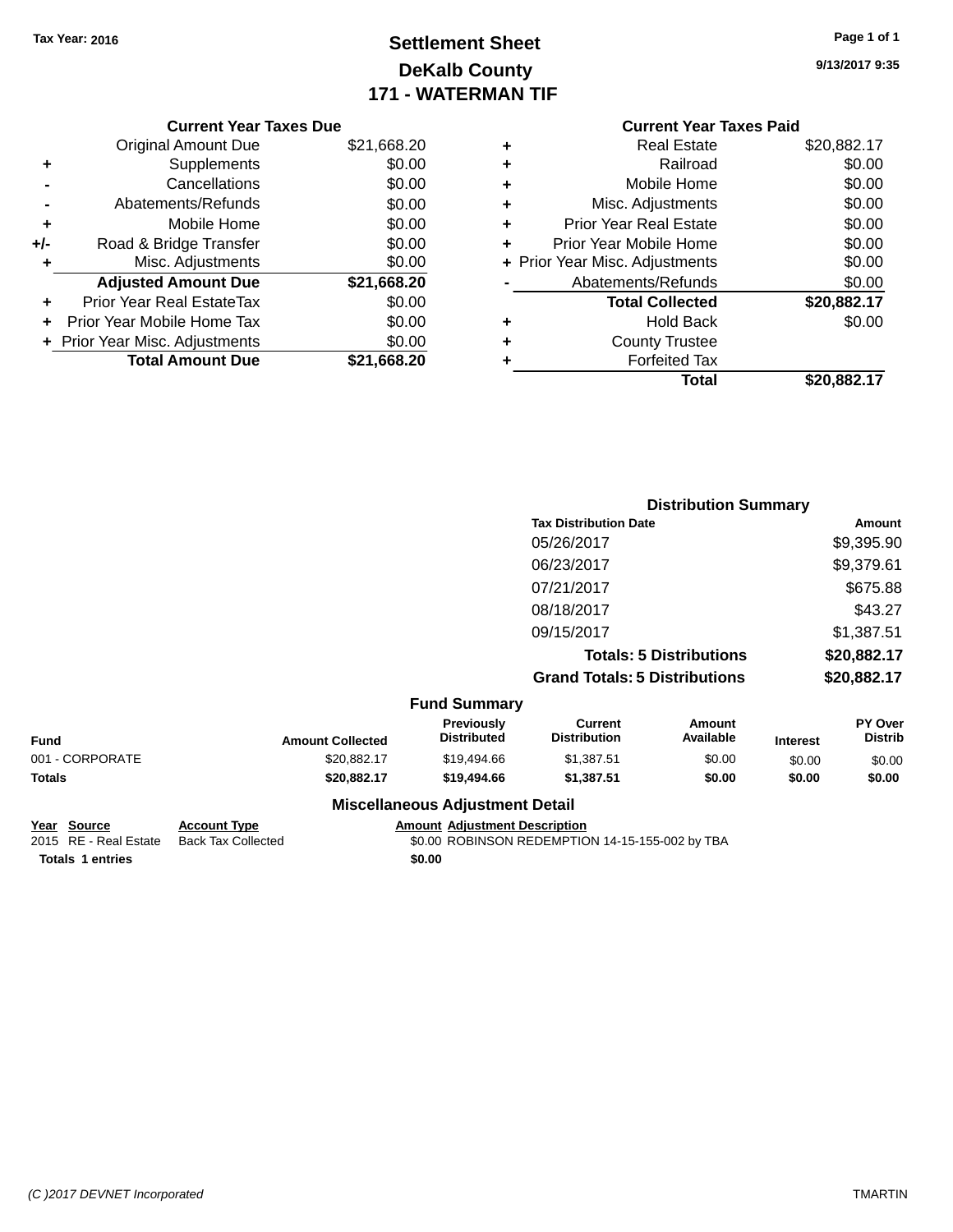Tax Year: 2016

# Settlement Sheet
## DeKalb County
## 171 - WATERMAN TIF

9/13/2017 9:35

### Current Year Taxes Due

| | | |
|---|---|---|
| | Original Amount Due | $21,668.20 |
| + | Supplements | $0.00 |
| - | Cancellations | $0.00 |
| - | Abatements/Refunds | $0.00 |
| + | Mobile Home | $0.00 |
| +/- | Road & Bridge Transfer | $0.00 |
| + | Misc. Adjustments | $0.00 |
| | **Adjusted Amount Due** | **$21,668.20** |
| + | Prior Year Real EstateTax | $0.00 |
| + | Prior Year Mobile Home Tax | $0.00 |
| + | Prior Year Misc. Adjustments | $0.00 |
| | **Total Amount Due** | **$21,668.20** |

### Current Year Taxes Paid

| | | |
|---|---|---|
| + | Real Estate | $20,882.17 |
| + | Railroad | $0.00 |
| + | Mobile Home | $0.00 |
| + | Misc. Adjustments | $0.00 |
| + | Prior Year Real Estate | $0.00 |
| + | Prior Year Mobile Home | $0.00 |
| + | Prior Year Misc. Adjustments | $0.00 |
| - | Abatements/Refunds | $0.00 |
| | **Total Collected** | **$20,882.17** |
| + | Hold Back | $0.00 |
| + | County Trustee | |
| + | Forfeited Tax | |
| | **Total** | **$20,882.17** |

### Distribution Summary

| Tax Distribution Date | Amount |
|---|---|
| 05/26/2017 | $9,395.90 |
| 06/23/2017 | $9,379.61 |
| 07/21/2017 | $675.88 |
| 08/18/2017 | $43.27 |
| 09/15/2017 | $1,387.51 |
| **Totals: 5 Distributions** | **$20,882.17** |
| **Grand Totals: 5 Distributions** | **$20,882.17** |

### Fund Summary

| Fund | Amount Collected | Previously Distributed | Current Distribution | Amount Available | Interest | PY Over Distrib |
|---|---|---|---|---|---|---|
| 001 - CORPORATE | $20,882.17 | $19,494.66 | $1,387.51 | $0.00 | $0.00 | $0.00 |
| **Totals** | **$20,882.17** | **$19,494.66** | **$1,387.51** | **$0.00** | **$0.00** | **$0.00** |

### Miscellaneous Adjustment Detail

| Year | Source | Account Type | Amount | Adjustment Description |
|---|---|---|---|---|
| 2015 | RE - Real Estate | Back Tax Collected | $0.00 | ROBINSON REDEMPTION 14-15-155-002 by TBA |
| **Totals 1 entries** | | | **$0.00** | |

(C )2017 DEVNET Incorporated TMARTIN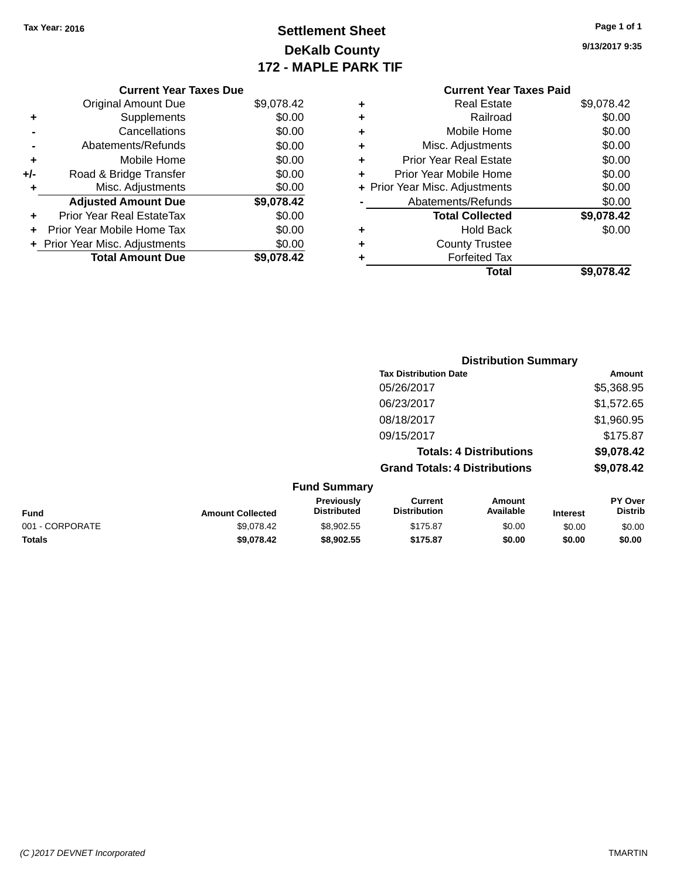Tax Year: 2016

# Settlement Sheet
## DeKalb County
## 172 - MAPLE PARK TIF

9/13/2017 9:35

### Current Year Taxes Due

| | | |
|---|---|---|
| | Original Amount Due | $9,078.42 |
| + | Supplements | $0.00 |
| - | Cancellations | $0.00 |
| - | Abatements/Refunds | $0.00 |
| + | Mobile Home | $0.00 |
| +/- | Road & Bridge Transfer | $0.00 |
| + | Misc. Adjustments | $0.00 |
| | **Adjusted Amount Due** | **$9,078.42** |
| + | Prior Year Real EstateTax | $0.00 |
| + | Prior Year Mobile Home Tax | $0.00 |
| + | Prior Year Misc. Adjustments | $0.00 |
| | **Total Amount Due** | **$9,078.42** |

### Current Year Taxes Paid

| | | |
|---|---|---|
| + | Real Estate | $9,078.42 |
| + | Railroad | $0.00 |
| + | Mobile Home | $0.00 |
| + | Misc. Adjustments | $0.00 |
| + | Prior Year Real Estate | $0.00 |
| + | Prior Year Mobile Home | $0.00 |
| + | Prior Year Misc. Adjustments | $0.00 |
| - | Abatements/Refunds | $0.00 |
| | **Total Collected** | **$9,078.42** |
| + | Hold Back | $0.00 |
| + | County Trustee | |
| + | Forfeited Tax | |
| | **Total** | **$9,078.42** |

### Distribution Summary

| Tax Distribution Date | Amount |
|---|---|
| 05/26/2017 | $5,368.95 |
| 06/23/2017 | $1,572.65 |
| 08/18/2017 | $1,960.95 |
| 09/15/2017 | $175.87 |
| **Totals: 4 Distributions** | **$9,078.42** |
| **Grand Totals: 4 Distributions** | **$9,078.42** |

### Fund Summary

| Fund | Amount Collected | Previously Distributed | Current Distribution | Amount Available | Interest | PY Over Distrib |
|---|---|---|---|---|---|---|
| 001 - CORPORATE | $9,078.42 | $8,902.55 | $175.87 | $0.00 | $0.00 | $0.00 |
| **Totals** | **$9,078.42** | **$8,902.55** | **$175.87** | **$0.00** | **$0.00** | **$0.00** |

(C )2017 DEVNET Incorporated

TMARTIN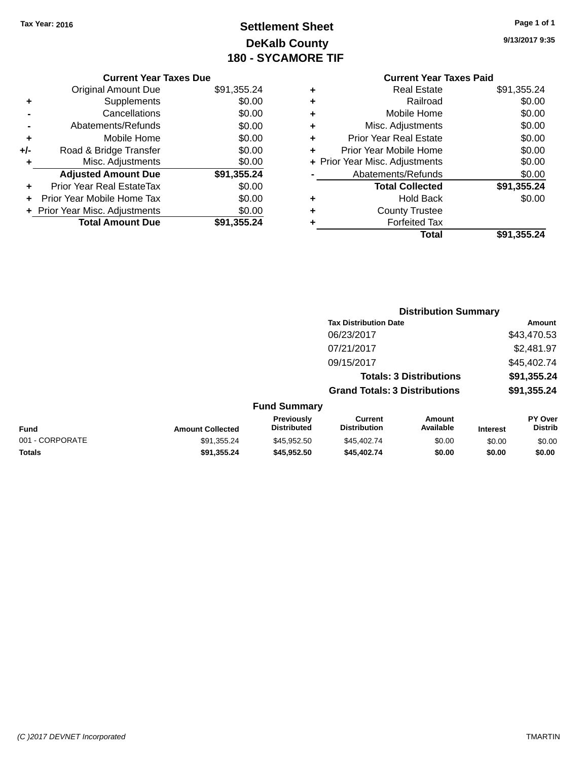Tax Year: 2016

# Settlement Sheet
## DeKalb County
## 180 - SYCAMORE TIF

9/13/2017 9:35

### Current Year Taxes Due

| | | |
|---|---|---|
| | Original Amount Due | $91,355.24 |
| + | Supplements | $0.00 |
| - | Cancellations | $0.00 |
| - | Abatements/Refunds | $0.00 |
| + | Mobile Home | $0.00 |
| +/- | Road & Bridge Transfer | $0.00 |
| + | Misc. Adjustments | $0.00 |
| | **Adjusted Amount Due** | **$91,355.24** |
| + | Prior Year Real EstateTax | $0.00 |
| + | Prior Year Mobile Home Tax | $0.00 |
| + | Prior Year Misc. Adjustments | $0.00 |
| | **Total Amount Due** | **$91,355.24** |

### Current Year Taxes Paid

| | | |
|---|---|---|
| + | Real Estate | $91,355.24 |
| + | Railroad | $0.00 |
| + | Mobile Home | $0.00 |
| + | Misc. Adjustments | $0.00 |
| + | Prior Year Real Estate | $0.00 |
| + | Prior Year Mobile Home | $0.00 |
| + | Prior Year Misc. Adjustments | $0.00 |
| - | Abatements/Refunds | $0.00 |
| | **Total Collected** | **$91,355.24** |
| + | Hold Back | $0.00 |
| + | County Trustee | |
| + | Forfeited Tax | |
| | **Total** | **$91,355.24** |

### Distribution Summary

| Tax Distribution Date | Amount |
|---|---|
| 06/23/2017 | $43,470.53 |
| 07/21/2017 | $2,481.97 |
| 09/15/2017 | $45,402.74 |
| **Totals: 3 Distributions** | **$91,355.24** |
| **Grand Totals: 3 Distributions** | **$91,355.24** |

### Fund Summary

| Fund | Amount Collected | Previously Distributed | Current Distribution | Amount Available | Interest | PY Over Distrib |
|---|---|---|---|---|---|---|
| 001 - CORPORATE | $91,355.24 | $45,952.50 | $45,402.74 | $0.00 | $0.00 | $0.00 |
| **Totals** | **$91,355.24** | **$45,952.50** | **$45,402.74** | **$0.00** | **$0.00** | **$0.00** |

(C )2017 DEVNET Incorporated TMARTIN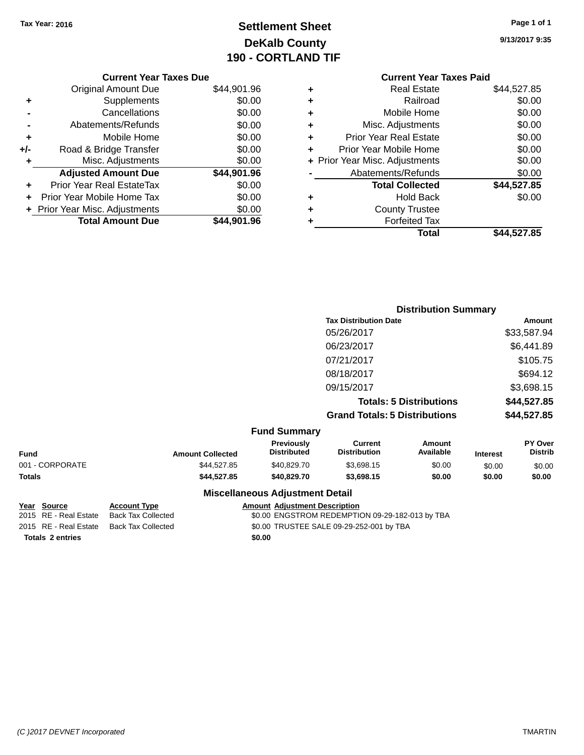Tax Year: 2016

# Settlement Sheet
## DeKalb County
## 190 - CORTLAND TIF

9/13/2017 9:35

### Current Year Taxes Due

| | | |
|---|---|---|
| | Original Amount Due | $44,901.96 |
| + | Supplements | $0.00 |
| - | Cancellations | $0.00 |
| - | Abatements/Refunds | $0.00 |
| + | Mobile Home | $0.00 |
| +/- | Road & Bridge Transfer | $0.00 |
| + | Misc. Adjustments | $0.00 |
| | **Adjusted Amount Due** | **$44,901.96** |
| + | Prior Year Real EstateTax | $0.00 |
| + | Prior Year Mobile Home Tax | $0.00 |
| + | Prior Year Misc. Adjustments | $0.00 |
| | **Total Amount Due** | **$44,901.96** |

### Current Year Taxes Paid

| | | |
|---|---|---|
| + | Real Estate | $44,527.85 |
| + | Railroad | $0.00 |
| + | Mobile Home | $0.00 |
| + | Misc. Adjustments | $0.00 |
| + | Prior Year Real Estate | $0.00 |
| + | Prior Year Mobile Home | $0.00 |
| + | Prior Year Misc. Adjustments | $0.00 |
| - | Abatements/Refunds | $0.00 |
| | **Total Collected** | **$44,527.85** |
| + | Hold Back | $0.00 |
| + | County Trustee | |
| + | Forfeited Tax | |
| | **Total** | **$44,527.85** |

### Distribution Summary

| Tax Distribution Date | Amount |
|---|---|
| 05/26/2017 | $33,587.94 |
| 06/23/2017 | $6,441.89 |
| 07/21/2017 | $105.75 |
| 08/18/2017 | $694.12 |
| 09/15/2017 | $3,698.15 |
| **Totals: 5 Distributions** | **$44,527.85** |
| **Grand Totals: 5 Distributions** | **$44,527.85** |

### Fund Summary

| Fund | Amount Collected | Previously Distributed | Current Distribution | Amount Available | Interest | PY Over Distrib |
|---|---|---|---|---|---|---|
| 001 - CORPORATE | $44,527.85 | $40,829.70 | $3,698.15 | $0.00 | $0.00 | $0.00 |
| **Totals** | **$44,527.85** | **$40,829.70** | **$3,698.15** | **$0.00** | **$0.00** | **$0.00** |

### Miscellaneous Adjustment Detail

| Year | Source | Account Type | Amount | Adjustment Description |
|---|---|---|---|---|
| 2015 | RE - Real Estate | Back Tax Collected | $0.00 | ENGSTROM REDEMPTION 09-29-182-013 by TBA |
| 2015 | RE - Real Estate | Back Tax Collected | $0.00 | TRUSTEE SALE 09-29-252-001 by TBA |
| **Totals 2 entries** | | | **$0.00** | |

(C )2017 DEVNET Incorporated TMARTIN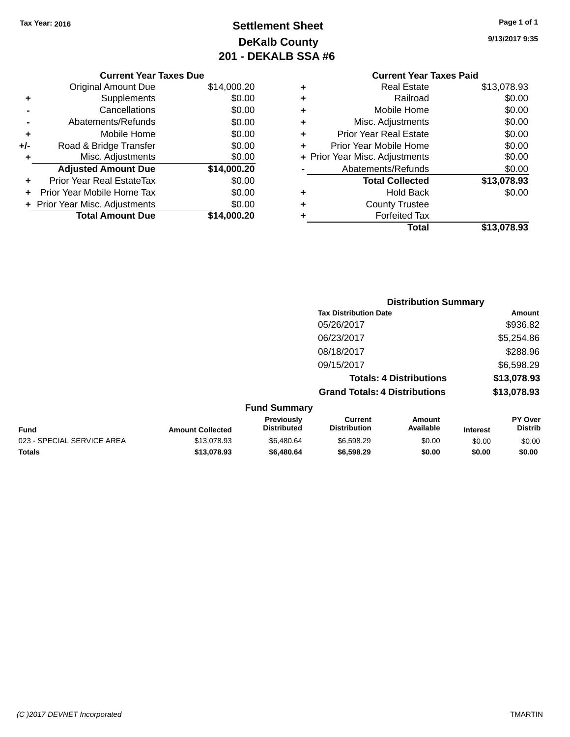Tax Year: 2016

# Settlement Sheet
## DeKalb County
## 201 - DEKALB SSA #6

9/13/2017 9:35

**Current Year Taxes Due**

| | | |
|---|---|---|
| | Original Amount Due | $14,000.20 |
| + | Supplements | $0.00 |
| - | Cancellations | $0.00 |
| - | Abatements/Refunds | $0.00 |
| + | Mobile Home | $0.00 |
| +/- | Road & Bridge Transfer | $0.00 |
| + | Misc. Adjustments | $0.00 |
| | **Adjusted Amount Due** | **$14,000.20** |
| + | Prior Year Real EstateTax | $0.00 |
| + | Prior Year Mobile Home Tax | $0.00 |
| + | Prior Year Misc. Adjustments | $0.00 |
| | **Total Amount Due** | **$14,000.20** |

**Current Year Taxes Paid**

| | | |
|---|---|---|
| + | Real Estate | $13,078.93 |
| + | Railroad | $0.00 |
| + | Mobile Home | $0.00 |
| + | Misc. Adjustments | $0.00 |
| + | Prior Year Real Estate | $0.00 |
| + | Prior Year Mobile Home | $0.00 |
| + | Prior Year Misc. Adjustments | $0.00 |
| - | Abatements/Refunds | $0.00 |
| | **Total Collected** | **$13,078.93** |
| + | Hold Back | $0.00 |
| + | County Trustee | |
| + | Forfeited Tax | |
| | **Total** | **$13,078.93** |

**Distribution Summary**

| Tax Distribution Date | Amount |
|---|---|
| 05/26/2017 | $936.82 |
| 06/23/2017 | $5,254.86 |
| 08/18/2017 | $288.96 |
| 09/15/2017 | $6,598.29 |
| **Totals: 4 Distributions** | **$13,078.93** |
| **Grand Totals: 4 Distributions** | **$13,078.93** |

**Fund Summary**

| Fund | Amount Collected | Previously Distributed | Current Distribution | Amount Available | Interest | PY Over Distrib |
|---|---|---|---|---|---|---|
| 023 - SPECIAL SERVICE AREA | $13,078.93 | $6,480.64 | $6,598.29 | $0.00 | $0.00 | $0.00 |
| **Totals** | **$13,078.93** | **$6,480.64** | **$6,598.29** | **$0.00** | **$0.00** | **$0.00** |

(C )2017 DEVNET Incorporated TMARTIN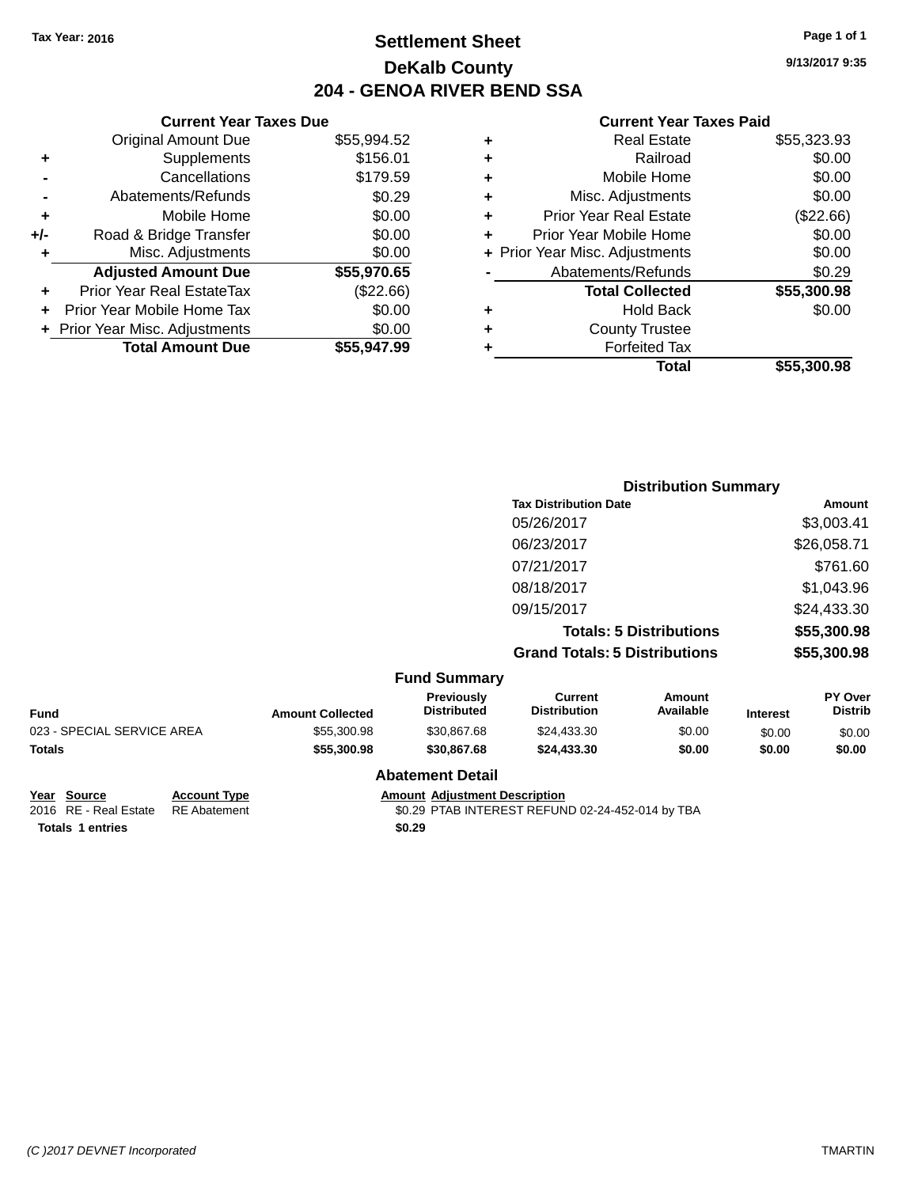Tax Year: 2016

# Settlement Sheet

## DeKalb County

## 204 - GENOA RIVER BEND SSA

9/13/2017 9:35

### Current Year Taxes Due

| | | |
|---|---|---|
| | Original Amount Due | $55,994.52 |
| + | Supplements | $156.01 |
| - | Cancellations | $179.59 |
| - | Abatements/Refunds | $0.29 |
| + | Mobile Home | $0.00 |
| +/- | Road & Bridge Transfer | $0.00 |
| + | Misc. Adjustments | $0.00 |
| | **Adjusted Amount Due** | **$55,970.65** |
| + | Prior Year Real EstateTax | ($22.66) |
| + | Prior Year Mobile Home Tax | $0.00 |
| + | Prior Year Misc. Adjustments | $0.00 |
| | **Total Amount Due** | **$55,947.99** |

### Current Year Taxes Paid

| | | |
|---|---|---|
| + | Real Estate | $55,323.93 |
| + | Railroad | $0.00 |
| + | Mobile Home | $0.00 |
| + | Misc. Adjustments | $0.00 |
| + | Prior Year Real Estate | ($22.66) |
| + | Prior Year Mobile Home | $0.00 |
| + | Prior Year Misc. Adjustments | $0.00 |
| - | Abatements/Refunds | $0.29 |
| | **Total Collected** | **$55,300.98** |
| + | Hold Back | $0.00 |
| + | County Trustee | |
| + | Forfeited Tax | |
| | **Total** | **$55,300.98** |

### Distribution Summary

| Tax Distribution Date | Amount |
|---|---|
| 05/26/2017 | $3,003.41 |
| 06/23/2017 | $26,058.71 |
| 07/21/2017 | $761.60 |
| 08/18/2017 | $1,043.96 |
| 09/15/2017 | $24,433.30 |
| **Totals: 5 Distributions** | **$55,300.98** |
| **Grand Totals: 5 Distributions** | **$55,300.98** |

### Fund Summary

| Fund | Amount Collected | Previously Distributed | Current Distribution | Amount Available | Interest | PY Over Distrib |
|---|---|---|---|---|---|---|
| 023 - SPECIAL SERVICE AREA | $55,300.98 | $30,867.68 | $24,433.30 | $0.00 | $0.00 | $0.00 |
| **Totals** | **$55,300.98** | **$30,867.68** | **$24,433.30** | **$0.00** | **$0.00** | **$0.00** |

### Abatement Detail

| Year | Source | Account Type | Amount | Adjustment Description |
|---|---|---|---|---|
| 2016 | RE - Real Estate | RE Abatement | $0.29 | PTAB INTEREST REFUND 02-24-452-014 by TBA |
| **Totals** | **1 entries** | | **$0.29** | |

(C )2017 DEVNET Incorporated

TMARTIN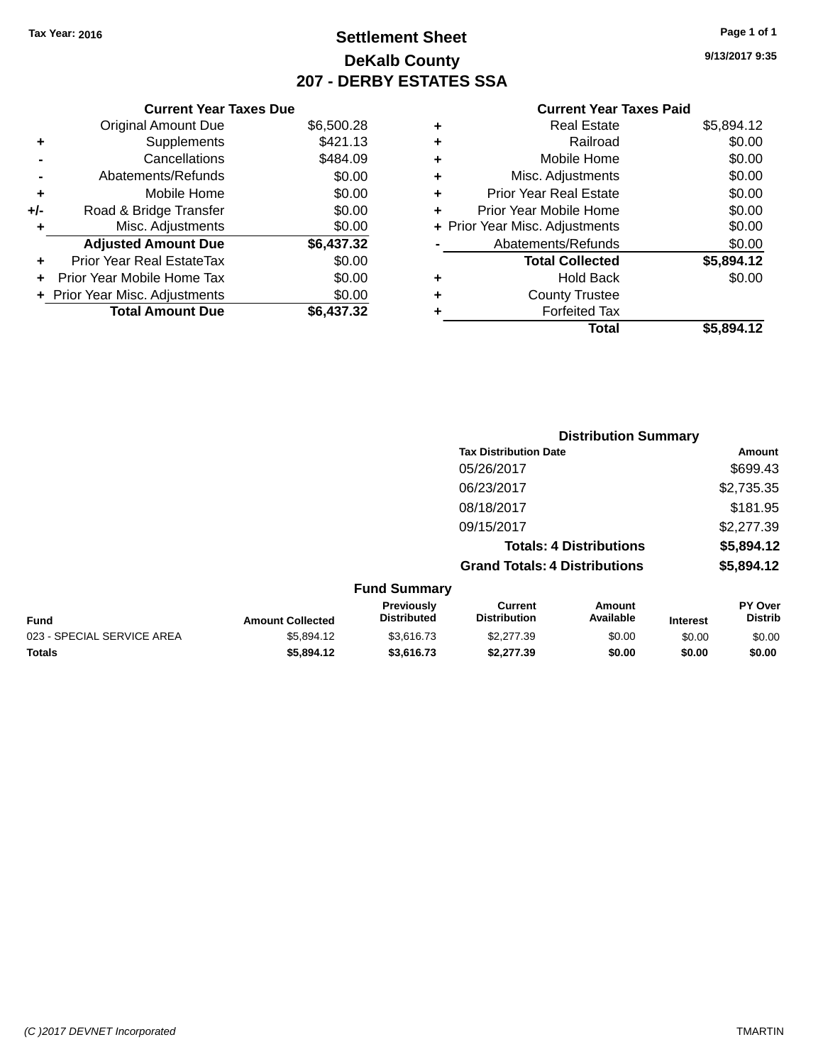Tax Year: 2016

# Settlement Sheet

## DeKalb County

## 207 - DERBY ESTATES SSA

9/13/2017 9:35

### Current Year Taxes Due

| | | |
|---|---|---|
| | Original Amount Due | $6,500.28 |
| + | Supplements | $421.13 |
| - | Cancellations | $484.09 |
| - | Abatements/Refunds | $0.00 |
| + | Mobile Home | $0.00 |
| +/- | Road & Bridge Transfer | $0.00 |
| + | Misc. Adjustments | $0.00 |
| | **Adjusted Amount Due** | **$6,437.32** |
| + | Prior Year Real EstateTax | $0.00 |
| + | Prior Year Mobile Home Tax | $0.00 |
| + | Prior Year Misc. Adjustments | $0.00 |
| | **Total Amount Due** | **$6,437.32** |

### Current Year Taxes Paid

| | | |
|---|---|---|
| + | Real Estate | $5,894.12 |
| + | Railroad | $0.00 |
| + | Mobile Home | $0.00 |
| + | Misc. Adjustments | $0.00 |
| + | Prior Year Real Estate | $0.00 |
| + | Prior Year Mobile Home | $0.00 |
| + | Prior Year Misc. Adjustments | $0.00 |
| - | Abatements/Refunds | $0.00 |
| | **Total Collected** | **$5,894.12** |
| + | Hold Back | $0.00 |
| + | County Trustee | |
| + | Forfeited Tax | |
| | **Total** | **$5,894.12** |

### Distribution Summary

| Tax Distribution Date | Amount |
|---|---|
| 05/26/2017 | $699.43 |
| 06/23/2017 | $2,735.35 |
| 08/18/2017 | $181.95 |
| 09/15/2017 | $2,277.39 |
| **Totals: 4 Distributions** | **$5,894.12** |
| **Grand Totals: 4 Distributions** | **$5,894.12** |

### Fund Summary

| Fund | Amount Collected | Previously Distributed | Current Distribution | Amount Available | Interest | PY Over Distrib |
|---|---|---|---|---|---|---|
| 023 - SPECIAL SERVICE AREA | $5,894.12 | $3,616.73 | $2,277.39 | $0.00 | $0.00 | $0.00 |
| **Totals** | **$5,894.12** | **$3,616.73** | **$2,277.39** | **$0.00** | **$0.00** | **$0.00** |

(C )2017 DEVNET Incorporated TMARTIN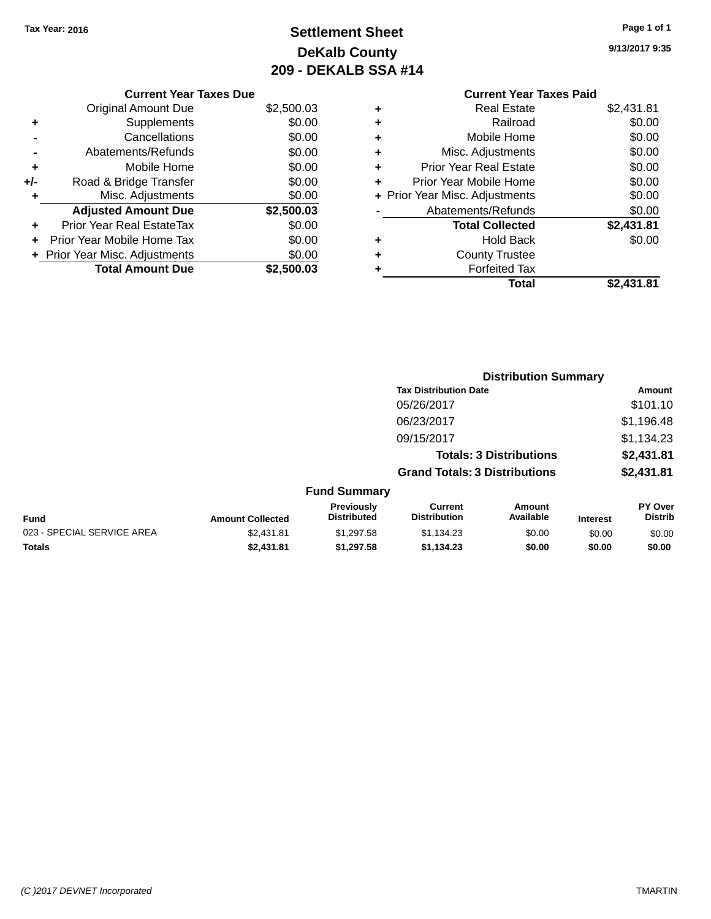Tax Year: 2016

# Settlement Sheet
## DeKalb County
## 209 - DEKALB SSA #14

9/13/2017 9:35

| | Current Year Taxes Due | |
|---|---|---|
| | Original Amount Due | $2,500.03 |
| + | Supplements | $0.00 |
| - | Cancellations | $0.00 |
| - | Abatements/Refunds | $0.00 |
| + | Mobile Home | $0.00 |
| +/- | Road & Bridge Transfer | $0.00 |
| + | Misc. Adjustments | $0.00 |
| | **Adjusted Amount Due** | **$2,500.03** |
| + | Prior Year Real EstateTax | $0.00 |
| + | Prior Year Mobile Home Tax | $0.00 |
| + | Prior Year Misc. Adjustments | $0.00 |
| | **Total Amount Due** | **$2,500.03** |

| | Current Year Taxes Paid | |
|---|---|---|
| + | Real Estate | $2,431.81 |
| + | Railroad | $0.00 |
| + | Mobile Home | $0.00 |
| + | Misc. Adjustments | $0.00 |
| + | Prior Year Real Estate | $0.00 |
| + | Prior Year Mobile Home | $0.00 |
| + | Prior Year Misc. Adjustments | $0.00 |
| - | Abatements/Refunds | $0.00 |
| | **Total Collected** | **$2,431.81** |
| + | Hold Back | $0.00 |
| + | County Trustee | |
| + | Forfeited Tax | |
| | **Total** | **$2,431.81** |

### Distribution Summary

| Tax Distribution Date | Amount |
|---|---|
| 05/26/2017 | $101.10 |
| 06/23/2017 | $1,196.48 |
| 09/15/2017 | $1,134.23 |
| **Totals: 3 Distributions** | **$2,431.81** |
| **Grand Totals: 3 Distributions** | **$2,431.81** |

### Fund Summary

| Fund | Amount Collected | Previously Distributed | Current Distribution | Amount Available | Interest | PY Over Distrib |
|---|---|---|---|---|---|---|
| 023 - SPECIAL SERVICE AREA | $2,431.81 | $1,297.58 | $1,134.23 | $0.00 | $0.00 | $0.00 |
| **Totals** | **$2,431.81** | **$1,297.58** | **$1,134.23** | **$0.00** | **$0.00** | **$0.00** |

(C )2017 DEVNET Incorporated TMARTIN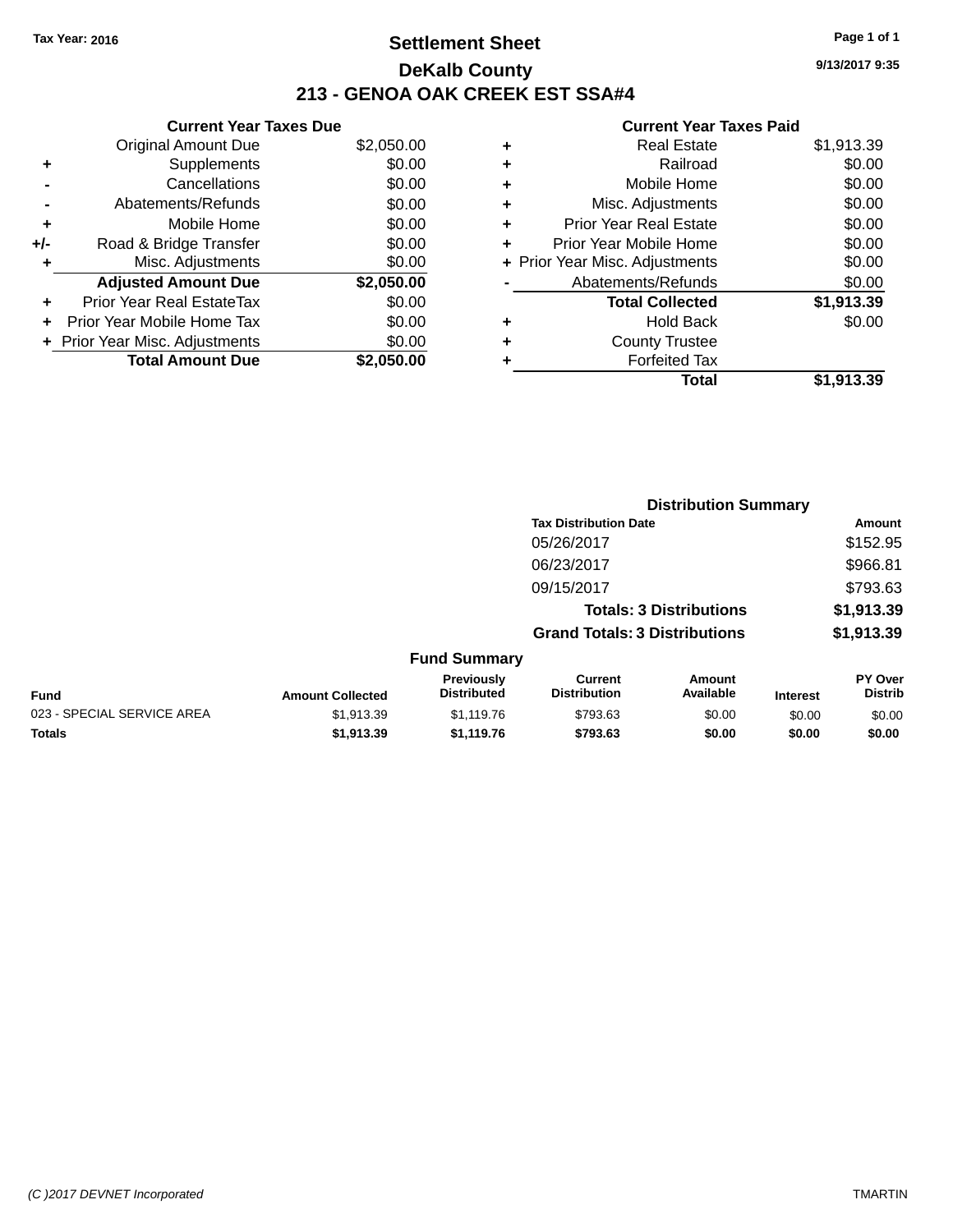Tax Year: 2016

# Settlement Sheet

## DeKalb County

## 213 - GENOA OAK CREEK EST SSA#4

9/13/2017 9:35

**Current Year Taxes Due**

| | | |
|---|---|---|
| | Original Amount Due | $2,050.00 |
| + | Supplements | $0.00 |
| - | Cancellations | $0.00 |
| - | Abatements/Refunds | $0.00 |
| + | Mobile Home | $0.00 |
| +/- | Road & Bridge Transfer | $0.00 |
| + | Misc. Adjustments | $0.00 |
| | **Adjusted Amount Due** | **$2,050.00** |
| + | Prior Year Real EstateTax | $0.00 |
| + | Prior Year Mobile Home Tax | $0.00 |
| + | Prior Year Misc. Adjustments | $0.00 |
| | **Total Amount Due** | **$2,050.00** |

**Current Year Taxes Paid**

| | | |
|---|---|---|
| + | Real Estate | $1,913.39 |
| + | Railroad | $0.00 |
| + | Mobile Home | $0.00 |
| + | Misc. Adjustments | $0.00 |
| + | Prior Year Real Estate | $0.00 |
| + | Prior Year Mobile Home | $0.00 |
| + | Prior Year Misc. Adjustments | $0.00 |
| - | Abatements/Refunds | $0.00 |
| | **Total Collected** | **$1,913.39** |
| + | Hold Back | $0.00 |
| + | County Trustee | |
| + | Forfeited Tax | |
| | **Total** | **$1,913.39** |

**Distribution Summary**

| Tax Distribution Date | Amount |
|---|---|
| 05/26/2017 | $152.95 |
| 06/23/2017 | $966.81 |
| 09/15/2017 | $793.63 |
| **Totals: 3 Distributions** | **$1,913.39** |
| **Grand Totals: 3 Distributions** | **$1,913.39** |

**Fund Summary**

| Fund | Amount Collected | Previously Distributed | Current Distribution | Amount Available | Interest | PY Over Distrib |
|---|---|---|---|---|---|---|
| 023 - SPECIAL SERVICE AREA | $1,913.39 | $1,119.76 | $793.63 | $0.00 | $0.00 | $0.00 |
| **Totals** | **$1,913.39** | **$1,119.76** | **$793.63** | **$0.00** | **$0.00** | **$0.00** |

(C )2017 DEVNET Incorporated TMARTIN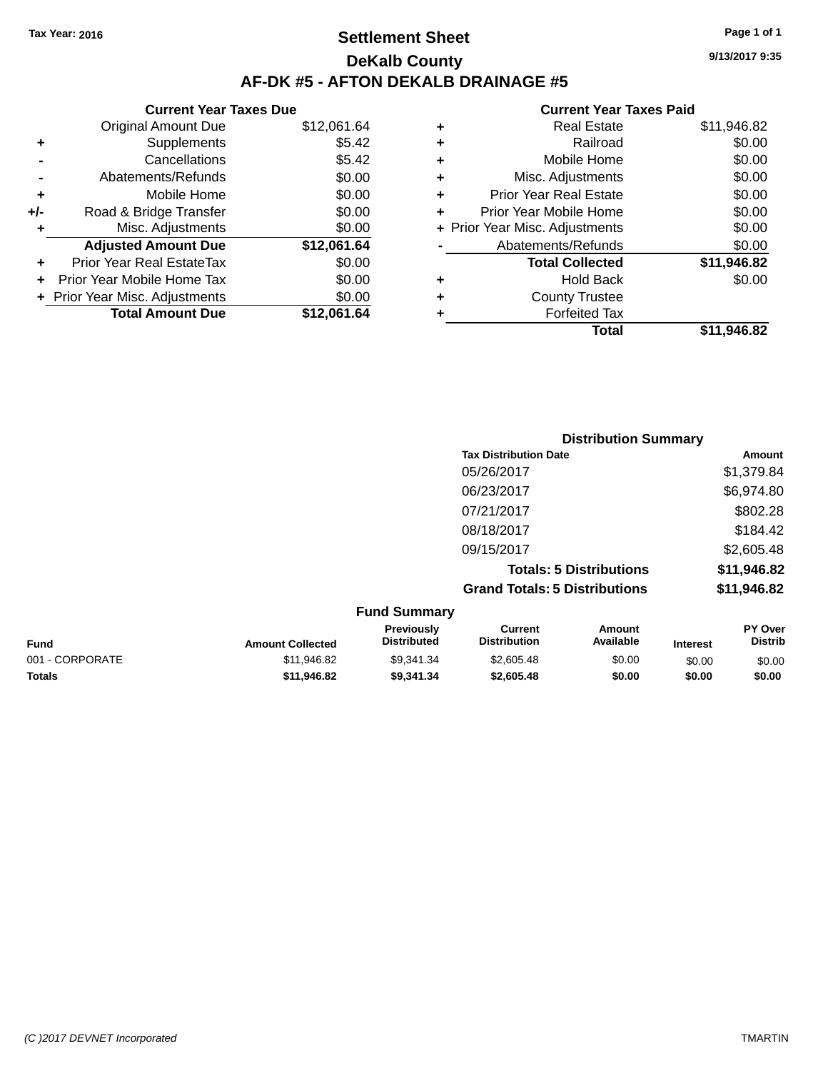Tax Year: 2016

# Settlement Sheet

## DeKalb County

## AF-DK #5 - AFTON DEKALB DRAINAGE #5

9/13/2017 9:35

### Current Year Taxes Due

| | | |
|---|---|---|
| | Original Amount Due | $12,061.64 |
| + | Supplements | $5.42 |
| - | Cancellations | $5.42 |
| - | Abatements/Refunds | $0.00 |
| + | Mobile Home | $0.00 |
| +/- | Road & Bridge Transfer | $0.00 |
| + | Misc. Adjustments | $0.00 |
| | **Adjusted Amount Due** | **$12,061.64** |
| + | Prior Year Real EstateTax | $0.00 |
| + | Prior Year Mobile Home Tax | $0.00 |
| + | Prior Year Misc. Adjustments | $0.00 |
| | **Total Amount Due** | **$12,061.64** |

### Current Year Taxes Paid

| | | |
|---|---|---|
| + | Real Estate | $11,946.82 |
| + | Railroad | $0.00 |
| + | Mobile Home | $0.00 |
| + | Misc. Adjustments | $0.00 |
| + | Prior Year Real Estate | $0.00 |
| + | Prior Year Mobile Home | $0.00 |
| + | Prior Year Misc. Adjustments | $0.00 |
| - | Abatements/Refunds | $0.00 |
| | **Total Collected** | **$11,946.82** |
| + | Hold Back | $0.00 |
| + | County Trustee | |
| + | Forfeited Tax | |
| | **Total** | **$11,946.82** |

### Distribution Summary

| Tax Distribution Date | Amount |
|---|---|
| 05/26/2017 | $1,379.84 |
| 06/23/2017 | $6,974.80 |
| 07/21/2017 | $802.28 |
| 08/18/2017 | $184.42 |
| 09/15/2017 | $2,605.48 |
| **Totals: 5 Distributions** | **$11,946.82** |
| **Grand Totals: 5 Distributions** | **$11,946.82** |

### Fund Summary

| Fund | Amount Collected | Previously Distributed | Current Distribution | Amount Available | Interest | PY Over Distrib |
|---|---|---|---|---|---|---|
| 001 - CORPORATE | $11,946.82 | $9,341.34 | $2,605.48 | $0.00 | $0.00 | $0.00 |
| **Totals** | **$11,946.82** | **$9,341.34** | **$2,605.48** | **$0.00** | **$0.00** | **$0.00** |

(C )2017 DEVNET Incorporated TMARTIN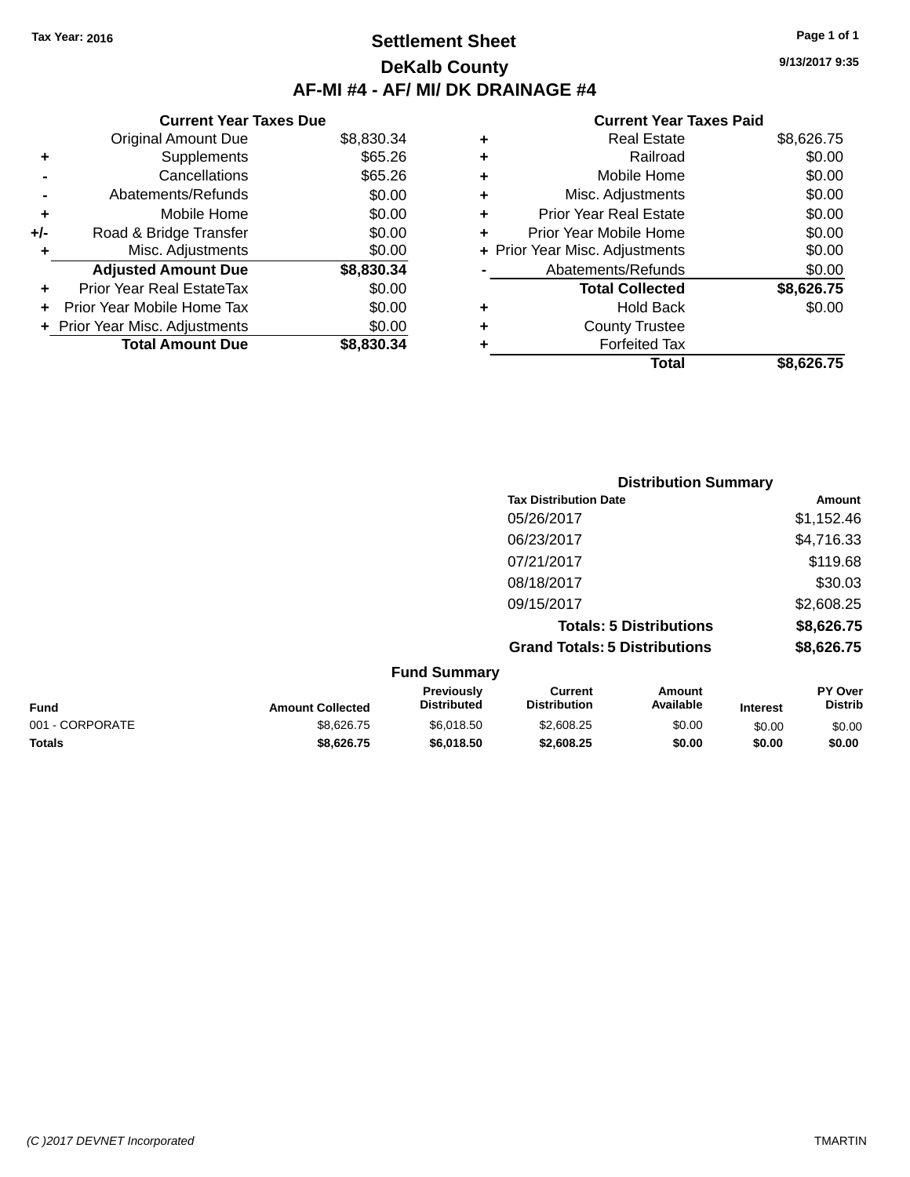Tax Year: 2016

# Settlement Sheet

## DeKalb County

## AF-MI #4 - AF/ MI/ DK DRAINAGE #4

9/13/2017 9:35

### Current Year Taxes Due

| | | |
|---|---|---|
| | Original Amount Due | $8,830.34 |
| + | Supplements | $65.26 |
| - | Cancellations | $65.26 |
| - | Abatements/Refunds | $0.00 |
| + | Mobile Home | $0.00 |
| +/- | Road & Bridge Transfer | $0.00 |
| + | Misc. Adjustments | $0.00 |
| | **Adjusted Amount Due** | **$8,830.34** |
| + | Prior Year Real EstateTax | $0.00 |
| + | Prior Year Mobile Home Tax | $0.00 |
| + | Prior Year Misc. Adjustments | $0.00 |
| | **Total Amount Due** | **$8,830.34** |

### Current Year Taxes Paid

| | | |
|---|---|---|
| + | Real Estate | $8,626.75 |
| + | Railroad | $0.00 |
| + | Mobile Home | $0.00 |
| + | Misc. Adjustments | $0.00 |
| + | Prior Year Real Estate | $0.00 |
| + | Prior Year Mobile Home | $0.00 |
| + | Prior Year Misc. Adjustments | $0.00 |
| - | Abatements/Refunds | $0.00 |
| | **Total Collected** | **$8,626.75** |
| + | Hold Back | $0.00 |
| + | County Trustee | |
| + | Forfeited Tax | |
| | **Total** | **$8,626.75** |

### Distribution Summary

| Tax Distribution Date | Amount |
|---|---|
| 05/26/2017 | $1,152.46 |
| 06/23/2017 | $4,716.33 |
| 07/21/2017 | $119.68 |
| 08/18/2017 | $30.03 |
| 09/15/2017 | $2,608.25 |
| **Totals: 5 Distributions** | **$8,626.75** |
| **Grand Totals: 5 Distributions** | **$8,626.75** |

### Fund Summary

| Fund | Amount Collected | Previously Distributed | Current Distribution | Amount Available | Interest | PY Over Distrib |
|---|---|---|---|---|---|---|
| 001 - CORPORATE | $8,626.75 | $6,018.50 | $2,608.25 | $0.00 | $0.00 | $0.00 |
| **Totals** | **$8,626.75** | **$6,018.50** | **$2,608.25** | **$0.00** | **$0.00** | **$0.00** |

(C )2017 DEVNET Incorporated TMARTIN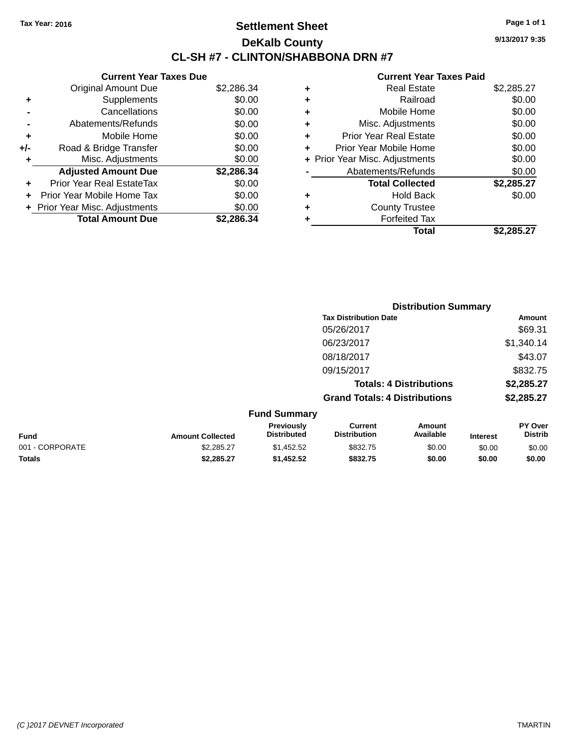Tax Year: 2016

# Settlement Sheet

## DeKalb County

## CL-SH #7 - CLINTON/SHABBONA DRN #7

9/13/2017 9:35

### Current Year Taxes Due

| | | |
|---|---|---|
| | Original Amount Due | $2,286.34 |
| + | Supplements | $0.00 |
| - | Cancellations | $0.00 |
| - | Abatements/Refunds | $0.00 |
| + | Mobile Home | $0.00 |
| +/- | Road & Bridge Transfer | $0.00 |
| + | Misc. Adjustments | $0.00 |
| | **Adjusted Amount Due** | **$2,286.34** |
| + | Prior Year Real EstateTax | $0.00 |
| + | Prior Year Mobile Home Tax | $0.00 |
| + | Prior Year Misc. Adjustments | $0.00 |
| | **Total Amount Due** | **$2,286.34** |

### Current Year Taxes Paid

| | | |
|---|---|---|
| + | Real Estate | $2,285.27 |
| + | Railroad | $0.00 |
| + | Mobile Home | $0.00 |
| + | Misc. Adjustments | $0.00 |
| + | Prior Year Real Estate | $0.00 |
| + | Prior Year Mobile Home | $0.00 |
| + | Prior Year Misc. Adjustments | $0.00 |
| - | Abatements/Refunds | $0.00 |
| | **Total Collected** | **$2,285.27** |
| + | Hold Back | $0.00 |
| + | County Trustee | |
| + | Forfeited Tax | |
| | **Total** | **$2,285.27** |

### Distribution Summary

| Tax Distribution Date | Amount |
|---|---|
| 05/26/2017 | $69.31 |
| 06/23/2017 | $1,340.14 |
| 08/18/2017 | $43.07 |
| 09/15/2017 | $832.75 |
| **Totals: 4 Distributions** | **$2,285.27** |
| **Grand Totals: 4 Distributions** | **$2,285.27** |

### Fund Summary

| Fund | Amount Collected | Previously Distributed | Current Distribution | Amount Available | Interest | PY Over Distrib |
|---|---|---|---|---|---|---|
| 001 - CORPORATE | $2,285.27 | $1,452.52 | $832.75 | $0.00 | $0.00 | $0.00 |
| **Totals** | **$2,285.27** | **$1,452.52** | **$832.75** | **$0.00** | **$0.00** | **$0.00** |

(C )2017 DEVNET Incorporated TMARTIN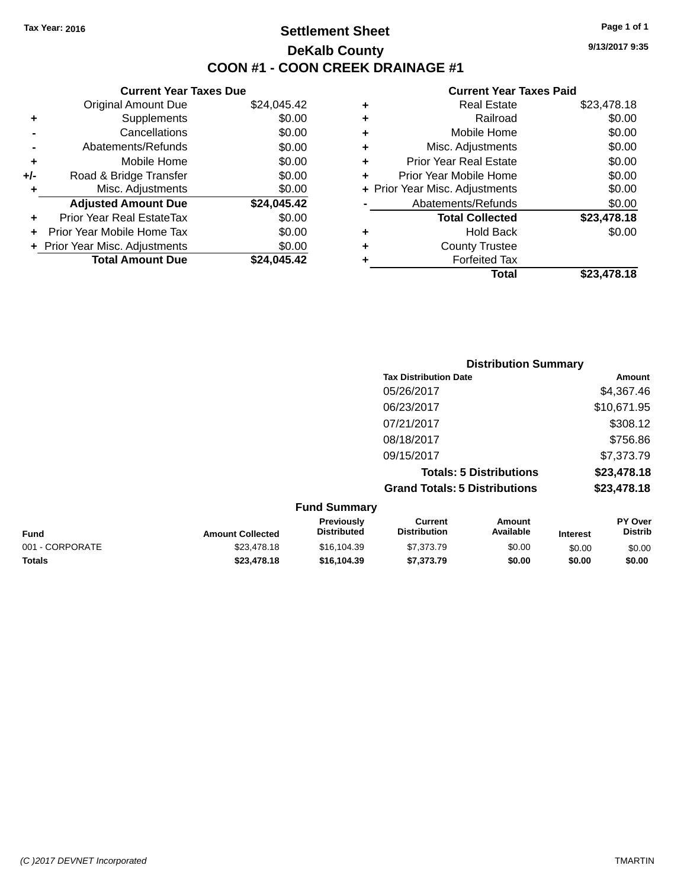Tax Year: 2016

# Settlement Sheet

## DeKalb County

## COON #1 - COON CREEK DRAINAGE #1

9/13/2017 9:35

### Current Year Taxes Due

| | | |
|---|---|---|
| | Original Amount Due | $24,045.42 |
| + | Supplements | $0.00 |
| - | Cancellations | $0.00 |
| - | Abatements/Refunds | $0.00 |
| + | Mobile Home | $0.00 |
| +/- | Road & Bridge Transfer | $0.00 |
| + | Misc. Adjustments | $0.00 |
| | **Adjusted Amount Due** | **$24,045.42** |
| + | Prior Year Real EstateTax | $0.00 |
| + | Prior Year Mobile Home Tax | $0.00 |
| + | Prior Year Misc. Adjustments | $0.00 |
| | **Total Amount Due** | **$24,045.42** |

### Current Year Taxes Paid

| | | |
|---|---|---|
| + | Real Estate | $23,478.18 |
| + | Railroad | $0.00 |
| + | Mobile Home | $0.00 |
| + | Misc. Adjustments | $0.00 |
| + | Prior Year Real Estate | $0.00 |
| + | Prior Year Mobile Home | $0.00 |
| + | Prior Year Misc. Adjustments | $0.00 |
| - | Abatements/Refunds | $0.00 |
| | **Total Collected** | **$23,478.18** |
| + | Hold Back | $0.00 |
| + | County Trustee | |
| + | Forfeited Tax | |
| | **Total** | **$23,478.18** |

### Distribution Summary

| Tax Distribution Date | Amount |
|---|---|
| 05/26/2017 | $4,367.46 |
| 06/23/2017 | $10,671.95 |
| 07/21/2017 | $308.12 |
| 08/18/2017 | $756.86 |
| 09/15/2017 | $7,373.79 |
| **Totals: 5 Distributions** | **$23,478.18** |
| **Grand Totals: 5 Distributions** | **$23,478.18** |

### Fund Summary

| Fund | Amount Collected | Previously Distributed | Current Distribution | Amount Available | Interest | PY Over Distrib |
|---|---|---|---|---|---|---|
| 001 - CORPORATE | $23,478.18 | $16,104.39 | $7,373.79 | $0.00 | $0.00 | $0.00 |
| **Totals** | **$23,478.18** | **$16,104.39** | **$7,373.79** | **$0.00** | **$0.00** | **$0.00** |

(C )2017 DEVNET Incorporated TMARTIN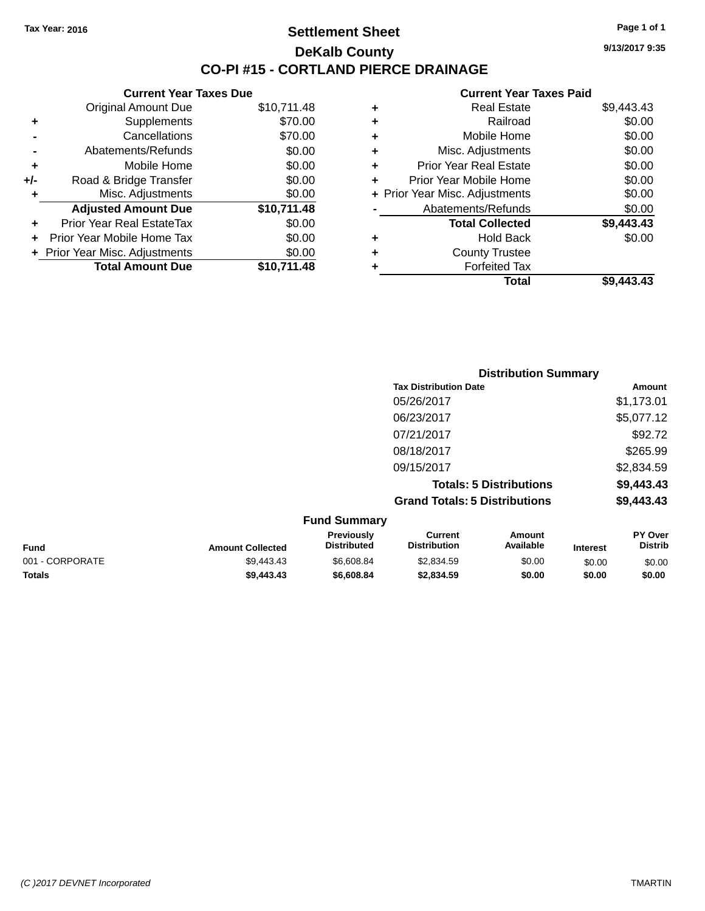Tax Year: 2016

# Settlement Sheet

## DeKalb County

## CO-PI #15 - CORTLAND PIERCE DRAINAGE

9/13/2017 9:35

### Current Year Taxes Due

| | | |
|---|---|---|
| | Original Amount Due | $10,711.48 |
| + | Supplements | $70.00 |
| - | Cancellations | $70.00 |
| - | Abatements/Refunds | $0.00 |
| + | Mobile Home | $0.00 |
| +/- | Road & Bridge Transfer | $0.00 |
| + | Misc. Adjustments | $0.00 |
| | **Adjusted Amount Due** | **$10,711.48** |
| + | Prior Year Real EstateTax | $0.00 |
| + | Prior Year Mobile Home Tax | $0.00 |
| + | Prior Year Misc. Adjustments | $0.00 |
| | **Total Amount Due** | **$10,711.48** |

### Current Year Taxes Paid

| | | |
|---|---|---|
| + | Real Estate | $9,443.43 |
| + | Railroad | $0.00 |
| + | Mobile Home | $0.00 |
| + | Misc. Adjustments | $0.00 |
| + | Prior Year Real Estate | $0.00 |
| + | Prior Year Mobile Home | $0.00 |
| + | Prior Year Misc. Adjustments | $0.00 |
| - | Abatements/Refunds | $0.00 |
| | **Total Collected** | **$9,443.43** |
| + | Hold Back | $0.00 |
| + | County Trustee | |
| + | Forfeited Tax | |
| | **Total** | **$9,443.43** |

### Distribution Summary

| Tax Distribution Date | Amount |
|---|---|
| 05/26/2017 | $1,173.01 |
| 06/23/2017 | $5,077.12 |
| 07/21/2017 | $92.72 |
| 08/18/2017 | $265.99 |
| 09/15/2017 | $2,834.59 |
| **Totals: 5 Distributions** | **$9,443.43** |
| **Grand Totals: 5 Distributions** | **$9,443.43** |

### Fund Summary

| Fund | Amount Collected | Previously Distributed | Current Distribution | Amount Available | Interest | PY Over Distrib |
|---|---|---|---|---|---|---|
| 001 - CORPORATE | $9,443.43 | $6,608.84 | $2,834.59 | $0.00 | $0.00 | $0.00 |
| **Totals** | **$9,443.43** | **$6,608.84** | **$2,834.59** | **$0.00** | **$0.00** | **$0.00** |

(C )2017 DEVNET Incorporated TMARTIN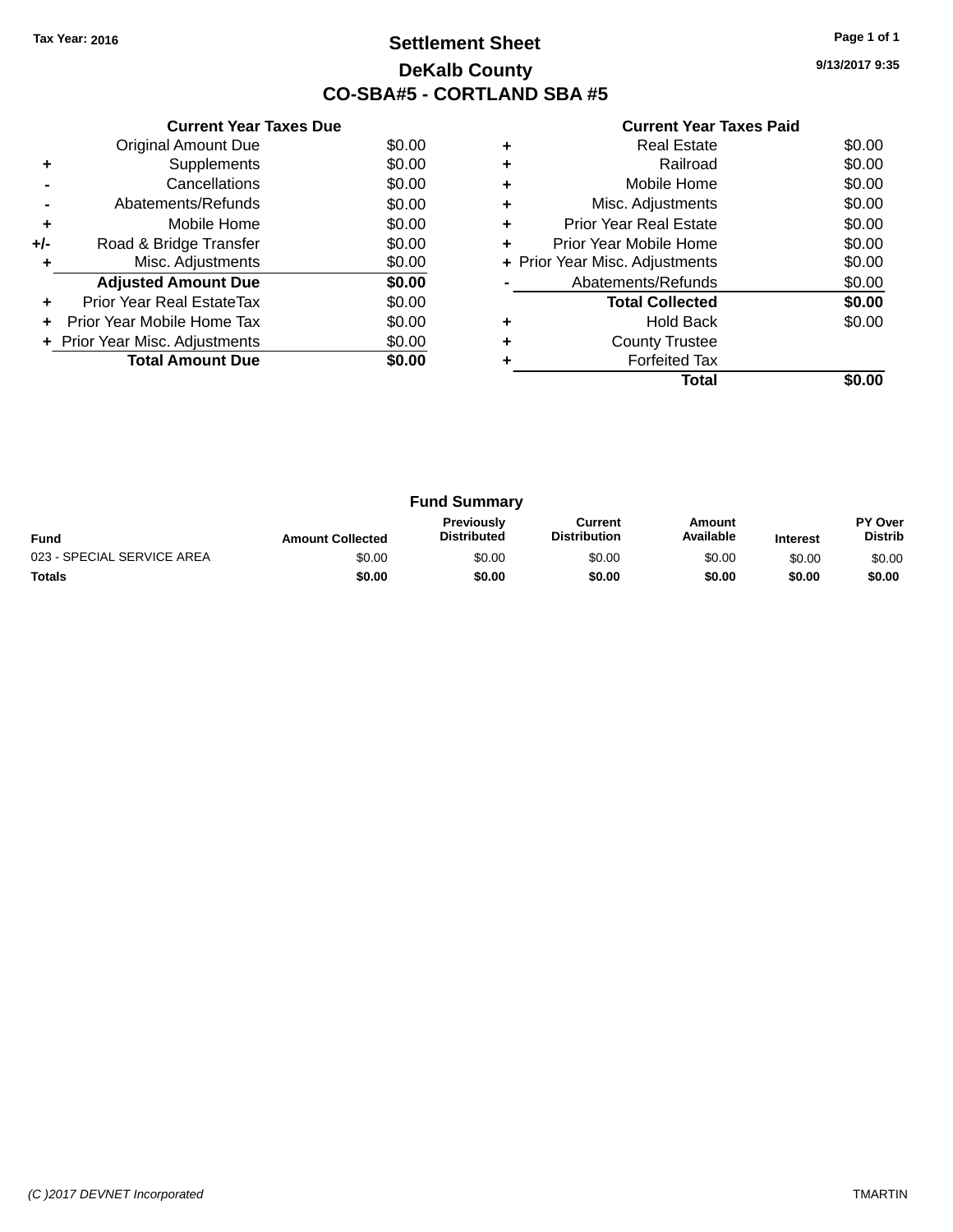Tax Year: 2016

# Settlement Sheet

## DeKalb County

## CO-SBA#5 - CORTLAND SBA #5

9/13/2017 9:35

### Current Year Taxes Due

| | | |
|---|---|---|
| | Original Amount Due | $0.00 |
| + | Supplements | $0.00 |
| - | Cancellations | $0.00 |
| - | Abatements/Refunds | $0.00 |
| + | Mobile Home | $0.00 |
| +/- | Road & Bridge Transfer | $0.00 |
| + | Misc. Adjustments | $0.00 |
| | **Adjusted Amount Due** | **$0.00** |
| + | Prior Year Real EstateTax | $0.00 |
| + | Prior Year Mobile Home Tax | $0.00 |
| + | Prior Year Misc. Adjustments | $0.00 |
| | **Total Amount Due** | **$0.00** |

### Current Year Taxes Paid

| | | |
|---|---|---|
| + | Real Estate | $0.00 |
| + | Railroad | $0.00 |
| + | Mobile Home | $0.00 |
| + | Misc. Adjustments | $0.00 |
| + | Prior Year Real Estate | $0.00 |
| + | Prior Year Mobile Home | $0.00 |
| + | Prior Year Misc. Adjustments | $0.00 |
| - | Abatements/Refunds | $0.00 |
| | **Total Collected** | **$0.00** |
| + | Hold Back | $0.00 |
| + | County Trustee | |
| + | Forfeited Tax | |
| | **Total** | **$0.00** |

### Fund Summary

| Fund | Amount Collected | Previously Distributed | Current Distribution | Amount Available | Interest | PY Over Distrib |
|---|---|---|---|---|---|---|
| 023 - SPECIAL SERVICE AREA | $0.00 | $0.00 | $0.00 | $0.00 | $0.00 | $0.00 |
| **Totals** | **$0.00** | **$0.00** | **$0.00** | **$0.00** | **$0.00** | **$0.00** |

(C )2017 DEVNET Incorporated — TMARTIN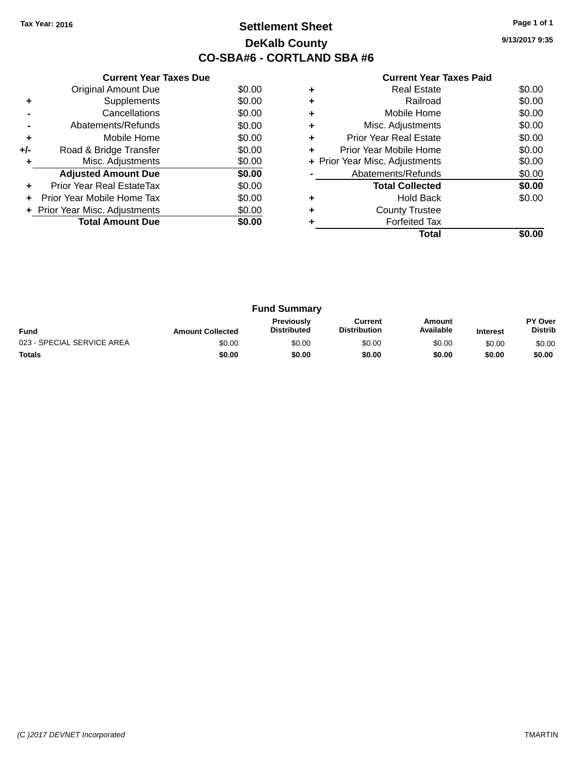Tax Year: 2016

# Settlement Sheet

## DeKalb County

## CO-SBA#6 - CORTLAND SBA #6

9/13/2017 9:35

### Current Year Taxes Due

| | | |
|---|---|---|
| | Original Amount Due | $0.00 |
| + | Supplements | $0.00 |
| - | Cancellations | $0.00 |
| - | Abatements/Refunds | $0.00 |
| + | Mobile Home | $0.00 |
| +/- | Road & Bridge Transfer | $0.00 |
| + | Misc. Adjustments | $0.00 |
| | **Adjusted Amount Due** | **$0.00** |
| + | Prior Year Real EstateTax | $0.00 |
| + | Prior Year Mobile Home Tax | $0.00 |
| + | Prior Year Misc. Adjustments | $0.00 |
| | **Total Amount Due** | **$0.00** |

### Current Year Taxes Paid

| | | |
|---|---|---|
| + | Real Estate | $0.00 |
| + | Railroad | $0.00 |
| + | Mobile Home | $0.00 |
| + | Misc. Adjustments | $0.00 |
| + | Prior Year Real Estate | $0.00 |
| + | Prior Year Mobile Home | $0.00 |
| + | Prior Year Misc. Adjustments | $0.00 |
| - | Abatements/Refunds | $0.00 |
| | **Total Collected** | **$0.00** |
| + | Hold Back | $0.00 |
| + | County Trustee | |
| + | Forfeited Tax | |
| | **Total** | **$0.00** |

### Fund Summary

| Fund | Amount Collected | Previously Distributed | Current Distribution | Amount Available | Interest | PY Over Distrib |
|---|---|---|---|---|---|---|
| 023 - SPECIAL SERVICE AREA | $0.00 | $0.00 | $0.00 | $0.00 | $0.00 | $0.00 |
| **Totals** | **$0.00** | **$0.00** | **$0.00** | **$0.00** | **$0.00** | **$0.00** |

(C )2017 DEVNET Incorporated    TMARTIN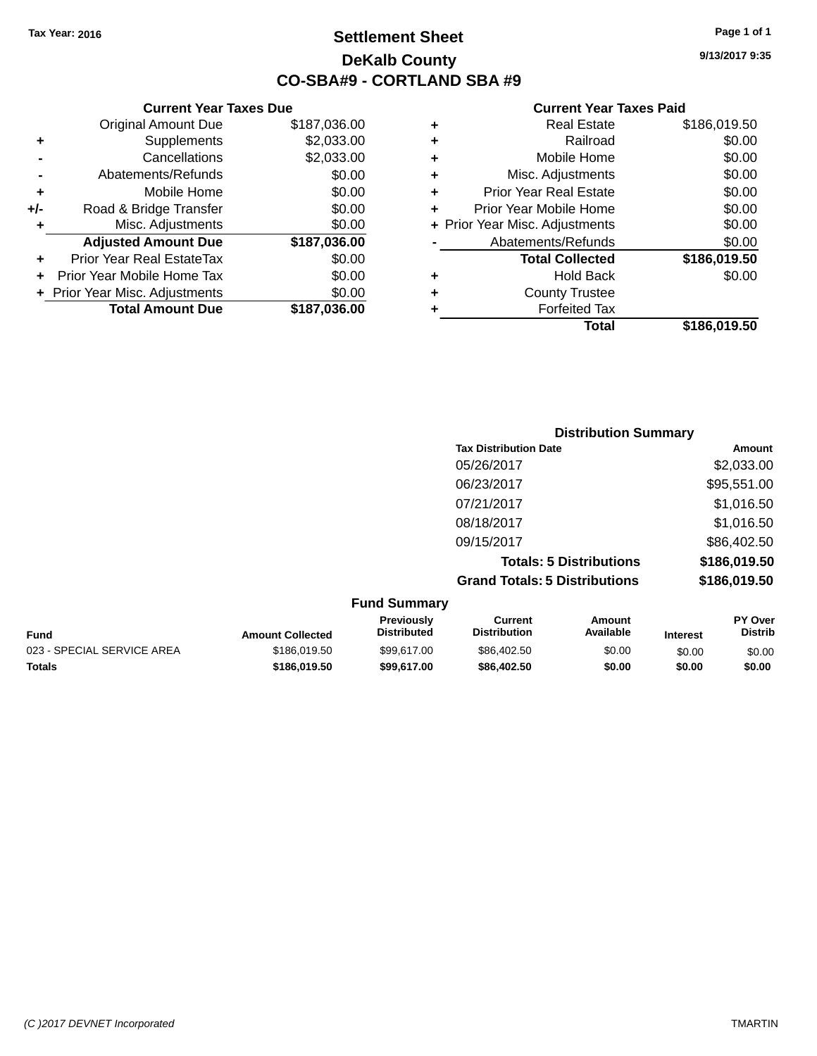Tax Year: 2016

# Settlement Sheet

## DeKalb County

## CO-SBA#9 - CORTLAND SBA #9

9/13/2017 9:35

### Current Year Taxes Due

| | | |
|---|---|---|
| | Original Amount Due | $187,036.00 |
| + | Supplements | $2,033.00 |
| - | Cancellations | $2,033.00 |
| - | Abatements/Refunds | $0.00 |
| + | Mobile Home | $0.00 |
| +/- | Road & Bridge Transfer | $0.00 |
| + | Misc. Adjustments | $0.00 |
| | **Adjusted Amount Due** | **$187,036.00** |
| + | Prior Year Real EstateTax | $0.00 |
| + | Prior Year Mobile Home Tax | $0.00 |
| + | Prior Year Misc. Adjustments | $0.00 |
| | **Total Amount Due** | **$187,036.00** |

### Current Year Taxes Paid

| | | |
|---|---|---|
| + | Real Estate | $186,019.50 |
| + | Railroad | $0.00 |
| + | Mobile Home | $0.00 |
| + | Misc. Adjustments | $0.00 |
| + | Prior Year Real Estate | $0.00 |
| + | Prior Year Mobile Home | $0.00 |
| + | Prior Year Misc. Adjustments | $0.00 |
| - | Abatements/Refunds | $0.00 |
| | **Total Collected** | **$186,019.50** |
| + | Hold Back | $0.00 |
| + | County Trustee | |
| + | Forfeited Tax | |
| | **Total** | **$186,019.50** |

### Distribution Summary

| Tax Distribution Date | Amount |
|---|---|
| 05/26/2017 | $2,033.00 |
| 06/23/2017 | $95,551.00 |
| 07/21/2017 | $1,016.50 |
| 08/18/2017 | $1,016.50 |
| 09/15/2017 | $86,402.50 |
| **Totals: 5 Distributions** | **$186,019.50** |
| **Grand Totals: 5 Distributions** | **$186,019.50** |

### Fund Summary

| Fund | Amount Collected | Previously Distributed | Current Distribution | Amount Available | Interest | PY Over Distrib |
|---|---|---|---|---|---|---|
| 023 - SPECIAL SERVICE AREA | $186,019.50 | $99,617.00 | $86,402.50 | $0.00 | $0.00 | $0.00 |
| **Totals** | **$186,019.50** | **$99,617.00** | **$86,402.50** | **$0.00** | **$0.00** | **$0.00** |

(C )2017 DEVNET Incorporated

TMARTIN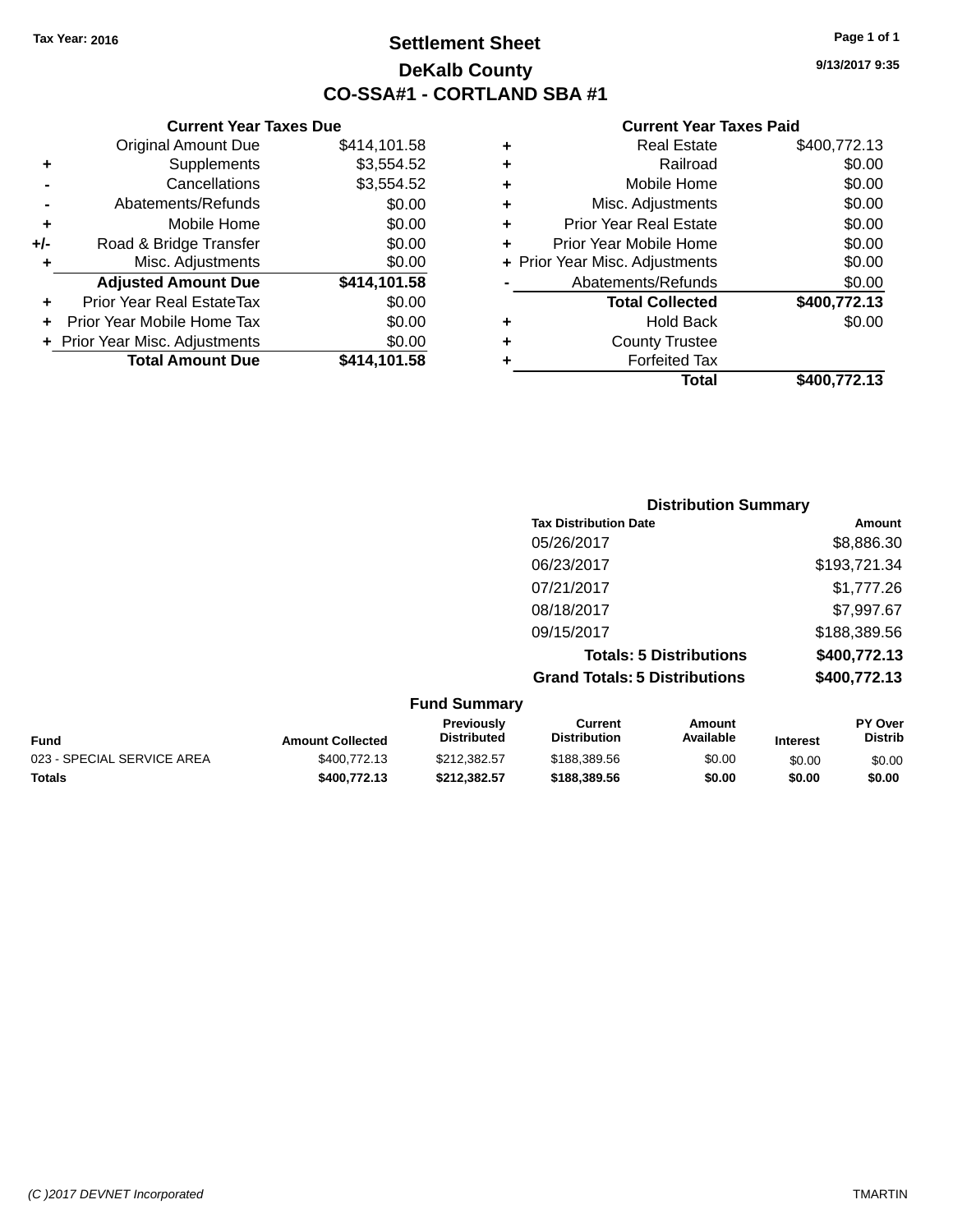Tax Year: 2016

# Settlement Sheet

## DeKalb County

## CO-SSA#1 - CORTLAND SBA #1

9/13/2017 9:35

### Current Year Taxes Due

| | | |
|---|---|---|
| | Original Amount Due | $414,101.58 |
| + | Supplements | $3,554.52 |
| - | Cancellations | $3,554.52 |
| - | Abatements/Refunds | $0.00 |
| + | Mobile Home | $0.00 |
| +/- | Road & Bridge Transfer | $0.00 |
| + | Misc. Adjustments | $0.00 |
| | **Adjusted Amount Due** | **$414,101.58** |
| + | Prior Year Real EstateTax | $0.00 |
| + | Prior Year Mobile Home Tax | $0.00 |
| + | Prior Year Misc. Adjustments | $0.00 |
| | **Total Amount Due** | **$414,101.58** |

### Current Year Taxes Paid

| | | |
|---|---|---|
| + | Real Estate | $400,772.13 |
| + | Railroad | $0.00 |
| + | Mobile Home | $0.00 |
| + | Misc. Adjustments | $0.00 |
| + | Prior Year Real Estate | $0.00 |
| + | Prior Year Mobile Home | $0.00 |
| + | Prior Year Misc. Adjustments | $0.00 |
| - | Abatements/Refunds | $0.00 |
| | **Total Collected** | **$400,772.13** |
| + | Hold Back | $0.00 |
| + | County Trustee | |
| + | Forfeited Tax | |
| | **Total** | **$400,772.13** |

### Distribution Summary

| Tax Distribution Date | Amount |
|---|---|
| 05/26/2017 | $8,886.30 |
| 06/23/2017 | $193,721.34 |
| 07/21/2017 | $1,777.26 |
| 08/18/2017 | $7,997.67 |
| 09/15/2017 | $188,389.56 |
| **Totals: 5 Distributions** | **$400,772.13** |
| **Grand Totals: 5 Distributions** | **$400,772.13** |

### Fund Summary

| Fund | Amount Collected | Previously Distributed | Current Distribution | Amount Available | Interest | PY Over Distrib |
|---|---|---|---|---|---|---|
| 023 - SPECIAL SERVICE AREA | $400,772.13 | $212,382.57 | $188,389.56 | $0.00 | $0.00 | $0.00 |
| **Totals** | **$400,772.13** | **$212,382.57** | **$188,389.56** | **$0.00** | **$0.00** | **$0.00** |

(C )2017 DEVNET Incorporated TMARTIN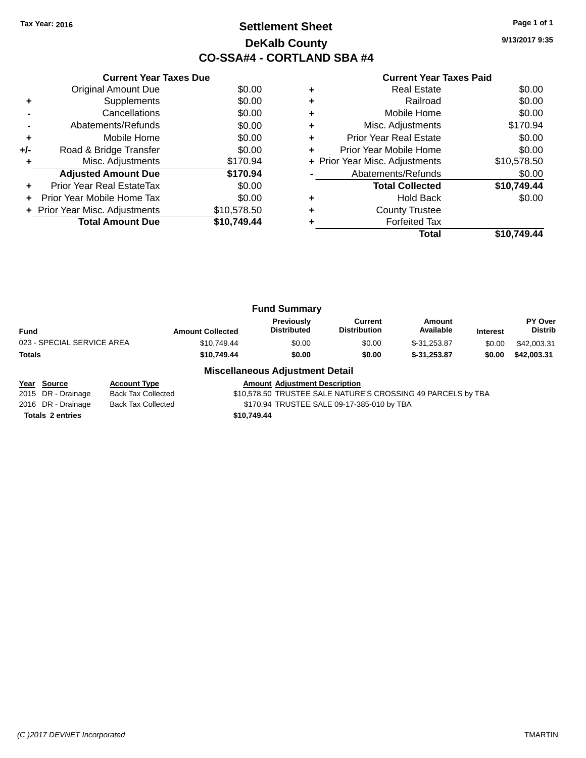Tax Year: 2016

# Settlement Sheet

## DeKalb County

## CO-SSA#4 - CORTLAND SBA #4

9/13/2017 9:35

| | Current Year Taxes Due | |
|---|---|---|
| | Original Amount Due | $0.00 |
| + | Supplements | $0.00 |
| - | Cancellations | $0.00 |
| - | Abatements/Refunds | $0.00 |
| + | Mobile Home | $0.00 |
| +/- | Road & Bridge Transfer | $0.00 |
| + | Misc. Adjustments | $170.94 |
| | **Adjusted Amount Due** | **$170.94** |
| + | Prior Year Real EstateTax | $0.00 |
| + | Prior Year Mobile Home Tax | $0.00 |
| + | Prior Year Misc. Adjustments | $10,578.50 |
| | **Total Amount Due** | **$10,749.44** |

| | Current Year Taxes Paid | |
|---|---|---|
| + | Real Estate | $0.00 |
| + | Railroad | $0.00 |
| + | Mobile Home | $0.00 |
| + | Misc. Adjustments | $170.94 |
| + | Prior Year Real Estate | $0.00 |
| + | Prior Year Mobile Home | $0.00 |
| + | Prior Year Misc. Adjustments | $10,578.50 |
| - | Abatements/Refunds | $0.00 |
| | **Total Collected** | **$10,749.44** |
| + | Hold Back | $0.00 |
| + | County Trustee | |
| + | Forfeited Tax | |
| | **Total** | **$10,749.44** |

### Fund Summary

| Fund | Amount Collected | Previously Distributed | Current Distribution | Amount Available | Interest | PY Over Distrib |
|---|---|---|---|---|---|---|
| 023 - SPECIAL SERVICE AREA | $10,749.44 | $0.00 | $0.00 | $-31,253.87 | $0.00 | $42,003.31 |
| **Totals** | **$10,749.44** | **$0.00** | **$0.00** | **$-31,253.87** | **$0.00** | **$42,003.31** |

### Miscellaneous Adjustment Detail

| Year | Source | Account Type | Amount | Adjustment Description |
|---|---|---|---|---|
| 2015 | DR - Drainage | Back Tax Collected | $10,578.50 | TRUSTEE SALE NATURE'S CROSSING 49 PARCELS by TBA |
| 2016 | DR - Drainage | Back Tax Collected | $170.94 | TRUSTEE SALE 09-17-385-010 by TBA |
| **Totals** | **2 entries** | | **$10,749.44** | |

(C )2017 DEVNET Incorporated TMARTIN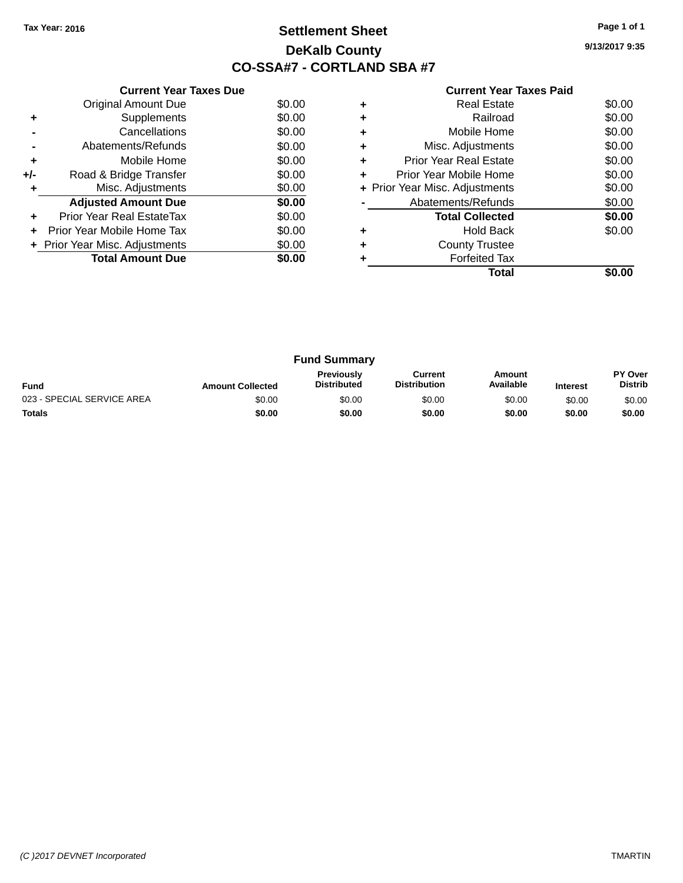Tax Year: 2016

# Settlement Sheet

## DeKalb County

## CO-SSA#7 - CORTLAND SBA #7

9/13/2017 9:35

### Current Year Taxes Due

| | | |
|---|---|---|
| | Original Amount Due | $0.00 |
| + | Supplements | $0.00 |
| - | Cancellations | $0.00 |
| - | Abatements/Refunds | $0.00 |
| + | Mobile Home | $0.00 |
| +/- | Road & Bridge Transfer | $0.00 |
| + | Misc. Adjustments | $0.00 |
| | **Adjusted Amount Due** | **$0.00** |
| + | Prior Year Real EstateTax | $0.00 |
| + | Prior Year Mobile Home Tax | $0.00 |
| + | Prior Year Misc. Adjustments | $0.00 |
| | **Total Amount Due** | **$0.00** |

### Current Year Taxes Paid

| | | |
|---|---|---|
| + | Real Estate | $0.00 |
| + | Railroad | $0.00 |
| + | Mobile Home | $0.00 |
| + | Misc. Adjustments | $0.00 |
| + | Prior Year Real Estate | $0.00 |
| + | Prior Year Mobile Home | $0.00 |
| + | Prior Year Misc. Adjustments | $0.00 |
| - | Abatements/Refunds | $0.00 |
| | **Total Collected** | **$0.00** |
| + | Hold Back | $0.00 |
| + | County Trustee | |
| + | Forfeited Tax | |
| | **Total** | **$0.00** |

### Fund Summary

| Fund | Amount Collected | Previously Distributed | Current Distribution | Amount Available | Interest | PY Over Distrib |
|---|---|---|---|---|---|---|
| 023 - SPECIAL SERVICE AREA | $0.00 | $0.00 | $0.00 | $0.00 | $0.00 | $0.00 |
| **Totals** | **$0.00** | **$0.00** | **$0.00** | **$0.00** | **$0.00** | **$0.00** |

(C )2017 DEVNET Incorporated TMARTIN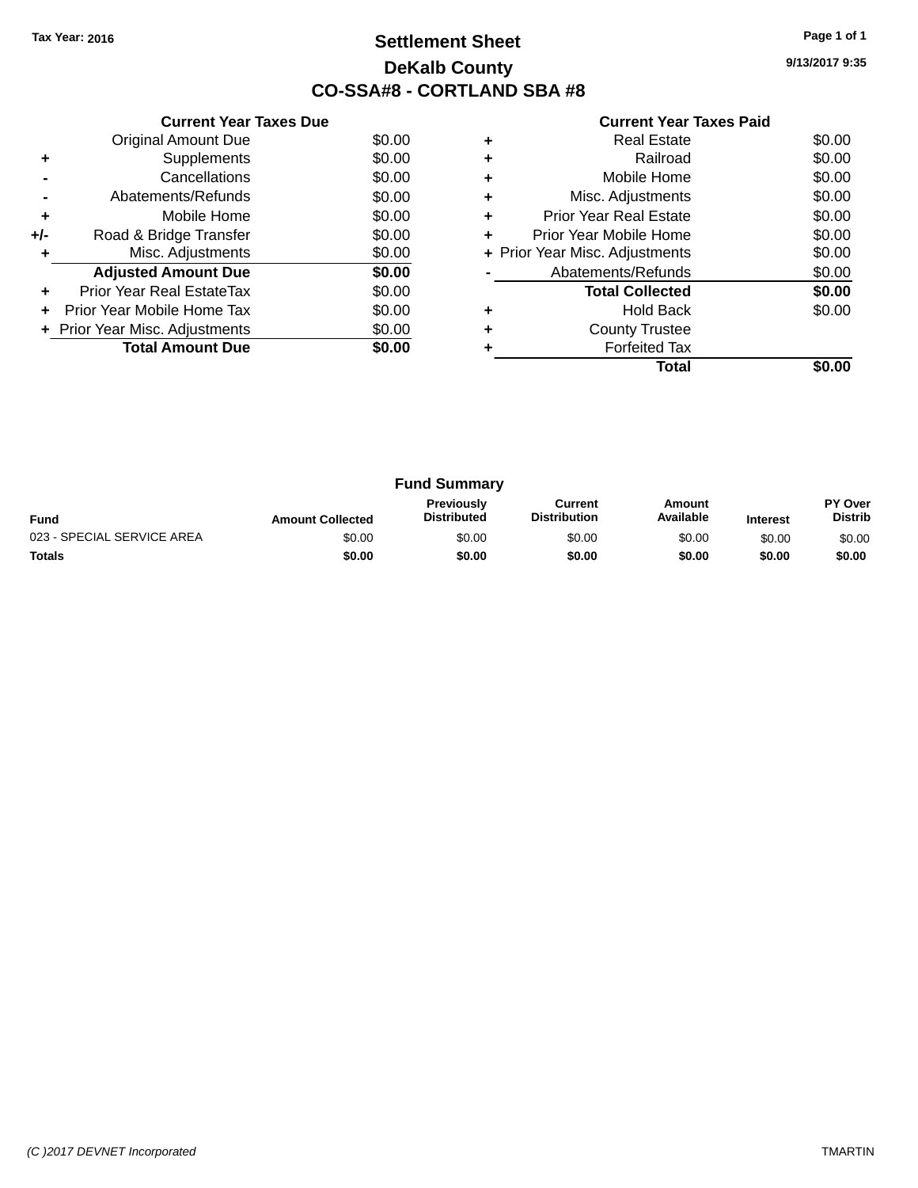Tax Year: 2016

# Settlement Sheet

## DeKalb County

## CO-SSA#8 - CORTLAND SBA #8

9/13/2017 9:35

### Current Year Taxes Due

| | | |
|---|---|---|
| | Original Amount Due | $0.00 |
| + | Supplements | $0.00 |
| - | Cancellations | $0.00 |
| - | Abatements/Refunds | $0.00 |
| + | Mobile Home | $0.00 |
| +/- | Road & Bridge Transfer | $0.00 |
| + | Misc. Adjustments | $0.00 |
| | **Adjusted Amount Due** | **$0.00** |
| + | Prior Year Real EstateTax | $0.00 |
| + | Prior Year Mobile Home Tax | $0.00 |
| + | Prior Year Misc. Adjustments | $0.00 |
| | **Total Amount Due** | **$0.00** |

### Current Year Taxes Paid

| | | |
|---|---|---|
| + | Real Estate | $0.00 |
| + | Railroad | $0.00 |
| + | Mobile Home | $0.00 |
| + | Misc. Adjustments | $0.00 |
| + | Prior Year Real Estate | $0.00 |
| + | Prior Year Mobile Home | $0.00 |
| + | Prior Year Misc. Adjustments | $0.00 |
| - | Abatements/Refunds | $0.00 |
| | **Total Collected** | **$0.00** |
| + | Hold Back | $0.00 |
| + | County Trustee | |
| + | Forfeited Tax | |
| | **Total** | **$0.00** |

### Fund Summary

| Fund | Amount Collected | Previously Distributed | Current Distribution | Amount Available | Interest | PY Over Distrib |
|---|---|---|---|---|---|---|
| 023 - SPECIAL SERVICE AREA | $0.00 | $0.00 | $0.00 | $0.00 | $0.00 | $0.00 |
| **Totals** | **$0.00** | **$0.00** | **$0.00** | **$0.00** | **$0.00** | **$0.00** |

*(C )2017 DEVNET Incorporated* TMARTIN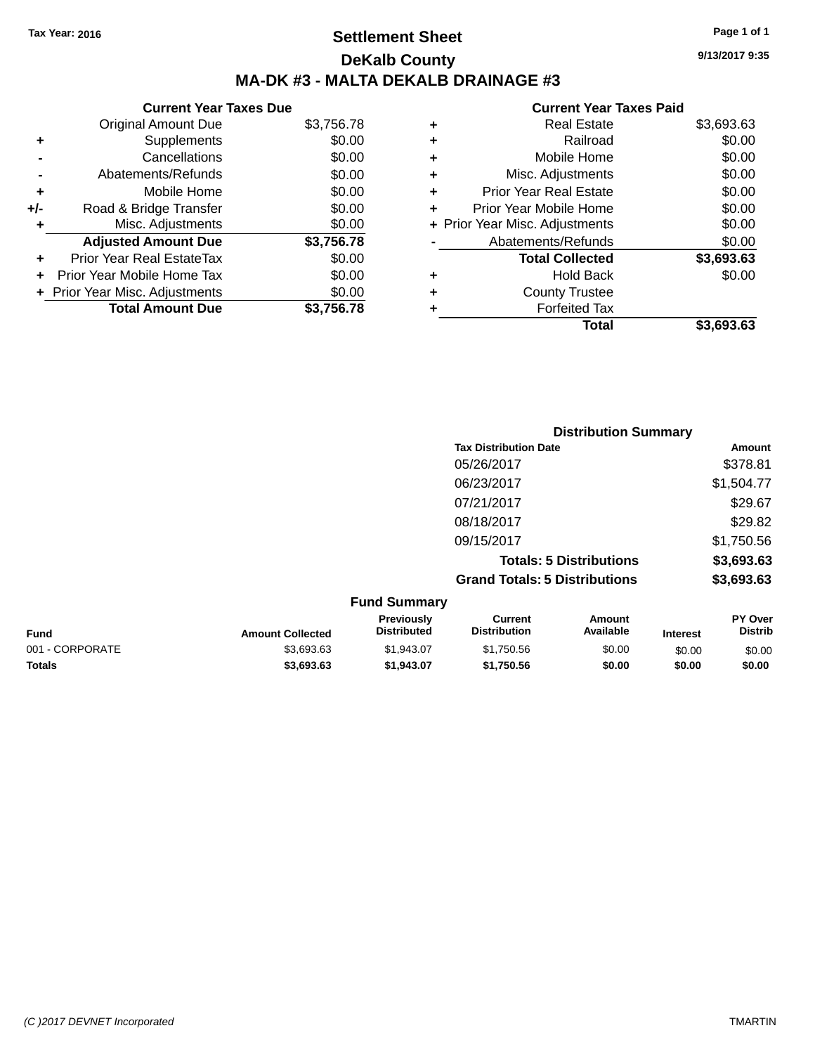Tax Year: 2016

# Settlement Sheet

## DeKalb County

## MA-DK #3 - MALTA DEKALB DRAINAGE #3

9/13/2017 9:35

### Current Year Taxes Due

| | | |
|---|---|---|
| | Original Amount Due | $3,756.78 |
| + | Supplements | $0.00 |
| - | Cancellations | $0.00 |
| - | Abatements/Refunds | $0.00 |
| + | Mobile Home | $0.00 |
| +/- | Road & Bridge Transfer | $0.00 |
| + | Misc. Adjustments | $0.00 |
| | **Adjusted Amount Due** | **$3,756.78** |
| + | Prior Year Real EstateTax | $0.00 |
| + | Prior Year Mobile Home Tax | $0.00 |
| + | Prior Year Misc. Adjustments | $0.00 |
| | **Total Amount Due** | **$3,756.78** |

### Current Year Taxes Paid

| | | |
|---|---|---|
| + | Real Estate | $3,693.63 |
| + | Railroad | $0.00 |
| + | Mobile Home | $0.00 |
| + | Misc. Adjustments | $0.00 |
| + | Prior Year Real Estate | $0.00 |
| + | Prior Year Mobile Home | $0.00 |
| + | Prior Year Misc. Adjustments | $0.00 |
| - | Abatements/Refunds | $0.00 |
| | **Total Collected** | **$3,693.63** |
| + | Hold Back | $0.00 |
| + | County Trustee | |
| + | Forfeited Tax | |
| | **Total** | **$3,693.63** |

### Distribution Summary

| Tax Distribution Date | Amount |
|---|---|
| 05/26/2017 | $378.81 |
| 06/23/2017 | $1,504.77 |
| 07/21/2017 | $29.67 |
| 08/18/2017 | $29.82 |
| 09/15/2017 | $1,750.56 |
| **Totals: 5 Distributions** | **$3,693.63** |
| **Grand Totals: 5 Distributions** | **$3,693.63** |

### Fund Summary

| Fund | Amount Collected | Previously Distributed | Current Distribution | Amount Available | Interest | PY Over Distrib |
|---|---|---|---|---|---|---|
| 001 - CORPORATE | $3,693.63 | $1,943.07 | $1,750.56 | $0.00 | $0.00 | $0.00 |
| **Totals** | **$3,693.63** | **$1,943.07** | **$1,750.56** | **$0.00** | **$0.00** | **$0.00** |

(C )2017 DEVNET Incorporated TMARTIN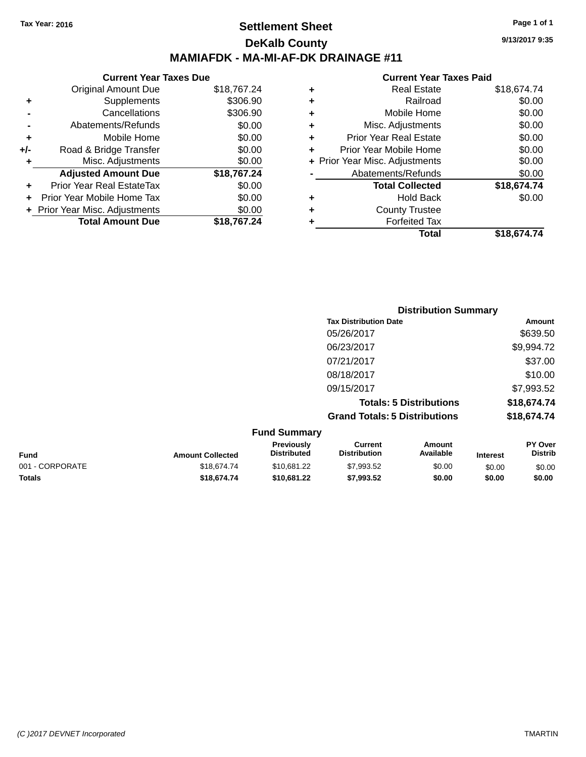Tax Year: 2016

# Settlement Sheet

## DeKalb County

## MAMIAFDK - MA-MI-AF-DK DRAINAGE #11

9/13/2017 9:35

### Current Year Taxes Due

| | | |
|---|---|---|
| | Original Amount Due | $18,767.24 |
| + | Supplements | $306.90 |
| - | Cancellations | $306.90 |
| - | Abatements/Refunds | $0.00 |
| + | Mobile Home | $0.00 |
| +/- | Road & Bridge Transfer | $0.00 |
| + | Misc. Adjustments | $0.00 |
| | **Adjusted Amount Due** | **$18,767.24** |
| + | Prior Year Real EstateTax | $0.00 |
| + | Prior Year Mobile Home Tax | $0.00 |
| + | Prior Year Misc. Adjustments | $0.00 |
| | **Total Amount Due** | **$18,767.24** |

### Current Year Taxes Paid

| | | |
|---|---|---|
| + | Real Estate | $18,674.74 |
| + | Railroad | $0.00 |
| + | Mobile Home | $0.00 |
| + | Misc. Adjustments | $0.00 |
| + | Prior Year Real Estate | $0.00 |
| + | Prior Year Mobile Home | $0.00 |
| + | Prior Year Misc. Adjustments | $0.00 |
| - | Abatements/Refunds | $0.00 |
| | **Total Collected** | **$18,674.74** |
| + | Hold Back | $0.00 |
| + | County Trustee | |
| + | Forfeited Tax | |
| | **Total** | **$18,674.74** |

### Distribution Summary

| Tax Distribution Date | Amount |
|---|---|
| 05/26/2017 | $639.50 |
| 06/23/2017 | $9,994.72 |
| 07/21/2017 | $37.00 |
| 08/18/2017 | $10.00 |
| 09/15/2017 | $7,993.52 |
| **Totals: 5 Distributions** | **$18,674.74** |
| **Grand Totals: 5 Distributions** | **$18,674.74** |

### Fund Summary

| Fund | Amount Collected | Previously Distributed | Current Distribution | Amount Available | Interest | PY Over Distrib |
|---|---|---|---|---|---|---|
| 001 - CORPORATE | $18,674.74 | $10,681.22 | $7,993.52 | $0.00 | $0.00 | $0.00 |
| **Totals** | **$18,674.74** | **$10,681.22** | **$7,993.52** | **$0.00** | **$0.00** | **$0.00** |

(C )2017 DEVNET Incorporated TMARTIN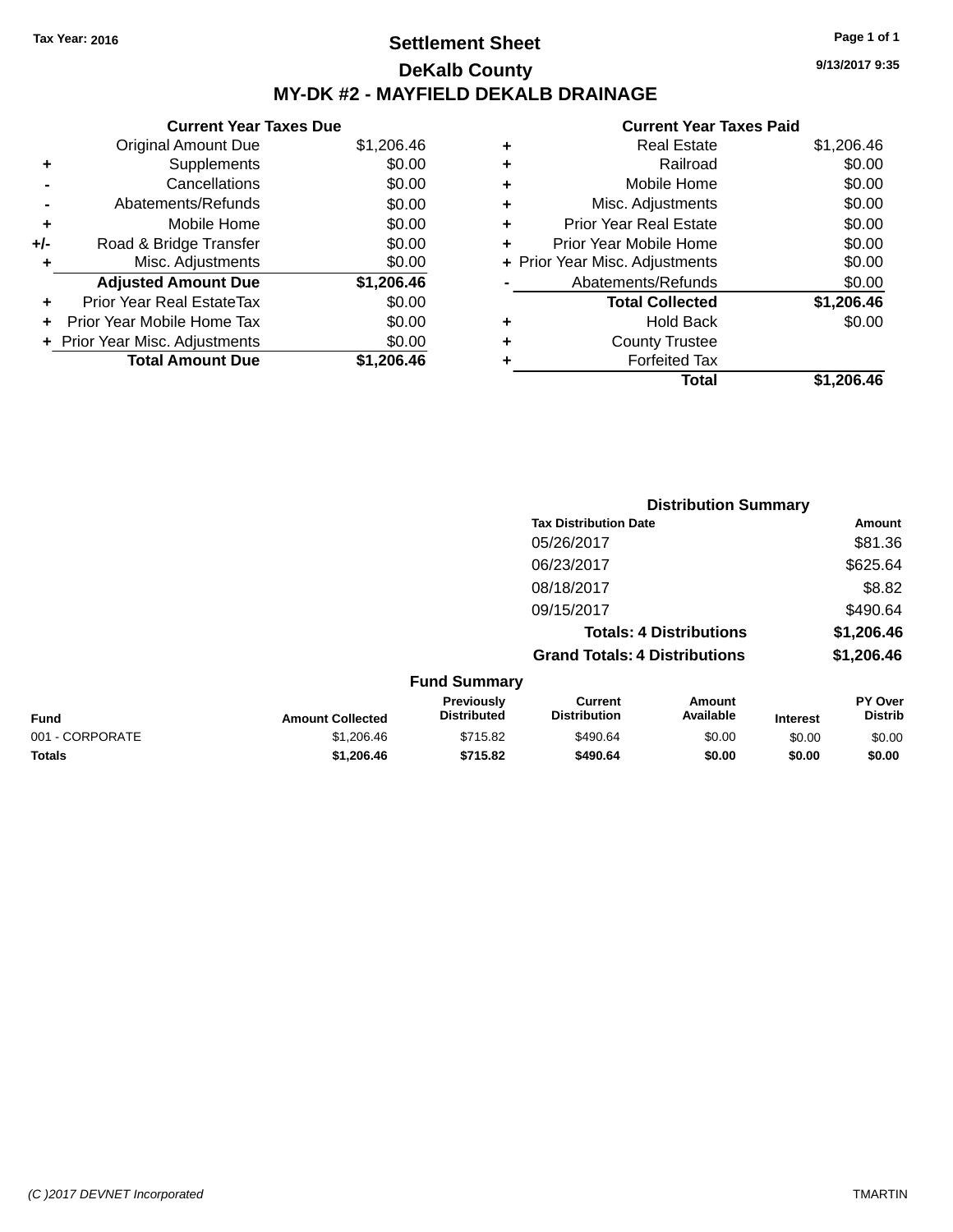Tax Year: 2016

# Settlement Sheet

## DeKalb County

## MY-DK #2 - MAYFIELD DEKALB DRAINAGE

9/13/2017 9:35

**Current Year Taxes Due**

| | | |
|---|---|---|
| | Original Amount Due | $1,206.46 |
| + | Supplements | $0.00 |
| - | Cancellations | $0.00 |
| - | Abatements/Refunds | $0.00 |
| + | Mobile Home | $0.00 |
| +/- | Road & Bridge Transfer | $0.00 |
| + | Misc. Adjustments | $0.00 |
| | **Adjusted Amount Due** | **$1,206.46** |
| + | Prior Year Real EstateTax | $0.00 |
| + | Prior Year Mobile Home Tax | $0.00 |
| + | Prior Year Misc. Adjustments | $0.00 |
| | **Total Amount Due** | **$1,206.46** |

**Current Year Taxes Paid**

| | | |
|---|---|---|
| + | Real Estate | $1,206.46 |
| + | Railroad | $0.00 |
| + | Mobile Home | $0.00 |
| + | Misc. Adjustments | $0.00 |
| + | Prior Year Real Estate | $0.00 |
| + | Prior Year Mobile Home | $0.00 |
| + | Prior Year Misc. Adjustments | $0.00 |
| - | Abatements/Refunds | $0.00 |
| | **Total Collected** | **$1,206.46** |
| + | Hold Back | $0.00 |
| + | County Trustee | |
| + | Forfeited Tax | |
| | **Total** | **$1,206.46** |

**Distribution Summary**

| Tax Distribution Date | Amount |
|---|---|
| 05/26/2017 | $81.36 |
| 06/23/2017 | $625.64 |
| 08/18/2017 | $8.82 |
| 09/15/2017 | $490.64 |
| **Totals: 4 Distributions** | **$1,206.46** |
| **Grand Totals: 4 Distributions** | **$1,206.46** |

**Fund Summary**

| Fund | Amount Collected | Previously Distributed | Current Distribution | Amount Available | Interest | PY Over Distrib |
|---|---|---|---|---|---|---|
| 001 - CORPORATE | $1,206.46 | $715.82 | $490.64 | $0.00 | $0.00 | $0.00 |
| **Totals** | **$1,206.46** | **$715.82** | **$490.64** | **$0.00** | **$0.00** | **$0.00** |

(C )2017 DEVNET Incorporated TMARTIN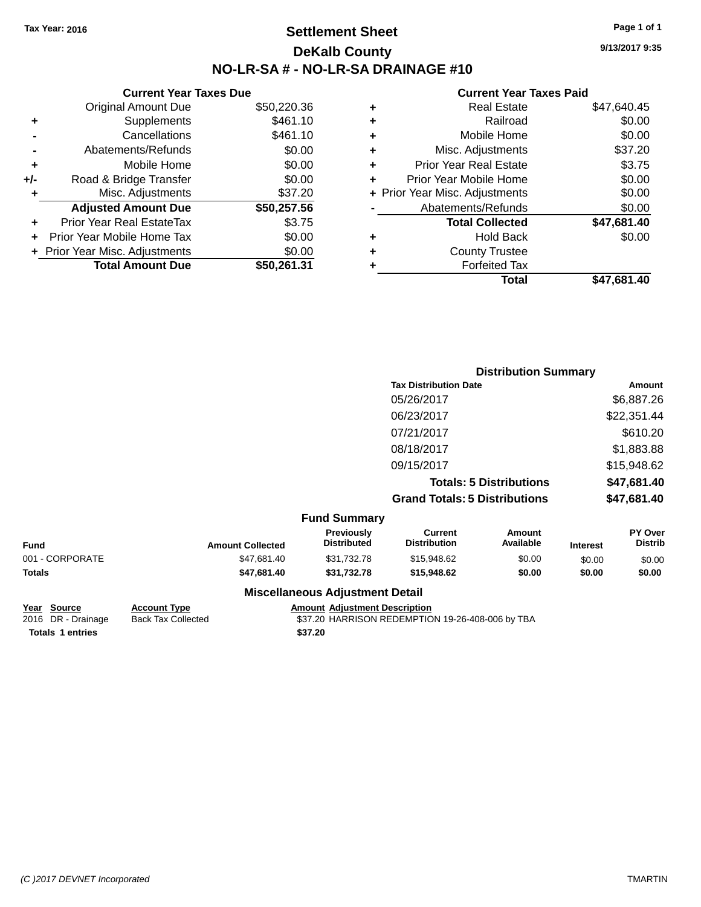Tax Year: 2016

# Settlement Sheet

## DeKalb County

## NO-LR-SA # - NO-LR-SA DRAINAGE #10

9/13/2017 9:35

### Current Year Taxes Due

| | | |
|---|---|---|
| | Original Amount Due | $50,220.36 |
| + | Supplements | $461.10 |
| - | Cancellations | $461.10 |
| - | Abatements/Refunds | $0.00 |
| + | Mobile Home | $0.00 |
| +/- | Road & Bridge Transfer | $0.00 |
| + | Misc. Adjustments | $37.20 |
| | **Adjusted Amount Due** | **$50,257.56** |
| + | Prior Year Real EstateTax | $3.75 |
| + | Prior Year Mobile Home Tax | $0.00 |
| + | Prior Year Misc. Adjustments | $0.00 |
| | **Total Amount Due** | **$50,261.31** |

### Current Year Taxes Paid

| | | |
|---|---|---|
| + | Real Estate | $47,640.45 |
| + | Railroad | $0.00 |
| + | Mobile Home | $0.00 |
| + | Misc. Adjustments | $37.20 |
| + | Prior Year Real Estate | $3.75 |
| + | Prior Year Mobile Home | $0.00 |
| + | Prior Year Misc. Adjustments | $0.00 |
| - | Abatements/Refunds | $0.00 |
| | **Total Collected** | **$47,681.40** |
| + | Hold Back | $0.00 |
| + | County Trustee | |
| + | Forfeited Tax | |
| | **Total** | **$47,681.40** |

### Distribution Summary

| Tax Distribution Date | Amount |
|---|---|
| 05/26/2017 | $6,887.26 |
| 06/23/2017 | $22,351.44 |
| 07/21/2017 | $610.20 |
| 08/18/2017 | $1,883.88 |
| 09/15/2017 | $15,948.62 |
| **Totals: 5 Distributions** | **$47,681.40** |
| **Grand Totals: 5 Distributions** | **$47,681.40** |

### Fund Summary

| Fund | Amount Collected | Previously Distributed | Current Distribution | Amount Available | Interest | PY Over Distrib |
|---|---|---|---|---|---|---|
| 001 - CORPORATE | $47,681.40 | $31,732.78 | $15,948.62 | $0.00 | $0.00 | $0.00 |
| **Totals** | **$47,681.40** | **$31,732.78** | **$15,948.62** | **$0.00** | **$0.00** | **$0.00** |

### Miscellaneous Adjustment Detail

| Year | Source | Account Type | Amount | Adjustment Description |
|---|---|---|---|---|
| 2016 | DR - Drainage | Back Tax Collected | $37.20 | HARRISON REDEMPTION 19-26-408-006 by TBA |
| **Totals 1 entries** | | | **$37.20** | |

(C )2017 DEVNET Incorporated TMARTIN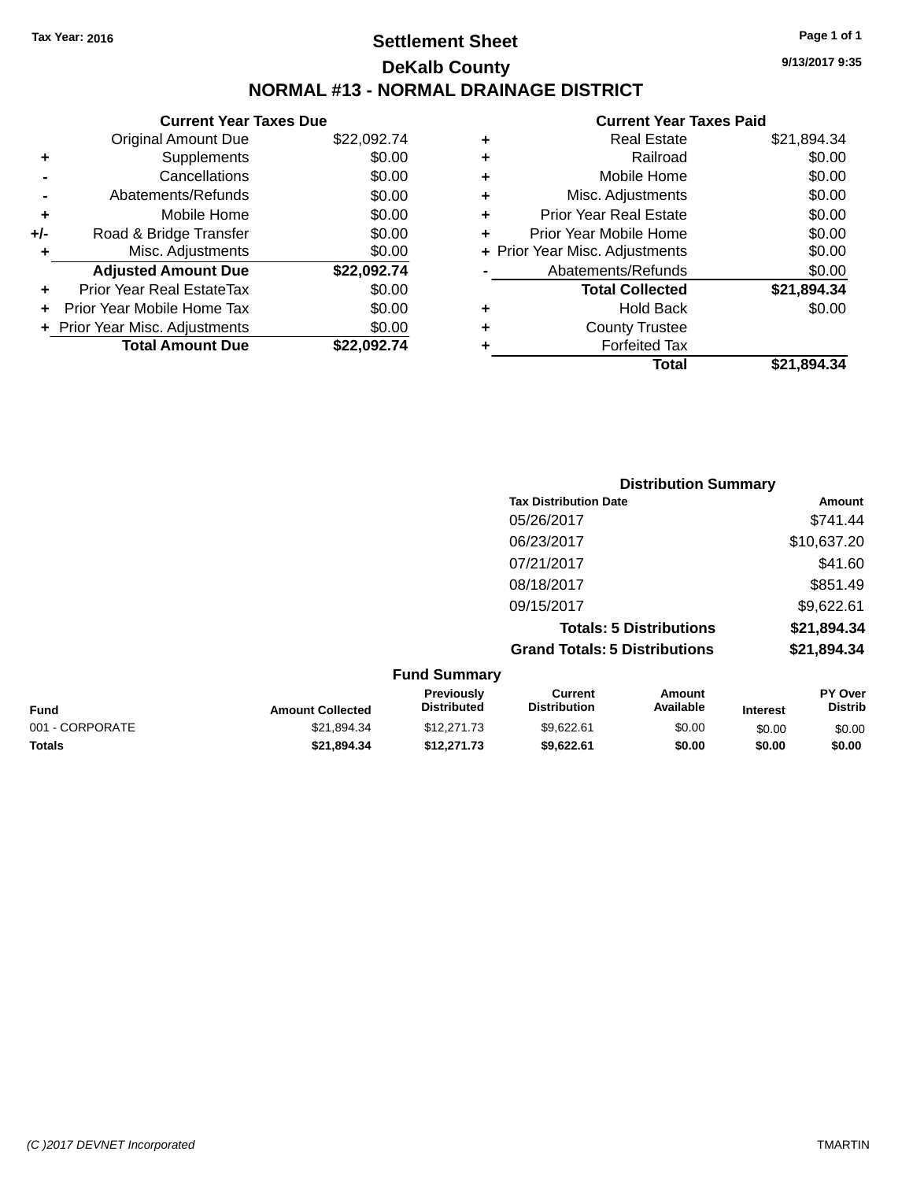Tax Year: 2016

# Settlement Sheet

## DeKalb County

## NORMAL #13 - NORMAL DRAINAGE DISTRICT

9/13/2017 9:35

### Current Year Taxes Due

| | | |
|---|---|---|
| | Original Amount Due | $22,092.74 |
| + | Supplements | $0.00 |
| - | Cancellations | $0.00 |
| - | Abatements/Refunds | $0.00 |
| + | Mobile Home | $0.00 |
| +/- | Road & Bridge Transfer | $0.00 |
| + | Misc. Adjustments | $0.00 |
| | **Adjusted Amount Due** | **$22,092.74** |
| + | Prior Year Real EstateTax | $0.00 |
| + | Prior Year Mobile Home Tax | $0.00 |
| + | Prior Year Misc. Adjustments | $0.00 |
| | **Total Amount Due** | **$22,092.74** |

### Current Year Taxes Paid

| | | |
|---|---|---|
| + | Real Estate | $21,894.34 |
| + | Railroad | $0.00 |
| + | Mobile Home | $0.00 |
| + | Misc. Adjustments | $0.00 |
| + | Prior Year Real Estate | $0.00 |
| + | Prior Year Mobile Home | $0.00 |
| + | Prior Year Misc. Adjustments | $0.00 |
| - | Abatements/Refunds | $0.00 |
| | **Total Collected** | **$21,894.34** |
| + | Hold Back | $0.00 |
| + | County Trustee | |
| + | Forfeited Tax | |
| | **Total** | **$21,894.34** |

### Distribution Summary

| Tax Distribution Date | Amount |
|---|---|
| 05/26/2017 | $741.44 |
| 06/23/2017 | $10,637.20 |
| 07/21/2017 | $41.60 |
| 08/18/2017 | $851.49 |
| 09/15/2017 | $9,622.61 |
| **Totals: 5 Distributions** | **$21,894.34** |
| **Grand Totals: 5 Distributions** | **$21,894.34** |

### Fund Summary

| Fund | Amount Collected | Previously Distributed | Current Distribution | Amount Available | Interest | PY Over Distrib |
|---|---|---|---|---|---|---|
| 001 - CORPORATE | $21,894.34 | $12,271.73 | $9,622.61 | $0.00 | $0.00 | $0.00 |
| **Totals** | **$21,894.34** | **$12,271.73** | **$9,622.61** | **$0.00** | **$0.00** | **$0.00** |

(C )2017 DEVNET Incorporated TMARTIN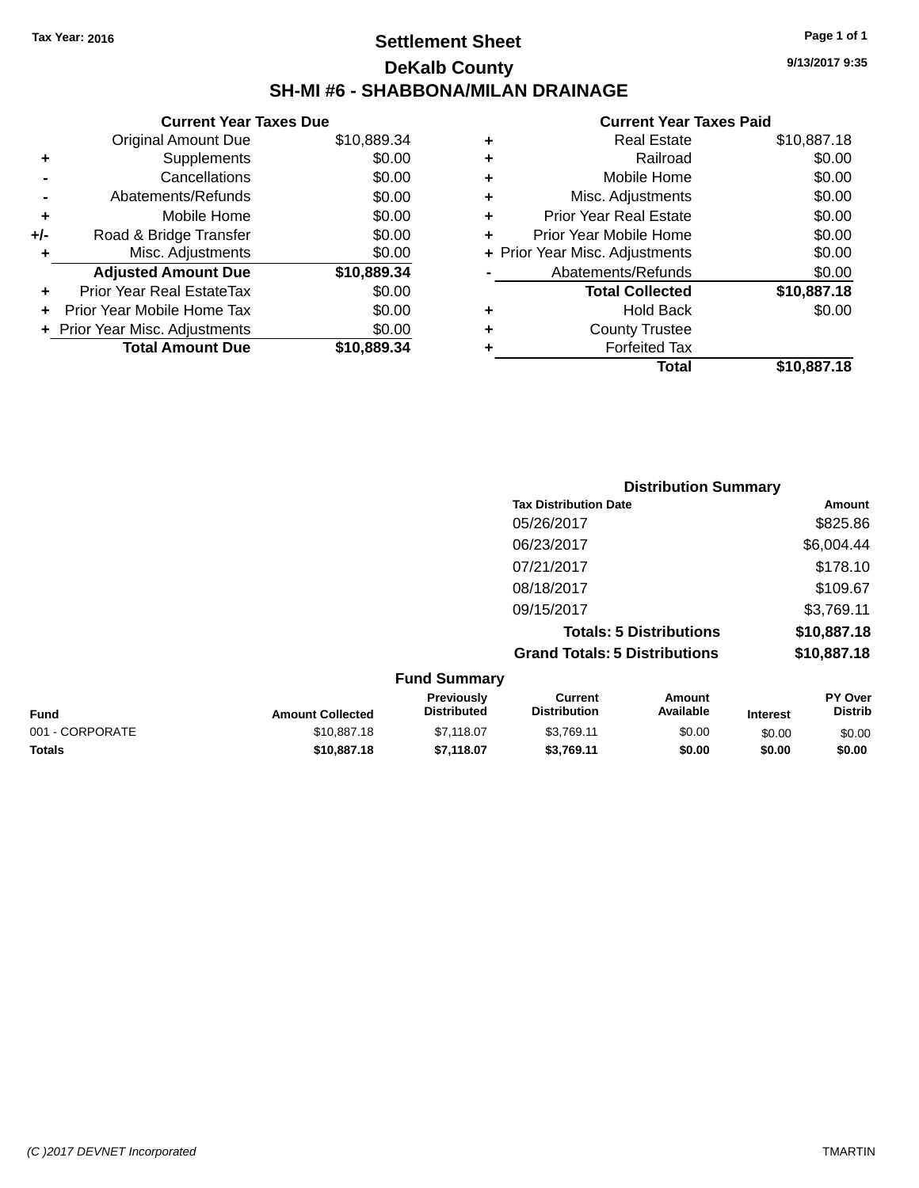Tax Year: 2016

# Settlement Sheet

## DeKalb County

## SH-MI #6 - SHABBONA/MILAN DRAINAGE

9/13/2017 9:35

| | Current Year Taxes Due | |
|---|---|---|
| | Original Amount Due | $10,889.34 |
| + | Supplements | $0.00 |
| - | Cancellations | $0.00 |
| - | Abatements/Refunds | $0.00 |
| + | Mobile Home | $0.00 |
| +/- | Road & Bridge Transfer | $0.00 |
| + | Misc. Adjustments | $0.00 |
| | **Adjusted Amount Due** | **$10,889.34** |
| + | Prior Year Real EstateTax | $0.00 |
| + | Prior Year Mobile Home Tax | $0.00 |
| + | Prior Year Misc. Adjustments | $0.00 |
| | **Total Amount Due** | **$10,889.34** |

| | Current Year Taxes Paid | |
|---|---|---|
| + | Real Estate | $10,887.18 |
| + | Railroad | $0.00 |
| + | Mobile Home | $0.00 |
| + | Misc. Adjustments | $0.00 |
| + | Prior Year Real Estate | $0.00 |
| + | Prior Year Mobile Home | $0.00 |
| + | Prior Year Misc. Adjustments | $0.00 |
| - | Abatements/Refunds | $0.00 |
| | **Total Collected** | **$10,887.18** |
| + | Hold Back | $0.00 |
| + | County Trustee | |
| + | Forfeited Tax | |
| | **Total** | **$10,887.18** |

### Distribution Summary

| Tax Distribution Date | Amount |
|---|---|
| 05/26/2017 | $825.86 |
| 06/23/2017 | $6,004.44 |
| 07/21/2017 | $178.10 |
| 08/18/2017 | $109.67 |
| 09/15/2017 | $3,769.11 |
| **Totals: 5 Distributions** | **$10,887.18** |
| **Grand Totals: 5 Distributions** | **$10,887.18** |

### Fund Summary

| Fund | Amount Collected | Previously Distributed | Current Distribution | Amount Available | Interest | PY Over Distrib |
|---|---|---|---|---|---|---|
| 001 - CORPORATE | $10,887.18 | $7,118.07 | $3,769.11 | $0.00 | $0.00 | $0.00 |
| **Totals** | **$10,887.18** | **$7,118.07** | **$3,769.11** | **$0.00** | **$0.00** | **$0.00** |

(C )2017 DEVNET Incorporated TMARTIN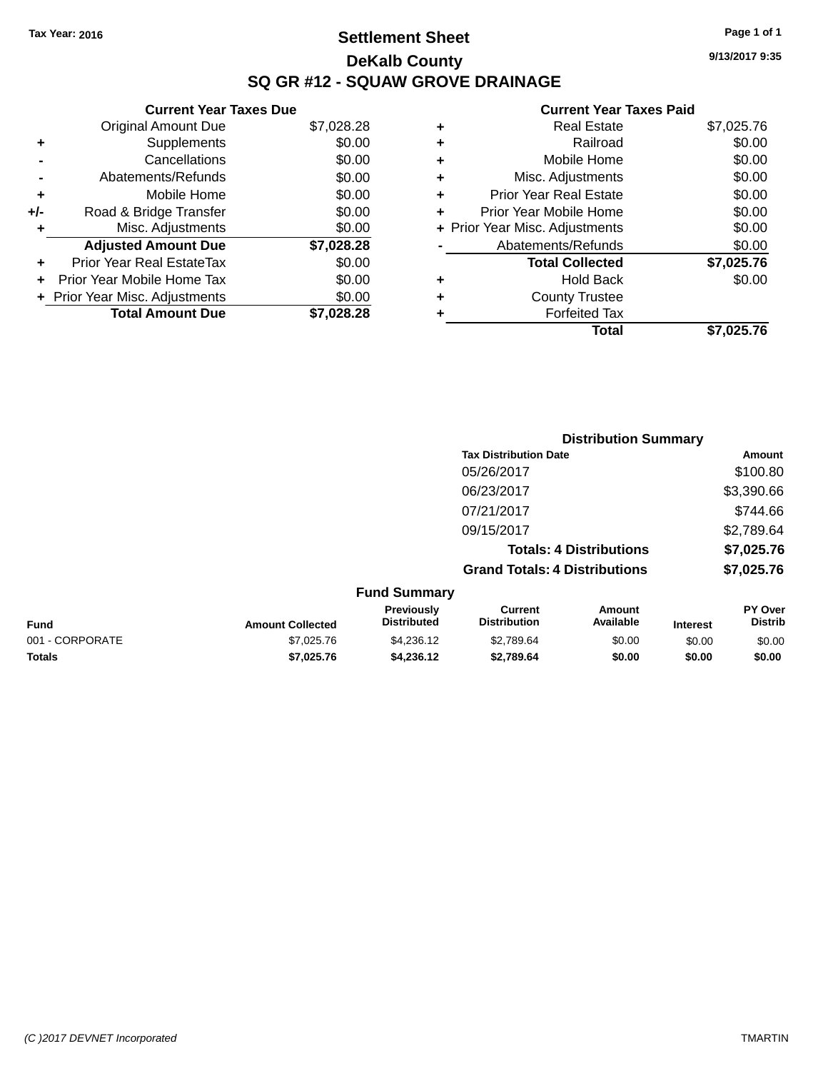Tax Year: 2016

# Settlement Sheet

## DeKalb County

## SQ GR #12 - SQUAW GROVE DRAINAGE

9/13/2017 9:35

### Current Year Taxes Due

| | | |
|---|---|---|
| | Original Amount Due | $7,028.28 |
| + | Supplements | $0.00 |
| - | Cancellations | $0.00 |
| - | Abatements/Refunds | $0.00 |
| + | Mobile Home | $0.00 |
| +/- | Road & Bridge Transfer | $0.00 |
| + | Misc. Adjustments | $0.00 |
| | **Adjusted Amount Due** | **$7,028.28** |
| + | Prior Year Real EstateTax | $0.00 |
| + | Prior Year Mobile Home Tax | $0.00 |
| + | Prior Year Misc. Adjustments | $0.00 |
| | **Total Amount Due** | **$7,028.28** |

### Current Year Taxes Paid

| | | |
|---|---|---|
| + | Real Estate | $7,025.76 |
| + | Railroad | $0.00 |
| + | Mobile Home | $0.00 |
| + | Misc. Adjustments | $0.00 |
| + | Prior Year Real Estate | $0.00 |
| + | Prior Year Mobile Home | $0.00 |
| + | Prior Year Misc. Adjustments | $0.00 |
| - | Abatements/Refunds | $0.00 |
| | **Total Collected** | **$7,025.76** |
| + | Hold Back | $0.00 |
| + | County Trustee | |
| + | Forfeited Tax | |
| | **Total** | **$7,025.76** |

### Distribution Summary

| Tax Distribution Date | Amount |
|---|---|
| 05/26/2017 | $100.80 |
| 06/23/2017 | $3,390.66 |
| 07/21/2017 | $744.66 |
| 09/15/2017 | $2,789.64 |
| **Totals: 4 Distributions** | **$7,025.76** |
| **Grand Totals: 4 Distributions** | **$7,025.76** |

### Fund Summary

| Fund | Amount Collected | Previously Distributed | Current Distribution | Amount Available | Interest | PY Over Distrib |
|---|---|---|---|---|---|---|
| 001 - CORPORATE | $7,025.76 | $4,236.12 | $2,789.64 | $0.00 | $0.00 | $0.00 |
| **Totals** | **$7,025.76** | **$4,236.12** | **$2,789.64** | **$0.00** | **$0.00** | **$0.00** |

(C )2017 DEVNET Incorporated

TMARTIN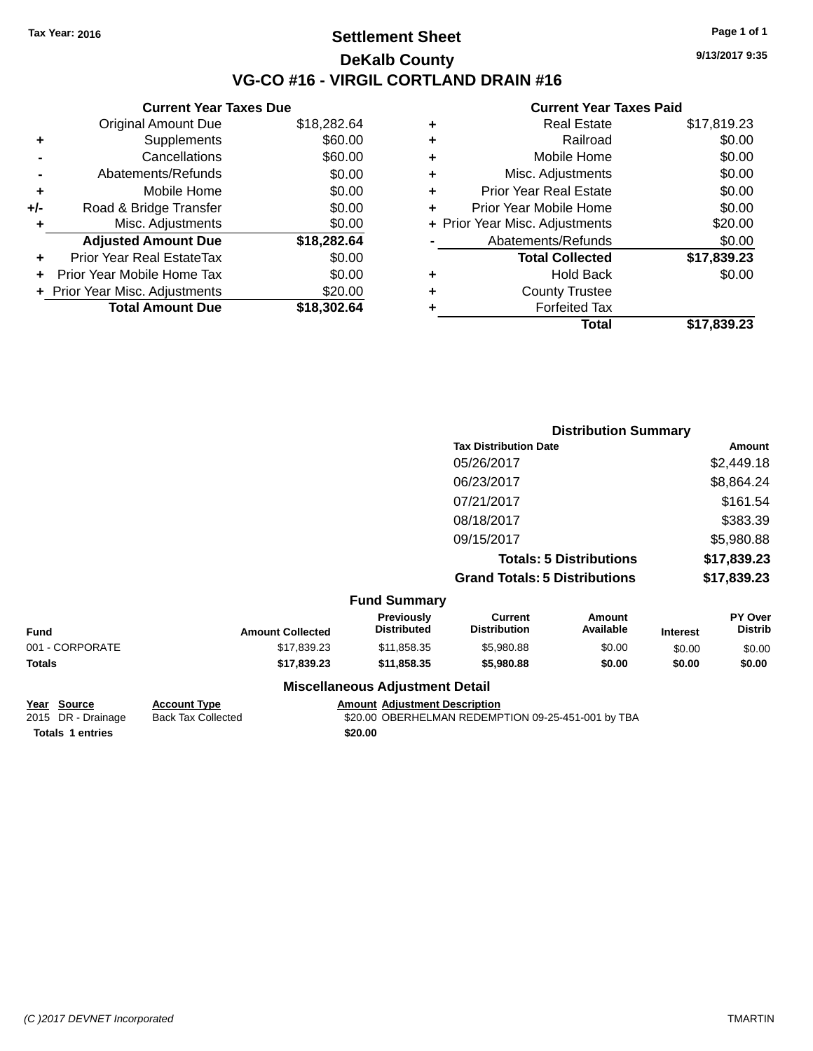**Tax Year: 2016**

# Settlement Sheet

## DeKalb County

## VG-CO #16 - VIRGIL CORTLAND DRAIN #16

9/13/2017 9:35

### Current Year Taxes Due

| | | |
|---|---|---|
| | Original Amount Due | $18,282.64 |
| + | Supplements | $60.00 |
| - | Cancellations | $60.00 |
| - | Abatements/Refunds | $0.00 |
| + | Mobile Home | $0.00 |
| +/- | Road & Bridge Transfer | $0.00 |
| + | Misc. Adjustments | $0.00 |
| | **Adjusted Amount Due** | **$18,282.64** |
| + | Prior Year Real EstateTax | $0.00 |
| + | Prior Year Mobile Home Tax | $0.00 |
| + | Prior Year Misc. Adjustments | $20.00 |
| | **Total Amount Due** | **$18,302.64** |

### Current Year Taxes Paid

| | | |
|---|---|---|
| + | Real Estate | $17,819.23 |
| + | Railroad | $0.00 |
| + | Mobile Home | $0.00 |
| + | Misc. Adjustments | $0.00 |
| + | Prior Year Real Estate | $0.00 |
| + | Prior Year Mobile Home | $0.00 |
| + | Prior Year Misc. Adjustments | $20.00 |
| - | Abatements/Refunds | $0.00 |
| | **Total Collected** | **$17,839.23** |
| + | Hold Back | $0.00 |
| + | County Trustee | |
| + | Forfeited Tax | |
| | **Total** | **$17,839.23** |

### Distribution Summary

| Tax Distribution Date | Amount |
|---|---|
| 05/26/2017 | $2,449.18 |
| 06/23/2017 | $8,864.24 |
| 07/21/2017 | $161.54 |
| 08/18/2017 | $383.39 |
| 09/15/2017 | $5,980.88 |
| **Totals: 5 Distributions** | **$17,839.23** |
| **Grand Totals: 5 Distributions** | **$17,839.23** |

### Fund Summary

| Fund | Amount Collected | Previously Distributed | Current Distribution | Amount Available | Interest | PY Over Distrib |
|---|---|---|---|---|---|---|
| 001 - CORPORATE | $17,839.23 | $11,858.35 | $5,980.88 | $0.00 | $0.00 | $0.00 |
| **Totals** | **$17,839.23** | **$11,858.35** | **$5,980.88** | **$0.00** | **$0.00** | **$0.00** |

### Miscellaneous Adjustment Detail

| Year | Source | Account Type | Amount | Adjustment Description |
|---|---|---|---|---|
| 2015 | DR - Drainage | Back Tax Collected | $20.00 | OBERHELMAN REDEMPTION 09-25-451-001 by TBA |
| **Totals** | **1 entries** | | **$20.00** | |

(C )2017 DEVNET Incorporated TMARTIN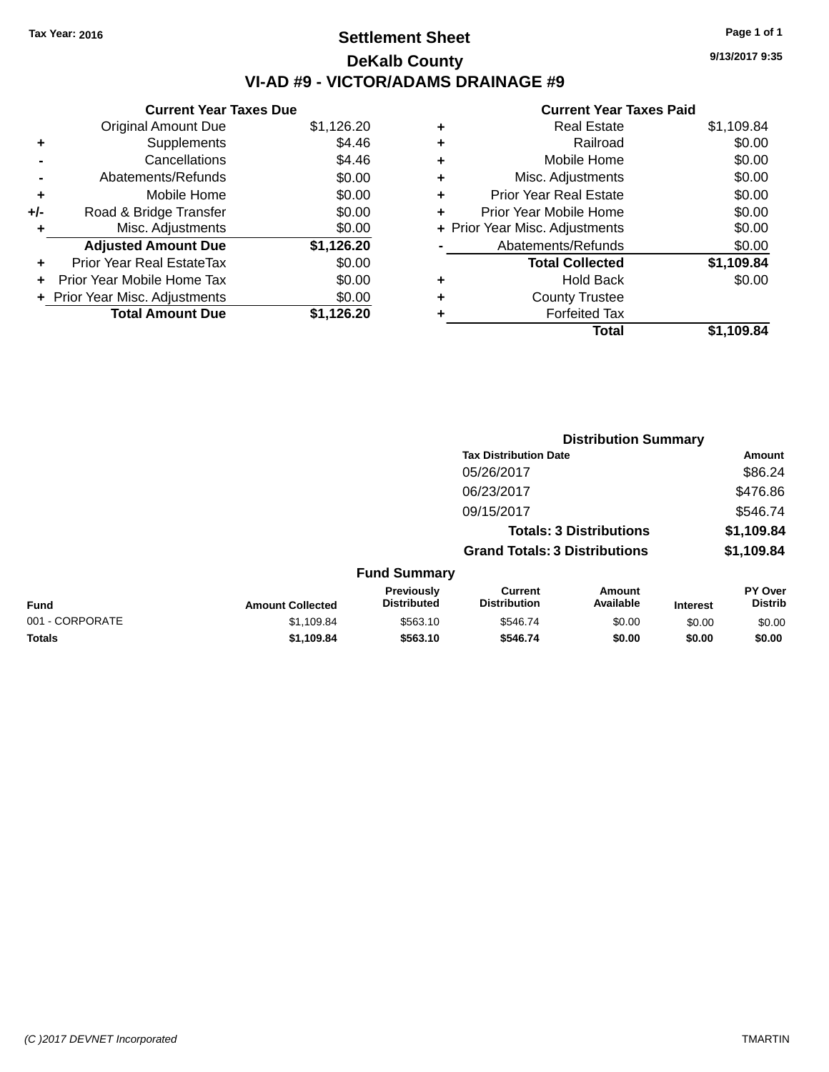Tax Year: 2016

# Settlement Sheet
## DeKalb County
## VI-AD #9 - VICTOR/ADAMS DRAINAGE #9

9/13/2017 9:35

### Current Year Taxes Due

| | | |
|---|---|---|
| | Original Amount Due | $1,126.20 |
| + | Supplements | $4.46 |
| - | Cancellations | $4.46 |
| - | Abatements/Refunds | $0.00 |
| + | Mobile Home | $0.00 |
| +/- | Road & Bridge Transfer | $0.00 |
| + | Misc. Adjustments | $0.00 |
| | **Adjusted Amount Due** | **$1,126.20** |
| + | Prior Year Real EstateTax | $0.00 |
| + | Prior Year Mobile Home Tax | $0.00 |
| + | Prior Year Misc. Adjustments | $0.00 |
| | **Total Amount Due** | **$1,126.20** |

### Current Year Taxes Paid

| | | |
|---|---|---|
| + | Real Estate | $1,109.84 |
| + | Railroad | $0.00 |
| + | Mobile Home | $0.00 |
| + | Misc. Adjustments | $0.00 |
| + | Prior Year Real Estate | $0.00 |
| + | Prior Year Mobile Home | $0.00 |
| + | Prior Year Misc. Adjustments | $0.00 |
| - | Abatements/Refunds | $0.00 |
| | **Total Collected** | **$1,109.84** |
| + | Hold Back | $0.00 |
| + | County Trustee | |
| + | Forfeited Tax | |
| | **Total** | **$1,109.84** |

### Distribution Summary

| Tax Distribution Date | Amount |
|---|---|
| 05/26/2017 | $86.24 |
| 06/23/2017 | $476.86 |
| 09/15/2017 | $546.74 |
| **Totals: 3 Distributions** | **$1,109.84** |
| **Grand Totals: 3 Distributions** | **$1,109.84** |

### Fund Summary

| Fund | Amount Collected | Previously Distributed | Current Distribution | Amount Available | Interest | PY Over Distrib |
|---|---|---|---|---|---|---|
| 001 - CORPORATE | $1,109.84 | $563.10 | $546.74 | $0.00 | $0.00 | $0.00 |
| **Totals** | **$1,109.84** | **$563.10** | **$546.74** | **$0.00** | **$0.00** | **$0.00** |

(C )2017 DEVNET Incorporated

TMARTIN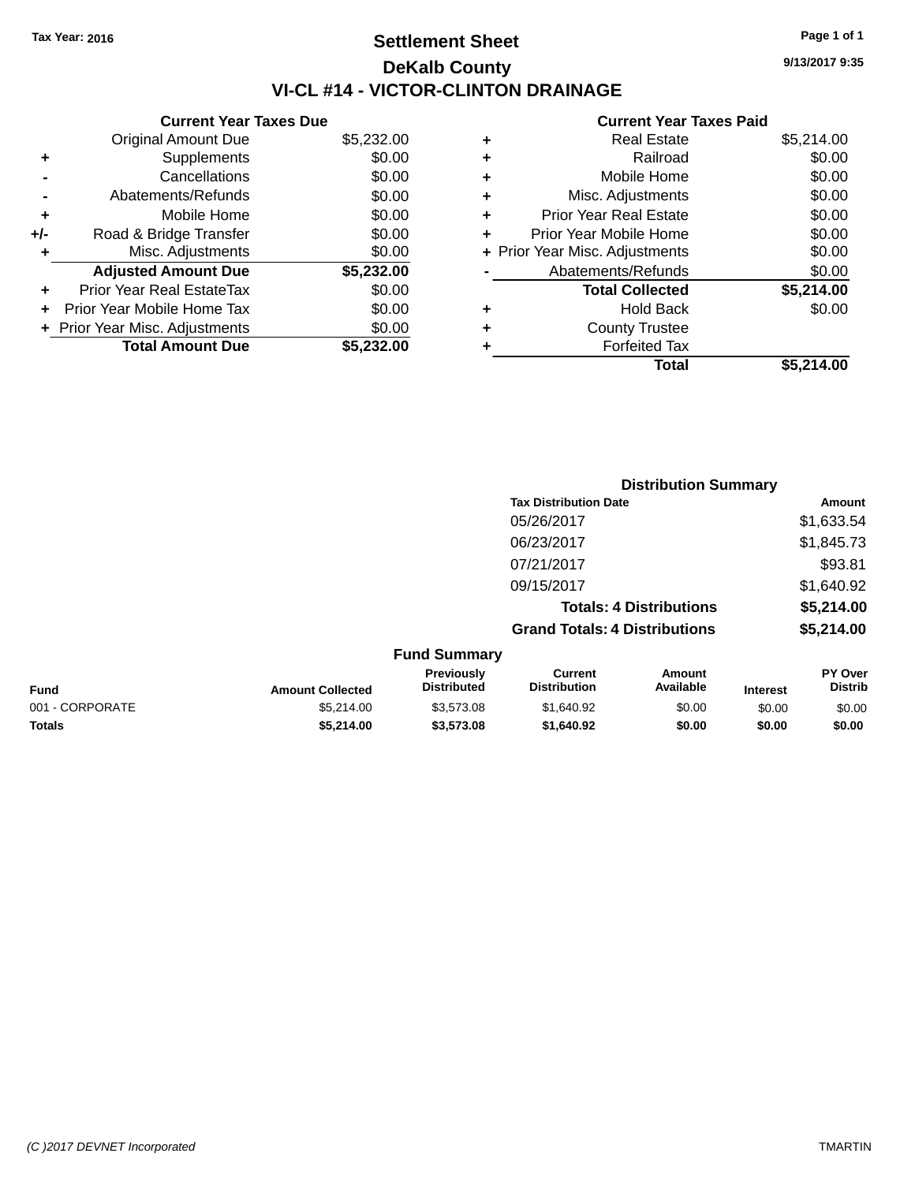Tax Year: 2016

# Settlement Sheet

## DeKalb County

## VI-CL #14 - VICTOR-CLINTON DRAINAGE

9/13/2017 9:35

### Current Year Taxes Due

| | | |
|---|---|---|
| | Original Amount Due | $5,232.00 |
| + | Supplements | $0.00 |
| - | Cancellations | $0.00 |
| - | Abatements/Refunds | $0.00 |
| + | Mobile Home | $0.00 |
| +/- | Road & Bridge Transfer | $0.00 |
| + | Misc. Adjustments | $0.00 |
| | **Adjusted Amount Due** | **$5,232.00** |
| + | Prior Year Real EstateTax | $0.00 |
| + | Prior Year Mobile Home Tax | $0.00 |
| + | Prior Year Misc. Adjustments | $0.00 |
| | **Total Amount Due** | **$5,232.00** |

### Current Year Taxes Paid

| | | |
|---|---|---|
| + | Real Estate | $5,214.00 |
| + | Railroad | $0.00 |
| + | Mobile Home | $0.00 |
| + | Misc. Adjustments | $0.00 |
| + | Prior Year Real Estate | $0.00 |
| + | Prior Year Mobile Home | $0.00 |
| + | Prior Year Misc. Adjustments | $0.00 |
| - | Abatements/Refunds | $0.00 |
| | **Total Collected** | **$5,214.00** |
| + | Hold Back | $0.00 |
| + | County Trustee | |
| + | Forfeited Tax | |
| | **Total** | **$5,214.00** |

### Distribution Summary

| Tax Distribution Date | Amount |
|---|---|
| 05/26/2017 | $1,633.54 |
| 06/23/2017 | $1,845.73 |
| 07/21/2017 | $93.81 |
| 09/15/2017 | $1,640.92 |
| **Totals: 4 Distributions** | **$5,214.00** |
| **Grand Totals: 4 Distributions** | **$5,214.00** |

### Fund Summary

| Fund | Amount Collected | Previously Distributed | Current Distribution | Amount Available | Interest | PY Over Distrib |
|---|---|---|---|---|---|---|
| 001 - CORPORATE | $5,214.00 | $3,573.08 | $1,640.92 | $0.00 | $0.00 | $0.00 |
| **Totals** | **$5,214.00** | **$3,573.08** | **$1,640.92** | **$0.00** | **$0.00** | **$0.00** |

(C )2017 DEVNET Incorporated TMARTIN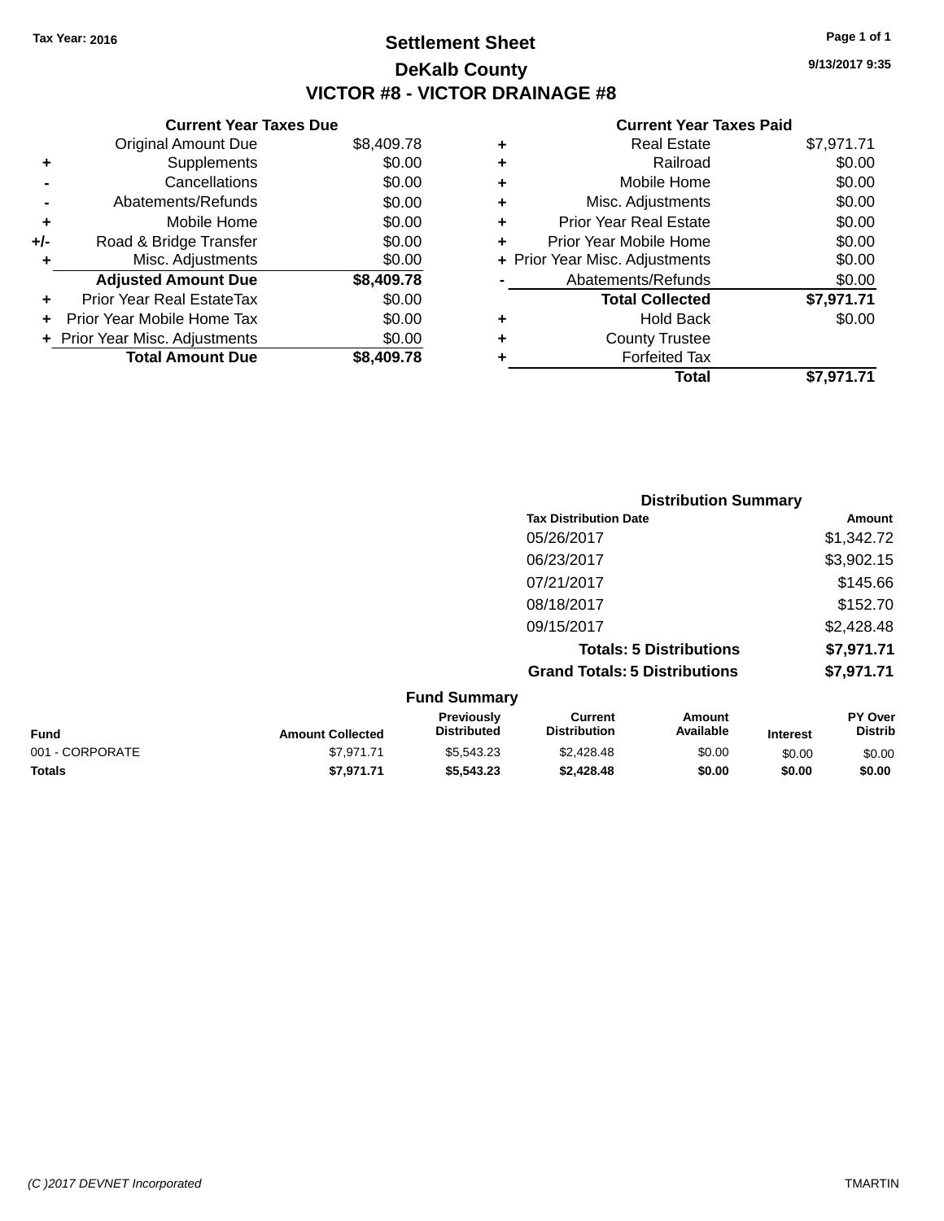Tax Year: 2016

# Settlement Sheet

## DeKalb County

## VICTOR #8 - VICTOR DRAINAGE #8

9/13/2017 9:35

**Current Year Taxes Due**

| | | |
|---|---|---|
| | Original Amount Due | $8,409.78 |
| + | Supplements | $0.00 |
| - | Cancellations | $0.00 |
| - | Abatements/Refunds | $0.00 |
| + | Mobile Home | $0.00 |
| +/- | Road & Bridge Transfer | $0.00 |
| + | Misc. Adjustments | $0.00 |
| | **Adjusted Amount Due** | **$8,409.78** |
| + | Prior Year Real EstateTax | $0.00 |
| + | Prior Year Mobile Home Tax | $0.00 |
| + | Prior Year Misc. Adjustments | $0.00 |
| | **Total Amount Due** | **$8,409.78** |

**Current Year Taxes Paid**

| | | |
|---|---|---|
| + | Real Estate | $7,971.71 |
| + | Railroad | $0.00 |
| + | Mobile Home | $0.00 |
| + | Misc. Adjustments | $0.00 |
| + | Prior Year Real Estate | $0.00 |
| + | Prior Year Mobile Home | $0.00 |
| + | Prior Year Misc. Adjustments | $0.00 |
| - | Abatements/Refunds | $0.00 |
| | **Total Collected** | **$7,971.71** |
| + | Hold Back | $0.00 |
| + | County Trustee | |
| + | Forfeited Tax | |
| | **Total** | **$7,971.71** |

**Distribution Summary**

| Tax Distribution Date | Amount |
|---|---|
| 05/26/2017 | $1,342.72 |
| 06/23/2017 | $3,902.15 |
| 07/21/2017 | $145.66 |
| 08/18/2017 | $152.70 |
| 09/15/2017 | $2,428.48 |
| **Totals: 5 Distributions** | **$7,971.71** |
| **Grand Totals: 5 Distributions** | **$7,971.71** |

**Fund Summary**

| Fund | Amount Collected | Previously Distributed | Current Distribution | Amount Available | Interest | PY Over Distrib |
|---|---|---|---|---|---|---|
| 001 - CORPORATE | $7,971.71 | $5,543.23 | $2,428.48 | $0.00 | $0.00 | $0.00 |
| **Totals** | **$7,971.71** | **$5,543.23** | **$2,428.48** | **$0.00** | **$0.00** | **$0.00** |

(C )2017 DEVNET Incorporated TMARTIN